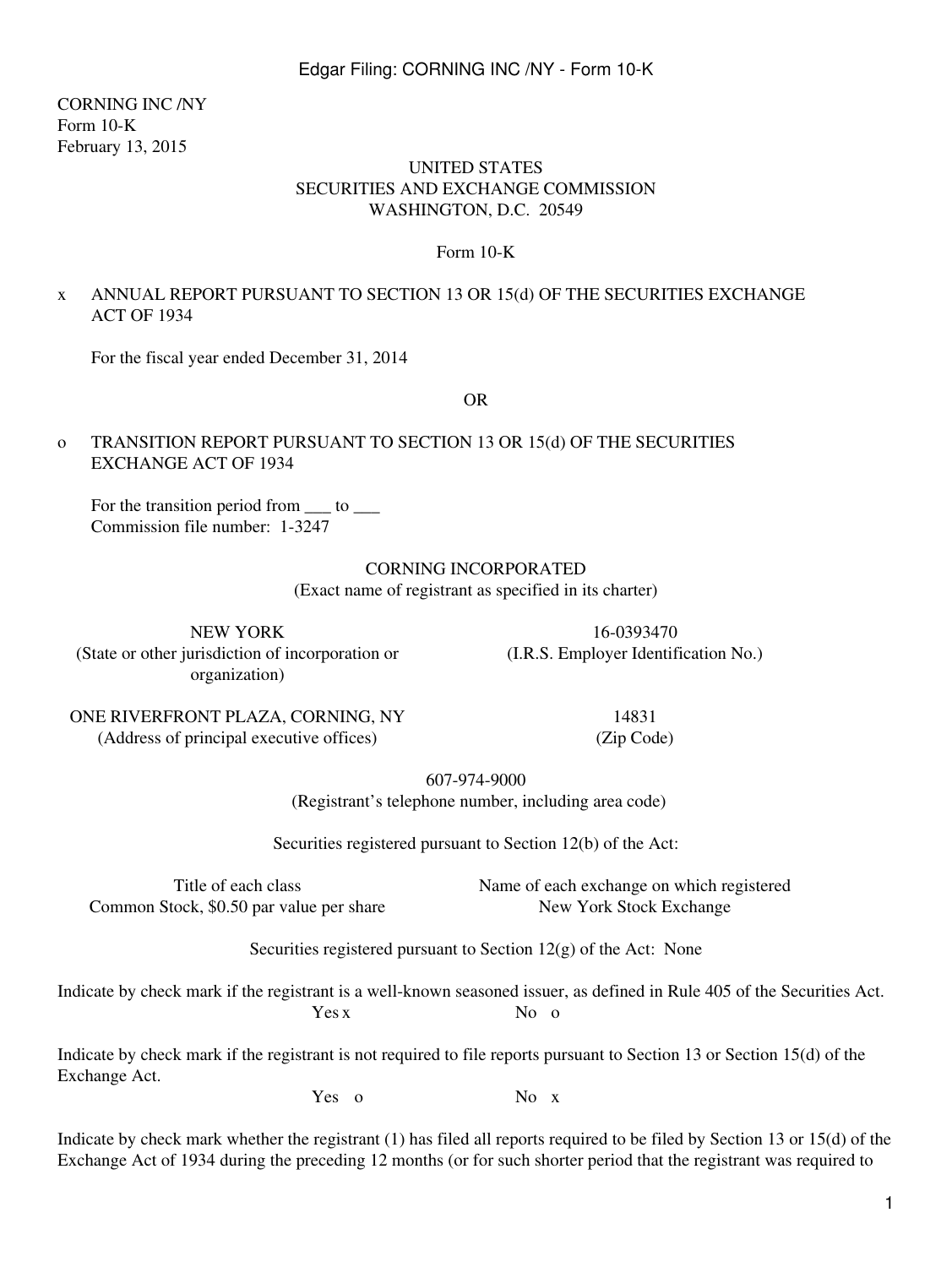CORNING INC /NY
Form 10-K
February 13, 2015

UNITED STATES
SECURITIES AND EXCHANGE COMMISSION
WASHINGTON, D.C. 20549

# Form 10-K

x ANNUAL REPORT PURSUANT TO SECTION 13 OR 15(d) OF THE SECURITIES EXCHANGE ACT OF 1934

For the fiscal year ended December 31, 2014

OR

o TRANSITION REPORT PURSUANT TO SECTION 13 OR 15(d) OF THE SECURITIES EXCHANGE ACT OF 1934

For the transition period from ___ to ___
Commission file number: 1-3247

## CORNING INCORPORATED
(Exact name of registrant as specified in its charter)

| NEW YORK | 16-0393470 |
|---|---|
| (State or other jurisdiction of incorporation or organization) | (I.R.S. Employer Identification No.) |
| ONE RIVERFRONT PLAZA, CORNING, NY | 14831 |
| (Address of principal executive offices) | (Zip Code) |

607-974-9000
(Registrant's telephone number, including area code)

Securities registered pursuant to Section 12(b) of the Act:

| Title of each class | Name of each exchange on which registered |
|---|---|
| Common Stock, $0.50 par value per share | New York Stock Exchange |

Securities registered pursuant to Section 12(g) of the Act: None

Indicate by check mark if the registrant is a well-known seasoned issuer, as defined in Rule 405 of the Securities Act.
Yes x No o

Indicate by check mark if the registrant is not required to file reports pursuant to Section 13 or Section 15(d) of the Exchange Act.
Yes o No x

Indicate by check mark whether the registrant (1) has filed all reports required to be filed by Section 13 or 15(d) of the Exchange Act of 1934 during the preceding 12 months (or for such shorter period that the registrant was required to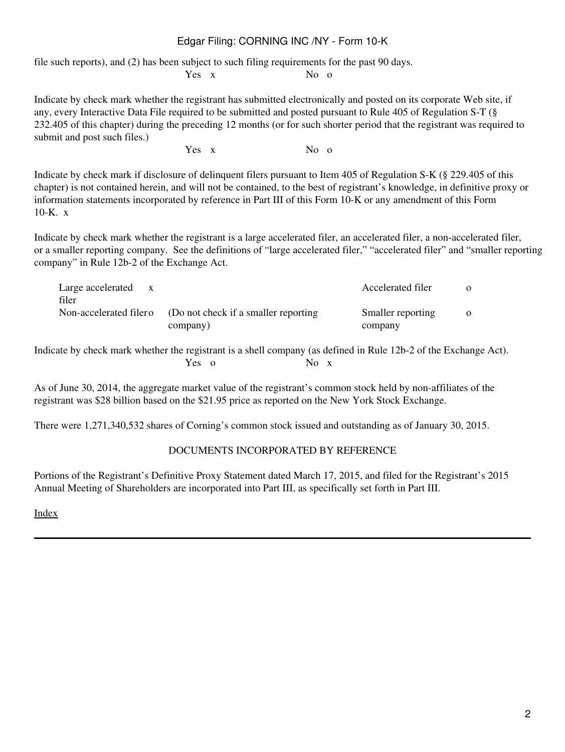file such reports), and (2) has been subject to such filing requirements for the past 90 days.

Yes x No o

Indicate by check mark whether the registrant has submitted electronically and posted on its corporate Web site, if any, every Interactive Data File required to be submitted and posted pursuant to Rule 405 of Regulation S-T (§ 232.405 of this chapter) during the preceding 12 months (or for such shorter period that the registrant was required to submit and post such files.)

Yes x No o

Indicate by check mark if disclosure of delinquent filers pursuant to Item 405 of Regulation S-K (§ 229.405 of this chapter) is not contained herein, and will not be contained, to the best of registrant's knowledge, in definitive proxy or information statements incorporated by reference in Part III of this Form 10-K or any amendment of this Form 10-K. x

Indicate by check mark whether the registrant is a large accelerated filer, an accelerated filer, a non-accelerated filer, or a smaller reporting company. See the definitions of "large accelerated filer," "accelerated filer" and "smaller reporting company" in Rule 12b-2 of the Exchange Act.

| | | | | |
|---|---|---|---|---|
| Large accelerated filer | x | | Accelerated filer | o |
| Non-accelerated filer | o | (Do not check if a smaller reporting company) | Smaller reporting company | o |

Indicate by check mark whether the registrant is a shell company (as defined in Rule 12b-2 of the Exchange Act).

Yes o No x

As of June 30, 2014, the aggregate market value of the registrant's common stock held by non-affiliates of the registrant was $28 billion based on the $21.95 price as reported on the New York Stock Exchange.

There were 1,271,340,532 shares of Corning's common stock issued and outstanding as of January 30, 2015.

DOCUMENTS INCORPORATED BY REFERENCE

Portions of the Registrant's Definitive Proxy Statement dated March 17, 2015, and filed for the Registrant's 2015 Annual Meeting of Shareholders are incorporated into Part III, as specifically set forth in Part III.

Index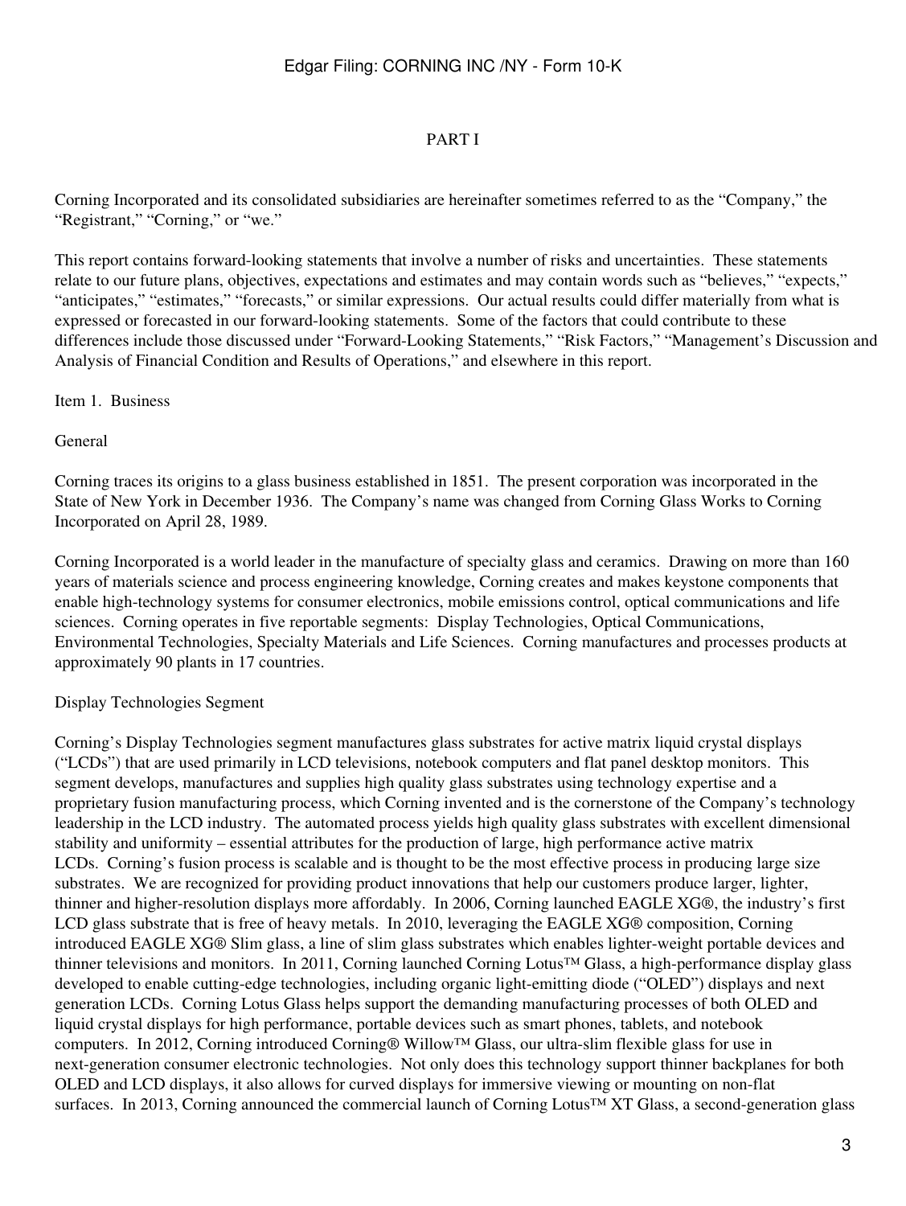# PART I

Corning Incorporated and its consolidated subsidiaries are hereinafter sometimes referred to as the "Company," the "Registrant," "Corning," or "we."

This report contains forward-looking statements that involve a number of risks and uncertainties. These statements relate to our future plans, objectives, expectations and estimates and may contain words such as "believes," "expects," "anticipates," "estimates," "forecasts," or similar expressions. Our actual results could differ materially from what is expressed or forecasted in our forward-looking statements. Some of the factors that could contribute to these differences include those discussed under "Forward-Looking Statements," "Risk Factors," "Management's Discussion and Analysis of Financial Condition and Results of Operations," and elsewhere in this report.

## Item 1. Business

### General

Corning traces its origins to a glass business established in 1851. The present corporation was incorporated in the State of New York in December 1936. The Company's name was changed from Corning Glass Works to Corning Incorporated on April 28, 1989.

Corning Incorporated is a world leader in the manufacture of specialty glass and ceramics. Drawing on more than 160 years of materials science and process engineering knowledge, Corning creates and makes keystone components that enable high-technology systems for consumer electronics, mobile emissions control, optical communications and life sciences. Corning operates in five reportable segments: Display Technologies, Optical Communications, Environmental Technologies, Specialty Materials and Life Sciences. Corning manufactures and processes products at approximately 90 plants in 17 countries.

### Display Technologies Segment

Corning's Display Technologies segment manufactures glass substrates for active matrix liquid crystal displays ("LCDs") that are used primarily in LCD televisions, notebook computers and flat panel desktop monitors. This segment develops, manufactures and supplies high quality glass substrates using technology expertise and a proprietary fusion manufacturing process, which Corning invented and is the cornerstone of the Company's technology leadership in the LCD industry. The automated process yields high quality glass substrates with excellent dimensional stability and uniformity – essential attributes for the production of large, high performance active matrix LCDs. Corning's fusion process is scalable and is thought to be the most effective process in producing large size substrates. We are recognized for providing product innovations that help our customers produce larger, lighter, thinner and higher-resolution displays more affordably. In 2006, Corning launched EAGLE XG®, the industry's first LCD glass substrate that is free of heavy metals. In 2010, leveraging the EAGLE XG® composition, Corning introduced EAGLE XG® Slim glass, a line of slim glass substrates which enables lighter-weight portable devices and thinner televisions and monitors. In 2011, Corning launched Corning Lotus™ Glass, a high-performance display glass developed to enable cutting-edge technologies, including organic light-emitting diode ("OLED") displays and next generation LCDs. Corning Lotus Glass helps support the demanding manufacturing processes of both OLED and liquid crystal displays for high performance, portable devices such as smart phones, tablets, and notebook computers. In 2012, Corning introduced Corning® Willow™ Glass, our ultra-slim flexible glass for use in next-generation consumer electronic technologies. Not only does this technology support thinner backplanes for both OLED and LCD displays, it also allows for curved displays for immersive viewing or mounting on non-flat surfaces. In 2013, Corning announced the commercial launch of Corning Lotus™ XT Glass, a second-generation glass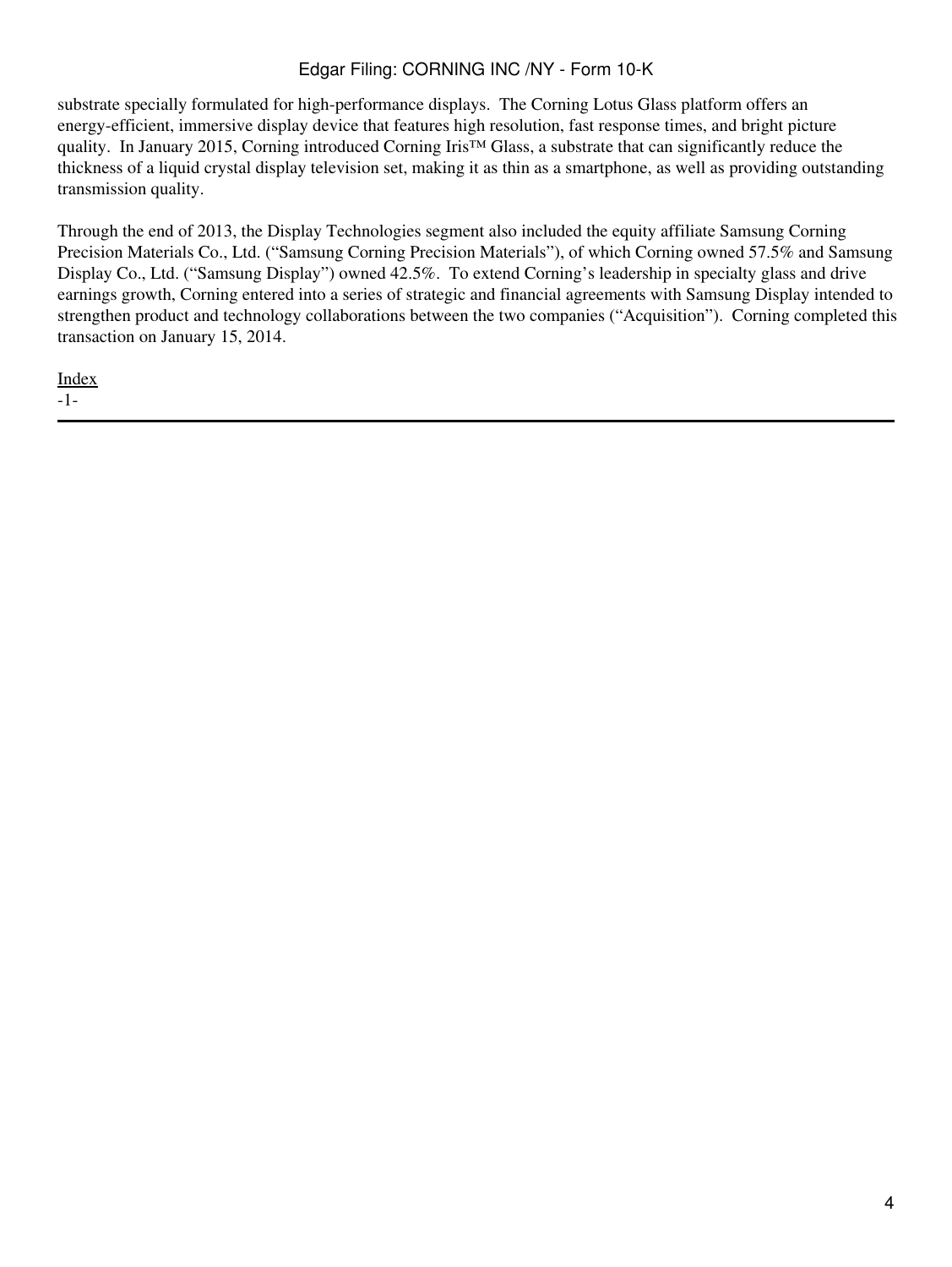substrate specially formulated for high-performance displays. The Corning Lotus Glass platform offers an energy-efficient, immersive display device that features high resolution, fast response times, and bright picture quality. In January 2015, Corning introduced Corning Iris™ Glass, a substrate that can significantly reduce the thickness of a liquid crystal display television set, making it as thin as a smartphone, as well as providing outstanding transmission quality.

Through the end of 2013, the Display Technologies segment also included the equity affiliate Samsung Corning Precision Materials Co., Ltd. ("Samsung Corning Precision Materials"), of which Corning owned 57.5% and Samsung Display Co., Ltd. ("Samsung Display") owned 42.5%. To extend Corning's leadership in specialty glass and drive earnings growth, Corning entered into a series of strategic and financial agreements with Samsung Display intended to strengthen product and technology collaborations between the two companies ("Acquisition"). Corning completed this transaction on January 15, 2014.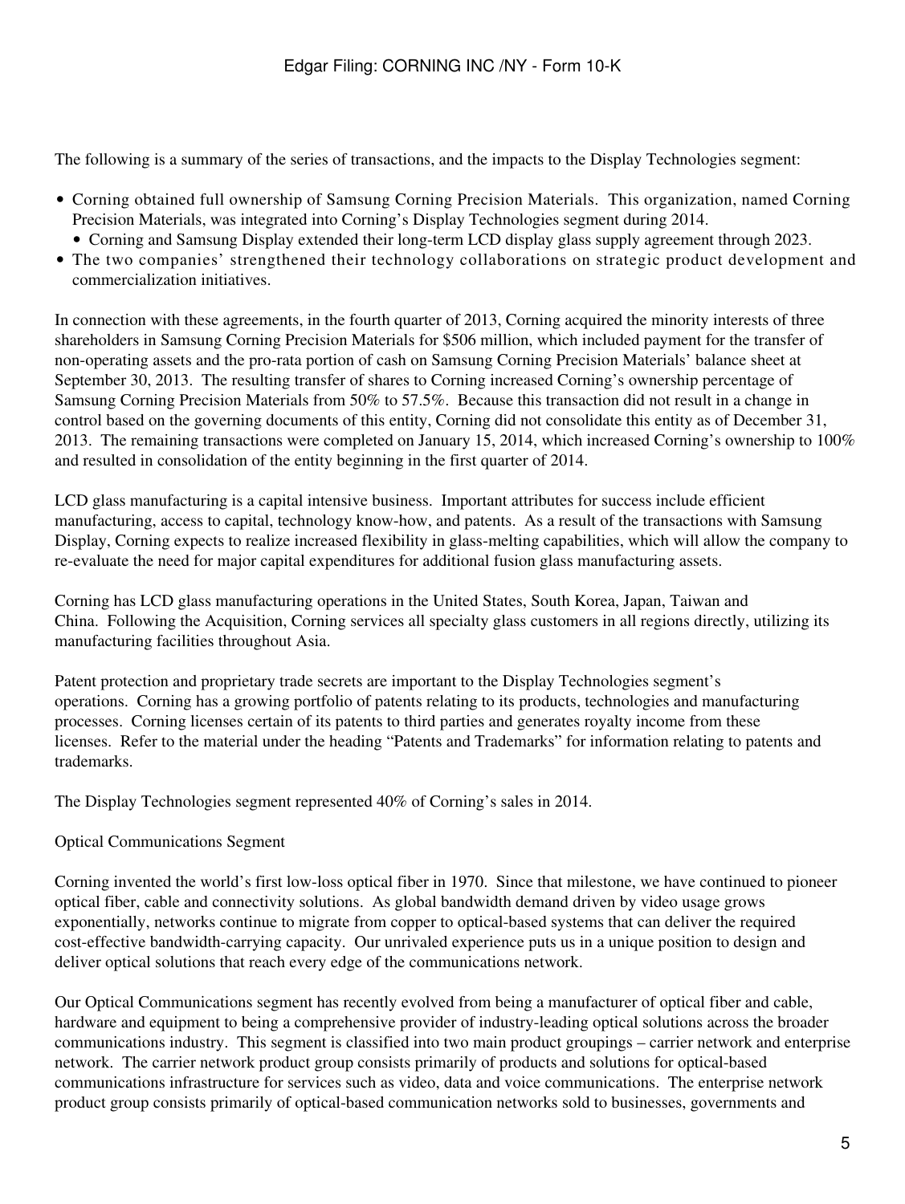The following is a summary of the series of transactions, and the impacts to the Display Technologies segment:

- Corning obtained full ownership of Samsung Corning Precision Materials. This organization, named Corning Precision Materials, was integrated into Corning's Display Technologies segment during 2014.
  - Corning and Samsung Display extended their long-term LCD display glass supply agreement through 2023.
- The two companies' strengthened their technology collaborations on strategic product development and commercialization initiatives.

In connection with these agreements, in the fourth quarter of 2013, Corning acquired the minority interests of three shareholders in Samsung Corning Precision Materials for $506 million, which included payment for the transfer of non-operating assets and the pro-rata portion of cash on Samsung Corning Precision Materials' balance sheet at September 30, 2013. The resulting transfer of shares to Corning increased Corning's ownership percentage of Samsung Corning Precision Materials from 50% to 57.5%. Because this transaction did not result in a change in control based on the governing documents of this entity, Corning did not consolidate this entity as of December 31, 2013. The remaining transactions were completed on January 15, 2014, which increased Corning's ownership to 100% and resulted in consolidation of the entity beginning in the first quarter of 2014.

LCD glass manufacturing is a capital intensive business. Important attributes for success include efficient manufacturing, access to capital, technology know-how, and patents. As a result of the transactions with Samsung Display, Corning expects to realize increased flexibility in glass-melting capabilities, which will allow the company to re-evaluate the need for major capital expenditures for additional fusion glass manufacturing assets.

Corning has LCD glass manufacturing operations in the United States, South Korea, Japan, Taiwan and China. Following the Acquisition, Corning services all specialty glass customers in all regions directly, utilizing its manufacturing facilities throughout Asia.

Patent protection and proprietary trade secrets are important to the Display Technologies segment's operations. Corning has a growing portfolio of patents relating to its products, technologies and manufacturing processes. Corning licenses certain of its patents to third parties and generates royalty income from these licenses. Refer to the material under the heading "Patents and Trademarks" for information relating to patents and trademarks.

The Display Technologies segment represented 40% of Corning's sales in 2014.

## Optical Communications Segment

Corning invented the world's first low-loss optical fiber in 1970. Since that milestone, we have continued to pioneer optical fiber, cable and connectivity solutions. As global bandwidth demand driven by video usage grows exponentially, networks continue to migrate from copper to optical-based systems that can deliver the required cost-effective bandwidth-carrying capacity. Our unrivaled experience puts us in a unique position to design and deliver optical solutions that reach every edge of the communications network.

Our Optical Communications segment has recently evolved from being a manufacturer of optical fiber and cable, hardware and equipment to being a comprehensive provider of industry-leading optical solutions across the broader communications industry. This segment is classified into two main product groupings – carrier network and enterprise network. The carrier network product group consists primarily of products and solutions for optical-based communications infrastructure for services such as video, data and voice communications. The enterprise network product group consists primarily of optical-based communication networks sold to businesses, governments and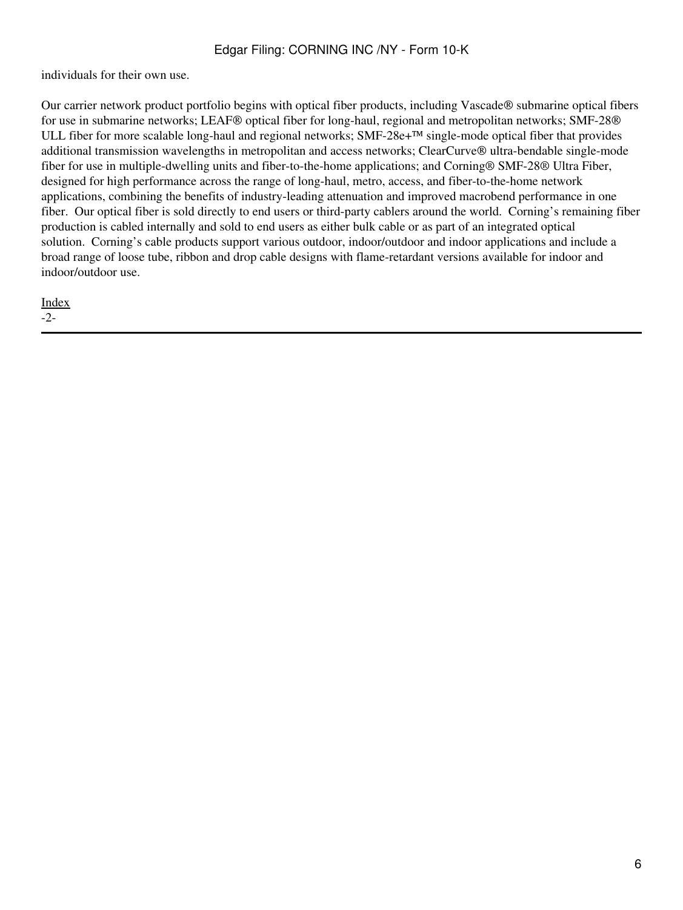individuals for their own use.

Our carrier network product portfolio begins with optical fiber products, including Vascade® submarine optical fibers for use in submarine networks; LEAF® optical fiber for long-haul, regional and metropolitan networks; SMF-28® ULL fiber for more scalable long-haul and regional networks; SMF-28e+™ single-mode optical fiber that provides additional transmission wavelengths in metropolitan and access networks; ClearCurve® ultra-bendable single-mode fiber for use in multiple-dwelling units and fiber-to-the-home applications; and Corning® SMF-28® Ultra Fiber, designed for high performance across the range of long-haul, metro, access, and fiber-to-the-home network applications, combining the benefits of industry-leading attenuation and improved macrobend performance in one fiber. Our optical fiber is sold directly to end users or third-party cablers around the world. Corning's remaining fiber production is cabled internally and sold to end users as either bulk cable or as part of an integrated optical solution. Corning's cable products support various outdoor, indoor/outdoor and indoor applications and include a broad range of loose tube, ribbon and drop cable designs with flame-retardant versions available for indoor and indoor/outdoor use.

Index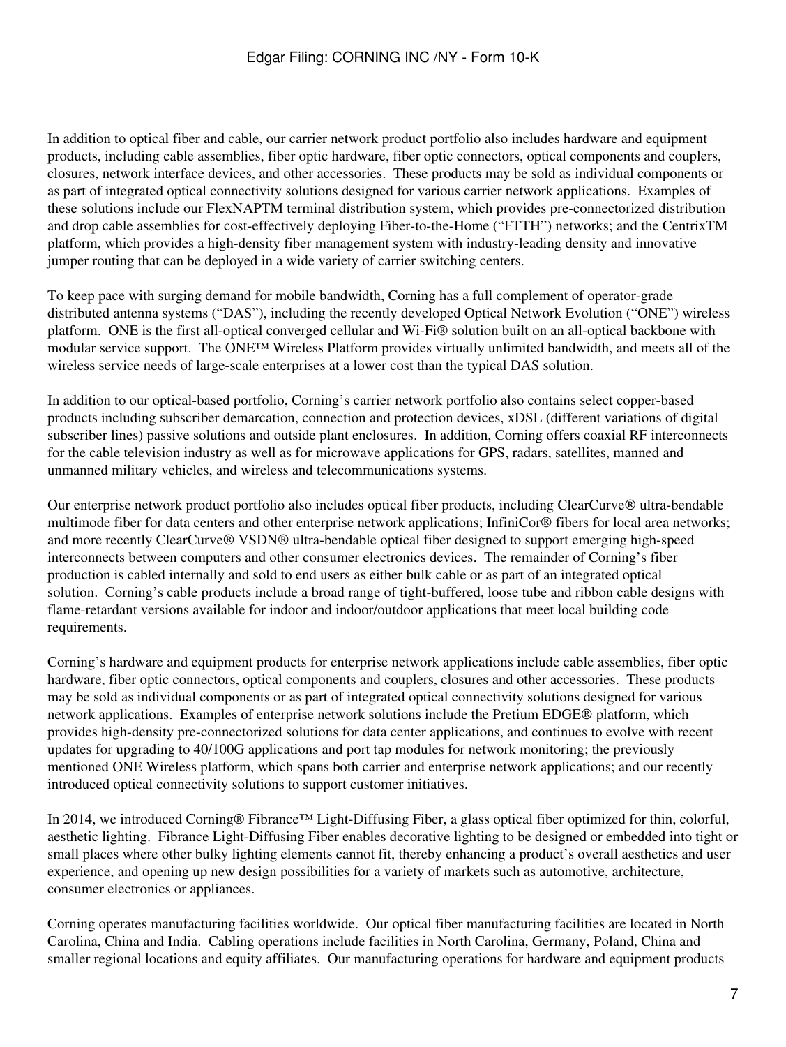In addition to optical fiber and cable, our carrier network product portfolio also includes hardware and equipment products, including cable assemblies, fiber optic hardware, fiber optic connectors, optical components and couplers, closures, network interface devices, and other accessories. These products may be sold as individual components or as part of integrated optical connectivity solutions designed for various carrier network applications. Examples of these solutions include our FlexNAPTM terminal distribution system, which provides pre-connectorized distribution and drop cable assemblies for cost-effectively deploying Fiber-to-the-Home ("FTTH") networks; and the CentrixTM platform, which provides a high-density fiber management system with industry-leading density and innovative jumper routing that can be deployed in a wide variety of carrier switching centers.

To keep pace with surging demand for mobile bandwidth, Corning has a full complement of operator-grade distributed antenna systems ("DAS"), including the recently developed Optical Network Evolution ("ONE") wireless platform. ONE is the first all-optical converged cellular and Wi-Fi® solution built on an all-optical backbone with modular service support. The ONE™ Wireless Platform provides virtually unlimited bandwidth, and meets all of the wireless service needs of large-scale enterprises at a lower cost than the typical DAS solution.

In addition to our optical-based portfolio, Corning's carrier network portfolio also contains select copper-based products including subscriber demarcation, connection and protection devices, xDSL (different variations of digital subscriber lines) passive solutions and outside plant enclosures. In addition, Corning offers coaxial RF interconnects for the cable television industry as well as for microwave applications for GPS, radars, satellites, manned and unmanned military vehicles, and wireless and telecommunications systems.

Our enterprise network product portfolio also includes optical fiber products, including ClearCurve® ultra-bendable multimode fiber for data centers and other enterprise network applications; InfiniCor® fibers for local area networks; and more recently ClearCurve® VSDN® ultra-bendable optical fiber designed to support emerging high-speed interconnects between computers and other consumer electronics devices. The remainder of Corning's fiber production is cabled internally and sold to end users as either bulk cable or as part of an integrated optical solution. Corning's cable products include a broad range of tight-buffered, loose tube and ribbon cable designs with flame-retardant versions available for indoor and indoor/outdoor applications that meet local building code requirements.

Corning's hardware and equipment products for enterprise network applications include cable assemblies, fiber optic hardware, fiber optic connectors, optical components and couplers, closures and other accessories. These products may be sold as individual components or as part of integrated optical connectivity solutions designed for various network applications. Examples of enterprise network solutions include the Pretium EDGE® platform, which provides high-density pre-connectorized solutions for data center applications, and continues to evolve with recent updates for upgrading to 40/100G applications and port tap modules for network monitoring; the previously mentioned ONE Wireless platform, which spans both carrier and enterprise network applications; and our recently introduced optical connectivity solutions to support customer initiatives.

In 2014, we introduced Corning® Fibrance™ Light-Diffusing Fiber, a glass optical fiber optimized for thin, colorful, aesthetic lighting. Fibrance Light-Diffusing Fiber enables decorative lighting to be designed or embedded into tight or small places where other bulky lighting elements cannot fit, thereby enhancing a product's overall aesthetics and user experience, and opening up new design possibilities for a variety of markets such as automotive, architecture, consumer electronics or appliances.

Corning operates manufacturing facilities worldwide. Our optical fiber manufacturing facilities are located in North Carolina, China and India. Cabling operations include facilities in North Carolina, Germany, Poland, China and smaller regional locations and equity affiliates. Our manufacturing operations for hardware and equipment products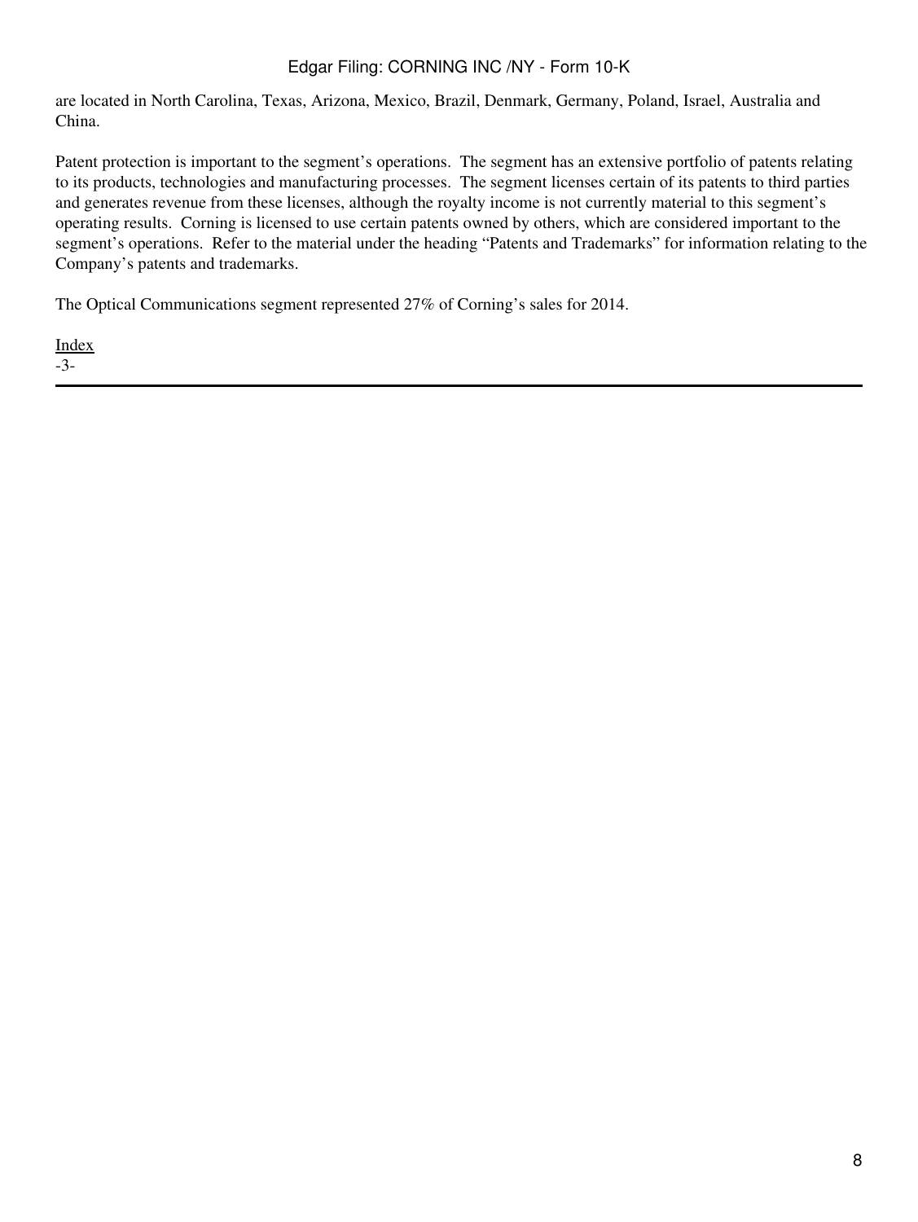are located in North Carolina, Texas, Arizona, Mexico, Brazil, Denmark, Germany, Poland, Israel, Australia and China.

Patent protection is important to the segment's operations. The segment has an extensive portfolio of patents relating to its products, technologies and manufacturing processes. The segment licenses certain of its patents to third parties and generates revenue from these licenses, although the royalty income is not currently material to this segment's operating results. Corning is licensed to use certain patents owned by others, which are considered important to the segment's operations. Refer to the material under the heading "Patents and Trademarks" for information relating to the Company's patents and trademarks.

The Optical Communications segment represented 27% of Corning's sales for 2014.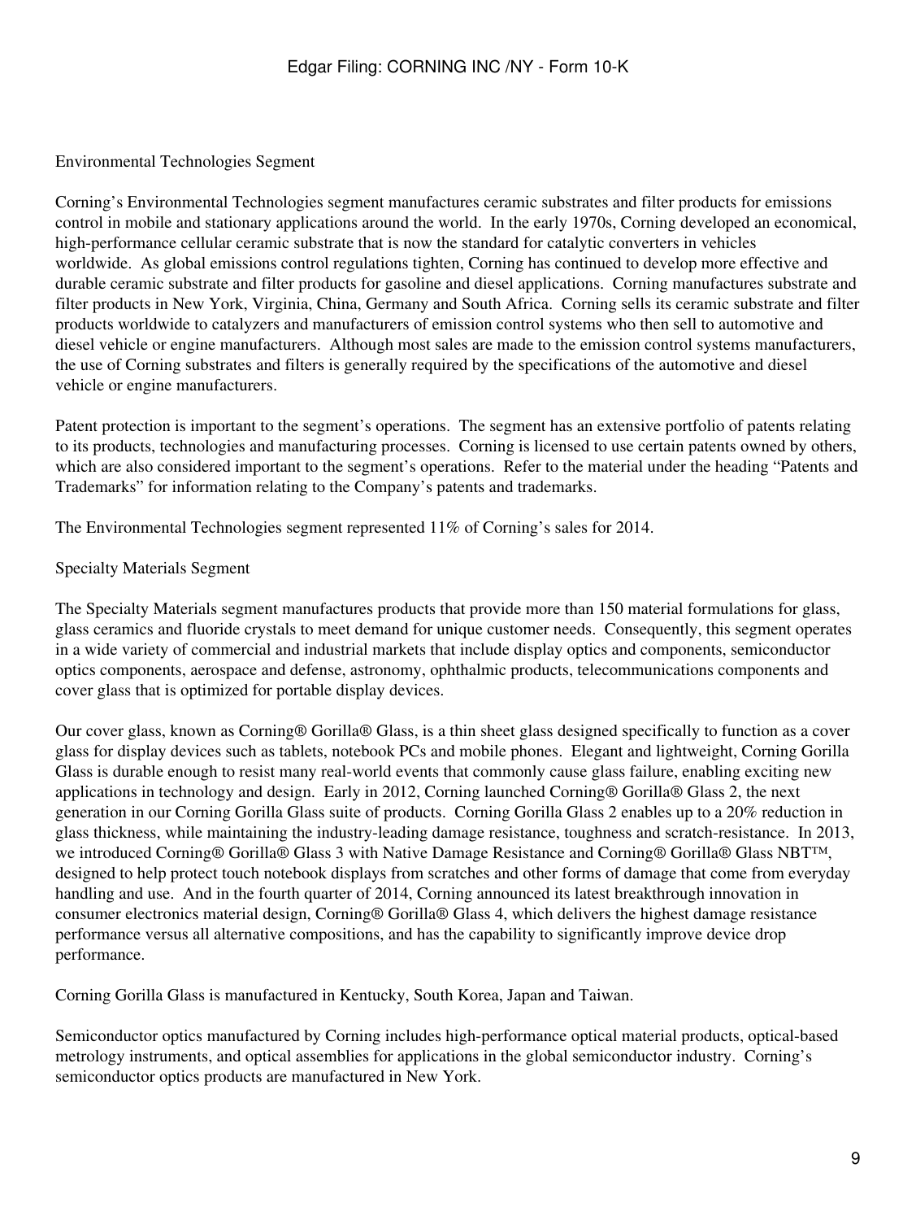## Environmental Technologies Segment

Corning's Environmental Technologies segment manufactures ceramic substrates and filter products for emissions control in mobile and stationary applications around the world. In the early 1970s, Corning developed an economical, high-performance cellular ceramic substrate that is now the standard for catalytic converters in vehicles worldwide. As global emissions control regulations tighten, Corning has continued to develop more effective and durable ceramic substrate and filter products for gasoline and diesel applications. Corning manufactures substrate and filter products in New York, Virginia, China, Germany and South Africa. Corning sells its ceramic substrate and filter products worldwide to catalyzers and manufacturers of emission control systems who then sell to automotive and diesel vehicle or engine manufacturers. Although most sales are made to the emission control systems manufacturers, the use of Corning substrates and filters is generally required by the specifications of the automotive and diesel vehicle or engine manufacturers.

Patent protection is important to the segment's operations. The segment has an extensive portfolio of patents relating to its products, technologies and manufacturing processes. Corning is licensed to use certain patents owned by others, which are also considered important to the segment's operations. Refer to the material under the heading "Patents and Trademarks" for information relating to the Company's patents and trademarks.

The Environmental Technologies segment represented 11% of Corning's sales for 2014.

## Specialty Materials Segment

The Specialty Materials segment manufactures products that provide more than 150 material formulations for glass, glass ceramics and fluoride crystals to meet demand for unique customer needs. Consequently, this segment operates in a wide variety of commercial and industrial markets that include display optics and components, semiconductor optics components, aerospace and defense, astronomy, ophthalmic products, telecommunications components and cover glass that is optimized for portable display devices.

Our cover glass, known as Corning® Gorilla® Glass, is a thin sheet glass designed specifically to function as a cover glass for display devices such as tablets, notebook PCs and mobile phones. Elegant and lightweight, Corning Gorilla Glass is durable enough to resist many real-world events that commonly cause glass failure, enabling exciting new applications in technology and design. Early in 2012, Corning launched Corning® Gorilla® Glass 2, the next generation in our Corning Gorilla Glass suite of products. Corning Gorilla Glass 2 enables up to a 20% reduction in glass thickness, while maintaining the industry-leading damage resistance, toughness and scratch-resistance. In 2013, we introduced Corning® Gorilla® Glass 3 with Native Damage Resistance and Corning® Gorilla® Glass NBT™, designed to help protect touch notebook displays from scratches and other forms of damage that come from everyday handling and use. And in the fourth quarter of 2014, Corning announced its latest breakthrough innovation in consumer electronics material design, Corning® Gorilla® Glass 4, which delivers the highest damage resistance performance versus all alternative compositions, and has the capability to significantly improve device drop performance.

Corning Gorilla Glass is manufactured in Kentucky, South Korea, Japan and Taiwan.

Semiconductor optics manufactured by Corning includes high-performance optical material products, optical-based metrology instruments, and optical assemblies for applications in the global semiconductor industry. Corning's semiconductor optics products are manufactured in New York.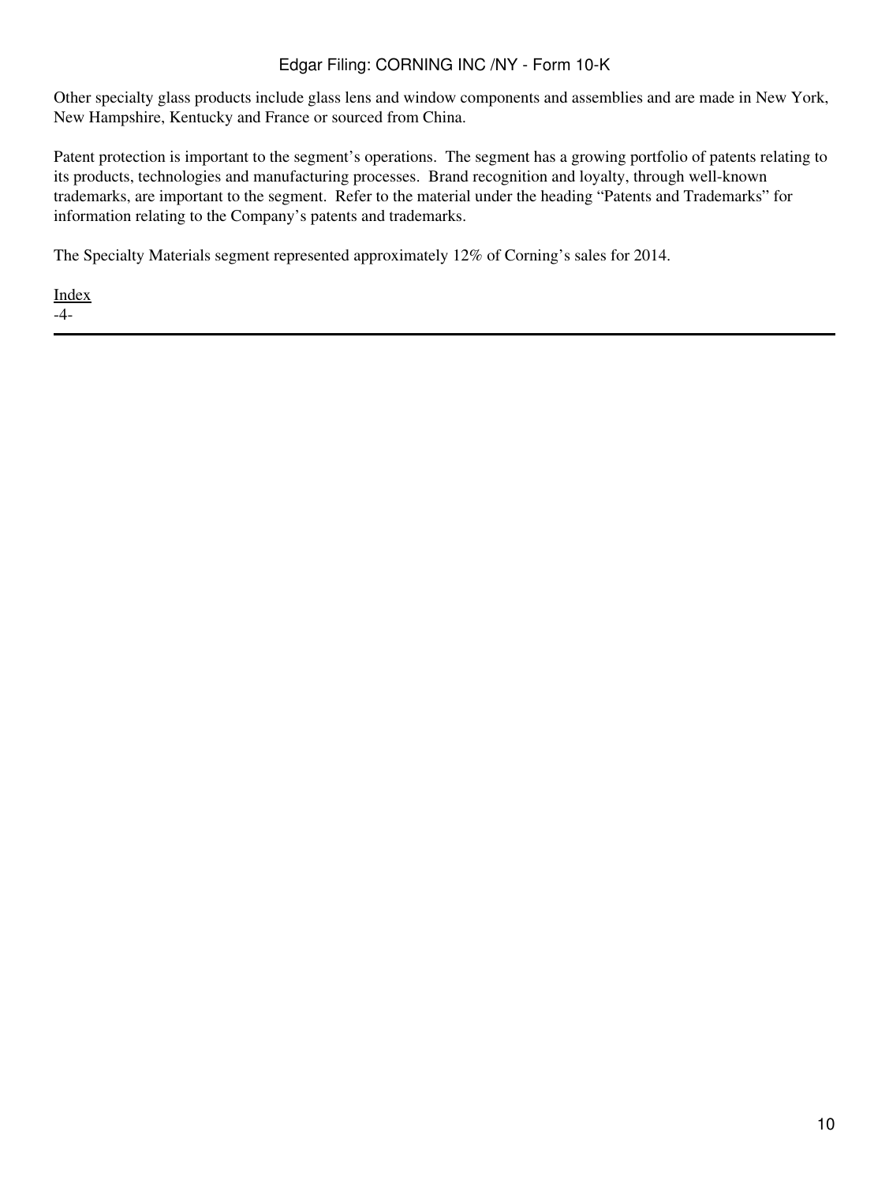Other specialty glass products include glass lens and window components and assemblies and are made in New York, New Hampshire, Kentucky and France or sourced from China.

Patent protection is important to the segment's operations. The segment has a growing portfolio of patents relating to its products, technologies and manufacturing processes. Brand recognition and loyalty, through well-known trademarks, are important to the segment. Refer to the material under the heading "Patents and Trademarks" for information relating to the Company's patents and trademarks.

The Specialty Materials segment represented approximately 12% of Corning's sales for 2014.

Index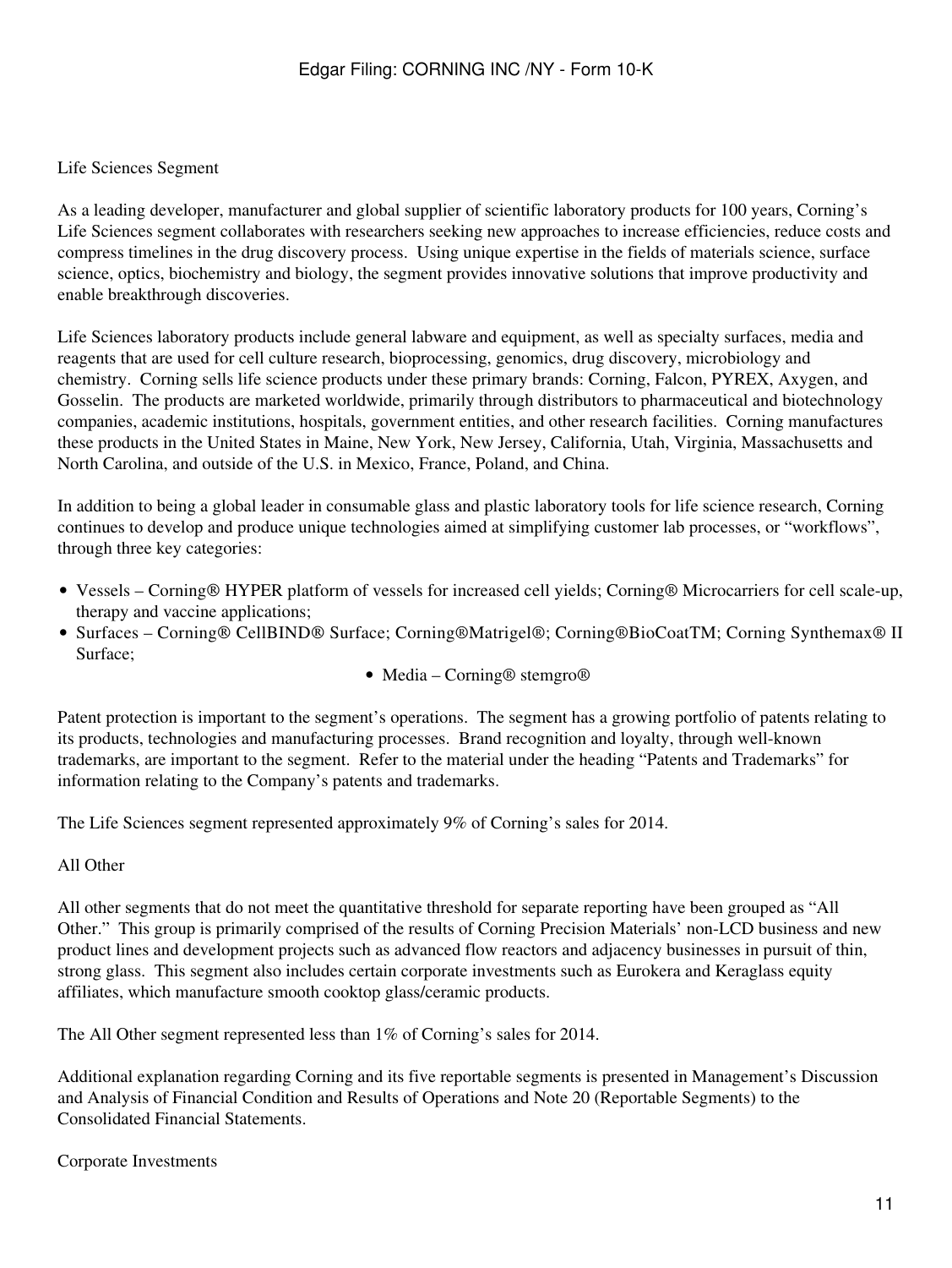## Life Sciences Segment

As a leading developer, manufacturer and global supplier of scientific laboratory products for 100 years, Corning's Life Sciences segment collaborates with researchers seeking new approaches to increase efficiencies, reduce costs and compress timelines in the drug discovery process. Using unique expertise in the fields of materials science, surface science, optics, biochemistry and biology, the segment provides innovative solutions that improve productivity and enable breakthrough discoveries.

Life Sciences laboratory products include general labware and equipment, as well as specialty surfaces, media and reagents that are used for cell culture research, bioprocessing, genomics, drug discovery, microbiology and chemistry. Corning sells life science products under these primary brands: Corning, Falcon, PYREX, Axygen, and Gosselin. The products are marketed worldwide, primarily through distributors to pharmaceutical and biotechnology companies, academic institutions, hospitals, government entities, and other research facilities. Corning manufactures these products in the United States in Maine, New York, New Jersey, California, Utah, Virginia, Massachusetts and North Carolina, and outside of the U.S. in Mexico, France, Poland, and China.

In addition to being a global leader in consumable glass and plastic laboratory tools for life science research, Corning continues to develop and produce unique technologies aimed at simplifying customer lab processes, or "workflows", through three key categories:

- Vessels – Corning® HYPER platform of vessels for increased cell yields; Corning® Microcarriers for cell scale-up, therapy and vaccine applications;
- Surfaces – Corning® CellBIND® Surface; Corning®Matrigel®; Corning®BioCoatTM; Corning Synthemax® II Surface;
- Media – Corning® stemgro®

Patent protection is important to the segment's operations. The segment has a growing portfolio of patents relating to its products, technologies and manufacturing processes. Brand recognition and loyalty, through well-known trademarks, are important to the segment. Refer to the material under the heading "Patents and Trademarks" for information relating to the Company's patents and trademarks.

The Life Sciences segment represented approximately 9% of Corning's sales for 2014.

## All Other

All other segments that do not meet the quantitative threshold for separate reporting have been grouped as "All Other." This group is primarily comprised of the results of Corning Precision Materials' non-LCD business and new product lines and development projects such as advanced flow reactors and adjacency businesses in pursuit of thin, strong glass. This segment also includes certain corporate investments such as Eurokera and Keraglass equity affiliates, which manufacture smooth cooktop glass/ceramic products.

The All Other segment represented less than 1% of Corning's sales for 2014.

Additional explanation regarding Corning and its five reportable segments is presented in Management's Discussion and Analysis of Financial Condition and Results of Operations and Note 20 (Reportable Segments) to the Consolidated Financial Statements.

## Corporate Investments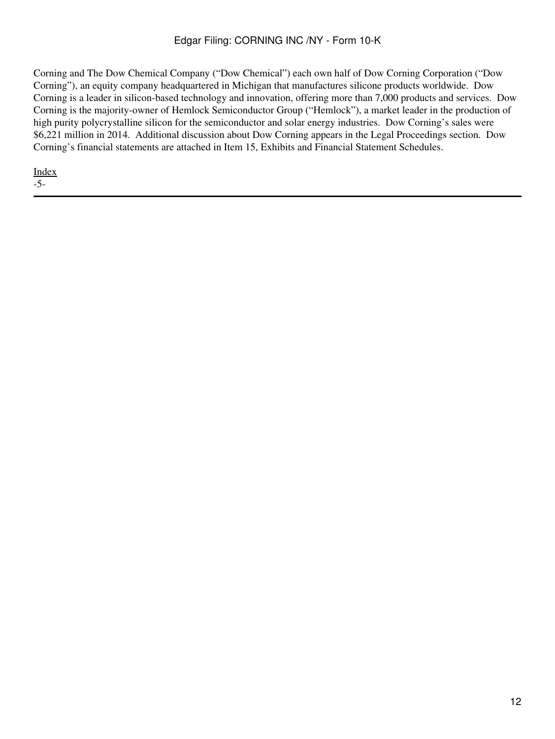Corning and The Dow Chemical Company ("Dow Chemical") each own half of Dow Corning Corporation ("Dow Corning"), an equity company headquartered in Michigan that manufactures silicone products worldwide. Dow Corning is a leader in silicon-based technology and innovation, offering more than 7,000 products and services. Dow Corning is the majority-owner of Hemlock Semiconductor Group ("Hemlock"), a market leader in the production of high purity polycrystalline silicon for the semiconductor and solar energy industries. Dow Corning's sales were $6,221 million in 2014. Additional discussion about Dow Corning appears in the Legal Proceedings section. Dow Corning's financial statements are attached in Item 15, Exhibits and Financial Statement Schedules.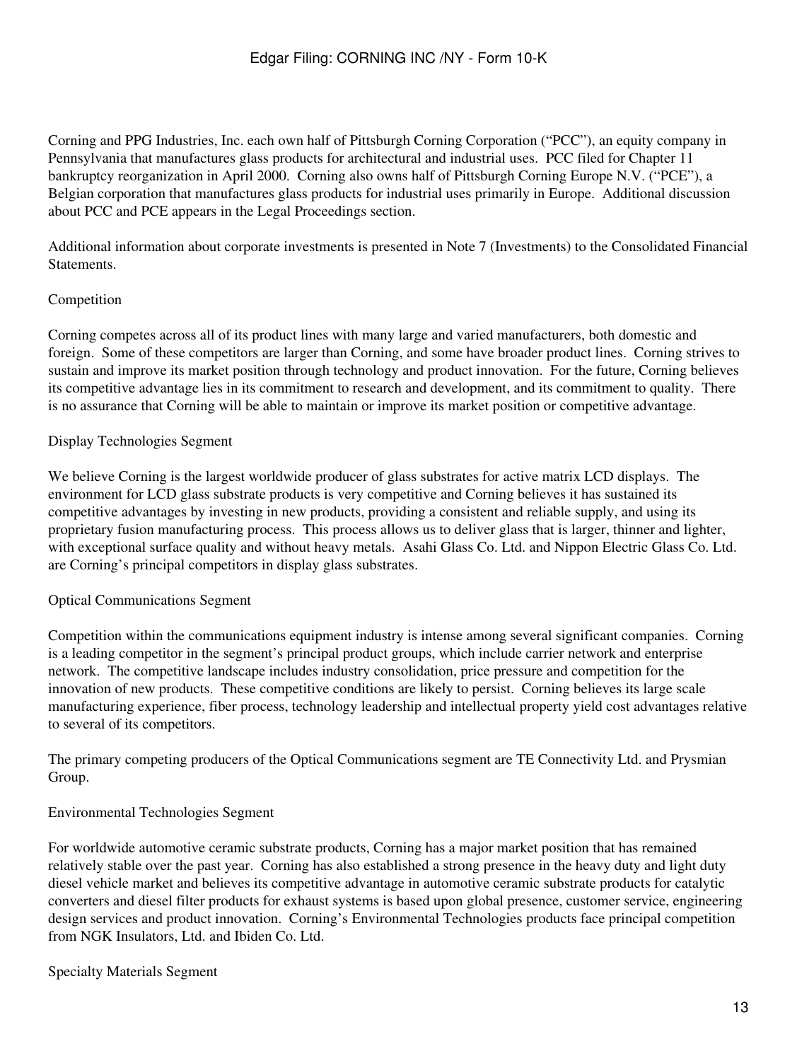Corning and PPG Industries, Inc. each own half of Pittsburgh Corning Corporation ("PCC"), an equity company in Pennsylvania that manufactures glass products for architectural and industrial uses. PCC filed for Chapter 11 bankruptcy reorganization in April 2000. Corning also owns half of Pittsburgh Corning Europe N.V. ("PCE"), a Belgian corporation that manufactures glass products for industrial uses primarily in Europe. Additional discussion about PCC and PCE appears in the Legal Proceedings section.

Additional information about corporate investments is presented in Note 7 (Investments) to the Consolidated Financial Statements.

## Competition

Corning competes across all of its product lines with many large and varied manufacturers, both domestic and foreign. Some of these competitors are larger than Corning, and some have broader product lines. Corning strives to sustain and improve its market position through technology and product innovation. For the future, Corning believes its competitive advantage lies in its commitment to research and development, and its commitment to quality. There is no assurance that Corning will be able to maintain or improve its market position or competitive advantage.

### Display Technologies Segment

We believe Corning is the largest worldwide producer of glass substrates for active matrix LCD displays. The environment for LCD glass substrate products is very competitive and Corning believes it has sustained its competitive advantages by investing in new products, providing a consistent and reliable supply, and using its proprietary fusion manufacturing process. This process allows us to deliver glass that is larger, thinner and lighter, with exceptional surface quality and without heavy metals. Asahi Glass Co. Ltd. and Nippon Electric Glass Co. Ltd. are Corning's principal competitors in display glass substrates.

### Optical Communications Segment

Competition within the communications equipment industry is intense among several significant companies. Corning is a leading competitor in the segment's principal product groups, which include carrier network and enterprise network. The competitive landscape includes industry consolidation, price pressure and competition for the innovation of new products. These competitive conditions are likely to persist. Corning believes its large scale manufacturing experience, fiber process, technology leadership and intellectual property yield cost advantages relative to several of its competitors.

The primary competing producers of the Optical Communications segment are TE Connectivity Ltd. and Prysmian Group.

### Environmental Technologies Segment

For worldwide automotive ceramic substrate products, Corning has a major market position that has remained relatively stable over the past year. Corning has also established a strong presence in the heavy duty and light duty diesel vehicle market and believes its competitive advantage in automotive ceramic substrate products for catalytic converters and diesel filter products for exhaust systems is based upon global presence, customer service, engineering design services and product innovation. Corning's Environmental Technologies products face principal competition from NGK Insulators, Ltd. and Ibiden Co. Ltd.

### Specialty Materials Segment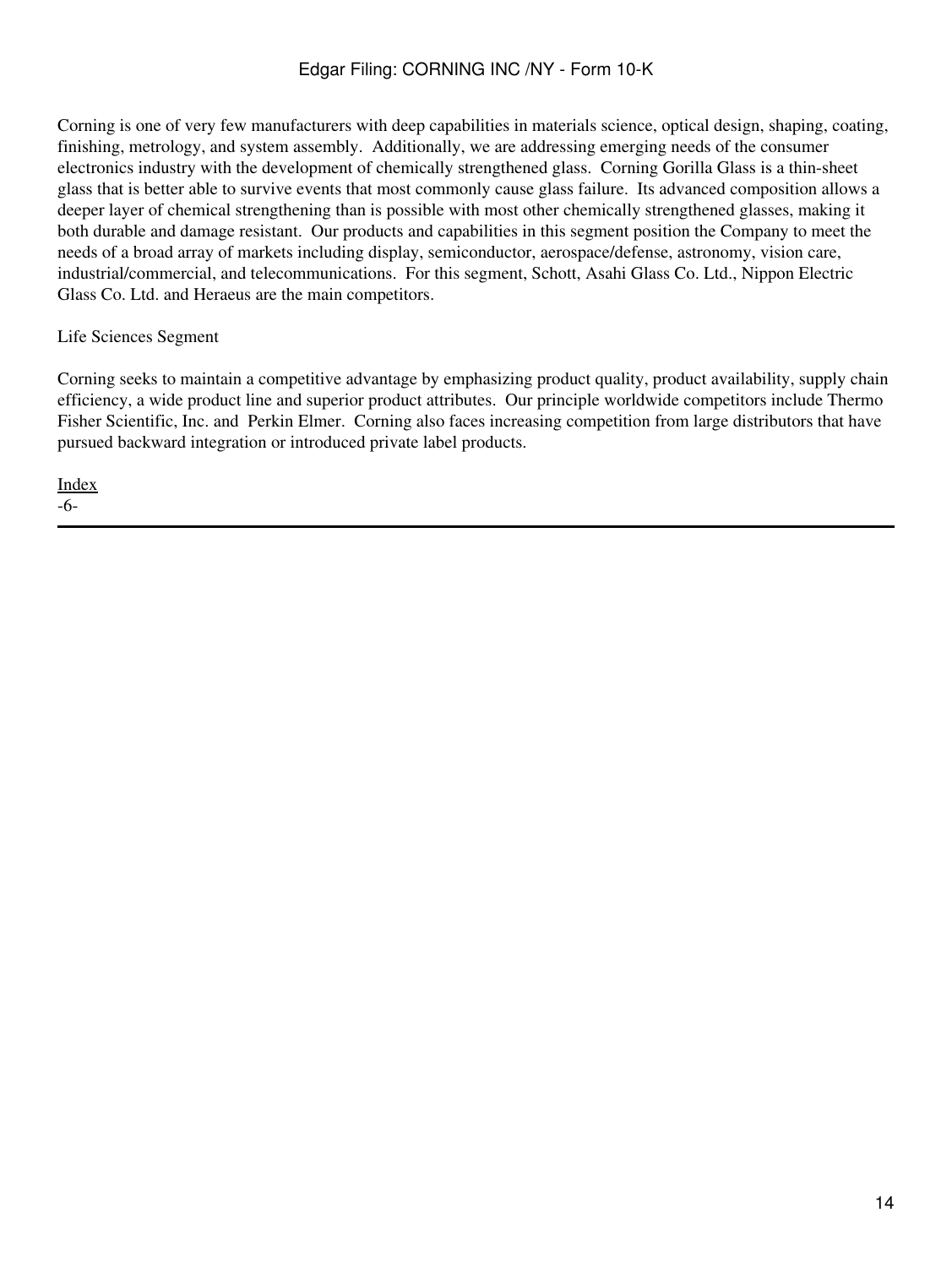Corning is one of very few manufacturers with deep capabilities in materials science, optical design, shaping, coating, finishing, metrology, and system assembly. Additionally, we are addressing emerging needs of the consumer electronics industry with the development of chemically strengthened glass. Corning Gorilla Glass is a thin-sheet glass that is better able to survive events that most commonly cause glass failure. Its advanced composition allows a deeper layer of chemical strengthening than is possible with most other chemically strengthened glasses, making it both durable and damage resistant. Our products and capabilities in this segment position the Company to meet the needs of a broad array of markets including display, semiconductor, aerospace/defense, astronomy, vision care, industrial/commercial, and telecommunications. For this segment, Schott, Asahi Glass Co. Ltd., Nippon Electric Glass Co. Ltd. and Heraeus are the main competitors.

Life Sciences Segment

Corning seeks to maintain a competitive advantage by emphasizing product quality, product availability, supply chain efficiency, a wide product line and superior product attributes. Our principle worldwide competitors include Thermo Fisher Scientific, Inc. and Perkin Elmer. Corning also faces increasing competition from large distributors that have pursued backward integration or introduced private label products.

Index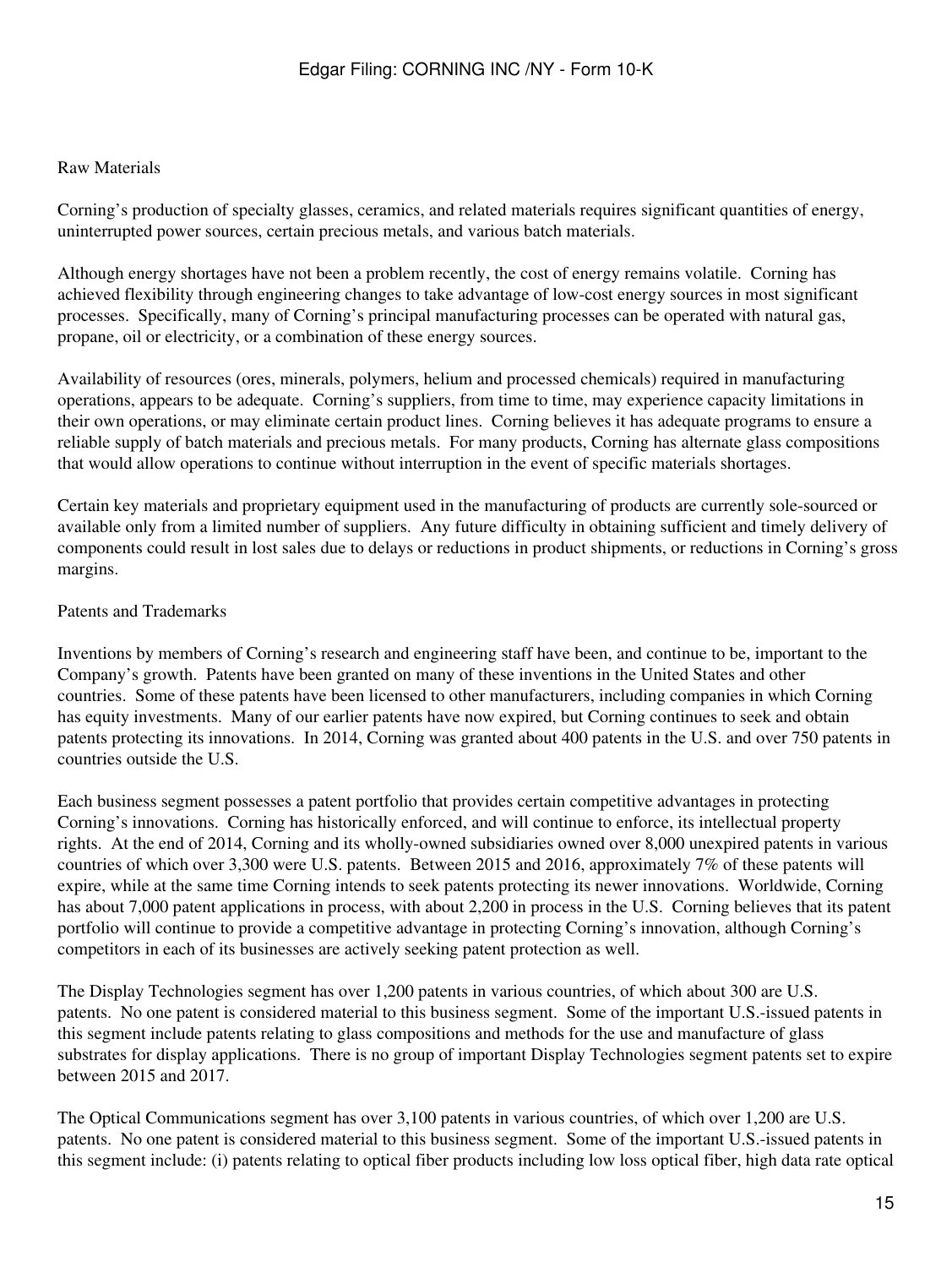### Raw Materials

Corning's production of specialty glasses, ceramics, and related materials requires significant quantities of energy, uninterrupted power sources, certain precious metals, and various batch materials.

Although energy shortages have not been a problem recently, the cost of energy remains volatile. Corning has achieved flexibility through engineering changes to take advantage of low-cost energy sources in most significant processes. Specifically, many of Corning's principal manufacturing processes can be operated with natural gas, propane, oil or electricity, or a combination of these energy sources.

Availability of resources (ores, minerals, polymers, helium and processed chemicals) required in manufacturing operations, appears to be adequate. Corning's suppliers, from time to time, may experience capacity limitations in their own operations, or may eliminate certain product lines. Corning believes it has adequate programs to ensure a reliable supply of batch materials and precious metals. For many products, Corning has alternate glass compositions that would allow operations to continue without interruption in the event of specific materials shortages.

Certain key materials and proprietary equipment used in the manufacturing of products are currently sole-sourced or available only from a limited number of suppliers. Any future difficulty in obtaining sufficient and timely delivery of components could result in lost sales due to delays or reductions in product shipments, or reductions in Corning's gross margins.

### Patents and Trademarks

Inventions by members of Corning's research and engineering staff have been, and continue to be, important to the Company's growth. Patents have been granted on many of these inventions in the United States and other countries. Some of these patents have been licensed to other manufacturers, including companies in which Corning has equity investments. Many of our earlier patents have now expired, but Corning continues to seek and obtain patents protecting its innovations. In 2014, Corning was granted about 400 patents in the U.S. and over 750 patents in countries outside the U.S.

Each business segment possesses a patent portfolio that provides certain competitive advantages in protecting Corning's innovations. Corning has historically enforced, and will continue to enforce, its intellectual property rights. At the end of 2014, Corning and its wholly-owned subsidiaries owned over 8,000 unexpired patents in various countries of which over 3,300 were U.S. patents. Between 2015 and 2016, approximately 7% of these patents will expire, while at the same time Corning intends to seek patents protecting its newer innovations. Worldwide, Corning has about 7,000 patent applications in process, with about 2,200 in process in the U.S. Corning believes that its patent portfolio will continue to provide a competitive advantage in protecting Corning's innovation, although Corning's competitors in each of its businesses are actively seeking patent protection as well.

The Display Technologies segment has over 1,200 patents in various countries, of which about 300 are U.S. patents. No one patent is considered material to this business segment. Some of the important U.S.-issued patents in this segment include patents relating to glass compositions and methods for the use and manufacture of glass substrates for display applications. There is no group of important Display Technologies segment patents set to expire between 2015 and 2017.

The Optical Communications segment has over 3,100 patents in various countries, of which over 1,200 are U.S. patents. No one patent is considered material to this business segment. Some of the important U.S.-issued patents in this segment include: (i) patents relating to optical fiber products including low loss optical fiber, high data rate optical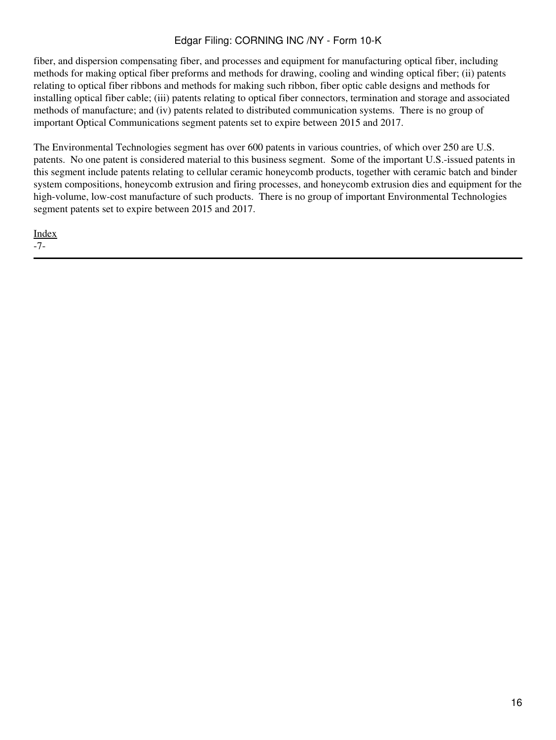fiber, and dispersion compensating fiber, and processes and equipment for manufacturing optical fiber, including methods for making optical fiber preforms and methods for drawing, cooling and winding optical fiber; (ii) patents relating to optical fiber ribbons and methods for making such ribbon, fiber optic cable designs and methods for installing optical fiber cable; (iii) patents relating to optical fiber connectors, termination and storage and associated methods of manufacture; and (iv) patents related to distributed communication systems.  There is no group of important Optical Communications segment patents set to expire between 2015 and 2017.

The Environmental Technologies segment has over 600 patents in various countries, of which over 250 are U.S. patents.  No one patent is considered material to this business segment.  Some of the important U.S.-issued patents in this segment include patents relating to cellular ceramic honeycomb products, together with ceramic batch and binder system compositions, honeycomb extrusion and firing processes, and honeycomb extrusion dies and equipment for the high-volume, low-cost manufacture of such products.  There is no group of important Environmental Technologies segment patents set to expire between 2015 and 2017.

Index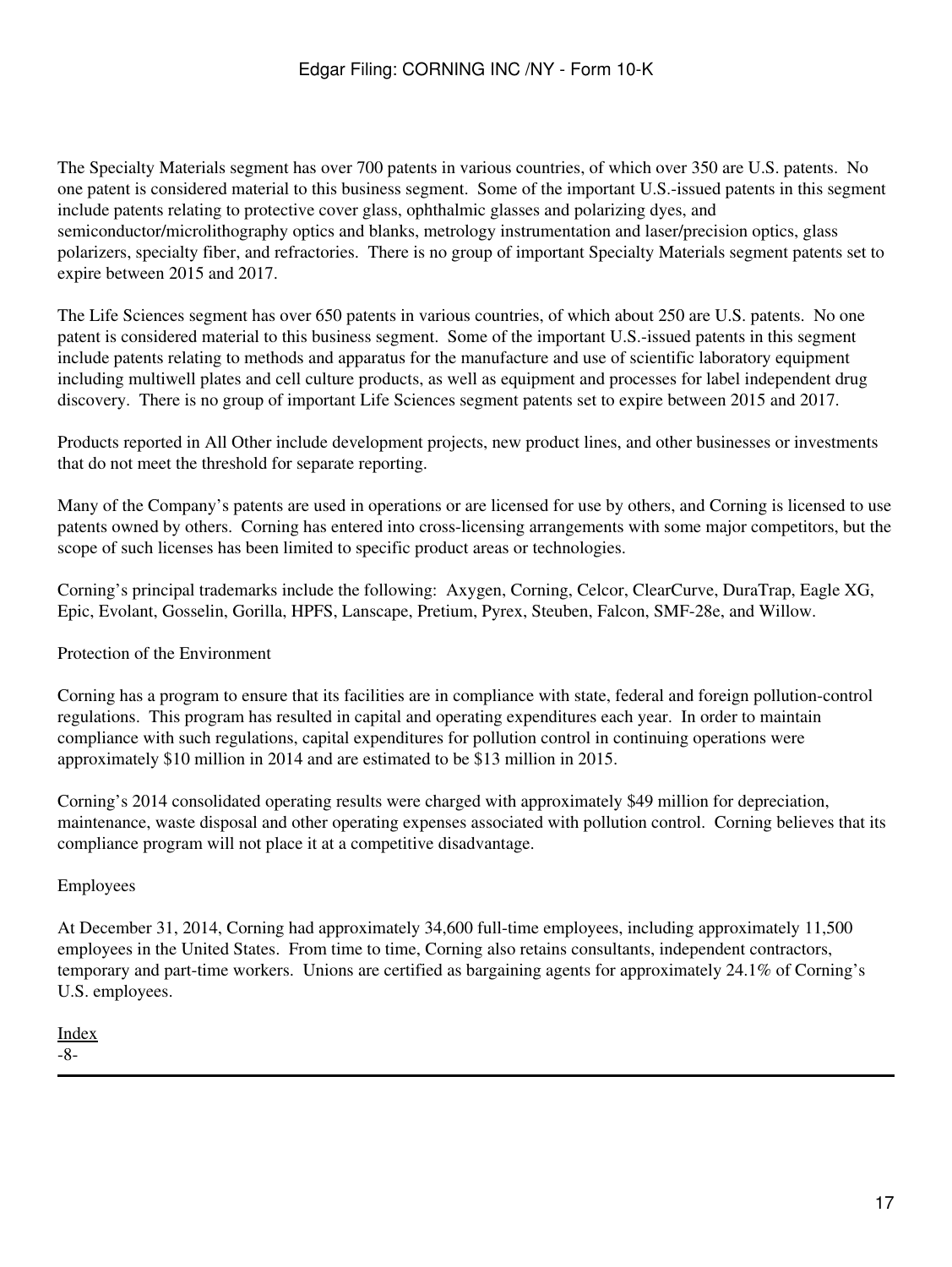The Specialty Materials segment has over 700 patents in various countries, of which over 350 are U.S. patents. No one patent is considered material to this business segment. Some of the important U.S.-issued patents in this segment include patents relating to protective cover glass, ophthalmic glasses and polarizing dyes, and semiconductor/microlithography optics and blanks, metrology instrumentation and laser/precision optics, glass polarizers, specialty fiber, and refractories. There is no group of important Specialty Materials segment patents set to expire between 2015 and 2017.

The Life Sciences segment has over 650 patents in various countries, of which about 250 are U.S. patents. No one patent is considered material to this business segment. Some of the important U.S.-issued patents in this segment include patents relating to methods and apparatus for the manufacture and use of scientific laboratory equipment including multiwell plates and cell culture products, as well as equipment and processes for label independent drug discovery. There is no group of important Life Sciences segment patents set to expire between 2015 and 2017.

Products reported in All Other include development projects, new product lines, and other businesses or investments that do not meet the threshold for separate reporting.

Many of the Company's patents are used in operations or are licensed for use by others, and Corning is licensed to use patents owned by others. Corning has entered into cross-licensing arrangements with some major competitors, but the scope of such licenses has been limited to specific product areas or technologies.

Corning's principal trademarks include the following: Axygen, Corning, Celcor, ClearCurve, DuraTrap, Eagle XG, Epic, Evolant, Gosselin, Gorilla, HPFS, Lanscape, Pretium, Pyrex, Steuben, Falcon, SMF-28e, and Willow.

## Protection of the Environment

Corning has a program to ensure that its facilities are in compliance with state, federal and foreign pollution-control regulations. This program has resulted in capital and operating expenditures each year. In order to maintain compliance with such regulations, capital expenditures for pollution control in continuing operations were approximately $10 million in 2014 and are estimated to be $13 million in 2015.

Corning's 2014 consolidated operating results were charged with approximately $49 million for depreciation, maintenance, waste disposal and other operating expenses associated with pollution control. Corning believes that its compliance program will not place it at a competitive disadvantage.

## Employees

At December 31, 2014, Corning had approximately 34,600 full-time employees, including approximately 11,500 employees in the United States. From time to time, Corning also retains consultants, independent contractors, temporary and part-time workers. Unions are certified as bargaining agents for approximately 24.1% of Corning's U.S. employees.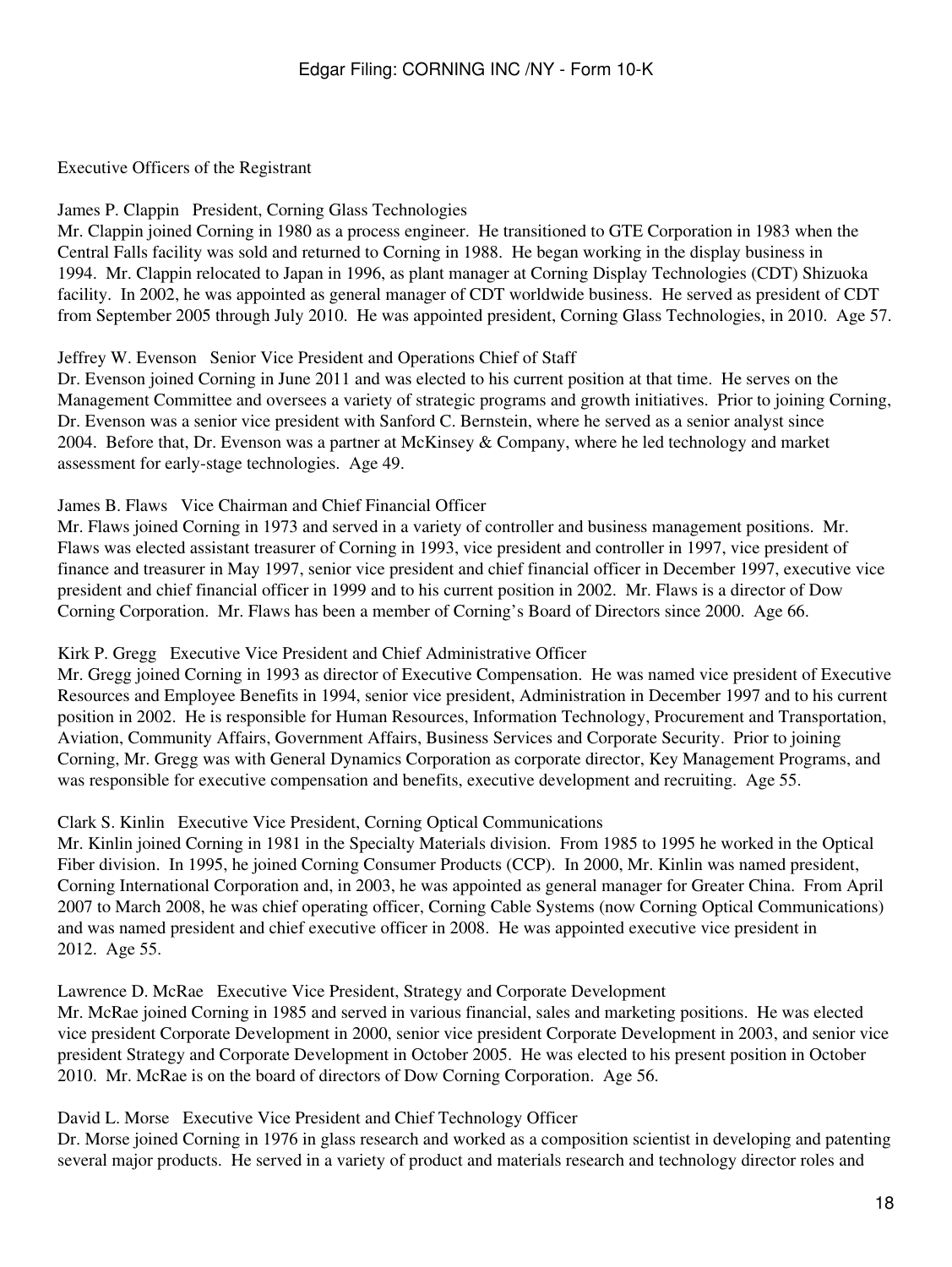## Executive Officers of the Registrant

**James P. Clappin**   President, Corning Glass Technologies

Mr. Clappin joined Corning in 1980 as a process engineer. He transitioned to GTE Corporation in 1983 when the Central Falls facility was sold and returned to Corning in 1988. He began working in the display business in 1994. Mr. Clappin relocated to Japan in 1996, as plant manager at Corning Display Technologies (CDT) Shizuoka facility. In 2002, he was appointed as general manager of CDT worldwide business. He served as president of CDT from September 2005 through July 2010. He was appointed president, Corning Glass Technologies, in 2010. Age 57.

**Jeffrey W. Evenson**   Senior Vice President and Operations Chief of Staff

Dr. Evenson joined Corning in June 2011 and was elected to his current position at that time. He serves on the Management Committee and oversees a variety of strategic programs and growth initiatives. Prior to joining Corning, Dr. Evenson was a senior vice president with Sanford C. Bernstein, where he served as a senior analyst since 2004. Before that, Dr. Evenson was a partner at McKinsey & Company, where he led technology and market assessment for early-stage technologies. Age 49.

**James B. Flaws**   Vice Chairman and Chief Financial Officer

Mr. Flaws joined Corning in 1973 and served in a variety of controller and business management positions. Mr. Flaws was elected assistant treasurer of Corning in 1993, vice president and controller in 1997, vice president of finance and treasurer in May 1997, senior vice president and chief financial officer in December 1997, executive vice president and chief financial officer in 1999 and to his current position in 2002. Mr. Flaws is a director of Dow Corning Corporation. Mr. Flaws has been a member of Corning's Board of Directors since 2000. Age 66.

**Kirk P. Gregg**   Executive Vice President and Chief Administrative Officer

Mr. Gregg joined Corning in 1993 as director of Executive Compensation. He was named vice president of Executive Resources and Employee Benefits in 1994, senior vice president, Administration in December 1997 and to his current position in 2002. He is responsible for Human Resources, Information Technology, Procurement and Transportation, Aviation, Community Affairs, Government Affairs, Business Services and Corporate Security. Prior to joining Corning, Mr. Gregg was with General Dynamics Corporation as corporate director, Key Management Programs, and was responsible for executive compensation and benefits, executive development and recruiting. Age 55.

**Clark S. Kinlin**   Executive Vice President, Corning Optical Communications

Mr. Kinlin joined Corning in 1981 in the Specialty Materials division. From 1985 to 1995 he worked in the Optical Fiber division. In 1995, he joined Corning Consumer Products (CCP). In 2000, Mr. Kinlin was named president, Corning International Corporation and, in 2003, he was appointed as general manager for Greater China. From April 2007 to March 2008, he was chief operating officer, Corning Cable Systems (now Corning Optical Communications) and was named president and chief executive officer in 2008. He was appointed executive vice president in 2012. Age 55.

**Lawrence D. McRae**   Executive Vice President, Strategy and Corporate Development

Mr. McRae joined Corning in 1985 and served in various financial, sales and marketing positions. He was elected vice president Corporate Development in 2000, senior vice president Corporate Development in 2003, and senior vice president Strategy and Corporate Development in October 2005. He was elected to his present position in October 2010. Mr. McRae is on the board of directors of Dow Corning Corporation. Age 56.

**David L. Morse**   Executive Vice President and Chief Technology Officer

Dr. Morse joined Corning in 1976 in glass research and worked as a composition scientist in developing and patenting several major products. He served in a variety of product and materials research and technology director roles and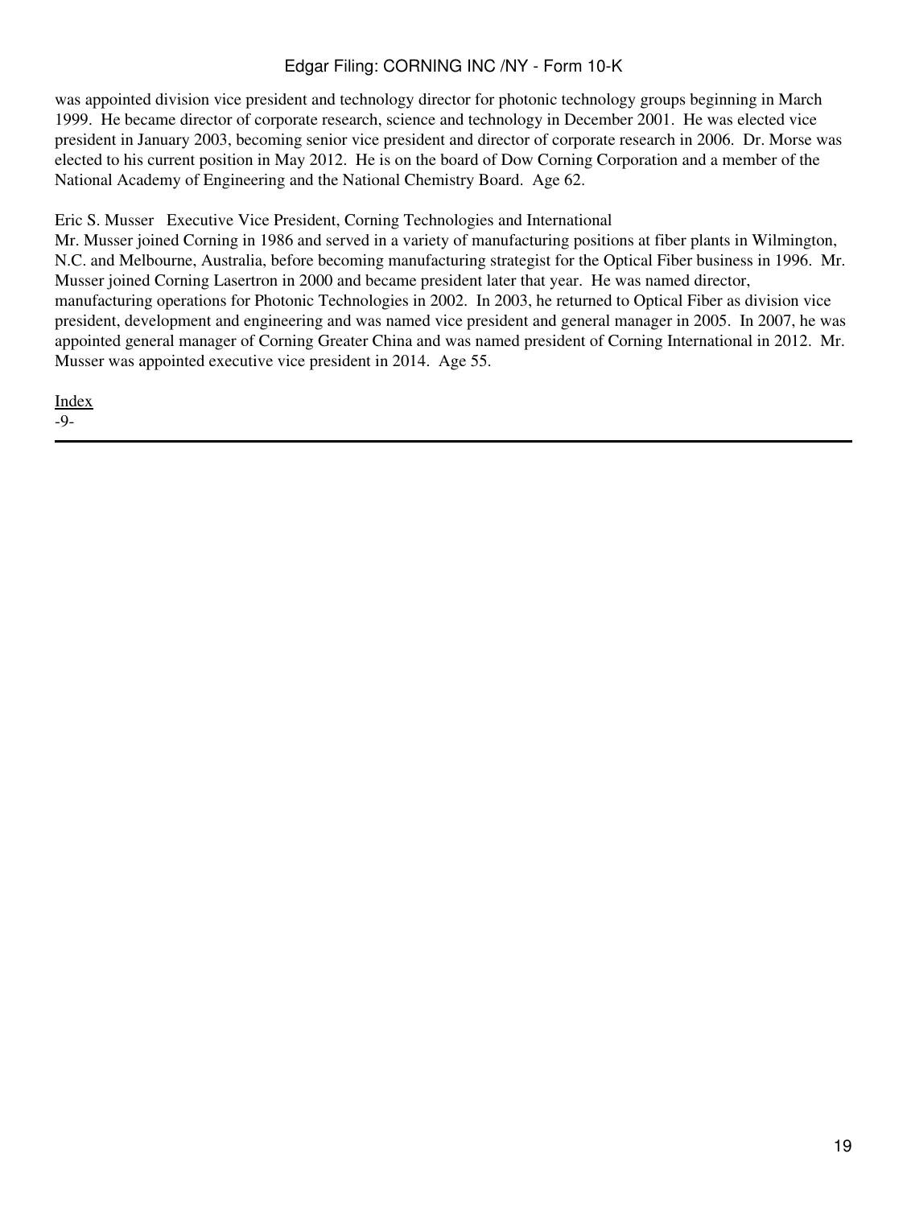was appointed division vice president and technology director for photonic technology groups beginning in March 1999. He became director of corporate research, science and technology in December 2001. He was elected vice president in January 2003, becoming senior vice president and director of corporate research in 2006. Dr. Morse was elected to his current position in May 2012. He is on the board of Dow Corning Corporation and a member of the National Academy of Engineering and the National Chemistry Board. Age 62.

Eric S. Musser Executive Vice President, Corning Technologies and International
Mr. Musser joined Corning in 1986 and served in a variety of manufacturing positions at fiber plants in Wilmington, N.C. and Melbourne, Australia, before becoming manufacturing strategist for the Optical Fiber business in 1996. Mr. Musser joined Corning Lasertron in 2000 and became president later that year. He was named director, manufacturing operations for Photonic Technologies in 2002. In 2003, he returned to Optical Fiber as division vice president, development and engineering and was named vice president and general manager in 2005. In 2007, he was appointed general manager of Corning Greater China and was named president of Corning International in 2012. Mr. Musser was appointed executive vice president in 2014. Age 55.

Index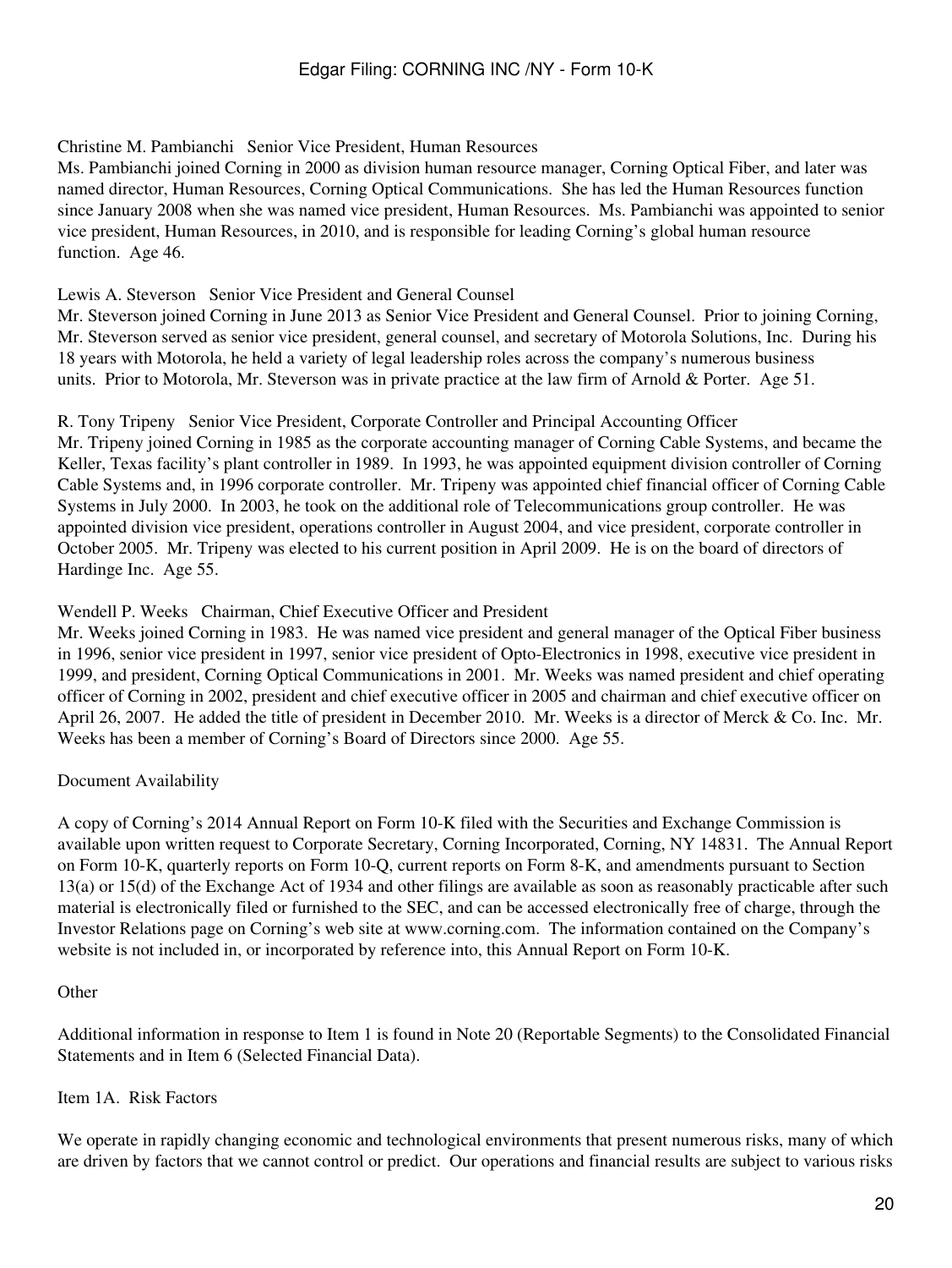Christine M. Pambianchi   Senior Vice President, Human Resources
Ms. Pambianchi joined Corning in 2000 as division human resource manager, Corning Optical Fiber, and later was named director, Human Resources, Corning Optical Communications.  She has led the Human Resources function since January 2008 when she was named vice president, Human Resources.  Ms. Pambianchi was appointed to senior vice president, Human Resources, in 2010, and is responsible for leading Corning's global human resource function.  Age 46.

Lewis A. Steverson   Senior Vice President and General Counsel
Mr. Steverson joined Corning in June 2013 as Senior Vice President and General Counsel.  Prior to joining Corning, Mr. Steverson served as senior vice president, general counsel, and secretary of Motorola Solutions, Inc.  During his 18 years with Motorola, he held a variety of legal leadership roles across the company's numerous business units.  Prior to Motorola, Mr. Steverson was in private practice at the law firm of Arnold & Porter.  Age 51.

R. Tony Tripeny   Senior Vice President, Corporate Controller and Principal Accounting Officer
Mr. Tripeny joined Corning in 1985 as the corporate accounting manager of Corning Cable Systems, and became the Keller, Texas facility's plant controller in 1989.  In 1993, he was appointed equipment division controller of Corning Cable Systems and, in 1996 corporate controller.  Mr. Tripeny was appointed chief financial officer of Corning Cable Systems in July 2000.  In 2003, he took on the additional role of Telecommunications group controller.  He was appointed division vice president, operations controller in August 2004, and vice president, corporate controller in October 2005.  Mr. Tripeny was elected to his current position in April 2009.  He is on the board of directors of Hardinge Inc.  Age 55.

Wendell P. Weeks   Chairman, Chief Executive Officer and President
Mr. Weeks joined Corning in 1983.  He was named vice president and general manager of the Optical Fiber business in 1996, senior vice president in 1997, senior vice president of Opto-Electronics in 1998, executive vice president in 1999, and president, Corning Optical Communications in 2001.  Mr. Weeks was named president and chief operating officer of Corning in 2002, president and chief executive officer in 2005 and chairman and chief executive officer on April 26, 2007.  He added the title of president in December 2010.  Mr. Weeks is a director of Merck & Co. Inc.  Mr. Weeks has been a member of Corning's Board of Directors since 2000.  Age 55.

Document Availability

A copy of Corning's 2014 Annual Report on Form 10-K filed with the Securities and Exchange Commission is available upon written request to Corporate Secretary, Corning Incorporated, Corning, NY 14831.  The Annual Report on Form 10-K, quarterly reports on Form 10-Q, current reports on Form 8-K, and amendments pursuant to Section 13(a) or 15(d) of the Exchange Act of 1934 and other filings are available as soon as reasonably practicable after such material is electronically filed or furnished to the SEC, and can be accessed electronically free of charge, through the Investor Relations page on Corning's web site at www.corning.com.  The information contained on the Company's website is not included in, or incorporated by reference into, this Annual Report on Form 10-K.

Other

Additional information in response to Item 1 is found in Note 20 (Reportable Segments) to the Consolidated Financial Statements and in Item 6 (Selected Financial Data).

Item 1A.  Risk Factors

We operate in rapidly changing economic and technological environments that present numerous risks, many of which are driven by factors that we cannot control or predict.  Our operations and financial results are subject to various risks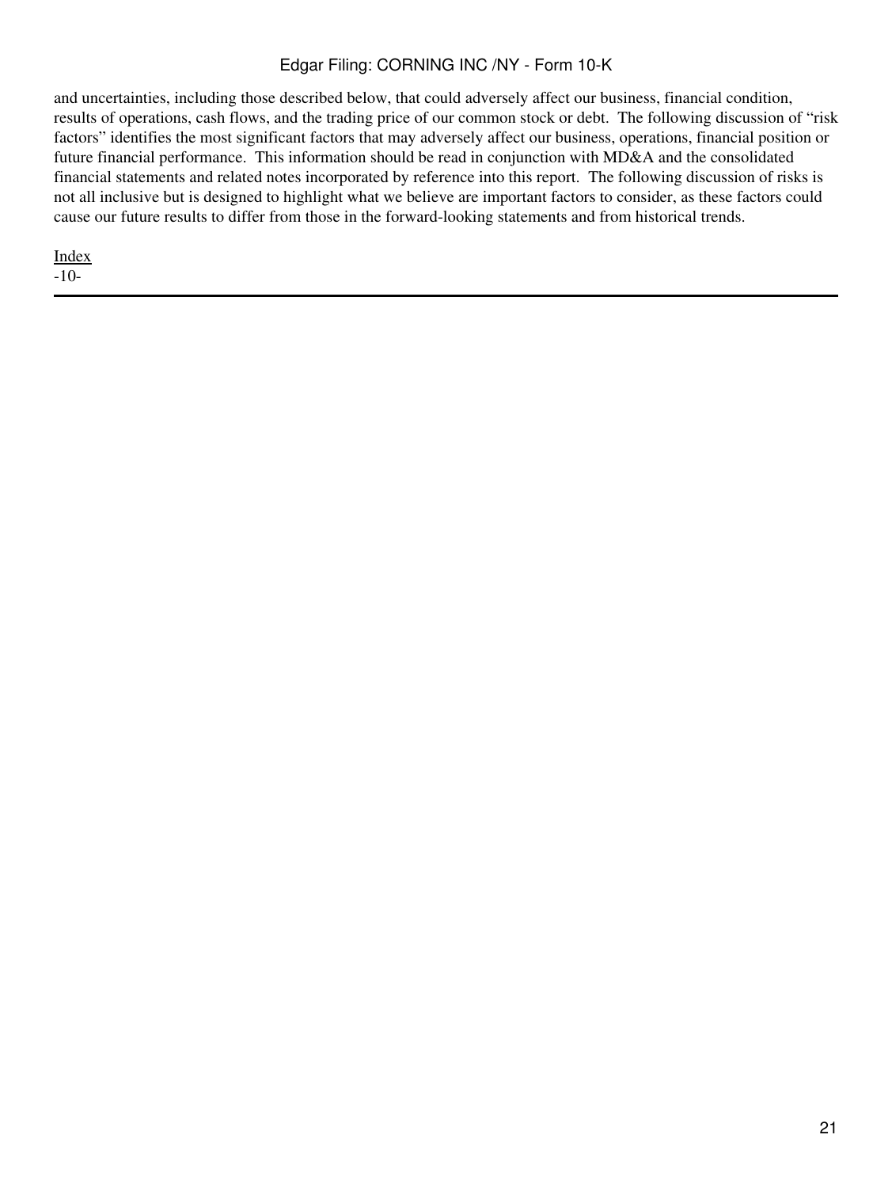and uncertainties, including those described below, that could adversely affect our business, financial condition, results of operations, cash flows, and the trading price of our common stock or debt. The following discussion of "risk factors" identifies the most significant factors that may adversely affect our business, operations, financial position or future financial performance. This information should be read in conjunction with MD&A and the consolidated financial statements and related notes incorporated by reference into this report. The following discussion of risks is not all inclusive but is designed to highlight what we believe are important factors to consider, as these factors could cause our future results to differ from those in the forward-looking statements and from historical trends.

Index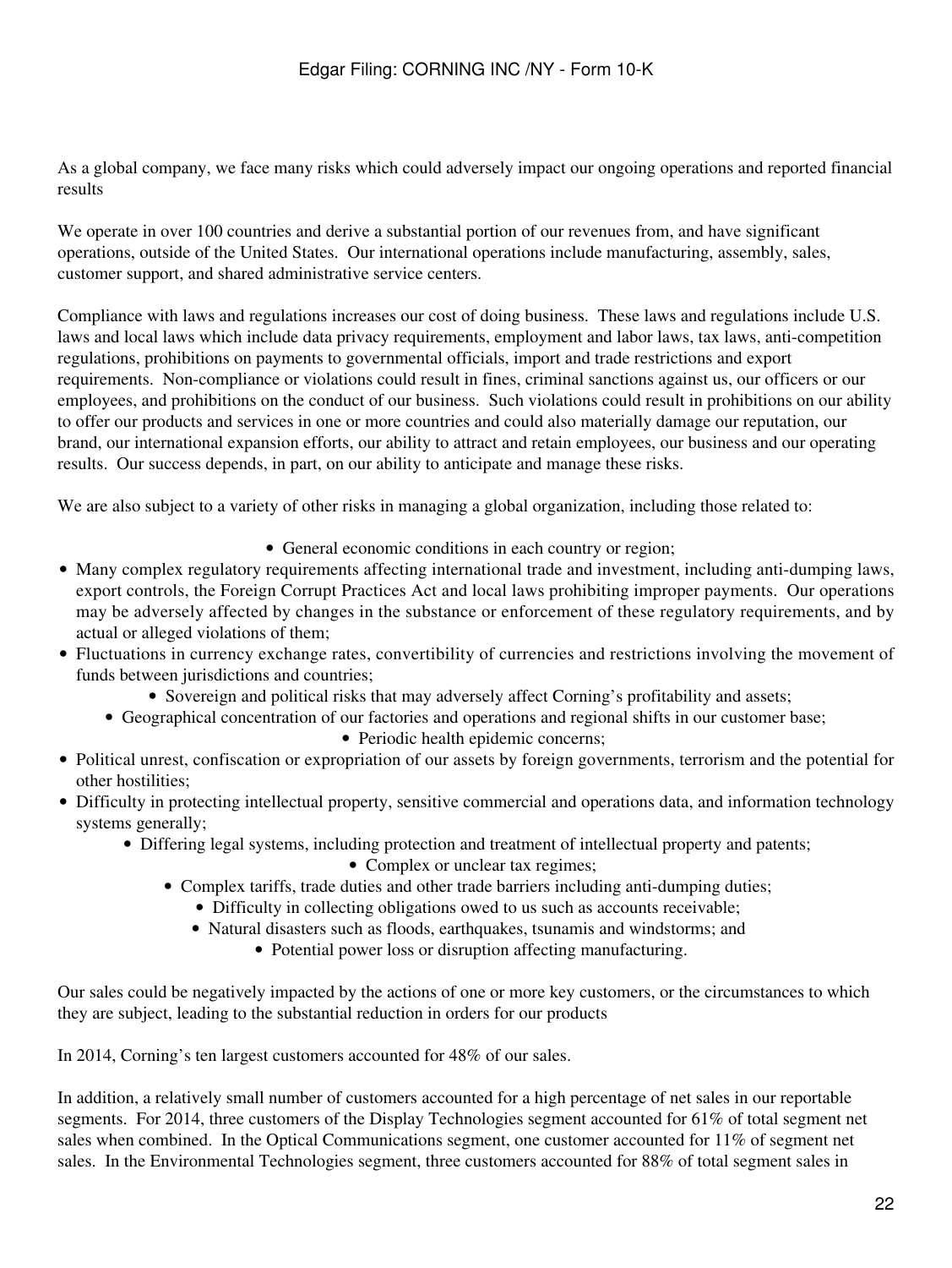As a global company, we face many risks which could adversely impact our ongoing operations and reported financial results

We operate in over 100 countries and derive a substantial portion of our revenues from, and have significant operations, outside of the United States. Our international operations include manufacturing, assembly, sales, customer support, and shared administrative service centers.

Compliance with laws and regulations increases our cost of doing business. These laws and regulations include U.S. laws and local laws which include data privacy requirements, employment and labor laws, tax laws, anti-competition regulations, prohibitions on payments to governmental officials, import and trade restrictions and export requirements. Non-compliance or violations could result in fines, criminal sanctions against us, our officers or our employees, and prohibitions on the conduct of our business. Such violations could result in prohibitions on our ability to offer our products and services in one or more countries and could also materially damage our reputation, our brand, our international expansion efforts, our ability to attract and retain employees, our business and our operating results. Our success depends, in part, on our ability to anticipate and manage these risks.

We are also subject to a variety of other risks in managing a global organization, including those related to:

- General economic conditions in each country or region;
- Many complex regulatory requirements affecting international trade and investment, including anti-dumping laws, export controls, the Foreign Corrupt Practices Act and local laws prohibiting improper payments. Our operations may be adversely affected by changes in the substance or enforcement of these regulatory requirements, and by actual or alleged violations of them;
- Fluctuations in currency exchange rates, convertibility of currencies and restrictions involving the movement of funds between jurisdictions and countries;
- Sovereign and political risks that may adversely affect Corning's profitability and assets;
- Geographical concentration of our factories and operations and regional shifts in our customer base;
- Periodic health epidemic concerns;
- Political unrest, confiscation or expropriation of our assets by foreign governments, terrorism and the potential for other hostilities;
- Difficulty in protecting intellectual property, sensitive commercial and operations data, and information technology systems generally;
- Differing legal systems, including protection and treatment of intellectual property and patents;
- Complex or unclear tax regimes;
- Complex tariffs, trade duties and other trade barriers including anti-dumping duties;
- Difficulty in collecting obligations owed to us such as accounts receivable;
- Natural disasters such as floods, earthquakes, tsunamis and windstorms; and
- Potential power loss or disruption affecting manufacturing.

Our sales could be negatively impacted by the actions of one or more key customers, or the circumstances to which they are subject, leading to the substantial reduction in orders for our products

In 2014, Corning's ten largest customers accounted for 48% of our sales.

In addition, a relatively small number of customers accounted for a high percentage of net sales in our reportable segments. For 2014, three customers of the Display Technologies segment accounted for 61% of total segment net sales when combined. In the Optical Communications segment, one customer accounted for 11% of segment net sales. In the Environmental Technologies segment, three customers accounted for 88% of total segment sales in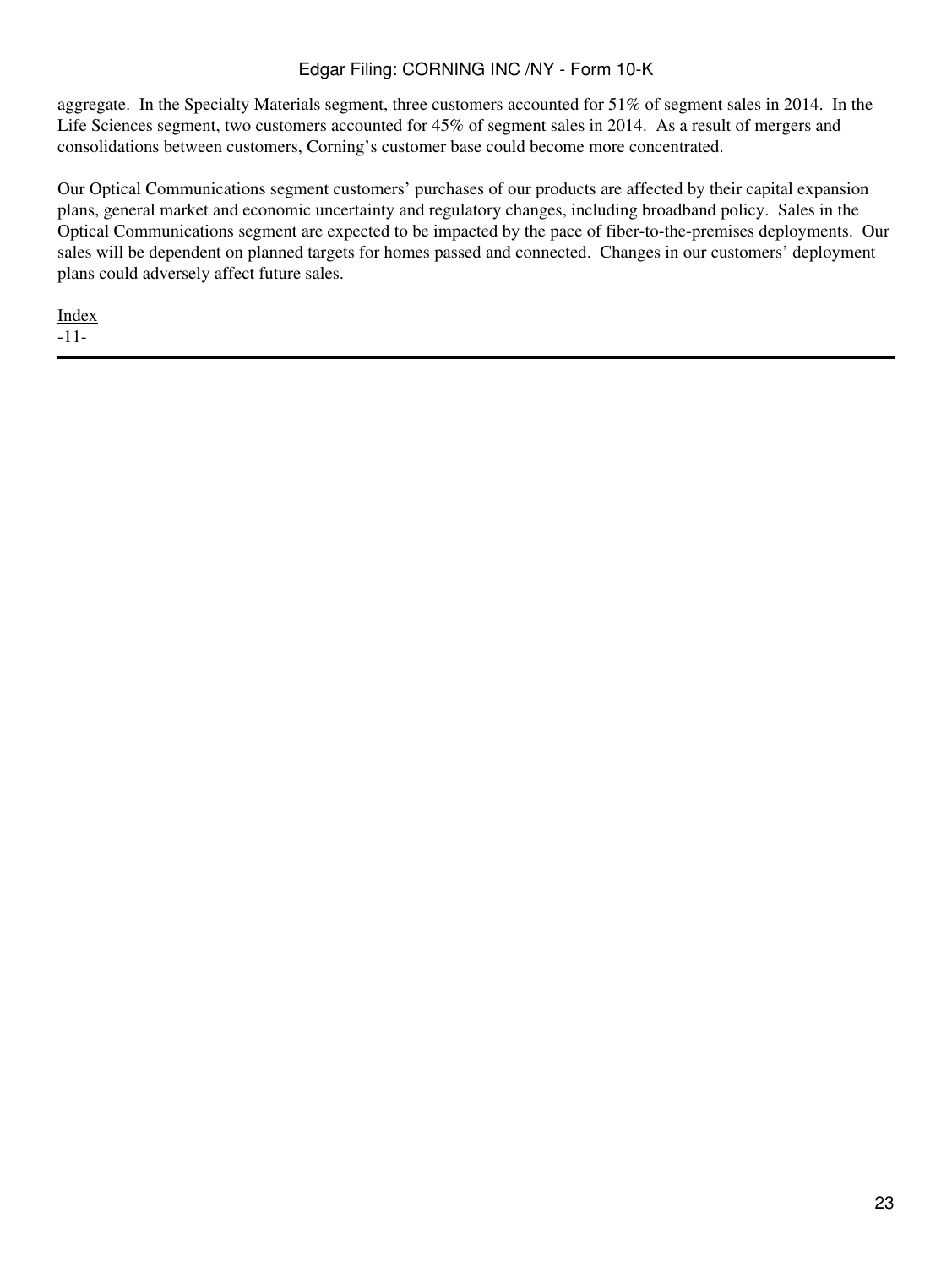aggregate. In the Specialty Materials segment, three customers accounted for 51% of segment sales in 2014. In the Life Sciences segment, two customers accounted for 45% of segment sales in 2014. As a result of mergers and consolidations between customers, Corning's customer base could become more concentrated.

Our Optical Communications segment customers' purchases of our products are affected by their capital expansion plans, general market and economic uncertainty and regulatory changes, including broadband policy. Sales in the Optical Communications segment are expected to be impacted by the pace of fiber-to-the-premises deployments. Our sales will be dependent on planned targets for homes passed and connected. Changes in our customers' deployment plans could adversely affect future sales.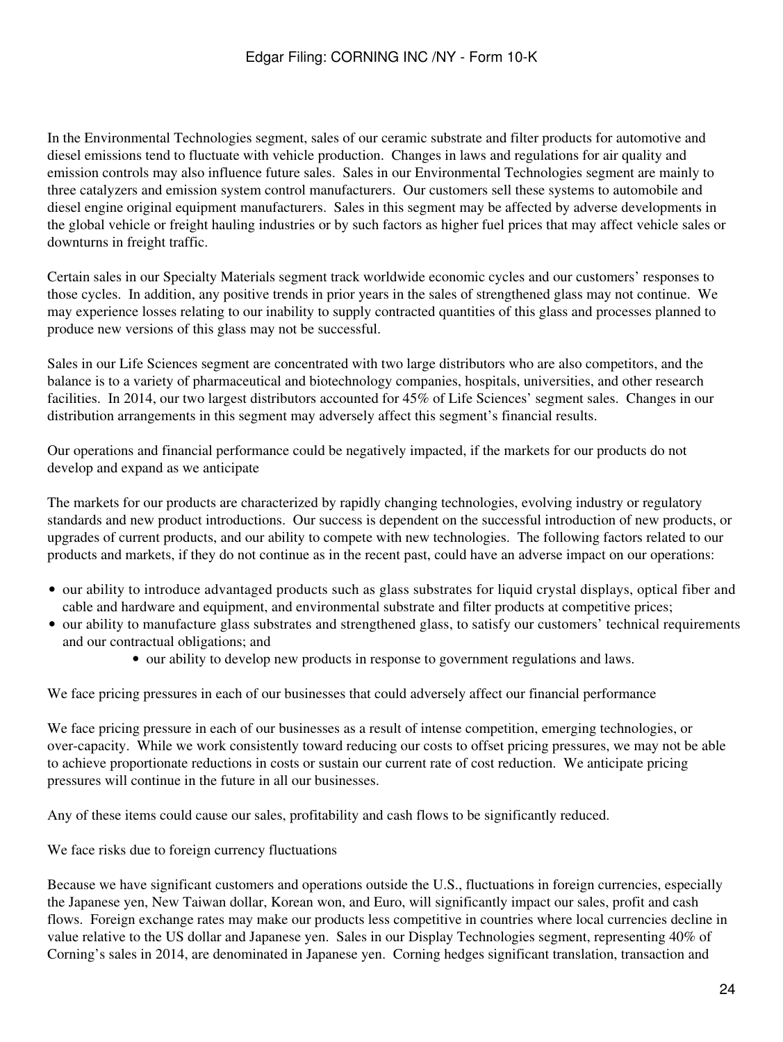In the Environmental Technologies segment, sales of our ceramic substrate and filter products for automotive and diesel emissions tend to fluctuate with vehicle production. Changes in laws and regulations for air quality and emission controls may also influence future sales. Sales in our Environmental Technologies segment are mainly to three catalyzers and emission system control manufacturers. Our customers sell these systems to automobile and diesel engine original equipment manufacturers. Sales in this segment may be affected by adverse developments in the global vehicle or freight hauling industries or by such factors as higher fuel prices that may affect vehicle sales or downturns in freight traffic.

Certain sales in our Specialty Materials segment track worldwide economic cycles and our customers' responses to those cycles. In addition, any positive trends in prior years in the sales of strengthened glass may not continue. We may experience losses relating to our inability to supply contracted quantities of this glass and processes planned to produce new versions of this glass may not be successful.

Sales in our Life Sciences segment are concentrated with two large distributors who are also competitors, and the balance is to a variety of pharmaceutical and biotechnology companies, hospitals, universities, and other research facilities. In 2014, our two largest distributors accounted for 45% of Life Sciences' segment sales. Changes in our distribution arrangements in this segment may adversely affect this segment's financial results.

Our operations and financial performance could be negatively impacted, if the markets for our products do not develop and expand as we anticipate

The markets for our products are characterized by rapidly changing technologies, evolving industry or regulatory standards and new product introductions. Our success is dependent on the successful introduction of new products, or upgrades of current products, and our ability to compete with new technologies. The following factors related to our products and markets, if they do not continue as in the recent past, could have an adverse impact on our operations:

- our ability to introduce advantaged products such as glass substrates for liquid crystal displays, optical fiber and cable and hardware and equipment, and environmental substrate and filter products at competitive prices;
- our ability to manufacture glass substrates and strengthened glass, to satisfy our customers' technical requirements and our contractual obligations; and
- our ability to develop new products in response to government regulations and laws.

We face pricing pressures in each of our businesses that could adversely affect our financial performance

We face pricing pressure in each of our businesses as a result of intense competition, emerging technologies, or over-capacity. While we work consistently toward reducing our costs to offset pricing pressures, we may not be able to achieve proportionate reductions in costs or sustain our current rate of cost reduction. We anticipate pricing pressures will continue in the future in all our businesses.

Any of these items could cause our sales, profitability and cash flows to be significantly reduced.

We face risks due to foreign currency fluctuations

Because we have significant customers and operations outside the U.S., fluctuations in foreign currencies, especially the Japanese yen, New Taiwan dollar, Korean won, and Euro, will significantly impact our sales, profit and cash flows. Foreign exchange rates may make our products less competitive in countries where local currencies decline in value relative to the US dollar and Japanese yen. Sales in our Display Technologies segment, representing 40% of Corning's sales in 2014, are denominated in Japanese yen. Corning hedges significant translation, transaction and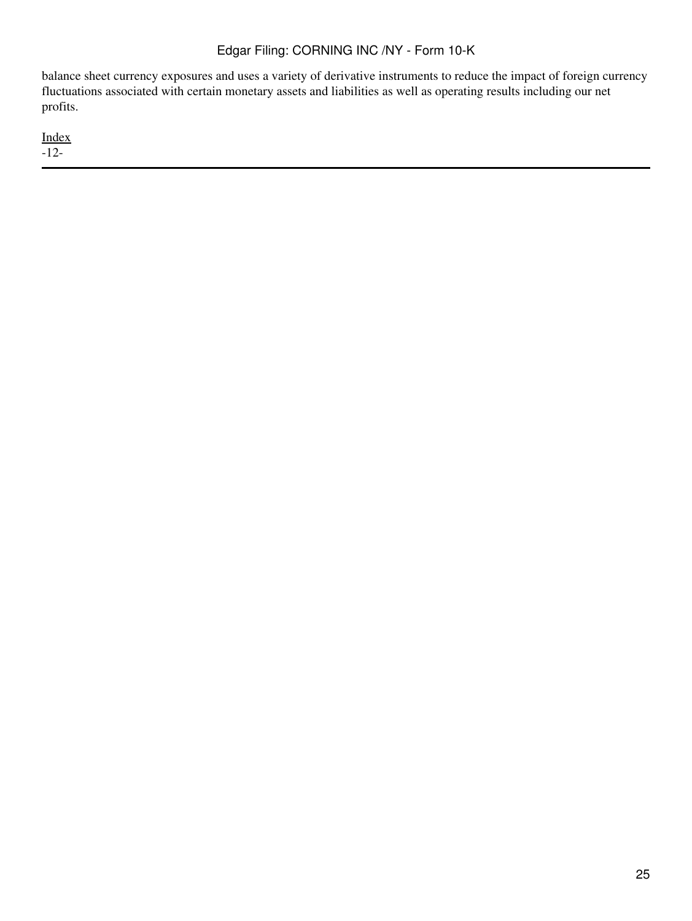balance sheet currency exposures and uses a variety of derivative instruments to reduce the impact of foreign currency fluctuations associated with certain monetary assets and liabilities as well as operating results including our net profits.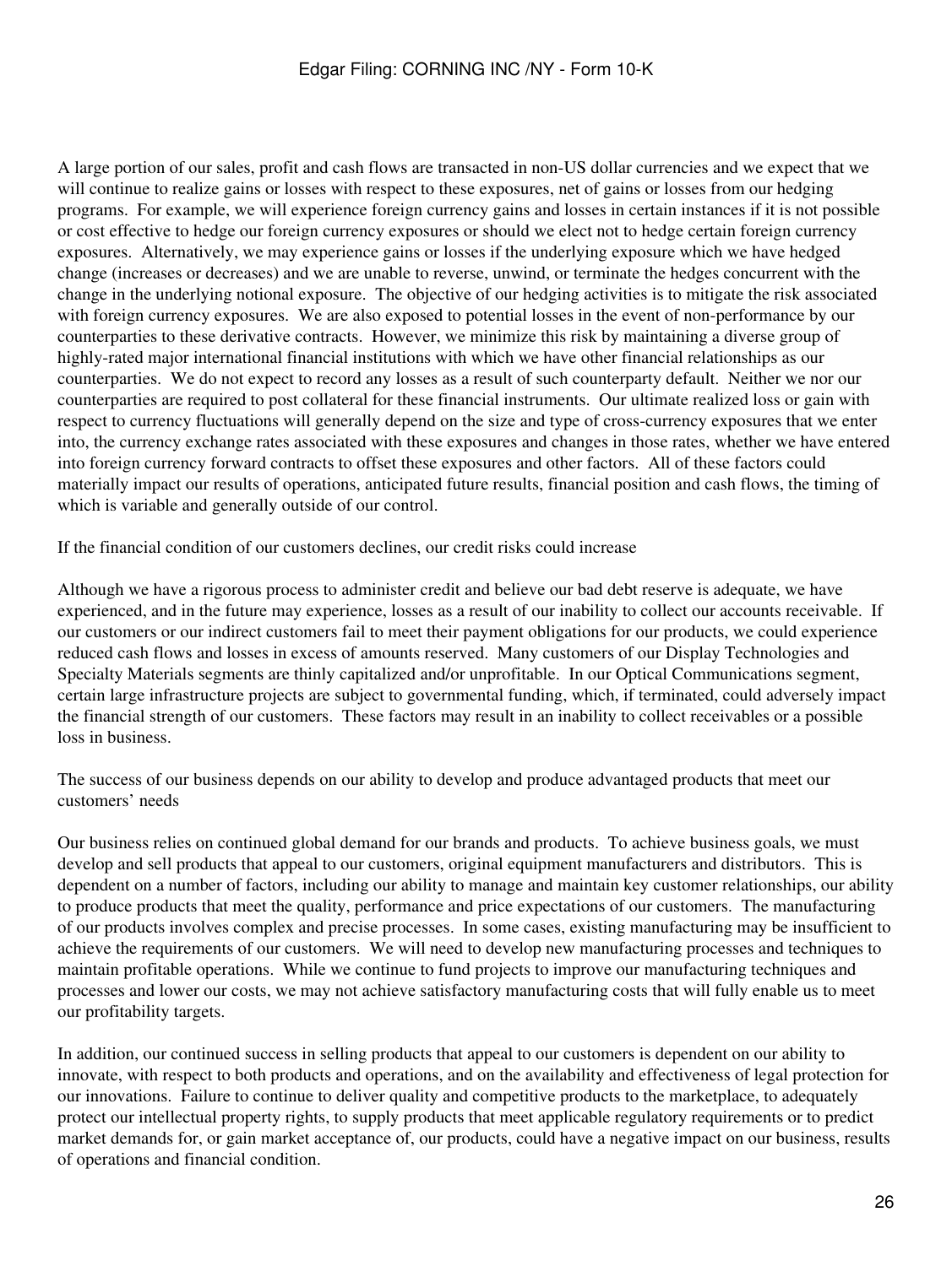A large portion of our sales, profit and cash flows are transacted in non-US dollar currencies and we expect that we will continue to realize gains or losses with respect to these exposures, net of gains or losses from our hedging programs. For example, we will experience foreign currency gains and losses in certain instances if it is not possible or cost effective to hedge our foreign currency exposures or should we elect not to hedge certain foreign currency exposures. Alternatively, we may experience gains or losses if the underlying exposure which we have hedged change (increases or decreases) and we are unable to reverse, unwind, or terminate the hedges concurrent with the change in the underlying notional exposure. The objective of our hedging activities is to mitigate the risk associated with foreign currency exposures. We are also exposed to potential losses in the event of non-performance by our counterparties to these derivative contracts. However, we minimize this risk by maintaining a diverse group of highly-rated major international financial institutions with which we have other financial relationships as our counterparties. We do not expect to record any losses as a result of such counterparty default. Neither we nor our counterparties are required to post collateral for these financial instruments. Our ultimate realized loss or gain with respect to currency fluctuations will generally depend on the size and type of cross-currency exposures that we enter into, the currency exchange rates associated with these exposures and changes in those rates, whether we have entered into foreign currency forward contracts to offset these exposures and other factors. All of these factors could materially impact our results of operations, anticipated future results, financial position and cash flows, the timing of which is variable and generally outside of our control.

If the financial condition of our customers declines, our credit risks could increase

Although we have a rigorous process to administer credit and believe our bad debt reserve is adequate, we have experienced, and in the future may experience, losses as a result of our inability to collect our accounts receivable. If our customers or our indirect customers fail to meet their payment obligations for our products, we could experience reduced cash flows and losses in excess of amounts reserved. Many customers of our Display Technologies and Specialty Materials segments are thinly capitalized and/or unprofitable. In our Optical Communications segment, certain large infrastructure projects are subject to governmental funding, which, if terminated, could adversely impact the financial strength of our customers. These factors may result in an inability to collect receivables or a possible loss in business.

The success of our business depends on our ability to develop and produce advantaged products that meet our customers' needs

Our business relies on continued global demand for our brands and products. To achieve business goals, we must develop and sell products that appeal to our customers, original equipment manufacturers and distributors. This is dependent on a number of factors, including our ability to manage and maintain key customer relationships, our ability to produce products that meet the quality, performance and price expectations of our customers. The manufacturing of our products involves complex and precise processes. In some cases, existing manufacturing may be insufficient to achieve the requirements of our customers. We will need to develop new manufacturing processes and techniques to maintain profitable operations. While we continue to fund projects to improve our manufacturing techniques and processes and lower our costs, we may not achieve satisfactory manufacturing costs that will fully enable us to meet our profitability targets.

In addition, our continued success in selling products that appeal to our customers is dependent on our ability to innovate, with respect to both products and operations, and on the availability and effectiveness of legal protection for our innovations. Failure to continue to deliver quality and competitive products to the marketplace, to adequately protect our intellectual property rights, to supply products that meet applicable regulatory requirements or to predict market demands for, or gain market acceptance of, our products, could have a negative impact on our business, results of operations and financial condition.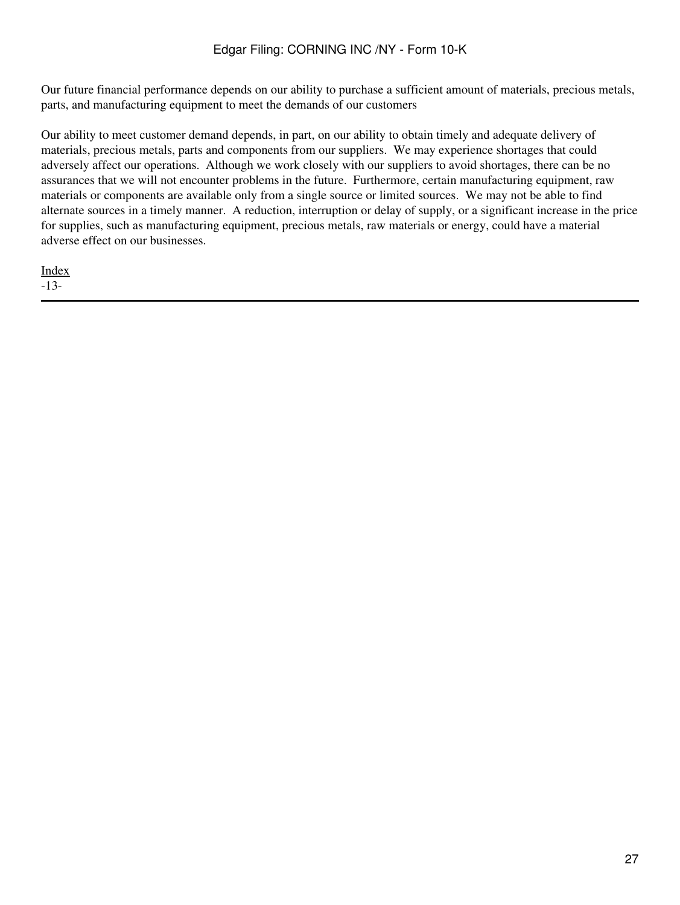Our future financial performance depends on our ability to purchase a sufficient amount of materials, precious metals, parts, and manufacturing equipment to meet the demands of our customers

Our ability to meet customer demand depends, in part, on our ability to obtain timely and adequate delivery of materials, precious metals, parts and components from our suppliers. We may experience shortages that could adversely affect our operations. Although we work closely with our suppliers to avoid shortages, there can be no assurances that we will not encounter problems in the future. Furthermore, certain manufacturing equipment, raw materials or components are available only from a single source or limited sources. We may not be able to find alternate sources in a timely manner. A reduction, interruption or delay of supply, or a significant increase in the price for supplies, such as manufacturing equipment, precious metals, raw materials or energy, could have a material adverse effect on our businesses.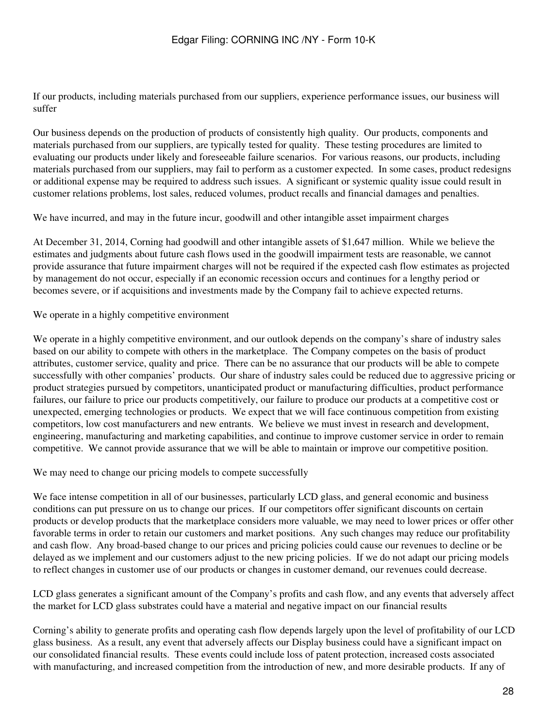If our products, including materials purchased from our suppliers, experience performance issues, our business will suffer

Our business depends on the production of products of consistently high quality. Our products, components and materials purchased from our suppliers, are typically tested for quality. These testing procedures are limited to evaluating our products under likely and foreseeable failure scenarios. For various reasons, our products, including materials purchased from our suppliers, may fail to perform as a customer expected. In some cases, product redesigns or additional expense may be required to address such issues. A significant or systemic quality issue could result in customer relations problems, lost sales, reduced volumes, product recalls and financial damages and penalties.

We have incurred, and may in the future incur, goodwill and other intangible asset impairment charges

At December 31, 2014, Corning had goodwill and other intangible assets of $1,647 million. While we believe the estimates and judgments about future cash flows used in the goodwill impairment tests are reasonable, we cannot provide assurance that future impairment charges will not be required if the expected cash flow estimates as projected by management do not occur, especially if an economic recession occurs and continues for a lengthy period or becomes severe, or if acquisitions and investments made by the Company fail to achieve expected returns.

We operate in a highly competitive environment

We operate in a highly competitive environment, and our outlook depends on the company's share of industry sales based on our ability to compete with others in the marketplace. The Company competes on the basis of product attributes, customer service, quality and price. There can be no assurance that our products will be able to compete successfully with other companies' products. Our share of industry sales could be reduced due to aggressive pricing or product strategies pursued by competitors, unanticipated product or manufacturing difficulties, product performance failures, our failure to price our products competitively, our failure to produce our products at a competitive cost or unexpected, emerging technologies or products. We expect that we will face continuous competition from existing competitors, low cost manufacturers and new entrants. We believe we must invest in research and development, engineering, manufacturing and marketing capabilities, and continue to improve customer service in order to remain competitive. We cannot provide assurance that we will be able to maintain or improve our competitive position.

We may need to change our pricing models to compete successfully

We face intense competition in all of our businesses, particularly LCD glass, and general economic and business conditions can put pressure on us to change our prices. If our competitors offer significant discounts on certain products or develop products that the marketplace considers more valuable, we may need to lower prices or offer other favorable terms in order to retain our customers and market positions. Any such changes may reduce our profitability and cash flow. Any broad-based change to our prices and pricing policies could cause our revenues to decline or be delayed as we implement and our customers adjust to the new pricing policies. If we do not adapt our pricing models to reflect changes in customer use of our products or changes in customer demand, our revenues could decrease.

LCD glass generates a significant amount of the Company's profits and cash flow, and any events that adversely affect the market for LCD glass substrates could have a material and negative impact on our financial results

Corning's ability to generate profits and operating cash flow depends largely upon the level of profitability of our LCD glass business. As a result, any event that adversely affects our Display business could have a significant impact on our consolidated financial results. These events could include loss of patent protection, increased costs associated with manufacturing, and increased competition from the introduction of new, and more desirable products. If any of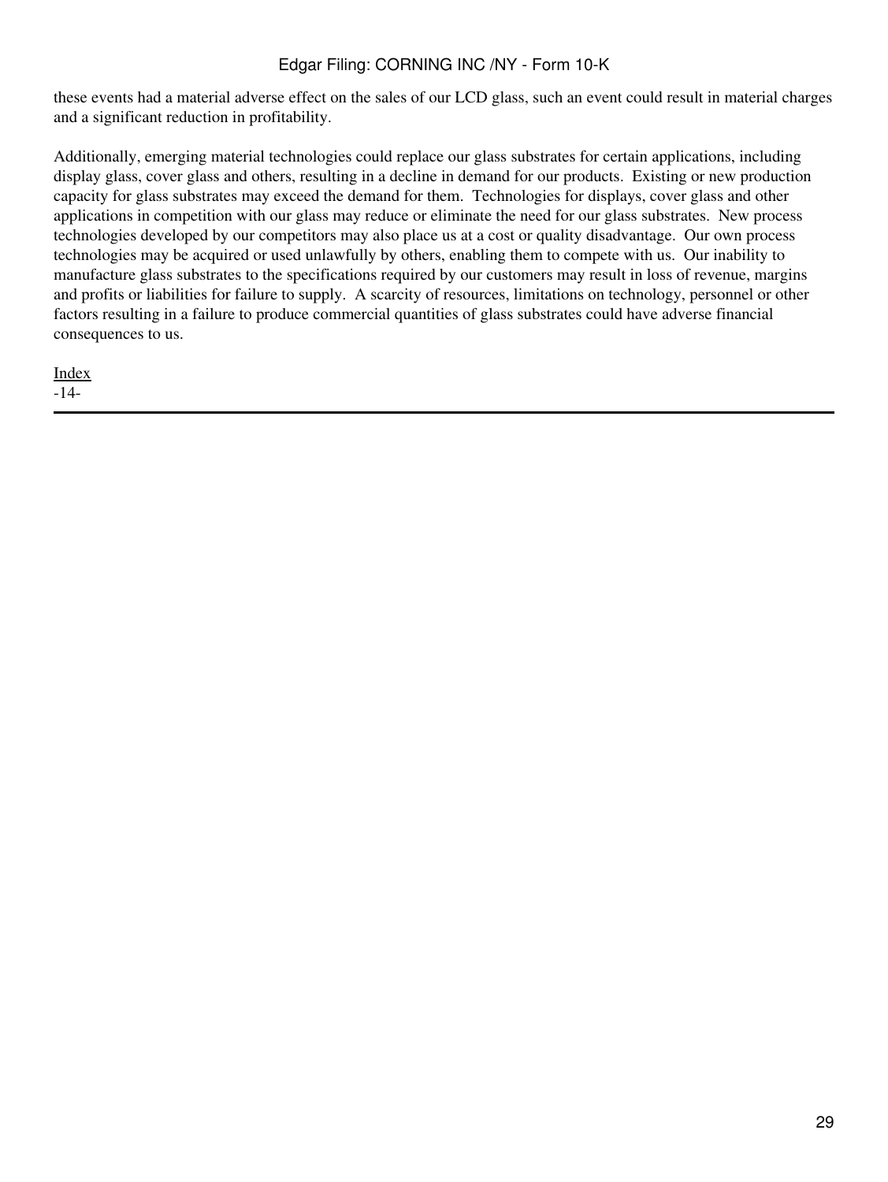these events had a material adverse effect on the sales of our LCD glass, such an event could result in material charges and a significant reduction in profitability.

Additionally, emerging material technologies could replace our glass substrates for certain applications, including display glass, cover glass and others, resulting in a decline in demand for our products. Existing or new production capacity for glass substrates may exceed the demand for them. Technologies for displays, cover glass and other applications in competition with our glass may reduce or eliminate the need for our glass substrates. New process technologies developed by our competitors may also place us at a cost or quality disadvantage. Our own process technologies may be acquired or used unlawfully by others, enabling them to compete with us. Our inability to manufacture glass substrates to the specifications required by our customers may result in loss of revenue, margins and profits or liabilities for failure to supply. A scarcity of resources, limitations on technology, personnel or other factors resulting in a failure to produce commercial quantities of glass substrates could have adverse financial consequences to us.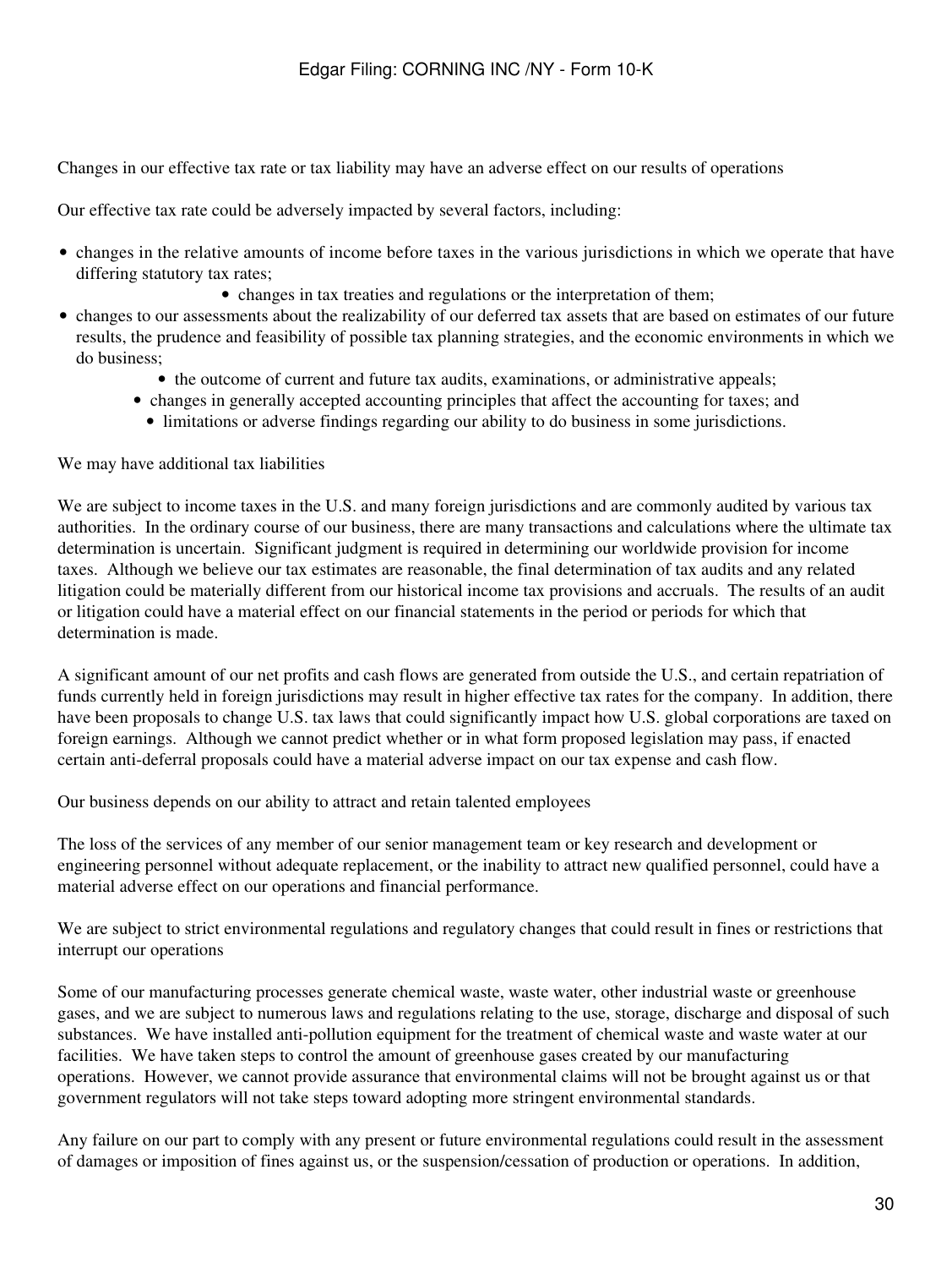Changes in our effective tax rate or tax liability may have an adverse effect on our results of operations

Our effective tax rate could be adversely impacted by several factors, including:

- changes in the relative amounts of income before taxes in the various jurisdictions in which we operate that have differing statutory tax rates;
- changes in tax treaties and regulations or the interpretation of them;
- changes to our assessments about the realizability of our deferred tax assets that are based on estimates of our future results, the prudence and feasibility of possible tax planning strategies, and the economic environments in which we do business;
- the outcome of current and future tax audits, examinations, or administrative appeals;
- changes in generally accepted accounting principles that affect the accounting for taxes; and
- limitations or adverse findings regarding our ability to do business in some jurisdictions.

We may have additional tax liabilities

We are subject to income taxes in the U.S. and many foreign jurisdictions and are commonly audited by various tax authorities. In the ordinary course of our business, there are many transactions and calculations where the ultimate tax determination is uncertain. Significant judgment is required in determining our worldwide provision for income taxes. Although we believe our tax estimates are reasonable, the final determination of tax audits and any related litigation could be materially different from our historical income tax provisions and accruals. The results of an audit or litigation could have a material effect on our financial statements in the period or periods for which that determination is made.

A significant amount of our net profits and cash flows are generated from outside the U.S., and certain repatriation of funds currently held in foreign jurisdictions may result in higher effective tax rates for the company. In addition, there have been proposals to change U.S. tax laws that could significantly impact how U.S. global corporations are taxed on foreign earnings. Although we cannot predict whether or in what form proposed legislation may pass, if enacted certain anti-deferral proposals could have a material adverse impact on our tax expense and cash flow.

Our business depends on our ability to attract and retain talented employees

The loss of the services of any member of our senior management team or key research and development or engineering personnel without adequate replacement, or the inability to attract new qualified personnel, could have a material adverse effect on our operations and financial performance.

We are subject to strict environmental regulations and regulatory changes that could result in fines or restrictions that interrupt our operations

Some of our manufacturing processes generate chemical waste, waste water, other industrial waste or greenhouse gases, and we are subject to numerous laws and regulations relating to the use, storage, discharge and disposal of such substances. We have installed anti-pollution equipment for the treatment of chemical waste and waste water at our facilities. We have taken steps to control the amount of greenhouse gases created by our manufacturing operations. However, we cannot provide assurance that environmental claims will not be brought against us or that government regulators will not take steps toward adopting more stringent environmental standards.

Any failure on our part to comply with any present or future environmental regulations could result in the assessment of damages or imposition of fines against us, or the suspension/cessation of production or operations. In addition,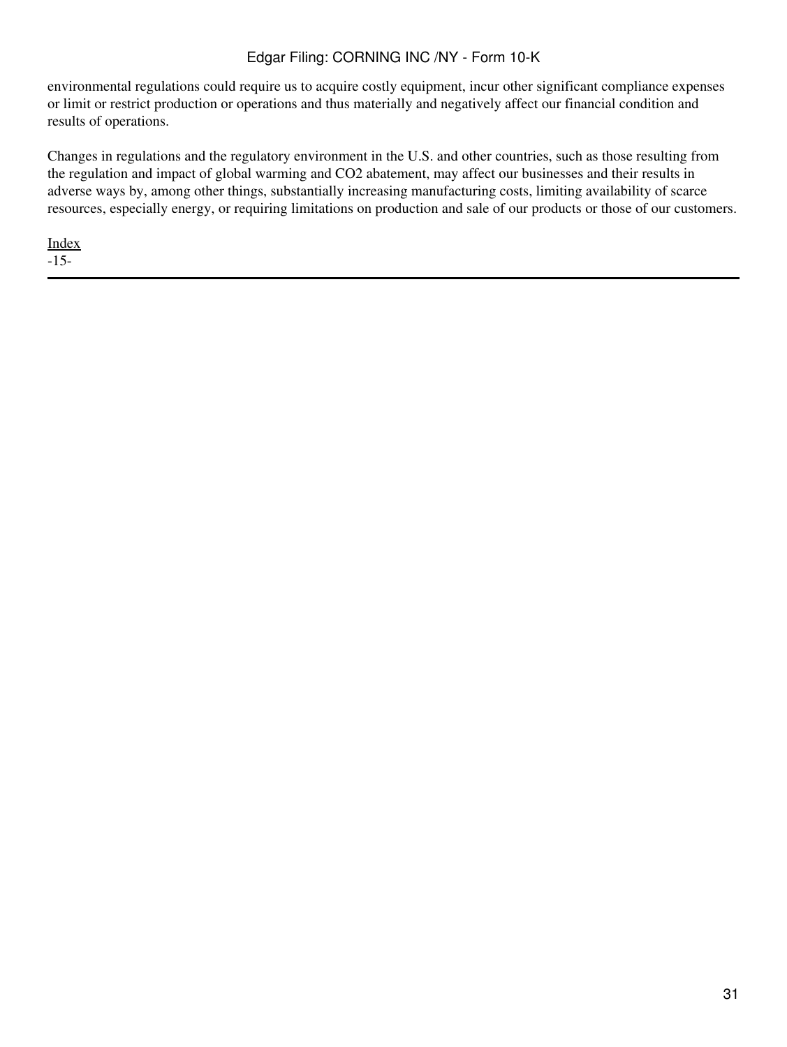environmental regulations could require us to acquire costly equipment, incur other significant compliance expenses or limit or restrict production or operations and thus materially and negatively affect our financial condition and results of operations.

Changes in regulations and the regulatory environment in the U.S. and other countries, such as those resulting from the regulation and impact of global warming and $CO_2$ abatement, may affect our businesses and their results in adverse ways by, among other things, substantially increasing manufacturing costs, limiting availability of scarce resources, especially energy, or requiring limitations on production and sale of our products or those of our customers.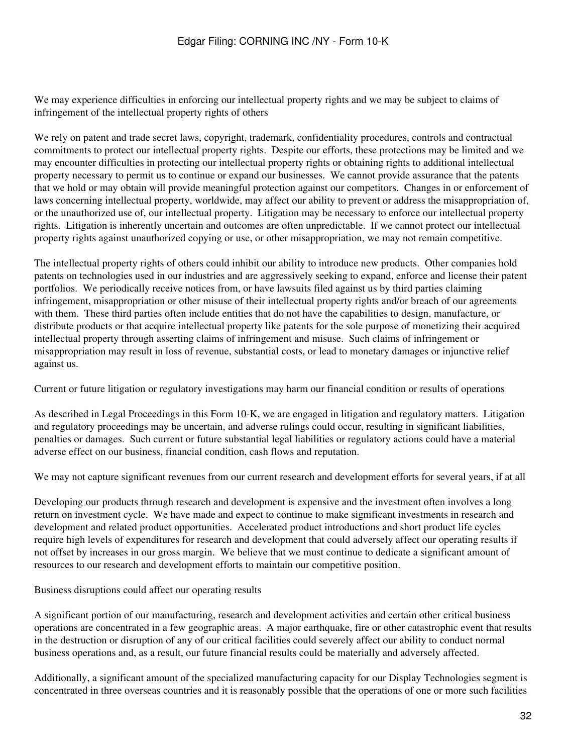We may experience difficulties in enforcing our intellectual property rights and we may be subject to claims of infringement of the intellectual property rights of others

We rely on patent and trade secret laws, copyright, trademark, confidentiality procedures, controls and contractual commitments to protect our intellectual property rights. Despite our efforts, these protections may be limited and we may encounter difficulties in protecting our intellectual property rights or obtaining rights to additional intellectual property necessary to permit us to continue or expand our businesses. We cannot provide assurance that the patents that we hold or may obtain will provide meaningful protection against our competitors. Changes in or enforcement of laws concerning intellectual property, worldwide, may affect our ability to prevent or address the misappropriation of, or the unauthorized use of, our intellectual property. Litigation may be necessary to enforce our intellectual property rights. Litigation is inherently uncertain and outcomes are often unpredictable. If we cannot protect our intellectual property rights against unauthorized copying or use, or other misappropriation, we may not remain competitive.

The intellectual property rights of others could inhibit our ability to introduce new products. Other companies hold patents on technologies used in our industries and are aggressively seeking to expand, enforce and license their patent portfolios. We periodically receive notices from, or have lawsuits filed against us by third parties claiming infringement, misappropriation or other misuse of their intellectual property rights and/or breach of our agreements with them. These third parties often include entities that do not have the capabilities to design, manufacture, or distribute products or that acquire intellectual property like patents for the sole purpose of monetizing their acquired intellectual property through asserting claims of infringement and misuse. Such claims of infringement or misappropriation may result in loss of revenue, substantial costs, or lead to monetary damages or injunctive relief against us.

Current or future litigation or regulatory investigations may harm our financial condition or results of operations

As described in Legal Proceedings in this Form 10-K, we are engaged in litigation and regulatory matters. Litigation and regulatory proceedings may be uncertain, and adverse rulings could occur, resulting in significant liabilities, penalties or damages. Such current or future substantial legal liabilities or regulatory actions could have a material adverse effect on our business, financial condition, cash flows and reputation.

We may not capture significant revenues from our current research and development efforts for several years, if at all

Developing our products through research and development is expensive and the investment often involves a long return on investment cycle. We have made and expect to continue to make significant investments in research and development and related product opportunities. Accelerated product introductions and short product life cycles require high levels of expenditures for research and development that could adversely affect our operating results if not offset by increases in our gross margin. We believe that we must continue to dedicate a significant amount of resources to our research and development efforts to maintain our competitive position.

Business disruptions could affect our operating results

A significant portion of our manufacturing, research and development activities and certain other critical business operations are concentrated in a few geographic areas. A major earthquake, fire or other catastrophic event that results in the destruction or disruption of any of our critical facilities could severely affect our ability to conduct normal business operations and, as a result, our future financial results could be materially and adversely affected.

Additionally, a significant amount of the specialized manufacturing capacity for our Display Technologies segment is concentrated in three overseas countries and it is reasonably possible that the operations of one or more such facilities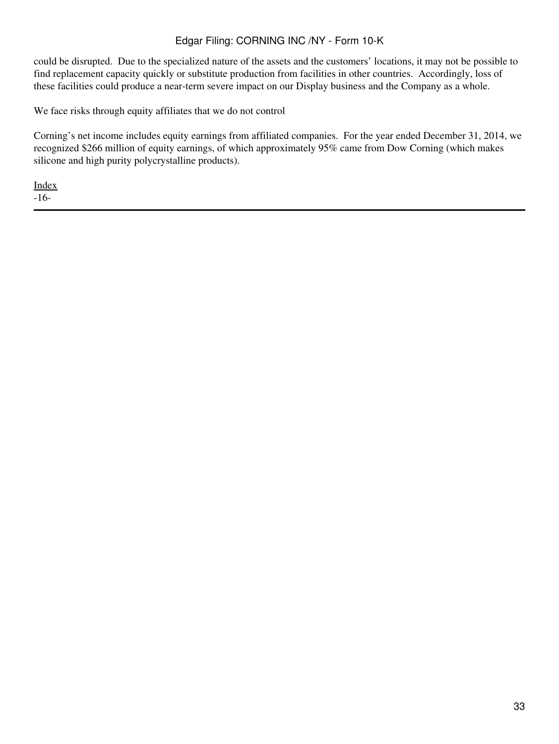could be disrupted.  Due to the specialized nature of the assets and the customers' locations, it may not be possible to find replacement capacity quickly or substitute production from facilities in other countries.  Accordingly, loss of these facilities could produce a near-term severe impact on our Display business and the Company as a whole.

We face risks through equity affiliates that we do not control

Corning's net income includes equity earnings from affiliated companies.  For the year ended December 31, 2014, we recognized $266 million of equity earnings, of which approximately 95% came from Dow Corning (which makes silicone and high purity polycrystalline products).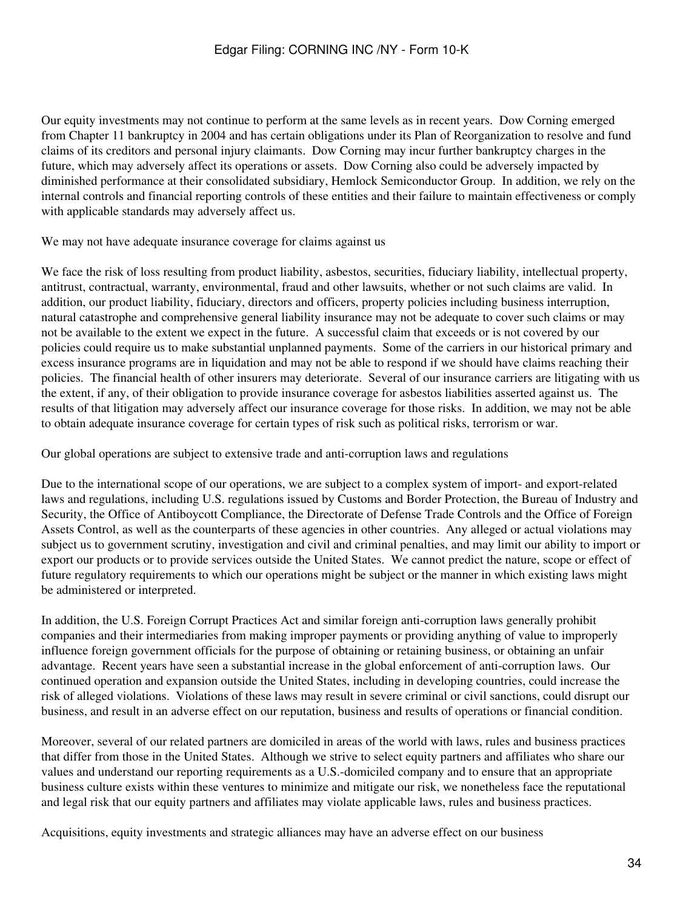Our equity investments may not continue to perform at the same levels as in recent years. Dow Corning emerged from Chapter 11 bankruptcy in 2004 and has certain obligations under its Plan of Reorganization to resolve and fund claims of its creditors and personal injury claimants. Dow Corning may incur further bankruptcy charges in the future, which may adversely affect its operations or assets. Dow Corning also could be adversely impacted by diminished performance at their consolidated subsidiary, Hemlock Semiconductor Group. In addition, we rely on the internal controls and financial reporting controls of these entities and their failure to maintain effectiveness or comply with applicable standards may adversely affect us.

### We may not have adequate insurance coverage for claims against us

We face the risk of loss resulting from product liability, asbestos, securities, fiduciary liability, intellectual property, antitrust, contractual, warranty, environmental, fraud and other lawsuits, whether or not such claims are valid. In addition, our product liability, fiduciary, directors and officers, property policies including business interruption, natural catastrophe and comprehensive general liability insurance may not be adequate to cover such claims or may not be available to the extent we expect in the future. A successful claim that exceeds or is not covered by our policies could require us to make substantial unplanned payments. Some of the carriers in our historical primary and excess insurance programs are in liquidation and may not be able to respond if we should have claims reaching their policies. The financial health of other insurers may deteriorate. Several of our insurance carriers are litigating with us the extent, if any, of their obligation to provide insurance coverage for asbestos liabilities asserted against us. The results of that litigation may adversely affect our insurance coverage for those risks. In addition, we may not be able to obtain adequate insurance coverage for certain types of risk such as political risks, terrorism or war.

### Our global operations are subject to extensive trade and anti-corruption laws and regulations

Due to the international scope of our operations, we are subject to a complex system of import- and export-related laws and regulations, including U.S. regulations issued by Customs and Border Protection, the Bureau of Industry and Security, the Office of Antiboycott Compliance, the Directorate of Defense Trade Controls and the Office of Foreign Assets Control, as well as the counterparts of these agencies in other countries. Any alleged or actual violations may subject us to government scrutiny, investigation and civil and criminal penalties, and may limit our ability to import or export our products or to provide services outside the United States. We cannot predict the nature, scope or effect of future regulatory requirements to which our operations might be subject or the manner in which existing laws might be administered or interpreted.

In addition, the U.S. Foreign Corrupt Practices Act and similar foreign anti-corruption laws generally prohibit companies and their intermediaries from making improper payments or providing anything of value to improperly influence foreign government officials for the purpose of obtaining or retaining business, or obtaining an unfair advantage. Recent years have seen a substantial increase in the global enforcement of anti-corruption laws. Our continued operation and expansion outside the United States, including in developing countries, could increase the risk of alleged violations. Violations of these laws may result in severe criminal or civil sanctions, could disrupt our business, and result in an adverse effect on our reputation, business and results of operations or financial condition.

Moreover, several of our related partners are domiciled in areas of the world with laws, rules and business practices that differ from those in the United States. Although we strive to select equity partners and affiliates who share our values and understand our reporting requirements as a U.S.-domiciled company and to ensure that an appropriate business culture exists within these ventures to minimize and mitigate our risk, we nonetheless face the reputational and legal risk that our equity partners and affiliates may violate applicable laws, rules and business practices.

### Acquisitions, equity investments and strategic alliances may have an adverse effect on our business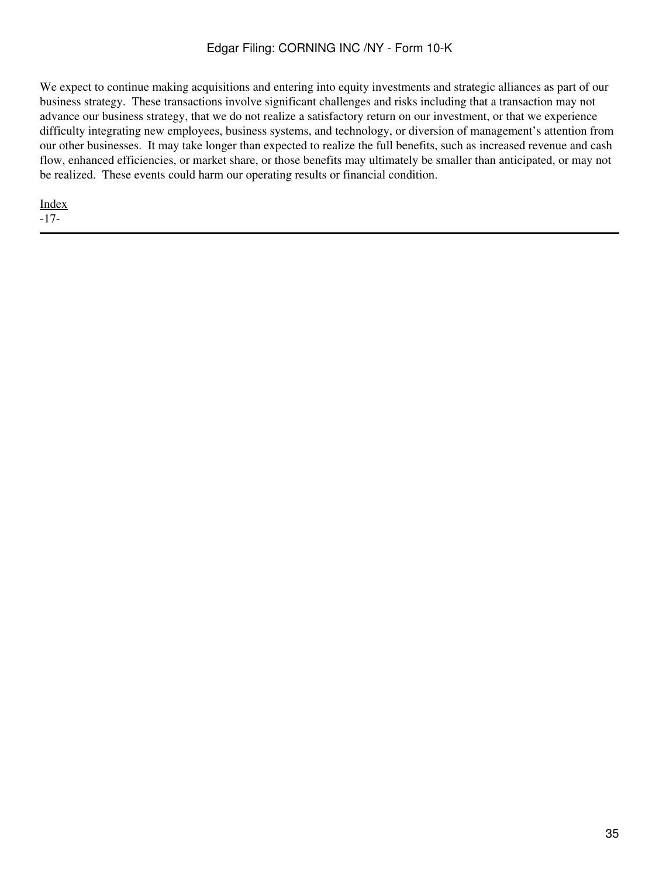We expect to continue making acquisitions and entering into equity investments and strategic alliances as part of our business strategy.  These transactions involve significant challenges and risks including that a transaction may not advance our business strategy, that we do not realize a satisfactory return on our investment, or that we experience difficulty integrating new employees, business systems, and technology, or diversion of management's attention from our other businesses.  It may take longer than expected to realize the full benefits, such as increased revenue and cash flow, enhanced efficiencies, or market share, or those benefits may ultimately be smaller than anticipated, or may not be realized.  These events could harm our operating results or financial condition.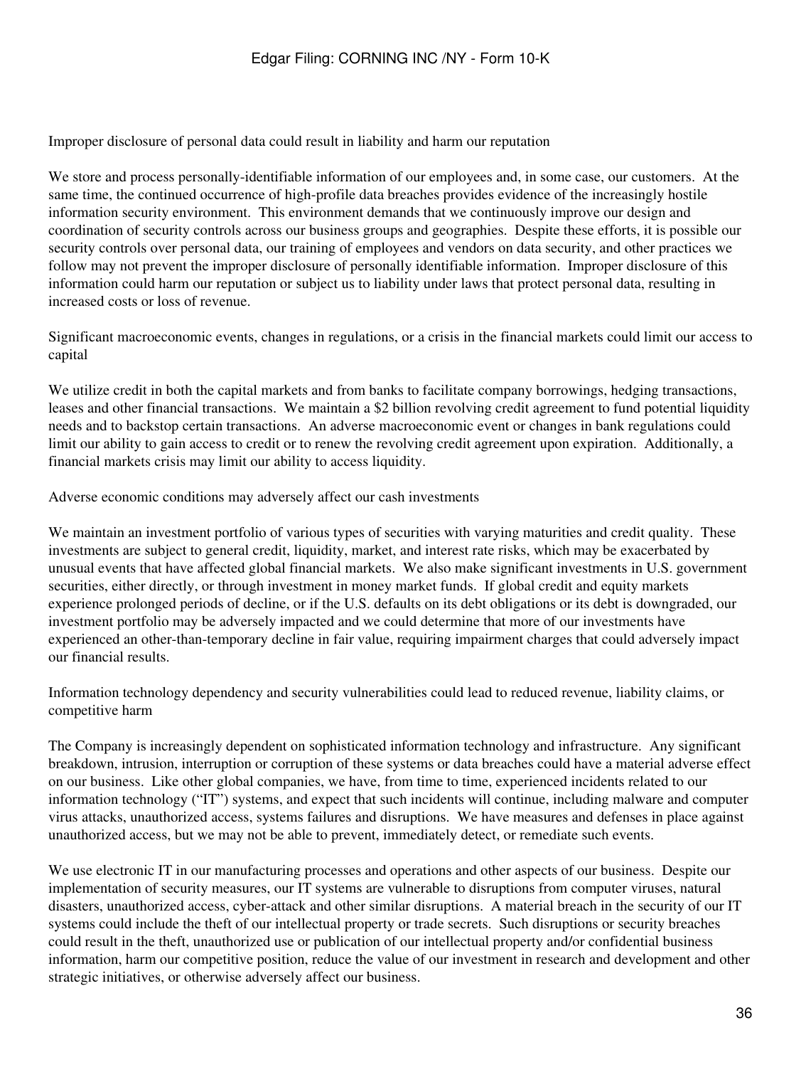Improper disclosure of personal data could result in liability and harm our reputation

We store and process personally-identifiable information of our employees and, in some case, our customers. At the same time, the continued occurrence of high-profile data breaches provides evidence of the increasingly hostile information security environment. This environment demands that we continuously improve our design and coordination of security controls across our business groups and geographies. Despite these efforts, it is possible our security controls over personal data, our training of employees and vendors on data security, and other practices we follow may not prevent the improper disclosure of personally identifiable information. Improper disclosure of this information could harm our reputation or subject us to liability under laws that protect personal data, resulting in increased costs or loss of revenue.

Significant macroeconomic events, changes in regulations, or a crisis in the financial markets could limit our access to capital

We utilize credit in both the capital markets and from banks to facilitate company borrowings, hedging transactions, leases and other financial transactions. We maintain a $2 billion revolving credit agreement to fund potential liquidity needs and to backstop certain transactions. An adverse macroeconomic event or changes in bank regulations could limit our ability to gain access to credit or to renew the revolving credit agreement upon expiration. Additionally, a financial markets crisis may limit our ability to access liquidity.

Adverse economic conditions may adversely affect our cash investments

We maintain an investment portfolio of various types of securities with varying maturities and credit quality. These investments are subject to general credit, liquidity, market, and interest rate risks, which may be exacerbated by unusual events that have affected global financial markets. We also make significant investments in U.S. government securities, either directly, or through investment in money market funds. If global credit and equity markets experience prolonged periods of decline, or if the U.S. defaults on its debt obligations or its debt is downgraded, our investment portfolio may be adversely impacted and we could determine that more of our investments have experienced an other-than-temporary decline in fair value, requiring impairment charges that could adversely impact our financial results.

Information technology dependency and security vulnerabilities could lead to reduced revenue, liability claims, or competitive harm

The Company is increasingly dependent on sophisticated information technology and infrastructure. Any significant breakdown, intrusion, interruption or corruption of these systems or data breaches could have a material adverse effect on our business. Like other global companies, we have, from time to time, experienced incidents related to our information technology ("IT") systems, and expect that such incidents will continue, including malware and computer virus attacks, unauthorized access, systems failures and disruptions. We have measures and defenses in place against unauthorized access, but we may not be able to prevent, immediately detect, or remediate such events.

We use electronic IT in our manufacturing processes and operations and other aspects of our business. Despite our implementation of security measures, our IT systems are vulnerable to disruptions from computer viruses, natural disasters, unauthorized access, cyber-attack and other similar disruptions. A material breach in the security of our IT systems could include the theft of our intellectual property or trade secrets. Such disruptions or security breaches could result in the theft, unauthorized use or publication of our intellectual property and/or confidential business information, harm our competitive position, reduce the value of our investment in research and development and other strategic initiatives, or otherwise adversely affect our business.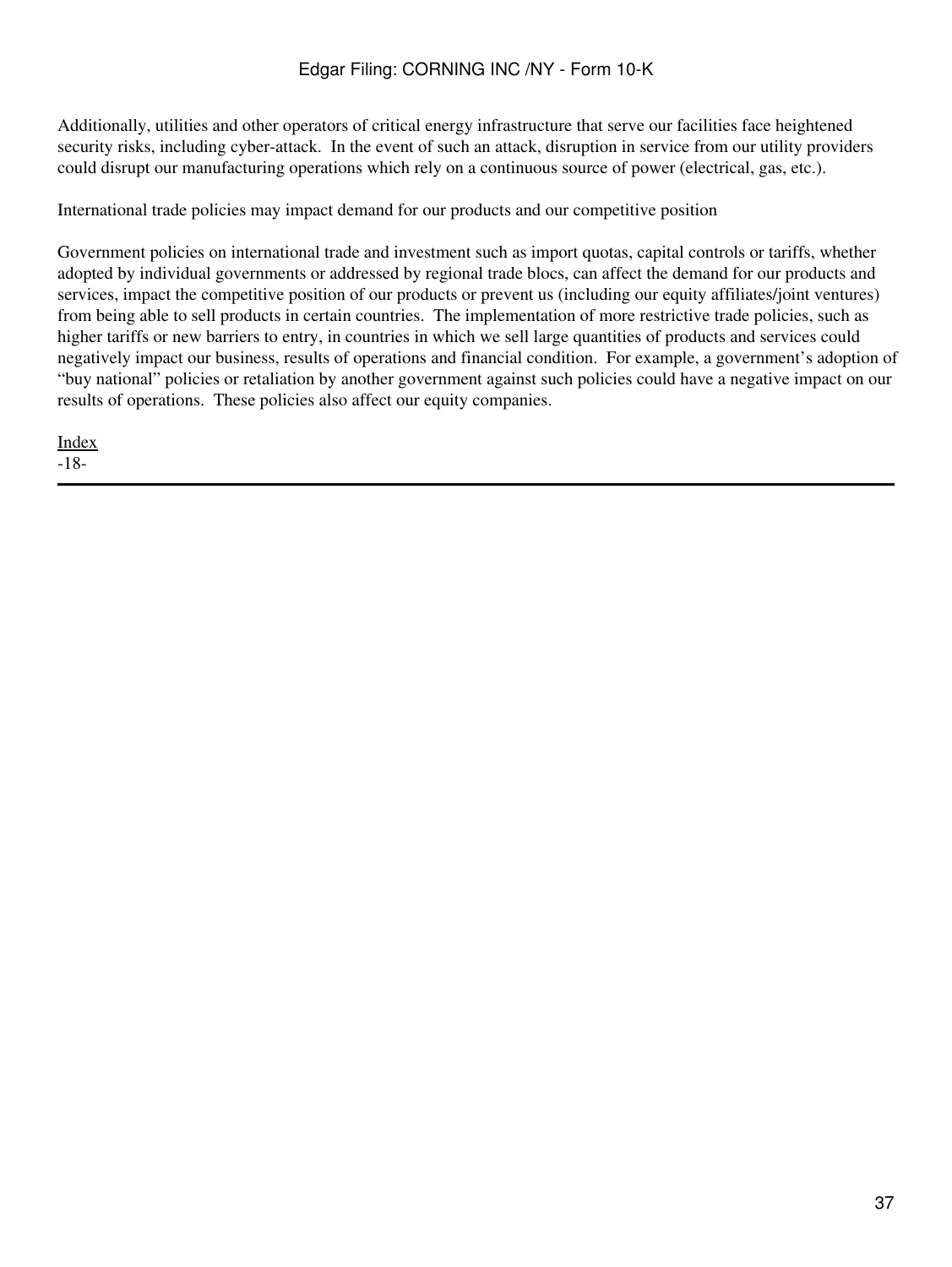Additionally, utilities and other operators of critical energy infrastructure that serve our facilities face heightened security risks, including cyber-attack. In the event of such an attack, disruption in service from our utility providers could disrupt our manufacturing operations which rely on a continuous source of power (electrical, gas, etc.).

International trade policies may impact demand for our products and our competitive position

Government policies on international trade and investment such as import quotas, capital controls or tariffs, whether adopted by individual governments or addressed by regional trade blocs, can affect the demand for our products and services, impact the competitive position of our products or prevent us (including our equity affiliates/joint ventures) from being able to sell products in certain countries. The implementation of more restrictive trade policies, such as higher tariffs or new barriers to entry, in countries in which we sell large quantities of products and services could negatively impact our business, results of operations and financial condition. For example, a government's adoption of "buy national" policies or retaliation by another government against such policies could have a negative impact on our results of operations. These policies also affect our equity companies.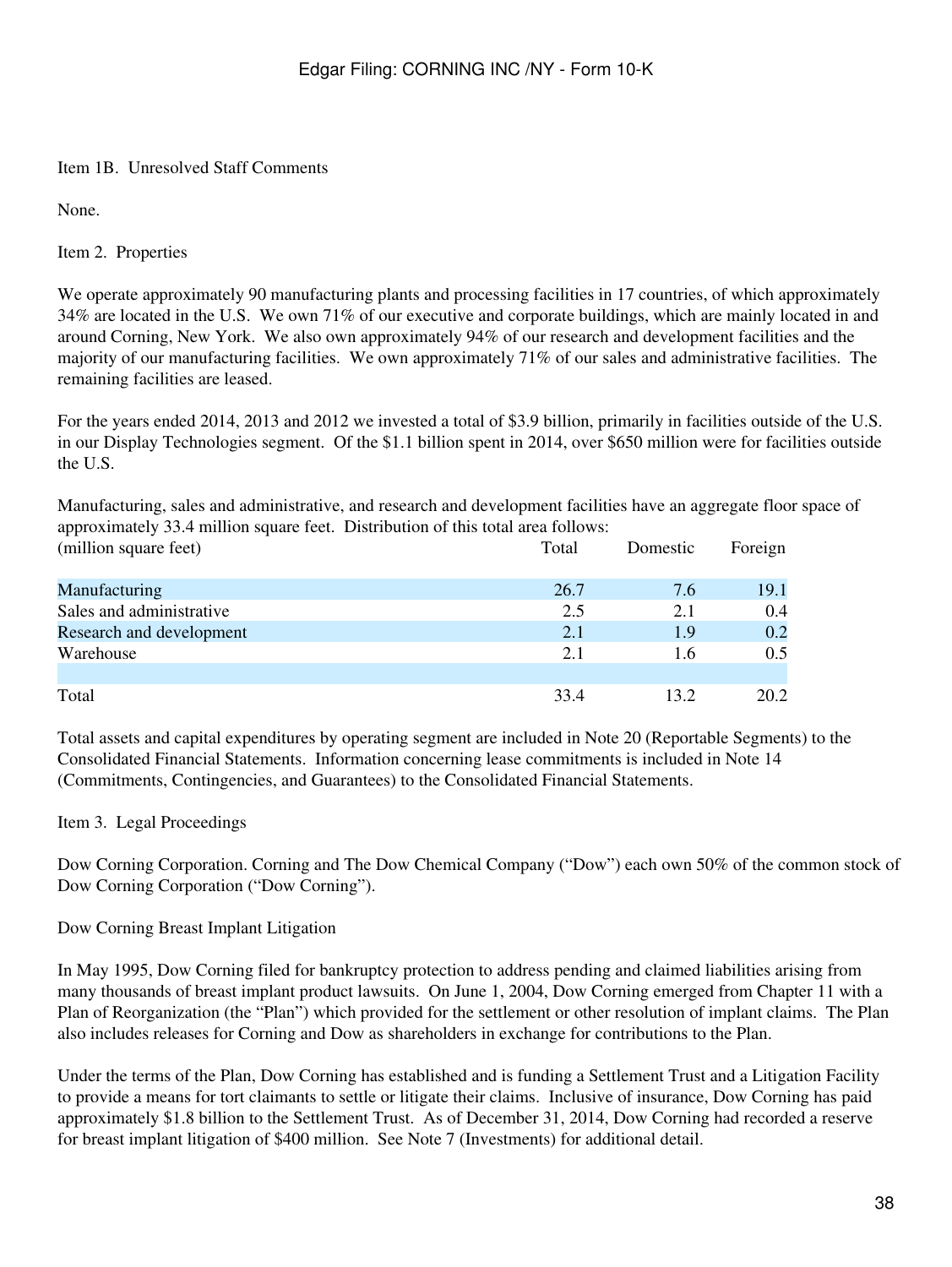## Item 1B. Unresolved Staff Comments

None.

## Item 2. Properties

We operate approximately 90 manufacturing plants and processing facilities in 17 countries, of which approximately 34% are located in the U.S. We own 71% of our executive and corporate buildings, which are mainly located in and around Corning, New York. We also own approximately 94% of our research and development facilities and the majority of our manufacturing facilities. We own approximately 71% of our sales and administrative facilities. The remaining facilities are leased.

For the years ended 2014, 2013 and 2012 we invested a total of \$3.9 billion, primarily in facilities outside of the U.S. in our Display Technologies segment. Of the \$1.1 billion spent in 2014, over \$650 million were for facilities outside the U.S.

Manufacturing, sales and administrative, and research and development facilities have an aggregate floor space of approximately 33.4 million square feet. Distribution of this total area follows:

| (million square feet) | Total | Domestic | Foreign |
|---|---|---|---|
| Manufacturing | 26.7 | 7.6 | 19.1 |
| Sales and administrative | 2.5 | 2.1 | 0.4 |
| Research and development | 2.1 | 1.9 | 0.2 |
| Warehouse | 2.1 | 1.6 | 0.5 |
| Total | 33.4 | 13.2 | 20.2 |

Total assets and capital expenditures by operating segment are included in Note 20 (Reportable Segments) to the Consolidated Financial Statements. Information concerning lease commitments is included in Note 14 (Commitments, Contingencies, and Guarantees) to the Consolidated Financial Statements.

## Item 3. Legal Proceedings

Dow Corning Corporation. Corning and The Dow Chemical Company ("Dow") each own 50% of the common stock of Dow Corning Corporation ("Dow Corning").

Dow Corning Breast Implant Litigation

In May 1995, Dow Corning filed for bankruptcy protection to address pending and claimed liabilities arising from many thousands of breast implant product lawsuits. On June 1, 2004, Dow Corning emerged from Chapter 11 with a Plan of Reorganization (the "Plan") which provided for the settlement or other resolution of implant claims. The Plan also includes releases for Corning and Dow as shareholders in exchange for contributions to the Plan.

Under the terms of the Plan, Dow Corning has established and is funding a Settlement Trust and a Litigation Facility to provide a means for tort claimants to settle or litigate their claims. Inclusive of insurance, Dow Corning has paid approximately \$1.8 billion to the Settlement Trust. As of December 31, 2014, Dow Corning had recorded a reserve for breast implant litigation of \$400 million. See Note 7 (Investments) for additional detail.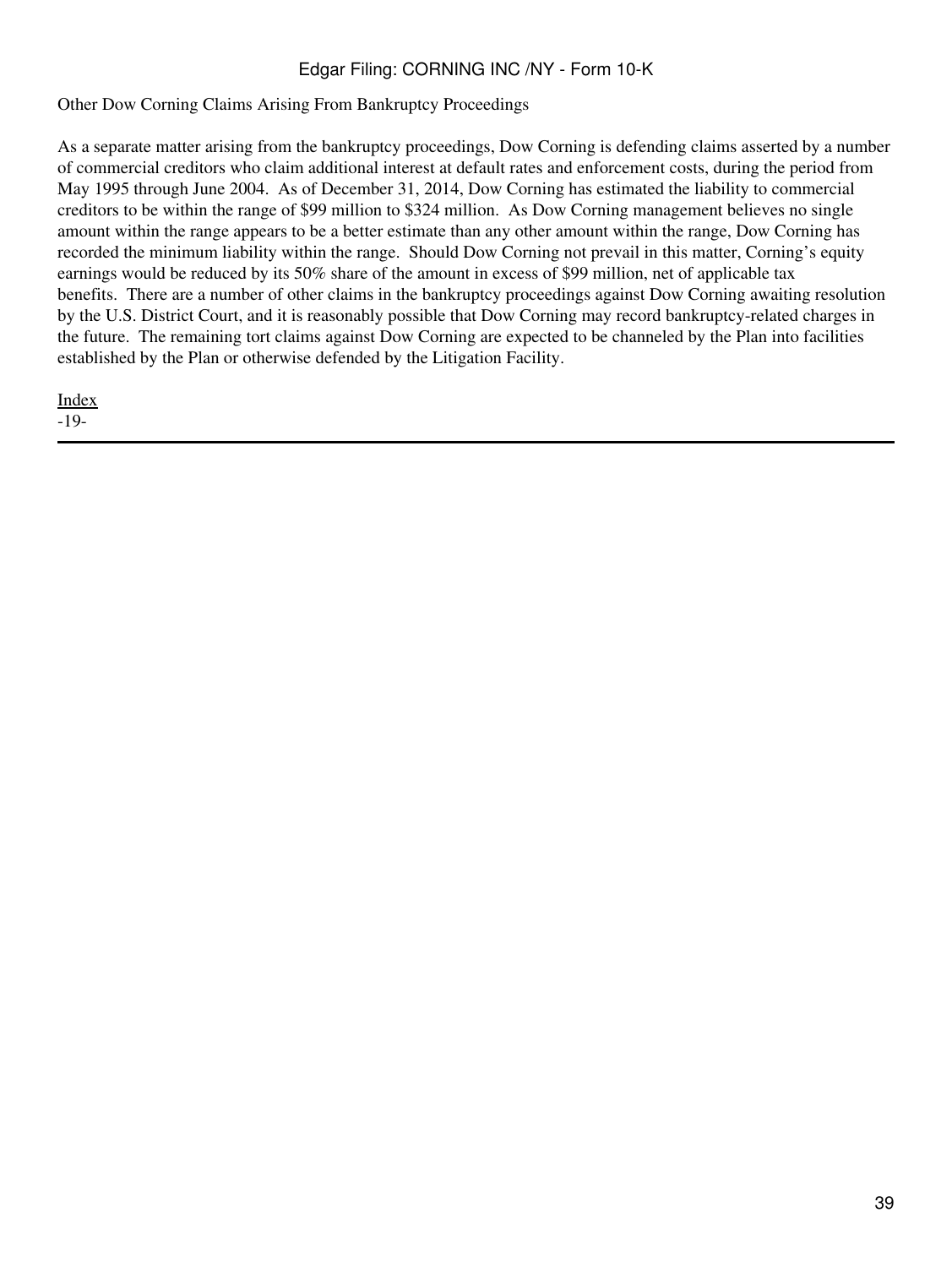Other Dow Corning Claims Arising From Bankruptcy Proceedings

As a separate matter arising from the bankruptcy proceedings, Dow Corning is defending claims asserted by a number of commercial creditors who claim additional interest at default rates and enforcement costs, during the period from May 1995 through June 2004. As of December 31, 2014, Dow Corning has estimated the liability to commercial creditors to be within the range of $99 million to $324 million. As Dow Corning management believes no single amount within the range appears to be a better estimate than any other amount within the range, Dow Corning has recorded the minimum liability within the range. Should Dow Corning not prevail in this matter, Corning's equity earnings would be reduced by its 50% share of the amount in excess of $99 million, net of applicable tax benefits. There are a number of other claims in the bankruptcy proceedings against Dow Corning awaiting resolution by the U.S. District Court, and it is reasonably possible that Dow Corning may record bankruptcy-related charges in the future. The remaining tort claims against Dow Corning are expected to be channeled by the Plan into facilities established by the Plan or otherwise defended by the Litigation Facility.

Index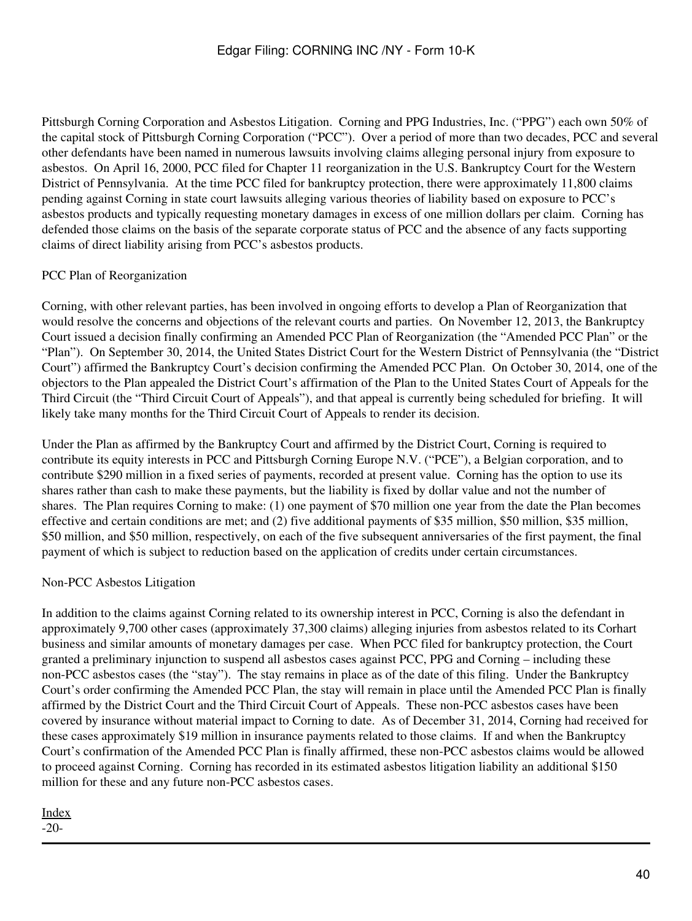Pittsburgh Corning Corporation and Asbestos Litigation. Corning and PPG Industries, Inc. ("PPG") each own 50% of the capital stock of Pittsburgh Corning Corporation ("PCC"). Over a period of more than two decades, PCC and several other defendants have been named in numerous lawsuits involving claims alleging personal injury from exposure to asbestos. On April 16, 2000, PCC filed for Chapter 11 reorganization in the U.S. Bankruptcy Court for the Western District of Pennsylvania. At the time PCC filed for bankruptcy protection, there were approximately 11,800 claims pending against Corning in state court lawsuits alleging various theories of liability based on exposure to PCC's asbestos products and typically requesting monetary damages in excess of one million dollars per claim. Corning has defended those claims on the basis of the separate corporate status of PCC and the absence of any facts supporting claims of direct liability arising from PCC's asbestos products.

PCC Plan of Reorganization

Corning, with other relevant parties, has been involved in ongoing efforts to develop a Plan of Reorganization that would resolve the concerns and objections of the relevant courts and parties. On November 12, 2013, the Bankruptcy Court issued a decision finally confirming an Amended PCC Plan of Reorganization (the "Amended PCC Plan" or the "Plan"). On September 30, 2014, the United States District Court for the Western District of Pennsylvania (the "District Court") affirmed the Bankruptcy Court's decision confirming the Amended PCC Plan. On October 30, 2014, one of the objectors to the Plan appealed the District Court's affirmation of the Plan to the United States Court of Appeals for the Third Circuit (the "Third Circuit Court of Appeals"), and that appeal is currently being scheduled for briefing. It will likely take many months for the Third Circuit Court of Appeals to render its decision.

Under the Plan as affirmed by the Bankruptcy Court and affirmed by the District Court, Corning is required to contribute its equity interests in PCC and Pittsburgh Corning Europe N.V. ("PCE"), a Belgian corporation, and to contribute $290 million in a fixed series of payments, recorded at present value. Corning has the option to use its shares rather than cash to make these payments, but the liability is fixed by dollar value and not the number of shares. The Plan requires Corning to make: (1) one payment of $70 million one year from the date the Plan becomes effective and certain conditions are met; and (2) five additional payments of $35 million, $50 million, $35 million, $50 million, and $50 million, respectively, on each of the five subsequent anniversaries of the first payment, the final payment of which is subject to reduction based on the application of credits under certain circumstances.

Non-PCC Asbestos Litigation

In addition to the claims against Corning related to its ownership interest in PCC, Corning is also the defendant in approximately 9,700 other cases (approximately 37,300 claims) alleging injuries from asbestos related to its Corhart business and similar amounts of monetary damages per case. When PCC filed for bankruptcy protection, the Court granted a preliminary injunction to suspend all asbestos cases against PCC, PPG and Corning – including these non-PCC asbestos cases (the "stay"). The stay remains in place as of the date of this filing. Under the Bankruptcy Court's order confirming the Amended PCC Plan, the stay will remain in place until the Amended PCC Plan is finally affirmed by the District Court and the Third Circuit Court of Appeals. These non-PCC asbestos cases have been covered by insurance without material impact to Corning to date. As of December 31, 2014, Corning had received for these cases approximately $19 million in insurance payments related to those claims. If and when the Bankruptcy Court's confirmation of the Amended PCC Plan is finally affirmed, these non-PCC asbestos claims would be allowed to proceed against Corning. Corning has recorded in its estimated asbestos litigation liability an additional $150 million for these and any future non-PCC asbestos cases.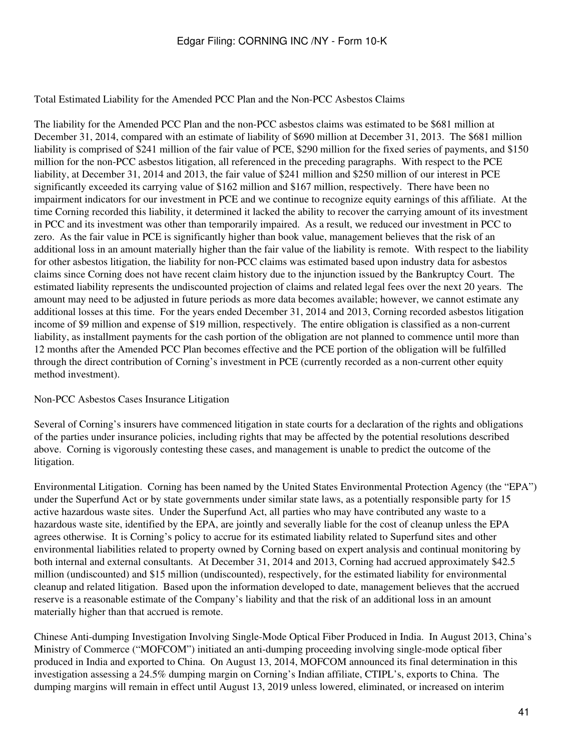Total Estimated Liability for the Amended PCC Plan and the Non-PCC Asbestos Claims

The liability for the Amended PCC Plan and the non-PCC asbestos claims was estimated to be $681 million at December 31, 2014, compared with an estimate of liability of $690 million at December 31, 2013. The $681 million liability is comprised of $241 million of the fair value of PCE, $290 million for the fixed series of payments, and $150 million for the non-PCC asbestos litigation, all referenced in the preceding paragraphs. With respect to the PCE liability, at December 31, 2014 and 2013, the fair value of $241 million and $250 million of our interest in PCE significantly exceeded its carrying value of $162 million and $167 million, respectively. There have been no impairment indicators for our investment in PCE and we continue to recognize equity earnings of this affiliate. At the time Corning recorded this liability, it determined it lacked the ability to recover the carrying amount of its investment in PCC and its investment was other than temporarily impaired. As a result, we reduced our investment in PCC to zero. As the fair value in PCE is significantly higher than book value, management believes that the risk of an additional loss in an amount materially higher than the fair value of the liability is remote. With respect to the liability for other asbestos litigation, the liability for non-PCC claims was estimated based upon industry data for asbestos claims since Corning does not have recent claim history due to the injunction issued by the Bankruptcy Court. The estimated liability represents the undiscounted projection of claims and related legal fees over the next 20 years. The amount may need to be adjusted in future periods as more data becomes available; however, we cannot estimate any additional losses at this time. For the years ended December 31, 2014 and 2013, Corning recorded asbestos litigation income of $9 million and expense of $19 million, respectively. The entire obligation is classified as a non-current liability, as installment payments for the cash portion of the obligation are not planned to commence until more than 12 months after the Amended PCC Plan becomes effective and the PCE portion of the obligation will be fulfilled through the direct contribution of Corning's investment in PCE (currently recorded as a non-current other equity method investment).

Non-PCC Asbestos Cases Insurance Litigation

Several of Corning's insurers have commenced litigation in state courts for a declaration of the rights and obligations of the parties under insurance policies, including rights that may be affected by the potential resolutions described above. Corning is vigorously contesting these cases, and management is unable to predict the outcome of the litigation.

Environmental Litigation. Corning has been named by the United States Environmental Protection Agency (the "EPA") under the Superfund Act or by state governments under similar state laws, as a potentially responsible party for 15 active hazardous waste sites. Under the Superfund Act, all parties who may have contributed any waste to a hazardous waste site, identified by the EPA, are jointly and severally liable for the cost of cleanup unless the EPA agrees otherwise. It is Corning's policy to accrue for its estimated liability related to Superfund sites and other environmental liabilities related to property owned by Corning based on expert analysis and continual monitoring by both internal and external consultants. At December 31, 2014 and 2013, Corning had accrued approximately $42.5 million (undiscounted) and $15 million (undiscounted), respectively, for the estimated liability for environmental cleanup and related litigation. Based upon the information developed to date, management believes that the accrued reserve is a reasonable estimate of the Company's liability and that the risk of an additional loss in an amount materially higher than that accrued is remote.

Chinese Anti-dumping Investigation Involving Single-Mode Optical Fiber Produced in India. In August 2013, China's Ministry of Commerce ("MOFCOM") initiated an anti-dumping proceeding involving single-mode optical fiber produced in India and exported to China. On August 13, 2014, MOFCOM announced its final determination in this investigation assessing a 24.5% dumping margin on Corning's Indian affiliate, CTIPL's, exports to China. The dumping margins will remain in effect until August 13, 2019 unless lowered, eliminated, or increased on interim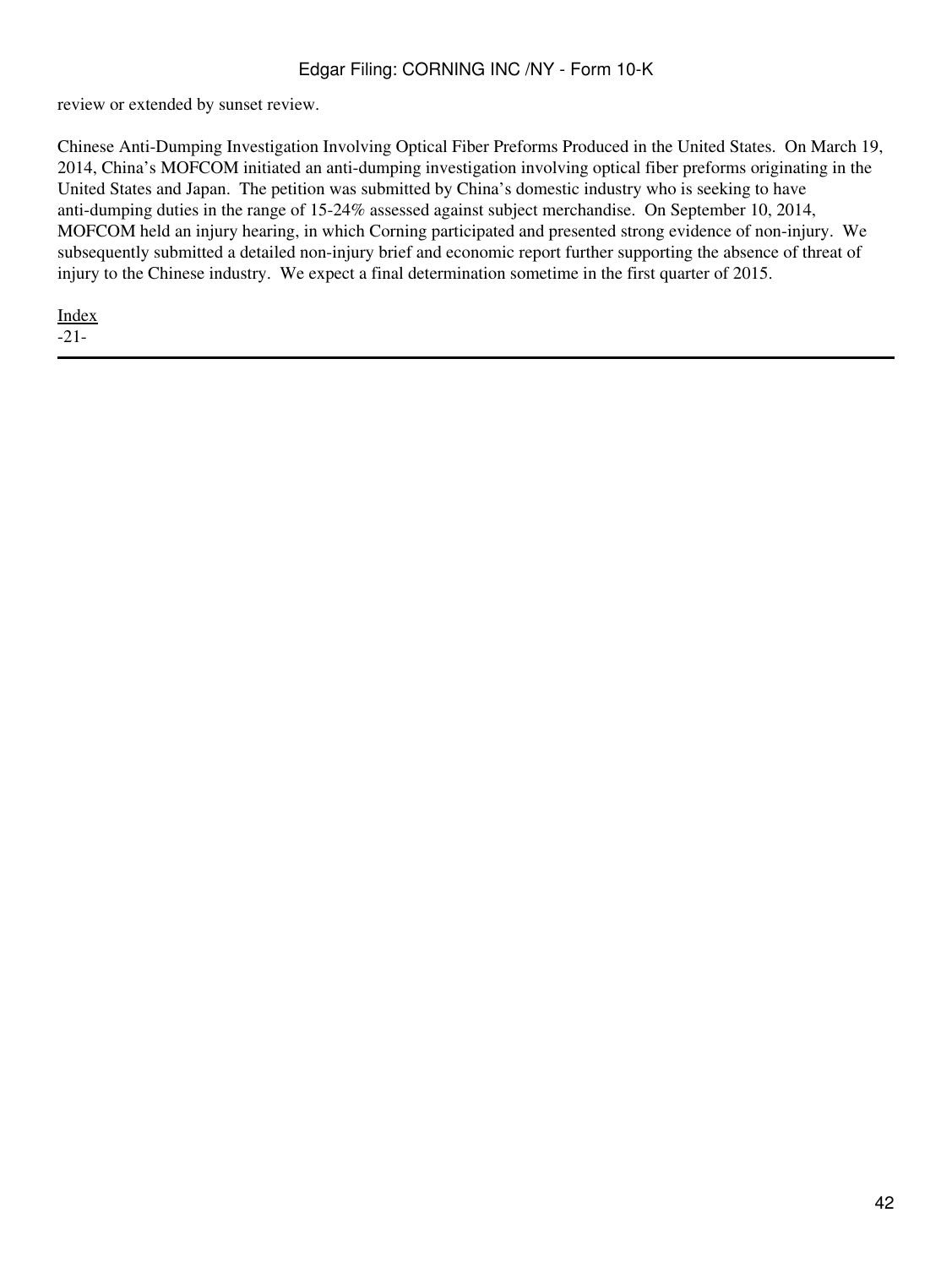review or extended by sunset review.

Chinese Anti-Dumping Investigation Involving Optical Fiber Preforms Produced in the United States. On March 19, 2014, China's MOFCOM initiated an anti-dumping investigation involving optical fiber preforms originating in the United States and Japan. The petition was submitted by China's domestic industry who is seeking to have anti-dumping duties in the range of 15-24% assessed against subject merchandise. On September 10, 2014, MOFCOM held an injury hearing, in which Corning participated and presented strong evidence of non-injury. We subsequently submitted a detailed non-injury brief and economic report further supporting the absence of threat of injury to the Chinese industry. We expect a final determination sometime in the first quarter of 2015.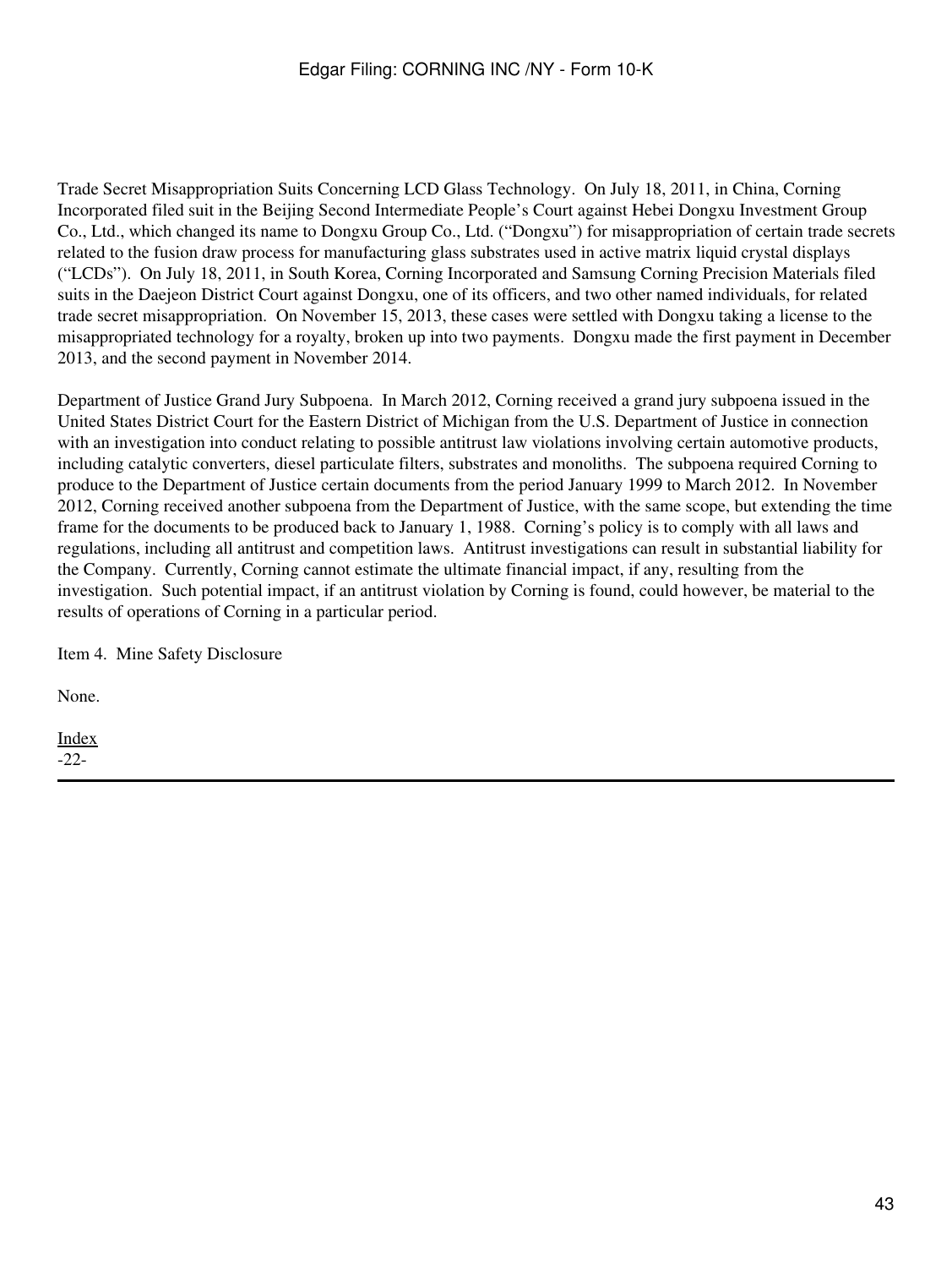Trade Secret Misappropriation Suits Concerning LCD Glass Technology.  On July 18, 2011, in China, Corning Incorporated filed suit in the Beijing Second Intermediate People's Court against Hebei Dongxu Investment Group Co., Ltd., which changed its name to Dongxu Group Co., Ltd. ("Dongxu") for misappropriation of certain trade secrets related to the fusion draw process for manufacturing glass substrates used in active matrix liquid crystal displays ("LCDs").  On July 18, 2011, in South Korea, Corning Incorporated and Samsung Corning Precision Materials filed suits in the Daejeon District Court against Dongxu, one of its officers, and two other named individuals, for related trade secret misappropriation.  On November 15, 2013, these cases were settled with Dongxu taking a license to the misappropriated technology for a royalty, broken up into two payments.  Dongxu made the first payment in December 2013, and the second payment in November 2014.

Department of Justice Grand Jury Subpoena.  In March 2012, Corning received a grand jury subpoena issued in the United States District Court for the Eastern District of Michigan from the U.S. Department of Justice in connection with an investigation into conduct relating to possible antitrust law violations involving certain automotive products, including catalytic converters, diesel particulate filters, substrates and monoliths.  The subpoena required Corning to produce to the Department of Justice certain documents from the period January 1999 to March 2012.  In November 2012, Corning received another subpoena from the Department of Justice, with the same scope, but extending the time frame for the documents to be produced back to January 1, 1988.  Corning's policy is to comply with all laws and regulations, including all antitrust and competition laws.  Antitrust investigations can result in substantial liability for the Company.  Currently, Corning cannot estimate the ultimate financial impact, if any, resulting from the investigation.  Such potential impact, if an antitrust violation by Corning is found, could however, be material to the results of operations of Corning in a particular period.

Item 4.  Mine Safety Disclosure

None.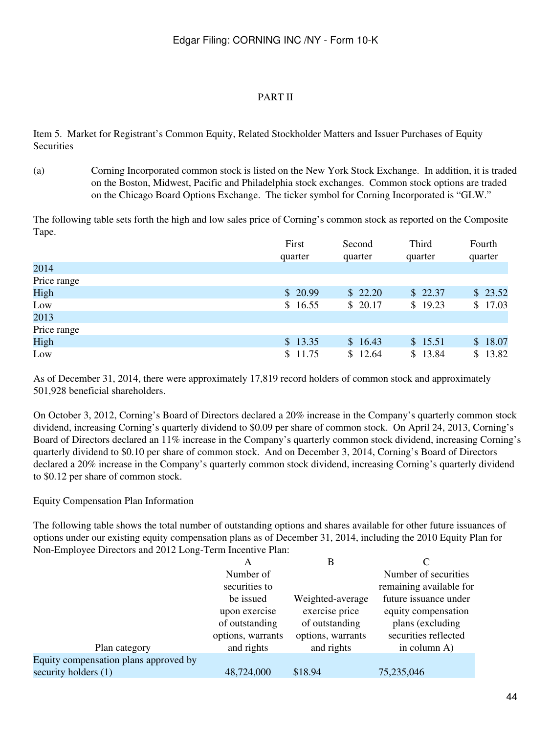# PART II

## Item 5. Market for Registrant's Common Equity, Related Stockholder Matters and Issuer Purchases of Equity Securities

(a) Corning Incorporated common stock is listed on the New York Stock Exchange. In addition, it is traded on the Boston, Midwest, Pacific and Philadelphia stock exchanges. Common stock options are traded on the Chicago Board Options Exchange. The ticker symbol for Corning Incorporated is "GLW."

The following table sets forth the high and low sales price of Corning's common stock as reported on the Composite Tape.

| | First quarter | Second quarter | Third quarter | Fourth quarter |
|---|---|---|---|---|
| 2014 | | | | |
| Price range | | | | |
| High | $ 20.99 | $ 22.20 | $ 22.37 | $ 23.52 |
| Low | $ 16.55 | $ 20.17 | $ 19.23 | $ 17.03 |
| 2013 | | | | |
| Price range | | | | |
| High | $ 13.35 | $ 16.43 | $ 15.51 | $ 18.07 |
| Low | $ 11.75 | $ 12.64 | $ 13.84 | $ 13.82 |

As of December 31, 2014, there were approximately 17,819 record holders of common stock and approximately 501,928 beneficial shareholders.

On October 3, 2012, Corning's Board of Directors declared a 20% increase in the Company's quarterly common stock dividend, increasing Corning's quarterly dividend to $0.09 per share of common stock. On April 24, 2013, Corning's Board of Directors declared an 11% increase in the Company's quarterly common stock dividend, increasing Corning's quarterly dividend to $0.10 per share of common stock. And on December 3, 2014, Corning's Board of Directors declared a 20% increase in the Company's quarterly common stock dividend, increasing Corning's quarterly dividend to $0.12 per share of common stock.

Equity Compensation Plan Information

The following table shows the total number of outstanding options and shares available for other future issuances of options under our existing equity compensation plans as of December 31, 2014, including the 2010 Equity Plan for Non-Employee Directors and 2012 Long-Term Incentive Plan:

| Plan category | A<br>Number of securities to be issued upon exercise of outstanding options, warrants and rights | B<br>Weighted-average exercise price of outstanding options, warrants and rights | C<br>Number of securities remaining available for future issuance under equity compensation plans (excluding securities reflected in column A) |
|---|---|---|---|
| Equity compensation plans approved by security holders (1) | 48,724,000 | $18.94 | 75,235,046 |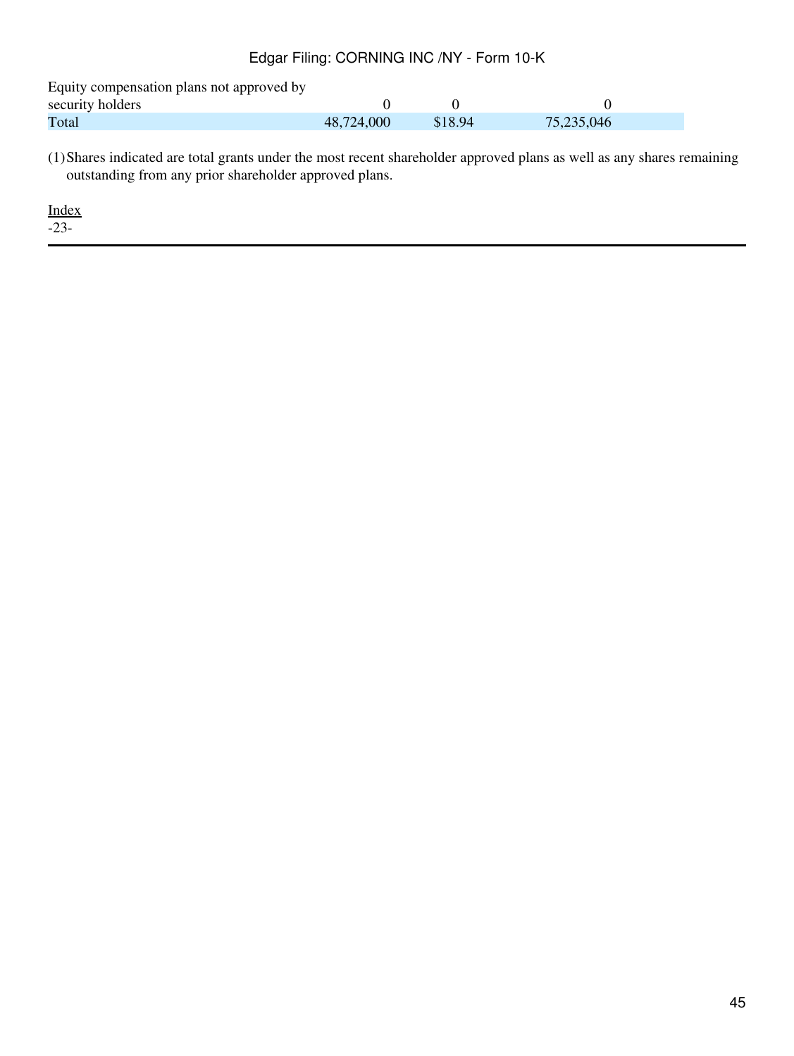| | | | |
|---|---|---|---|
| Equity compensation plans not approved by security holders | 0 | 0 | 0 |
| Total | 48,724,000 | $18.94 | 75,235,046 |

(1) Shares indicated are total grants under the most recent shareholder approved plans as well as any shares remaining outstanding from any prior shareholder approved plans.

Index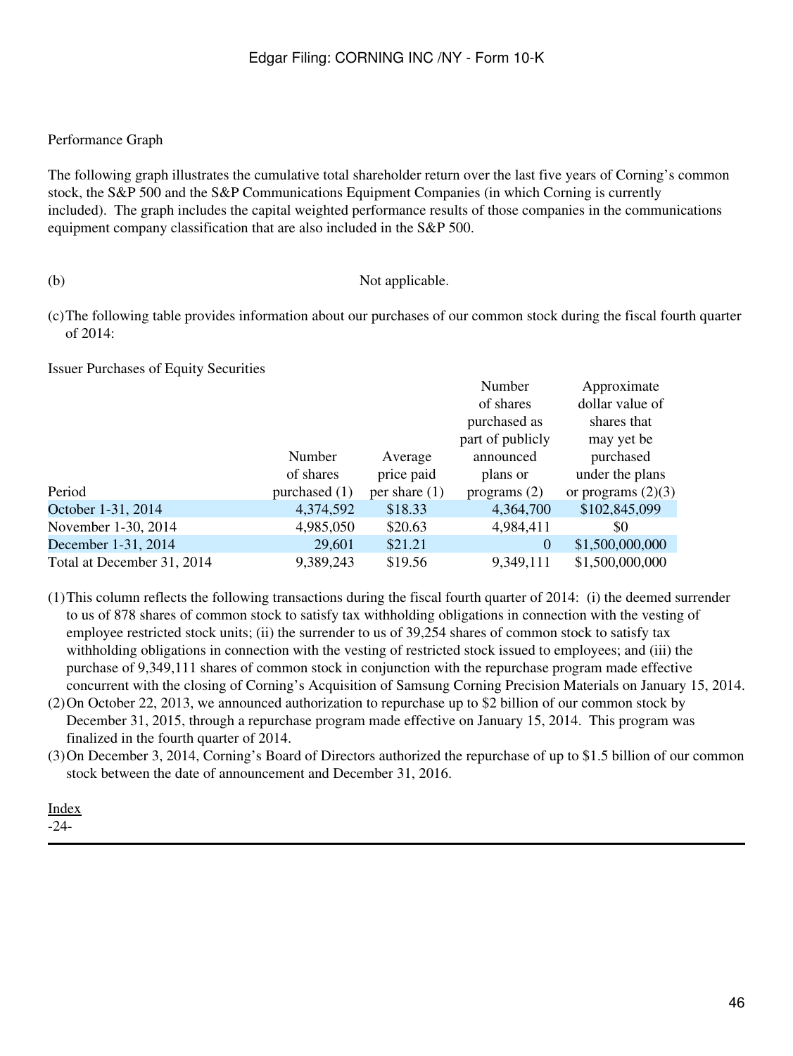Performance Graph

The following graph illustrates the cumulative total shareholder return over the last five years of Corning's common stock, the S&P 500 and the S&P Communications Equipment Companies (in which Corning is currently included). The graph includes the capital weighted performance results of those companies in the communications equipment company classification that are also included in the S&P 500.

(b) Not applicable.

(c) The following table provides information about our purchases of our common stock during the fiscal fourth quarter of 2014:

Issuer Purchases of Equity Securities

| Period | Number of shares purchased (1) | Average price paid per share (1) | Number of shares purchased as part of publicly announced plans or programs (2) | Approximate dollar value of shares that may yet be purchased under the plans or programs (2)(3) |
|---|---|---|---|---|
| October 1-31, 2014 | 4,374,592 | $18.33 | 4,364,700 | $102,845,099 |
| November 1-30, 2014 | 4,985,050 | $20.63 | 4,984,411 | $0 |
| December 1-31, 2014 | 29,601 | $21.21 | 0 | $1,500,000,000 |
| Total at December 31, 2014 | 9,389,243 | $19.56 | 9,349,111 | $1,500,000,000 |

(1) This column reflects the following transactions during the fiscal fourth quarter of 2014: (i) the deemed surrender to us of 878 shares of common stock to satisfy tax withholding obligations in connection with the vesting of employee restricted stock units; (ii) the surrender to us of 39,254 shares of common stock to satisfy tax withholding obligations in connection with the vesting of restricted stock issued to employees; and (iii) the purchase of 9,349,111 shares of common stock in conjunction with the repurchase program made effective concurrent with the closing of Corning's Acquisition of Samsung Corning Precision Materials on January 15, 2014.

(2) On October 22, 2013, we announced authorization to repurchase up to $2 billion of our common stock by December 31, 2015, through a repurchase program made effective on January 15, 2014. This program was finalized in the fourth quarter of 2014.

(3) On December 3, 2014, Corning's Board of Directors authorized the repurchase of up to $1.5 billion of our common stock between the date of announcement and December 31, 2016.

Index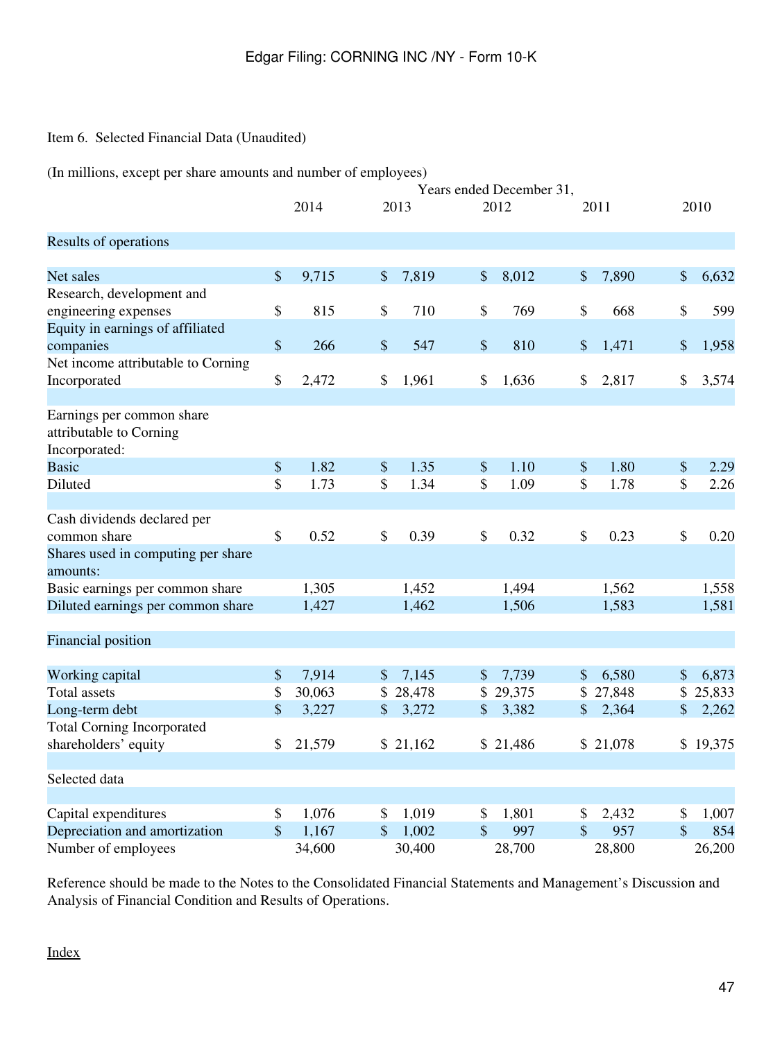Item 6. Selected Financial Data (Unaudited)

(In millions, except per share amounts and number of employees)

| | Years ended December 31, | | | | |
|---|---|---|---|---|---|
| | 2014 | 2013 | 2012 | 2011 | 2010 |
| **Results of operations** | | | | | |
| Net sales | $ 9,715 | $ 7,819 | $ 8,012 | $ 7,890 | $ 6,632 |
| Research, development and engineering expenses | $ 815 | $ 710 | $ 769 | $ 668 | $ 599 |
| Equity in earnings of affiliated companies | $ 266 | $ 547 | $ 810 | $ 1,471 | $ 1,958 |
| Net income attributable to Corning Incorporated | $ 2,472 | $ 1,961 | $ 1,636 | $ 2,817 | $ 3,574 |
| | | | | | |
| Earnings per common share attributable to Corning Incorporated: | | | | | |
| Basic | $ 1.82 | $ 1.35 | $ 1.10 | $ 1.80 | $ 2.29 |
| Diluted | $ 1.73 | $ 1.34 | $ 1.09 | $ 1.78 | $ 2.26 |
| | | | | | |
| Cash dividends declared per common share | $ 0.52 | $ 0.39 | $ 0.32 | $ 0.23 | $ 0.20 |
| Shares used in computing per share amounts: | | | | | |
| Basic earnings per common share | 1,305 | 1,452 | 1,494 | 1,562 | 1,558 |
| Diluted earnings per common share | 1,427 | 1,462 | 1,506 | 1,583 | 1,581 |
| **Financial position** | | | | | |
| Working capital | $ 7,914 | $ 7,145 | $ 7,739 | $ 6,580 | $ 6,873 |
| Total assets | $ 30,063 | $ 28,478 | $ 29,375 | $ 27,848 | $ 25,833 |
| Long-term debt | $ 3,227 | $ 3,272 | $ 3,382 | $ 2,364 | $ 2,262 |
| Total Corning Incorporated shareholders' equity | $ 21,579 | $ 21,162 | $ 21,486 | $ 21,078 | $ 19,375 |
| **Selected data** | | | | | |
| Capital expenditures | $ 1,076 | $ 1,019 | $ 1,801 | $ 2,432 | $ 1,007 |
| Depreciation and amortization | $ 1,167 | $ 1,002 | $ 997 | $ 957 | $ 854 |
| Number of employees | 34,600 | 30,400 | 28,700 | 28,800 | 26,200 |

Reference should be made to the Notes to the Consolidated Financial Statements and Management's Discussion and Analysis of Financial Condition and Results of Operations.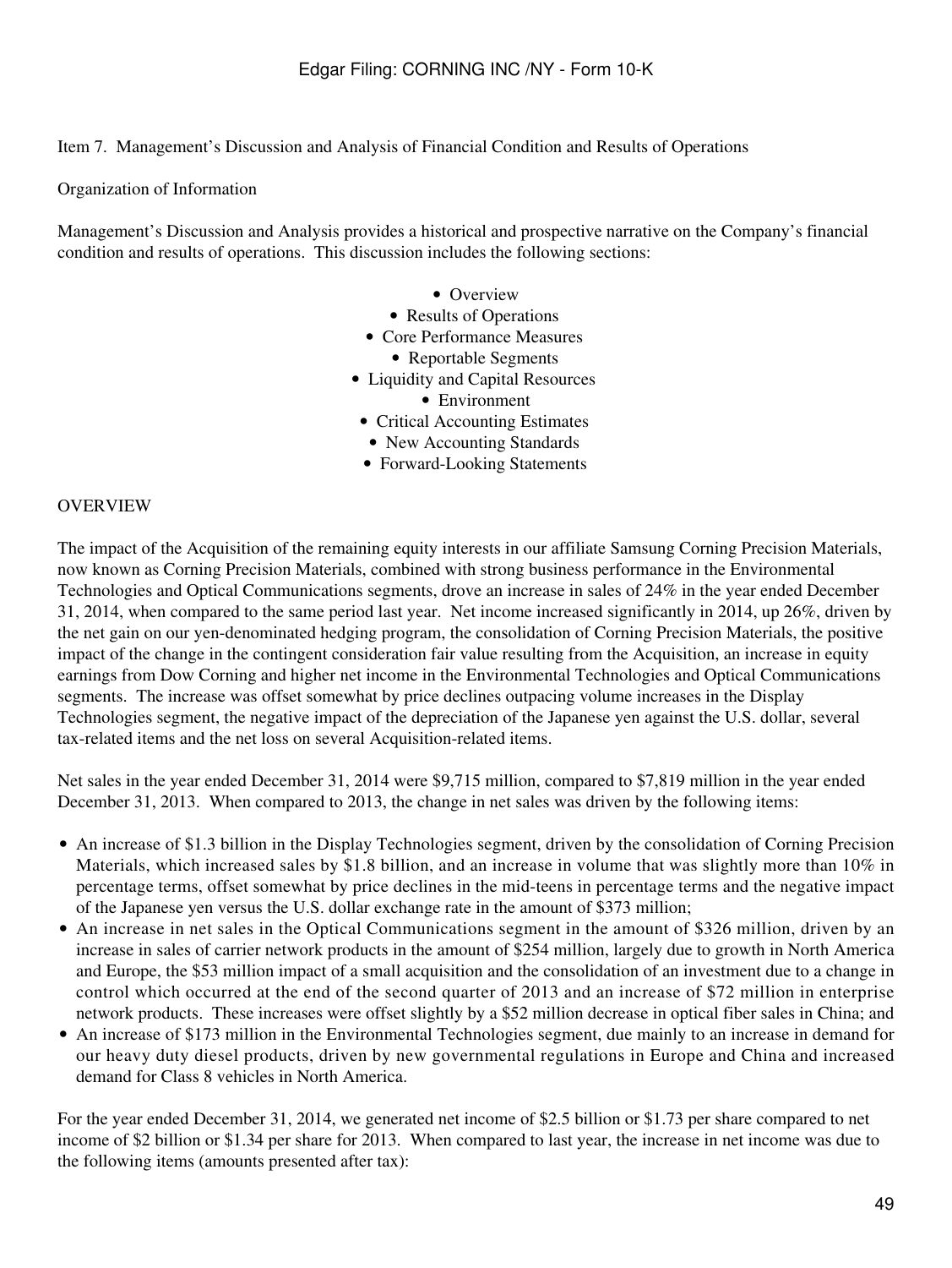Item 7. Management's Discussion and Analysis of Financial Condition and Results of Operations

Organization of Information

Management's Discussion and Analysis provides a historical and prospective narrative on the Company's financial condition and results of operations. This discussion includes the following sections:

- Overview
- Results of Operations
- Core Performance Measures
- Reportable Segments
- Liquidity and Capital Resources
- Environment
- Critical Accounting Estimates
- New Accounting Standards
- Forward-Looking Statements

## OVERVIEW

The impact of the Acquisition of the remaining equity interests in our affiliate Samsung Corning Precision Materials, now known as Corning Precision Materials, combined with strong business performance in the Environmental Technologies and Optical Communications segments, drove an increase in sales of 24% in the year ended December 31, 2014, when compared to the same period last year. Net income increased significantly in 2014, up 26%, driven by the net gain on our yen-denominated hedging program, the consolidation of Corning Precision Materials, the positive impact of the change in the contingent consideration fair value resulting from the Acquisition, an increase in equity earnings from Dow Corning and higher net income in the Environmental Technologies and Optical Communications segments. The increase was offset somewhat by price declines outpacing volume increases in the Display Technologies segment, the negative impact of the depreciation of the Japanese yen against the U.S. dollar, several tax-related items and the net loss on several Acquisition-related items.

Net sales in the year ended December 31, 2014 were $9,715 million, compared to $7,819 million in the year ended December 31, 2013. When compared to 2013, the change in net sales was driven by the following items:

- An increase of $1.3 billion in the Display Technologies segment, driven by the consolidation of Corning Precision Materials, which increased sales by $1.8 billion, and an increase in volume that was slightly more than 10% in percentage terms, offset somewhat by price declines in the mid-teens in percentage terms and the negative impact of the Japanese yen versus the U.S. dollar exchange rate in the amount of $373 million;
- An increase in net sales in the Optical Communications segment in the amount of $326 million, driven by an increase in sales of carrier network products in the amount of $254 million, largely due to growth in North America and Europe, the $53 million impact of a small acquisition and the consolidation of an investment due to a change in control which occurred at the end of the second quarter of 2013 and an increase of $72 million in enterprise network products. These increases were offset slightly by a $52 million decrease in optical fiber sales in China; and
- An increase of $173 million in the Environmental Technologies segment, due mainly to an increase in demand for our heavy duty diesel products, driven by new governmental regulations in Europe and China and increased demand for Class 8 vehicles in North America.

For the year ended December 31, 2014, we generated net income of $2.5 billion or $1.73 per share compared to net income of $2 billion or $1.34 per share for 2013. When compared to last year, the increase in net income was due to the following items (amounts presented after tax):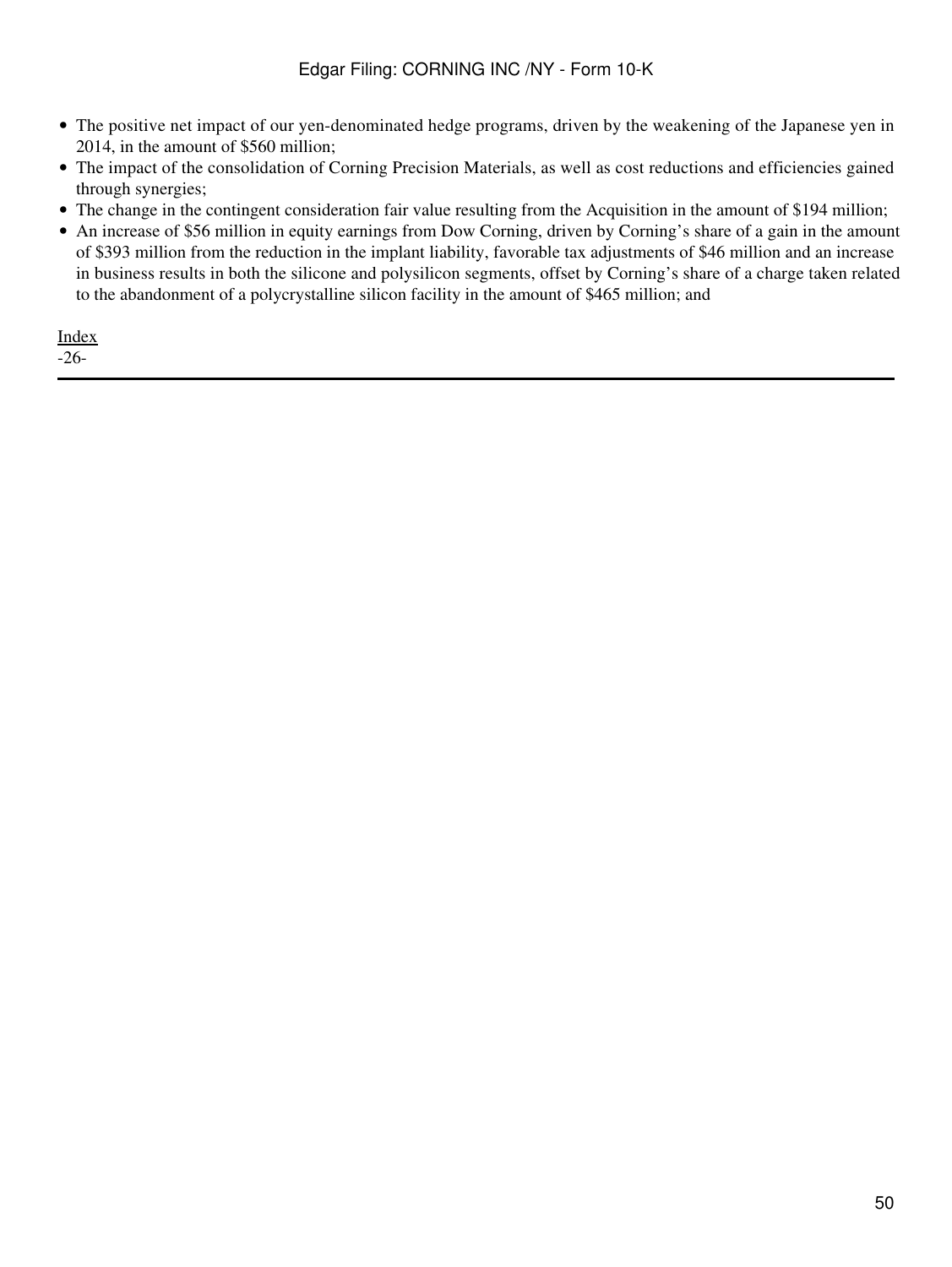- The positive net impact of our yen-denominated hedge programs, driven by the weakening of the Japanese yen in 2014, in the amount of $560 million;
- The impact of the consolidation of Corning Precision Materials, as well as cost reductions and efficiencies gained through synergies;
- The change in the contingent consideration fair value resulting from the Acquisition in the amount of $194 million;
- An increase of $56 million in equity earnings from Dow Corning, driven by Corning's share of a gain in the amount of $393 million from the reduction in the implant liability, favorable tax adjustments of $46 million and an increase in business results in both the silicone and polysilicon segments, offset by Corning's share of a charge taken related to the abandonment of a polycrystalline silicon facility in the amount of $465 million; and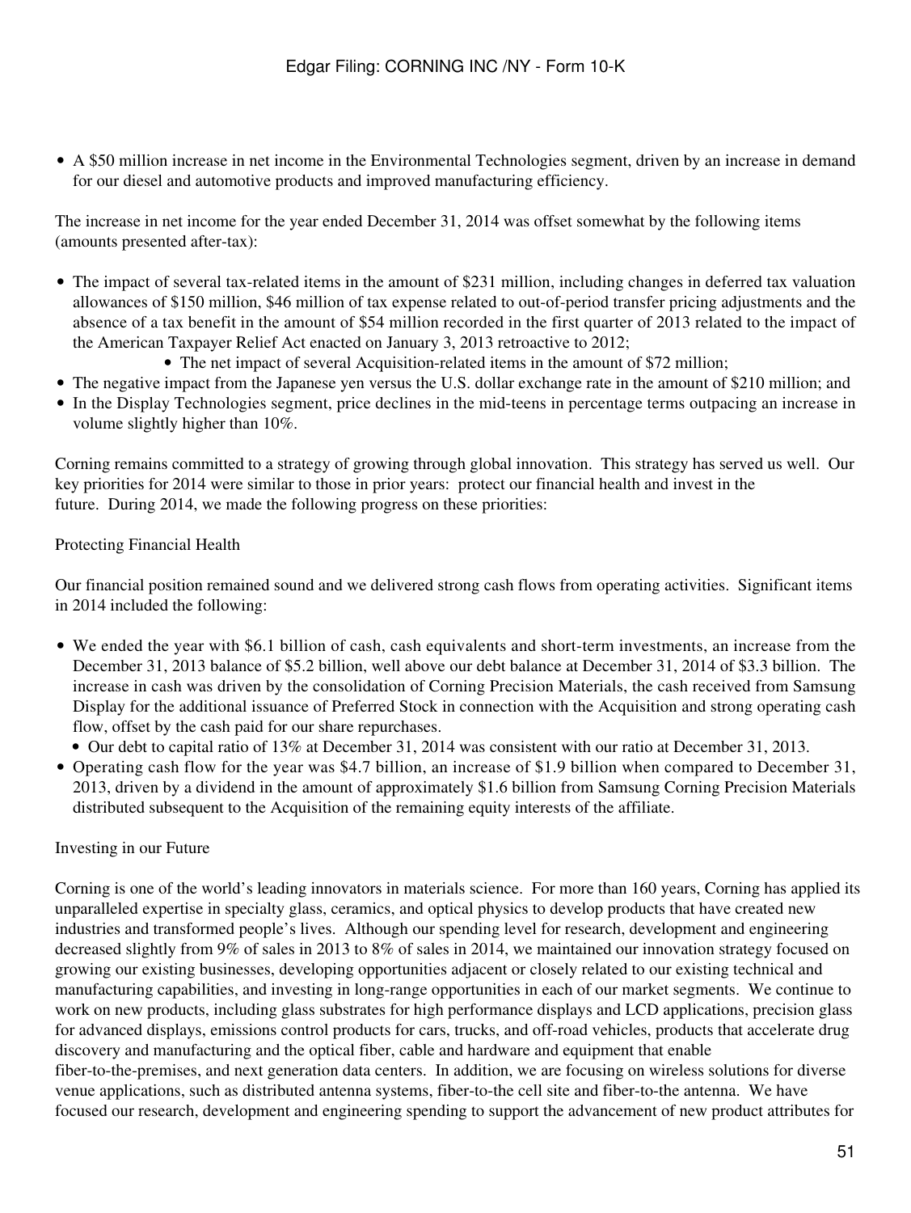- A $50 million increase in net income in the Environmental Technologies segment, driven by an increase in demand for our diesel and automotive products and improved manufacturing efficiency.

The increase in net income for the year ended December 31, 2014 was offset somewhat by the following items (amounts presented after-tax):

- The impact of several tax-related items in the amount of $231 million, including changes in deferred tax valuation allowances of $150 million, $46 million of tax expense related to out-of-period transfer pricing adjustments and the absence of a tax benefit in the amount of $54 million recorded in the first quarter of 2013 related to the impact of the American Taxpayer Relief Act enacted on January 3, 2013 retroactive to 2012;
- The net impact of several Acquisition-related items in the amount of $72 million;
- The negative impact from the Japanese yen versus the U.S. dollar exchange rate in the amount of $210 million; and
- In the Display Technologies segment, price declines in the mid-teens in percentage terms outpacing an increase in volume slightly higher than 10%.

Corning remains committed to a strategy of growing through global innovation. This strategy has served us well. Our key priorities for 2014 were similar to those in prior years: protect our financial health and invest in the future. During 2014, we made the following progress on these priorities:

Protecting Financial Health

Our financial position remained sound and we delivered strong cash flows from operating activities. Significant items in 2014 included the following:

- We ended the year with $6.1 billion of cash, cash equivalents and short-term investments, an increase from the December 31, 2013 balance of $5.2 billion, well above our debt balance at December 31, 2014 of $3.3 billion. The increase in cash was driven by the consolidation of Corning Precision Materials, the cash received from Samsung Display for the additional issuance of Preferred Stock in connection with the Acquisition and strong operating cash flow, offset by the cash paid for our share repurchases.
  - Our debt to capital ratio of 13% at December 31, 2014 was consistent with our ratio at December 31, 2013.
- Operating cash flow for the year was $4.7 billion, an increase of $1.9 billion when compared to December 31, 2013, driven by a dividend in the amount of approximately $1.6 billion from Samsung Corning Precision Materials distributed subsequent to the Acquisition of the remaining equity interests of the affiliate.

Investing in our Future

Corning is one of the world's leading innovators in materials science. For more than 160 years, Corning has applied its unparalleled expertise in specialty glass, ceramics, and optical physics to develop products that have created new industries and transformed people's lives. Although our spending level for research, development and engineering decreased slightly from 9% of sales in 2013 to 8% of sales in 2014, we maintained our innovation strategy focused on growing our existing businesses, developing opportunities adjacent or closely related to our existing technical and manufacturing capabilities, and investing in long-range opportunities in each of our market segments. We continue to work on new products, including glass substrates for high performance displays and LCD applications, precision glass for advanced displays, emissions control products for cars, trucks, and off-road vehicles, products that accelerate drug discovery and manufacturing and the optical fiber, cable and hardware and equipment that enable fiber-to-the-premises, and next generation data centers. In addition, we are focusing on wireless solutions for diverse venue applications, such as distributed antenna systems, fiber-to-the cell site and fiber-to-the antenna. We have focused our research, development and engineering spending to support the advancement of new product attributes for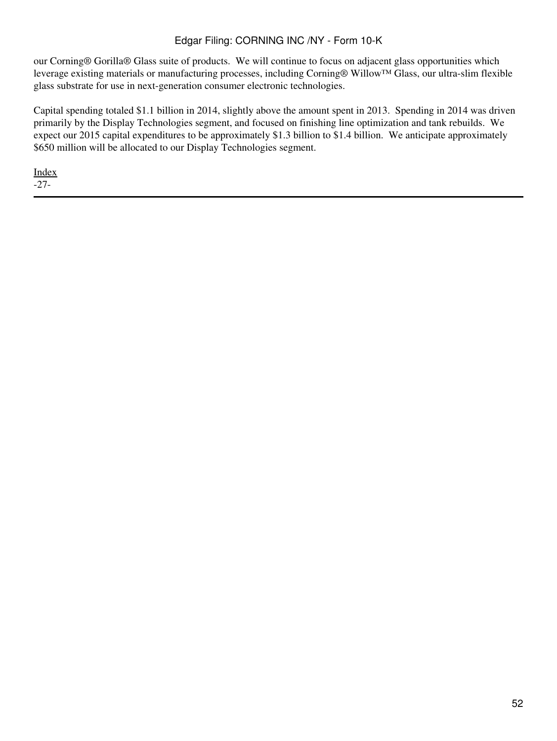our Corning® Gorilla® Glass suite of products.  We will continue to focus on adjacent glass opportunities which leverage existing materials or manufacturing processes, including Corning® Willow™ Glass, our ultra-slim flexible glass substrate for use in next-generation consumer electronic technologies.

Capital spending totaled $1.1 billion in 2014, slightly above the amount spent in 2013.  Spending in 2014 was driven primarily by the Display Technologies segment, and focused on finishing line optimization and tank rebuilds.  We expect our 2015 capital expenditures to be approximately $1.3 billion to $1.4 billion.  We anticipate approximately $650 million will be allocated to our Display Technologies segment.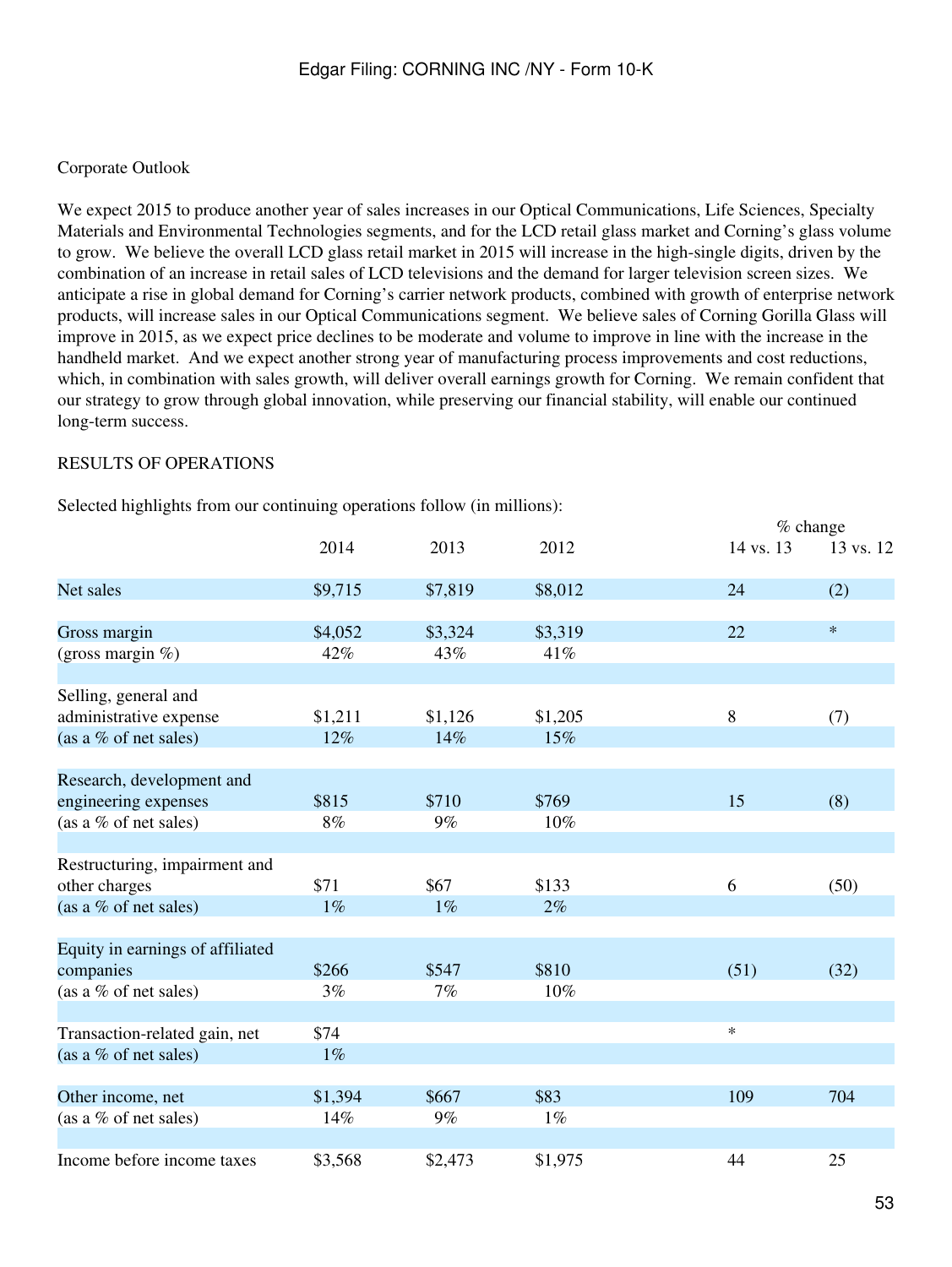Corporate Outlook

We expect 2015 to produce another year of sales increases in our Optical Communications, Life Sciences, Specialty Materials and Environmental Technologies segments, and for the LCD retail glass market and Corning's glass volume to grow. We believe the overall LCD glass retail market in 2015 will increase in the high-single digits, driven by the combination of an increase in retail sales of LCD televisions and the demand for larger television screen sizes. We anticipate a rise in global demand for Corning's carrier network products, combined with growth of enterprise network products, will increase sales in our Optical Communications segment. We believe sales of Corning Gorilla Glass will improve in 2015, as we expect price declines to be moderate and volume to improve in line with the increase in the handheld market. And we expect another strong year of manufacturing process improvements and cost reductions, which, in combination with sales growth, will deliver overall earnings growth for Corning. We remain confident that our strategy to grow through global innovation, while preserving our financial stability, will enable our continued long-term success.

RESULTS OF OPERATIONS

Selected highlights from our continuing operations follow (in millions):

| | 2014 | 2013 | 2012 | % change 14 vs. 13 | % change 13 vs. 12 |
|---|---|---|---|---|---|
| Net sales | $9,715 | $7,819 | $8,012 | 24 | (2) |
| Gross margin | $4,052 | $3,324 | $3,319 | 22 | * |
| (gross margin %) | 42% | 43% | 41% | | |
| Selling, general and administrative expense | $1,211 | $1,126 | $1,205 | 8 | (7) |
| (as a % of net sales) | 12% | 14% | 15% | | |
| Research, development and engineering expenses | $815 | $710 | $769 | 15 | (8) |
| (as a % of net sales) | 8% | 9% | 10% | | |
| Restructuring, impairment and other charges | $71 | $67 | $133 | 6 | (50) |
| (as a % of net sales) | 1% | 1% | 2% | | |
| Equity in earnings of affiliated companies | $266 | $547 | $810 | (51) | (32) |
| (as a % of net sales) | 3% | 7% | 10% | | |
| Transaction-related gain, net | $74 | | | * | |
| (as a % of net sales) | 1% | | | | |
| Other income, net | $1,394 | $667 | $83 | 109 | 704 |
| (as a % of net sales) | 14% | 9% | 1% | | |
| Income before income taxes | $3,568 | $2,473 | $1,975 | 44 | 25 |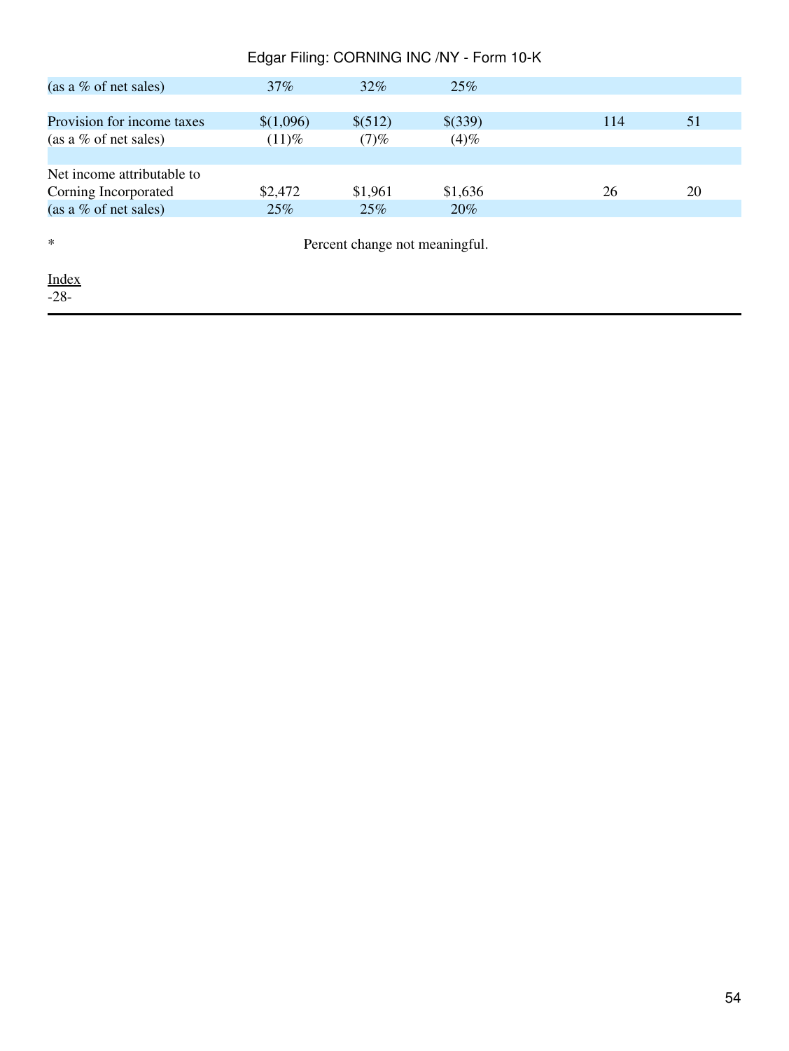| | | | | | |
|---|---|---|---|---|---|
| (as a % of net sales) | 37% | 32% | 25% | | |
| | | | | | |
| Provision for income taxes | $(1,096) | $(512) | $(339) | 114 | 51 |
| (as a % of net sales) | (11)% | (7)% | (4)% | | |
| | | | | | |
| Net income attributable to Corning Incorporated | $2,472 | $1,961 | $1,636 | 26 | 20 |
| (as a % of net sales) | 25% | 25% | 20% | | |

* Percent change not meaningful.

Index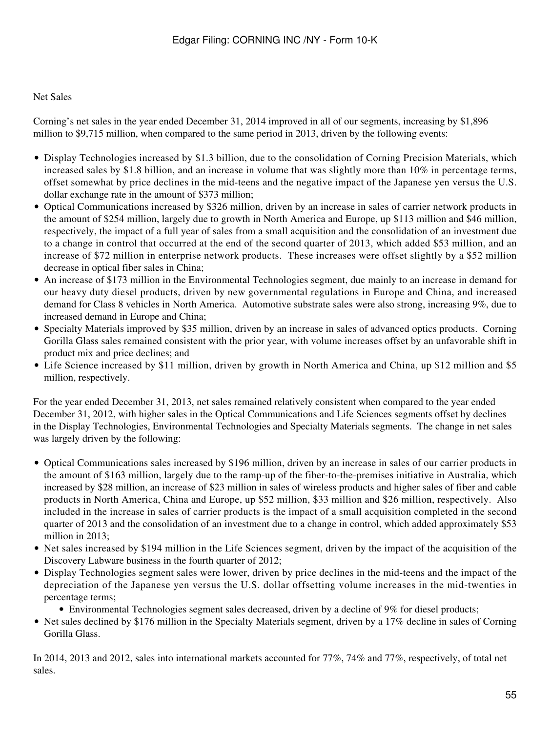Net Sales

Corning's net sales in the year ended December 31, 2014 improved in all of our segments, increasing by $1,896 million to $9,715 million, when compared to the same period in 2013, driven by the following events:

- Display Technologies increased by $1.3 billion, due to the consolidation of Corning Precision Materials, which increased sales by $1.8 billion, and an increase in volume that was slightly more than 10% in percentage terms, offset somewhat by price declines in the mid-teens and the negative impact of the Japanese yen versus the U.S. dollar exchange rate in the amount of $373 million;
- Optical Communications increased by $326 million, driven by an increase in sales of carrier network products in the amount of $254 million, largely due to growth in North America and Europe, up $113 million and $46 million, respectively, the impact of a full year of sales from a small acquisition and the consolidation of an investment due to a change in control that occurred at the end of the second quarter of 2013, which added $53 million, and an increase of $72 million in enterprise network products. These increases were offset slightly by a $52 million decrease in optical fiber sales in China;
- An increase of $173 million in the Environmental Technologies segment, due mainly to an increase in demand for our heavy duty diesel products, driven by new governmental regulations in Europe and China, and increased demand for Class 8 vehicles in North America. Automotive substrate sales were also strong, increasing 9%, due to increased demand in Europe and China;
- Specialty Materials improved by $35 million, driven by an increase in sales of advanced optics products. Corning Gorilla Glass sales remained consistent with the prior year, with volume increases offset by an unfavorable shift in product mix and price declines; and
- Life Science increased by $11 million, driven by growth in North America and China, up $12 million and $5 million, respectively.

For the year ended December 31, 2013, net sales remained relatively consistent when compared to the year ended December 31, 2012, with higher sales in the Optical Communications and Life Sciences segments offset by declines in the Display Technologies, Environmental Technologies and Specialty Materials segments. The change in net sales was largely driven by the following:

- Optical Communications sales increased by $196 million, driven by an increase in sales of our carrier products in the amount of $163 million, largely due to the ramp-up of the fiber-to-the-premises initiative in Australia, which increased by $28 million, an increase of $23 million in sales of wireless products and higher sales of fiber and cable products in North America, China and Europe, up $52 million, $33 million and $26 million, respectively. Also included in the increase in sales of carrier products is the impact of a small acquisition completed in the second quarter of 2013 and the consolidation of an investment due to a change in control, which added approximately $53 million in 2013;
- Net sales increased by $194 million in the Life Sciences segment, driven by the impact of the acquisition of the Discovery Labware business in the fourth quarter of 2012;
- Display Technologies segment sales were lower, driven by price declines in the mid-teens and the impact of the depreciation of the Japanese yen versus the U.S. dollar offsetting volume increases in the mid-twenties in percentage terms;
- Environmental Technologies segment sales decreased, driven by a decline of 9% for diesel products;
- Net sales declined by $176 million in the Specialty Materials segment, driven by a 17% decline in sales of Corning Gorilla Glass.

In 2014, 2013 and 2012, sales into international markets accounted for 77%, 74% and 77%, respectively, of total net sales.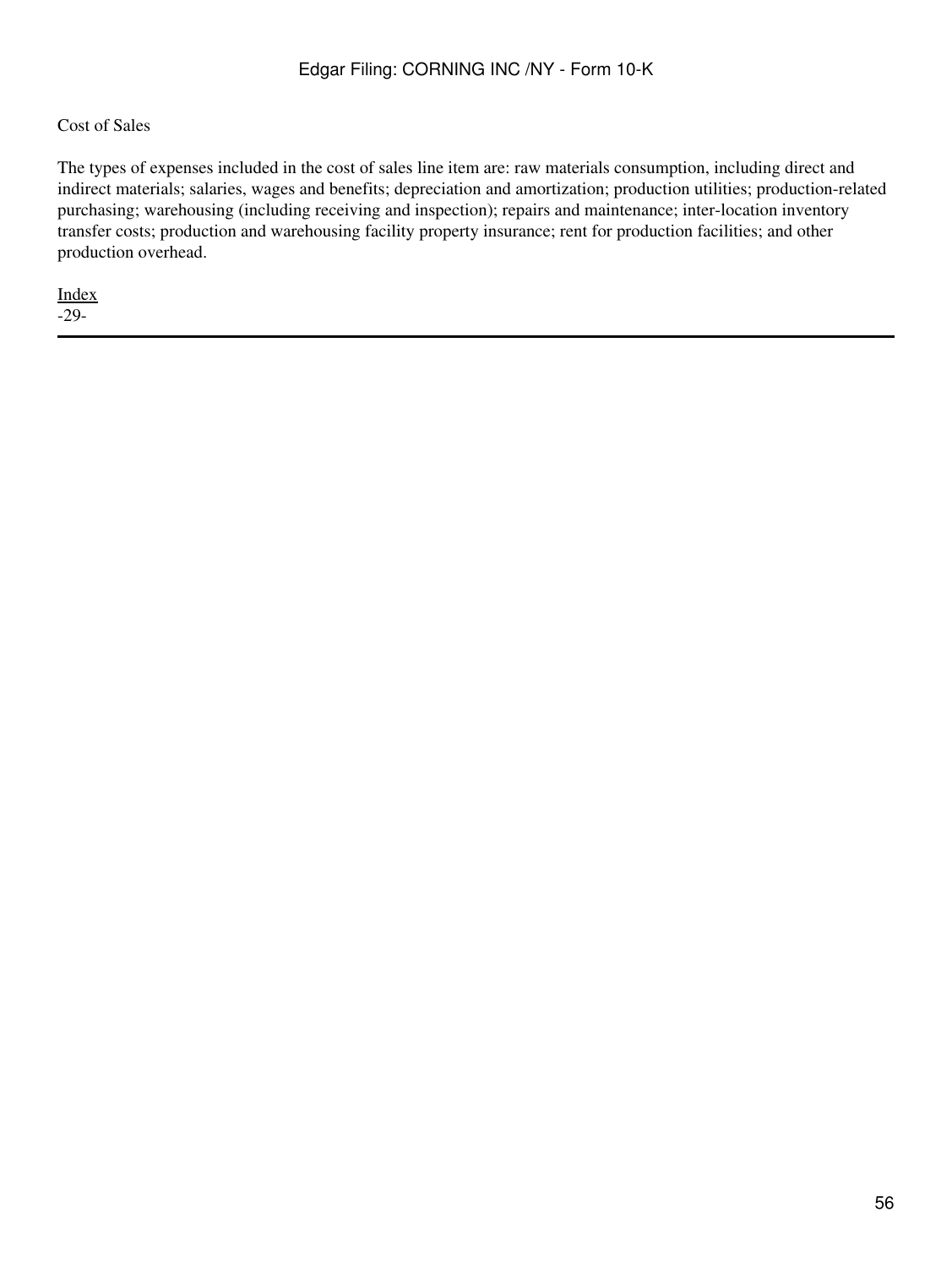Cost of Sales

The types of expenses included in the cost of sales line item are: raw materials consumption, including direct and indirect materials; salaries, wages and benefits; depreciation and amortization; production utilities; production-related purchasing; warehousing (including receiving and inspection); repairs and maintenance; inter-location inventory transfer costs; production and warehousing facility property insurance; rent for production facilities; and other production overhead.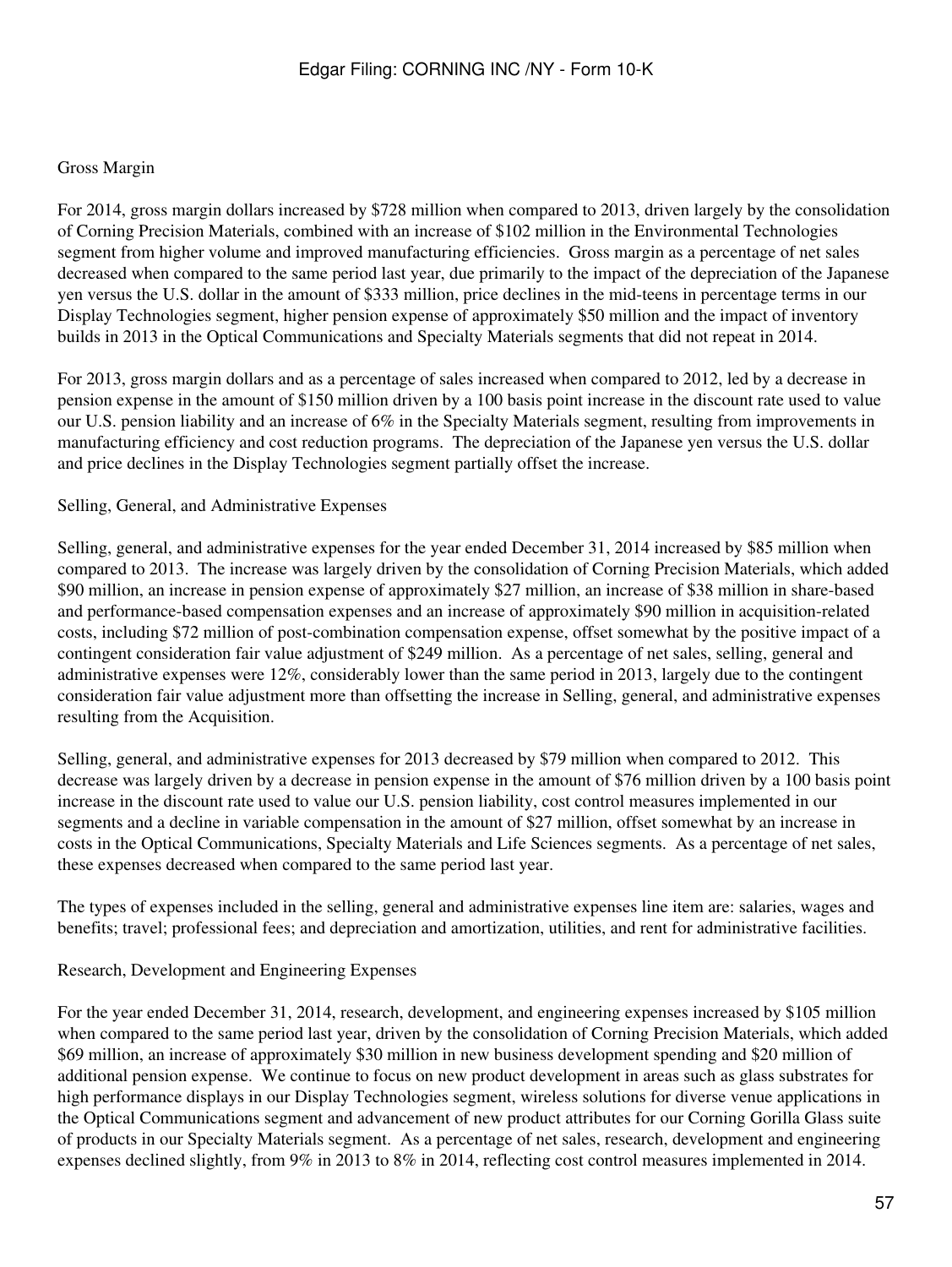Gross Margin

For 2014, gross margin dollars increased by $728 million when compared to 2013, driven largely by the consolidation of Corning Precision Materials, combined with an increase of $102 million in the Environmental Technologies segment from higher volume and improved manufacturing efficiencies. Gross margin as a percentage of net sales decreased when compared to the same period last year, due primarily to the impact of the depreciation of the Japanese yen versus the U.S. dollar in the amount of $333 million, price declines in the mid-teens in percentage terms in our Display Technologies segment, higher pension expense of approximately $50 million and the impact of inventory builds in 2013 in the Optical Communications and Specialty Materials segments that did not repeat in 2014.

For 2013, gross margin dollars and as a percentage of sales increased when compared to 2012, led by a decrease in pension expense in the amount of $150 million driven by a 100 basis point increase in the discount rate used to value our U.S. pension liability and an increase of 6% in the Specialty Materials segment, resulting from improvements in manufacturing efficiency and cost reduction programs. The depreciation of the Japanese yen versus the U.S. dollar and price declines in the Display Technologies segment partially offset the increase.

Selling, General, and Administrative Expenses

Selling, general, and administrative expenses for the year ended December 31, 2014 increased by $85 million when compared to 2013. The increase was largely driven by the consolidation of Corning Precision Materials, which added $90 million, an increase in pension expense of approximately $27 million, an increase of $38 million in share-based and performance-based compensation expenses and an increase of approximately $90 million in acquisition-related costs, including $72 million of post-combination compensation expense, offset somewhat by the positive impact of a contingent consideration fair value adjustment of $249 million. As a percentage of net sales, selling, general and administrative expenses were 12%, considerably lower than the same period in 2013, largely due to the contingent consideration fair value adjustment more than offsetting the increase in Selling, general, and administrative expenses resulting from the Acquisition.

Selling, general, and administrative expenses for 2013 decreased by $79 million when compared to 2012. This decrease was largely driven by a decrease in pension expense in the amount of $76 million driven by a 100 basis point increase in the discount rate used to value our U.S. pension liability, cost control measures implemented in our segments and a decline in variable compensation in the amount of $27 million, offset somewhat by an increase in costs in the Optical Communications, Specialty Materials and Life Sciences segments. As a percentage of net sales, these expenses decreased when compared to the same period last year.

The types of expenses included in the selling, general and administrative expenses line item are: salaries, wages and benefits; travel; professional fees; and depreciation and amortization, utilities, and rent for administrative facilities.

Research, Development and Engineering Expenses

For the year ended December 31, 2014, research, development, and engineering expenses increased by $105 million when compared to the same period last year, driven by the consolidation of Corning Precision Materials, which added $69 million, an increase of approximately $30 million in new business development spending and $20 million of additional pension expense. We continue to focus on new product development in areas such as glass substrates for high performance displays in our Display Technologies segment, wireless solutions for diverse venue applications in the Optical Communications segment and advancement of new product attributes for our Corning Gorilla Glass suite of products in our Specialty Materials segment. As a percentage of net sales, research, development and engineering expenses declined slightly, from 9% in 2013 to 8% in 2014, reflecting cost control measures implemented in 2014.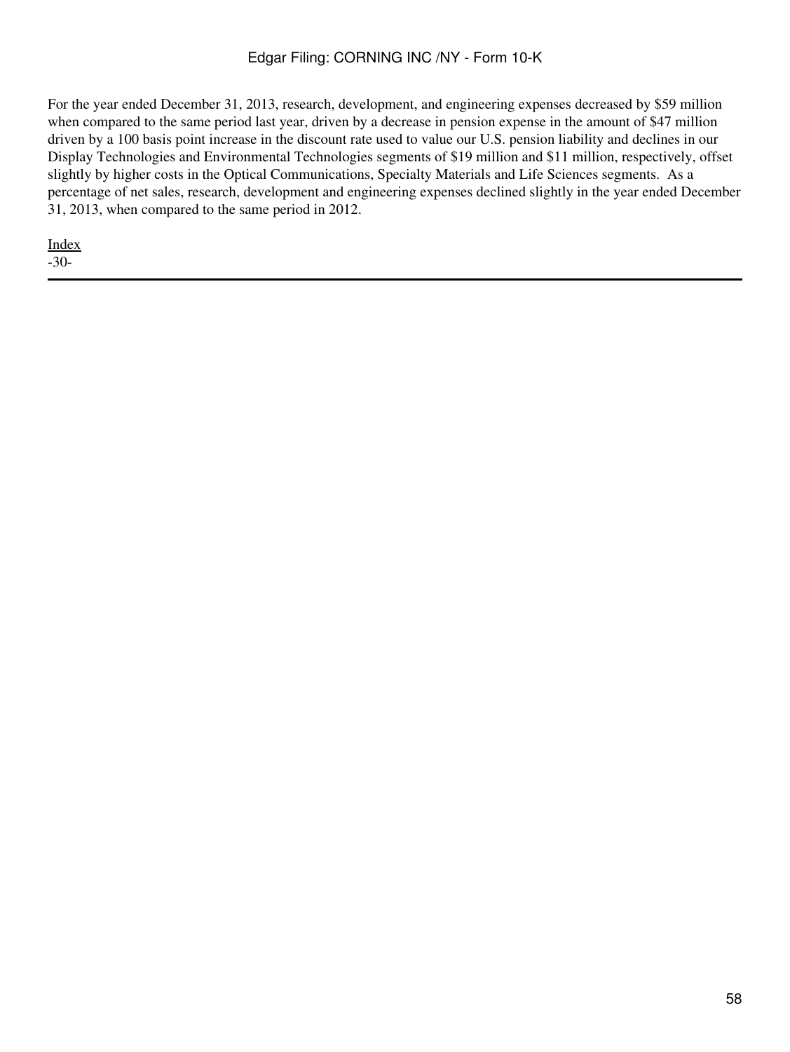For the year ended December 31, 2013, research, development, and engineering expenses decreased by $59 million when compared to the same period last year, driven by a decrease in pension expense in the amount of $47 million driven by a 100 basis point increase in the discount rate used to value our U.S. pension liability and declines in our Display Technologies and Environmental Technologies segments of $19 million and $11 million, respectively, offset slightly by higher costs in the Optical Communications, Specialty Materials and Life Sciences segments. As a percentage of net sales, research, development and engineering expenses declined slightly in the year ended December 31, 2013, when compared to the same period in 2012.

Index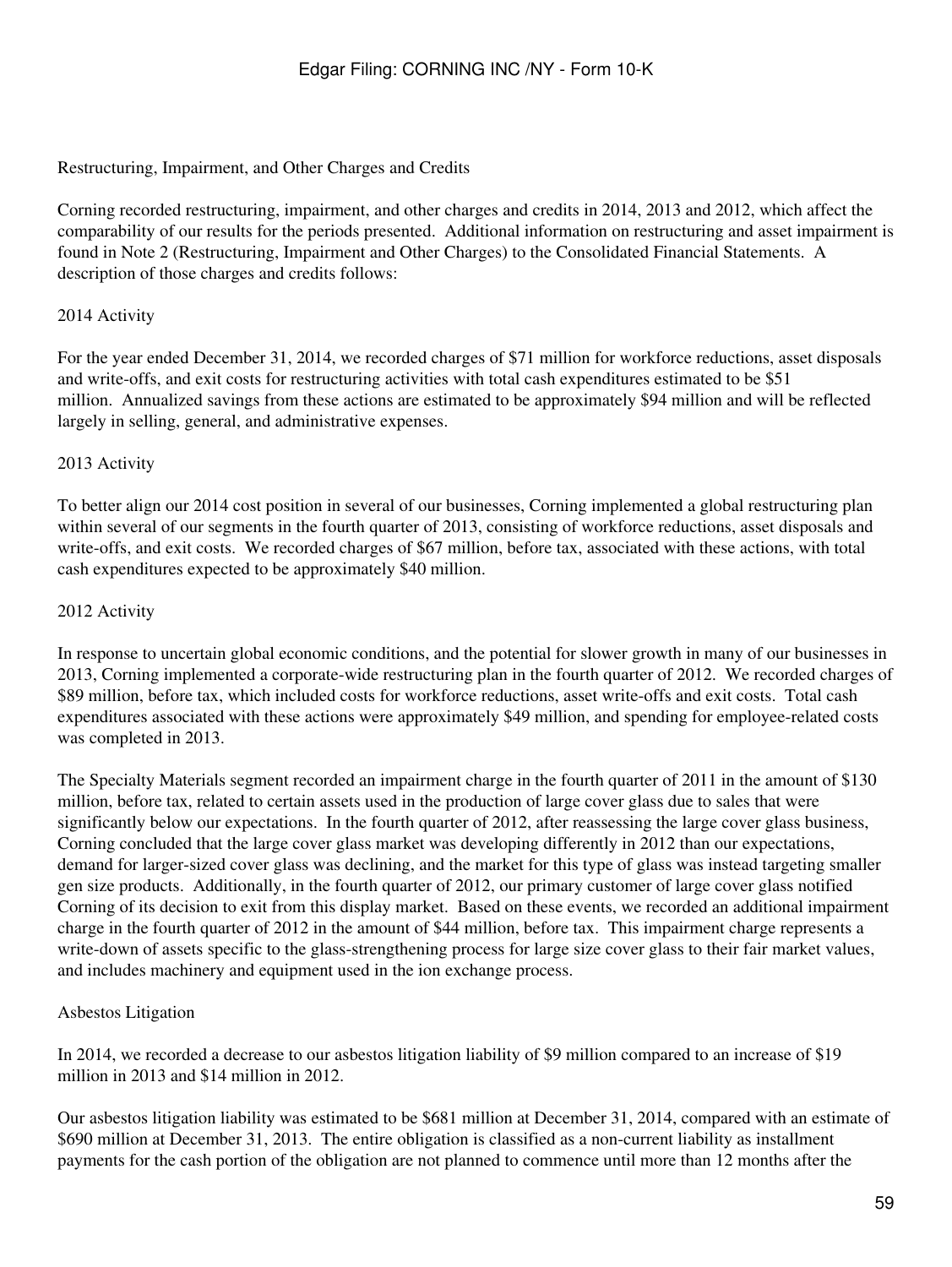## Restructuring, Impairment, and Other Charges and Credits

Corning recorded restructuring, impairment, and other charges and credits in 2014, 2013 and 2012, which affect the comparability of our results for the periods presented. Additional information on restructuring and asset impairment is found in Note 2 (Restructuring, Impairment and Other Charges) to the Consolidated Financial Statements. A description of those charges and credits follows:

### 2014 Activity

For the year ended December 31, 2014, we recorded charges of $71 million for workforce reductions, asset disposals and write-offs, and exit costs for restructuring activities with total cash expenditures estimated to be $51 million. Annualized savings from these actions are estimated to be approximately $94 million and will be reflected largely in selling, general, and administrative expenses.

### 2013 Activity

To better align our 2014 cost position in several of our businesses, Corning implemented a global restructuring plan within several of our segments in the fourth quarter of 2013, consisting of workforce reductions, asset disposals and write-offs, and exit costs. We recorded charges of $67 million, before tax, associated with these actions, with total cash expenditures expected to be approximately $40 million.

### 2012 Activity

In response to uncertain global economic conditions, and the potential for slower growth in many of our businesses in 2013, Corning implemented a corporate-wide restructuring plan in the fourth quarter of 2012. We recorded charges of $89 million, before tax, which included costs for workforce reductions, asset write-offs and exit costs. Total cash expenditures associated with these actions were approximately $49 million, and spending for employee-related costs was completed in 2013.

The Specialty Materials segment recorded an impairment charge in the fourth quarter of 2011 in the amount of $130 million, before tax, related to certain assets used in the production of large cover glass due to sales that were significantly below our expectations. In the fourth quarter of 2012, after reassessing the large cover glass business, Corning concluded that the large cover glass market was developing differently in 2012 than our expectations, demand for larger-sized cover glass was declining, and the market for this type of glass was instead targeting smaller gen size products. Additionally, in the fourth quarter of 2012, our primary customer of large cover glass notified Corning of its decision to exit from this display market. Based on these events, we recorded an additional impairment charge in the fourth quarter of 2012 in the amount of $44 million, before tax. This impairment charge represents a write-down of assets specific to the glass-strengthening process for large size cover glass to their fair market values, and includes machinery and equipment used in the ion exchange process.

## Asbestos Litigation

In 2014, we recorded a decrease to our asbestos litigation liability of $9 million compared to an increase of $19 million in 2013 and $14 million in 2012.

Our asbestos litigation liability was estimated to be $681 million at December 31, 2014, compared with an estimate of $690 million at December 31, 2013. The entire obligation is classified as a non-current liability as installment payments for the cash portion of the obligation are not planned to commence until more than 12 months after the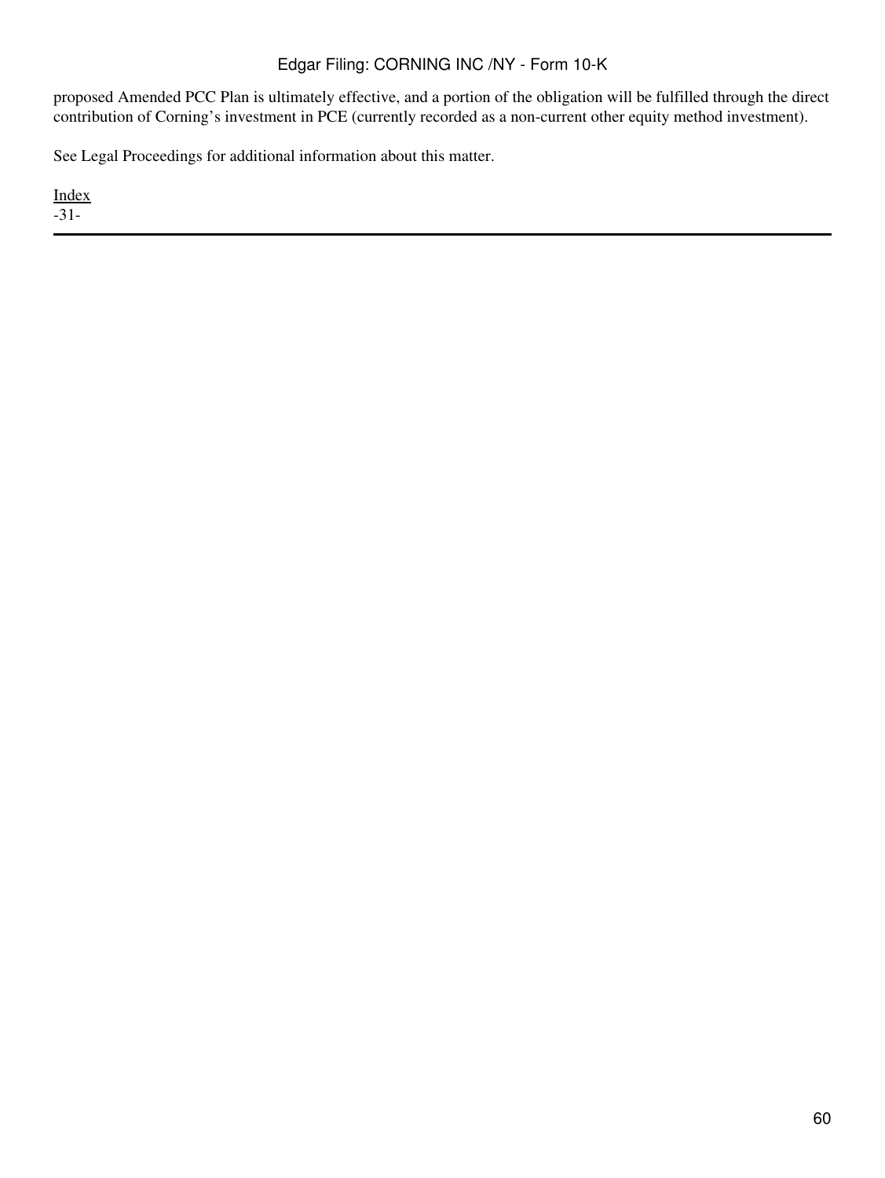proposed Amended PCC Plan is ultimately effective, and a portion of the obligation will be fulfilled through the direct contribution of Corning's investment in PCE (currently recorded as a non-current other equity method investment).

See Legal Proceedings for additional information about this matter.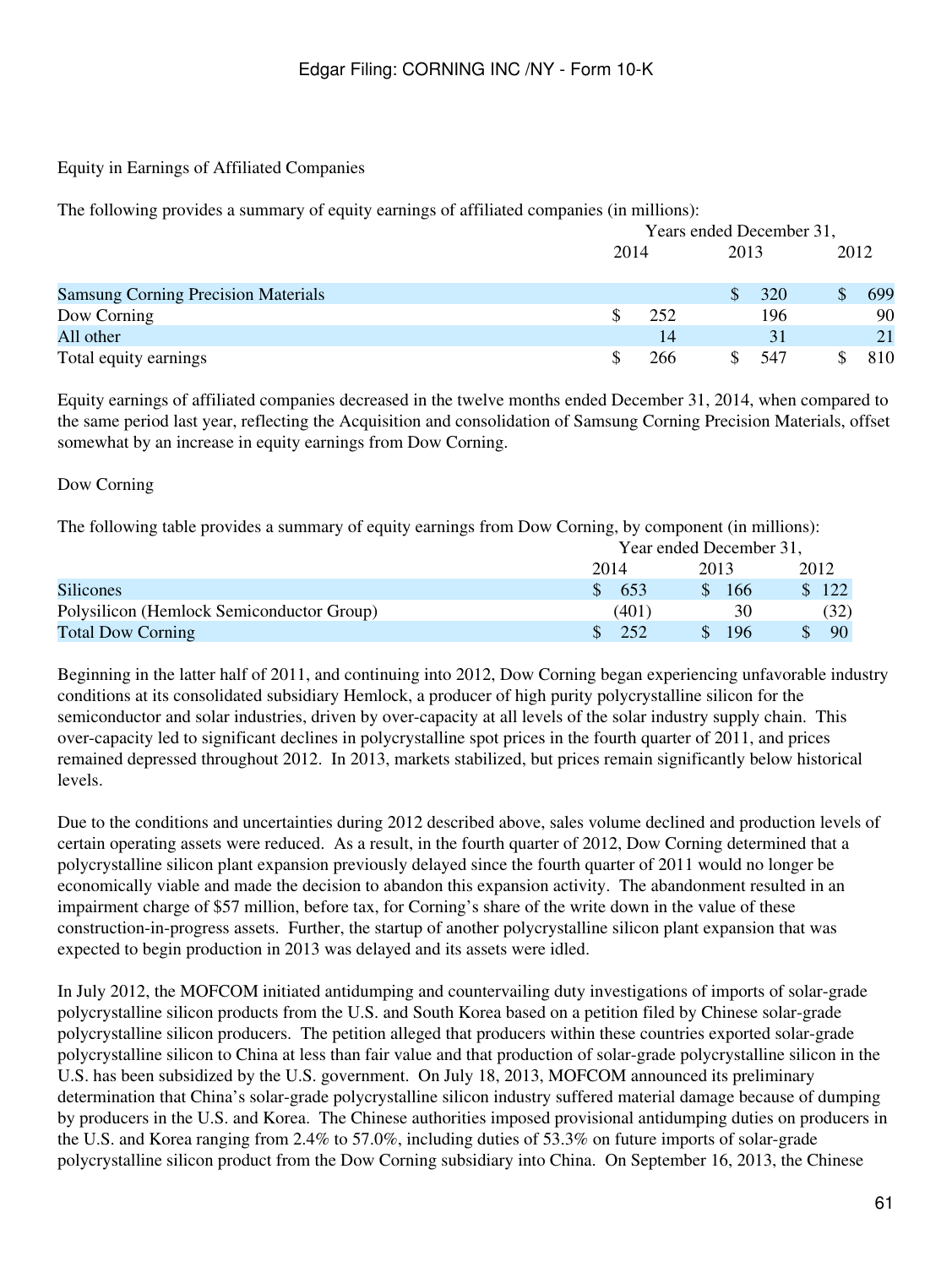Equity in Earnings of Affiliated Companies

The following provides a summary of equity earnings of affiliated companies (in millions):

| | Years ended December 31, | | |
|---|---|---|---|
| | 2014 | 2013 | 2012 |
| Samsung Corning Precision Materials | | $ 320 | $ 699 |
| Dow Corning | $ 252 | 196 | 90 |
| All other | 14 | 31 | 21 |
| Total equity earnings | $ 266 | $ 547 | $ 810 |

Equity earnings of affiliated companies decreased in the twelve months ended December 31, 2014, when compared to the same period last year, reflecting the Acquisition and consolidation of Samsung Corning Precision Materials, offset somewhat by an increase in equity earnings from Dow Corning.

Dow Corning

The following table provides a summary of equity earnings from Dow Corning, by component (in millions):

| | Year ended December 31, | | |
|---|---|---|---|
| | 2014 | 2013 | 2012 |
| Silicones | $ 653 | $ 166 | $ 122 |
| Polysilicon (Hemlock Semiconductor Group) | (401) | 30 | (32) |
| Total Dow Corning | $ 252 | $ 196 | $ 90 |

Beginning in the latter half of 2011, and continuing into 2012, Dow Corning began experiencing unfavorable industry conditions at its consolidated subsidiary Hemlock, a producer of high purity polycrystalline silicon for the semiconductor and solar industries, driven by over-capacity at all levels of the solar industry supply chain. This over-capacity led to significant declines in polycrystalline spot prices in the fourth quarter of 2011, and prices remained depressed throughout 2012. In 2013, markets stabilized, but prices remain significantly below historical levels.

Due to the conditions and uncertainties during 2012 described above, sales volume declined and production levels of certain operating assets were reduced. As a result, in the fourth quarter of 2012, Dow Corning determined that a polycrystalline silicon plant expansion previously delayed since the fourth quarter of 2011 would no longer be economically viable and made the decision to abandon this expansion activity. The abandonment resulted in an impairment charge of $57 million, before tax, for Corning's share of the write down in the value of these construction-in-progress assets. Further, the startup of another polycrystalline silicon plant expansion that was expected to begin production in 2013 was delayed and its assets were idled.

In July 2012, the MOFCOM initiated antidumping and countervailing duty investigations of imports of solar-grade polycrystalline silicon products from the U.S. and South Korea based on a petition filed by Chinese solar-grade polycrystalline silicon producers. The petition alleged that producers within these countries exported solar-grade polycrystalline silicon to China at less than fair value and that production of solar-grade polycrystalline silicon in the U.S. has been subsidized by the U.S. government. On July 18, 2013, MOFCOM announced its preliminary determination that China's solar-grade polycrystalline silicon industry suffered material damage because of dumping by producers in the U.S. and Korea. The Chinese authorities imposed provisional antidumping duties on producers in the U.S. and Korea ranging from 2.4% to 57.0%, including duties of 53.3% on future imports of solar-grade polycrystalline silicon product from the Dow Corning subsidiary into China. On September 16, 2013, the Chinese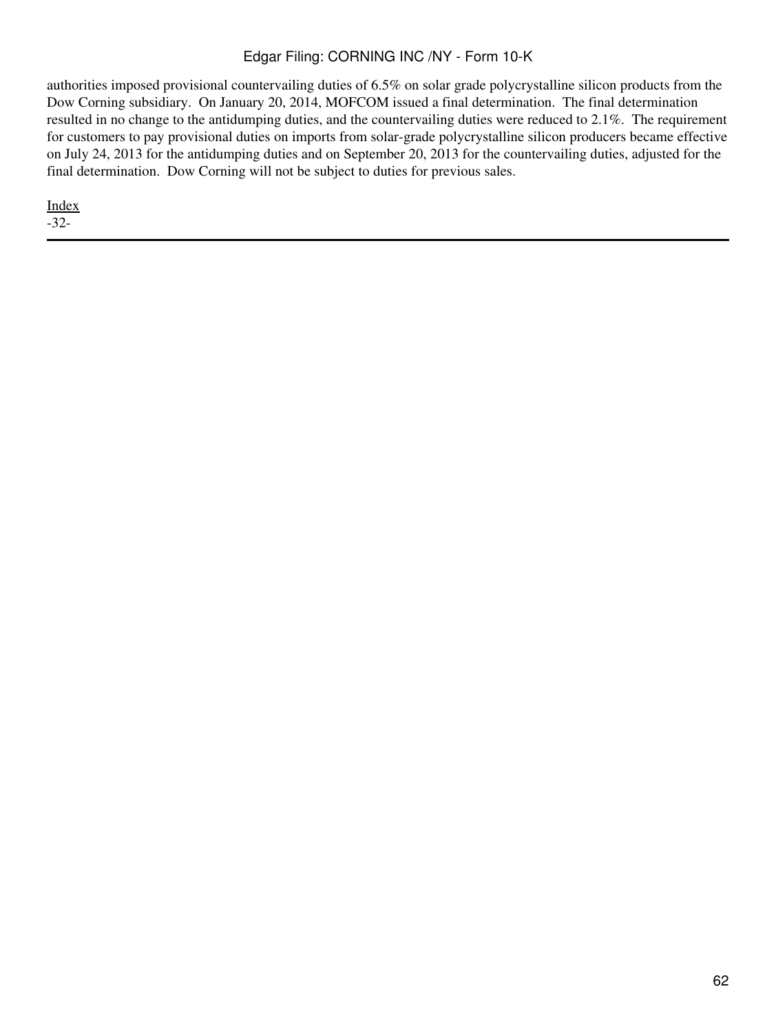authorities imposed provisional countervailing duties of 6.5% on solar grade polycrystalline silicon products from the Dow Corning subsidiary. On January 20, 2014, MOFCOM issued a final determination. The final determination resulted in no change to the antidumping duties, and the countervailing duties were reduced to 2.1%. The requirement for customers to pay provisional duties on imports from solar-grade polycrystalline silicon producers became effective on July 24, 2013 for the antidumping duties and on September 20, 2013 for the countervailing duties, adjusted for the final determination. Dow Corning will not be subject to duties for previous sales.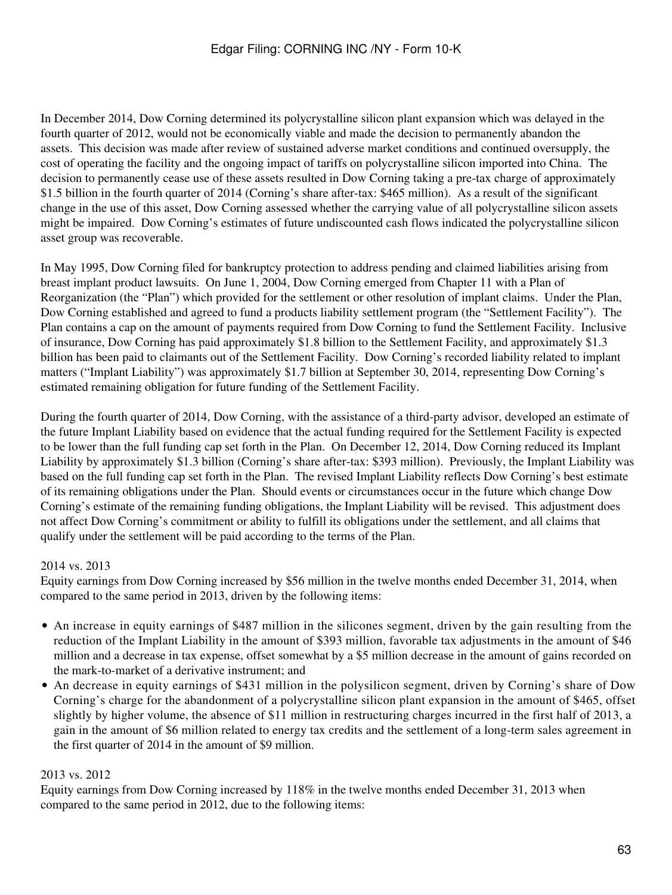In December 2014, Dow Corning determined its polycrystalline silicon plant expansion which was delayed in the fourth quarter of 2012, would not be economically viable and made the decision to permanently abandon the assets. This decision was made after review of sustained adverse market conditions and continued oversupply, the cost of operating the facility and the ongoing impact of tariffs on polycrystalline silicon imported into China. The decision to permanently cease use of these assets resulted in Dow Corning taking a pre-tax charge of approximately \$1.5 billion in the fourth quarter of 2014 (Corning's share after-tax: \$465 million). As a result of the significant change in the use of this asset, Dow Corning assessed whether the carrying value of all polycrystalline silicon assets might be impaired. Dow Corning's estimates of future undiscounted cash flows indicated the polycrystalline silicon asset group was recoverable.

In May 1995, Dow Corning filed for bankruptcy protection to address pending and claimed liabilities arising from breast implant product lawsuits. On June 1, 2004, Dow Corning emerged from Chapter 11 with a Plan of Reorganization (the "Plan") which provided for the settlement or other resolution of implant claims. Under the Plan, Dow Corning established and agreed to fund a products liability settlement program (the "Settlement Facility"). The Plan contains a cap on the amount of payments required from Dow Corning to fund the Settlement Facility. Inclusive of insurance, Dow Corning has paid approximately \$1.8 billion to the Settlement Facility, and approximately \$1.3 billion has been paid to claimants out of the Settlement Facility. Dow Corning's recorded liability related to implant matters ("Implant Liability") was approximately \$1.7 billion at September 30, 2014, representing Dow Corning's estimated remaining obligation for future funding of the Settlement Facility.

During the fourth quarter of 2014, Dow Corning, with the assistance of a third-party advisor, developed an estimate of the future Implant Liability based on evidence that the actual funding required for the Settlement Facility is expected to be lower than the full funding cap set forth in the Plan. On December 12, 2014, Dow Corning reduced its Implant Liability by approximately \$1.3 billion (Corning's share after-tax: \$393 million). Previously, the Implant Liability was based on the full funding cap set forth in the Plan. The revised Implant Liability reflects Dow Corning's best estimate of its remaining obligations under the Plan. Should events or circumstances occur in the future which change Dow Corning's estimate of the remaining funding obligations, the Implant Liability will be revised. This adjustment does not affect Dow Corning's commitment or ability to fulfill its obligations under the settlement, and all claims that qualify under the settlement will be paid according to the terms of the Plan.

2014 vs. 2013

Equity earnings from Dow Corning increased by \$56 million in the twelve months ended December 31, 2014, when compared to the same period in 2013, driven by the following items:

- An increase in equity earnings of \$487 million in the silicones segment, driven by the gain resulting from the reduction of the Implant Liability in the amount of \$393 million, favorable tax adjustments in the amount of \$46 million and a decrease in tax expense, offset somewhat by a \$5 million decrease in the amount of gains recorded on the mark-to-market of a derivative instrument; and
- An decrease in equity earnings of \$431 million in the polysilicon segment, driven by Corning's share of Dow Corning's charge for the abandonment of a polycrystalline silicon plant expansion in the amount of \$465, offset slightly by higher volume, the absence of \$11 million in restructuring charges incurred in the first half of 2013, a gain in the amount of \$6 million related to energy tax credits and the settlement of a long-term sales agreement in the first quarter of 2014 in the amount of \$9 million.

2013 vs. 2012

Equity earnings from Dow Corning increased by 118% in the twelve months ended December 31, 2013 when compared to the same period in 2012, due to the following items: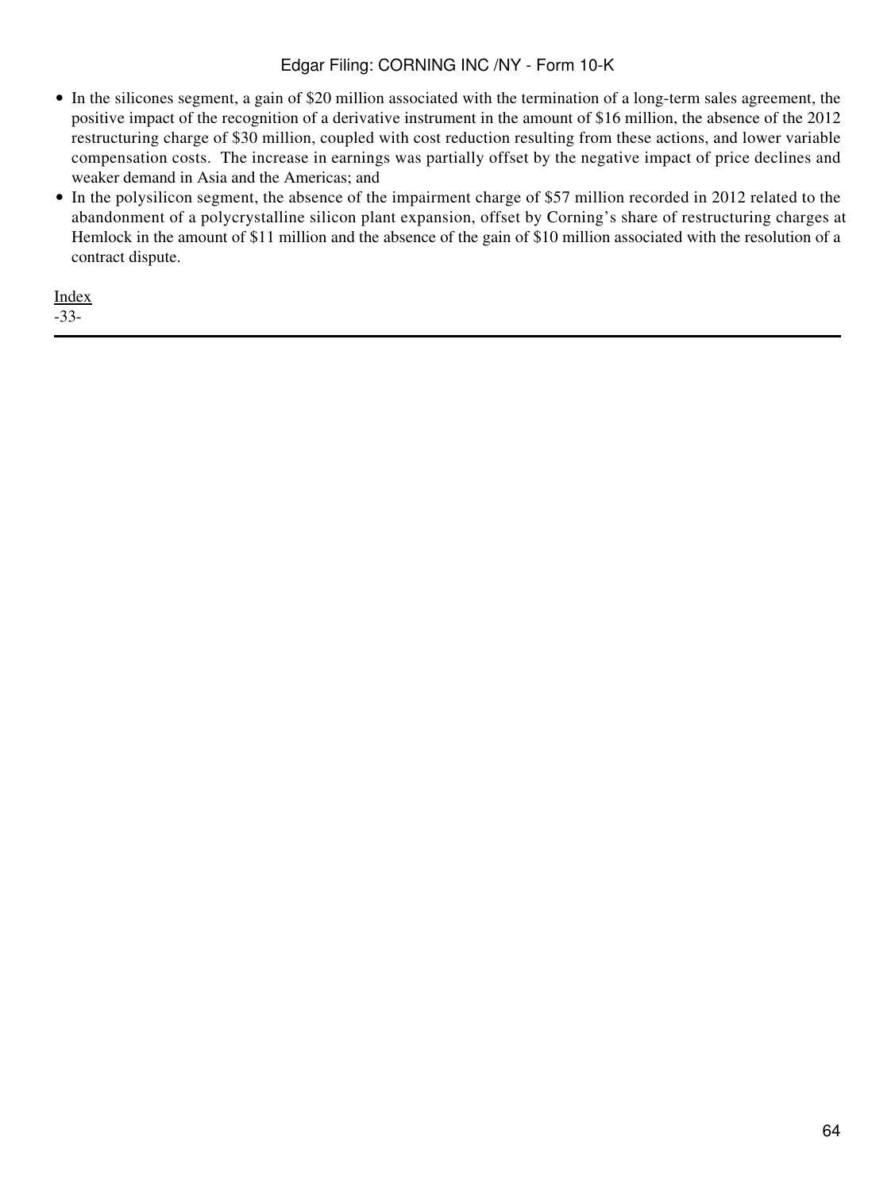- In the silicones segment, a gain of $20 million associated with the termination of a long-term sales agreement, the positive impact of the recognition of a derivative instrument in the amount of $16 million, the absence of the 2012 restructuring charge of $30 million, coupled with cost reduction resulting from these actions, and lower variable compensation costs. The increase in earnings was partially offset by the negative impact of price declines and weaker demand in Asia and the Americas; and
- In the polysilicon segment, the absence of the impairment charge of $57 million recorded in 2012 related to the abandonment of a polycrystalline silicon plant expansion, offset by Corning's share of restructuring charges at Hemlock in the amount of $11 million and the absence of the gain of $10 million associated with the resolution of a contract dispute.

Index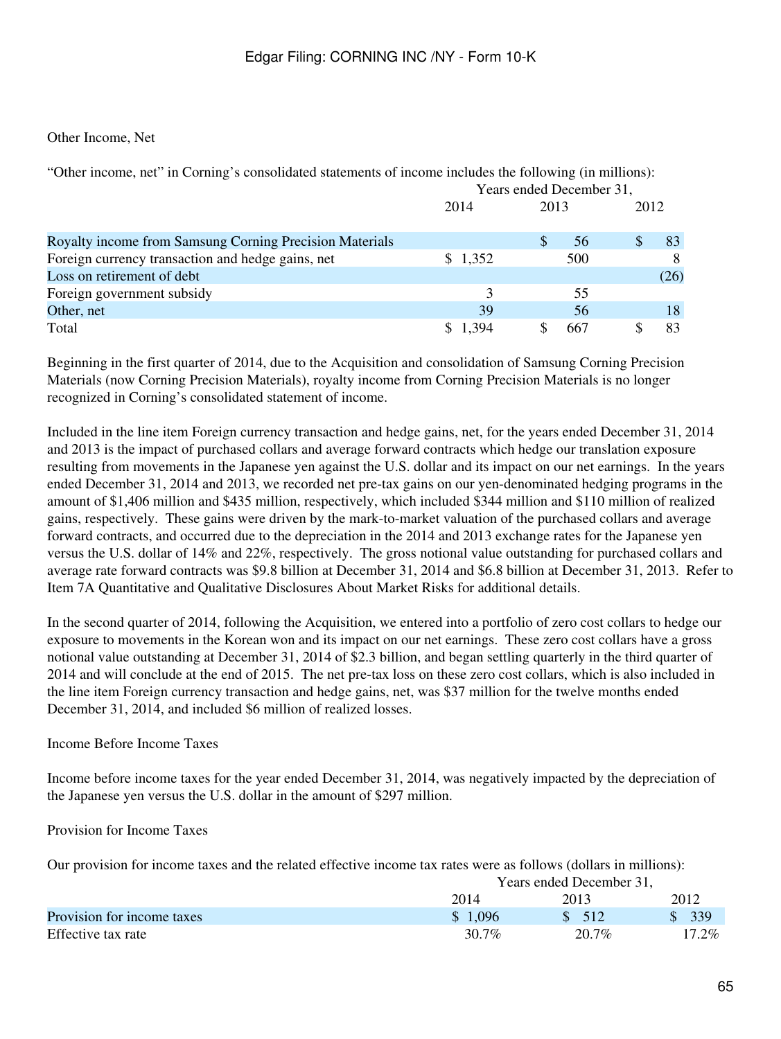Other Income, Net

"Other income, net" in Corning's consolidated statements of income includes the following (in millions):

| | Years ended December 31, | | |
|---|---|---|---|
| | 2014 | 2013 | 2012 |
| Royalty income from Samsung Corning Precision Materials | | $ 56 | $ 83 |
| Foreign currency transaction and hedge gains, net | $ 1,352 | 500 | 8 |
| Loss on retirement of debt | | | (26) |
| Foreign government subsidy | 3 | 55 | |
| Other, net | 39 | 56 | 18 |
| Total | $ 1,394 | $ 667 | $ 83 |

Beginning in the first quarter of 2014, due to the Acquisition and consolidation of Samsung Corning Precision Materials (now Corning Precision Materials), royalty income from Corning Precision Materials is no longer recognized in Corning's consolidated statement of income.

Included in the line item Foreign currency transaction and hedge gains, net, for the years ended December 31, 2014 and 2013 is the impact of purchased collars and average forward contracts which hedge our translation exposure resulting from movements in the Japanese yen against the U.S. dollar and its impact on our net earnings. In the years ended December 31, 2014 and 2013, we recorded net pre-tax gains on our yen-denominated hedging programs in the amount of $1,406 million and $435 million, respectively, which included $344 million and $110 million of realized gains, respectively. These gains were driven by the mark-to-market valuation of the purchased collars and average forward contracts, and occurred due to the depreciation in the 2014 and 2013 exchange rates for the Japanese yen versus the U.S. dollar of 14% and 22%, respectively. The gross notional value outstanding for purchased collars and average rate forward contracts was $9.8 billion at December 31, 2014 and $6.8 billion at December 31, 2013. Refer to Item 7A Quantitative and Qualitative Disclosures About Market Risks for additional details.

In the second quarter of 2014, following the Acquisition, we entered into a portfolio of zero cost collars to hedge our exposure to movements in the Korean won and its impact on our net earnings. These zero cost collars have a gross notional value outstanding at December 31, 2014 of $2.3 billion, and began settling quarterly in the third quarter of 2014 and will conclude at the end of 2015. The net pre-tax loss on these zero cost collars, which is also included in the line item Foreign currency transaction and hedge gains, net, was $37 million for the twelve months ended December 31, 2014, and included $6 million of realized losses.

Income Before Income Taxes

Income before income taxes for the year ended December 31, 2014, was negatively impacted by the depreciation of the Japanese yen versus the U.S. dollar in the amount of $297 million.

Provision for Income Taxes

Our provision for income taxes and the related effective income tax rates were as follows (dollars in millions):

| | Years ended December 31, | | |
|---|---|---|---|
| | 2014 | 2013 | 2012 |
| Provision for income taxes | $ 1,096 | $ 512 | $ 339 |
| Effective tax rate | 30.7% | 20.7% | 17.2% |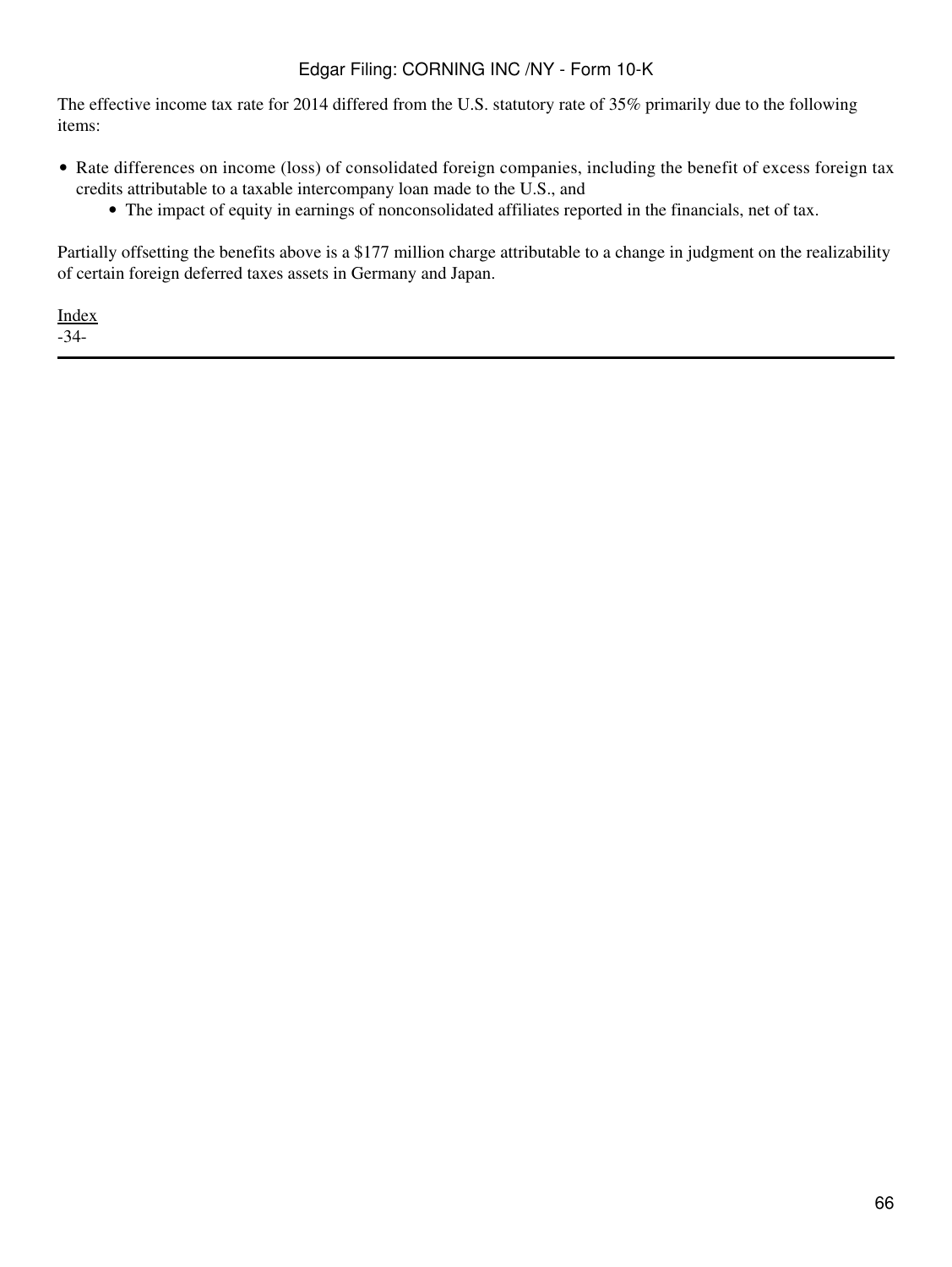The effective income tax rate for 2014 differed from the U.S. statutory rate of 35% primarily due to the following items:

- Rate differences on income (loss) of consolidated foreign companies, including the benefit of excess foreign tax credits attributable to a taxable intercompany loan made to the U.S., and
    - The impact of equity in earnings of nonconsolidated affiliates reported in the financials, net of tax.

Partially offsetting the benefits above is a $177 million charge attributable to a change in judgment on the realizability of certain foreign deferred taxes assets in Germany and Japan.

Index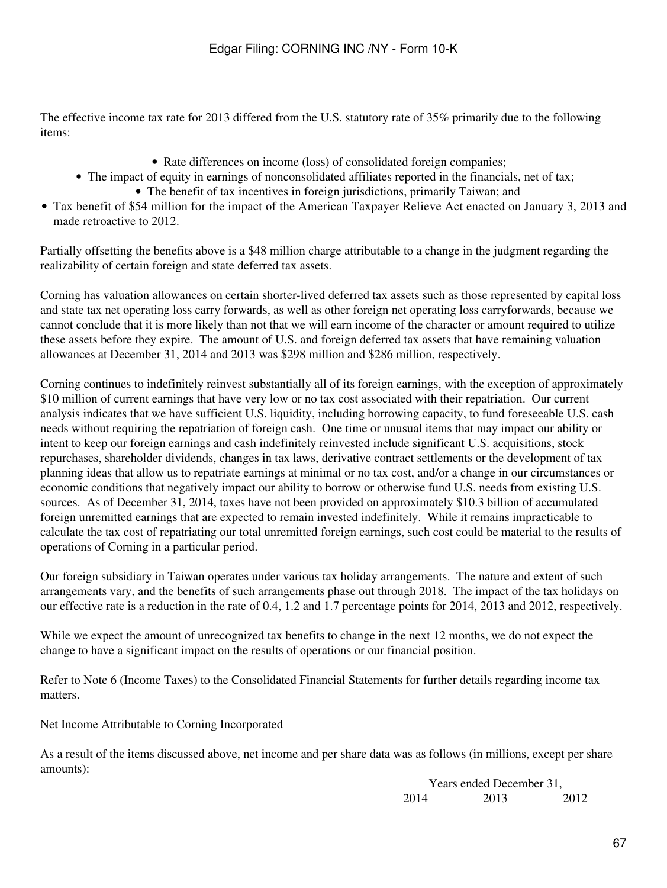The effective income tax rate for 2013 differed from the U.S. statutory rate of 35% primarily due to the following items:

- Rate differences on income (loss) of consolidated foreign companies;
- The impact of equity in earnings of nonconsolidated affiliates reported in the financials, net of tax;
- The benefit of tax incentives in foreign jurisdictions, primarily Taiwan; and
- Tax benefit of $54 million for the impact of the American Taxpayer Relieve Act enacted on January 3, 2013 and made retroactive to 2012.

Partially offsetting the benefits above is a $48 million charge attributable to a change in the judgment regarding the realizability of certain foreign and state deferred tax assets.

Corning has valuation allowances on certain shorter-lived deferred tax assets such as those represented by capital loss and state tax net operating loss carry forwards, as well as other foreign net operating loss carryforwards, because we cannot conclude that it is more likely than not that we will earn income of the character or amount required to utilize these assets before they expire. The amount of U.S. and foreign deferred tax assets that have remaining valuation allowances at December 31, 2014 and 2013 was $298 million and $286 million, respectively.

Corning continues to indefinitely reinvest substantially all of its foreign earnings, with the exception of approximately $10 million of current earnings that have very low or no tax cost associated with their repatriation. Our current analysis indicates that we have sufficient U.S. liquidity, including borrowing capacity, to fund foreseeable U.S. cash needs without requiring the repatriation of foreign cash. One time or unusual items that may impact our ability or intent to keep our foreign earnings and cash indefinitely reinvested include significant U.S. acquisitions, stock repurchases, shareholder dividends, changes in tax laws, derivative contract settlements or the development of tax planning ideas that allow us to repatriate earnings at minimal or no tax cost, and/or a change in our circumstances or economic conditions that negatively impact our ability to borrow or otherwise fund U.S. needs from existing U.S. sources. As of December 31, 2014, taxes have not been provided on approximately $10.3 billion of accumulated foreign unremitted earnings that are expected to remain invested indefinitely. While it remains impracticable to calculate the tax cost of repatriating our total unremitted foreign earnings, such cost could be material to the results of operations of Corning in a particular period.

Our foreign subsidiary in Taiwan operates under various tax holiday arrangements. The nature and extent of such arrangements vary, and the benefits of such arrangements phase out through 2018. The impact of the tax holidays on our effective rate is a reduction in the rate of 0.4, 1.2 and 1.7 percentage points for 2014, 2013 and 2012, respectively.

While we expect the amount of unrecognized tax benefits to change in the next 12 months, we do not expect the change to have a significant impact on the results of operations or our financial position.

Refer to Note 6 (Income Taxes) to the Consolidated Financial Statements for further details regarding income tax matters.

Net Income Attributable to Corning Incorporated

As a result of the items discussed above, net income and per share data was as follows (in millions, except per share amounts):

| | Years ended December 31, | | |
|---|---|---|---|
| | 2014 | 2013 | 2012 |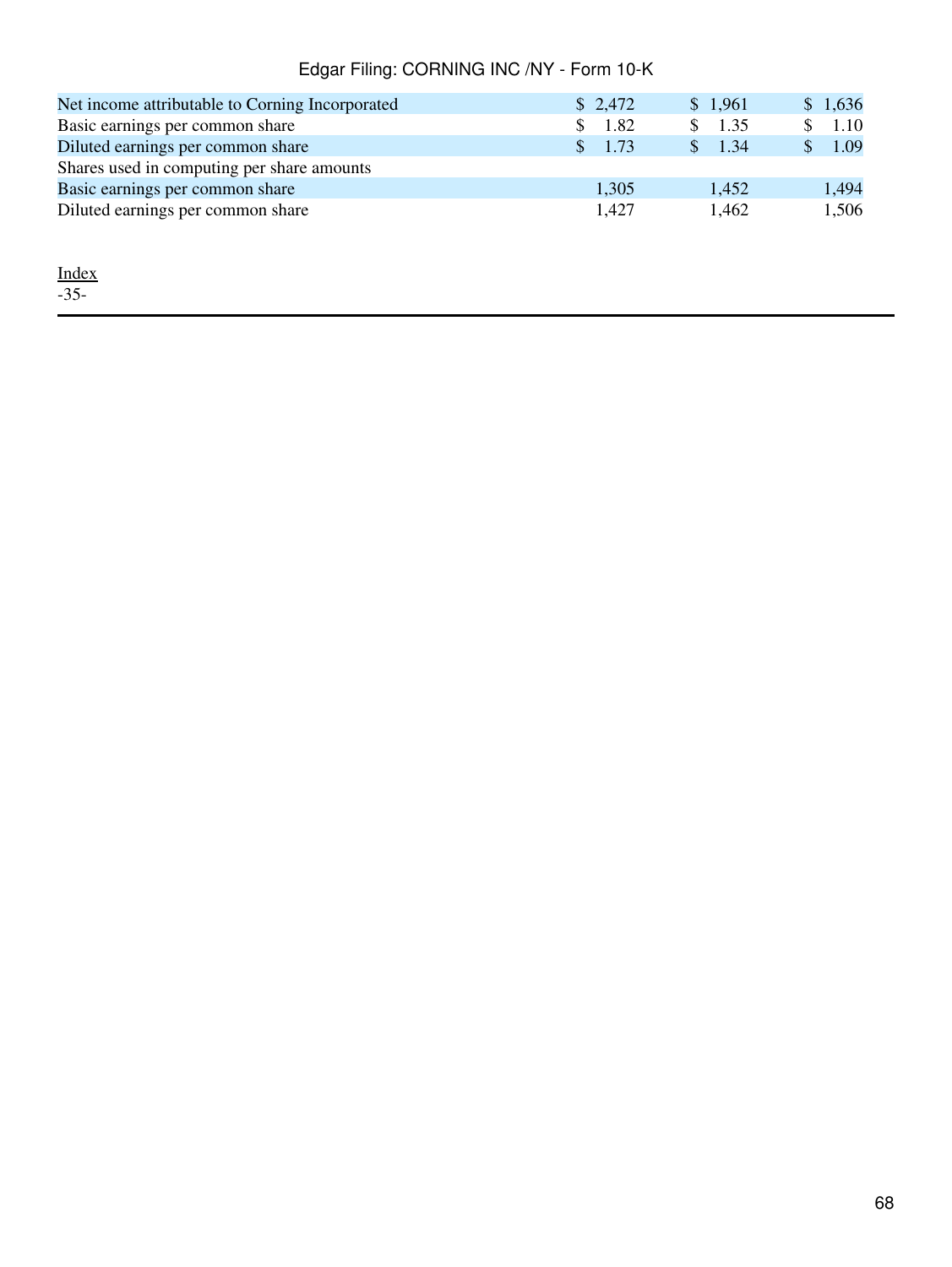| | | | |
|---|---|---|---|
| Net income attributable to Corning Incorporated | $ 2,472 | $ 1,961 | $ 1,636 |
| Basic earnings per common share | $ 1.82 | $ 1.35 | $ 1.10 |
| Diluted earnings per common share | $ 1.73 | $ 1.34 | $ 1.09 |
| Shares used in computing per share amounts | | | |
| Basic earnings per common share | 1,305 | 1,452 | 1,494 |
| Diluted earnings per common share | 1,427 | 1,462 | 1,506 |

Index
-35-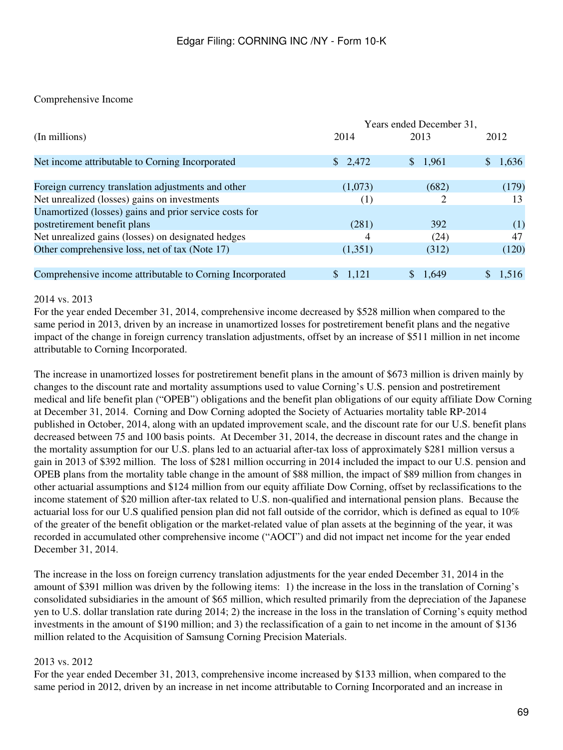Comprehensive Income

| (In millions) | Years ended December 31, 2014 | 2013 | 2012 |
|---|---|---|---|
| Net income attributable to Corning Incorporated | $ 2,472 | $ 1,961 | $ 1,636 |
| | | | |
| Foreign currency translation adjustments and other | (1,073) | (682) | (179) |
| Net unrealized (losses) gains on investments | (1) | 2 | 13 |
| Unamortized (losses) gains and prior service costs for postretirement benefit plans | (281) | 392 | (1) |
| Net unrealized gains (losses) on designated hedges | 4 | (24) | 47 |
| Other comprehensive loss, net of tax (Note 17) | (1,351) | (312) | (120) |
| | | | |
| Comprehensive income attributable to Corning Incorporated | $ 1,121 | $ 1,649 | $ 1,516 |

2014 vs. 2013

For the year ended December 31, 2014, comprehensive income decreased by $528 million when compared to the same period in 2013, driven by an increase in unamortized losses for postretirement benefit plans and the negative impact of the change in foreign currency translation adjustments, offset by an increase of $511 million in net income attributable to Corning Incorporated.

The increase in unamortized losses for postretirement benefit plans in the amount of $673 million is driven mainly by changes to the discount rate and mortality assumptions used to value Corning's U.S. pension and postretirement medical and life benefit plan ("OPEB") obligations and the benefit plan obligations of our equity affiliate Dow Corning at December 31, 2014. Corning and Dow Corning adopted the Society of Actuaries mortality table RP-2014 published in October, 2014, along with an updated improvement scale, and the discount rate for our U.S. benefit plans decreased between 75 and 100 basis points. At December 31, 2014, the decrease in discount rates and the change in the mortality assumption for our U.S. plans led to an actuarial after-tax loss of approximately $281 million versus a gain in 2013 of $392 million. The loss of $281 million occurring in 2014 included the impact to our U.S. pension and OPEB plans from the mortality table change in the amount of $88 million, the impact of $89 million from changes in other actuarial assumptions and $124 million from our equity affiliate Dow Corning, offset by reclassifications to the income statement of $20 million after-tax related to U.S. non-qualified and international pension plans. Because the actuarial loss for our U.S qualified pension plan did not fall outside of the corridor, which is defined as equal to 10% of the greater of the benefit obligation or the market-related value of plan assets at the beginning of the year, it was recorded in accumulated other comprehensive income ("AOCI") and did not impact net income for the year ended December 31, 2014.

The increase in the loss on foreign currency translation adjustments for the year ended December 31, 2014 in the amount of $391 million was driven by the following items: 1) the increase in the loss in the translation of Corning's consolidated subsidiaries in the amount of $65 million, which resulted primarily from the depreciation of the Japanese yen to U.S. dollar translation rate during 2014; 2) the increase in the loss in the translation of Corning's equity method investments in the amount of $190 million; and 3) the reclassification of a gain to net income in the amount of $136 million related to the Acquisition of Samsung Corning Precision Materials.

2013 vs. 2012

For the year ended December 31, 2013, comprehensive income increased by $133 million, when compared to the same period in 2012, driven by an increase in net income attributable to Corning Incorporated and an increase in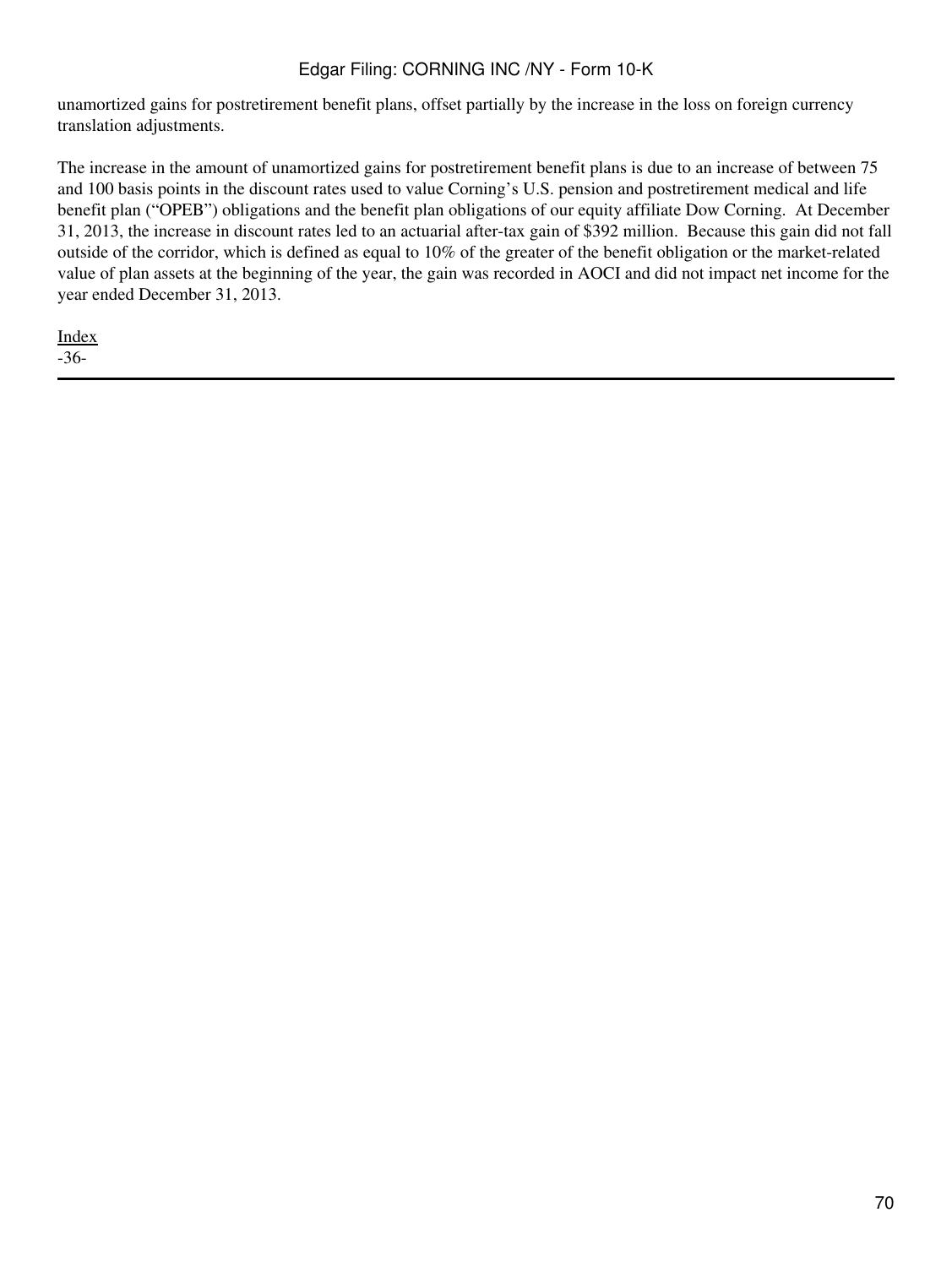unamortized gains for postretirement benefit plans, offset partially by the increase in the loss on foreign currency translation adjustments.

The increase in the amount of unamortized gains for postretirement benefit plans is due to an increase of between 75 and 100 basis points in the discount rates used to value Corning's U.S. pension and postretirement medical and life benefit plan ("OPEB") obligations and the benefit plan obligations of our equity affiliate Dow Corning. At December 31, 2013, the increase in discount rates led to an actuarial after-tax gain of $392 million. Because this gain did not fall outside of the corridor, which is defined as equal to 10% of the greater of the benefit obligation or the market-related value of plan assets at the beginning of the year, the gain was recorded in AOCI and did not impact net income for the year ended December 31, 2013.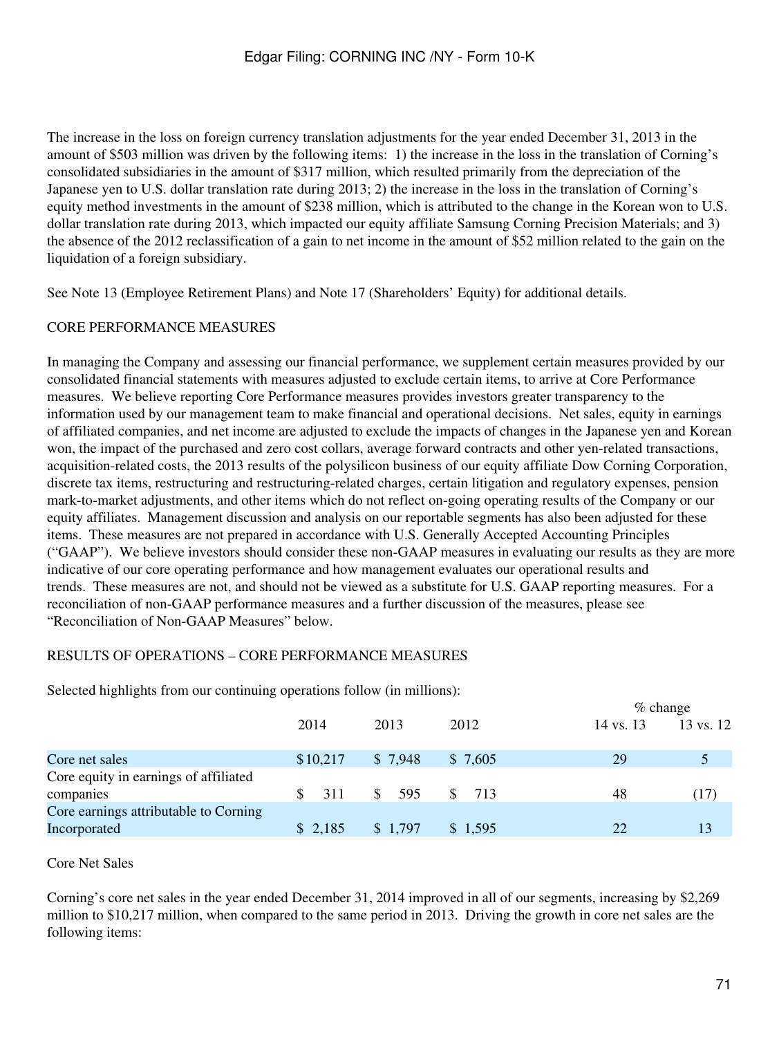The increase in the loss on foreign currency translation adjustments for the year ended December 31, 2013 in the amount of $503 million was driven by the following items: 1) the increase in the loss in the translation of Corning's consolidated subsidiaries in the amount of $317 million, which resulted primarily from the depreciation of the Japanese yen to U.S. dollar translation rate during 2013; 2) the increase in the loss in the translation of Corning's equity method investments in the amount of $238 million, which is attributed to the change in the Korean won to U.S. dollar translation rate during 2013, which impacted our equity affiliate Samsung Corning Precision Materials; and 3) the absence of the 2012 reclassification of a gain to net income in the amount of $52 million related to the gain on the liquidation of a foreign subsidiary.

See Note 13 (Employee Retirement Plans) and Note 17 (Shareholders' Equity) for additional details.

## CORE PERFORMANCE MEASURES

In managing the Company and assessing our financial performance, we supplement certain measures provided by our consolidated financial statements with measures adjusted to exclude certain items, to arrive at Core Performance measures. We believe reporting Core Performance measures provides investors greater transparency to the information used by our management team to make financial and operational decisions. Net sales, equity in earnings of affiliated companies, and net income are adjusted to exclude the impacts of changes in the Japanese yen and Korean won, the impact of the purchased and zero cost collars, average forward contracts and other yen-related transactions, acquisition-related costs, the 2013 results of the polysilicon business of our equity affiliate Dow Corning Corporation, discrete tax items, restructuring and restructuring-related charges, certain litigation and regulatory expenses, pension mark-to-market adjustments, and other items which do not reflect on-going operating results of the Company or our equity affiliates. Management discussion and analysis on our reportable segments has also been adjusted for these items. These measures are not prepared in accordance with U.S. Generally Accepted Accounting Principles ("GAAP"). We believe investors should consider these non-GAAP measures in evaluating our results as they are more indicative of our core operating performance and how management evaluates our operational results and trends. These measures are not, and should not be viewed as a substitute for U.S. GAAP reporting measures. For a reconciliation of non-GAAP performance measures and a further discussion of the measures, please see "Reconciliation of Non-GAAP Measures" below.

## RESULTS OF OPERATIONS – CORE PERFORMANCE MEASURES

Selected highlights from our continuing operations follow (in millions):

| | | | | % change | |
|---|---|---|---|---|---|
| | 2014 | 2013 | 2012 | 14 vs. 13 | 13 vs. 12 |
| Core net sales | $10,217 | $ 7,948 | $ 7,605 | 29 | 5 |
| Core equity in earnings of affiliated companies | $ 311 | $ 595 | $ 713 | 48 | (17) |
| Core earnings attributable to Corning Incorporated | $ 2,185 | $ 1,797 | $ 1,595 | 22 | 13 |

Core Net Sales

Corning's core net sales in the year ended December 31, 2014 improved in all of our segments, increasing by $2,269 million to $10,217 million, when compared to the same period in 2013. Driving the growth in core net sales are the following items: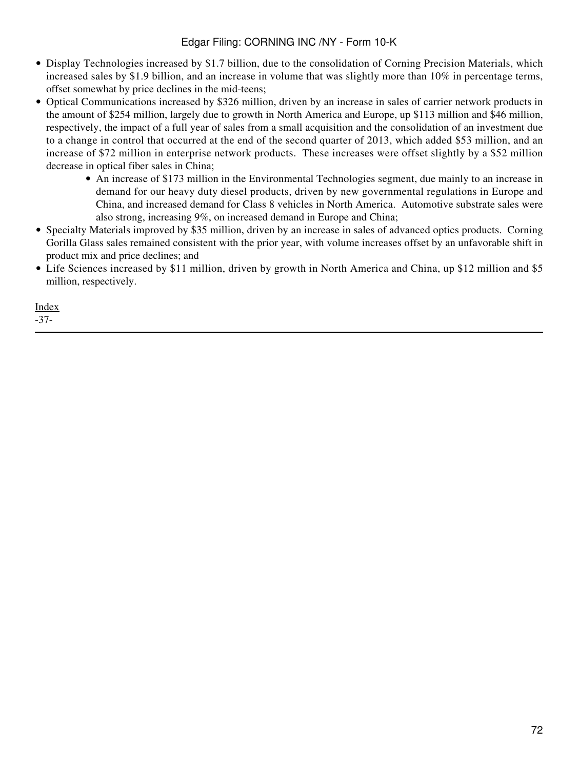- Display Technologies increased by $1.7 billion, due to the consolidation of Corning Precision Materials, which increased sales by $1.9 billion, and an increase in volume that was slightly more than 10% in percentage terms, offset somewhat by price declines in the mid-teens;
- Optical Communications increased by $326 million, driven by an increase in sales of carrier network products in the amount of $254 million, largely due to growth in North America and Europe, up $113 million and $46 million, respectively, the impact of a full year of sales from a small acquisition and the consolidation of an investment due to a change in control that occurred at the end of the second quarter of 2013, which added $53 million, and an increase of $72 million in enterprise network products. These increases were offset slightly by a $52 million decrease in optical fiber sales in China;
    - An increase of $173 million in the Environmental Technologies segment, due mainly to an increase in demand for our heavy duty diesel products, driven by new governmental regulations in Europe and China, and increased demand for Class 8 vehicles in North America. Automotive substrate sales were also strong, increasing 9%, on increased demand in Europe and China;
- Specialty Materials improved by $35 million, driven by an increase in sales of advanced optics products. Corning Gorilla Glass sales remained consistent with the prior year, with volume increases offset by an unfavorable shift in product mix and price declines; and
- Life Sciences increased by $11 million, driven by growth in North America and China, up $12 million and $5 million, respectively.

Index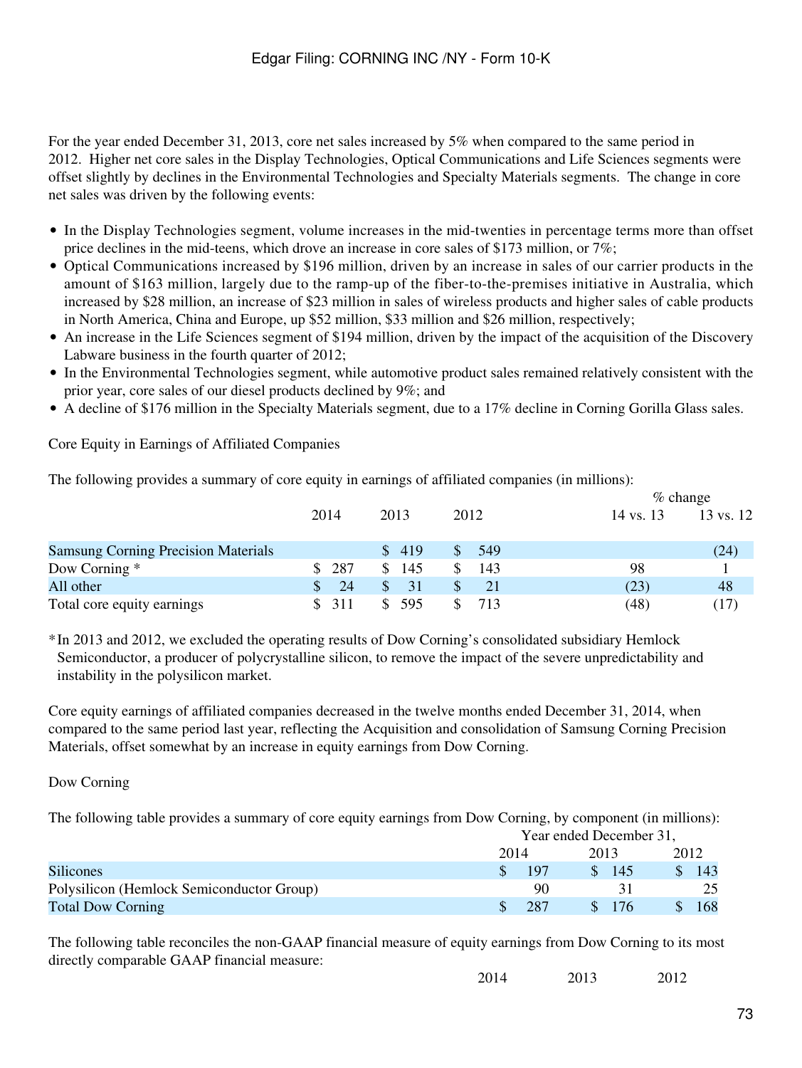For the year ended December 31, 2013, core net sales increased by 5% when compared to the same period in 2012. Higher net core sales in the Display Technologies, Optical Communications and Life Sciences segments were offset slightly by declines in the Environmental Technologies and Specialty Materials segments. The change in core net sales was driven by the following events:

- In the Display Technologies segment, volume increases in the mid-twenties in percentage terms more than offset price declines in the mid-teens, which drove an increase in core sales of $173 million, or 7%;
- Optical Communications increased by $196 million, driven by an increase in sales of our carrier products in the amount of $163 million, largely due to the ramp-up of the fiber-to-the-premises initiative in Australia, which increased by $28 million, an increase of $23 million in sales of wireless products and higher sales of cable products in North America, China and Europe, up $52 million, $33 million and $26 million, respectively;
- An increase in the Life Sciences segment of $194 million, driven by the impact of the acquisition of the Discovery Labware business in the fourth quarter of 2012;
- In the Environmental Technologies segment, while automotive product sales remained relatively consistent with the prior year, core sales of our diesel products declined by 9%; and
- A decline of $176 million in the Specialty Materials segment, due to a 17% decline in Corning Gorilla Glass sales.

Core Equity in Earnings of Affiliated Companies

The following provides a summary of core equity in earnings of affiliated companies (in millions):

| | 2014 | 2013 | 2012 | % change 14 vs. 13 | % change 13 vs. 12 |
|---|---|---|---|---|---|
| Samsung Corning Precision Materials | | $ 419 | $ 549 | | (24) |
| Dow Corning * | $ 287 | $ 145 | $ 143 | 98 | 1 |
| All other | $ 24 | $ 31 | $ 21 | (23) | 48 |
| Total core equity earnings | $ 311 | $ 595 | $ 713 | (48) | (17) |

*In 2013 and 2012, we excluded the operating results of Dow Corning's consolidated subsidiary Hemlock Semiconductor, a producer of polycrystalline silicon, to remove the impact of the severe unpredictability and instability in the polysilicon market.

Core equity earnings of affiliated companies decreased in the twelve months ended December 31, 2014, when compared to the same period last year, reflecting the Acquisition and consolidation of Samsung Corning Precision Materials, offset somewhat by an increase in equity earnings from Dow Corning.

Dow Corning

The following table provides a summary of core equity earnings from Dow Corning, by component (in millions):

| | Year ended December 31, 2014 | 2013 | 2012 |
|---|---|---|---|
| Silicones | $ 197 | $ 145 | $ 143 |
| Polysilicon (Hemlock Semiconductor Group) | 90 | 31 | 25 |
| Total Dow Corning | $ 287 | $ 176 | $ 168 |

The following table reconciles the non-GAAP financial measure of equity earnings from Dow Corning to its most directly comparable GAAP financial measure:

| | 2014 | 2013 | 2012 |
|---|---|---|---|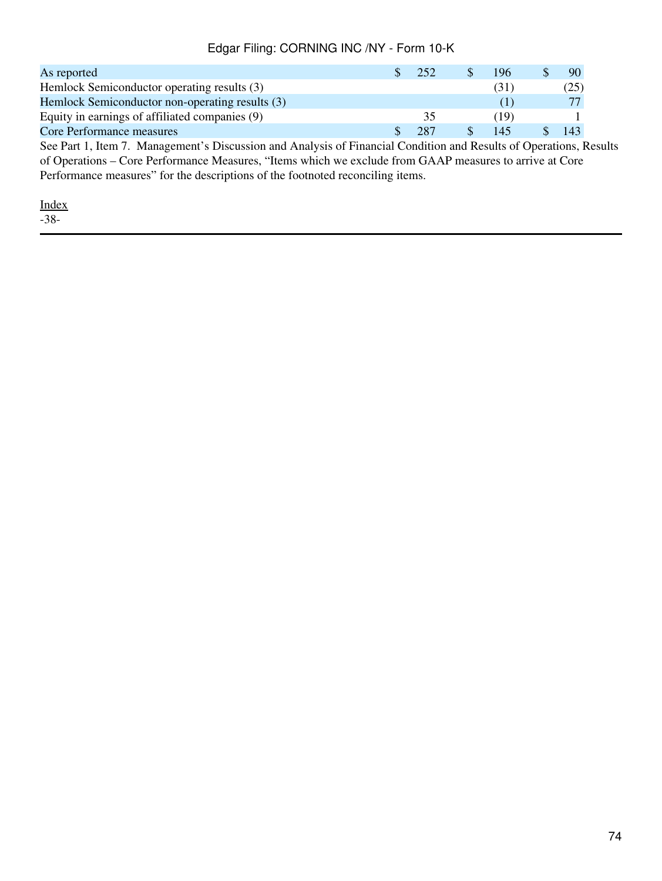| | | | |
|---|---|---|---|
| As reported | $ 252 | $ 196 | $ 90 |
| Hemlock Semiconductor operating results (3) | | (31) | (25) |
| Hemlock Semiconductor non-operating results (3) | | (1) | 77 |
| Equity in earnings of affiliated companies (9) | 35 | (19) | 1 |
| Core Performance measures | $ 287 | $ 145 | $ 143 |

See Part 1, Item 7. Management's Discussion and Analysis of Financial Condition and Results of Operations, Results of Operations – Core Performance Measures, "Items which we exclude from GAAP measures to arrive at Core Performance measures" for the descriptions of the footnoted reconciling items.

Index
-38-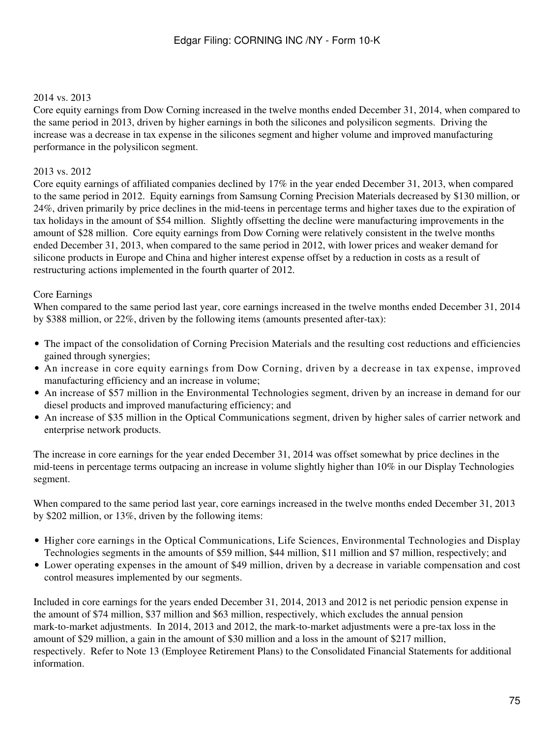2014 vs. 2013

Core equity earnings from Dow Corning increased in the twelve months ended December 31, 2014, when compared to the same period in 2013, driven by higher earnings in both the silicones and polysilicon segments. Driving the increase was a decrease in tax expense in the silicones segment and higher volume and improved manufacturing performance in the polysilicon segment.

2013 vs. 2012

Core equity earnings of affiliated companies declined by 17% in the year ended December 31, 2013, when compared to the same period in 2012. Equity earnings from Samsung Corning Precision Materials decreased by $130 million, or 24%, driven primarily by price declines in the mid-teens in percentage terms and higher taxes due to the expiration of tax holidays in the amount of $54 million. Slightly offsetting the decline were manufacturing improvements in the amount of $28 million. Core equity earnings from Dow Corning were relatively consistent in the twelve months ended December 31, 2013, when compared to the same period in 2012, with lower prices and weaker demand for silicone products in Europe and China and higher interest expense offset by a reduction in costs as a result of restructuring actions implemented in the fourth quarter of 2012.

Core Earnings

When compared to the same period last year, core earnings increased in the twelve months ended December 31, 2014 by $388 million, or 22%, driven by the following items (amounts presented after-tax):

- The impact of the consolidation of Corning Precision Materials and the resulting cost reductions and efficiencies gained through synergies;
- An increase in core equity earnings from Dow Corning, driven by a decrease in tax expense, improved manufacturing efficiency and an increase in volume;
- An increase of $57 million in the Environmental Technologies segment, driven by an increase in demand for our diesel products and improved manufacturing efficiency; and
- An increase of $35 million in the Optical Communications segment, driven by higher sales of carrier network and enterprise network products.

The increase in core earnings for the year ended December 31, 2014 was offset somewhat by price declines in the mid-teens in percentage terms outpacing an increase in volume slightly higher than 10% in our Display Technologies segment.

When compared to the same period last year, core earnings increased in the twelve months ended December 31, 2013 by $202 million, or 13%, driven by the following items:

- Higher core earnings in the Optical Communications, Life Sciences, Environmental Technologies and Display Technologies segments in the amounts of $59 million, $44 million, $11 million and $7 million, respectively; and
- Lower operating expenses in the amount of $49 million, driven by a decrease in variable compensation and cost control measures implemented by our segments.

Included in core earnings for the years ended December 31, 2014, 2013 and 2012 is net periodic pension expense in the amount of $74 million, $37 million and $63 million, respectively, which excludes the annual pension mark-to-market adjustments. In 2014, 2013 and 2012, the mark-to-market adjustments were a pre-tax loss in the amount of $29 million, a gain in the amount of $30 million and a loss in the amount of $217 million, respectively. Refer to Note 13 (Employee Retirement Plans) to the Consolidated Financial Statements for additional information.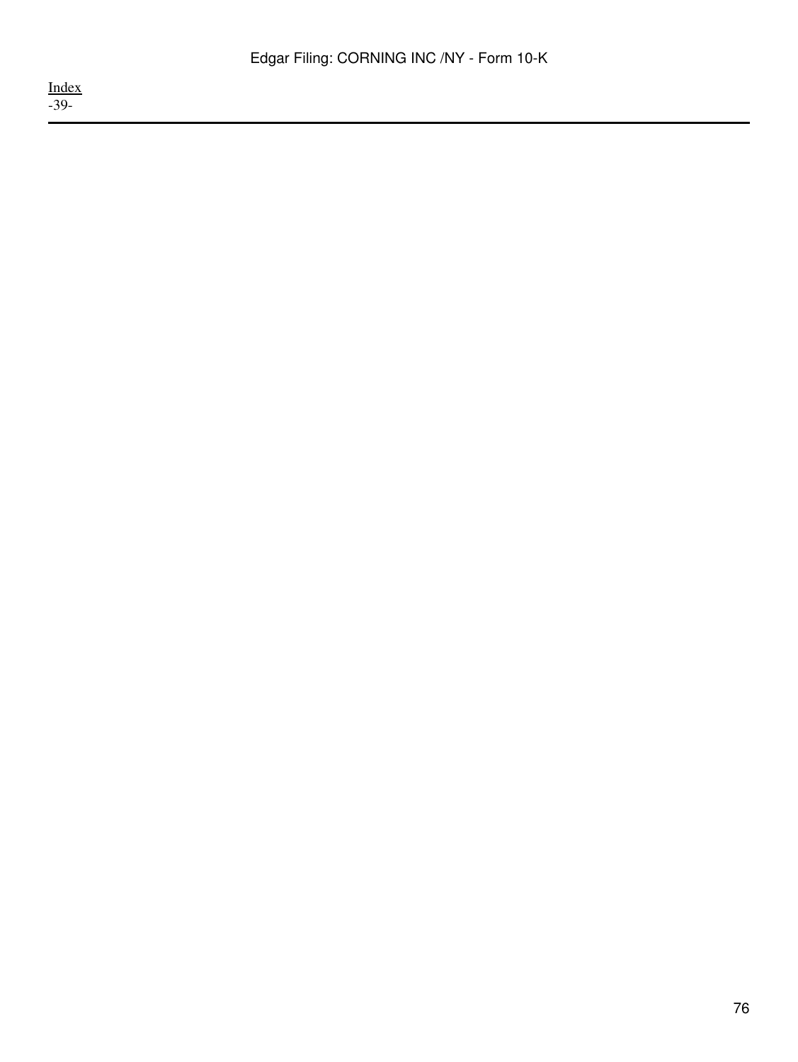Index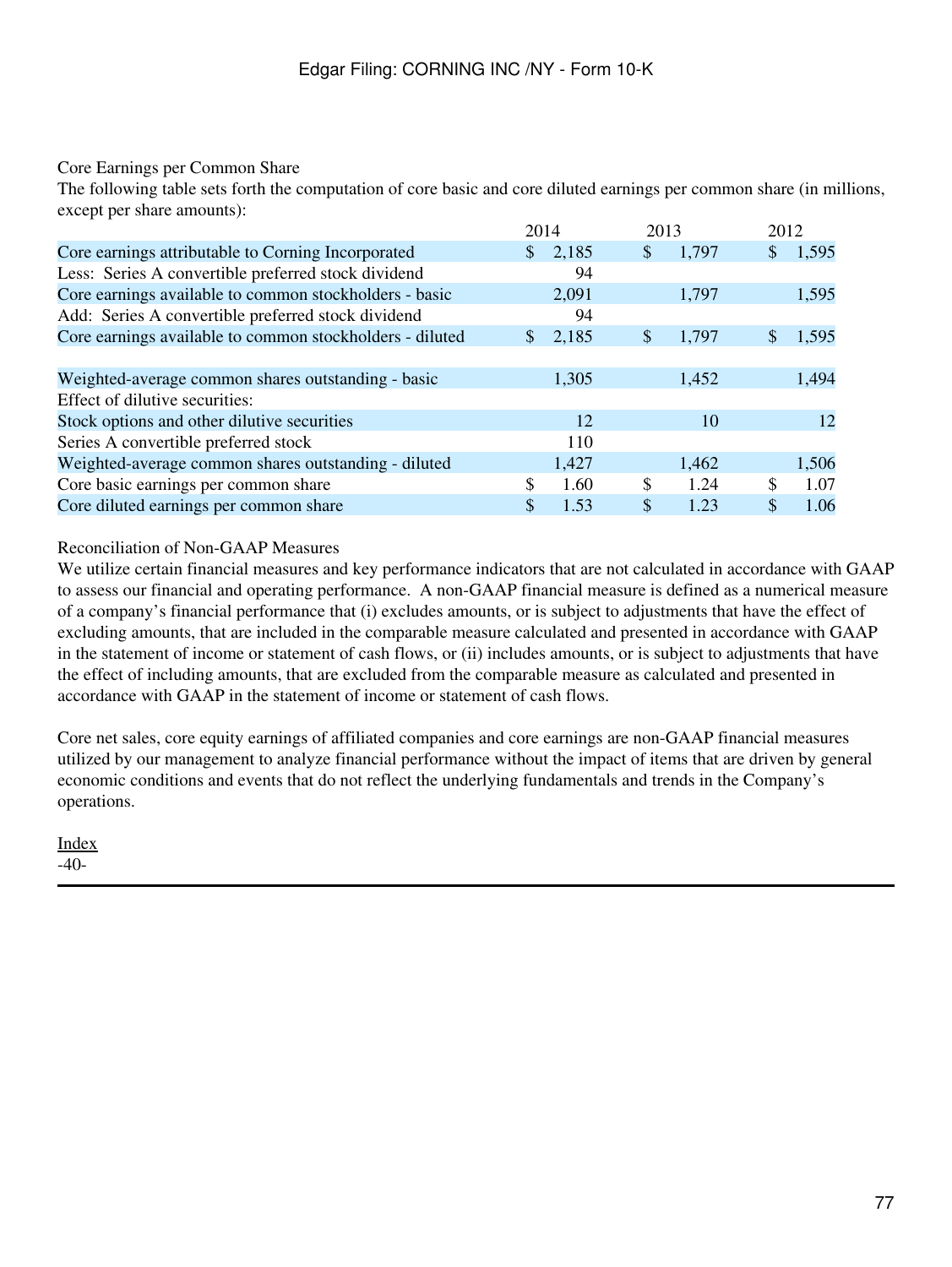Core Earnings per Common Share

The following table sets forth the computation of core basic and core diluted earnings per common share (in millions, except per share amounts):

| | 2014 | 2013 | 2012 |
|---|---|---|---|
| Core earnings attributable to Corning Incorporated | $ 2,185 | $ 1,797 | $ 1,595 |
| Less: Series A convertible preferred stock dividend | 94 | | |
| Core earnings available to common stockholders - basic | 2,091 | 1,797 | 1,595 |
| Add: Series A convertible preferred stock dividend | 94 | | |
| Core earnings available to common stockholders - diluted | $ 2,185 | $ 1,797 | $ 1,595 |
| | | | |
| Weighted-average common shares outstanding - basic | 1,305 | 1,452 | 1,494 |
| Effect of dilutive securities: | | | |
| Stock options and other dilutive securities | 12 | 10 | 12 |
| Series A convertible preferred stock | 110 | | |
| Weighted-average common shares outstanding - diluted | 1,427 | 1,462 | 1,506 |
| Core basic earnings per common share | $ 1.60 | $ 1.24 | $ 1.07 |
| Core diluted earnings per common share | $ 1.53 | $ 1.23 | $ 1.06 |

Reconciliation of Non-GAAP Measures

We utilize certain financial measures and key performance indicators that are not calculated in accordance with GAAP to assess our financial and operating performance. A non-GAAP financial measure is defined as a numerical measure of a company's financial performance that (i) excludes amounts, or is subject to adjustments that have the effect of excluding amounts, that are included in the comparable measure calculated and presented in accordance with GAAP in the statement of income or statement of cash flows, or (ii) includes amounts, or is subject to adjustments that have the effect of including amounts, that are excluded from the comparable measure as calculated and presented in accordance with GAAP in the statement of income or statement of cash flows.

Core net sales, core equity earnings of affiliated companies and core earnings are non-GAAP financial measures utilized by our management to analyze financial performance without the impact of items that are driven by general economic conditions and events that do not reflect the underlying fundamentals and trends in the Company's operations.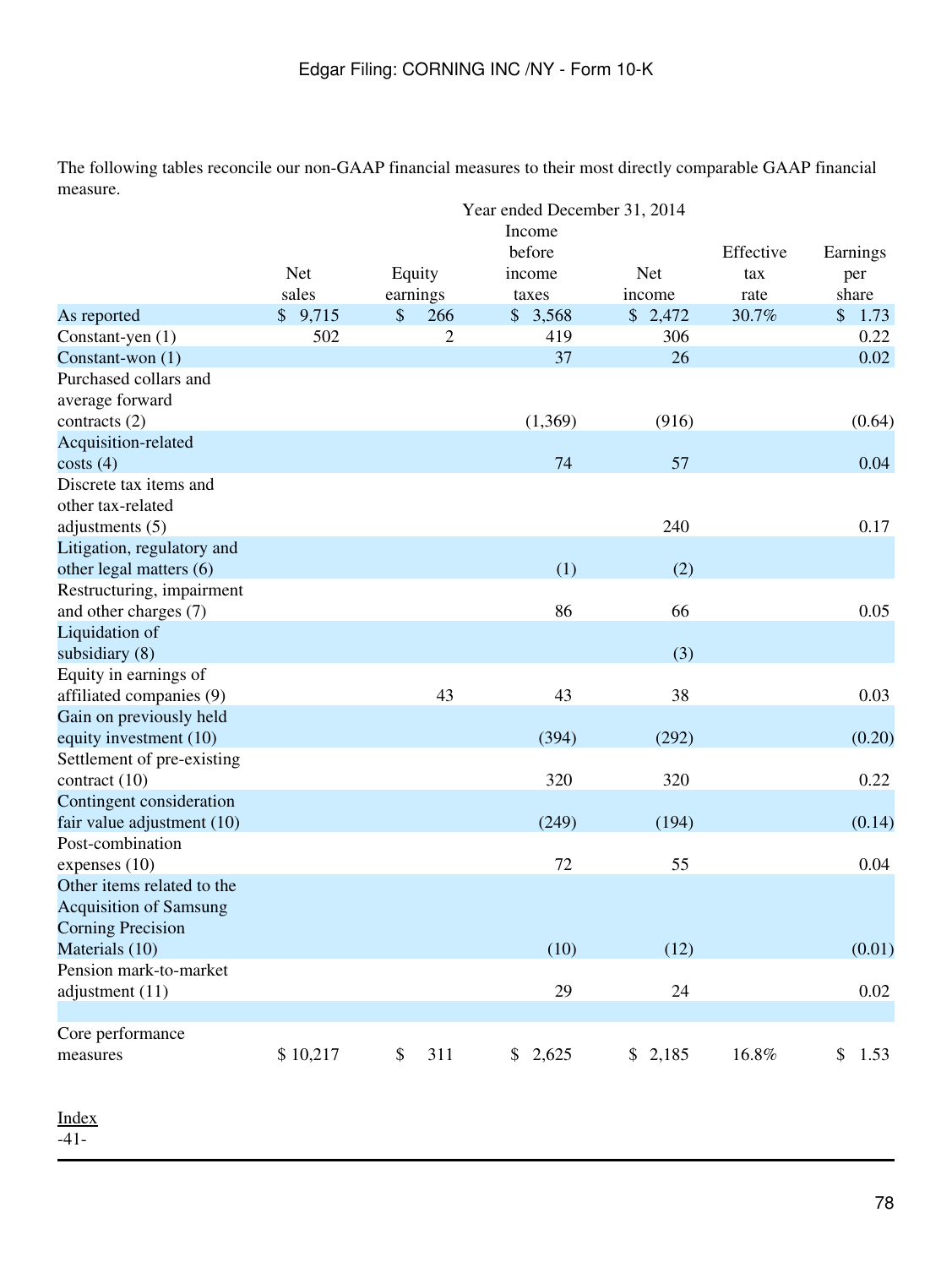The following tables reconcile our non-GAAP financial measures to their most directly comparable GAAP financial measure.

| | Year ended December 31, 2014 | | | | | |
|---|---|---|---|---|---|---|
| | Net sales | Equity earnings | Income before income taxes | Net income | Effective tax rate | Earnings per share |
| As reported | $ 9,715 | $ 266 | $ 3,568 | $ 2,472 | 30.7% | $ 1.73 |
| Constant-yen (1) | 502 | 2 | 419 | 306 | | 0.22 |
| Constant-won (1) | | | 37 | 26 | | 0.02 |
| Purchased collars and average forward contracts (2) | | | (1,369) | (916) | | (0.64) |
| Acquisition-related costs (4) | | | 74 | 57 | | 0.04 |
| Discrete tax items and other tax-related adjustments (5) | | | | 240 | | 0.17 |
| Litigation, regulatory and other legal matters (6) | | | (1) | (2) | | |
| Restructuring, impairment and other charges (7) | | | 86 | 66 | | 0.05 |
| Liquidation of subsidiary (8) | | | | (3) | | |
| Equity in earnings of affiliated companies (9) | | 43 | 43 | 38 | | 0.03 |
| Gain on previously held equity investment (10) | | | (394) | (292) | | (0.20) |
| Settlement of pre-existing contract (10) | | | 320 | 320 | | 0.22 |
| Contingent consideration fair value adjustment (10) | | | (249) | (194) | | (0.14) |
| Post-combination expenses (10) | | | 72 | 55 | | 0.04 |
| Other items related to the Acquisition of Samsung Corning Precision Materials (10) | | | (10) | (12) | | (0.01) |
| Pension mark-to-market adjustment (11) | | | 29 | 24 | | 0.02 |
| Core performance measures | $ 10,217 | $ 311 | $ 2,625 | $ 2,185 | 16.8% | $ 1.53 |

Index
-41-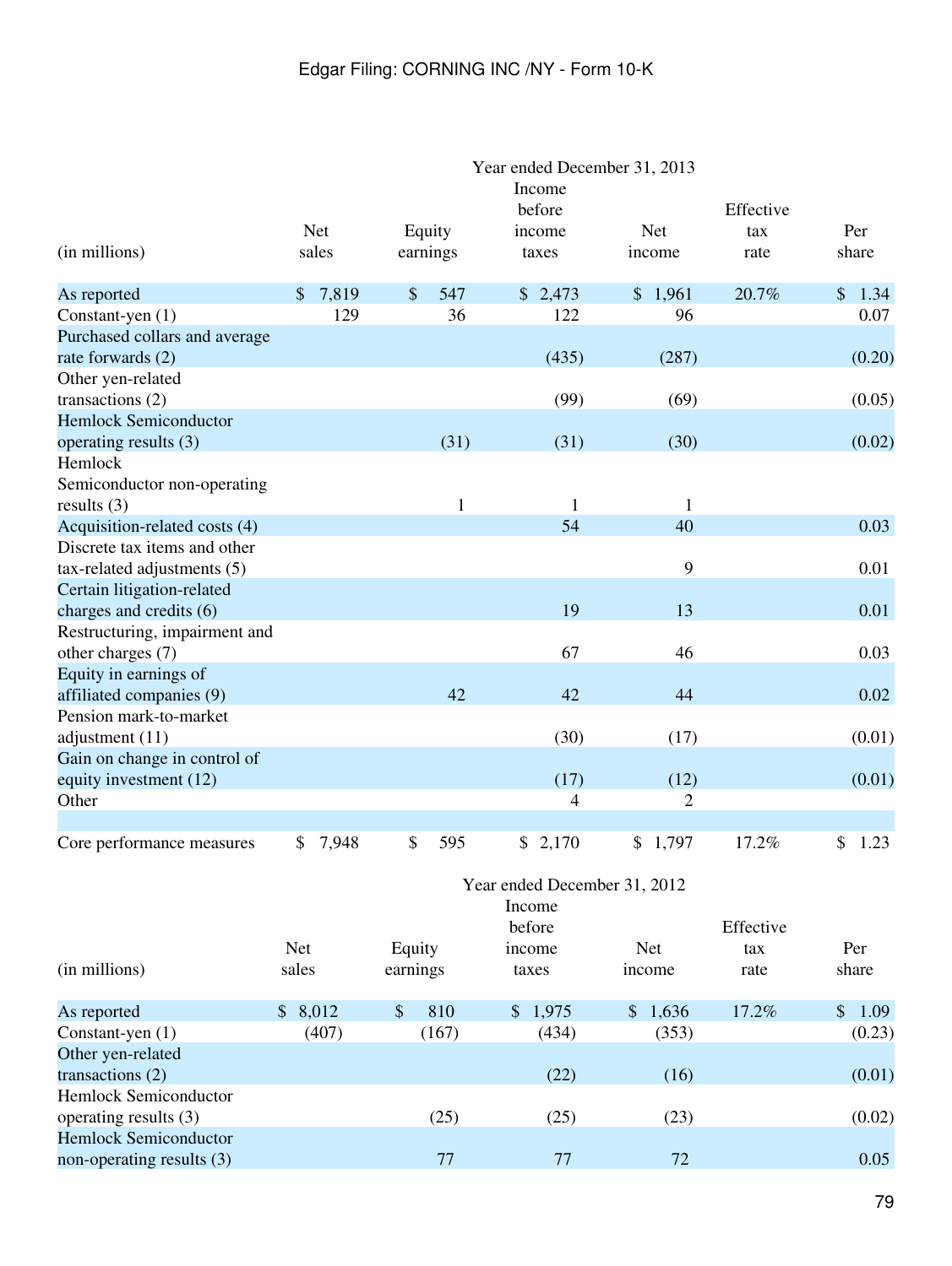| (in millions) | Net sales | Equity earnings | Income before income taxes | Net income | Effective tax rate | Per share |
|---|---|---|---|---|---|---|
| | Year ended December 31, 2013 | | | | | |
| As reported | $ 7,819 | $ 547 | $ 2,473 | $ 1,961 | 20.7% | $ 1.34 |
| Constant-yen (1) | 129 | 36 | 122 | 96 | | 0.07 |
| Purchased collars and average rate forwards (2) | | | (435) | (287) | | (0.20) |
| Other yen-related transactions (2) | | | (99) | (69) | | (0.05) |
| Hemlock Semiconductor operating results (3) | | (31) | (31) | (30) | | (0.02) |
| Hemlock Semiconductor non-operating results (3) | | 1 | 1 | 1 | | |
| Acquisition-related costs (4) | | | 54 | 40 | | 0.03 |
| Discrete tax items and other tax-related adjustments (5) | | | | 9 | | 0.01 |
| Certain litigation-related charges and credits (6) | | | 19 | 13 | | 0.01 |
| Restructuring, impairment and other charges (7) | | | 67 | 46 | | 0.03 |
| Equity in earnings of affiliated companies (9) | | 42 | 42 | 44 | | 0.02 |
| Pension mark-to-market adjustment (11) | | | (30) | (17) | | (0.01) |
| Gain on change in control of equity investment (12) | | | (17) | (12) | | (0.01) |
| Other | | | 4 | 2 | | |
| Core performance measures | $ 7,948 | $ 595 | $ 2,170 | $ 1,797 | 17.2% | $ 1.23 |

| (in millions) | Net sales | Equity earnings | Income before income taxes | Net income | Effective tax rate | Per share |
|---|---|---|---|---|---|---|
| | Year ended December 31, 2012 | | | | | |
| As reported | $ 8,012 | $ 810 | $ 1,975 | $ 1,636 | 17.2% | $ 1.09 |
| Constant-yen (1) | (407) | (167) | (434) | (353) | | (0.23) |
| Other yen-related transactions (2) | | | (22) | (16) | | (0.01) |
| Hemlock Semiconductor operating results (3) | | (25) | (25) | (23) | | (0.02) |
| Hemlock Semiconductor non-operating results (3) | | 77 | 77 | 72 | | 0.05 |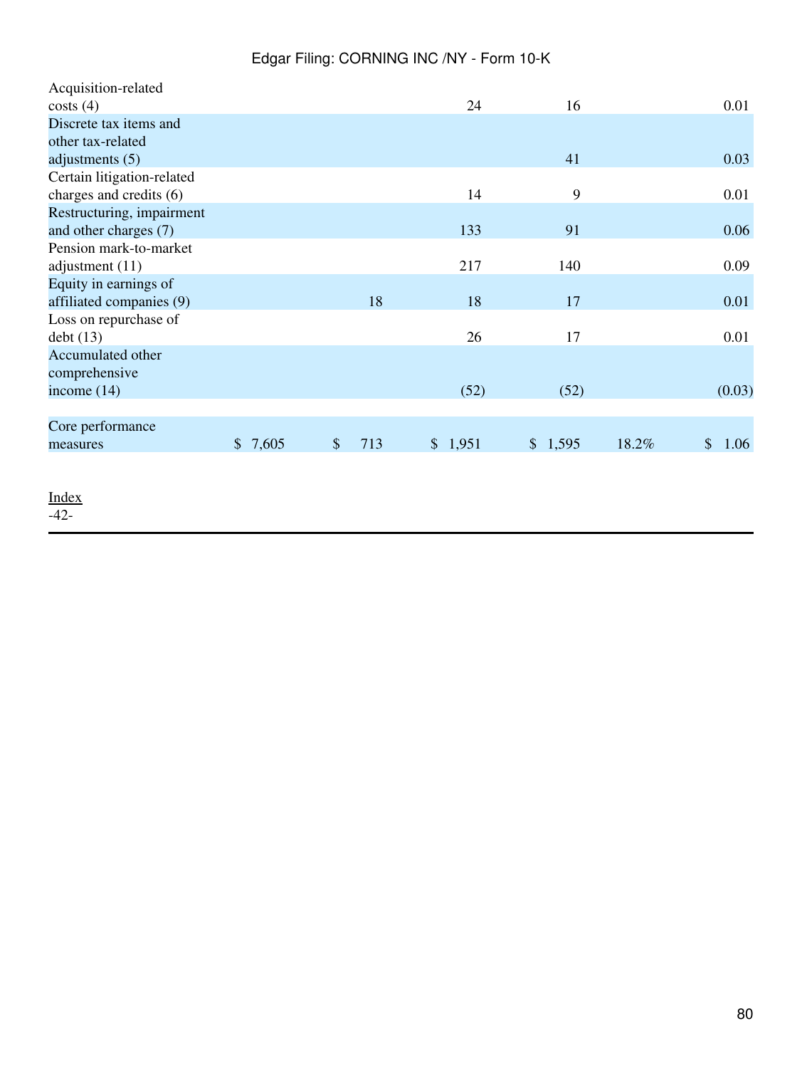| | | | | | | |
|---|---|---|---|---|---|---|
| Acquisition-related costs (4) | | | 24 | 16 | | 0.01 |
| Discrete tax items and other tax-related adjustments (5) | | | | 41 | | 0.03 |
| Certain litigation-related charges and credits (6) | | | 14 | 9 | | 0.01 |
| Restructuring, impairment and other charges (7) | | | 133 | 91 | | 0.06 |
| Pension mark-to-market adjustment (11) | | | 217 | 140 | | 0.09 |
| Equity in earnings of affiliated companies (9) | | 18 | 18 | 17 | | 0.01 |
| Loss on repurchase of debt (13) | | | 26 | 17 | | 0.01 |
| Accumulated other comprehensive income (14) | | | (52) | (52) | | (0.03) |
| | | | | | | |
| Core performance measures | $ 7,605 | $ 713 | $ 1,951 | $ 1,595 | 18.2% | $ 1.06 |

Index
-42-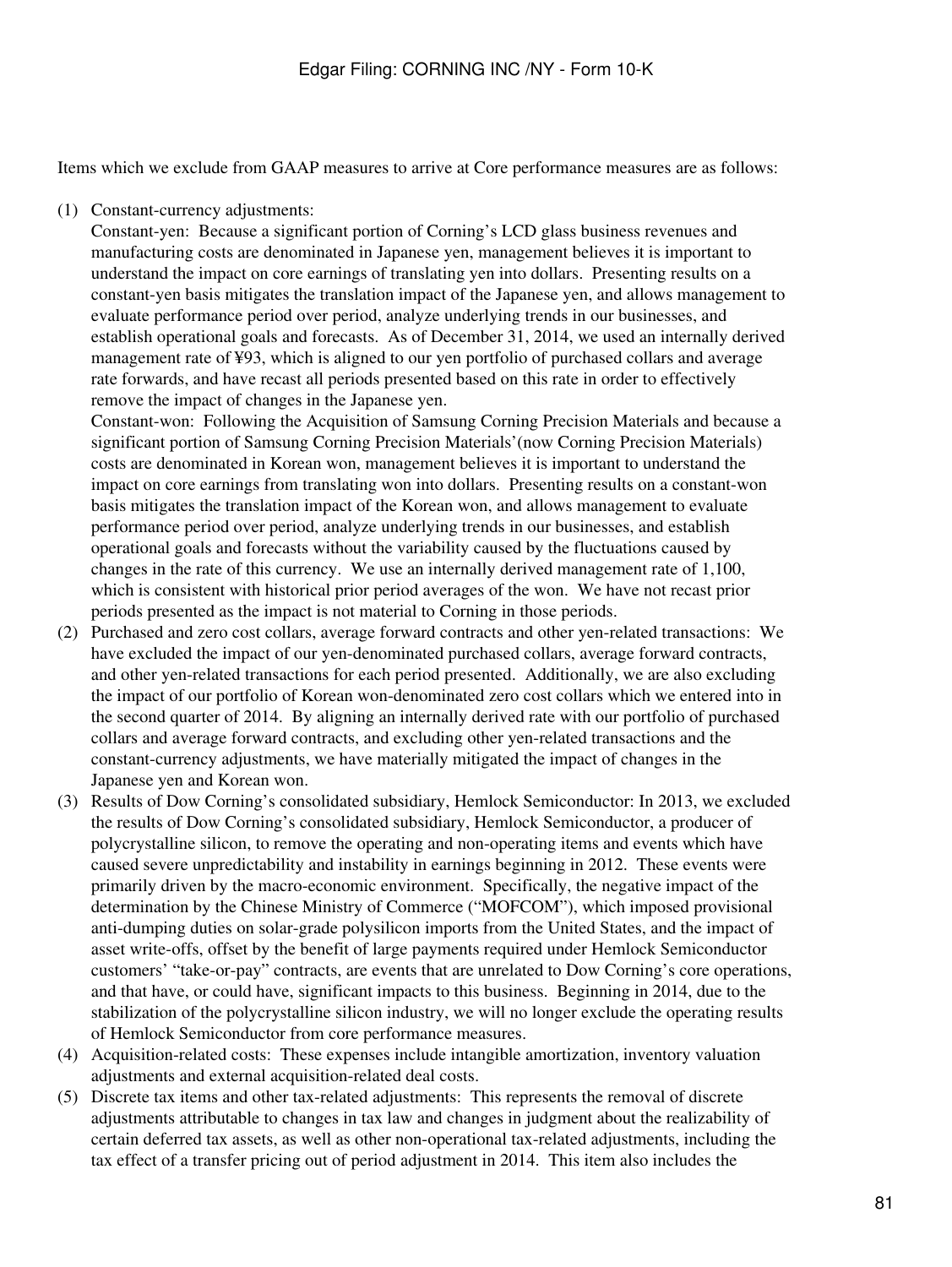Items which we exclude from GAAP measures to arrive at Core performance measures are as follows:

(1) Constant-currency adjustments:
Constant-yen: Because a significant portion of Corning's LCD glass business revenues and manufacturing costs are denominated in Japanese yen, management believes it is important to understand the impact on core earnings of translating yen into dollars. Presenting results on a constant-yen basis mitigates the translation impact of the Japanese yen, and allows management to evaluate performance period over period, analyze underlying trends in our businesses, and establish operational goals and forecasts. As of December 31, 2014, we used an internally derived management rate of ¥93, which is aligned to our yen portfolio of purchased collars and average rate forwards, and have recast all periods presented based on this rate in order to effectively remove the impact of changes in the Japanese yen.
Constant-won: Following the Acquisition of Samsung Corning Precision Materials and because a significant portion of Samsung Corning Precision Materials'(now Corning Precision Materials) costs are denominated in Korean won, management believes it is important to understand the impact on core earnings from translating won into dollars. Presenting results on a constant-won basis mitigates the translation impact of the Korean won, and allows management to evaluate performance period over period, analyze underlying trends in our businesses, and establish operational goals and forecasts without the variability caused by the fluctuations caused by changes in the rate of this currency. We use an internally derived management rate of 1,100, which is consistent with historical prior period averages of the won. We have not recast prior periods presented as the impact is not material to Corning in those periods.
(2) Purchased and zero cost collars, average forward contracts and other yen-related transactions: We have excluded the impact of our yen-denominated purchased collars, average forward contracts, and other yen-related transactions for each period presented. Additionally, we are also excluding the impact of our portfolio of Korean won-denominated zero cost collars which we entered into in the second quarter of 2014. By aligning an internally derived rate with our portfolio of purchased collars and average forward contracts, and excluding other yen-related transactions and the constant-currency adjustments, we have materially mitigated the impact of changes in the Japanese yen and Korean won.
(3) Results of Dow Corning's consolidated subsidiary, Hemlock Semiconductor: In 2013, we excluded the results of Dow Corning's consolidated subsidiary, Hemlock Semiconductor, a producer of polycrystalline silicon, to remove the operating and non-operating items and events which have caused severe unpredictability and instability in earnings beginning in 2012. These events were primarily driven by the macro-economic environment. Specifically, the negative impact of the determination by the Chinese Ministry of Commerce ("MOFCOM"), which imposed provisional anti-dumping duties on solar-grade polysilicon imports from the United States, and the impact of asset write-offs, offset by the benefit of large payments required under Hemlock Semiconductor customers' "take-or-pay" contracts, are events that are unrelated to Dow Corning's core operations, and that have, or could have, significant impacts to this business. Beginning in 2014, due to the stabilization of the polycrystalline silicon industry, we will no longer exclude the operating results of Hemlock Semiconductor from core performance measures.
(4) Acquisition-related costs: These expenses include intangible amortization, inventory valuation adjustments and external acquisition-related deal costs.
(5) Discrete tax items and other tax-related adjustments: This represents the removal of discrete adjustments attributable to changes in tax law and changes in judgment about the realizability of certain deferred tax assets, as well as other non-operational tax-related adjustments, including the tax effect of a transfer pricing out of period adjustment in 2014. This item also includes the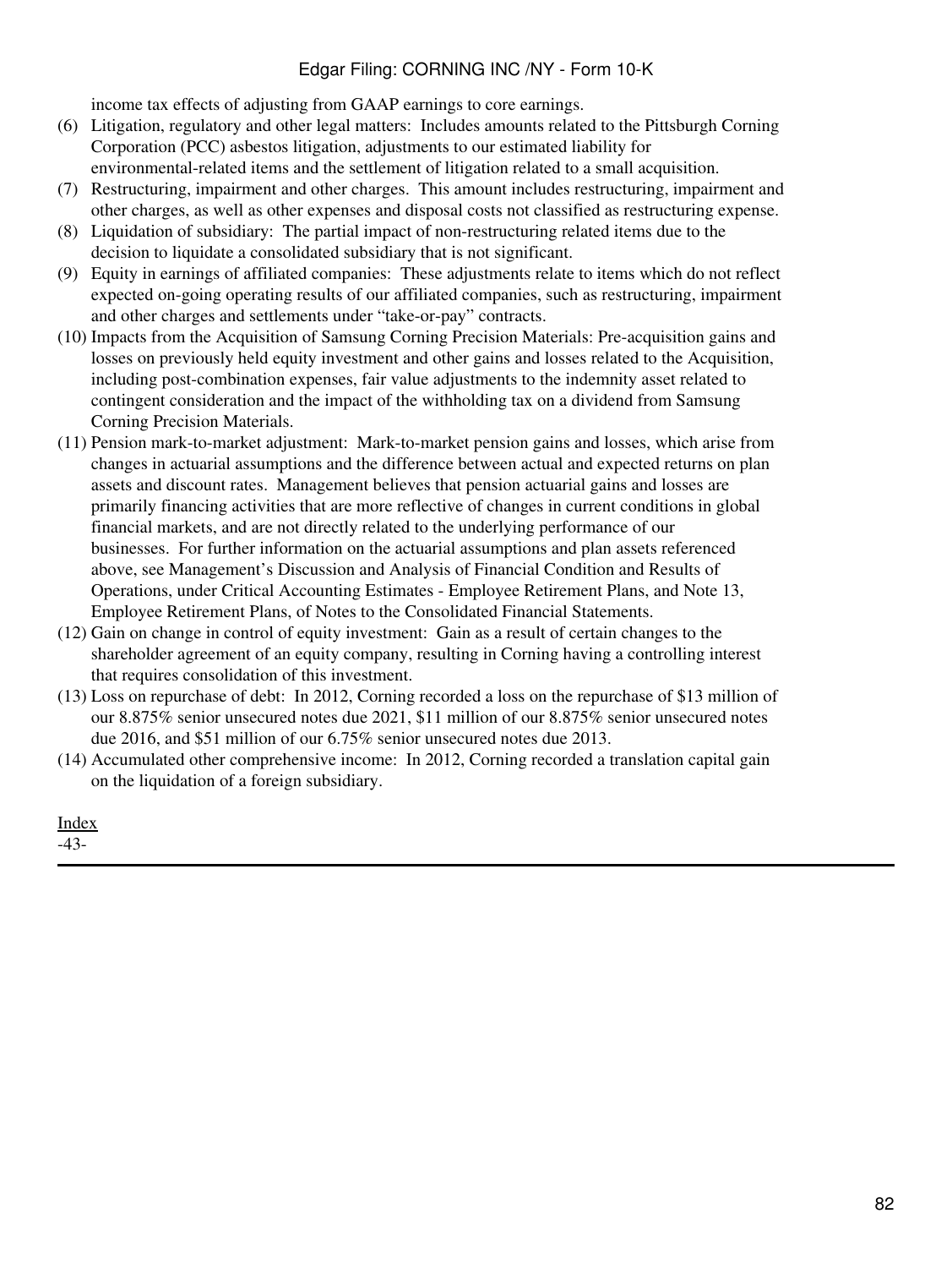income tax effects of adjusting from GAAP earnings to core earnings.

(6) Litigation, regulatory and other legal matters: Includes amounts related to the Pittsburgh Corning Corporation (PCC) asbestos litigation, adjustments to our estimated liability for environmental-related items and the settlement of litigation related to a small acquisition.

(7) Restructuring, impairment and other charges. This amount includes restructuring, impairment and other charges, as well as other expenses and disposal costs not classified as restructuring expense.

(8) Liquidation of subsidiary: The partial impact of non-restructuring related items due to the decision to liquidate a consolidated subsidiary that is not significant.

(9) Equity in earnings of affiliated companies: These adjustments relate to items which do not reflect expected on-going operating results of our affiliated companies, such as restructuring, impairment and other charges and settlements under "take-or-pay" contracts.

(10) Impacts from the Acquisition of Samsung Corning Precision Materials: Pre-acquisition gains and losses on previously held equity investment and other gains and losses related to the Acquisition, including post-combination expenses, fair value adjustments to the indemnity asset related to contingent consideration and the impact of the withholding tax on a dividend from Samsung Corning Precision Materials.

(11) Pension mark-to-market adjustment: Mark-to-market pension gains and losses, which arise from changes in actuarial assumptions and the difference between actual and expected returns on plan assets and discount rates. Management believes that pension actuarial gains and losses are primarily financing activities that are more reflective of changes in current conditions in global financial markets, and are not directly related to the underlying performance of our businesses. For further information on the actuarial assumptions and plan assets referenced above, see Management's Discussion and Analysis of Financial Condition and Results of Operations, under Critical Accounting Estimates - Employee Retirement Plans, and Note 13, Employee Retirement Plans, of Notes to the Consolidated Financial Statements.

(12) Gain on change in control of equity investment: Gain as a result of certain changes to the shareholder agreement of an equity company, resulting in Corning having a controlling interest that requires consolidation of this investment.

(13) Loss on repurchase of debt: In 2012, Corning recorded a loss on the repurchase of $13 million of our 8.875% senior unsecured notes due 2021, $11 million of our 8.875% senior unsecured notes due 2016, and $51 million of our 6.75% senior unsecured notes due 2013.

(14) Accumulated other comprehensive income: In 2012, Corning recorded a translation capital gain on the liquidation of a foreign subsidiary.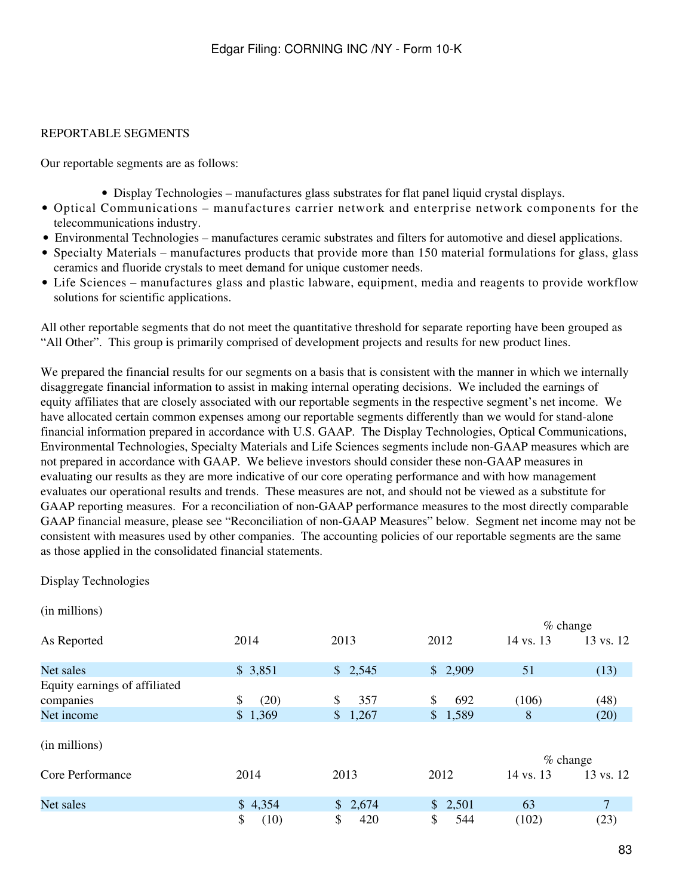REPORTABLE SEGMENTS

Our reportable segments are as follows:

- Display Technologies – manufactures glass substrates for flat panel liquid crystal displays.
- Optical Communications – manufactures carrier network and enterprise network components for the telecommunications industry.
- Environmental Technologies – manufactures ceramic substrates and filters for automotive and diesel applications.
- Specialty Materials – manufactures products that provide more than 150 material formulations for glass, glass ceramics and fluoride crystals to meet demand for unique customer needs.
- Life Sciences – manufactures glass and plastic labware, equipment, media and reagents to provide workflow solutions for scientific applications.

All other reportable segments that do not meet the quantitative threshold for separate reporting have been grouped as "All Other". This group is primarily comprised of development projects and results for new product lines.

We prepared the financial results for our segments on a basis that is consistent with the manner in which we internally disaggregate financial information to assist in making internal operating decisions. We included the earnings of equity affiliates that are closely associated with our reportable segments in the respective segment's net income. We have allocated certain common expenses among our reportable segments differently than we would for stand-alone financial information prepared in accordance with U.S. GAAP. The Display Technologies, Optical Communications, Environmental Technologies, Specialty Materials and Life Sciences segments include non-GAAP measures which are not prepared in accordance with GAAP. We believe investors should consider these non-GAAP measures in evaluating our results as they are more indicative of our core operating performance and with how management evaluates our operational results and trends. These measures are not, and should not be viewed as a substitute for GAAP reporting measures. For a reconciliation of non-GAAP performance measures to the most directly comparable GAAP financial measure, please see "Reconciliation of non-GAAP Measures" below. Segment net income may not be consistent with measures used by other companies. The accounting policies of our reportable segments are the same as those applied in the consolidated financial statements.

Display Technologies

(in millions)

| As Reported | 2014 | 2013 | 2012 | % change 14 vs. 13 | % change 13 vs. 12 |
|---|---|---|---|---|---|
| Net sales | $ 3,851 | $ 2,545 | $ 2,909 | 51 | (13) |
| Equity earnings of affiliated companies | $ (20) | $ 357 | $ 692 | (106) | (48) |
| Net income | $ 1,369 | $ 1,267 | $ 1,589 | 8 | (20) |

(in millions)

| Core Performance | 2014 | 2013 | 2012 | % change 14 vs. 13 | % change 13 vs. 12 |
|---|---|---|---|---|---|
| Net sales | $ 4,354 | $ 2,674 | $ 2,501 | 63 | 7 |
| | $ (10) | $ 420 | $ 544 | (102) | (23) |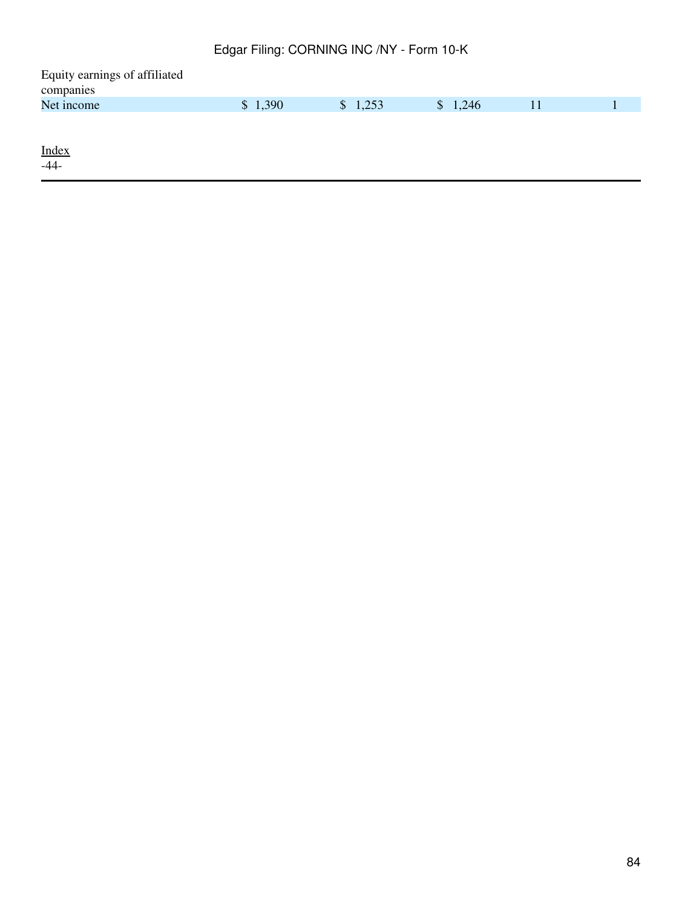| | | | | | |
|---|---|---|---|---|---|
| Equity earnings of affiliated companies | | | | | |
| Net income | $ 1,390 | $ 1,253 | $ 1,246 | 11 | 1 |

Index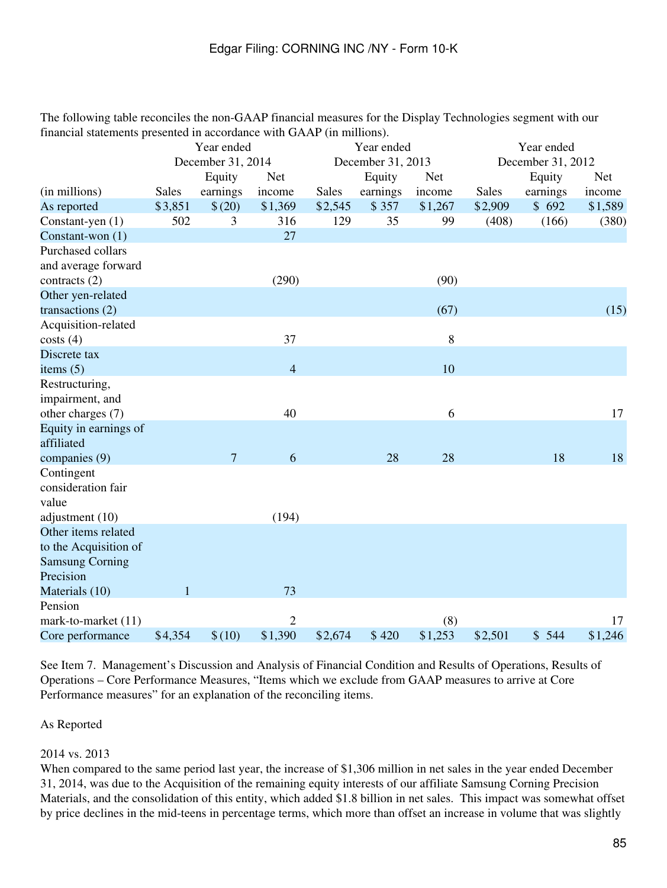The following table reconciles the non-GAAP financial measures for the Display Technologies segment with our financial statements presented in accordance with GAAP (in millions).

| | Year ended December 31, 2014 | | | Year ended December 31, 2013 | | | Year ended December 31, 2012 | | |
|---|---|---|---|---|---|---|---|---|---|
| (in millions) | Sales | Equity earnings | Net income | Sales | Equity earnings | Net income | Sales | Equity earnings | Net income |
| As reported | $3,851 | $(20) | $1,369 | $2,545 | $ 357 | $1,267 | $2,909 | $ 692 | $1,589 |
| Constant-yen (1) | 502 | 3 | 316 | 129 | 35 | 99 | (408) | (166) | (380) |
| Constant-won (1) | | | 27 | | | | | | |
| Purchased collars and average forward contracts (2) | | | (290) | | | (90) | | | |
| Other yen-related transactions (2) | | | | | | (67) | | | (15) |
| Acquisition-related costs (4) | | | 37 | | | 8 | | | |
| Discrete tax items (5) | | | 4 | | | 10 | | | |
| Restructuring, impairment, and other charges (7) | | | 40 | | | 6 | | | 17 |
| Equity in earnings of affiliated companies (9) | | 7 | 6 | | 28 | 28 | | 18 | 18 |
| Contingent consideration fair value adjustment (10) | | | (194) | | | | | | |
| Other items related to the Acquisition of Samsung Corning Precision Materials (10) | 1 | | 73 | | | | | | |
| Pension mark-to-market (11) | | | 2 | | | (8) | | | 17 |
| Core performance | $4,354 | $(10) | $1,390 | $2,674 | $ 420 | $1,253 | $2,501 | $ 544 | $1,246 |

See Item 7. Management's Discussion and Analysis of Financial Condition and Results of Operations, Results of Operations – Core Performance Measures, "Items which we exclude from GAAP measures to arrive at Core Performance measures" for an explanation of the reconciling items.

As Reported

2014 vs. 2013

When compared to the same period last year, the increase of $1,306 million in net sales in the year ended December 31, 2014, was due to the Acquisition of the remaining equity interests of our affiliate Samsung Corning Precision Materials, and the consolidation of this entity, which added $1.8 billion in net sales. This impact was somewhat offset by price declines in the mid-teens in percentage terms, which more than offset an increase in volume that was slightly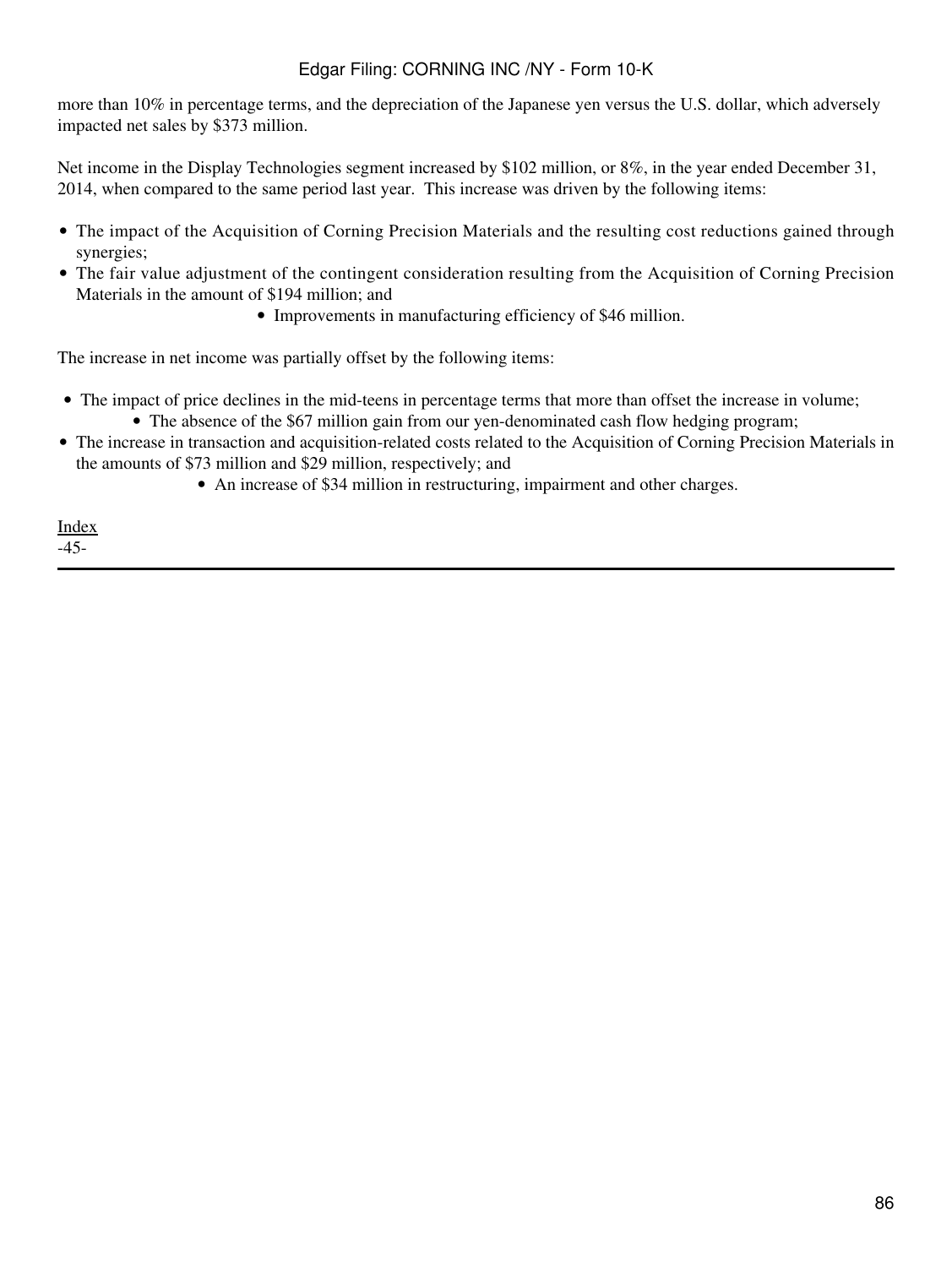more than 10% in percentage terms, and the depreciation of the Japanese yen versus the U.S. dollar, which adversely impacted net sales by $373 million.

Net income in the Display Technologies segment increased by $102 million, or 8%, in the year ended December 31, 2014, when compared to the same period last year. This increase was driven by the following items:

- The impact of the Acquisition of Corning Precision Materials and the resulting cost reductions gained through synergies;
- The fair value adjustment of the contingent consideration resulting from the Acquisition of Corning Precision Materials in the amount of $194 million; and
- Improvements in manufacturing efficiency of $46 million.

The increase in net income was partially offset by the following items:

- The impact of price declines in the mid-teens in percentage terms that more than offset the increase in volume;
- The absence of the $67 million gain from our yen-denominated cash flow hedging program;
- The increase in transaction and acquisition-related costs related to the Acquisition of Corning Precision Materials in the amounts of $73 million and $29 million, respectively; and
- An increase of $34 million in restructuring, impairment and other charges.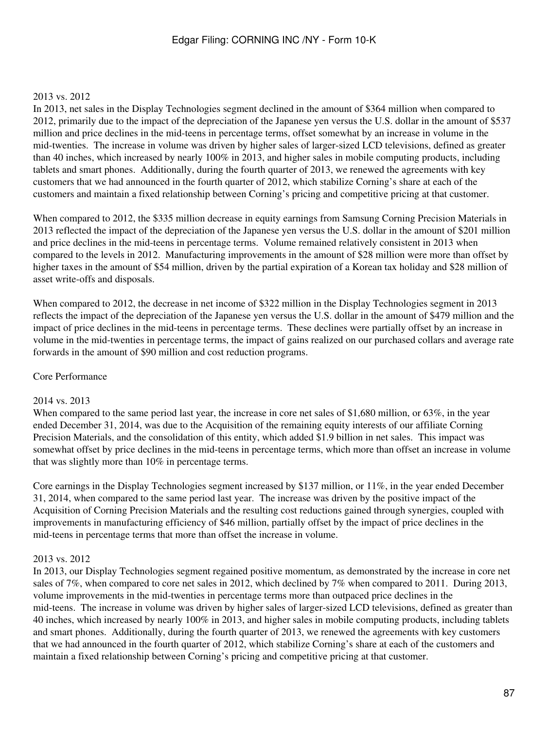2013 vs. 2012

In 2013, net sales in the Display Technologies segment declined in the amount of $364 million when compared to 2012, primarily due to the impact of the depreciation of the Japanese yen versus the U.S. dollar in the amount of $537 million and price declines in the mid-teens in percentage terms, offset somewhat by an increase in volume in the mid-twenties. The increase in volume was driven by higher sales of larger-sized LCD televisions, defined as greater than 40 inches, which increased by nearly 100% in 2013, and higher sales in mobile computing products, including tablets and smart phones. Additionally, during the fourth quarter of 2013, we renewed the agreements with key customers that we had announced in the fourth quarter of 2012, which stabilize Corning's share at each of the customers and maintain a fixed relationship between Corning's pricing and competitive pricing at that customer.

When compared to 2012, the $335 million decrease in equity earnings from Samsung Corning Precision Materials in 2013 reflected the impact of the depreciation of the Japanese yen versus the U.S. dollar in the amount of $201 million and price declines in the mid-teens in percentage terms. Volume remained relatively consistent in 2013 when compared to the levels in 2012. Manufacturing improvements in the amount of $28 million were more than offset by higher taxes in the amount of $54 million, driven by the partial expiration of a Korean tax holiday and $28 million of asset write-offs and disposals.

When compared to 2012, the decrease in net income of $322 million in the Display Technologies segment in 2013 reflects the impact of the depreciation of the Japanese yen versus the U.S. dollar in the amount of $479 million and the impact of price declines in the mid-teens in percentage terms. These declines were partially offset by an increase in volume in the mid-twenties in percentage terms, the impact of gains realized on our purchased collars and average rate forwards in the amount of $90 million and cost reduction programs.

Core Performance

2014 vs. 2013

When compared to the same period last year, the increase in core net sales of $1,680 million, or 63%, in the year ended December 31, 2014, was due to the Acquisition of the remaining equity interests of our affiliate Corning Precision Materials, and the consolidation of this entity, which added $1.9 billion in net sales. This impact was somewhat offset by price declines in the mid-teens in percentage terms, which more than offset an increase in volume that was slightly more than 10% in percentage terms.

Core earnings in the Display Technologies segment increased by $137 million, or 11%, in the year ended December 31, 2014, when compared to the same period last year. The increase was driven by the positive impact of the Acquisition of Corning Precision Materials and the resulting cost reductions gained through synergies, coupled with improvements in manufacturing efficiency of $46 million, partially offset by the impact of price declines in the mid-teens in percentage terms that more than offset the increase in volume.

2013 vs. 2012

In 2013, our Display Technologies segment regained positive momentum, as demonstrated by the increase in core net sales of 7%, when compared to core net sales in 2012, which declined by 7% when compared to 2011. During 2013, volume improvements in the mid-twenties in percentage terms more than outpaced price declines in the mid-teens. The increase in volume was driven by higher sales of larger-sized LCD televisions, defined as greater than 40 inches, which increased by nearly 100% in 2013, and higher sales in mobile computing products, including tablets and smart phones. Additionally, during the fourth quarter of 2013, we renewed the agreements with key customers that we had announced in the fourth quarter of 2012, which stabilize Corning's share at each of the customers and maintain a fixed relationship between Corning's pricing and competitive pricing at that customer.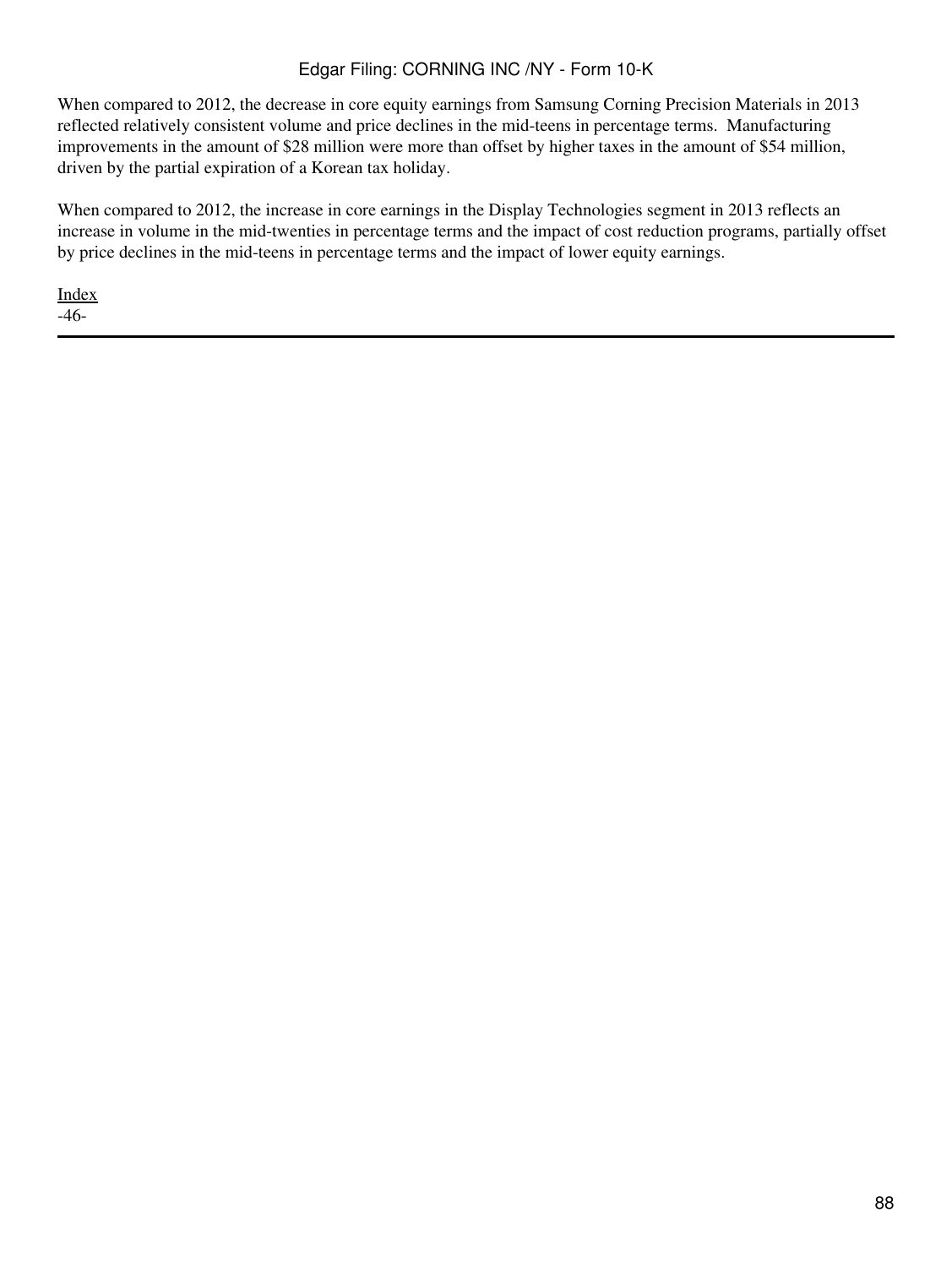When compared to 2012, the decrease in core equity earnings from Samsung Corning Precision Materials in 2013 reflected relatively consistent volume and price declines in the mid-teens in percentage terms. Manufacturing improvements in the amount of $28 million were more than offset by higher taxes in the amount of $54 million, driven by the partial expiration of a Korean tax holiday.

When compared to 2012, the increase in core earnings in the Display Technologies segment in 2013 reflects an increase in volume in the mid-twenties in percentage terms and the impact of cost reduction programs, partially offset by price declines in the mid-teens in percentage terms and the impact of lower equity earnings.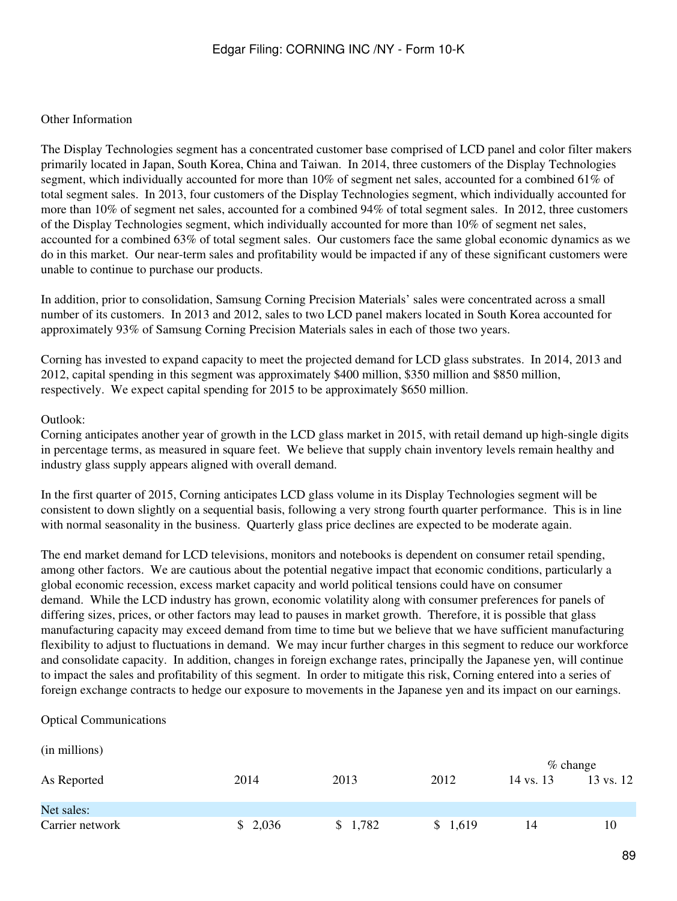Other Information

The Display Technologies segment has a concentrated customer base comprised of LCD panel and color filter makers primarily located in Japan, South Korea, China and Taiwan. In 2014, three customers of the Display Technologies segment, which individually accounted for more than 10% of segment net sales, accounted for a combined 61% of total segment sales. In 2013, four customers of the Display Technologies segment, which individually accounted for more than 10% of segment net sales, accounted for a combined 94% of total segment sales. In 2012, three customers of the Display Technologies segment, which individually accounted for more than 10% of segment net sales, accounted for a combined 63% of total segment sales. Our customers face the same global economic dynamics as we do in this market. Our near-term sales and profitability would be impacted if any of these significant customers were unable to continue to purchase our products.

In addition, prior to consolidation, Samsung Corning Precision Materials' sales were concentrated across a small number of its customers. In 2013 and 2012, sales to two LCD panel makers located in South Korea accounted for approximately 93% of Samsung Corning Precision Materials sales in each of those two years.

Corning has invested to expand capacity to meet the projected demand for LCD glass substrates. In 2014, 2013 and 2012, capital spending in this segment was approximately $400 million, $350 million and $850 million, respectively. We expect capital spending for 2015 to be approximately $650 million.

Outlook:
Corning anticipates another year of growth in the LCD glass market in 2015, with retail demand up high-single digits in percentage terms, as measured in square feet. We believe that supply chain inventory levels remain healthy and industry glass supply appears aligned with overall demand.

In the first quarter of 2015, Corning anticipates LCD glass volume in its Display Technologies segment will be consistent to down slightly on a sequential basis, following a very strong fourth quarter performance. This is in line with normal seasonality in the business. Quarterly glass price declines are expected to be moderate again.

The end market demand for LCD televisions, monitors and notebooks is dependent on consumer retail spending, among other factors. We are cautious about the potential negative impact that economic conditions, particularly a global economic recession, excess market capacity and world political tensions could have on consumer demand. While the LCD industry has grown, economic volatility along with consumer preferences for panels of differing sizes, prices, or other factors may lead to pauses in market growth. Therefore, it is possible that glass manufacturing capacity may exceed demand from time to time but we believe that we have sufficient manufacturing flexibility to adjust to fluctuations in demand. We may incur further charges in this segment to reduce our workforce and consolidate capacity. In addition, changes in foreign exchange rates, principally the Japanese yen, will continue to impact the sales and profitability of this segment. In order to mitigate this risk, Corning entered into a series of foreign exchange contracts to hedge our exposure to movements in the Japanese yen and its impact on our earnings.

Optical Communications

(in millions)

| As Reported | 2014 | 2013 | 2012 | % change 14 vs. 13 | % change 13 vs. 12 |
|---|---|---|---|---|---|
| Net sales: | | | | | |
| Carrier network | $ 2,036 | $ 1,782 | $ 1,619 | 14 | 10 |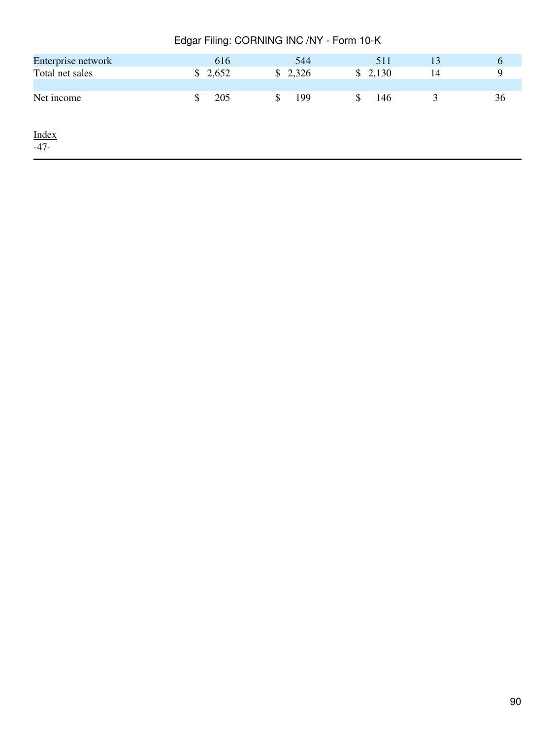| | | | | | |
|---|---|---|---|---|---|
| Enterprise network | 616 | 544 | 511 | 13 | 6 |
| Total net sales | $ 2,652 | $ 2,326 | $ 2,130 | 14 | 9 |
| | | | | | |
| Net income | $ 205 | $ 199 | $ 146 | 3 | 36 |

Index
-47-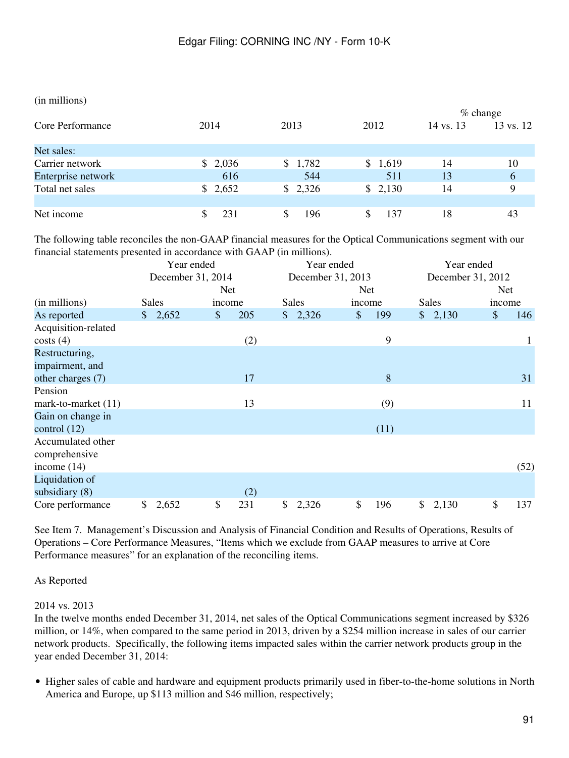(in millions)

| Core Performance | 2014 | 2013 | 2012 | % change 14 vs. 13 | % change 13 vs. 12 |
|---|---|---|---|---|---|
| Net sales: | | | | | |
| Carrier network | $ 2,036 | $ 1,782 | $ 1,619 | 14 | 10 |
| Enterprise network | 616 | 544 | 511 | 13 | 6 |
| Total net sales | $ 2,652 | $ 2,326 | $ 2,130 | 14 | 9 |
| | | | | | |
| Net income | $ 231 | $ 196 | $ 137 | 18 | 43 |

The following table reconciles the non-GAAP financial measures for the Optical Communications segment with our financial statements presented in accordance with GAAP (in millions).

| | Year ended December 31, 2014 | | Year ended December 31, 2013 | | Year ended December 31, 2012 | |
|---|---|---|---|---|---|---|
| (in millions) | Sales | Net income | Sales | Net income | Sales | Net income |
| As reported | $ 2,652 | $ 205 | $ 2,326 | $ 199 | $ 2,130 | $ 146 |
| Acquisition-related costs (4) | | (2) | | 9 | | 1 |
| Restructuring, impairment, and other charges (7) | | 17 | | 8 | | 31 |
| Pension mark-to-market (11) | | 13 | | (9) | | 11 |
| Gain on change in control (12) | | | | (11) | | |
| Accumulated other comprehensive income (14) | | | | | | (52) |
| Liquidation of subsidiary (8) | | (2) | | | | |
| Core performance | $ 2,652 | $ 231 | $ 2,326 | $ 196 | $ 2,130 | $ 137 |

See Item 7. Management's Discussion and Analysis of Financial Condition and Results of Operations, Results of Operations – Core Performance Measures, "Items which we exclude from GAAP measures to arrive at Core Performance measures" for an explanation of the reconciling items.

As Reported

2014 vs. 2013

In the twelve months ended December 31, 2014, net sales of the Optical Communications segment increased by $326 million, or 14%, when compared to the same period in 2013, driven by a $254 million increase in sales of our carrier network products. Specifically, the following items impacted sales within the carrier network products group in the year ended December 31, 2014:

- Higher sales of cable and hardware and equipment products primarily used in fiber-to-the-home solutions in North America and Europe, up $113 million and $46 million, respectively;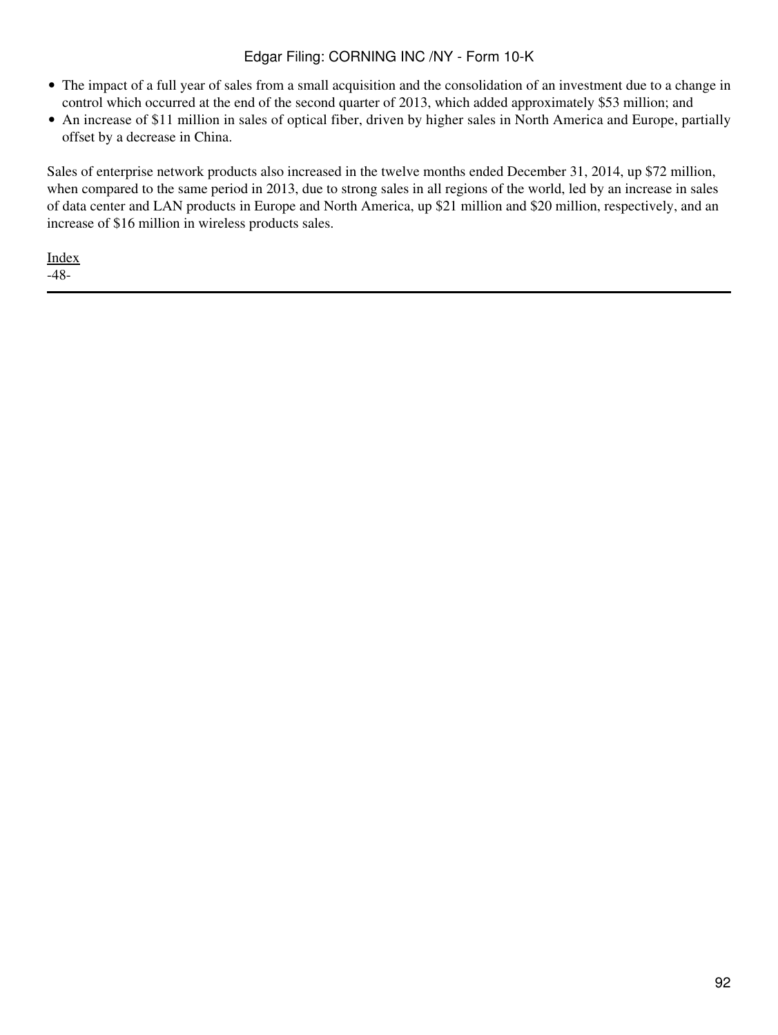- The impact of a full year of sales from a small acquisition and the consolidation of an investment due to a change in control which occurred at the end of the second quarter of 2013, which added approximately $53 million; and
- An increase of $11 million in sales of optical fiber, driven by higher sales in North America and Europe, partially offset by a decrease in China.

Sales of enterprise network products also increased in the twelve months ended December 31, 2014, up $72 million, when compared to the same period in 2013, due to strong sales in all regions of the world, led by an increase in sales of data center and LAN products in Europe and North America, up $21 million and $20 million, respectively, and an increase of $16 million in wireless products sales.

Index
-48-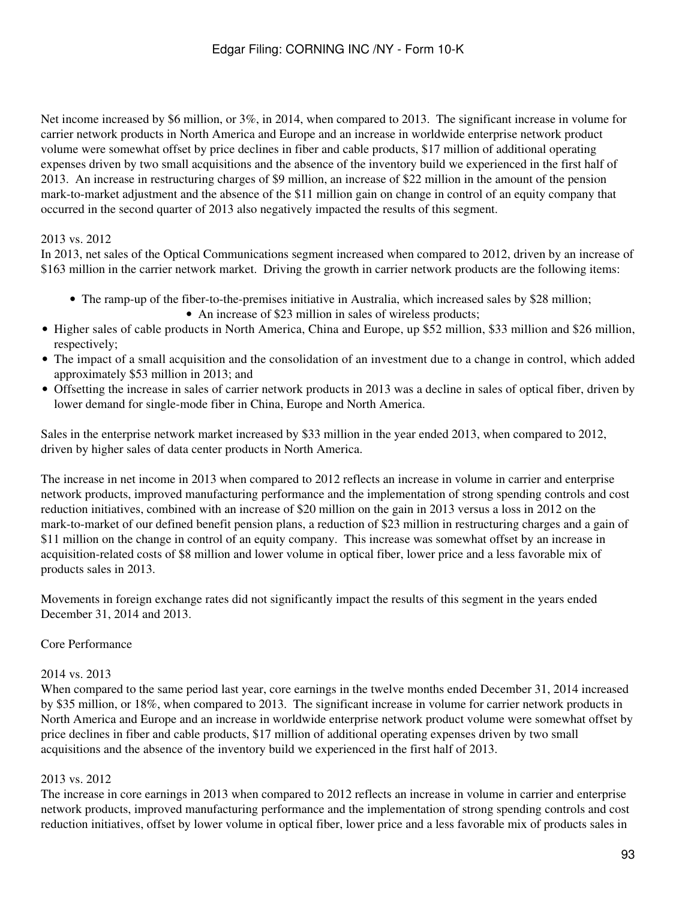Net income increased by $6 million, or 3%, in 2014, when compared to 2013. The significant increase in volume for carrier network products in North America and Europe and an increase in worldwide enterprise network product volume were somewhat offset by price declines in fiber and cable products, $17 million of additional operating expenses driven by two small acquisitions and the absence of the inventory build we experienced in the first half of 2013. An increase in restructuring charges of $9 million, an increase of $22 million in the amount of the pension mark-to-market adjustment and the absence of the $11 million gain on change in control of an equity company that occurred in the second quarter of 2013 also negatively impacted the results of this segment.

2013 vs. 2012

In 2013, net sales of the Optical Communications segment increased when compared to 2012, driven by an increase of $163 million in the carrier network market. Driving the growth in carrier network products are the following items:

- The ramp-up of the fiber-to-the-premises initiative in Australia, which increased sales by $28 million;
- An increase of $23 million in sales of wireless products;
- Higher sales of cable products in North America, China and Europe, up $52 million, $33 million and $26 million, respectively;
- The impact of a small acquisition and the consolidation of an investment due to a change in control, which added approximately $53 million in 2013; and
- Offsetting the increase in sales of carrier network products in 2013 was a decline in sales of optical fiber, driven by lower demand for single-mode fiber in China, Europe and North America.

Sales in the enterprise network market increased by $33 million in the year ended 2013, when compared to 2012, driven by higher sales of data center products in North America.

The increase in net income in 2013 when compared to 2012 reflects an increase in volume in carrier and enterprise network products, improved manufacturing performance and the implementation of strong spending controls and cost reduction initiatives, combined with an increase of $20 million on the gain in 2013 versus a loss in 2012 on the mark-to-market of our defined benefit pension plans, a reduction of $23 million in restructuring charges and a gain of $11 million on the change in control of an equity company. This increase was somewhat offset by an increase in acquisition-related costs of $8 million and lower volume in optical fiber, lower price and a less favorable mix of products sales in 2013.

Movements in foreign exchange rates did not significantly impact the results of this segment in the years ended December 31, 2014 and 2013.

Core Performance

2014 vs. 2013

When compared to the same period last year, core earnings in the twelve months ended December 31, 2014 increased by $35 million, or 18%, when compared to 2013. The significant increase in volume for carrier network products in North America and Europe and an increase in worldwide enterprise network product volume were somewhat offset by price declines in fiber and cable products, $17 million of additional operating expenses driven by two small acquisitions and the absence of the inventory build we experienced in the first half of 2013.

2013 vs. 2012

The increase in core earnings in 2013 when compared to 2012 reflects an increase in volume in carrier and enterprise network products, improved manufacturing performance and the implementation of strong spending controls and cost reduction initiatives, offset by lower volume in optical fiber, lower price and a less favorable mix of products sales in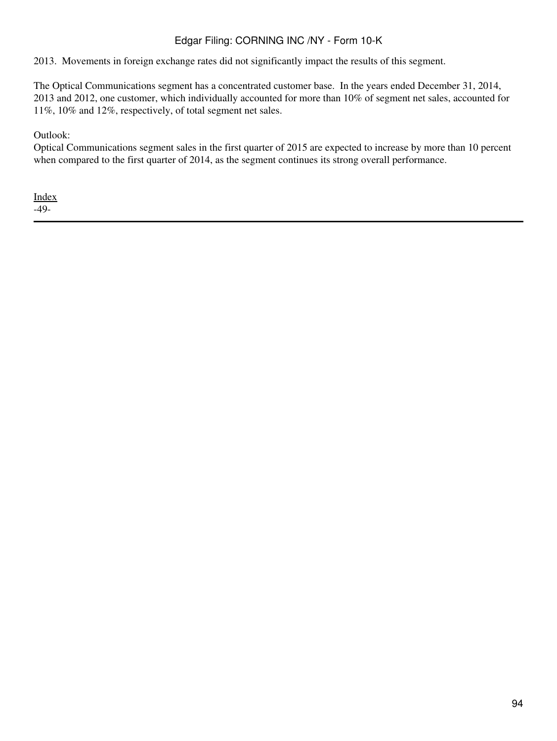2013. Movements in foreign exchange rates did not significantly impact the results of this segment.

The Optical Communications segment has a concentrated customer base. In the years ended December 31, 2014, 2013 and 2012, one customer, which individually accounted for more than 10% of segment net sales, accounted for 11%, 10% and 12%, respectively, of total segment net sales.

Outlook:
Optical Communications segment sales in the first quarter of 2015 are expected to increase by more than 10 percent when compared to the first quarter of 2014, as the segment continues its strong overall performance.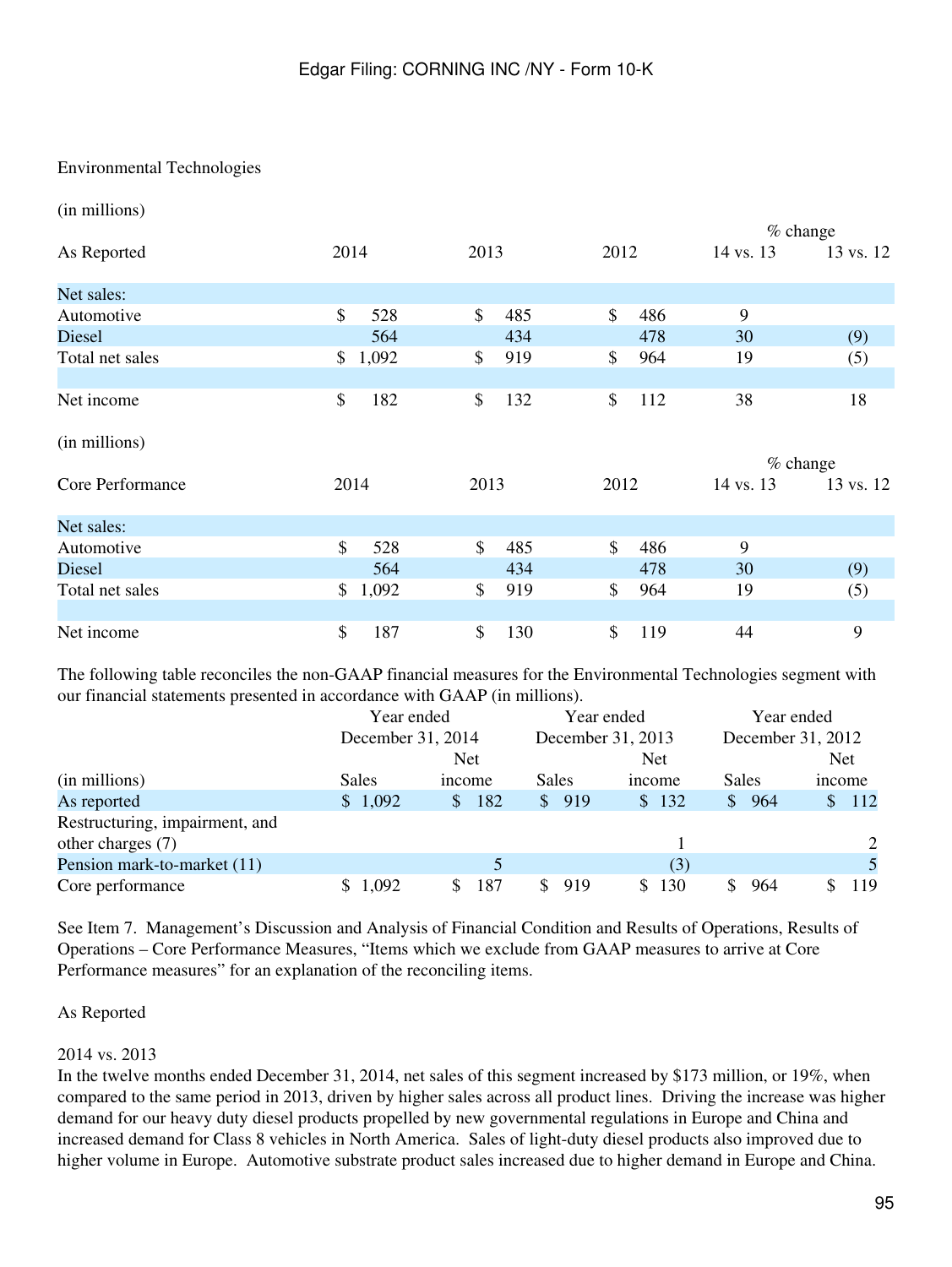Environmental Technologies

(in millions)

| As Reported | 2014 | 2013 | 2012 | % change 14 vs. 13 | % change 13 vs. 12 |
|---|---|---|---|---|---|
| Net sales: | | | | | |
| Automotive | $ 528 | $ 485 | $ 486 | 9 | |
| Diesel | 564 | 434 | 478 | 30 | (9) |
| Total net sales | $ 1,092 | $ 919 | $ 964 | 19 | (5) |
| | | | | | |
| Net income | $ 182 | $ 132 | $ 112 | 38 | 18 |

(in millions)

| Core Performance | 2014 | 2013 | 2012 | % change 14 vs. 13 | % change 13 vs. 12 |
|---|---|---|---|---|---|
| Net sales: | | | | | |
| Automotive | $ 528 | $ 485 | $ 486 | 9 | |
| Diesel | 564 | 434 | 478 | 30 | (9) |
| Total net sales | $ 1,092 | $ 919 | $ 964 | 19 | (5) |
| | | | | | |
| Net income | $ 187 | $ 130 | $ 119 | 44 | 9 |

The following table reconciles the non-GAAP financial measures for the Environmental Technologies segment with our financial statements presented in accordance with GAAP (in millions).

| | Year ended December 31, 2014 | | Year ended December 31, 2013 | | Year ended December 31, 2012 | |
|---|---|---|---|---|---|---|
| (in millions) | Sales | Net income | Sales | Net income | Sales | Net income |
| As reported | $ 1,092 | $ 182 | $ 919 | $ 132 | $ 964 | $ 112 |
| Restructuring, impairment, and other charges (7) | | | | 1 | | 2 |
| Pension mark-to-market (11) | | 5 | | (3) | | 5 |
| Core performance | $ 1,092 | $ 187 | $ 919 | $ 130 | $ 964 | $ 119 |

See Item 7. Management's Discussion and Analysis of Financial Condition and Results of Operations, Results of Operations – Core Performance Measures, "Items which we exclude from GAAP measures to arrive at Core Performance measures" for an explanation of the reconciling items.

As Reported

2014 vs. 2013

In the twelve months ended December 31, 2014, net sales of this segment increased by $173 million, or 19%, when compared to the same period in 2013, driven by higher sales across all product lines. Driving the increase was higher demand for our heavy duty diesel products propelled by new governmental regulations in Europe and China and increased demand for Class 8 vehicles in North America. Sales of light-duty diesel products also improved due to higher volume in Europe. Automotive substrate product sales increased due to higher demand in Europe and China.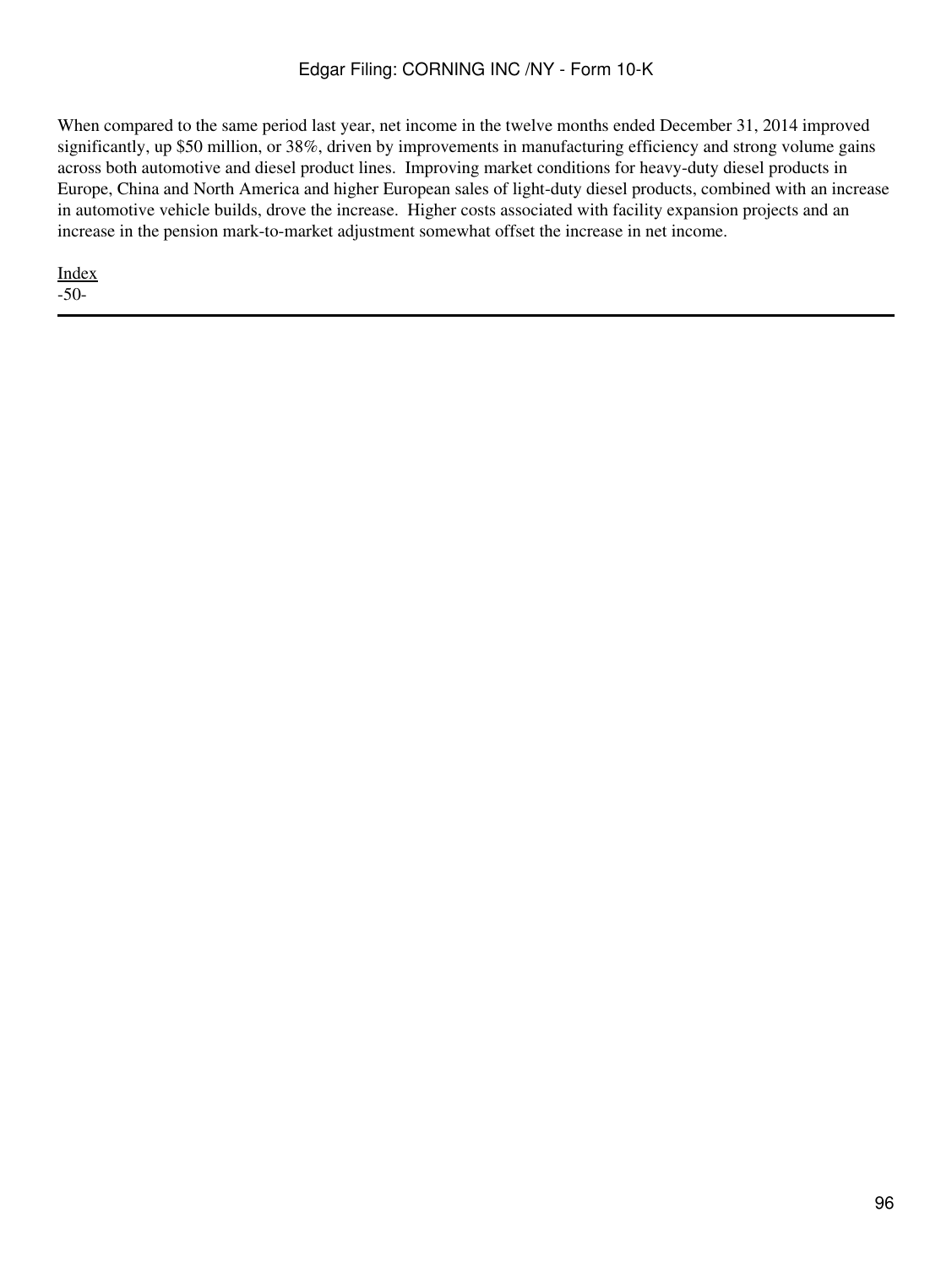When compared to the same period last year, net income in the twelve months ended December 31, 2014 improved significantly, up $50 million, or 38%, driven by improvements in manufacturing efficiency and strong volume gains across both automotive and diesel product lines. Improving market conditions for heavy-duty diesel products in Europe, China and North America and higher European sales of light-duty diesel products, combined with an increase in automotive vehicle builds, drove the increase. Higher costs associated with facility expansion projects and an increase in the pension mark-to-market adjustment somewhat offset the increase in net income.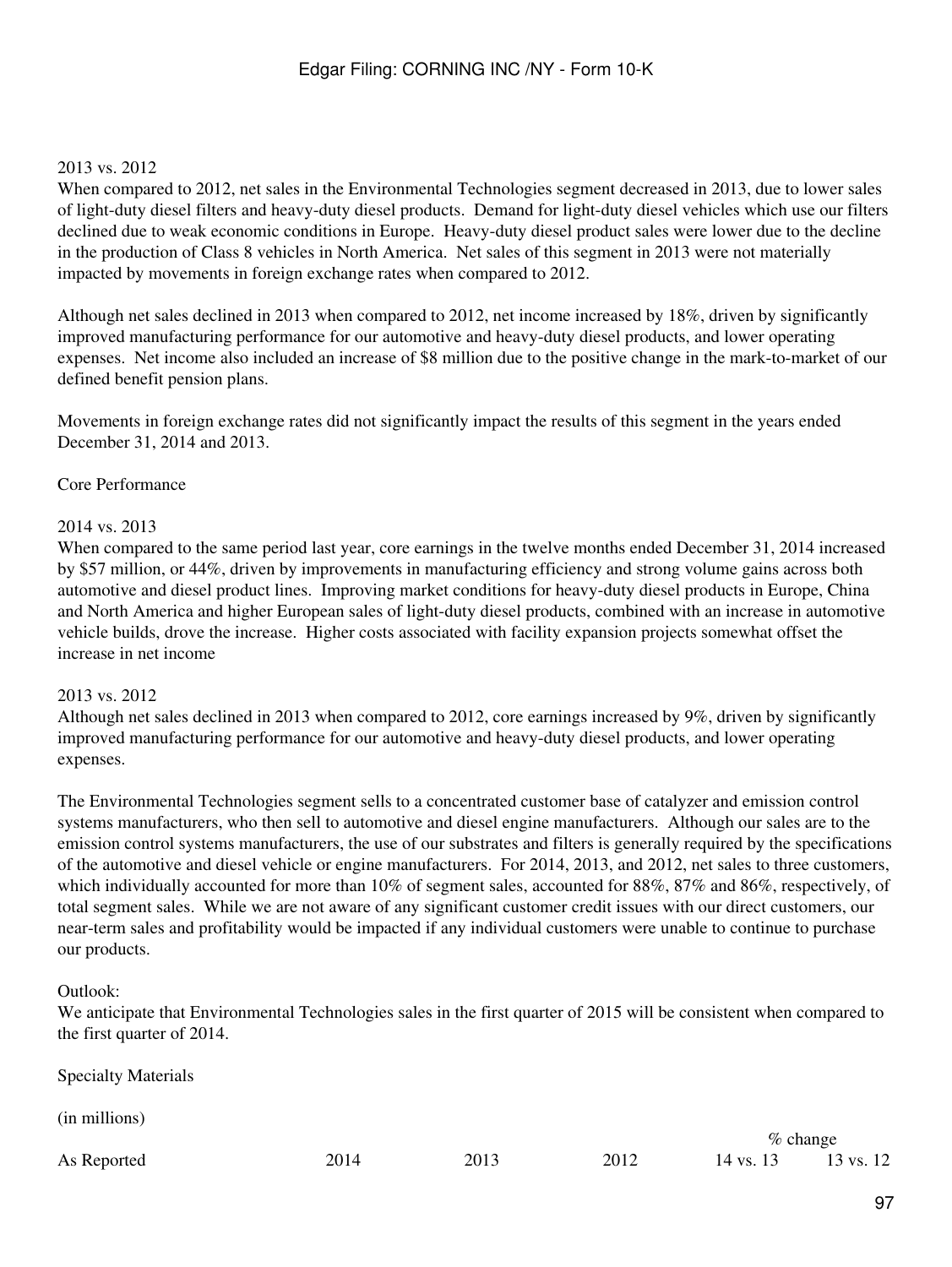2013 vs. 2012

When compared to 2012, net sales in the Environmental Technologies segment decreased in 2013, due to lower sales of light-duty diesel filters and heavy-duty diesel products. Demand for light-duty diesel vehicles which use our filters declined due to weak economic conditions in Europe. Heavy-duty diesel product sales were lower due to the decline in the production of Class 8 vehicles in North America. Net sales of this segment in 2013 were not materially impacted by movements in foreign exchange rates when compared to 2012.

Although net sales declined in 2013 when compared to 2012, net income increased by 18%, driven by significantly improved manufacturing performance for our automotive and heavy-duty diesel products, and lower operating expenses. Net income also included an increase of $8 million due to the positive change in the mark-to-market of our defined benefit pension plans.

Movements in foreign exchange rates did not significantly impact the results of this segment in the years ended December 31, 2014 and 2013.

Core Performance

2014 vs. 2013

When compared to the same period last year, core earnings in the twelve months ended December 31, 2014 increased by $57 million, or 44%, driven by improvements in manufacturing efficiency and strong volume gains across both automotive and diesel product lines. Improving market conditions for heavy-duty diesel products in Europe, China and North America and higher European sales of light-duty diesel products, combined with an increase in automotive vehicle builds, drove the increase. Higher costs associated with facility expansion projects somewhat offset the increase in net income

2013 vs. 2012

Although net sales declined in 2013 when compared to 2012, core earnings increased by 9%, driven by significantly improved manufacturing performance for our automotive and heavy-duty diesel products, and lower operating expenses.

The Environmental Technologies segment sells to a concentrated customer base of catalyzer and emission control systems manufacturers, who then sell to automotive and diesel engine manufacturers. Although our sales are to the emission control systems manufacturers, the use of our substrates and filters is generally required by the specifications of the automotive and diesel vehicle or engine manufacturers. For 2014, 2013, and 2012, net sales to three customers, which individually accounted for more than 10% of segment sales, accounted for 88%, 87% and 86%, respectively, of total segment sales. While we are not aware of any significant customer credit issues with our direct customers, our near-term sales and profitability would be impacted if any individual customers were unable to continue to purchase our products.

Outlook:

We anticipate that Environmental Technologies sales in the first quarter of 2015 will be consistent when compared to the first quarter of 2014.

Specialty Materials

(in millions)

| As Reported | 2014 | 2013 | 2012 | % change 14 vs. 13 | % change 13 vs. 12 |
|---|---|---|---|---|---|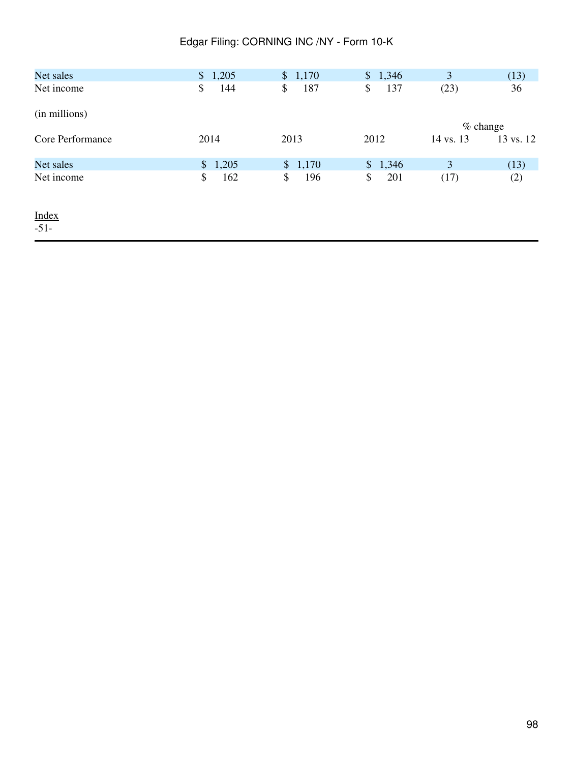| | | | | | |
|---|---|---|---|---|---|
| Net sales | $ 1,205 | $ 1,170 | $ 1,346 | 3 | (13) |
| Net income | $ 144 | $ 187 | $ 137 | (23) | 36 |

(in millions)

| | | | | % change | |
|---|---|---|---|---|---|
| Core Performance | 2014 | 2013 | 2012 | 14 vs. 13 | 13 vs. 12 |
| Net sales | $ 1,205 | $ 1,170 | $ 1,346 | 3 | (13) |
| Net income | $ 162 | $ 196 | $ 201 | (17) | (2) |

Index
-51-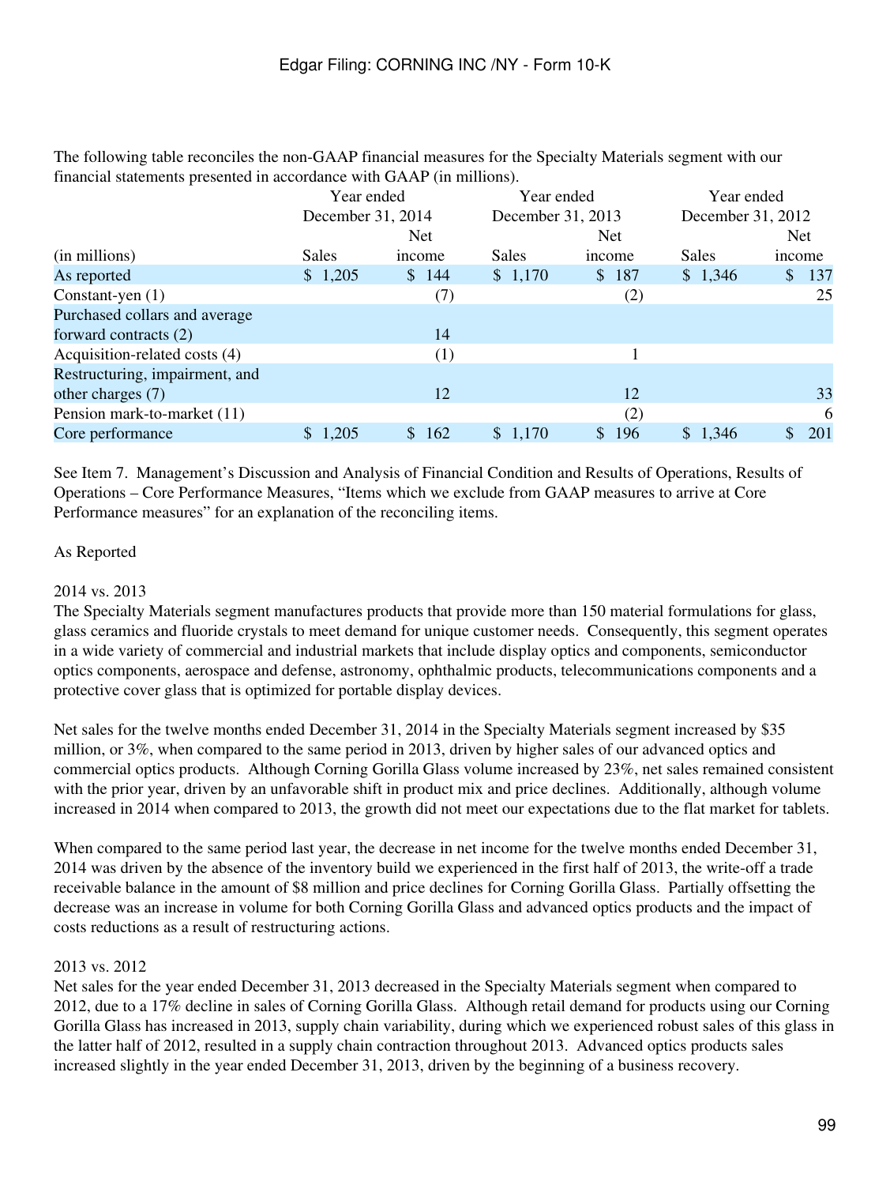The following table reconciles the non-GAAP financial measures for the Specialty Materials segment with our financial statements presented in accordance with GAAP (in millions).

| | Year ended December 31, 2014 | | Year ended December 31, 2013 | | Year ended December 31, 2012 | |
|---|---|---|---|---|---|---|
| (in millions) | Sales | Net income | Sales | Net income | Sales | Net income |
| As reported | $ 1,205 | $ 144 | $ 1,170 | $ 187 | $ 1,346 | $ 137 |
| Constant-yen (1) | | (7) | | (2) | | 25 |
| Purchased collars and average forward contracts (2) | | 14 | | | | |
| Acquisition-related costs (4) | | (1) | | 1 | | |
| Restructuring, impairment, and other charges (7) | | 12 | | 12 | | 33 |
| Pension mark-to-market (11) | | | | (2) | | 6 |
| Core performance | $ 1,205 | $ 162 | $ 1,170 | $ 196 | $ 1,346 | $ 201 |

See Item 7. Management's Discussion and Analysis of Financial Condition and Results of Operations, Results of Operations – Core Performance Measures, "Items which we exclude from GAAP measures to arrive at Core Performance measures" for an explanation of the reconciling items.

As Reported

2014 vs. 2013

The Specialty Materials segment manufactures products that provide more than 150 material formulations for glass, glass ceramics and fluoride crystals to meet demand for unique customer needs. Consequently, this segment operates in a wide variety of commercial and industrial markets that include display optics and components, semiconductor optics components, aerospace and defense, astronomy, ophthalmic products, telecommunications components and a protective cover glass that is optimized for portable display devices.

Net sales for the twelve months ended December 31, 2014 in the Specialty Materials segment increased by $35 million, or 3%, when compared to the same period in 2013, driven by higher sales of our advanced optics and commercial optics products. Although Corning Gorilla Glass volume increased by 23%, net sales remained consistent with the prior year, driven by an unfavorable shift in product mix and price declines. Additionally, although volume increased in 2014 when compared to 2013, the growth did not meet our expectations due to the flat market for tablets.

When compared to the same period last year, the decrease in net income for the twelve months ended December 31, 2014 was driven by the absence of the inventory build we experienced in the first half of 2013, the write-off a trade receivable balance in the amount of $8 million and price declines for Corning Gorilla Glass. Partially offsetting the decrease was an increase in volume for both Corning Gorilla Glass and advanced optics products and the impact of costs reductions as a result of restructuring actions.

2013 vs. 2012

Net sales for the year ended December 31, 2013 decreased in the Specialty Materials segment when compared to 2012, due to a 17% decline in sales of Corning Gorilla Glass. Although retail demand for products using our Corning Gorilla Glass has increased in 2013, supply chain variability, during which we experienced robust sales of this glass in the latter half of 2012, resulted in a supply chain contraction throughout 2013. Advanced optics products sales increased slightly in the year ended December 31, 2013, driven by the beginning of a business recovery.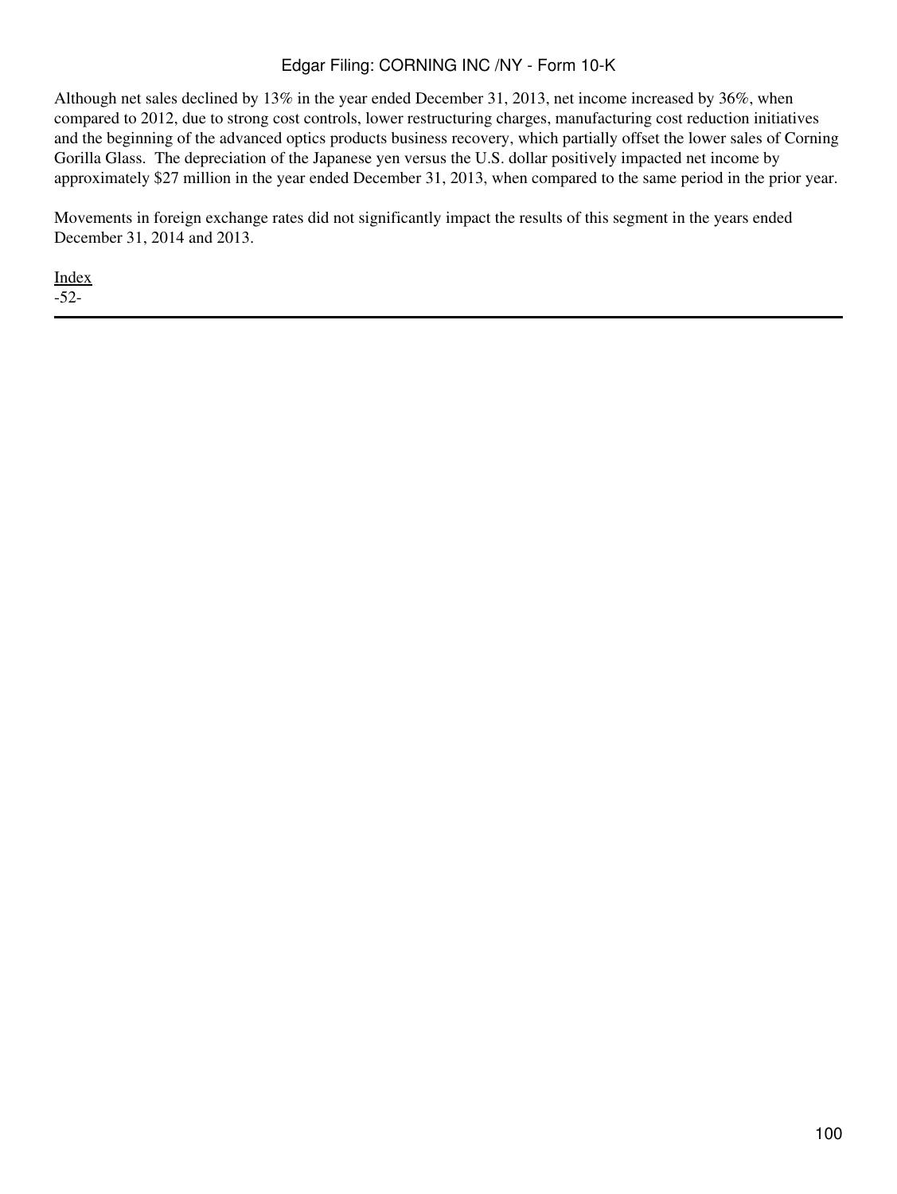Although net sales declined by 13% in the year ended December 31, 2013, net income increased by 36%, when compared to 2012, due to strong cost controls, lower restructuring charges, manufacturing cost reduction initiatives and the beginning of the advanced optics products business recovery, which partially offset the lower sales of Corning Gorilla Glass. The depreciation of the Japanese yen versus the U.S. dollar positively impacted net income by approximately $27 million in the year ended December 31, 2013, when compared to the same period in the prior year.

Movements in foreign exchange rates did not significantly impact the results of this segment in the years ended December 31, 2014 and 2013.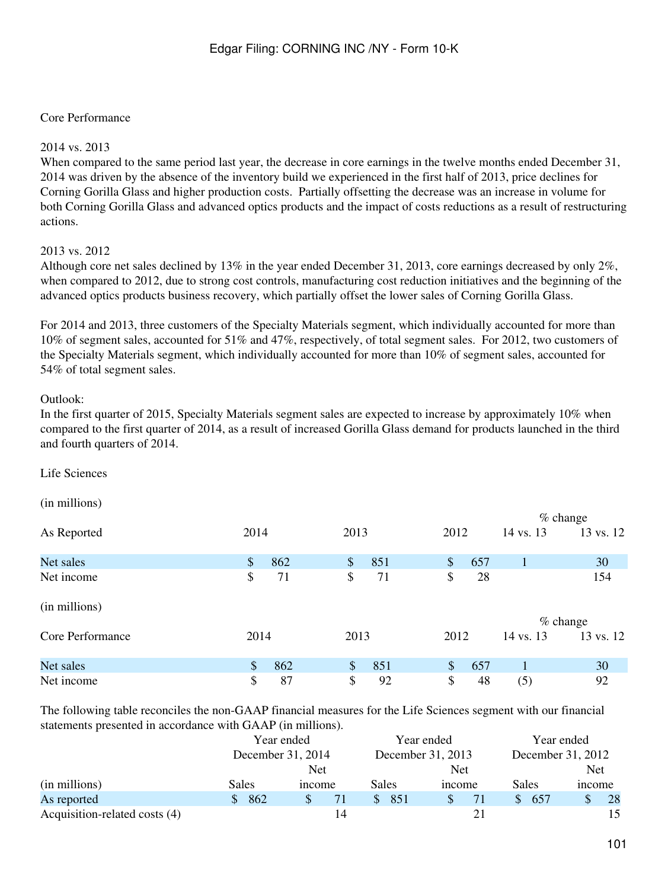Core Performance

2014 vs. 2013

When compared to the same period last year, the decrease in core earnings in the twelve months ended December 31, 2014 was driven by the absence of the inventory build we experienced in the first half of 2013, price declines for Corning Gorilla Glass and higher production costs. Partially offsetting the decrease was an increase in volume for both Corning Gorilla Glass and advanced optics products and the impact of costs reductions as a result of restructuring actions.

2013 vs. 2012

Although core net sales declined by 13% in the year ended December 31, 2013, core earnings decreased by only 2%, when compared to 2012, due to strong cost controls, manufacturing cost reduction initiatives and the beginning of the advanced optics products business recovery, which partially offset the lower sales of Corning Gorilla Glass.

For 2014 and 2013, three customers of the Specialty Materials segment, which individually accounted for more than 10% of segment sales, accounted for 51% and 47%, respectively, of total segment sales. For 2012, two customers of the Specialty Materials segment, which individually accounted for more than 10% of segment sales, accounted for 54% of total segment sales.

Outlook:

In the first quarter of 2015, Specialty Materials segment sales are expected to increase by approximately 10% when compared to the first quarter of 2014, as a result of increased Gorilla Glass demand for products launched in the third and fourth quarters of 2014.

Life Sciences

(in millions)

| As Reported | 2014 | 2013 | 2012 | % change 14 vs. 13 | % change 13 vs. 12 |
|---|---|---|---|---|---|
| Net sales | $ 862 | $ 851 | $ 657 | 1 | 30 |
| Net income | $ 71 | $ 71 | $ 28 | | 154 |

(in millions)

| Core Performance | 2014 | 2013 | 2012 | % change 14 vs. 13 | % change 13 vs. 12 |
|---|---|---|---|---|---|
| Net sales | $ 862 | $ 851 | $ 657 | 1 | 30 |
| Net income | $ 87 | $ 92 | $ 48 | (5) | 92 |

The following table reconciles the non-GAAP financial measures for the Life Sciences segment with our financial statements presented in accordance with GAAP (in millions).

| | Year ended December 31, 2014 | | Year ended December 31, 2013 | | Year ended December 31, 2012 | |
|---|---|---|---|---|---|---|
| (in millions) | Sales | Net income | Sales | Net income | Sales | Net income |
| As reported | $ 862 | $ 71 | $ 851 | $ 71 | $ 657 | $ 28 |
| Acquisition-related costs (4) | | 14 | | 21 | | 15 |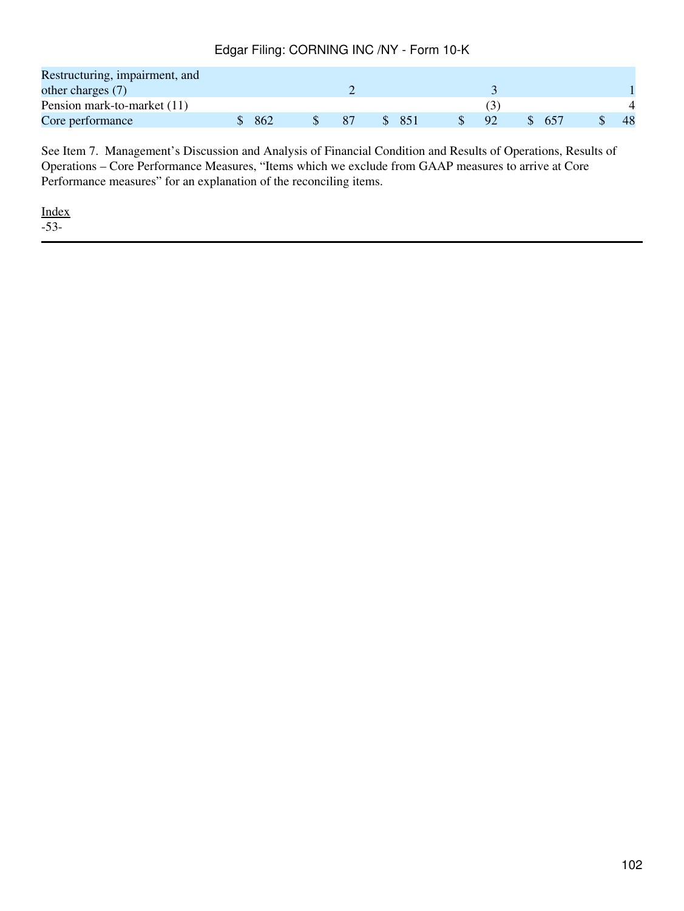| | | | | | | |
|---|---|---|---|---|---|---|
| Restructuring, impairment, and other charges (7) | | 2 | | 3 | | 1 |
| Pension mark-to-market (11) | | | | (3) | | 4 |
| Core performance | $ 862 | $ 87 | $ 851 | $ 92 | $ 657 | $ 48 |

See Item 7. Management's Discussion and Analysis of Financial Condition and Results of Operations, Results of Operations – Core Performance Measures, "Items which we exclude from GAAP measures to arrive at Core Performance measures" for an explanation of the reconciling items.

Index
-53-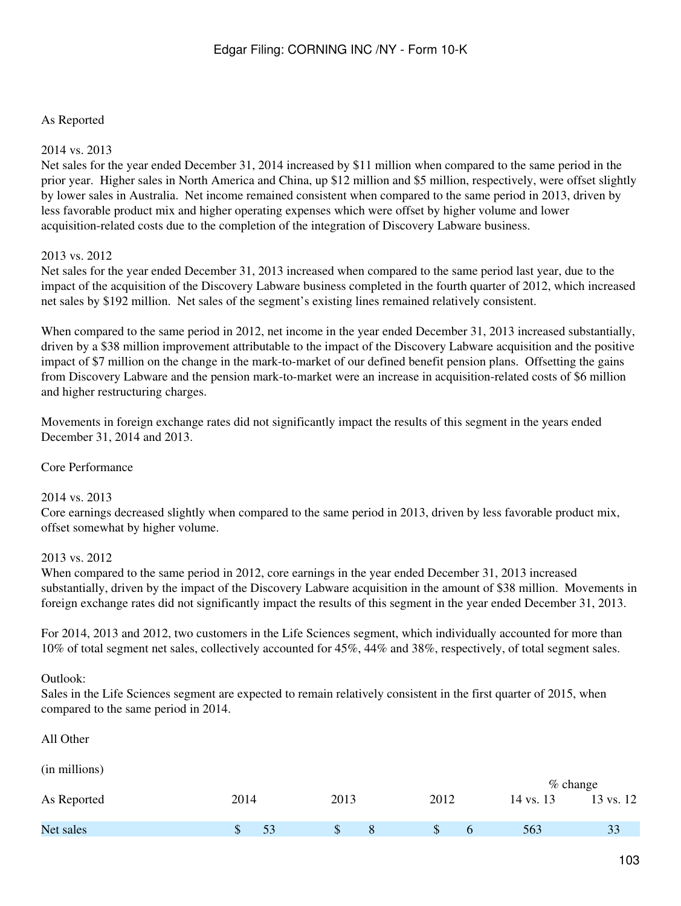As Reported

2014 vs. 2013

Net sales for the year ended December 31, 2014 increased by $11 million when compared to the same period in the prior year. Higher sales in North America and China, up $12 million and $5 million, respectively, were offset slightly by lower sales in Australia. Net income remained consistent when compared to the same period in 2013, driven by less favorable product mix and higher operating expenses which were offset by higher volume and lower acquisition-related costs due to the completion of the integration of Discovery Labware business.

2013 vs. 2012

Net sales for the year ended December 31, 2013 increased when compared to the same period last year, due to the impact of the acquisition of the Discovery Labware business completed in the fourth quarter of 2012, which increased net sales by $192 million. Net sales of the segment's existing lines remained relatively consistent.

When compared to the same period in 2012, net income in the year ended December 31, 2013 increased substantially, driven by a $38 million improvement attributable to the impact of the Discovery Labware acquisition and the positive impact of $7 million on the change in the mark-to-market of our defined benefit pension plans. Offsetting the gains from Discovery Labware and the pension mark-to-market were an increase in acquisition-related costs of $6 million and higher restructuring charges.

Movements in foreign exchange rates did not significantly impact the results of this segment in the years ended December 31, 2014 and 2013.

Core Performance

2014 vs. 2013

Core earnings decreased slightly when compared to the same period in 2013, driven by less favorable product mix, offset somewhat by higher volume.

2013 vs. 2012

When compared to the same period in 2012, core earnings in the year ended December 31, 2013 increased substantially, driven by the impact of the Discovery Labware acquisition in the amount of $38 million. Movements in foreign exchange rates did not significantly impact the results of this segment in the year ended December 31, 2013.

For 2014, 2013 and 2012, two customers in the Life Sciences segment, which individually accounted for more than 10% of total segment net sales, collectively accounted for 45%, 44% and 38%, respectively, of total segment sales.

Outlook:

Sales in the Life Sciences segment are expected to remain relatively consistent in the first quarter of 2015, when compared to the same period in 2014.

All Other

(in millions)

| | | | | % change | |
|---|---|---|---|---|---|
| As Reported | 2014 | 2013 | 2012 | 14 vs. 13 | 13 vs. 12 |
| Net sales | $ 53 | $ 8 | $ 6 | 563 | 33 |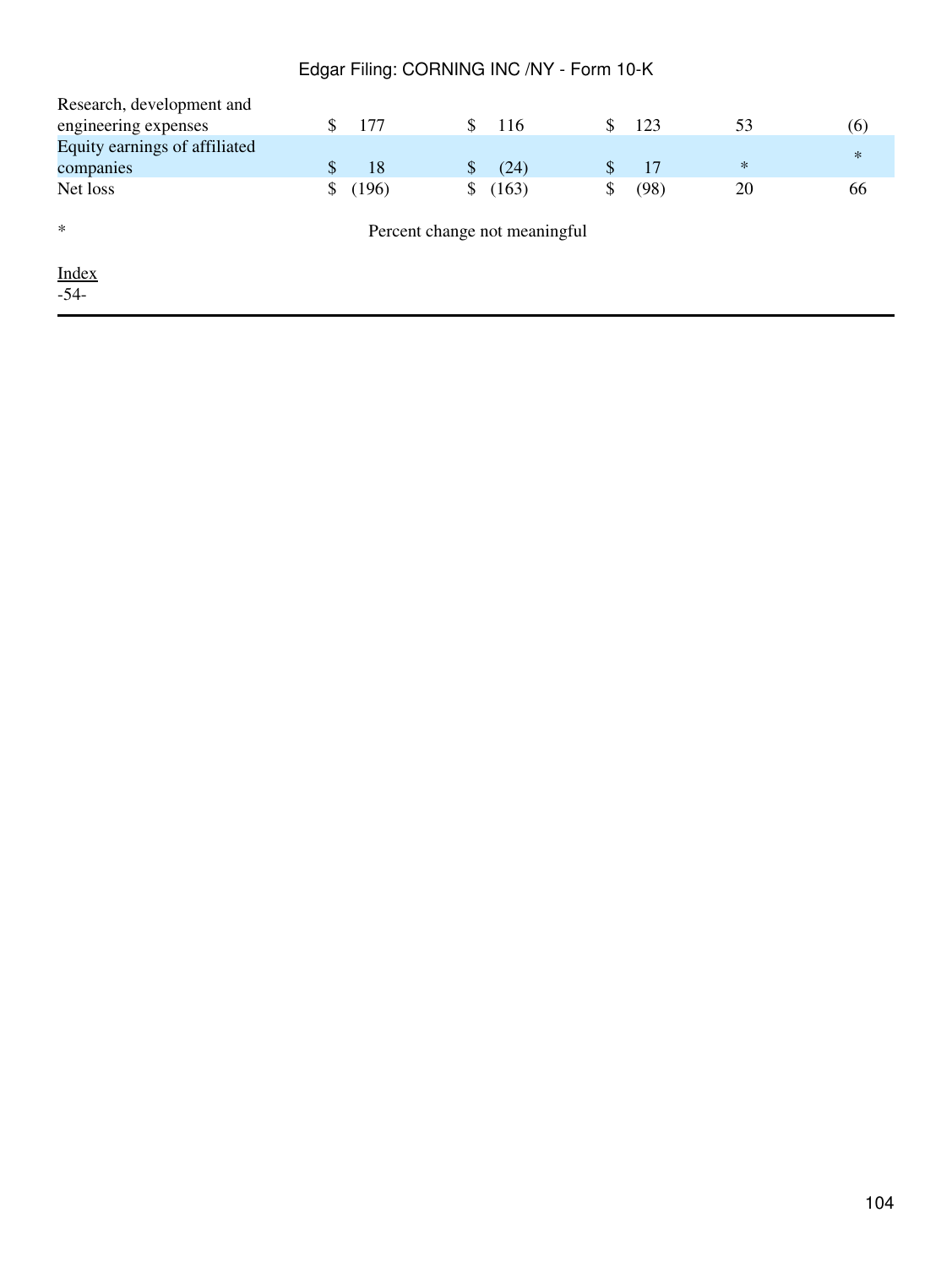| | | | | | |
|---|---|---|---|---|---|
| Research, development and engineering expenses | $ 177 | $ 116 | $ 123 | 53 | (6) |
| Equity earnings of affiliated companies | $ 18 | $ (24) | $ 17 | * | * |
| Net loss | $ (196) | $ (163) | $ (98) | 20 | 66 |

\* Percent change not meaningful

Index
-54-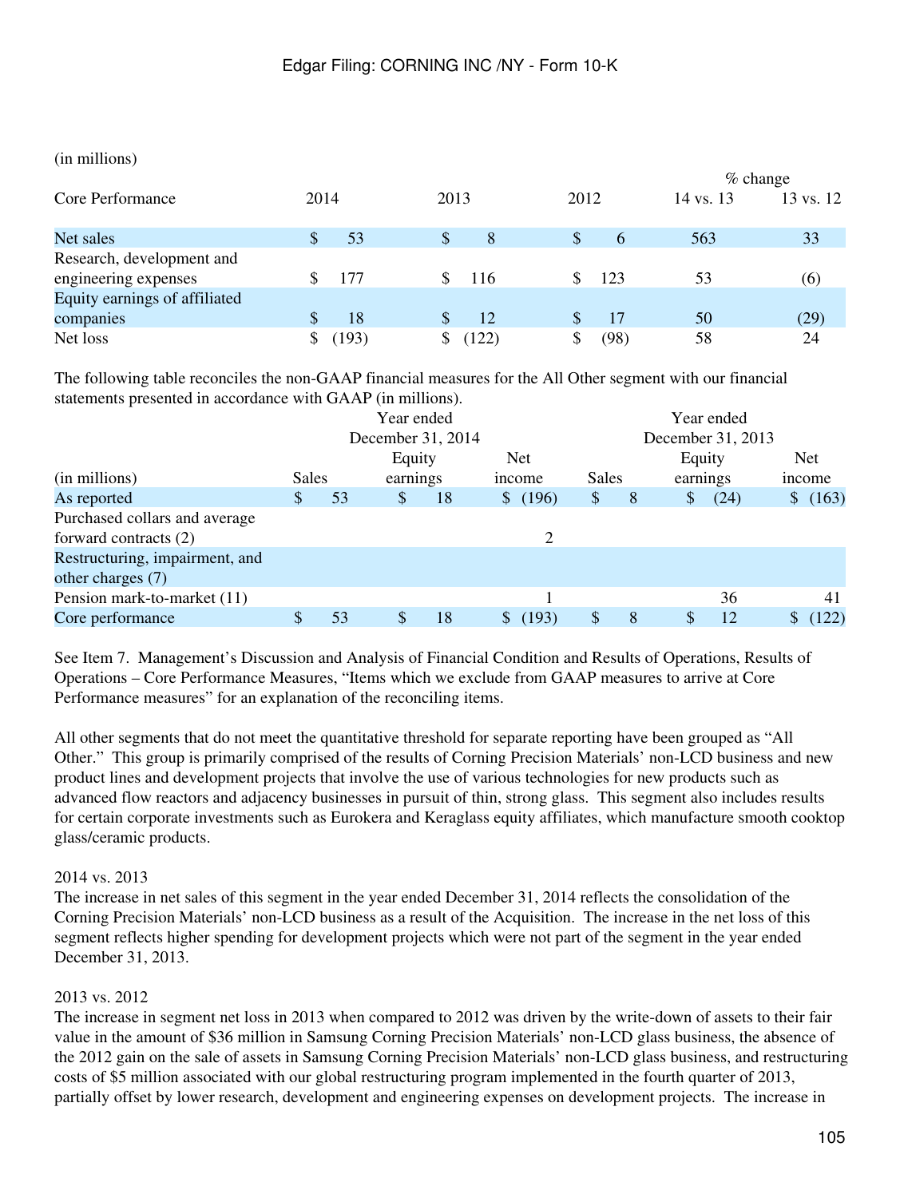(in millions)

| Core Performance | 2014 | 2013 | 2012 | % change 14 vs. 13 | % change 13 vs. 12 |
|---|---|---|---|---|---|
| Net sales | $ 53 | $ 8 | $ 6 | 563 | 33 |
| Research, development and engineering expenses | $ 177 | $ 116 | $ 123 | 53 | (6) |
| Equity earnings of affiliated companies | $ 18 | $ 12 | $ 17 | 50 | (29) |
| Net loss | $ (193) | $ (122) | $ (98) | 58 | 24 |

The following table reconciles the non-GAAP financial measures for the All Other segment with our financial statements presented in accordance with GAAP (in millions).

| | Year ended December 31, 2014 | | | Year ended December 31, 2013 | | |
|---|---|---|---|---|---|---|
| (in millions) | Sales | Equity earnings | Net income | Sales | Equity earnings | Net income |
| As reported | $ 53 | $ 18 | $ (196) | $ 8 | $ (24) | $ (163) |
| Purchased collars and average forward contracts (2) | | | 2 | | | |
| Restructuring, impairment, and other charges (7) | | | | | | |
| Pension mark-to-market (11) | | | 1 | | 36 | 41 |
| Core performance | $ 53 | $ 18 | $ (193) | $ 8 | $ 12 | $ (122) |

See Item 7. Management's Discussion and Analysis of Financial Condition and Results of Operations, Results of Operations – Core Performance Measures, "Items which we exclude from GAAP measures to arrive at Core Performance measures" for an explanation of the reconciling items.

All other segments that do not meet the quantitative threshold for separate reporting have been grouped as "All Other." This group is primarily comprised of the results of Corning Precision Materials' non-LCD business and new product lines and development projects that involve the use of various technologies for new products such as advanced flow reactors and adjacency businesses in pursuit of thin, strong glass. This segment also includes results for certain corporate investments such as Eurokera and Keraglass equity affiliates, which manufacture smooth cooktop glass/ceramic products.

2014 vs. 2013

The increase in net sales of this segment in the year ended December 31, 2014 reflects the consolidation of the Corning Precision Materials' non-LCD business as a result of the Acquisition. The increase in the net loss of this segment reflects higher spending for development projects which were not part of the segment in the year ended December 31, 2013.

2013 vs. 2012

The increase in segment net loss in 2013 when compared to 2012 was driven by the write-down of assets to their fair value in the amount of $36 million in Samsung Corning Precision Materials' non-LCD glass business, the absence of the 2012 gain on the sale of assets in Samsung Corning Precision Materials' non-LCD glass business, and restructuring costs of $5 million associated with our global restructuring program implemented in the fourth quarter of 2013, partially offset by lower research, development and engineering expenses on development projects. The increase in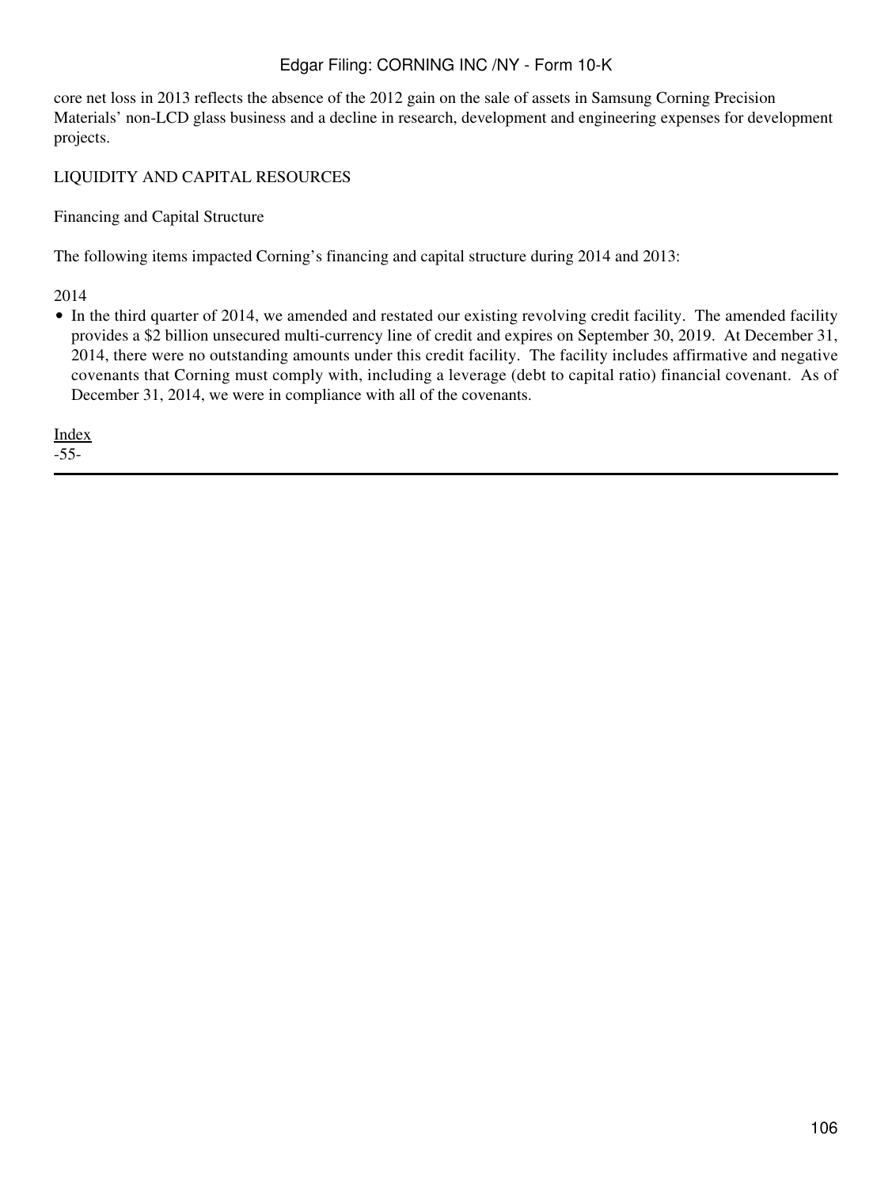core net loss in 2013 reflects the absence of the 2012 gain on the sale of assets in Samsung Corning Precision Materials' non-LCD glass business and a decline in research, development and engineering expenses for development projects.

## LIQUIDITY AND CAPITAL RESOURCES

### Financing and Capital Structure

The following items impacted Corning's financing and capital structure during 2014 and 2013:

2014

- In the third quarter of 2014, we amended and restated our existing revolving credit facility. The amended facility provides a $2 billion unsecured multi-currency line of credit and expires on September 30, 2019. At December 31, 2014, there were no outstanding amounts under this credit facility. The facility includes affirmative and negative covenants that Corning must comply with, including a leverage (debt to capital ratio) financial covenant. As of December 31, 2014, we were in compliance with all of the covenants.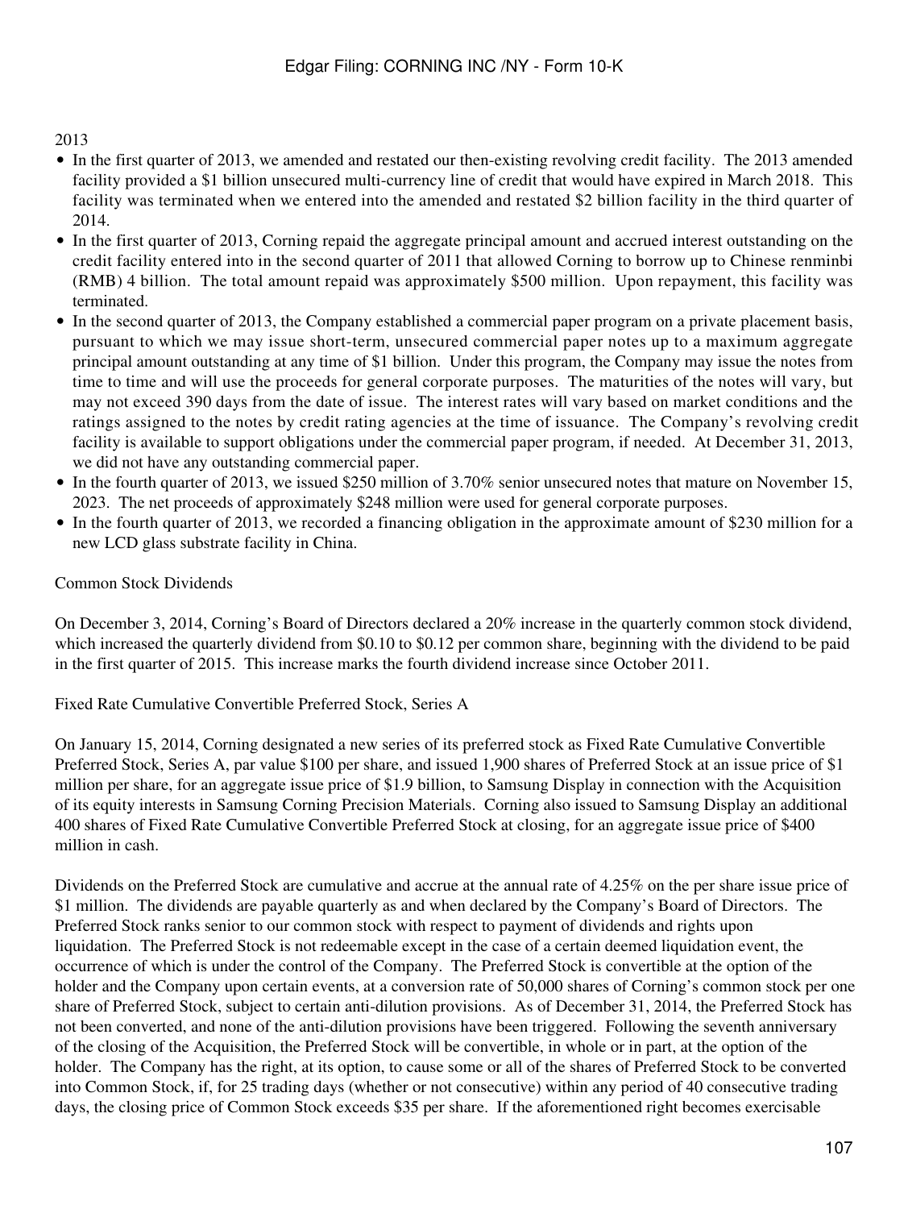2013

- In the first quarter of 2013, we amended and restated our then-existing revolving credit facility. The 2013 amended facility provided a $1 billion unsecured multi-currency line of credit that would have expired in March 2018. This facility was terminated when we entered into the amended and restated $2 billion facility in the third quarter of 2014.
- In the first quarter of 2013, Corning repaid the aggregate principal amount and accrued interest outstanding on the credit facility entered into in the second quarter of 2011 that allowed Corning to borrow up to Chinese renminbi (RMB) 4 billion. The total amount repaid was approximately $500 million. Upon repayment, this facility was terminated.
- In the second quarter of 2013, the Company established a commercial paper program on a private placement basis, pursuant to which we may issue short-term, unsecured commercial paper notes up to a maximum aggregate principal amount outstanding at any time of $1 billion. Under this program, the Company may issue the notes from time to time and will use the proceeds for general corporate purposes. The maturities of the notes will vary, but may not exceed 390 days from the date of issue. The interest rates will vary based on market conditions and the ratings assigned to the notes by credit rating agencies at the time of issuance. The Company's revolving credit facility is available to support obligations under the commercial paper program, if needed. At December 31, 2013, we did not have any outstanding commercial paper.
- In the fourth quarter of 2013, we issued $250 million of 3.70% senior unsecured notes that mature on November 15, 2023. The net proceeds of approximately $248 million were used for general corporate purposes.
- In the fourth quarter of 2013, we recorded a financing obligation in the approximate amount of $230 million for a new LCD glass substrate facility in China.

Common Stock Dividends

On December 3, 2014, Corning's Board of Directors declared a 20% increase in the quarterly common stock dividend, which increased the quarterly dividend from $0.10 to $0.12 per common share, beginning with the dividend to be paid in the first quarter of 2015. This increase marks the fourth dividend increase since October 2011.

Fixed Rate Cumulative Convertible Preferred Stock, Series A

On January 15, 2014, Corning designated a new series of its preferred stock as Fixed Rate Cumulative Convertible Preferred Stock, Series A, par value $100 per share, and issued 1,900 shares of Preferred Stock at an issue price of $1 million per share, for an aggregate issue price of $1.9 billion, to Samsung Display in connection with the Acquisition of its equity interests in Samsung Corning Precision Materials. Corning also issued to Samsung Display an additional 400 shares of Fixed Rate Cumulative Convertible Preferred Stock at closing, for an aggregate issue price of $400 million in cash.

Dividends on the Preferred Stock are cumulative and accrue at the annual rate of 4.25% on the per share issue price of $1 million. The dividends are payable quarterly as and when declared by the Company's Board of Directors. The Preferred Stock ranks senior to our common stock with respect to payment of dividends and rights upon liquidation. The Preferred Stock is not redeemable except in the case of a certain deemed liquidation event, the occurrence of which is under the control of the Company. The Preferred Stock is convertible at the option of the holder and the Company upon certain events, at a conversion rate of 50,000 shares of Corning's common stock per one share of Preferred Stock, subject to certain anti-dilution provisions. As of December 31, 2014, the Preferred Stock has not been converted, and none of the anti-dilution provisions have been triggered. Following the seventh anniversary of the closing of the Acquisition, the Preferred Stock will be convertible, in whole or in part, at the option of the holder. The Company has the right, at its option, to cause some or all of the shares of Preferred Stock to be converted into Common Stock, if, for 25 trading days (whether or not consecutive) within any period of 40 consecutive trading days, the closing price of Common Stock exceeds $35 per share. If the aforementioned right becomes exercisable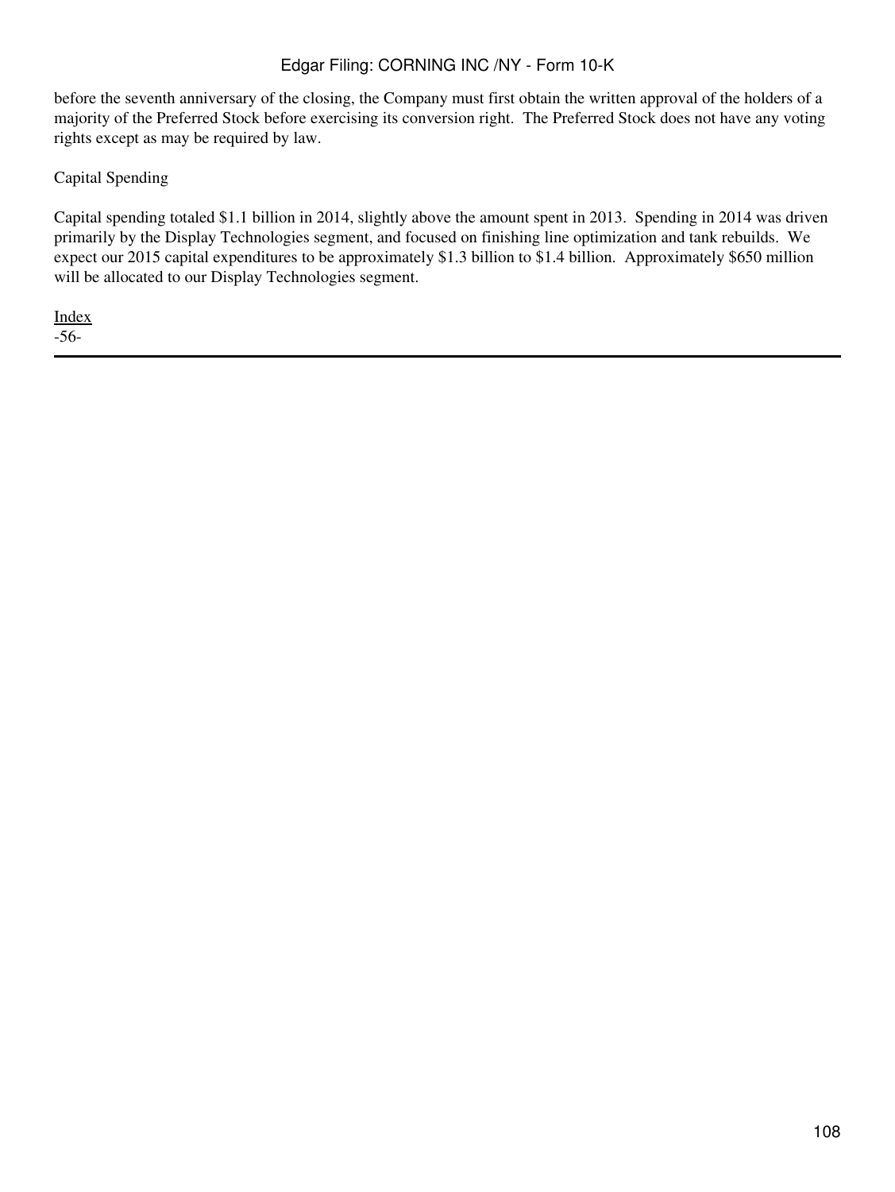before the seventh anniversary of the closing, the Company must first obtain the written approval of the holders of a majority of the Preferred Stock before exercising its conversion right. The Preferred Stock does not have any voting rights except as may be required by law.

Capital Spending

Capital spending totaled $1.1 billion in 2014, slightly above the amount spent in 2013. Spending in 2014 was driven primarily by the Display Technologies segment, and focused on finishing line optimization and tank rebuilds. We expect our 2015 capital expenditures to be approximately $1.3 billion to $1.4 billion. Approximately $650 million will be allocated to our Display Technologies segment.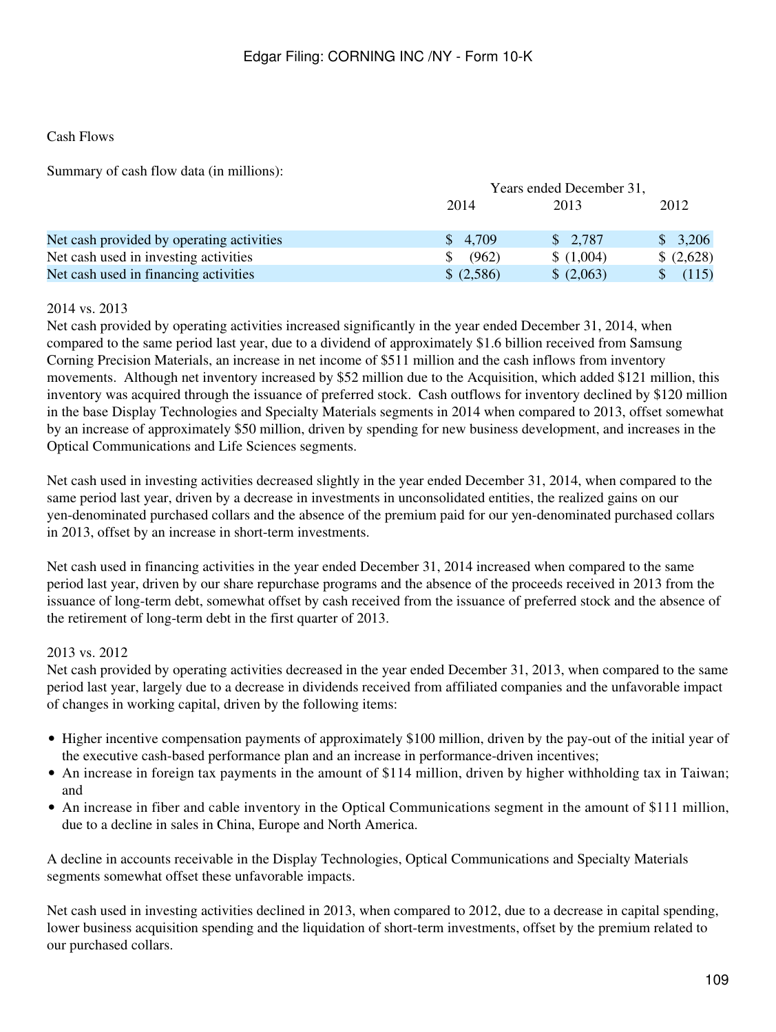Cash Flows

Summary of cash flow data (in millions):

| | Years ended December 31, | | |
|---|---|---|---|
| | 2014 | 2013 | 2012 |
| Net cash provided by operating activities | $ 4,709 | $ 2,787 | $ 3,206 |
| Net cash used in investing activities | $ (962) | $ (1,004) | $ (2,628) |
| Net cash used in financing activities | $ (2,586) | $ (2,063) | $ (115) |

2014 vs. 2013

Net cash provided by operating activities increased significantly in the year ended December 31, 2014, when compared to the same period last year, due to a dividend of approximately $1.6 billion received from Samsung Corning Precision Materials, an increase in net income of $511 million and the cash inflows from inventory movements. Although net inventory increased by $52 million due to the Acquisition, which added $121 million, this inventory was acquired through the issuance of preferred stock. Cash outflows for inventory declined by $120 million in the base Display Technologies and Specialty Materials segments in 2014 when compared to 2013, offset somewhat by an increase of approximately $50 million, driven by spending for new business development, and increases in the Optical Communications and Life Sciences segments.

Net cash used in investing activities decreased slightly in the year ended December 31, 2014, when compared to the same period last year, driven by a decrease in investments in unconsolidated entities, the realized gains on our yen-denominated purchased collars and the absence of the premium paid for our yen-denominated purchased collars in 2013, offset by an increase in short-term investments.

Net cash used in financing activities in the year ended December 31, 2014 increased when compared to the same period last year, driven by our share repurchase programs and the absence of the proceeds received in 2013 from the issuance of long-term debt, somewhat offset by cash received from the issuance of preferred stock and the absence of the retirement of long-term debt in the first quarter of 2013.

2013 vs. 2012

Net cash provided by operating activities decreased in the year ended December 31, 2013, when compared to the same period last year, largely due to a decrease in dividends received from affiliated companies and the unfavorable impact of changes in working capital, driven by the following items:

- Higher incentive compensation payments of approximately $100 million, driven by the pay-out of the initial year of the executive cash-based performance plan and an increase in performance-driven incentives;
- An increase in foreign tax payments in the amount of $114 million, driven by higher withholding tax in Taiwan; and
- An increase in fiber and cable inventory in the Optical Communications segment in the amount of $111 million, due to a decline in sales in China, Europe and North America.

A decline in accounts receivable in the Display Technologies, Optical Communications and Specialty Materials segments somewhat offset these unfavorable impacts.

Net cash used in investing activities declined in 2013, when compared to 2012, due to a decrease in capital spending, lower business acquisition spending and the liquidation of short-term investments, offset by the premium related to our purchased collars.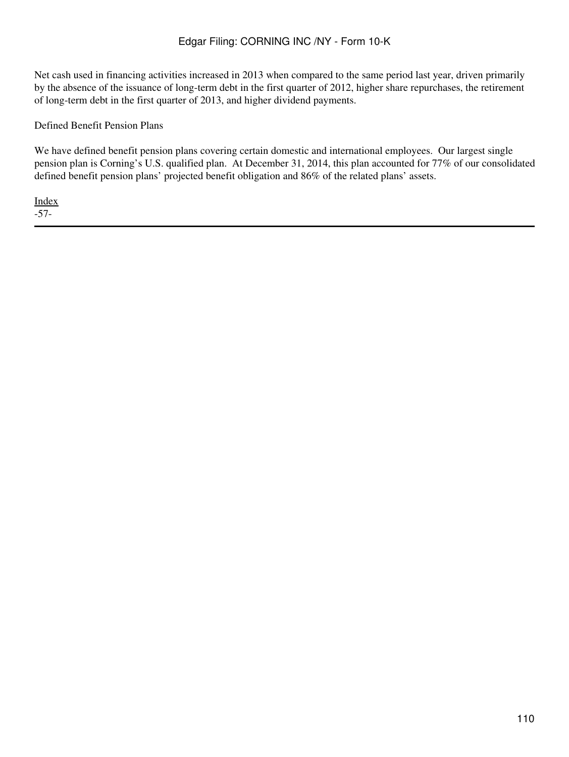Net cash used in financing activities increased in 2013 when compared to the same period last year, driven primarily by the absence of the issuance of long-term debt in the first quarter of 2012, higher share repurchases, the retirement of long-term debt in the first quarter of 2013, and higher dividend payments.

Defined Benefit Pension Plans

We have defined benefit pension plans covering certain domestic and international employees. Our largest single pension plan is Corning's U.S. qualified plan. At December 31, 2014, this plan accounted for 77% of our consolidated defined benefit pension plans' projected benefit obligation and 86% of the related plans' assets.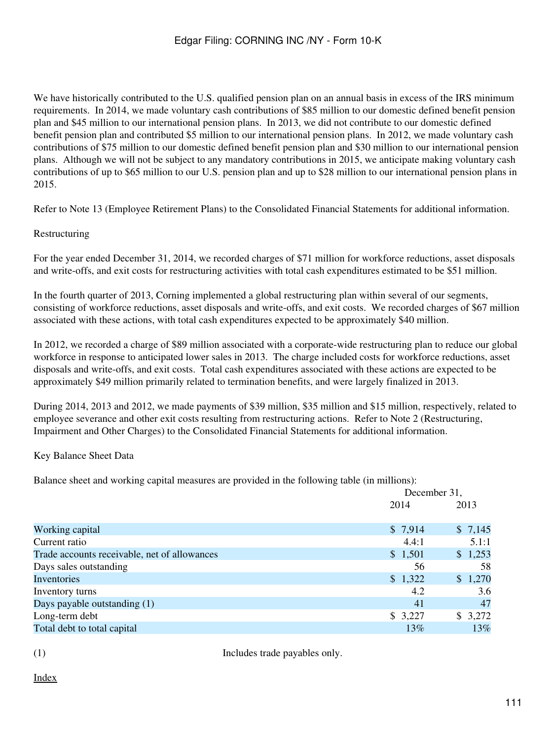We have historically contributed to the U.S. qualified pension plan on an annual basis in excess of the IRS minimum requirements. In 2014, we made voluntary cash contributions of $85 million to our domestic defined benefit pension plan and $45 million to our international pension plans. In 2013, we did not contribute to our domestic defined benefit pension plan and contributed $5 million to our international pension plans. In 2012, we made voluntary cash contributions of $75 million to our domestic defined benefit pension plan and $30 million to our international pension plans. Although we will not be subject to any mandatory contributions in 2015, we anticipate making voluntary cash contributions of up to $65 million to our U.S. pension plan and up to $28 million to our international pension plans in 2015.

Refer to Note 13 (Employee Retirement Plans) to the Consolidated Financial Statements for additional information.

Restructuring

For the year ended December 31, 2014, we recorded charges of $71 million for workforce reductions, asset disposals and write-offs, and exit costs for restructuring activities with total cash expenditures estimated to be $51 million.

In the fourth quarter of 2013, Corning implemented a global restructuring plan within several of our segments, consisting of workforce reductions, asset disposals and write-offs, and exit costs. We recorded charges of $67 million associated with these actions, with total cash expenditures expected to be approximately $40 million.

In 2012, we recorded a charge of $89 million associated with a corporate-wide restructuring plan to reduce our global workforce in response to anticipated lower sales in 2013. The charge included costs for workforce reductions, asset disposals and write-offs, and exit costs. Total cash expenditures associated with these actions are expected to be approximately $49 million primarily related to termination benefits, and were largely finalized in 2013.

During 2014, 2013 and 2012, we made payments of $39 million, $35 million and $15 million, respectively, related to employee severance and other exit costs resulting from restructuring actions. Refer to Note 2 (Restructuring, Impairment and Other Charges) to the Consolidated Financial Statements for additional information.

Key Balance Sheet Data

Balance sheet and working capital measures are provided in the following table (in millions):

| | December 31, | |
|---|---|---|
| | 2014 | 2013 |
| Working capital | $ 7,914 | $ 7,145 |
| Current ratio | 4.4:1 | 5.1:1 |
| Trade accounts receivable, net of allowances | $ 1,501 | $ 1,253 |
| Days sales outstanding | 56 | 58 |
| Inventories | $ 1,322 | $ 1,270 |
| Inventory turns | 4.2 | 3.6 |
| Days payable outstanding (1) | 41 | 47 |
| Long-term debt | $ 3,227 | $ 3,272 |
| Total debt to total capital | 13% | 13% |

(1) Includes trade payables only.

Index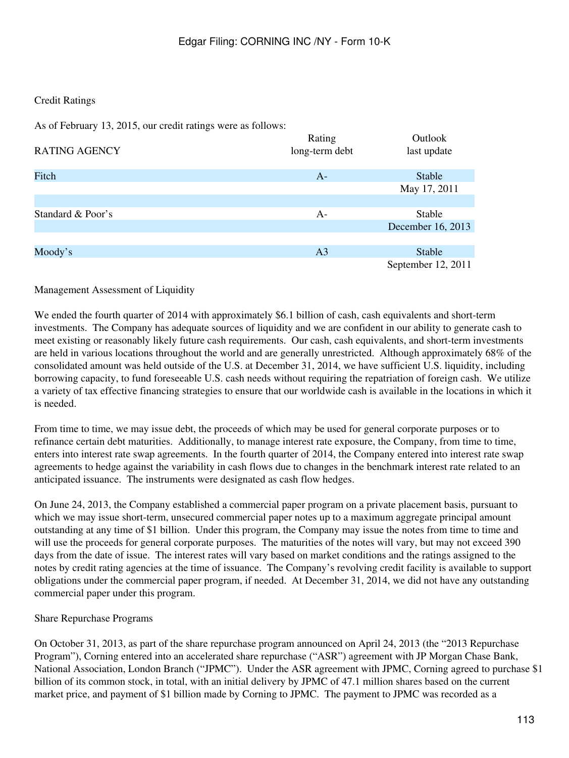Credit Ratings

As of February 13, 2015, our credit ratings were as follows:

| RATING AGENCY | Rating long-term debt | Outlook last update |
|---|---|---|
| Fitch | A- | Stable |
| | | May 17, 2011 |
| Standard & Poor's | A- | Stable |
| | | December 16, 2013 |
| Moody's | A3 | Stable |
| | | September 12, 2011 |

Management Assessment of Liquidity

We ended the fourth quarter of 2014 with approximately $6.1 billion of cash, cash equivalents and short-term investments. The Company has adequate sources of liquidity and we are confident in our ability to generate cash to meet existing or reasonably likely future cash requirements. Our cash, cash equivalents, and short-term investments are held in various locations throughout the world and are generally unrestricted. Although approximately 68% of the consolidated amount was held outside of the U.S. at December 31, 2014, we have sufficient U.S. liquidity, including borrowing capacity, to fund foreseeable U.S. cash needs without requiring the repatriation of foreign cash. We utilize a variety of tax effective financing strategies to ensure that our worldwide cash is available in the locations in which it is needed.

From time to time, we may issue debt, the proceeds of which may be used for general corporate purposes or to refinance certain debt maturities. Additionally, to manage interest rate exposure, the Company, from time to time, enters into interest rate swap agreements. In the fourth quarter of 2014, the Company entered into interest rate swap agreements to hedge against the variability in cash flows due to changes in the benchmark interest rate related to an anticipated issuance. The instruments were designated as cash flow hedges.

On June 24, 2013, the Company established a commercial paper program on a private placement basis, pursuant to which we may issue short-term, unsecured commercial paper notes up to a maximum aggregate principal amount outstanding at any time of $1 billion. Under this program, the Company may issue the notes from time to time and will use the proceeds for general corporate purposes. The maturities of the notes will vary, but may not exceed 390 days from the date of issue. The interest rates will vary based on market conditions and the ratings assigned to the notes by credit rating agencies at the time of issuance. The Company's revolving credit facility is available to support obligations under the commercial paper program, if needed. At December 31, 2014, we did not have any outstanding commercial paper under this program.

Share Repurchase Programs

On October 31, 2013, as part of the share repurchase program announced on April 24, 2013 (the "2013 Repurchase Program"), Corning entered into an accelerated share repurchase ("ASR") agreement with JP Morgan Chase Bank, National Association, London Branch ("JPMC"). Under the ASR agreement with JPMC, Corning agreed to purchase $1 billion of its common stock, in total, with an initial delivery by JPMC of 47.1 million shares based on the current market price, and payment of $1 billion made by Corning to JPMC. The payment to JPMC was recorded as a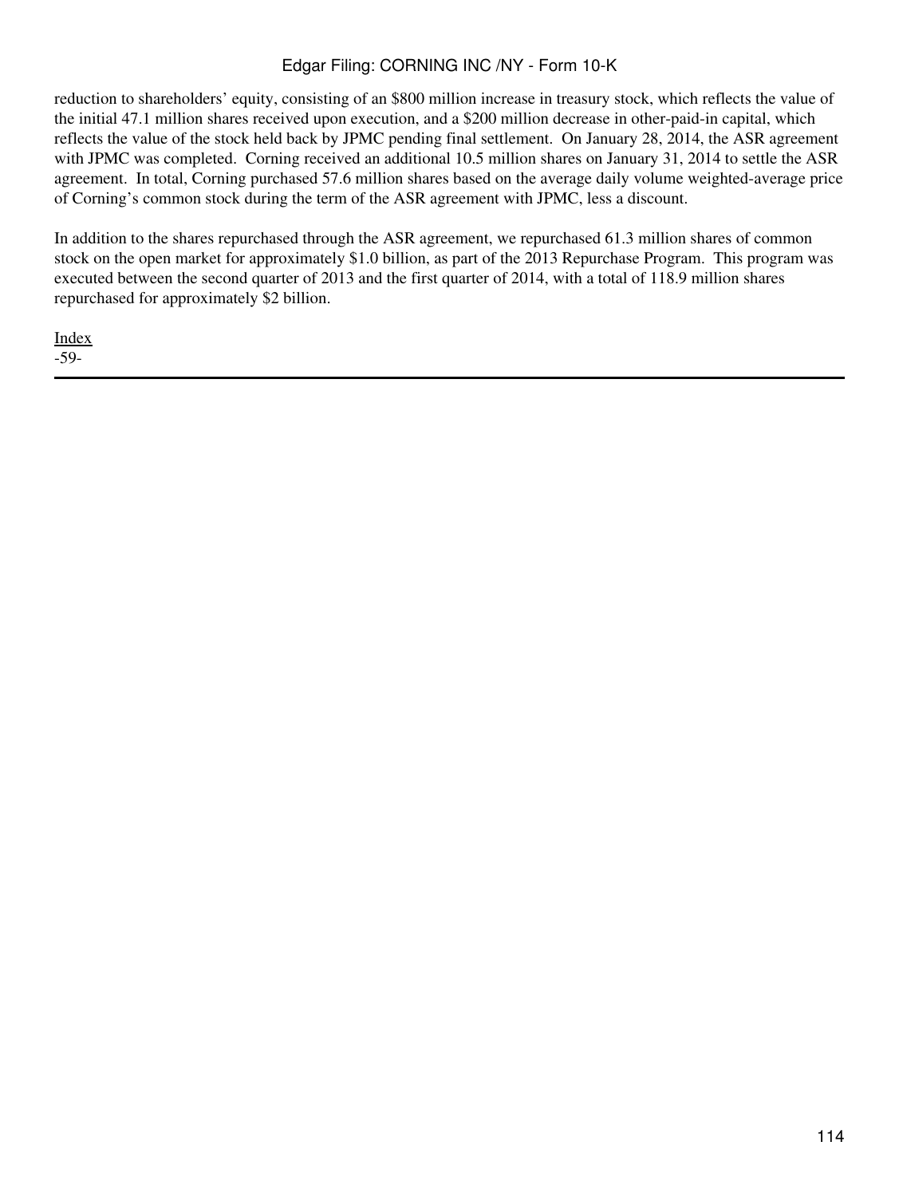reduction to shareholders' equity, consisting of an $800 million increase in treasury stock, which reflects the value of the initial 47.1 million shares received upon execution, and a $200 million decrease in other-paid-in capital, which reflects the value of the stock held back by JPMC pending final settlement. On January 28, 2014, the ASR agreement with JPMC was completed. Corning received an additional 10.5 million shares on January 31, 2014 to settle the ASR agreement. In total, Corning purchased 57.6 million shares based on the average daily volume weighted-average price of Corning's common stock during the term of the ASR agreement with JPMC, less a discount.

In addition to the shares repurchased through the ASR agreement, we repurchased 61.3 million shares of common stock on the open market for approximately $1.0 billion, as part of the 2013 Repurchase Program. This program was executed between the second quarter of 2013 and the first quarter of 2014, with a total of 118.9 million shares repurchased for approximately $2 billion.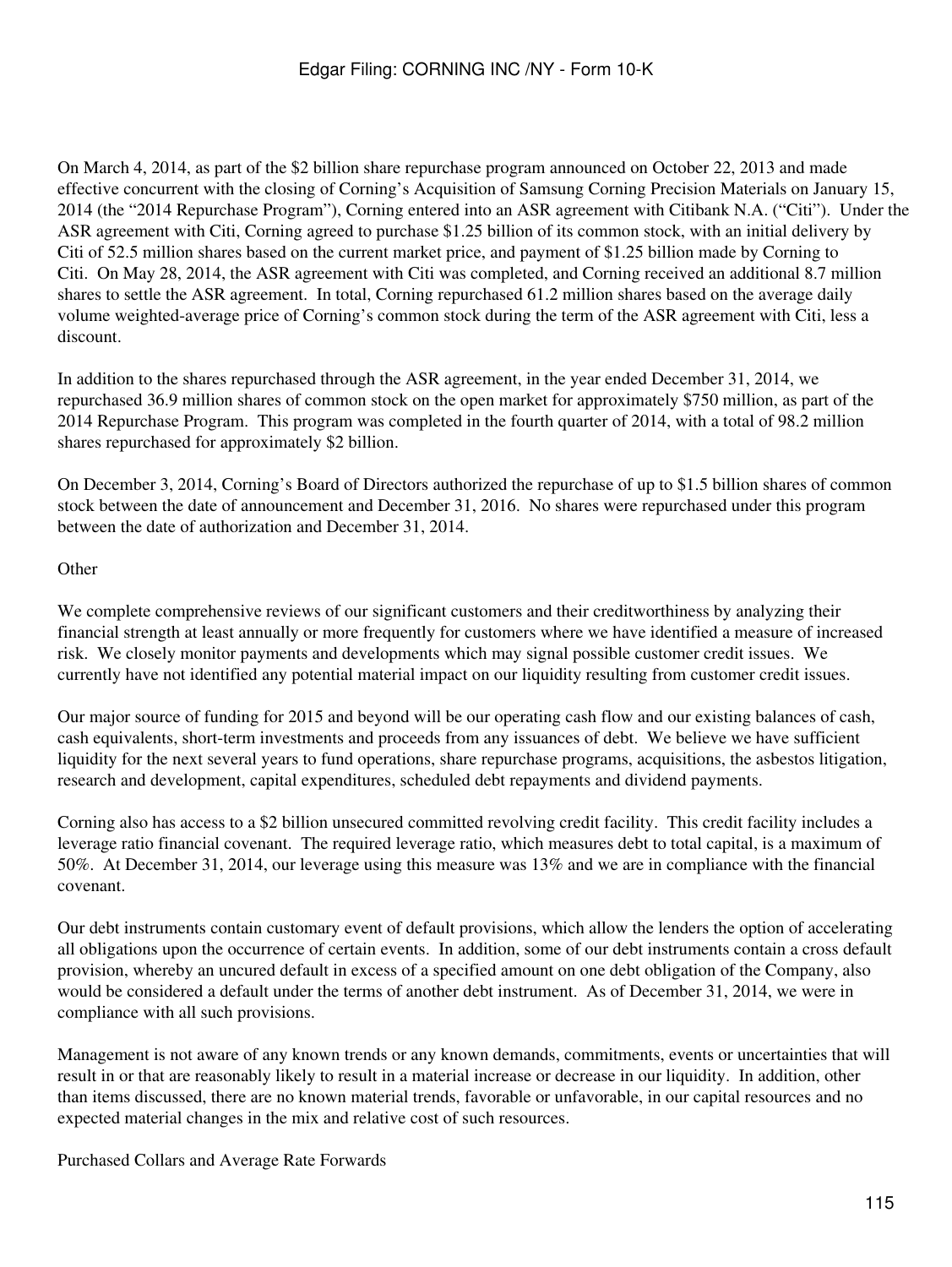On March 4, 2014, as part of the $2 billion share repurchase program announced on October 22, 2013 and made effective concurrent with the closing of Corning's Acquisition of Samsung Corning Precision Materials on January 15, 2014 (the "2014 Repurchase Program"), Corning entered into an ASR agreement with Citibank N.A. ("Citi"). Under the ASR agreement with Citi, Corning agreed to purchase $1.25 billion of its common stock, with an initial delivery by Citi of 52.5 million shares based on the current market price, and payment of $1.25 billion made by Corning to Citi. On May 28, 2014, the ASR agreement with Citi was completed, and Corning received an additional 8.7 million shares to settle the ASR agreement. In total, Corning repurchased 61.2 million shares based on the average daily volume weighted-average price of Corning's common stock during the term of the ASR agreement with Citi, less a discount.

In addition to the shares repurchased through the ASR agreement, in the year ended December 31, 2014, we repurchased 36.9 million shares of common stock on the open market for approximately $750 million, as part of the 2014 Repurchase Program. This program was completed in the fourth quarter of 2014, with a total of 98.2 million shares repurchased for approximately $2 billion.

On December 3, 2014, Corning's Board of Directors authorized the repurchase of up to $1.5 billion shares of common stock between the date of announcement and December 31, 2016. No shares were repurchased under this program between the date of authorization and December 31, 2014.

Other

We complete comprehensive reviews of our significant customers and their creditworthiness by analyzing their financial strength at least annually or more frequently for customers where we have identified a measure of increased risk. We closely monitor payments and developments which may signal possible customer credit issues. We currently have not identified any potential material impact on our liquidity resulting from customer credit issues.

Our major source of funding for 2015 and beyond will be our operating cash flow and our existing balances of cash, cash equivalents, short-term investments and proceeds from any issuances of debt. We believe we have sufficient liquidity for the next several years to fund operations, share repurchase programs, acquisitions, the asbestos litigation, research and development, capital expenditures, scheduled debt repayments and dividend payments.

Corning also has access to a $2 billion unsecured committed revolving credit facility. This credit facility includes a leverage ratio financial covenant. The required leverage ratio, which measures debt to total capital, is a maximum of 50%. At December 31, 2014, our leverage using this measure was 13% and we are in compliance with the financial covenant.

Our debt instruments contain customary event of default provisions, which allow the lenders the option of accelerating all obligations upon the occurrence of certain events. In addition, some of our debt instruments contain a cross default provision, whereby an uncured default in excess of a specified amount on one debt obligation of the Company, also would be considered a default under the terms of another debt instrument. As of December 31, 2014, we were in compliance with all such provisions.

Management is not aware of any known trends or any known demands, commitments, events or uncertainties that will result in or that are reasonably likely to result in a material increase or decrease in our liquidity. In addition, other than items discussed, there are no known material trends, favorable or unfavorable, in our capital resources and no expected material changes in the mix and relative cost of such resources.

Purchased Collars and Average Rate Forwards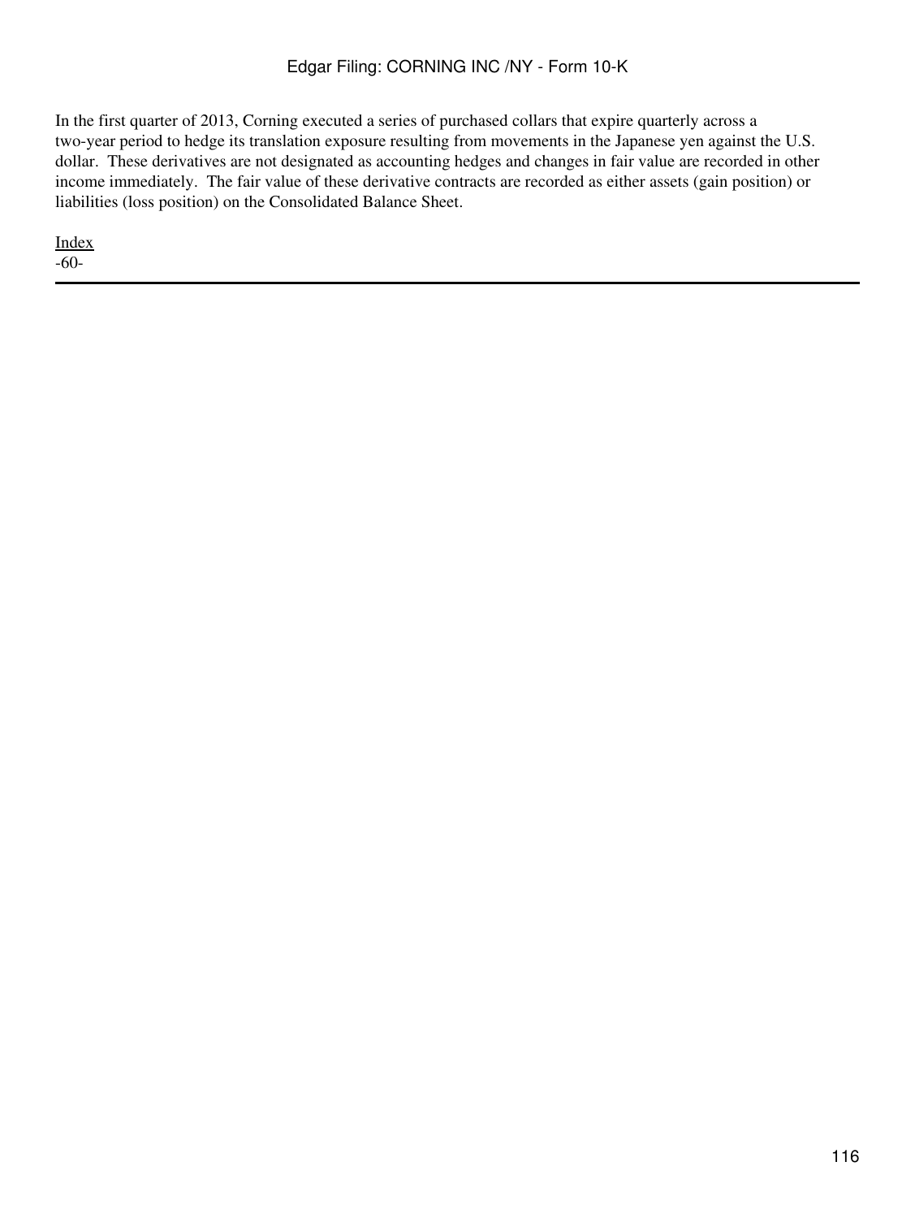In the first quarter of 2013, Corning executed a series of purchased collars that expire quarterly across a two-year period to hedge its translation exposure resulting from movements in the Japanese yen against the U.S. dollar. These derivatives are not designated as accounting hedges and changes in fair value are recorded in other income immediately. The fair value of these derivative contracts are recorded as either assets (gain position) or liabilities (loss position) on the Consolidated Balance Sheet.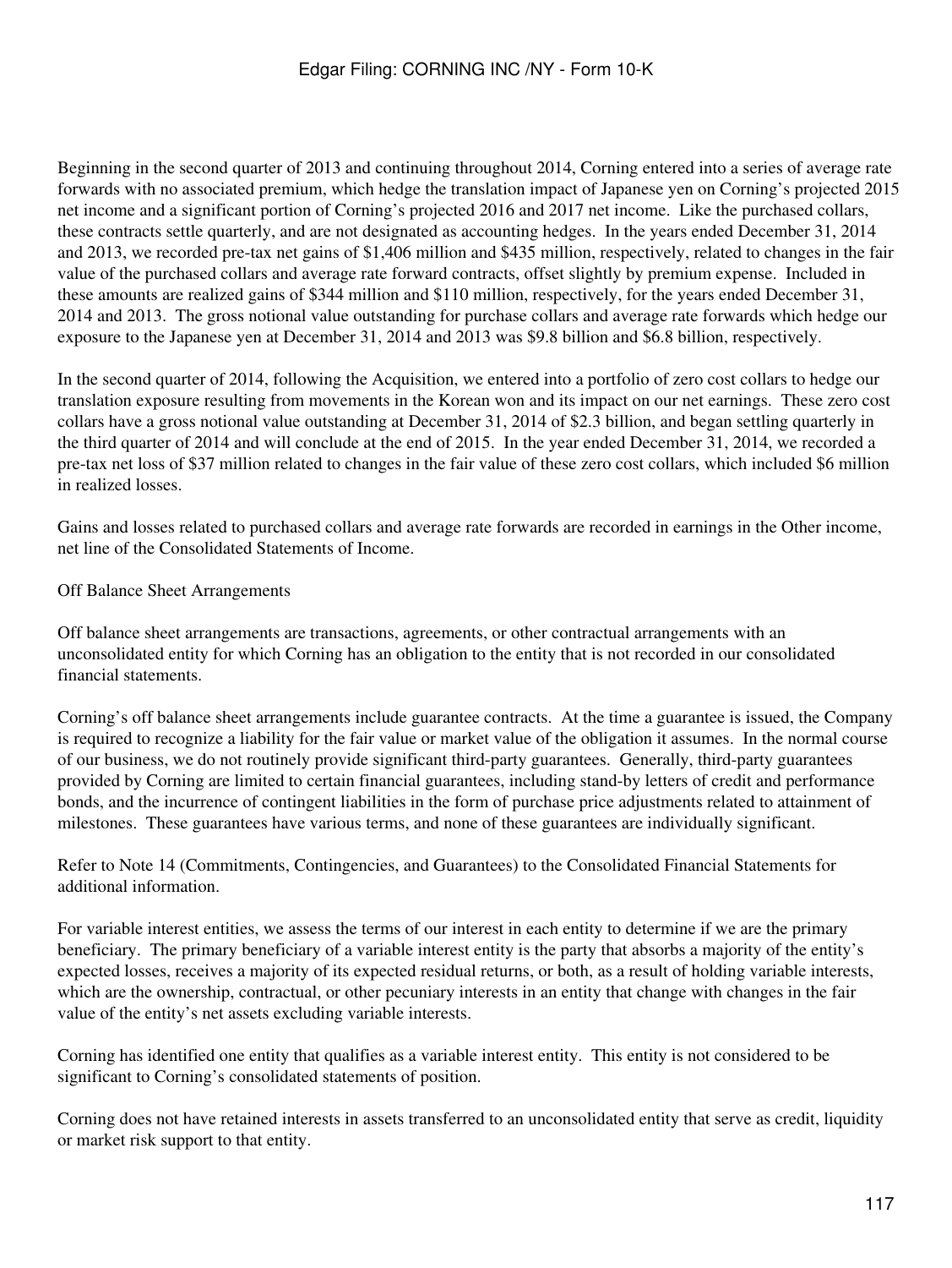Beginning in the second quarter of 2013 and continuing throughout 2014, Corning entered into a series of average rate forwards with no associated premium, which hedge the translation impact of Japanese yen on Corning's projected 2015 net income and a significant portion of Corning's projected 2016 and 2017 net income. Like the purchased collars, these contracts settle quarterly, and are not designated as accounting hedges. In the years ended December 31, 2014 and 2013, we recorded pre-tax net gains of $1,406 million and $435 million, respectively, related to changes in the fair value of the purchased collars and average rate forward contracts, offset slightly by premium expense. Included in these amounts are realized gains of $344 million and $110 million, respectively, for the years ended December 31, 2014 and 2013. The gross notional value outstanding for purchase collars and average rate forwards which hedge our exposure to the Japanese yen at December 31, 2014 and 2013 was $9.8 billion and $6.8 billion, respectively.

In the second quarter of 2014, following the Acquisition, we entered into a portfolio of zero cost collars to hedge our translation exposure resulting from movements in the Korean won and its impact on our net earnings. These zero cost collars have a gross notional value outstanding at December 31, 2014 of $2.3 billion, and began settling quarterly in the third quarter of 2014 and will conclude at the end of 2015. In the year ended December 31, 2014, we recorded a pre-tax net loss of $37 million related to changes in the fair value of these zero cost collars, which included $6 million in realized losses.

Gains and losses related to purchased collars and average rate forwards are recorded in earnings in the Other income, net line of the Consolidated Statements of Income.

Off Balance Sheet Arrangements

Off balance sheet arrangements are transactions, agreements, or other contractual arrangements with an unconsolidated entity for which Corning has an obligation to the entity that is not recorded in our consolidated financial statements.

Corning's off balance sheet arrangements include guarantee contracts. At the time a guarantee is issued, the Company is required to recognize a liability for the fair value or market value of the obligation it assumes. In the normal course of our business, we do not routinely provide significant third-party guarantees. Generally, third-party guarantees provided by Corning are limited to certain financial guarantees, including stand-by letters of credit and performance bonds, and the incurrence of contingent liabilities in the form of purchase price adjustments related to attainment of milestones. These guarantees have various terms, and none of these guarantees are individually significant.

Refer to Note 14 (Commitments, Contingencies, and Guarantees) to the Consolidated Financial Statements for additional information.

For variable interest entities, we assess the terms of our interest in each entity to determine if we are the primary beneficiary. The primary beneficiary of a variable interest entity is the party that absorbs a majority of the entity's expected losses, receives a majority of its expected residual returns, or both, as a result of holding variable interests, which are the ownership, contractual, or other pecuniary interests in an entity that change with changes in the fair value of the entity's net assets excluding variable interests.

Corning has identified one entity that qualifies as a variable interest entity. This entity is not considered to be significant to Corning's consolidated statements of position.

Corning does not have retained interests in assets transferred to an unconsolidated entity that serve as credit, liquidity or market risk support to that entity.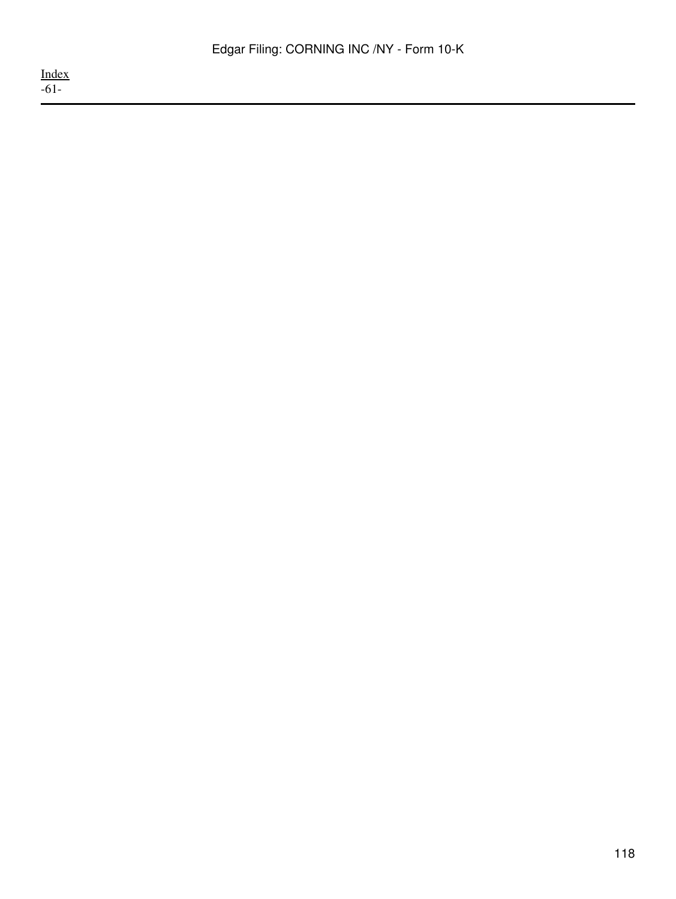Index
-61-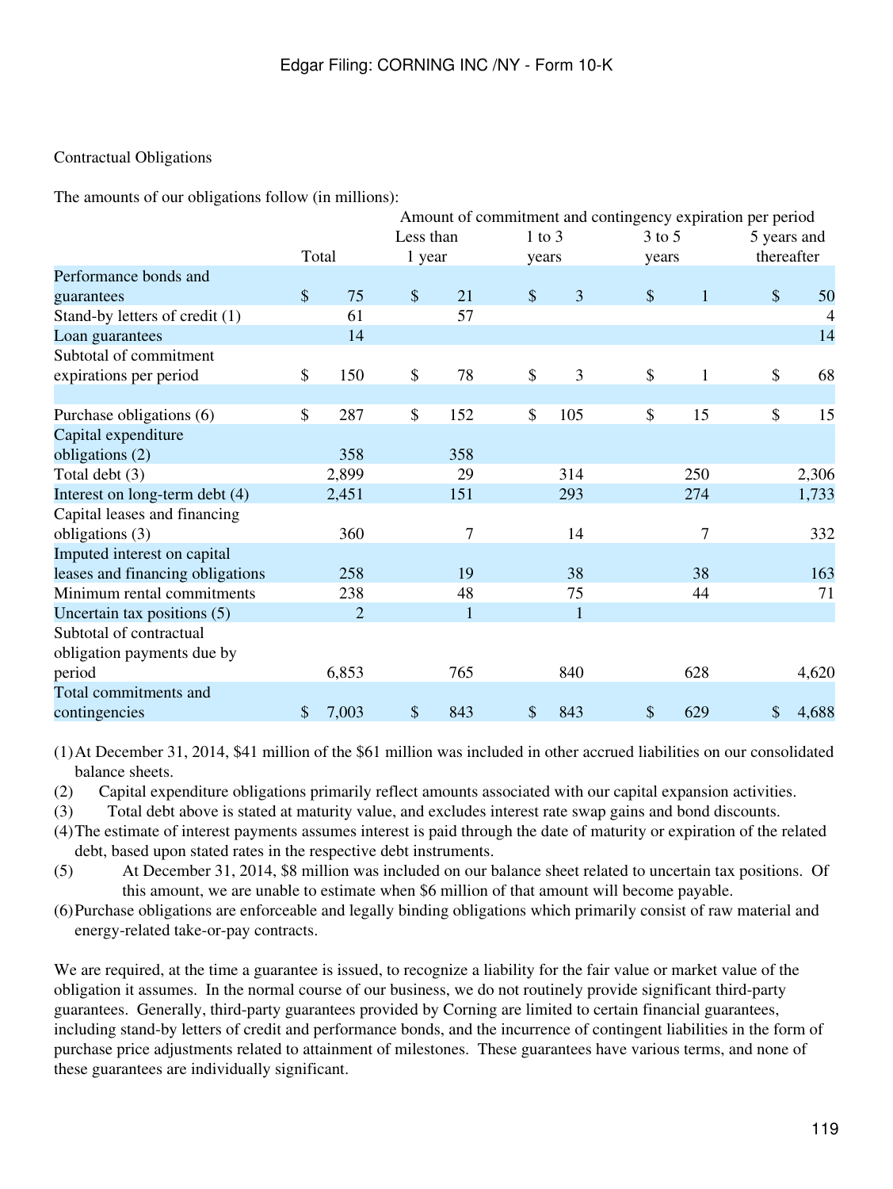Contractual Obligations

The amounts of our obligations follow (in millions):

| | | Amount of commitment and contingency expiration per period | | | |
|---|---|---|---|---|---|
| | Total | Less than 1 year | 1 to 3 years | 3 to 5 years | 5 years and thereafter |
| Performance bonds and guarantees | $ 75 | $ 21 | $ 3 | $ 1 | $ 50 |
| Stand-by letters of credit (1) | 61 | 57 | | | 4 |
| Loan guarantees | 14 | | | | 14 |
| Subtotal of commitment expirations per period | $ 150 | $ 78 | $ 3 | $ 1 | $ 68 |
| | | | | | |
| Purchase obligations (6) | $ 287 | $ 152 | $ 105 | $ 15 | $ 15 |
| Capital expenditure obligations (2) | 358 | 358 | | | |
| Total debt (3) | 2,899 | 29 | 314 | 250 | 2,306 |
| Interest on long-term debt (4) | 2,451 | 151 | 293 | 274 | 1,733 |
| Capital leases and financing obligations (3) | 360 | 7 | 14 | 7 | 332 |
| Imputed interest on capital leases and financing obligations | 258 | 19 | 38 | 38 | 163 |
| Minimum rental commitments | 238 | 48 | 75 | 44 | 71 |
| Uncertain tax positions (5) | 2 | 1 | 1 | | |
| Subtotal of contractual obligation payments due by period | 6,853 | 765 | 840 | 628 | 4,620 |
| Total commitments and contingencies | $ 7,003 | $ 843 | $ 843 | $ 629 | $ 4,688 |

(1) At December 31, 2014, $41 million of the $61 million was included in other accrued liabilities on our consolidated balance sheets.

(2) Capital expenditure obligations primarily reflect amounts associated with our capital expansion activities.

(3) Total debt above is stated at maturity value, and excludes interest rate swap gains and bond discounts.

(4) The estimate of interest payments assumes interest is paid through the date of maturity or expiration of the related debt, based upon stated rates in the respective debt instruments.

(5) At December 31, 2014, $8 million was included on our balance sheet related to uncertain tax positions. Of this amount, we are unable to estimate when $6 million of that amount will become payable.

(6) Purchase obligations are enforceable and legally binding obligations which primarily consist of raw material and energy-related take-or-pay contracts.

We are required, at the time a guarantee is issued, to recognize a liability for the fair value or market value of the obligation it assumes. In the normal course of our business, we do not routinely provide significant third-party guarantees. Generally, third-party guarantees provided by Corning are limited to certain financial guarantees, including stand-by letters of credit and performance bonds, and the incurrence of contingent liabilities in the form of purchase price adjustments related to attainment of milestones. These guarantees have various terms, and none of these guarantees are individually significant.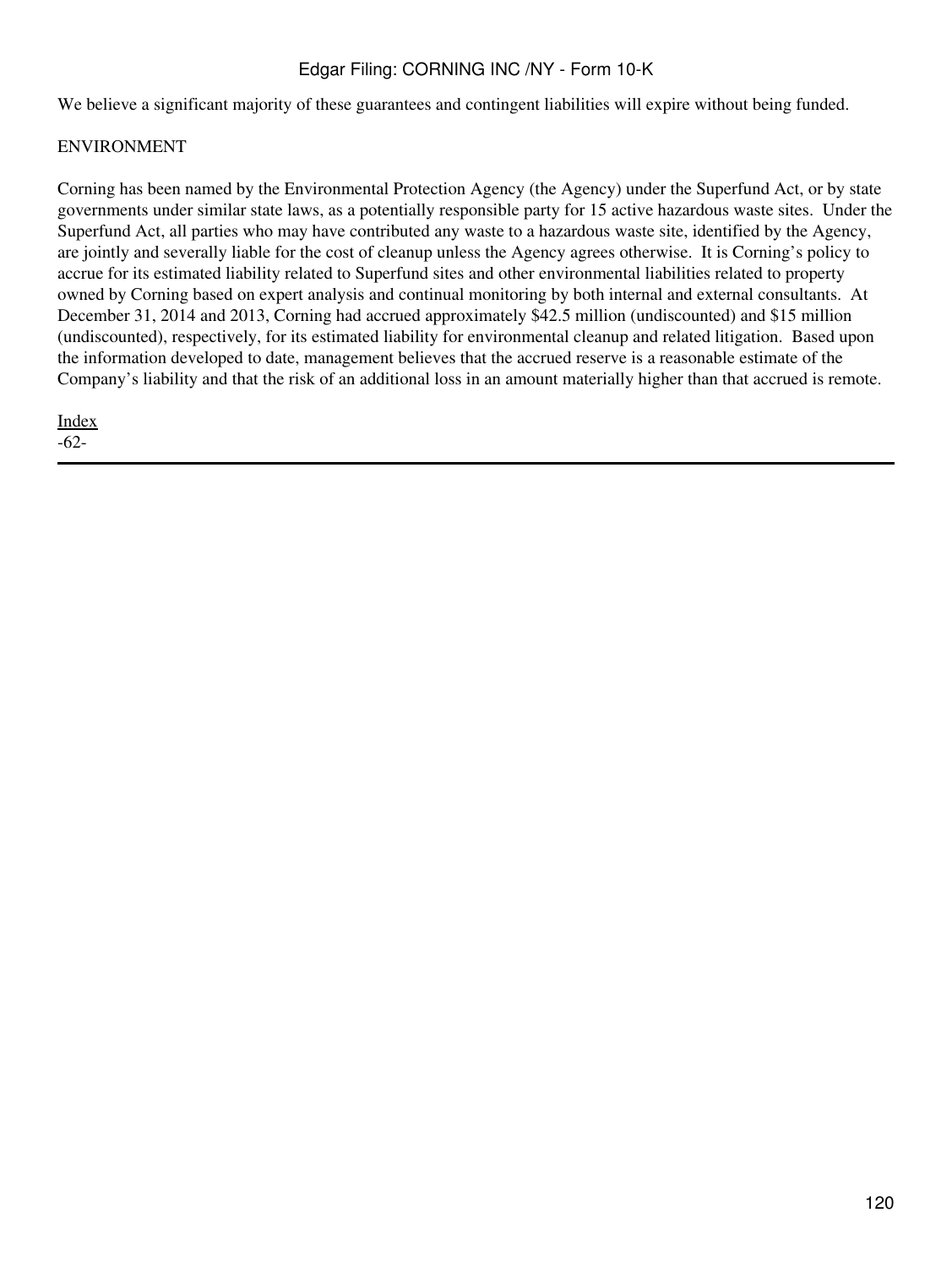We believe a significant majority of these guarantees and contingent liabilities will expire without being funded.

## ENVIRONMENT

Corning has been named by the Environmental Protection Agency (the Agency) under the Superfund Act, or by state governments under similar state laws, as a potentially responsible party for 15 active hazardous waste sites. Under the Superfund Act, all parties who may have contributed any waste to a hazardous waste site, identified by the Agency, are jointly and severally liable for the cost of cleanup unless the Agency agrees otherwise. It is Corning's policy to accrue for its estimated liability related to Superfund sites and other environmental liabilities related to property owned by Corning based on expert analysis and continual monitoring by both internal and external consultants. At December 31, 2014 and 2013, Corning had accrued approximately $42.5 million (undiscounted) and $15 million (undiscounted), respectively, for its estimated liability for environmental cleanup and related litigation. Based upon the information developed to date, management believes that the accrued reserve is a reasonable estimate of the Company's liability and that the risk of an additional loss in an amount materially higher than that accrued is remote.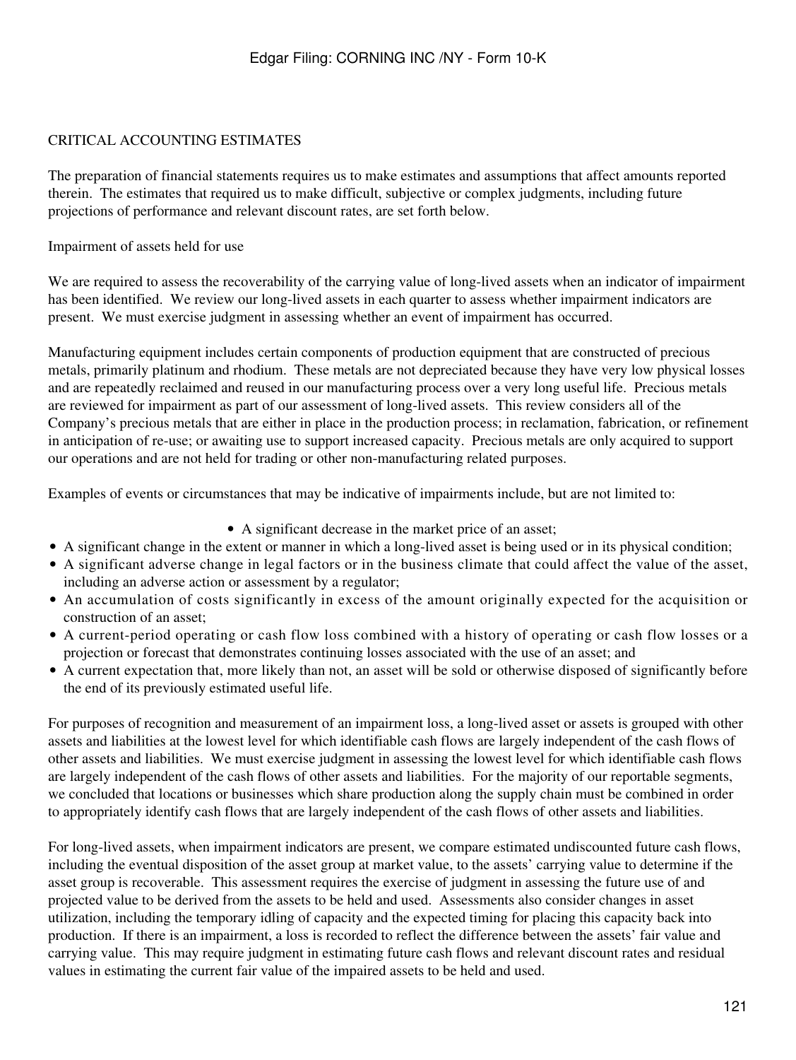## CRITICAL ACCOUNTING ESTIMATES

The preparation of financial statements requires us to make estimates and assumptions that affect amounts reported therein. The estimates that required us to make difficult, subjective or complex judgments, including future projections of performance and relevant discount rates, are set forth below.

### Impairment of assets held for use

We are required to assess the recoverability of the carrying value of long-lived assets when an indicator of impairment has been identified. We review our long-lived assets in each quarter to assess whether impairment indicators are present. We must exercise judgment in assessing whether an event of impairment has occurred.

Manufacturing equipment includes certain components of production equipment that are constructed of precious metals, primarily platinum and rhodium. These metals are not depreciated because they have very low physical losses and are repeatedly reclaimed and reused in our manufacturing process over a very long useful life. Precious metals are reviewed for impairment as part of our assessment of long-lived assets. This review considers all of the Company's precious metals that are either in place in the production process; in reclamation, fabrication, or refinement in anticipation of re-use; or awaiting use to support increased capacity. Precious metals are only acquired to support our operations and are not held for trading or other non-manufacturing related purposes.

Examples of events or circumstances that may be indicative of impairments include, but are not limited to:

- A significant decrease in the market price of an asset;
- A significant change in the extent or manner in which a long-lived asset is being used or in its physical condition;
- A significant adverse change in legal factors or in the business climate that could affect the value of the asset, including an adverse action or assessment by a regulator;
- An accumulation of costs significantly in excess of the amount originally expected for the acquisition or construction of an asset;
- A current-period operating or cash flow loss combined with a history of operating or cash flow losses or a projection or forecast that demonstrates continuing losses associated with the use of an asset; and
- A current expectation that, more likely than not, an asset will be sold or otherwise disposed of significantly before the end of its previously estimated useful life.

For purposes of recognition and measurement of an impairment loss, a long-lived asset or assets is grouped with other assets and liabilities at the lowest level for which identifiable cash flows are largely independent of the cash flows of other assets and liabilities. We must exercise judgment in assessing the lowest level for which identifiable cash flows are largely independent of the cash flows of other assets and liabilities. For the majority of our reportable segments, we concluded that locations or businesses which share production along the supply chain must be combined in order to appropriately identify cash flows that are largely independent of the cash flows of other assets and liabilities.

For long-lived assets, when impairment indicators are present, we compare estimated undiscounted future cash flows, including the eventual disposition of the asset group at market value, to the assets' carrying value to determine if the asset group is recoverable. This assessment requires the exercise of judgment in assessing the future use of and projected value to be derived from the assets to be held and used. Assessments also consider changes in asset utilization, including the temporary idling of capacity and the expected timing for placing this capacity back into production. If there is an impairment, a loss is recorded to reflect the difference between the assets' fair value and carrying value. This may require judgment in estimating future cash flows and relevant discount rates and residual values in estimating the current fair value of the impaired assets to be held and used.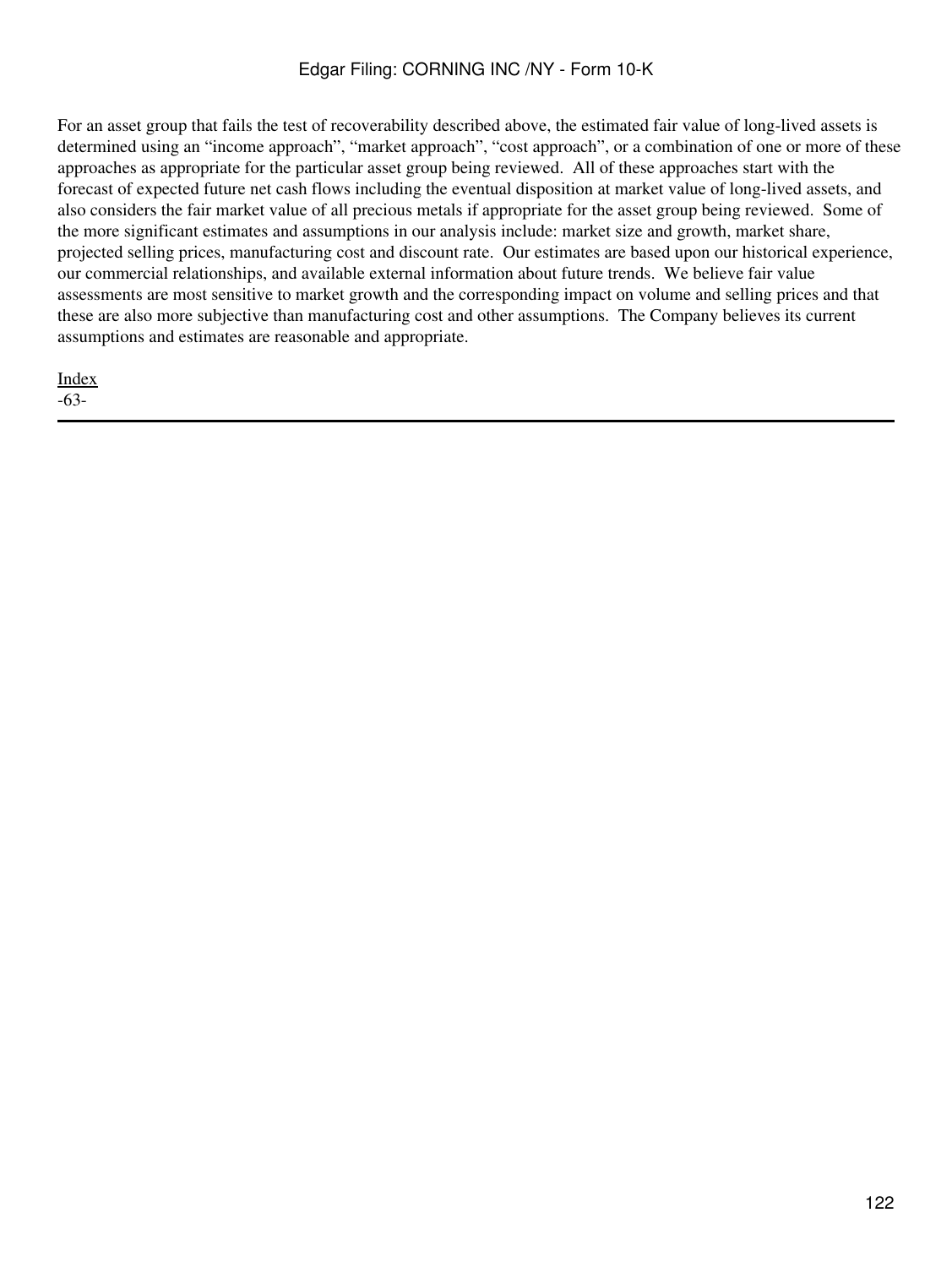For an asset group that fails the test of recoverability described above, the estimated fair value of long-lived assets is determined using an "income approach", "market approach", "cost approach", or a combination of one or more of these approaches as appropriate for the particular asset group being reviewed. All of these approaches start with the forecast of expected future net cash flows including the eventual disposition at market value of long-lived assets, and also considers the fair market value of all precious metals if appropriate for the asset group being reviewed. Some of the more significant estimates and assumptions in our analysis include: market size and growth, market share, projected selling prices, manufacturing cost and discount rate. Our estimates are based upon our historical experience, our commercial relationships, and available external information about future trends. We believe fair value assessments are most sensitive to market growth and the corresponding impact on volume and selling prices and that these are also more subjective than manufacturing cost and other assumptions. The Company believes its current assumptions and estimates are reasonable and appropriate.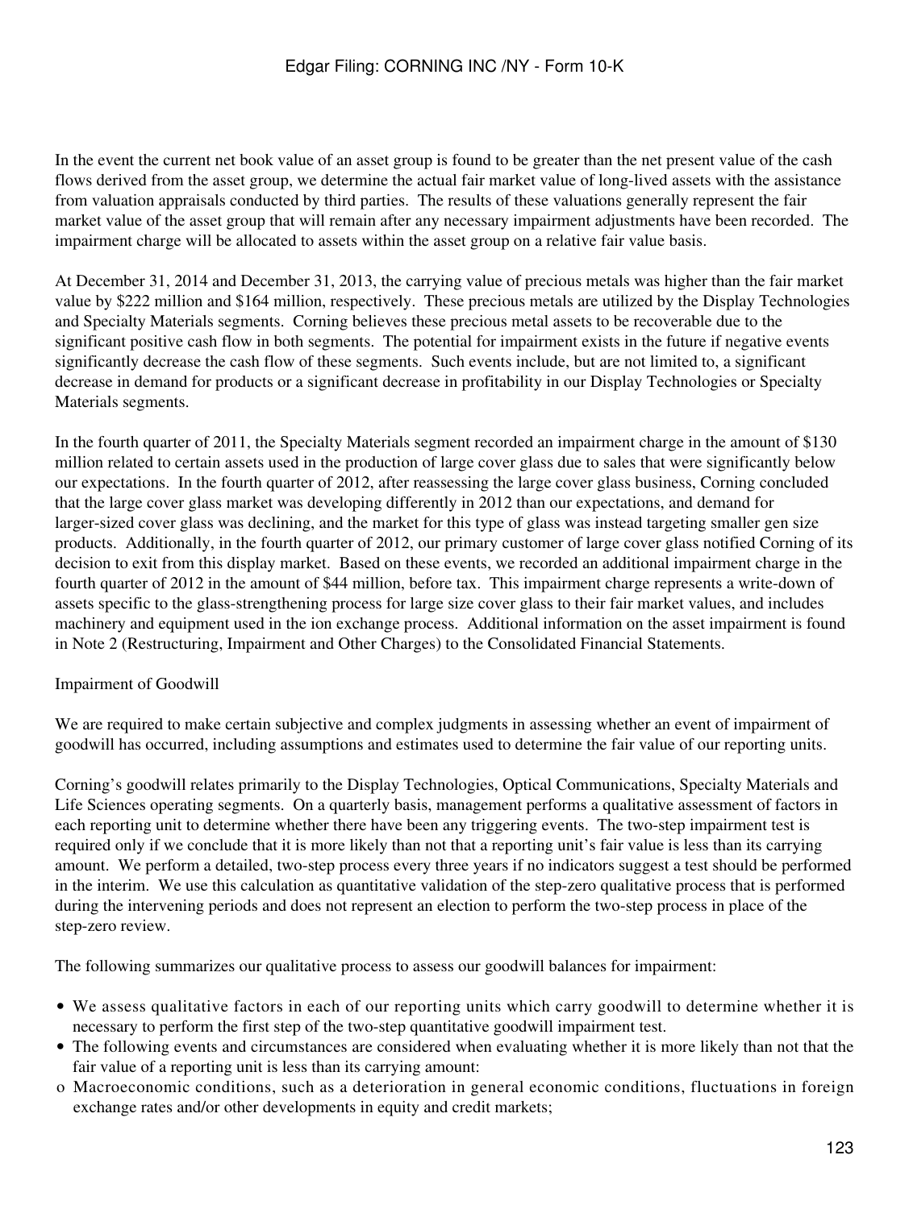In the event the current net book value of an asset group is found to be greater than the net present value of the cash flows derived from the asset group, we determine the actual fair market value of long-lived assets with the assistance from valuation appraisals conducted by third parties. The results of these valuations generally represent the fair market value of the asset group that will remain after any necessary impairment adjustments have been recorded. The impairment charge will be allocated to assets within the asset group on a relative fair value basis.

At December 31, 2014 and December 31, 2013, the carrying value of precious metals was higher than the fair market value by $222 million and $164 million, respectively. These precious metals are utilized by the Display Technologies and Specialty Materials segments. Corning believes these precious metal assets to be recoverable due to the significant positive cash flow in both segments. The potential for impairment exists in the future if negative events significantly decrease the cash flow of these segments. Such events include, but are not limited to, a significant decrease in demand for products or a significant decrease in profitability in our Display Technologies or Specialty Materials segments.

In the fourth quarter of 2011, the Specialty Materials segment recorded an impairment charge in the amount of $130 million related to certain assets used in the production of large cover glass due to sales that were significantly below our expectations. In the fourth quarter of 2012, after reassessing the large cover glass business, Corning concluded that the large cover glass market was developing differently in 2012 than our expectations, and demand for larger-sized cover glass was declining, and the market for this type of glass was instead targeting smaller gen size products. Additionally, in the fourth quarter of 2012, our primary customer of large cover glass notified Corning of its decision to exit from this display market. Based on these events, we recorded an additional impairment charge in the fourth quarter of 2012 in the amount of $44 million, before tax. This impairment charge represents a write-down of assets specific to the glass-strengthening process for large size cover glass to their fair market values, and includes machinery and equipment used in the ion exchange process. Additional information on the asset impairment is found in Note 2 (Restructuring, Impairment and Other Charges) to the Consolidated Financial Statements.

Impairment of Goodwill

We are required to make certain subjective and complex judgments in assessing whether an event of impairment of goodwill has occurred, including assumptions and estimates used to determine the fair value of our reporting units.

Corning's goodwill relates primarily to the Display Technologies, Optical Communications, Specialty Materials and Life Sciences operating segments. On a quarterly basis, management performs a qualitative assessment of factors in each reporting unit to determine whether there have been any triggering events. The two-step impairment test is required only if we conclude that it is more likely than not that a reporting unit's fair value is less than its carrying amount. We perform a detailed, two-step process every three years if no indicators suggest a test should be performed in the interim. We use this calculation as quantitative validation of the step-zero qualitative process that is performed during the intervening periods and does not represent an election to perform the two-step process in place of the step-zero review.

The following summarizes our qualitative process to assess our goodwill balances for impairment:

- We assess qualitative factors in each of our reporting units which carry goodwill to determine whether it is necessary to perform the first step of the two-step quantitative goodwill impairment test.
- The following events and circumstances are considered when evaluating whether it is more likely than not that the fair value of a reporting unit is less than its carrying amount:
  - Macroeconomic conditions, such as a deterioration in general economic conditions, fluctuations in foreign exchange rates and/or other developments in equity and credit markets;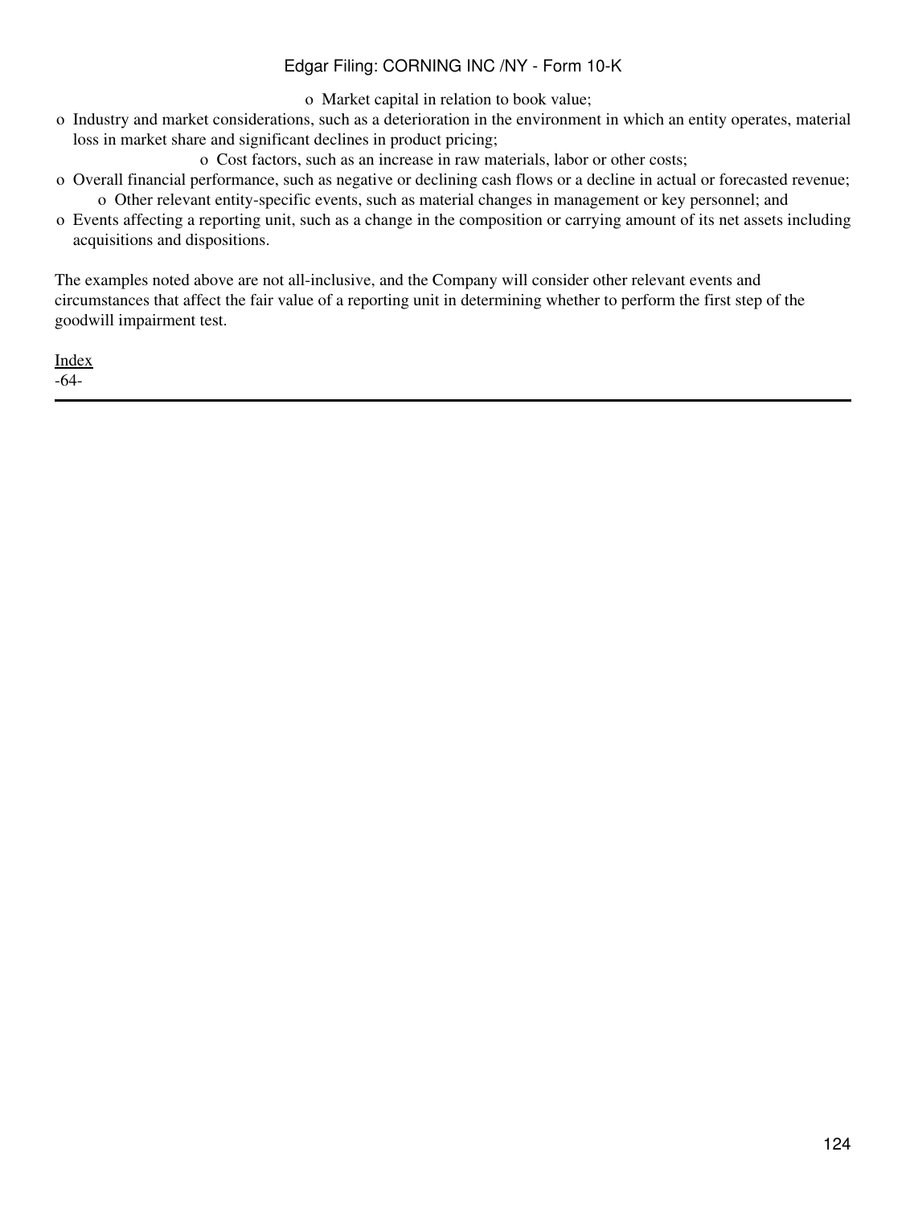- Market capital in relation to book value;
- Industry and market considerations, such as a deterioration in the environment in which an entity operates, material loss in market share and significant declines in product pricing;
- Cost factors, such as an increase in raw materials, labor or other costs;
- Overall financial performance, such as negative or declining cash flows or a decline in actual or forecasted revenue;
- Other relevant entity-specific events, such as material changes in management or key personnel; and
- Events affecting a reporting unit, such as a change in the composition or carrying amount of its net assets including acquisitions and dispositions.

The examples noted above are not all-inclusive, and the Company will consider other relevant events and circumstances that affect the fair value of a reporting unit in determining whether to perform the first step of the goodwill impairment test.

Index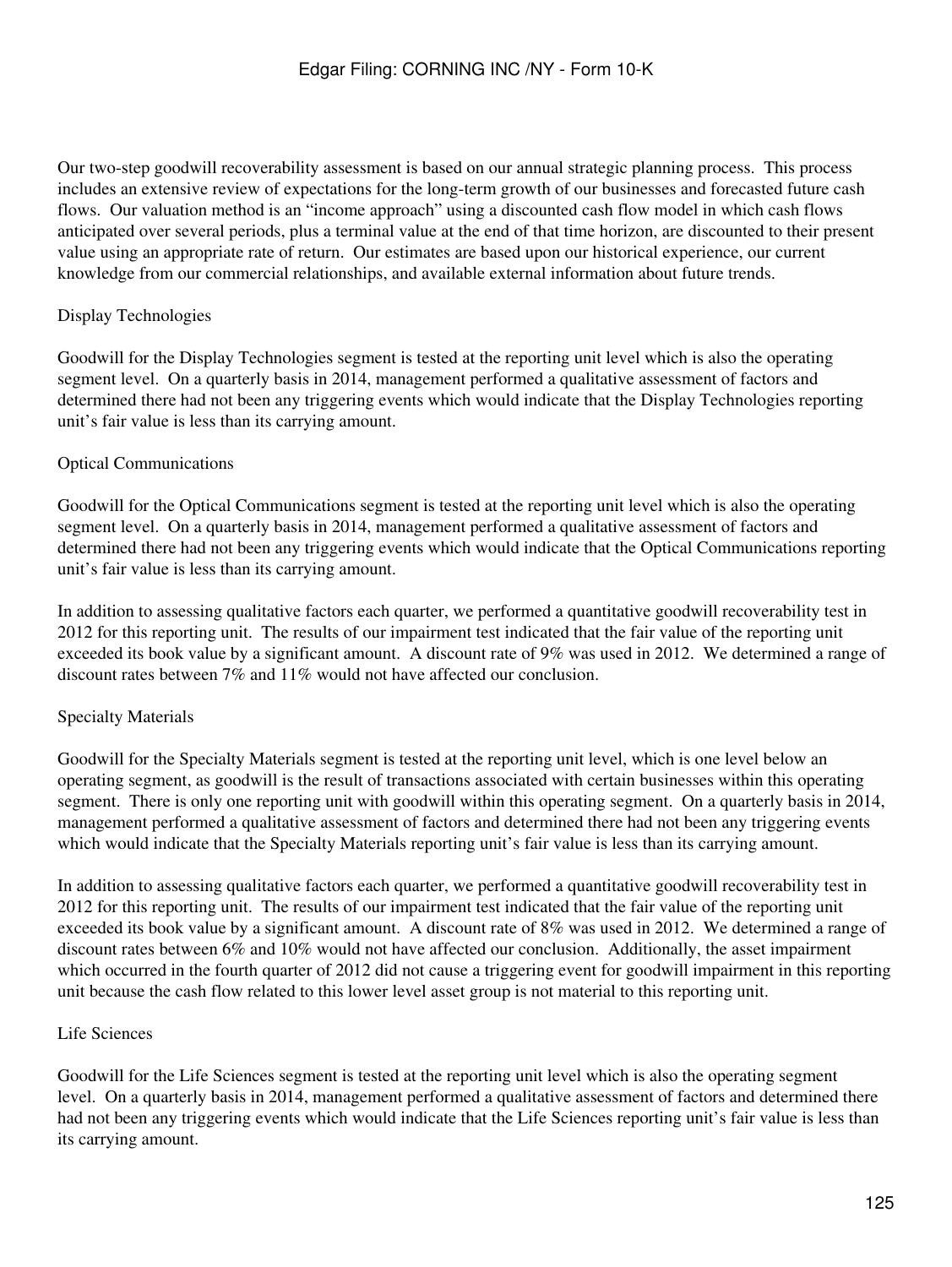Our two-step goodwill recoverability assessment is based on our annual strategic planning process. This process includes an extensive review of expectations for the long-term growth of our businesses and forecasted future cash flows. Our valuation method is an "income approach" using a discounted cash flow model in which cash flows anticipated over several periods, plus a terminal value at the end of that time horizon, are discounted to their present value using an appropriate rate of return. Our estimates are based upon our historical experience, our current knowledge from our commercial relationships, and available external information about future trends.

Display Technologies

Goodwill for the Display Technologies segment is tested at the reporting unit level which is also the operating segment level. On a quarterly basis in 2014, management performed a qualitative assessment of factors and determined there had not been any triggering events which would indicate that the Display Technologies reporting unit's fair value is less than its carrying amount.

Optical Communications

Goodwill for the Optical Communications segment is tested at the reporting unit level which is also the operating segment level. On a quarterly basis in 2014, management performed a qualitative assessment of factors and determined there had not been any triggering events which would indicate that the Optical Communications reporting unit's fair value is less than its carrying amount.

In addition to assessing qualitative factors each quarter, we performed a quantitative goodwill recoverability test in 2012 for this reporting unit. The results of our impairment test indicated that the fair value of the reporting unit exceeded its book value by a significant amount. A discount rate of 9% was used in 2012. We determined a range of discount rates between 7% and 11% would not have affected our conclusion.

Specialty Materials

Goodwill for the Specialty Materials segment is tested at the reporting unit level, which is one level below an operating segment, as goodwill is the result of transactions associated with certain businesses within this operating segment. There is only one reporting unit with goodwill within this operating segment. On a quarterly basis in 2014, management performed a qualitative assessment of factors and determined there had not been any triggering events which would indicate that the Specialty Materials reporting unit's fair value is less than its carrying amount.

In addition to assessing qualitative factors each quarter, we performed a quantitative goodwill recoverability test in 2012 for this reporting unit. The results of our impairment test indicated that the fair value of the reporting unit exceeded its book value by a significant amount. A discount rate of 8% was used in 2012. We determined a range of discount rates between 6% and 10% would not have affected our conclusion. Additionally, the asset impairment which occurred in the fourth quarter of 2012 did not cause a triggering event for goodwill impairment in this reporting unit because the cash flow related to this lower level asset group is not material to this reporting unit.

Life Sciences

Goodwill for the Life Sciences segment is tested at the reporting unit level which is also the operating segment level. On a quarterly basis in 2014, management performed a qualitative assessment of factors and determined there had not been any triggering events which would indicate that the Life Sciences reporting unit's fair value is less than its carrying amount.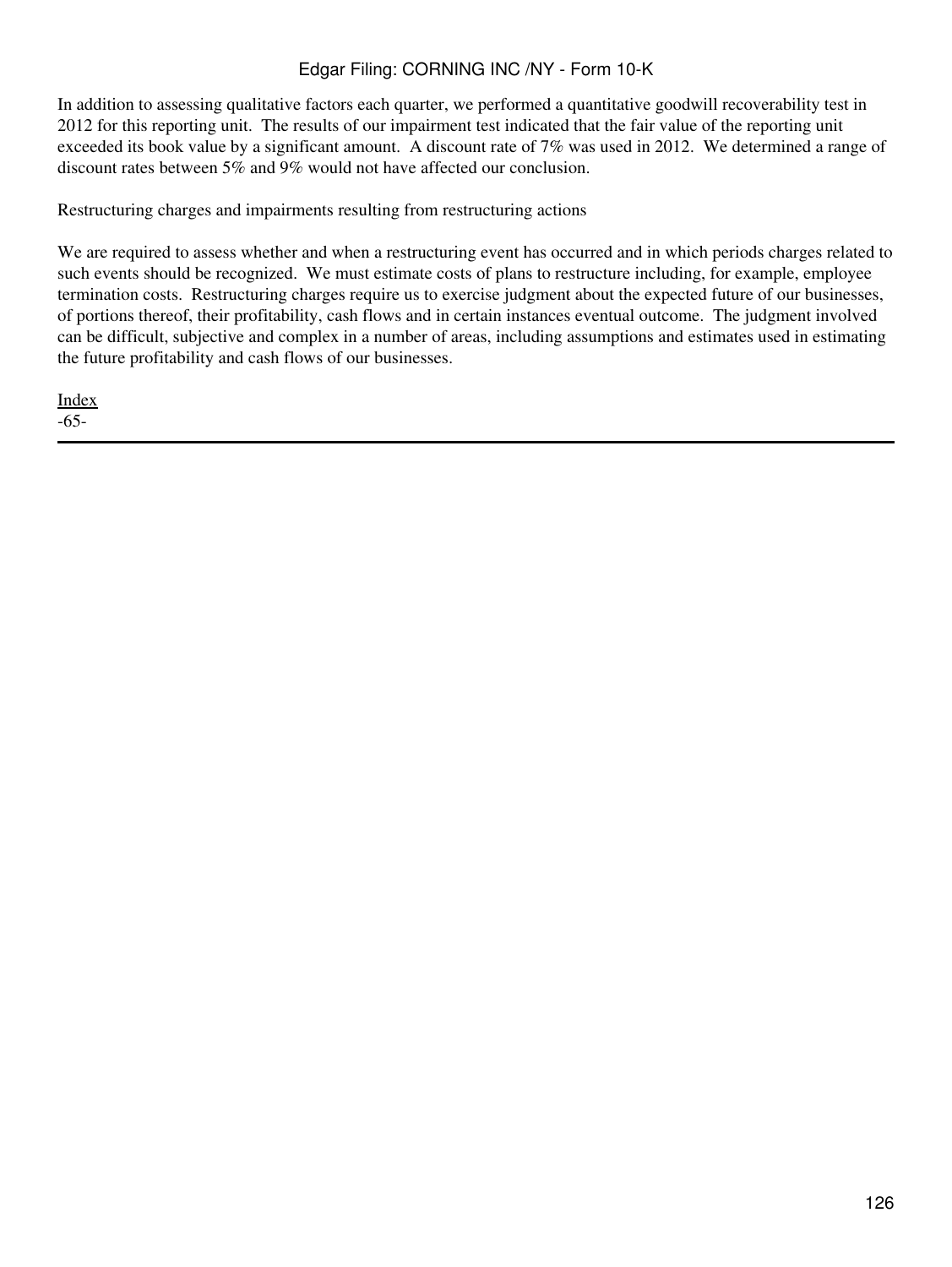In addition to assessing qualitative factors each quarter, we performed a quantitative goodwill recoverability test in 2012 for this reporting unit. The results of our impairment test indicated that the fair value of the reporting unit exceeded its book value by a significant amount. A discount rate of 7% was used in 2012. We determined a range of discount rates between 5% and 9% would not have affected our conclusion.

Restructuring charges and impairments resulting from restructuring actions

We are required to assess whether and when a restructuring event has occurred and in which periods charges related to such events should be recognized. We must estimate costs of plans to restructure including, for example, employee termination costs. Restructuring charges require us to exercise judgment about the expected future of our businesses, of portions thereof, their profitability, cash flows and in certain instances eventual outcome. The judgment involved can be difficult, subjective and complex in a number of areas, including assumptions and estimates used in estimating the future profitability and cash flows of our businesses.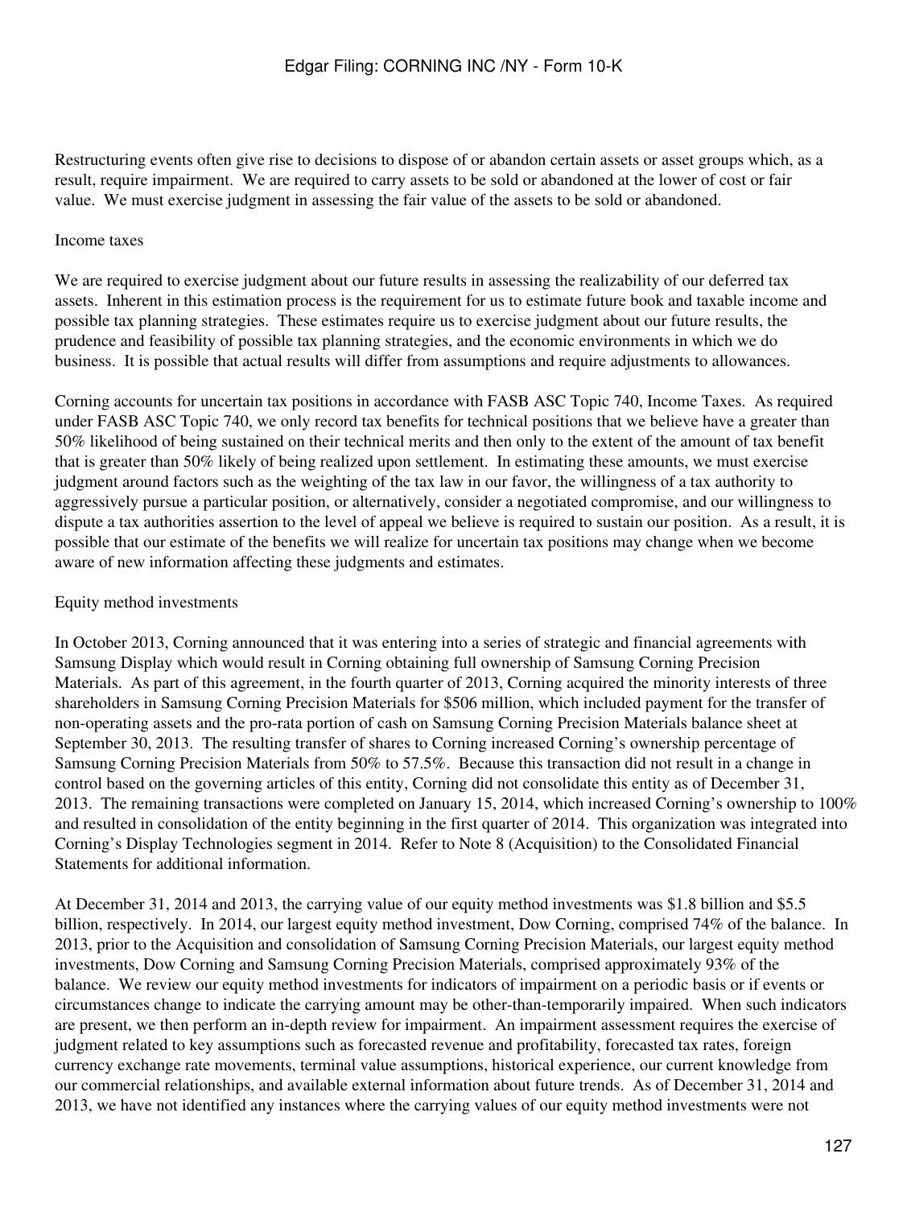Restructuring events often give rise to decisions to dispose of or abandon certain assets or asset groups which, as a result, require impairment. We are required to carry assets to be sold or abandoned at the lower of cost or fair value. We must exercise judgment in assessing the fair value of the assets to be sold or abandoned.

Income taxes

We are required to exercise judgment about our future results in assessing the realizability of our deferred tax assets. Inherent in this estimation process is the requirement for us to estimate future book and taxable income and possible tax planning strategies. These estimates require us to exercise judgment about our future results, the prudence and feasibility of possible tax planning strategies, and the economic environments in which we do business. It is possible that actual results will differ from assumptions and require adjustments to allowances.

Corning accounts for uncertain tax positions in accordance with FASB ASC Topic 740, Income Taxes. As required under FASB ASC Topic 740, we only record tax benefits for technical positions that we believe have a greater than 50% likelihood of being sustained on their technical merits and then only to the extent of the amount of tax benefit that is greater than 50% likely of being realized upon settlement. In estimating these amounts, we must exercise judgment around factors such as the weighting of the tax law in our favor, the willingness of a tax authority to aggressively pursue a particular position, or alternatively, consider a negotiated compromise, and our willingness to dispute a tax authorities assertion to the level of appeal we believe is required to sustain our position. As a result, it is possible that our estimate of the benefits we will realize for uncertain tax positions may change when we become aware of new information affecting these judgments and estimates.

Equity method investments

In October 2013, Corning announced that it was entering into a series of strategic and financial agreements with Samsung Display which would result in Corning obtaining full ownership of Samsung Corning Precision Materials. As part of this agreement, in the fourth quarter of 2013, Corning acquired the minority interests of three shareholders in Samsung Corning Precision Materials for $506 million, which included payment for the transfer of non-operating assets and the pro-rata portion of cash on Samsung Corning Precision Materials balance sheet at September 30, 2013. The resulting transfer of shares to Corning increased Corning's ownership percentage of Samsung Corning Precision Materials from 50% to 57.5%. Because this transaction did not result in a change in control based on the governing articles of this entity, Corning did not consolidate this entity as of December 31, 2013. The remaining transactions were completed on January 15, 2014, which increased Corning's ownership to 100% and resulted in consolidation of the entity beginning in the first quarter of 2014. This organization was integrated into Corning's Display Technologies segment in 2014. Refer to Note 8 (Acquisition) to the Consolidated Financial Statements for additional information.

At December 31, 2014 and 2013, the carrying value of our equity method investments was $1.8 billion and $5.5 billion, respectively. In 2014, our largest equity method investment, Dow Corning, comprised 74% of the balance. In 2013, prior to the Acquisition and consolidation of Samsung Corning Precision Materials, our largest equity method investments, Dow Corning and Samsung Corning Precision Materials, comprised approximately 93% of the balance. We review our equity method investments for indicators of impairment on a periodic basis or if events or circumstances change to indicate the carrying amount may be other-than-temporarily impaired. When such indicators are present, we then perform an in-depth review for impairment. An impairment assessment requires the exercise of judgment related to key assumptions such as forecasted revenue and profitability, forecasted tax rates, foreign currency exchange rate movements, terminal value assumptions, historical experience, our current knowledge from our commercial relationships, and available external information about future trends. As of December 31, 2014 and 2013, we have not identified any instances where the carrying values of our equity method investments were not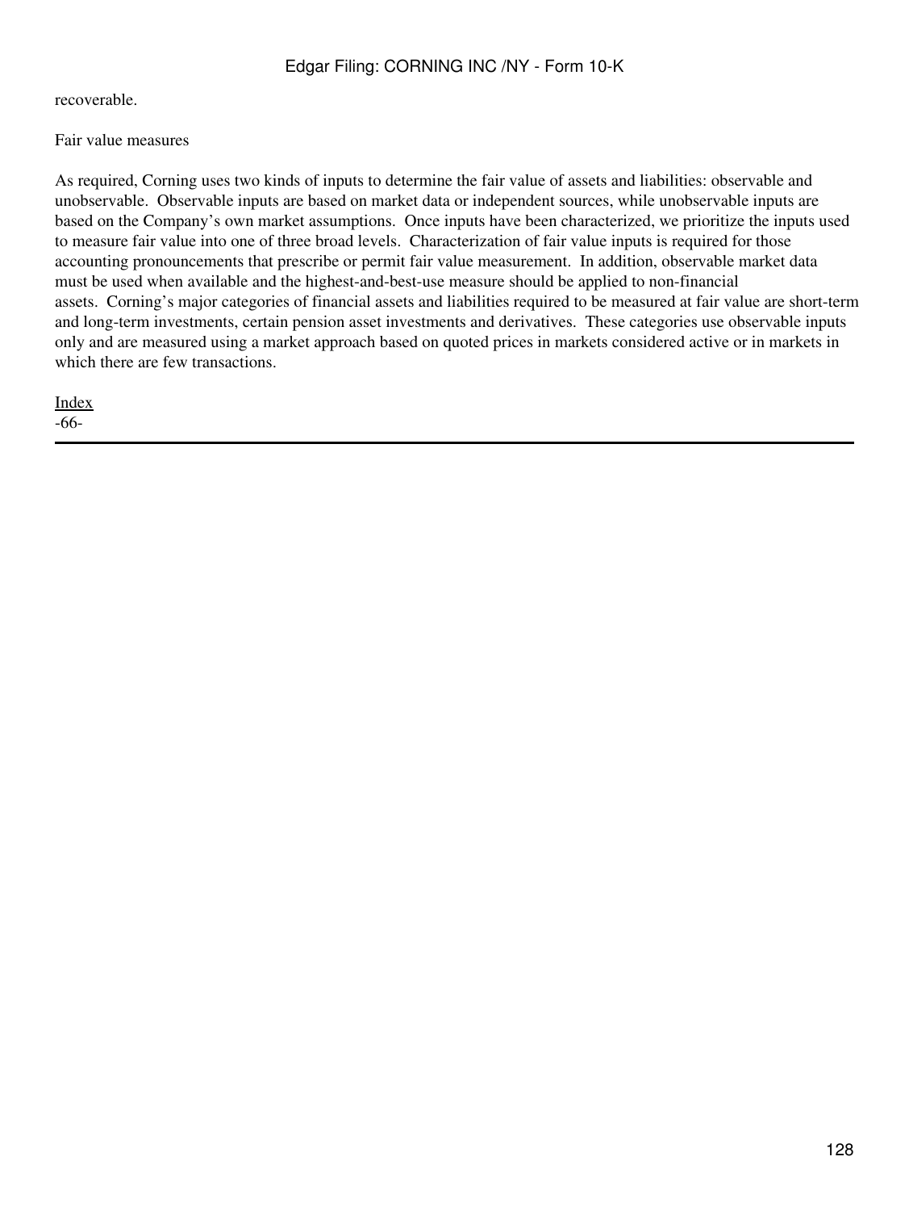recoverable.

Fair value measures

As required, Corning uses two kinds of inputs to determine the fair value of assets and liabilities: observable and unobservable. Observable inputs are based on market data or independent sources, while unobservable inputs are based on the Company's own market assumptions. Once inputs have been characterized, we prioritize the inputs used to measure fair value into one of three broad levels. Characterization of fair value inputs is required for those accounting pronouncements that prescribe or permit fair value measurement. In addition, observable market data must be used when available and the highest-and-best-use measure should be applied to non-financial assets. Corning's major categories of financial assets and liabilities required to be measured at fair value are short-term and long-term investments, certain pension asset investments and derivatives. These categories use observable inputs only and are measured using a market approach based on quoted prices in markets considered active or in markets in which there are few transactions.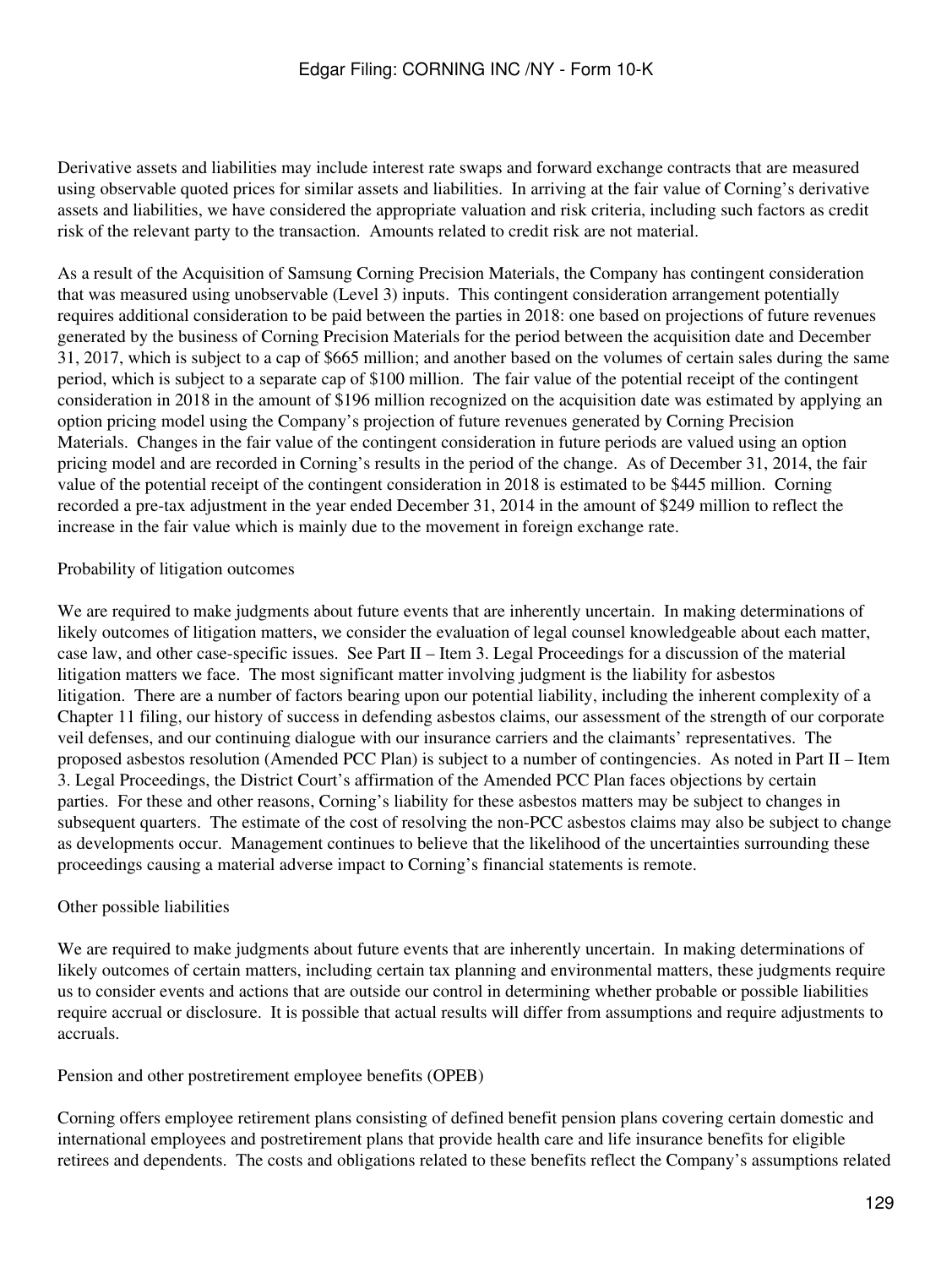Derivative assets and liabilities may include interest rate swaps and forward exchange contracts that are measured using observable quoted prices for similar assets and liabilities. In arriving at the fair value of Corning's derivative assets and liabilities, we have considered the appropriate valuation and risk criteria, including such factors as credit risk of the relevant party to the transaction. Amounts related to credit risk are not material.

As a result of the Acquisition of Samsung Corning Precision Materials, the Company has contingent consideration that was measured using unobservable (Level 3) inputs. This contingent consideration arrangement potentially requires additional consideration to be paid between the parties in 2018: one based on projections of future revenues generated by the business of Corning Precision Materials for the period between the acquisition date and December 31, 2017, which is subject to a cap of $665 million; and another based on the volumes of certain sales during the same period, which is subject to a separate cap of $100 million. The fair value of the potential receipt of the contingent consideration in 2018 in the amount of $196 million recognized on the acquisition date was estimated by applying an option pricing model using the Company's projection of future revenues generated by Corning Precision Materials. Changes in the fair value of the contingent consideration in future periods are valued using an option pricing model and are recorded in Corning's results in the period of the change. As of December 31, 2014, the fair value of the potential receipt of the contingent consideration in 2018 is estimated to be $445 million. Corning recorded a pre-tax adjustment in the year ended December 31, 2014 in the amount of $249 million to reflect the increase in the fair value which is mainly due to the movement in foreign exchange rate.

Probability of litigation outcomes

We are required to make judgments about future events that are inherently uncertain. In making determinations of likely outcomes of litigation matters, we consider the evaluation of legal counsel knowledgeable about each matter, case law, and other case-specific issues. See Part II – Item 3. Legal Proceedings for a discussion of the material litigation matters we face. The most significant matter involving judgment is the liability for asbestos litigation. There are a number of factors bearing upon our potential liability, including the inherent complexity of a Chapter 11 filing, our history of success in defending asbestos claims, our assessment of the strength of our corporate veil defenses, and our continuing dialogue with our insurance carriers and the claimants' representatives. The proposed asbestos resolution (Amended PCC Plan) is subject to a number of contingencies. As noted in Part II – Item 3. Legal Proceedings, the District Court's affirmation of the Amended PCC Plan faces objections by certain parties. For these and other reasons, Corning's liability for these asbestos matters may be subject to changes in subsequent quarters. The estimate of the cost of resolving the non-PCC asbestos claims may also be subject to change as developments occur. Management continues to believe that the likelihood of the uncertainties surrounding these proceedings causing a material adverse impact to Corning's financial statements is remote.

Other possible liabilities

We are required to make judgments about future events that are inherently uncertain. In making determinations of likely outcomes of certain matters, including certain tax planning and environmental matters, these judgments require us to consider events and actions that are outside our control in determining whether probable or possible liabilities require accrual or disclosure. It is possible that actual results will differ from assumptions and require adjustments to accruals.

Pension and other postretirement employee benefits (OPEB)

Corning offers employee retirement plans consisting of defined benefit pension plans covering certain domestic and international employees and postretirement plans that provide health care and life insurance benefits for eligible retirees and dependents. The costs and obligations related to these benefits reflect the Company's assumptions related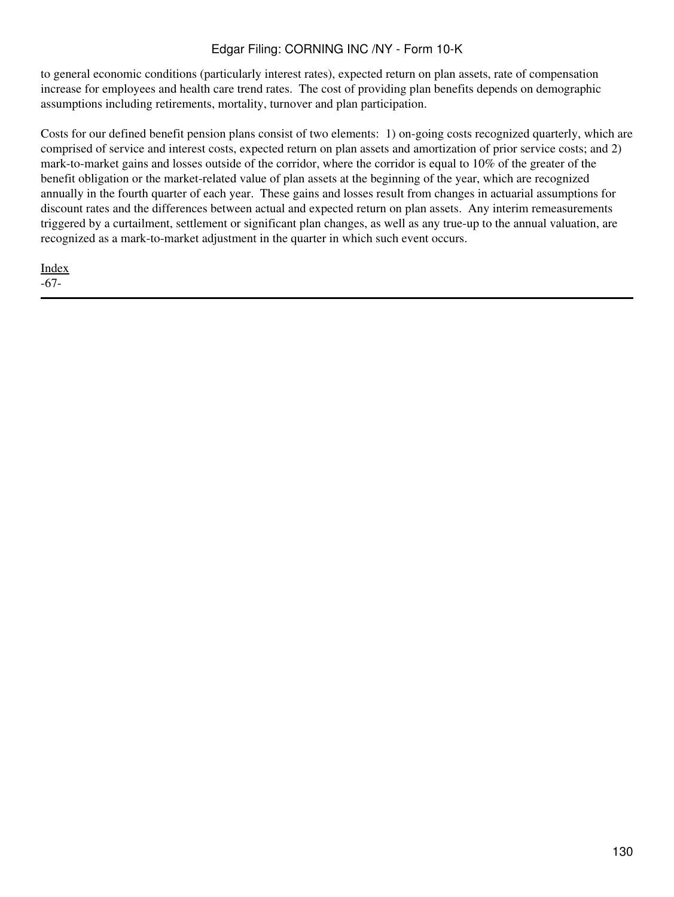to general economic conditions (particularly interest rates), expected return on plan assets, rate of compensation increase for employees and health care trend rates.  The cost of providing plan benefits depends on demographic assumptions including retirements, mortality, turnover and plan participation.

Costs for our defined benefit pension plans consist of two elements:  1) on-going costs recognized quarterly, which are comprised of service and interest costs, expected return on plan assets and amortization of prior service costs; and 2) mark-to-market gains and losses outside of the corridor, where the corridor is equal to 10% of the greater of the benefit obligation or the market-related value of plan assets at the beginning of the year, which are recognized annually in the fourth quarter of each year.  These gains and losses result from changes in actuarial assumptions for discount rates and the differences between actual and expected return on plan assets.  Any interim remeasurements triggered by a curtailment, settlement or significant plan changes, as well as any true-up to the annual valuation, are recognized as a mark-to-market adjustment in the quarter in which such event occurs.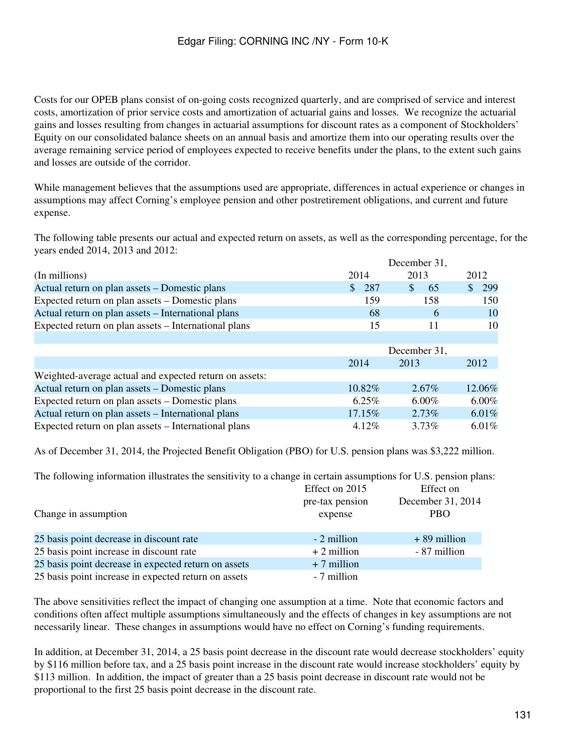Costs for our OPEB plans consist of on-going costs recognized quarterly, and are comprised of service and interest costs, amortization of prior service costs and amortization of actuarial gains and losses. We recognize the actuarial gains and losses resulting from changes in actuarial assumptions for discount rates as a component of Stockholders' Equity on our consolidated balance sheets on an annual basis and amortize them into our operating results over the average remaining service period of employees expected to receive benefits under the plans, to the extent such gains and losses are outside of the corridor.

While management believes that the assumptions used are appropriate, differences in actual experience or changes in assumptions may affect Corning's employee pension and other postretirement obligations, and current and future expense.

The following table presents our actual and expected return on assets, as well as the corresponding percentage, for the years ended 2014, 2013 and 2012:

| | December 31, | | |
|---|---|---|---|
| (In millions) | 2014 | 2013 | 2012 |
| Actual return on plan assets – Domestic plans | $ 287 | $ 65 | $ 299 |
| Expected return on plan assets – Domestic plans | 159 | 158 | 150 |
| Actual return on plan assets – International plans | 68 | 6 | 10 |
| Expected return on plan assets – International plans | 15 | 11 | 10 |

| | December 31, | | |
|---|---|---|---|
| | 2014 | 2013 | 2012 |
| Weighted-average actual and expected return on assets: | | | |
| Actual return on plan assets – Domestic plans | 10.82% | 2.67% | 12.06% |
| Expected return on plan assets – Domestic plans | 6.25% | 6.00% | 6.00% |
| Actual return on plan assets – International plans | 17.15% | 2.73% | 6.01% |
| Expected return on plan assets – International plans | 4.12% | 3.73% | 6.01% |

As of December 31, 2014, the Projected Benefit Obligation (PBO) for U.S. pension plans was $3,222 million.

The following information illustrates the sensitivity to a change in certain assumptions for U.S. pension plans:

| Change in assumption | Effect on 2015 pre-tax pension expense | Effect on December 31, 2014 PBO |
|---|---|---|
| 25 basis point decrease in discount rate | - 2 million | + 89 million |
| 25 basis point increase in discount rate | + 2 million | - 87 million |
| 25 basis point decrease in expected return on assets | + 7 million | |
| 25 basis point increase in expected return on assets | - 7 million | |

The above sensitivities reflect the impact of changing one assumption at a time. Note that economic factors and conditions often affect multiple assumptions simultaneously and the effects of changes in key assumptions are not necessarily linear. These changes in assumptions would have no effect on Corning's funding requirements.

In addition, at December 31, 2014, a 25 basis point decrease in the discount rate would decrease stockholders' equity by $116 million before tax, and a 25 basis point increase in the discount rate would increase stockholders' equity by $113 million. In addition, the impact of greater than a 25 basis point decrease in discount rate would not be proportional to the first 25 basis point decrease in the discount rate.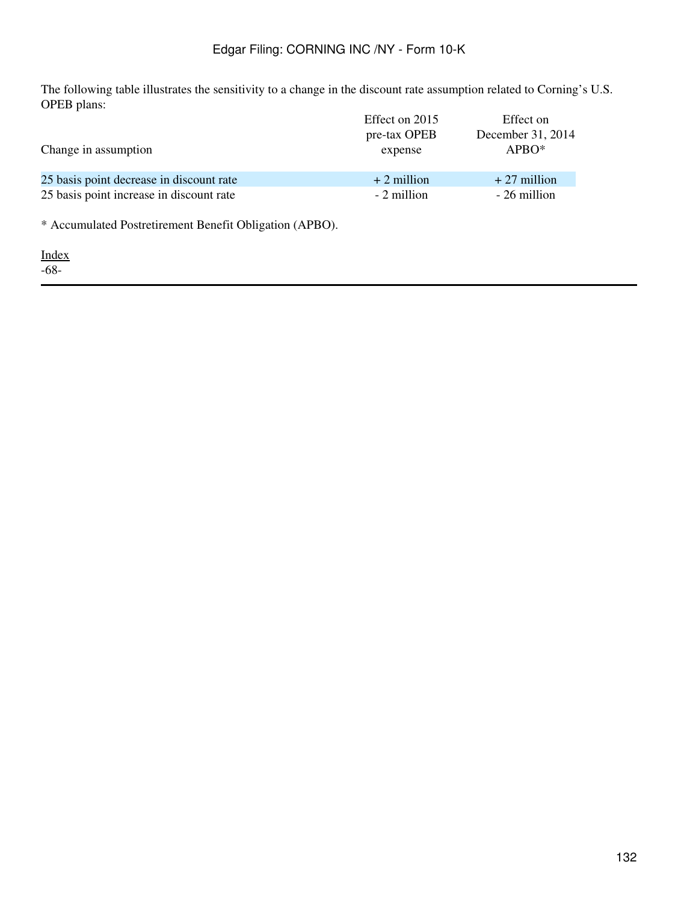The following table illustrates the sensitivity to a change in the discount rate assumption related to Corning's U.S. OPEB plans:

| Change in assumption | Effect on 2015 pre-tax OPEB expense | Effect on December 31, 2014 APBO* |
|---|---|---|
| 25 basis point decrease in discount rate | + 2 million | + 27 million |
| 25 basis point increase in discount rate | - 2 million | - 26 million |

* Accumulated Postretirement Benefit Obligation (APBO).

Index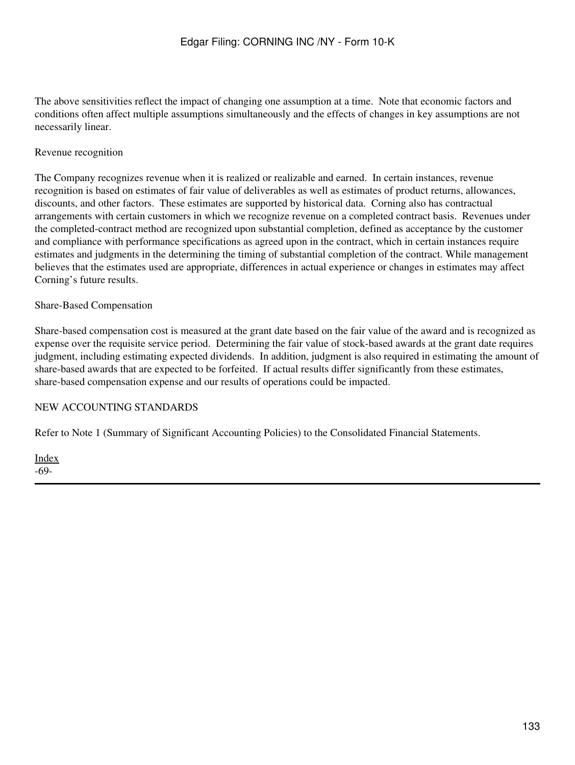The above sensitivities reflect the impact of changing one assumption at a time. Note that economic factors and conditions often affect multiple assumptions simultaneously and the effects of changes in key assumptions are not necessarily linear.

Revenue recognition

The Company recognizes revenue when it is realized or realizable and earned. In certain instances, revenue recognition is based on estimates of fair value of deliverables as well as estimates of product returns, allowances, discounts, and other factors. These estimates are supported by historical data. Corning also has contractual arrangements with certain customers in which we recognize revenue on a completed contract basis. Revenues under the completed-contract method are recognized upon substantial completion, defined as acceptance by the customer and compliance with performance specifications as agreed upon in the contract, which in certain instances require estimates and judgments in the determining the timing of substantial completion of the contract. While management believes that the estimates used are appropriate, differences in actual experience or changes in estimates may affect Corning's future results.

Share-Based Compensation

Share-based compensation cost is measured at the grant date based on the fair value of the award and is recognized as expense over the requisite service period. Determining the fair value of stock-based awards at the grant date requires judgment, including estimating expected dividends. In addition, judgment is also required in estimating the amount of share-based awards that are expected to be forfeited. If actual results differ significantly from these estimates, share-based compensation expense and our results of operations could be impacted.

NEW ACCOUNTING STANDARDS

Refer to Note 1 (Summary of Significant Accounting Policies) to the Consolidated Financial Statements.

Index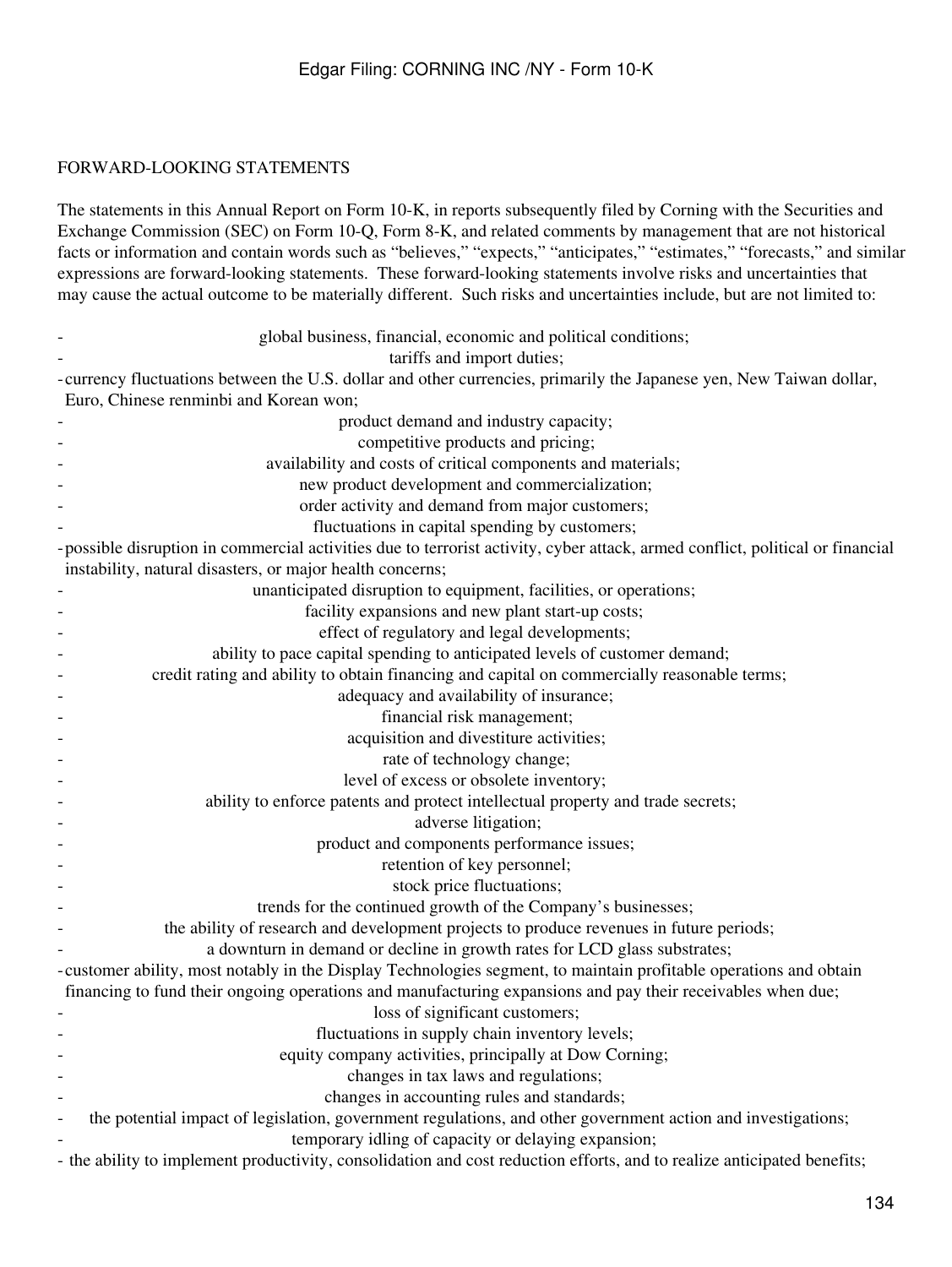## FORWARD-LOOKING STATEMENTS

The statements in this Annual Report on Form 10-K, in reports subsequently filed by Corning with the Securities and Exchange Commission (SEC) on Form 10-Q, Form 8-K, and related comments by management that are not historical facts or information and contain words such as "believes," "expects," "anticipates," "estimates," "forecasts," and similar expressions are forward-looking statements. These forward-looking statements involve risks and uncertainties that may cause the actual outcome to be materially different. Such risks and uncertainties include, but are not limited to:

- global business, financial, economic and political conditions;
- tariffs and import duties;
- currency fluctuations between the U.S. dollar and other currencies, primarily the Japanese yen, New Taiwan dollar, Euro, Chinese renminbi and Korean won;
- product demand and industry capacity;
- competitive products and pricing;
- availability and costs of critical components and materials;
- new product development and commercialization;
- order activity and demand from major customers;
- fluctuations in capital spending by customers;
- possible disruption in commercial activities due to terrorist activity, cyber attack, armed conflict, political or financial instability, natural disasters, or major health concerns;
- unanticipated disruption to equipment, facilities, or operations;
- facility expansions and new plant start-up costs;
- effect of regulatory and legal developments;
- ability to pace capital spending to anticipated levels of customer demand;
- credit rating and ability to obtain financing and capital on commercially reasonable terms;
- adequacy and availability of insurance;
- financial risk management;
- acquisition and divestiture activities;
- rate of technology change;
- level of excess or obsolete inventory;
- ability to enforce patents and protect intellectual property and trade secrets;
- adverse litigation;
- product and components performance issues;
- retention of key personnel;
- stock price fluctuations;
- trends for the continued growth of the Company's businesses;
- the ability of research and development projects to produce revenues in future periods;
- a downturn in demand or decline in growth rates for LCD glass substrates;
- customer ability, most notably in the Display Technologies segment, to maintain profitable operations and obtain financing to fund their ongoing operations and manufacturing expansions and pay their receivables when due;
- loss of significant customers;
- fluctuations in supply chain inventory levels;
- equity company activities, principally at Dow Corning;
- changes in tax laws and regulations;
- changes in accounting rules and standards;
- the potential impact of legislation, government regulations, and other government action and investigations;
- temporary idling of capacity or delaying expansion;
- the ability to implement productivity, consolidation and cost reduction efforts, and to realize anticipated benefits;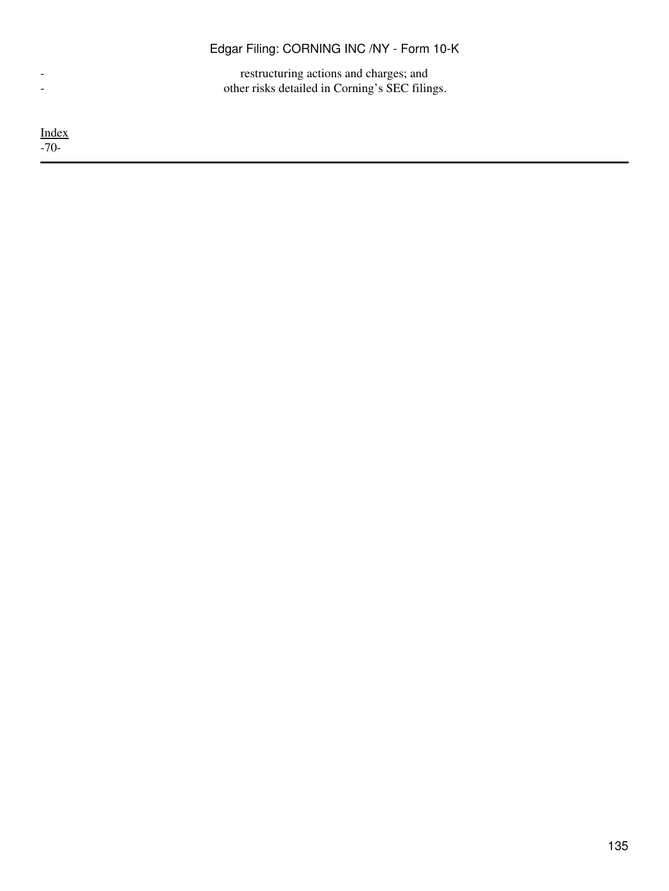- restructuring actions and charges; and
- other risks detailed in Corning’s SEC filings.

Index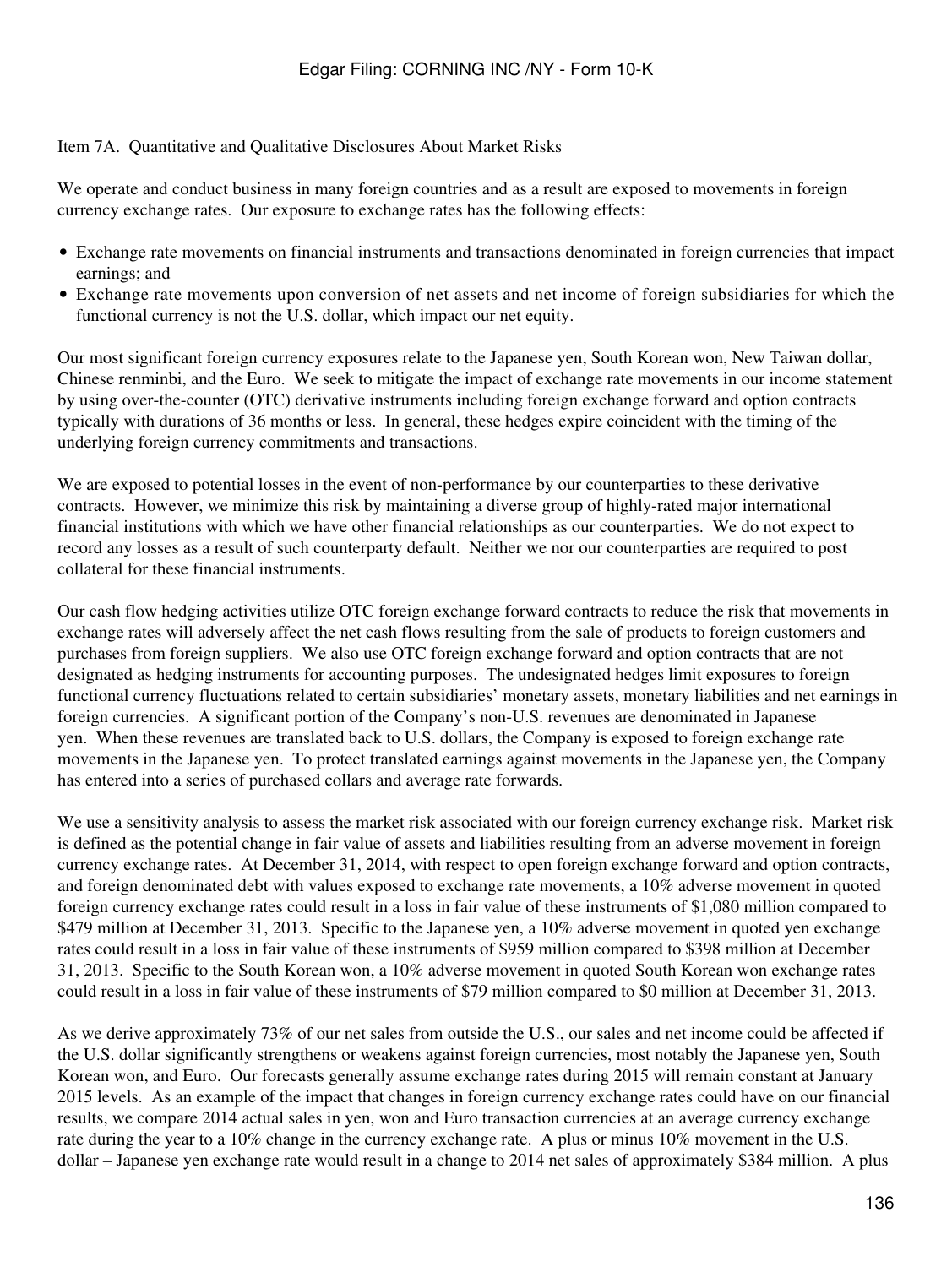Item 7A. Quantitative and Qualitative Disclosures About Market Risks

We operate and conduct business in many foreign countries and as a result are exposed to movements in foreign currency exchange rates. Our exposure to exchange rates has the following effects:

- Exchange rate movements on financial instruments and transactions denominated in foreign currencies that impact earnings; and
- Exchange rate movements upon conversion of net assets and net income of foreign subsidiaries for which the functional currency is not the U.S. dollar, which impact our net equity.

Our most significant foreign currency exposures relate to the Japanese yen, South Korean won, New Taiwan dollar, Chinese renminbi, and the Euro. We seek to mitigate the impact of exchange rate movements in our income statement by using over-the-counter (OTC) derivative instruments including foreign exchange forward and option contracts typically with durations of 36 months or less. In general, these hedges expire coincident with the timing of the underlying foreign currency commitments and transactions.

We are exposed to potential losses in the event of non-performance by our counterparties to these derivative contracts. However, we minimize this risk by maintaining a diverse group of highly-rated major international financial institutions with which we have other financial relationships as our counterparties. We do not expect to record any losses as a result of such counterparty default. Neither we nor our counterparties are required to post collateral for these financial instruments.

Our cash flow hedging activities utilize OTC foreign exchange forward contracts to reduce the risk that movements in exchange rates will adversely affect the net cash flows resulting from the sale of products to foreign customers and purchases from foreign suppliers. We also use OTC foreign exchange forward and option contracts that are not designated as hedging instruments for accounting purposes. The undesignated hedges limit exposures to foreign functional currency fluctuations related to certain subsidiaries' monetary assets, monetary liabilities and net earnings in foreign currencies. A significant portion of the Company's non-U.S. revenues are denominated in Japanese yen. When these revenues are translated back to U.S. dollars, the Company is exposed to foreign exchange rate movements in the Japanese yen. To protect translated earnings against movements in the Japanese yen, the Company has entered into a series of purchased collars and average rate forwards.

We use a sensitivity analysis to assess the market risk associated with our foreign currency exchange risk. Market risk is defined as the potential change in fair value of assets and liabilities resulting from an adverse movement in foreign currency exchange rates. At December 31, 2014, with respect to open foreign exchange forward and option contracts, and foreign denominated debt with values exposed to exchange rate movements, a 10% adverse movement in quoted foreign currency exchange rates could result in a loss in fair value of these instruments of $1,080 million compared to $479 million at December 31, 2013. Specific to the Japanese yen, a 10% adverse movement in quoted yen exchange rates could result in a loss in fair value of these instruments of $959 million compared to $398 million at December 31, 2013. Specific to the South Korean won, a 10% adverse movement in quoted South Korean won exchange rates could result in a loss in fair value of these instruments of $79 million compared to $0 million at December 31, 2013.

As we derive approximately 73% of our net sales from outside the U.S., our sales and net income could be affected if the U.S. dollar significantly strengthens or weakens against foreign currencies, most notably the Japanese yen, South Korean won, and Euro. Our forecasts generally assume exchange rates during 2015 will remain constant at January 2015 levels. As an example of the impact that changes in foreign currency exchange rates could have on our financial results, we compare 2014 actual sales in yen, won and Euro transaction currencies at an average currency exchange rate during the year to a 10% change in the currency exchange rate. A plus or minus 10% movement in the U.S. dollar – Japanese yen exchange rate would result in a change to 2014 net sales of approximately $384 million. A plus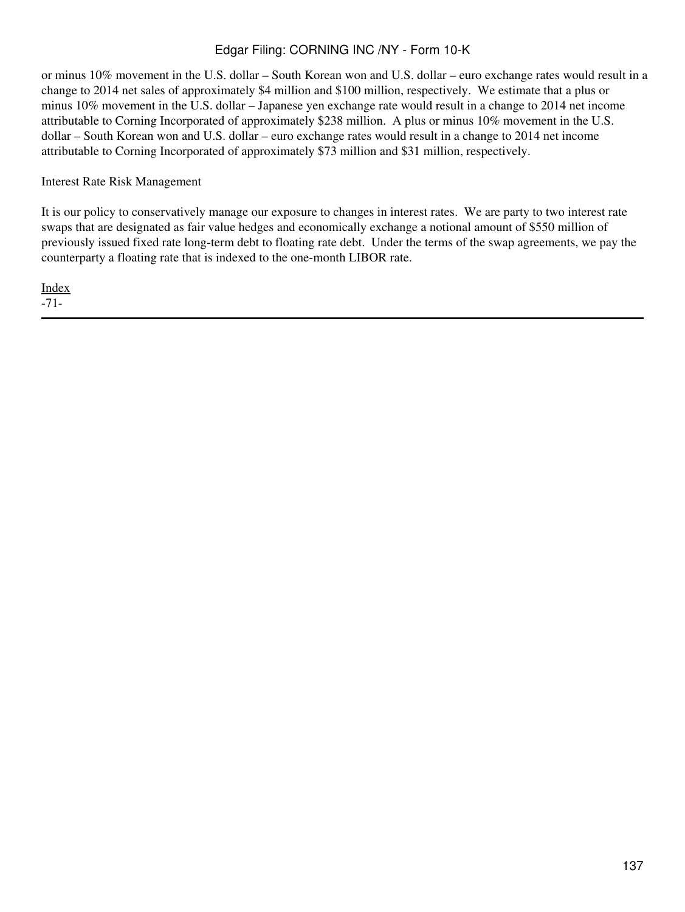or minus 10% movement in the U.S. dollar – South Korean won and U.S. dollar – euro exchange rates would result in a change to 2014 net sales of approximately $4 million and $100 million, respectively. We estimate that a plus or minus 10% movement in the U.S. dollar – Japanese yen exchange rate would result in a change to 2014 net income attributable to Corning Incorporated of approximately $238 million. A plus or minus 10% movement in the U.S. dollar – South Korean won and U.S. dollar – euro exchange rates would result in a change to 2014 net income attributable to Corning Incorporated of approximately $73 million and $31 million, respectively.

Interest Rate Risk Management

It is our policy to conservatively manage our exposure to changes in interest rates. We are party to two interest rate swaps that are designated as fair value hedges and economically exchange a notional amount of $550 million of previously issued fixed rate long-term debt to floating rate debt. Under the terms of the swap agreements, we pay the counterparty a floating rate that is indexed to the one-month LIBOR rate.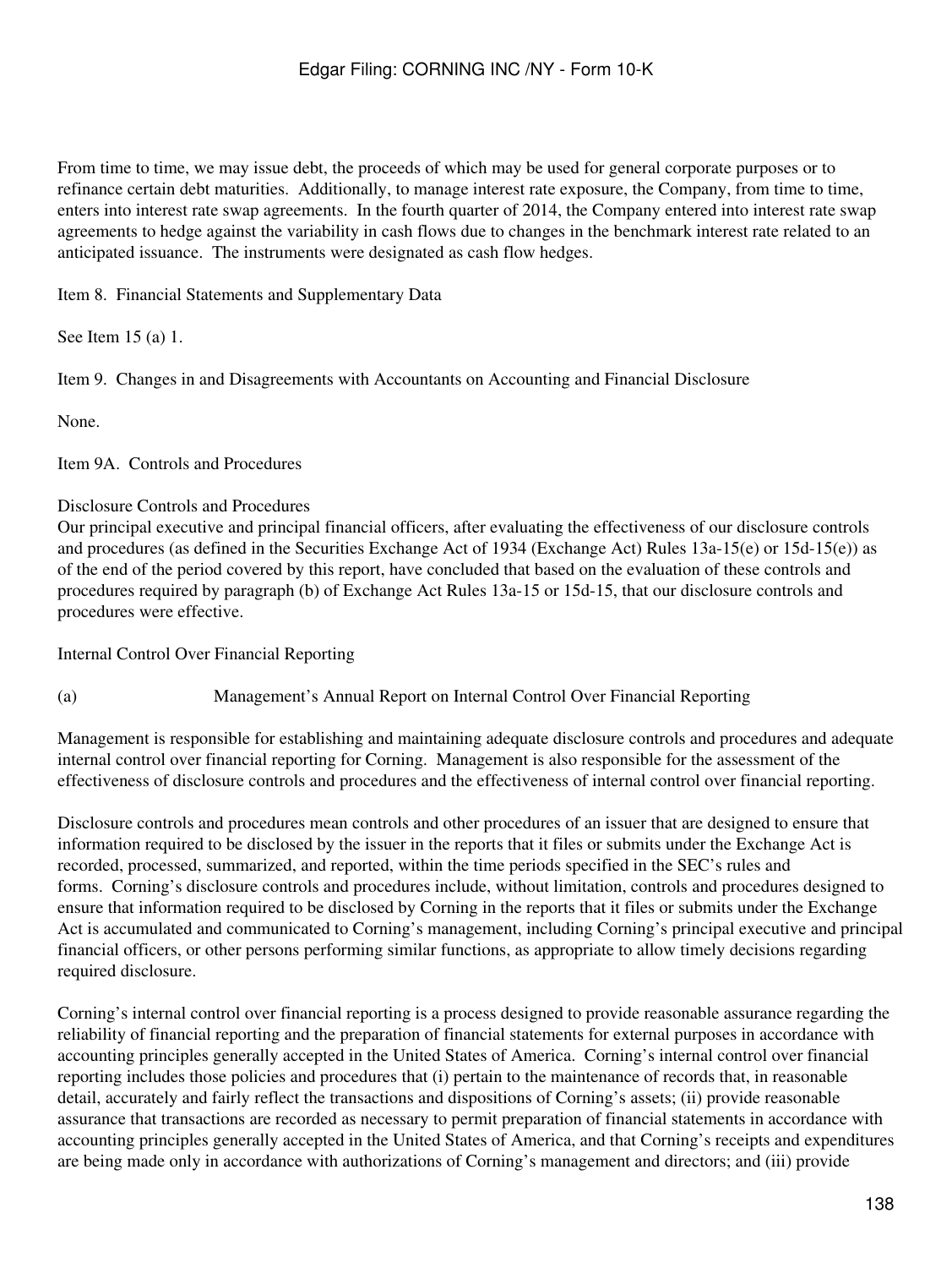From time to time, we may issue debt, the proceeds of which may be used for general corporate purposes or to refinance certain debt maturities. Additionally, to manage interest rate exposure, the Company, from time to time, enters into interest rate swap agreements. In the fourth quarter of 2014, the Company entered into interest rate swap agreements to hedge against the variability in cash flows due to changes in the benchmark interest rate related to an anticipated issuance. The instruments were designated as cash flow hedges.

## Item 8. Financial Statements and Supplementary Data

See Item 15 (a) 1.

## Item 9. Changes in and Disagreements with Accountants on Accounting and Financial Disclosure

None.

## Item 9A. Controls and Procedures

### Disclosure Controls and Procedures

Our principal executive and principal financial officers, after evaluating the effectiveness of our disclosure controls and procedures (as defined in the Securities Exchange Act of 1934 (Exchange Act) Rules 13a-15(e) or 15d-15(e)) as of the end of the period covered by this report, have concluded that based on the evaluation of these controls and procedures required by paragraph (b) of Exchange Act Rules 13a-15 or 15d-15, that our disclosure controls and procedures were effective.

### Internal Control Over Financial Reporting

(a) Management's Annual Report on Internal Control Over Financial Reporting

Management is responsible for establishing and maintaining adequate disclosure controls and procedures and adequate internal control over financial reporting for Corning. Management is also responsible for the assessment of the effectiveness of disclosure controls and procedures and the effectiveness of internal control over financial reporting.

Disclosure controls and procedures mean controls and other procedures of an issuer that are designed to ensure that information required to be disclosed by the issuer in the reports that it files or submits under the Exchange Act is recorded, processed, summarized, and reported, within the time periods specified in the SEC's rules and forms. Corning's disclosure controls and procedures include, without limitation, controls and procedures designed to ensure that information required to be disclosed by Corning in the reports that it files or submits under the Exchange Act is accumulated and communicated to Corning's management, including Corning's principal executive and principal financial officers, or other persons performing similar functions, as appropriate to allow timely decisions regarding required disclosure.

Corning's internal control over financial reporting is a process designed to provide reasonable assurance regarding the reliability of financial reporting and the preparation of financial statements for external purposes in accordance with accounting principles generally accepted in the United States of America. Corning's internal control over financial reporting includes those policies and procedures that (i) pertain to the maintenance of records that, in reasonable detail, accurately and fairly reflect the transactions and dispositions of Corning's assets; (ii) provide reasonable assurance that transactions are recorded as necessary to permit preparation of financial statements in accordance with accounting principles generally accepted in the United States of America, and that Corning's receipts and expenditures are being made only in accordance with authorizations of Corning's management and directors; and (iii) provide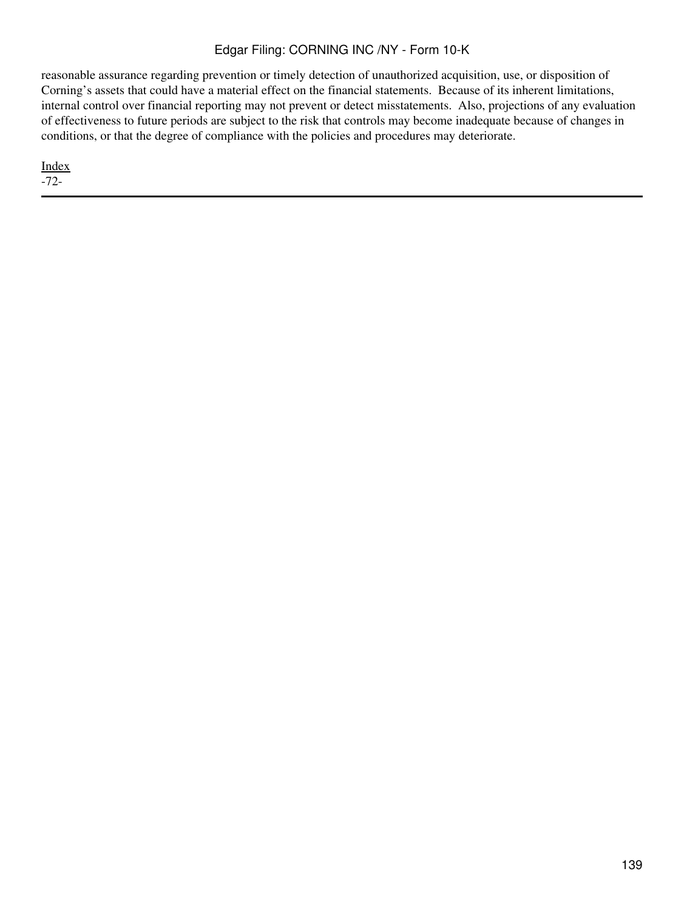reasonable assurance regarding prevention or timely detection of unauthorized acquisition, use, or disposition of Corning's assets that could have a material effect on the financial statements.  Because of its inherent limitations, internal control over financial reporting may not prevent or detect misstatements.  Also, projections of any evaluation of effectiveness to future periods are subject to the risk that controls may become inadequate because of changes in conditions, or that the degree of compliance with the policies and procedures may deteriorate.

Index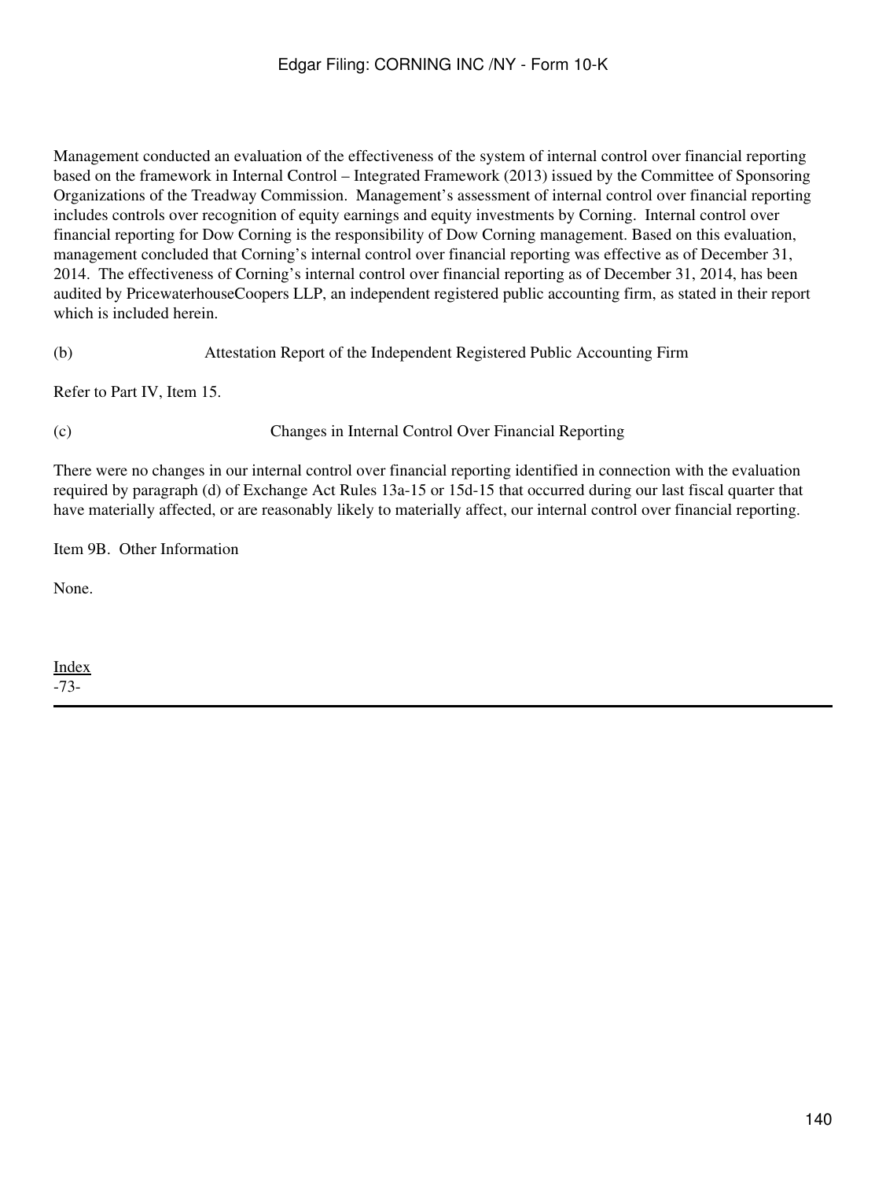Management conducted an evaluation of the effectiveness of the system of internal control over financial reporting based on the framework in Internal Control – Integrated Framework (2013) issued by the Committee of Sponsoring Organizations of the Treadway Commission. Management's assessment of internal control over financial reporting includes controls over recognition of equity earnings and equity investments by Corning. Internal control over financial reporting for Dow Corning is the responsibility of Dow Corning management. Based on this evaluation, management concluded that Corning's internal control over financial reporting was effective as of December 31, 2014. The effectiveness of Corning's internal control over financial reporting as of December 31, 2014, has been audited by PricewaterhouseCoopers LLP, an independent registered public accounting firm, as stated in their report which is included herein.

(b) Attestation Report of the Independent Registered Public Accounting Firm

Refer to Part IV, Item 15.

(c) Changes in Internal Control Over Financial Reporting

There were no changes in our internal control over financial reporting identified in connection with the evaluation required by paragraph (d) of Exchange Act Rules 13a-15 or 15d-15 that occurred during our last fiscal quarter that have materially affected, or are reasonably likely to materially affect, our internal control over financial reporting.

Item 9B. Other Information

None.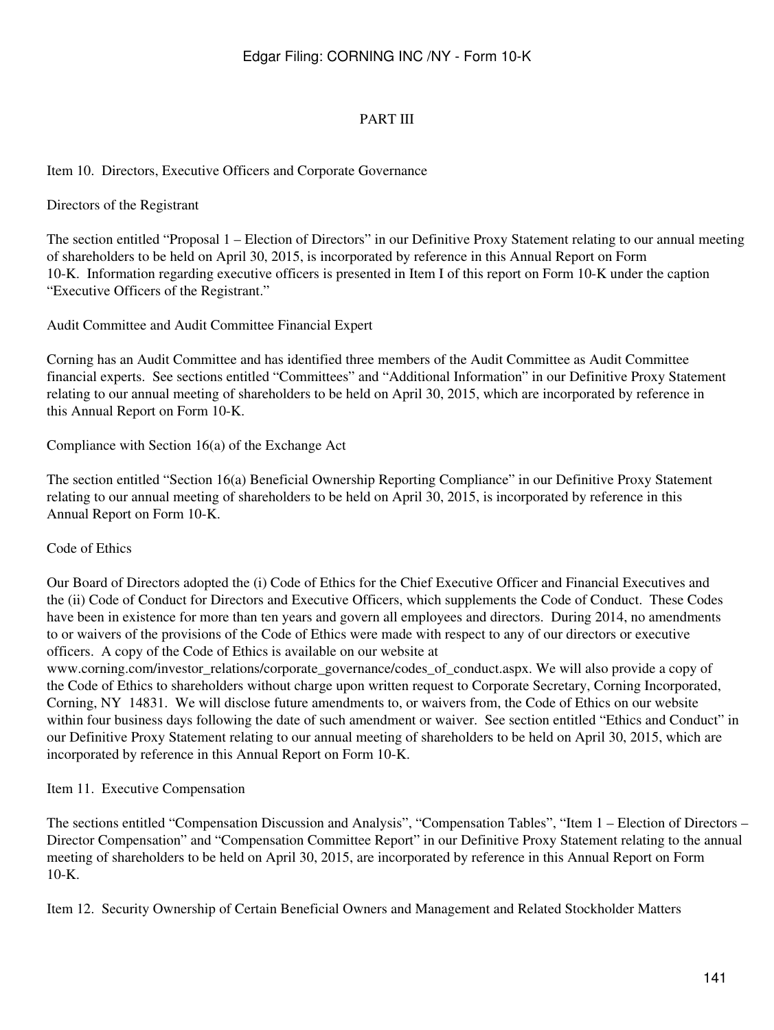# PART III

## Item 10. Directors, Executive Officers and Corporate Governance

### Directors of the Registrant

The section entitled "Proposal 1 – Election of Directors" in our Definitive Proxy Statement relating to our annual meeting of shareholders to be held on April 30, 2015, is incorporated by reference in this Annual Report on Form 10-K. Information regarding executive officers is presented in Item I of this report on Form 10-K under the caption "Executive Officers of the Registrant."

### Audit Committee and Audit Committee Financial Expert

Corning has an Audit Committee and has identified three members of the Audit Committee as Audit Committee financial experts. See sections entitled "Committees" and "Additional Information" in our Definitive Proxy Statement relating to our annual meeting of shareholders to be held on April 30, 2015, which are incorporated by reference in this Annual Report on Form 10-K.

### Compliance with Section 16(a) of the Exchange Act

The section entitled "Section 16(a) Beneficial Ownership Reporting Compliance" in our Definitive Proxy Statement relating to our annual meeting of shareholders to be held on April 30, 2015, is incorporated by reference in this Annual Report on Form 10-K.

### Code of Ethics

Our Board of Directors adopted the (i) Code of Ethics for the Chief Executive Officer and Financial Executives and the (ii) Code of Conduct for Directors and Executive Officers, which supplements the Code of Conduct. These Codes have been in existence for more than ten years and govern all employees and directors. During 2014, no amendments to or waivers of the provisions of the Code of Ethics were made with respect to any of our directors or executive officers. A copy of the Code of Ethics is available on our website at www.corning.com/investor_relations/corporate_governance/codes_of_conduct.aspx. We will also provide a copy of the Code of Ethics to shareholders without charge upon written request to Corporate Secretary, Corning Incorporated, Corning, NY 14831. We will disclose future amendments to, or waivers from, the Code of Ethics on our website within four business days following the date of such amendment or waiver. See section entitled "Ethics and Conduct" in our Definitive Proxy Statement relating to our annual meeting of shareholders to be held on April 30, 2015, which are incorporated by reference in this Annual Report on Form 10-K.

## Item 11. Executive Compensation

The sections entitled "Compensation Discussion and Analysis", "Compensation Tables", "Item 1 – Election of Directors – Director Compensation" and "Compensation Committee Report" in our Definitive Proxy Statement relating to the annual meeting of shareholders to be held on April 30, 2015, are incorporated by reference in this Annual Report on Form 10-K.

## Item 12. Security Ownership of Certain Beneficial Owners and Management and Related Stockholder Matters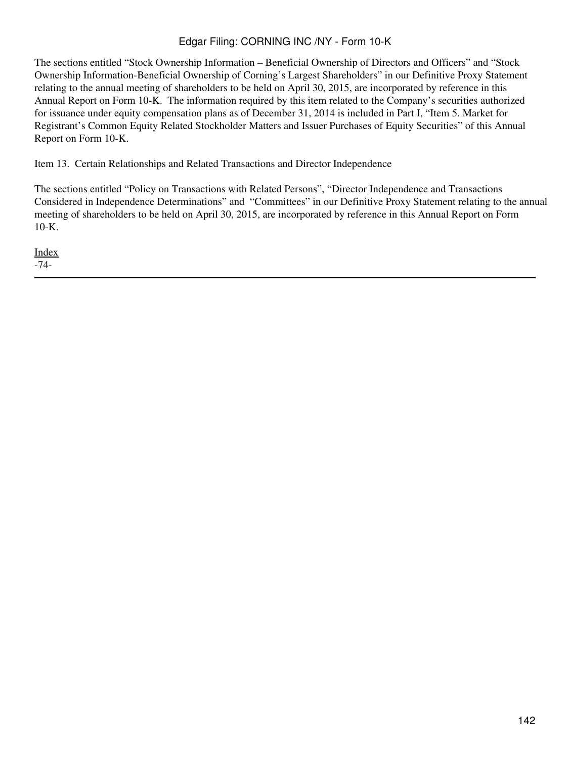The sections entitled "Stock Ownership Information – Beneficial Ownership of Directors and Officers" and "Stock Ownership Information-Beneficial Ownership of Corning's Largest Shareholders" in our Definitive Proxy Statement relating to the annual meeting of shareholders to be held on April 30, 2015, are incorporated by reference in this Annual Report on Form 10-K. The information required by this item related to the Company's securities authorized for issuance under equity compensation plans as of December 31, 2014 is included in Part I, "Item 5. Market for Registrant's Common Equity Related Stockholder Matters and Issuer Purchases of Equity Securities" of this Annual Report on Form 10-K.

## Item 13. Certain Relationships and Related Transactions and Director Independence

The sections entitled "Policy on Transactions with Related Persons", "Director Independence and Transactions Considered in Independence Determinations" and "Committees" in our Definitive Proxy Statement relating to the annual meeting of shareholders to be held on April 30, 2015, are incorporated by reference in this Annual Report on Form 10-K.

Index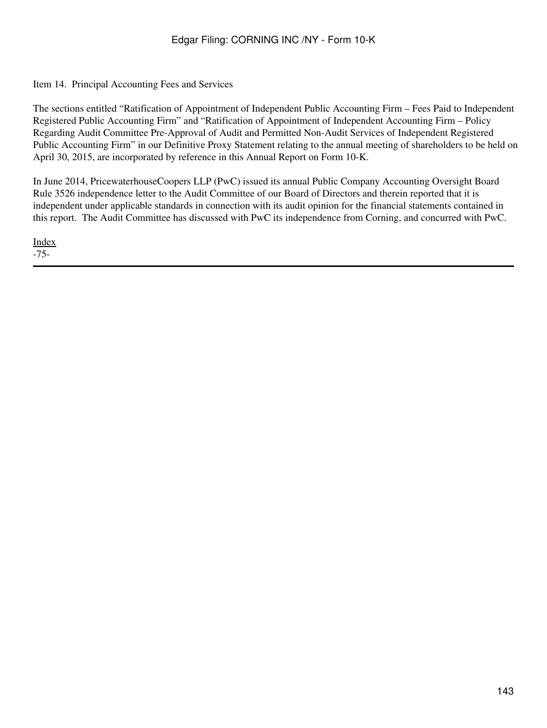## Item 14. Principal Accounting Fees and Services

The sections entitled "Ratification of Appointment of Independent Public Accounting Firm – Fees Paid to Independent Registered Public Accounting Firm" and "Ratification of Appointment of Independent Accounting Firm – Policy Regarding Audit Committee Pre-Approval of Audit and Permitted Non-Audit Services of Independent Registered Public Accounting Firm" in our Definitive Proxy Statement relating to the annual meeting of shareholders to be held on April 30, 2015, are incorporated by reference in this Annual Report on Form 10-K.

In June 2014, PricewaterhouseCoopers LLP (PwC) issued its annual Public Company Accounting Oversight Board Rule 3526 independence letter to the Audit Committee of our Board of Directors and therein reported that it is independent under applicable standards in connection with its audit opinion for the financial statements contained in this report. The Audit Committee has discussed with PwC its independence from Corning, and concurred with PwC.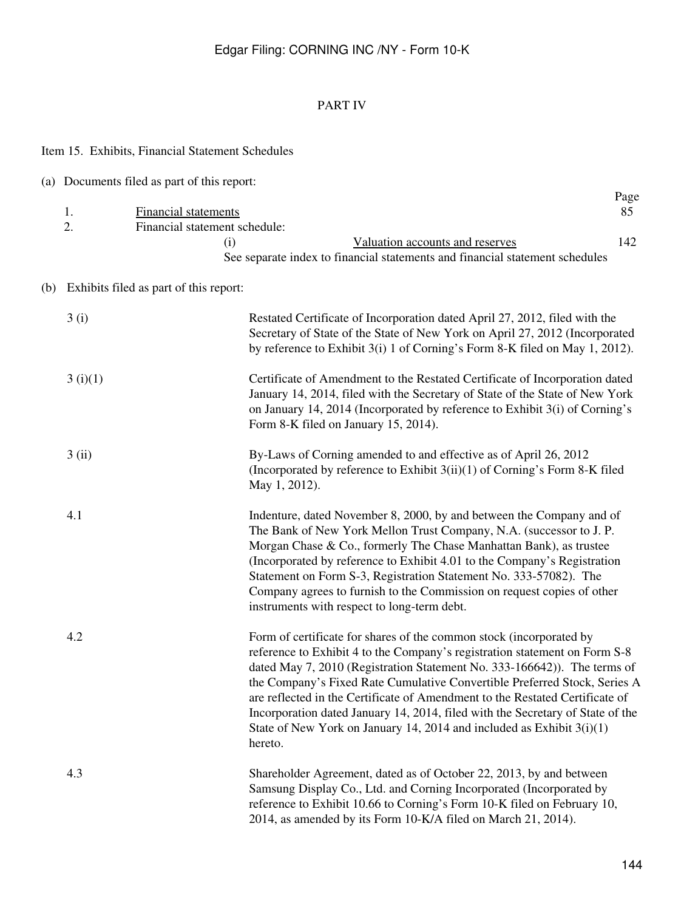# PART IV

## Item 15. Exhibits, Financial Statement Schedules

(a) Documents filed as part of this report:

| | | | Page |
|---|---|---|---|
| 1. | Financial statements | | 85 |
| 2. | Financial statement schedule: | | |
| | (i) | Valuation accounts and reserves | 142 |
| | | See separate index to financial statements and financial statement schedules | |

(b) Exhibits filed as part of this report:

| | |
|---|---|
| 3 (i) | Restated Certificate of Incorporation dated April 27, 2012, filed with the Secretary of State of the State of New York on April 27, 2012 (Incorporated by reference to Exhibit 3(i) 1 of Corning's Form 8-K filed on May 1, 2012). |
| 3 (i)(1) | Certificate of Amendment to the Restated Certificate of Incorporation dated January 14, 2014, filed with the Secretary of State of the State of New York on January 14, 2014 (Incorporated by reference to Exhibit 3(i) of Corning's Form 8-K filed on January 15, 2014). |
| 3 (ii) | By-Laws of Corning amended to and effective as of April 26, 2012 (Incorporated by reference to Exhibit 3(ii)(1) of Corning's Form 8-K filed May 1, 2012). |
| 4.1 | Indenture, dated November 8, 2000, by and between the Company and of The Bank of New York Mellon Trust Company, N.A. (successor to J. P. Morgan Chase & Co., formerly The Chase Manhattan Bank), as trustee (Incorporated by reference to Exhibit 4.01 to the Company's Registration Statement on Form S-3, Registration Statement No. 333-57082). The Company agrees to furnish to the Commission on request copies of other instruments with respect to long-term debt. |
| 4.2 | Form of certificate for shares of the common stock (incorporated by reference to Exhibit 4 to the Company's registration statement on Form S-8 dated May 7, 2010 (Registration Statement No. 333-166642)). The terms of the Company's Fixed Rate Cumulative Convertible Preferred Stock, Series A are reflected in the Certificate of Amendment to the Restated Certificate of Incorporation dated January 14, 2014, filed with the Secretary of State of the State of New York on January 14, 2014 and included as Exhibit 3(i)(1) hereto. |
| 4.3 | Shareholder Agreement, dated as of October 22, 2013, by and between Samsung Display Co., Ltd. and Corning Incorporated (Incorporated by reference to Exhibit 10.66 to Corning's Form 10-K filed on February 10, 2014, as amended by its Form 10-K/A filed on March 21, 2014). |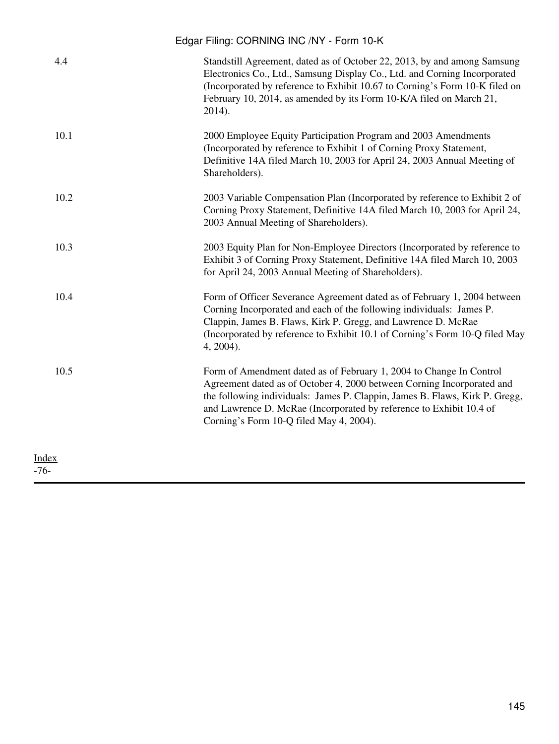| | |
|---|---|
| 4.4 | Standstill Agreement, dated as of October 22, 2013, by and among Samsung Electronics Co., Ltd., Samsung Display Co., Ltd. and Corning Incorporated (Incorporated by reference to Exhibit 10.67 to Corning's Form 10-K filed on February 10, 2014, as amended by its Form 10-K/A filed on March 21, 2014). |
| 10.1 | 2000 Employee Equity Participation Program and 2003 Amendments (Incorporated by reference to Exhibit 1 of Corning Proxy Statement, Definitive 14A filed March 10, 2003 for April 24, 2003 Annual Meeting of Shareholders). |
| 10.2 | 2003 Variable Compensation Plan (Incorporated by reference to Exhibit 2 of Corning Proxy Statement, Definitive 14A filed March 10, 2003 for April 24, 2003 Annual Meeting of Shareholders). |
| 10.3 | 2003 Equity Plan for Non-Employee Directors (Incorporated by reference to Exhibit 3 of Corning Proxy Statement, Definitive 14A filed March 10, 2003 for April 24, 2003 Annual Meeting of Shareholders). |
| 10.4 | Form of Officer Severance Agreement dated as of February 1, 2004 between Corning Incorporated and each of the following individuals: James P. Clappin, James B. Flaws, Kirk P. Gregg, and Lawrence D. McRae (Incorporated by reference to Exhibit 10.1 of Corning's Form 10-Q filed May 4, 2004). |
| 10.5 | Form of Amendment dated as of February 1, 2004 to Change In Control Agreement dated as of October 4, 2000 between Corning Incorporated and the following individuals: James P. Clappin, James B. Flaws, Kirk P. Gregg, and Lawrence D. McRae (Incorporated by reference to Exhibit 10.4 of Corning's Form 10-Q filed May 4, 2004). |

Index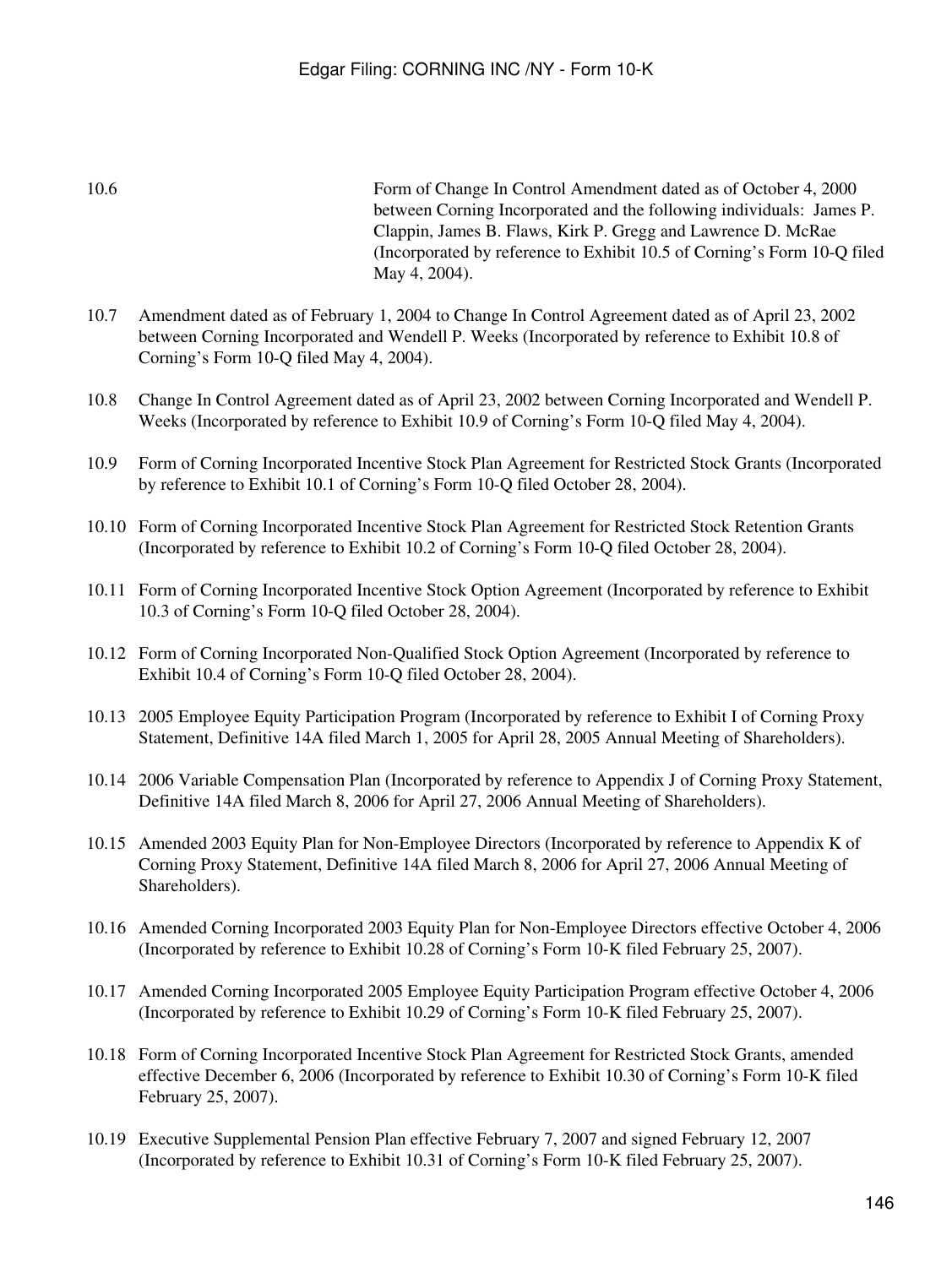10.6 Form of Change In Control Amendment dated as of October 4, 2000 between Corning Incorporated and the following individuals: James P. Clappin, James B. Flaws, Kirk P. Gregg and Lawrence D. McRae (Incorporated by reference to Exhibit 10.5 of Corning's Form 10-Q filed May 4, 2004).

10.7 Amendment dated as of February 1, 2004 to Change In Control Agreement dated as of April 23, 2002 between Corning Incorporated and Wendell P. Weeks (Incorporated by reference to Exhibit 10.8 of Corning's Form 10-Q filed May 4, 2004).

10.8 Change In Control Agreement dated as of April 23, 2002 between Corning Incorporated and Wendell P. Weeks (Incorporated by reference to Exhibit 10.9 of Corning's Form 10-Q filed May 4, 2004).

10.9 Form of Corning Incorporated Incentive Stock Plan Agreement for Restricted Stock Grants (Incorporated by reference to Exhibit 10.1 of Corning's Form 10-Q filed October 28, 2004).

10.10 Form of Corning Incorporated Incentive Stock Plan Agreement for Restricted Stock Retention Grants (Incorporated by reference to Exhibit 10.2 of Corning's Form 10-Q filed October 28, 2004).

10.11 Form of Corning Incorporated Incentive Stock Option Agreement (Incorporated by reference to Exhibit 10.3 of Corning's Form 10-Q filed October 28, 2004).

10.12 Form of Corning Incorporated Non-Qualified Stock Option Agreement (Incorporated by reference to Exhibit 10.4 of Corning's Form 10-Q filed October 28, 2004).

10.13 2005 Employee Equity Participation Program (Incorporated by reference to Exhibit I of Corning Proxy Statement, Definitive 14A filed March 1, 2005 for April 28, 2005 Annual Meeting of Shareholders).

10.14 2006 Variable Compensation Plan (Incorporated by reference to Appendix J of Corning Proxy Statement, Definitive 14A filed March 8, 2006 for April 27, 2006 Annual Meeting of Shareholders).

10.15 Amended 2003 Equity Plan for Non-Employee Directors (Incorporated by reference to Appendix K of Corning Proxy Statement, Definitive 14A filed March 8, 2006 for April 27, 2006 Annual Meeting of Shareholders).

10.16 Amended Corning Incorporated 2003 Equity Plan for Non-Employee Directors effective October 4, 2006 (Incorporated by reference to Exhibit 10.28 of Corning's Form 10-K filed February 25, 2007).

10.17 Amended Corning Incorporated 2005 Employee Equity Participation Program effective October 4, 2006 (Incorporated by reference to Exhibit 10.29 of Corning's Form 10-K filed February 25, 2007).

10.18 Form of Corning Incorporated Incentive Stock Plan Agreement for Restricted Stock Grants, amended effective December 6, 2006 (Incorporated by reference to Exhibit 10.30 of Corning's Form 10-K filed February 25, 2007).

10.19 Executive Supplemental Pension Plan effective February 7, 2007 and signed February 12, 2007 (Incorporated by reference to Exhibit 10.31 of Corning's Form 10-K filed February 25, 2007).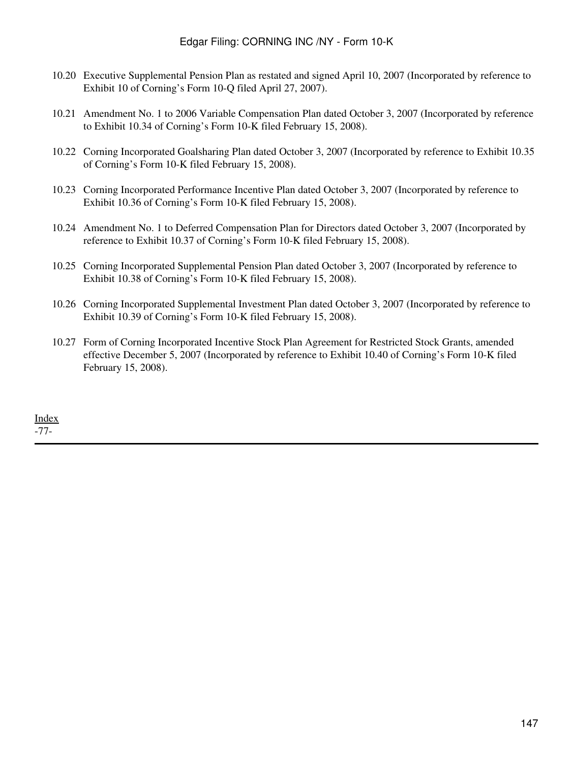10.20 Executive Supplemental Pension Plan as restated and signed April 10, 2007 (Incorporated by reference to Exhibit 10 of Corning's Form 10-Q filed April 27, 2007).

10.21 Amendment No. 1 to 2006 Variable Compensation Plan dated October 3, 2007 (Incorporated by reference to Exhibit 10.34 of Corning's Form 10-K filed February 15, 2008).

10.22 Corning Incorporated Goalsharing Plan dated October 3, 2007 (Incorporated by reference to Exhibit 10.35 of Corning's Form 10-K filed February 15, 2008).

10.23 Corning Incorporated Performance Incentive Plan dated October 3, 2007 (Incorporated by reference to Exhibit 10.36 of Corning's Form 10-K filed February 15, 2008).

10.24 Amendment No. 1 to Deferred Compensation Plan for Directors dated October 3, 2007 (Incorporated by reference to Exhibit 10.37 of Corning's Form 10-K filed February 15, 2008).

10.25 Corning Incorporated Supplemental Pension Plan dated October 3, 2007 (Incorporated by reference to Exhibit 10.38 of Corning's Form 10-K filed February 15, 2008).

10.26 Corning Incorporated Supplemental Investment Plan dated October 3, 2007 (Incorporated by reference to Exhibit 10.39 of Corning's Form 10-K filed February 15, 2008).

10.27 Form of Corning Incorporated Incentive Stock Plan Agreement for Restricted Stock Grants, amended effective December 5, 2007 (Incorporated by reference to Exhibit 10.40 of Corning's Form 10-K filed February 15, 2008).

Index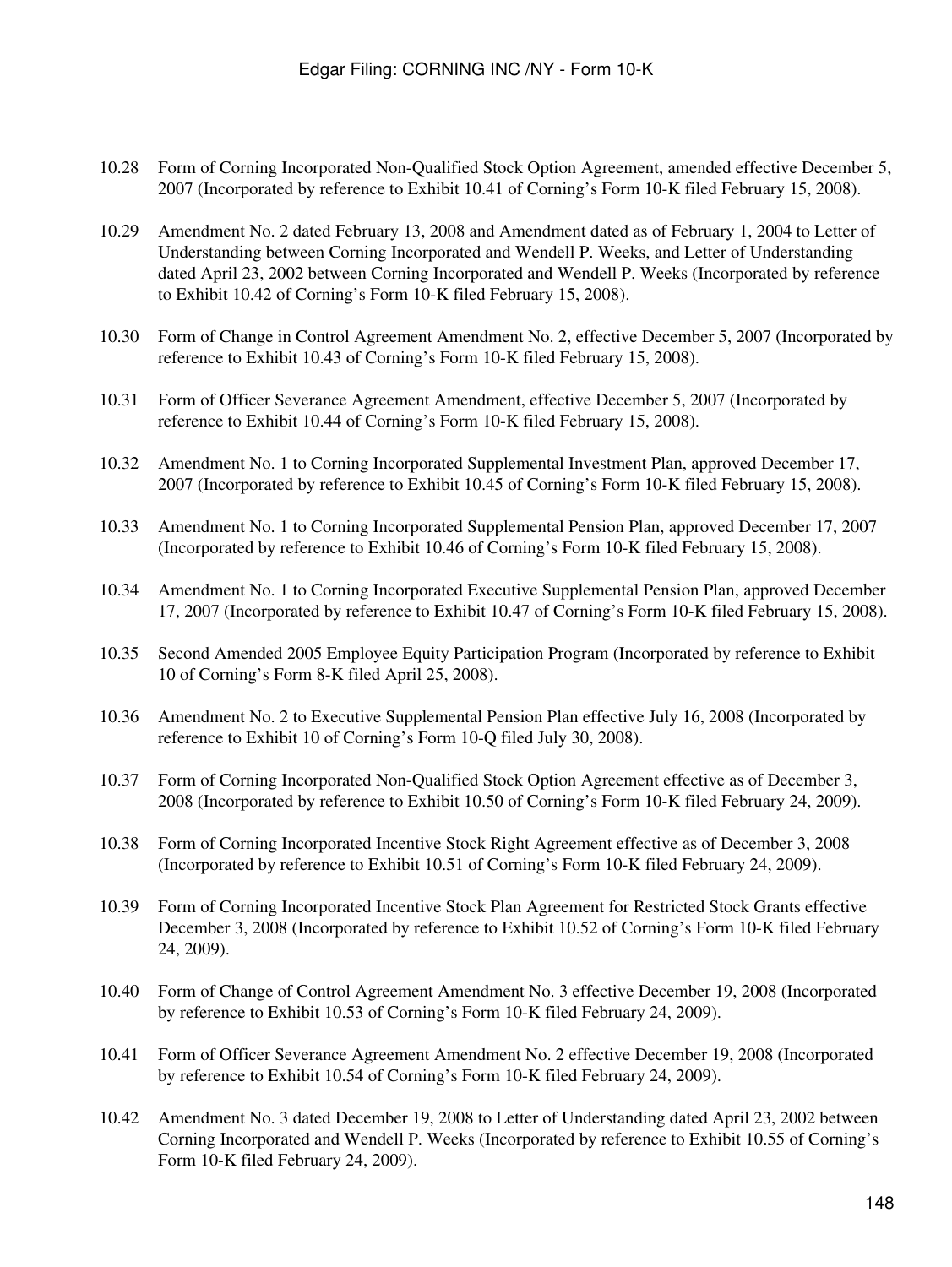10.28 Form of Corning Incorporated Non-Qualified Stock Option Agreement, amended effective December 5, 2007 (Incorporated by reference to Exhibit 10.41 of Corning's Form 10-K filed February 15, 2008).

10.29 Amendment No. 2 dated February 13, 2008 and Amendment dated as of February 1, 2004 to Letter of Understanding between Corning Incorporated and Wendell P. Weeks, and Letter of Understanding dated April 23, 2002 between Corning Incorporated and Wendell P. Weeks (Incorporated by reference to Exhibit 10.42 of Corning's Form 10-K filed February 15, 2008).

10.30 Form of Change in Control Agreement Amendment No. 2, effective December 5, 2007 (Incorporated by reference to Exhibit 10.43 of Corning's Form 10-K filed February 15, 2008).

10.31 Form of Officer Severance Agreement Amendment, effective December 5, 2007 (Incorporated by reference to Exhibit 10.44 of Corning's Form 10-K filed February 15, 2008).

10.32 Amendment No. 1 to Corning Incorporated Supplemental Investment Plan, approved December 17, 2007 (Incorporated by reference to Exhibit 10.45 of Corning's Form 10-K filed February 15, 2008).

10.33 Amendment No. 1 to Corning Incorporated Supplemental Pension Plan, approved December 17, 2007 (Incorporated by reference to Exhibit 10.46 of Corning's Form 10-K filed February 15, 2008).

10.34 Amendment No. 1 to Corning Incorporated Executive Supplemental Pension Plan, approved December 17, 2007 (Incorporated by reference to Exhibit 10.47 of Corning's Form 10-K filed February 15, 2008).

10.35 Second Amended 2005 Employee Equity Participation Program (Incorporated by reference to Exhibit 10 of Corning's Form 8-K filed April 25, 2008).

10.36 Amendment No. 2 to Executive Supplemental Pension Plan effective July 16, 2008 (Incorporated by reference to Exhibit 10 of Corning's Form 10-Q filed July 30, 2008).

10.37 Form of Corning Incorporated Non-Qualified Stock Option Agreement effective as of December 3, 2008 (Incorporated by reference to Exhibit 10.50 of Corning's Form 10-K filed February 24, 2009).

10.38 Form of Corning Incorporated Incentive Stock Right Agreement effective as of December 3, 2008 (Incorporated by reference to Exhibit 10.51 of Corning's Form 10-K filed February 24, 2009).

10.39 Form of Corning Incorporated Incentive Stock Plan Agreement for Restricted Stock Grants effective December 3, 2008 (Incorporated by reference to Exhibit 10.52 of Corning's Form 10-K filed February 24, 2009).

10.40 Form of Change of Control Agreement Amendment No. 3 effective December 19, 2008 (Incorporated by reference to Exhibit 10.53 of Corning's Form 10-K filed February 24, 2009).

10.41 Form of Officer Severance Agreement Amendment No. 2 effective December 19, 2008 (Incorporated by reference to Exhibit 10.54 of Corning's Form 10-K filed February 24, 2009).

10.42 Amendment No. 3 dated December 19, 2008 to Letter of Understanding dated April 23, 2002 between Corning Incorporated and Wendell P. Weeks (Incorporated by reference to Exhibit 10.55 of Corning's Form 10-K filed February 24, 2009).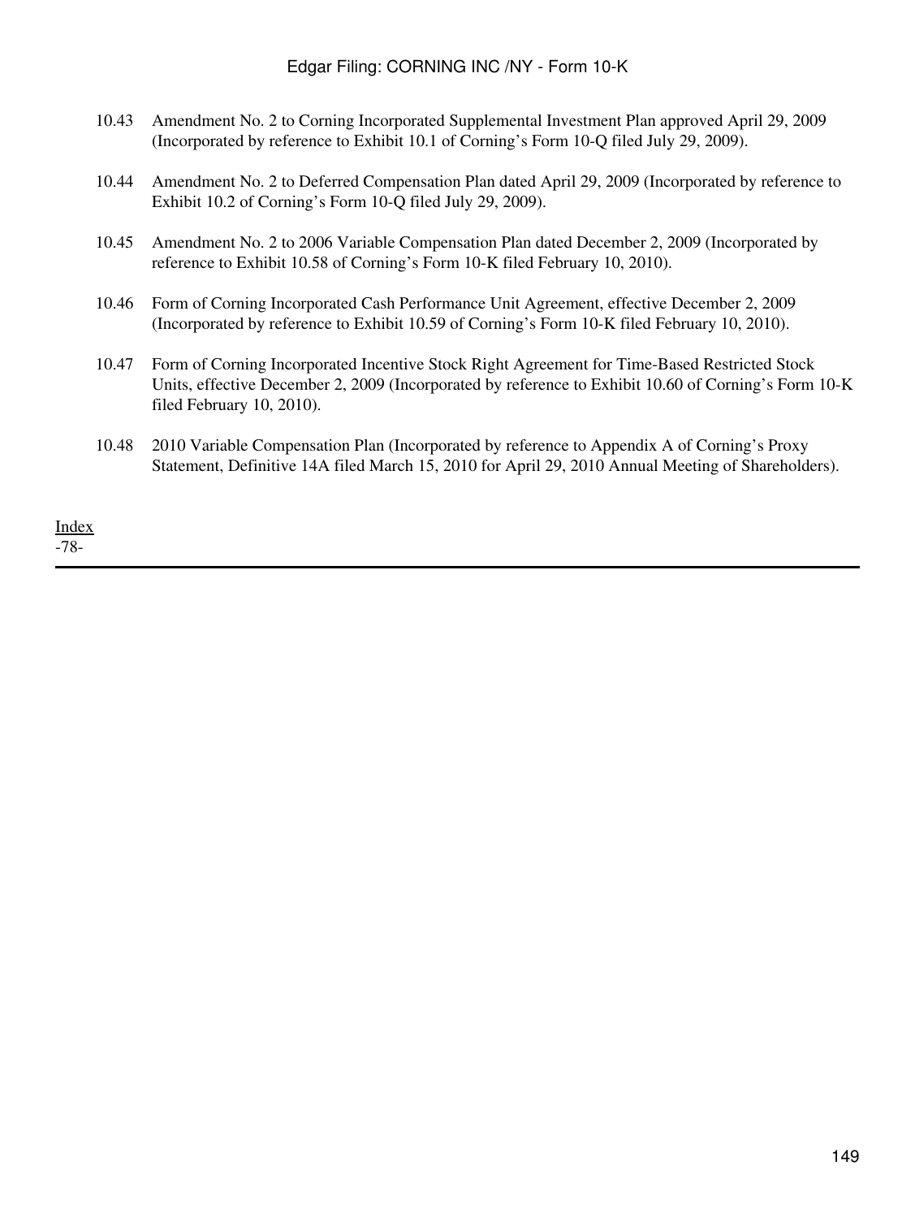10.43 Amendment No. 2 to Corning Incorporated Supplemental Investment Plan approved April 29, 2009 (Incorporated by reference to Exhibit 10.1 of Corning's Form 10-Q filed July 29, 2009).

10.44 Amendment No. 2 to Deferred Compensation Plan dated April 29, 2009 (Incorporated by reference to Exhibit 10.2 of Corning's Form 10-Q filed July 29, 2009).

10.45 Amendment No. 2 to 2006 Variable Compensation Plan dated December 2, 2009 (Incorporated by reference to Exhibit 10.58 of Corning's Form 10-K filed February 10, 2010).

10.46 Form of Corning Incorporated Cash Performance Unit Agreement, effective December 2, 2009 (Incorporated by reference to Exhibit 10.59 of Corning's Form 10-K filed February 10, 2010).

10.47 Form of Corning Incorporated Incentive Stock Right Agreement for Time-Based Restricted Stock Units, effective December 2, 2009 (Incorporated by reference to Exhibit 10.60 of Corning's Form 10-K filed February 10, 2010).

10.48 2010 Variable Compensation Plan (Incorporated by reference to Appendix A of Corning's Proxy Statement, Definitive 14A filed March 15, 2010 for April 29, 2010 Annual Meeting of Shareholders).

Index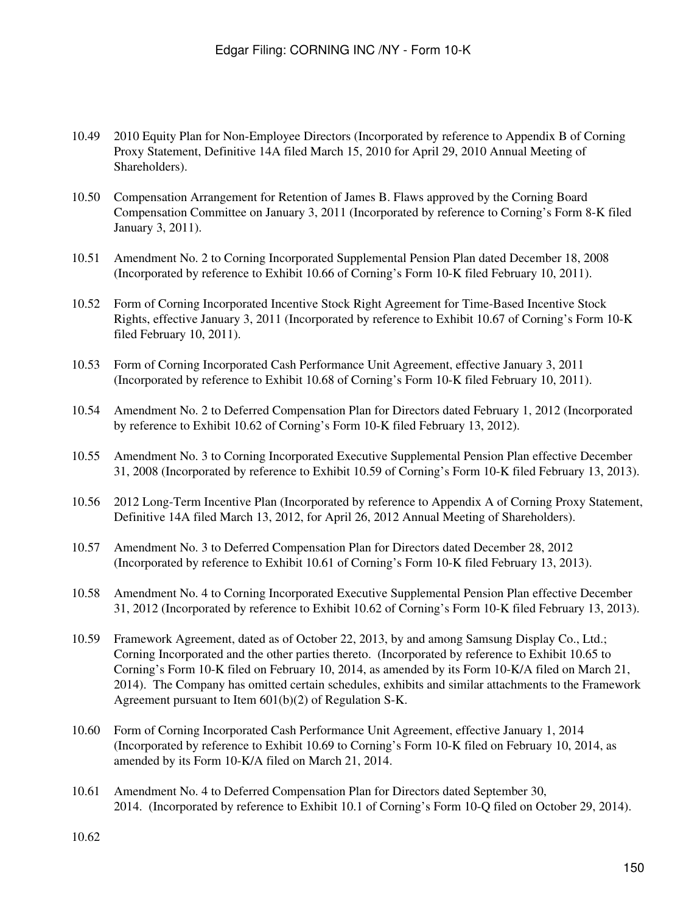10.49 2010 Equity Plan for Non-Employee Directors (Incorporated by reference to Appendix B of Corning Proxy Statement, Definitive 14A filed March 15, 2010 for April 29, 2010 Annual Meeting of Shareholders).

10.50 Compensation Arrangement for Retention of James B. Flaws approved by the Corning Board Compensation Committee on January 3, 2011 (Incorporated by reference to Corning's Form 8-K filed January 3, 2011).

10.51 Amendment No. 2 to Corning Incorporated Supplemental Pension Plan dated December 18, 2008 (Incorporated by reference to Exhibit 10.66 of Corning's Form 10-K filed February 10, 2011).

10.52 Form of Corning Incorporated Incentive Stock Right Agreement for Time-Based Incentive Stock Rights, effective January 3, 2011 (Incorporated by reference to Exhibit 10.67 of Corning's Form 10-K filed February 10, 2011).

10.53 Form of Corning Incorporated Cash Performance Unit Agreement, effective January 3, 2011 (Incorporated by reference to Exhibit 10.68 of Corning's Form 10-K filed February 10, 2011).

10.54 Amendment No. 2 to Deferred Compensation Plan for Directors dated February 1, 2012 (Incorporated by reference to Exhibit 10.62 of Corning's Form 10-K filed February 13, 2012).

10.55 Amendment No. 3 to Corning Incorporated Executive Supplemental Pension Plan effective December 31, 2008 (Incorporated by reference to Exhibit 10.59 of Corning's Form 10-K filed February 13, 2013).

10.56 2012 Long-Term Incentive Plan (Incorporated by reference to Appendix A of Corning Proxy Statement, Definitive 14A filed March 13, 2012, for April 26, 2012 Annual Meeting of Shareholders).

10.57 Amendment No. 3 to Deferred Compensation Plan for Directors dated December 28, 2012 (Incorporated by reference to Exhibit 10.61 of Corning's Form 10-K filed February 13, 2013).

10.58 Amendment No. 4 to Corning Incorporated Executive Supplemental Pension Plan effective December 31, 2012 (Incorporated by reference to Exhibit 10.62 of Corning's Form 10-K filed February 13, 2013).

10.59 Framework Agreement, dated as of October 22, 2013, by and among Samsung Display Co., Ltd.; Corning Incorporated and the other parties thereto. (Incorporated by reference to Exhibit 10.65 to Corning's Form 10-K filed on February 10, 2014, as amended by its Form 10-K/A filed on March 21, 2014). The Company has omitted certain schedules, exhibits and similar attachments to the Framework Agreement pursuant to Item 601(b)(2) of Regulation S-K.

10.60 Form of Corning Incorporated Cash Performance Unit Agreement, effective January 1, 2014 (Incorporated by reference to Exhibit 10.69 to Corning's Form 10-K filed on February 10, 2014, as amended by its Form 10-K/A filed on March 21, 2014.

10.61 Amendment No. 4 to Deferred Compensation Plan for Directors dated September 30, 2014. (Incorporated by reference to Exhibit 10.1 of Corning's Form 10-Q filed on October 29, 2014).

10.62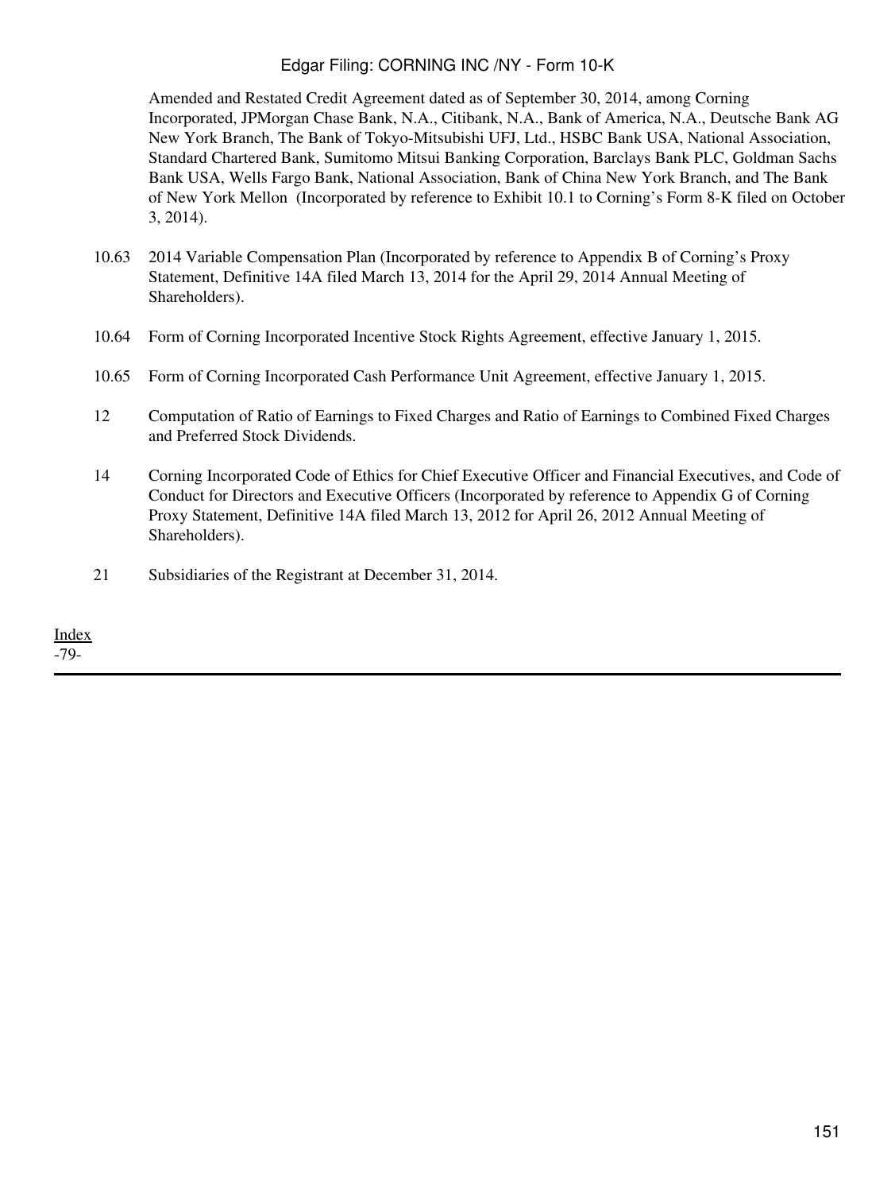Amended and Restated Credit Agreement dated as of September 30, 2014, among Corning Incorporated, JPMorgan Chase Bank, N.A., Citibank, N.A., Bank of America, N.A., Deutsche Bank AG New York Branch, The Bank of Tokyo-Mitsubishi UFJ, Ltd., HSBC Bank USA, National Association, Standard Chartered Bank, Sumitomo Mitsui Banking Corporation, Barclays Bank PLC, Goldman Sachs Bank USA, Wells Fargo Bank, National Association, Bank of China New York Branch, and The Bank of New York Mellon (Incorporated by reference to Exhibit 10.1 to Corning's Form 8-K filed on October 3, 2014).

| | |
|---|---|
| 10.63 | 2014 Variable Compensation Plan (Incorporated by reference to Appendix B of Corning's Proxy Statement, Definitive 14A filed March 13, 2014 for the April 29, 2014 Annual Meeting of Shareholders). |
| 10.64 | Form of Corning Incorporated Incentive Stock Rights Agreement, effective January 1, 2015. |
| 10.65 | Form of Corning Incorporated Cash Performance Unit Agreement, effective January 1, 2015. |
| 12 | Computation of Ratio of Earnings to Fixed Charges and Ratio of Earnings to Combined Fixed Charges and Preferred Stock Dividends. |
| 14 | Corning Incorporated Code of Ethics for Chief Executive Officer and Financial Executives, and Code of Conduct for Directors and Executive Officers (Incorporated by reference to Appendix G of Corning Proxy Statement, Definitive 14A filed March 13, 2012 for April 26, 2012 Annual Meeting of Shareholders). |
| 21 | Subsidiaries of the Registrant at December 31, 2014. |

Index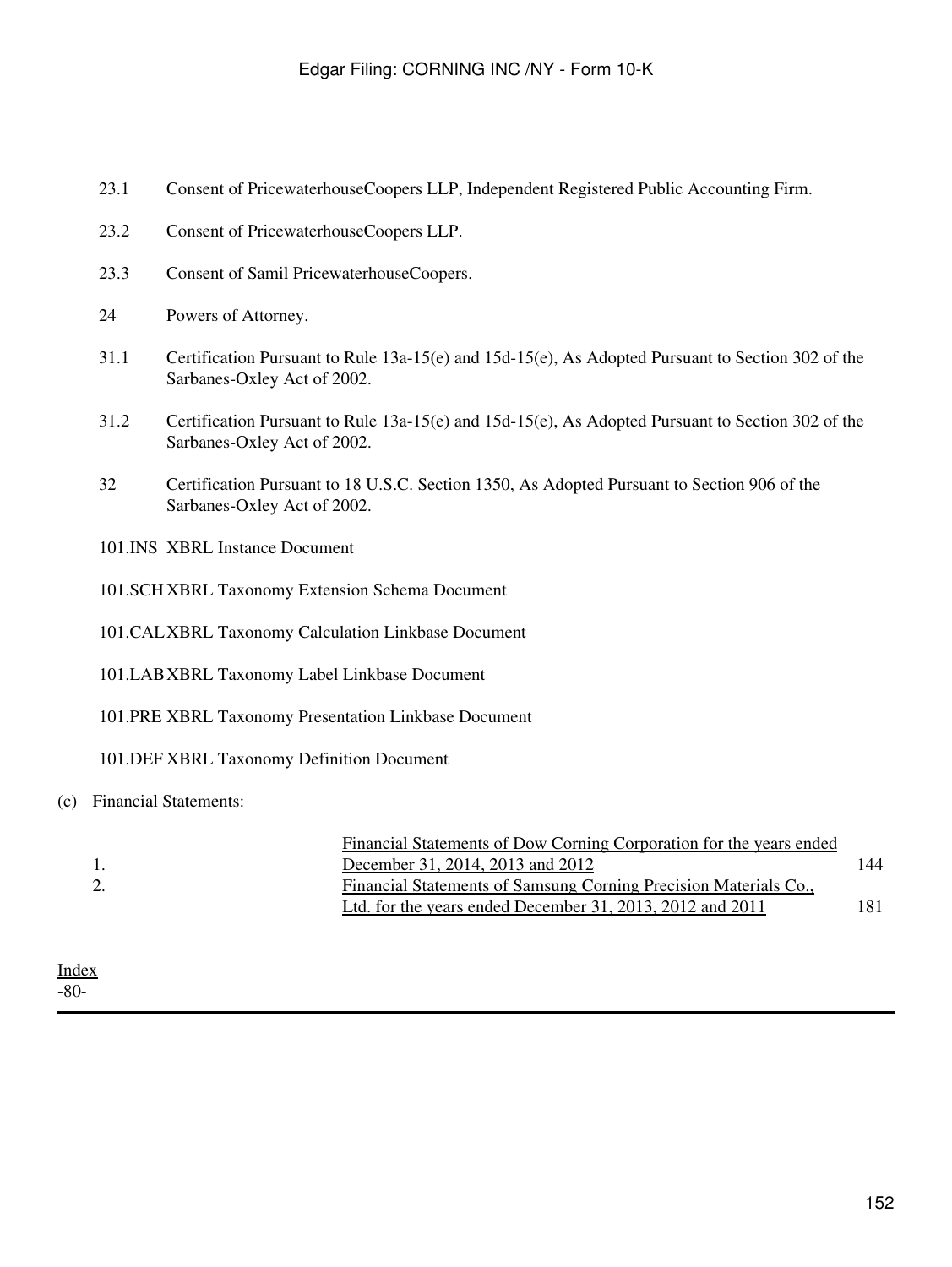| | |
|---|---|
| 23.1 | Consent of PricewaterhouseCoopers LLP, Independent Registered Public Accounting Firm. |
| 23.2 | Consent of PricewaterhouseCoopers LLP. |
| 23.3 | Consent of Samil PricewaterhouseCoopers. |
| 24 | Powers of Attorney. |
| 31.1 | Certification Pursuant to Rule 13a-15(e) and 15d-15(e), As Adopted Pursuant to Section 302 of the Sarbanes-Oxley Act of 2002. |
| 31.2 | Certification Pursuant to Rule 13a-15(e) and 15d-15(e), As Adopted Pursuant to Section 302 of the Sarbanes-Oxley Act of 2002. |
| 32 | Certification Pursuant to 18 U.S.C. Section 1350, As Adopted Pursuant to Section 906 of the Sarbanes-Oxley Act of 2002. |
| 101.INS | XBRL Instance Document |
| 101.SCH | XBRL Taxonomy Extension Schema Document |
| 101.CAL | XBRL Taxonomy Calculation Linkbase Document |
| 101.LAB | XBRL Taxonomy Label Linkbase Document |
| 101.PRE | XBRL Taxonomy Presentation Linkbase Document |
| 101.DEF | XBRL Taxonomy Definition Document |

(c) Financial Statements:

| | | |
|---|---|---|
| 1. | Financial Statements of Dow Corning Corporation for the years ended December 31, 2014, 2013 and 2012 | 144 |
| 2. | Financial Statements of Samsung Corning Precision Materials Co., Ltd. for the years ended December 31, 2013, 2012 and 2011 | 181 |

Index
-80-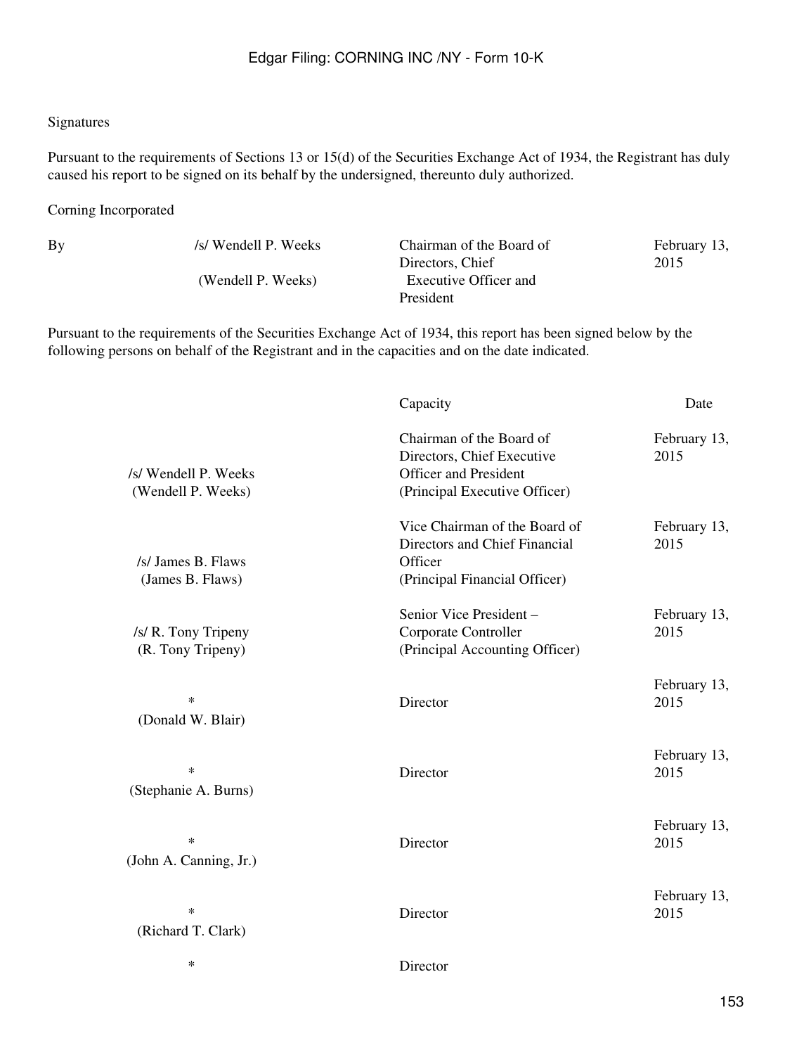Signatures

Pursuant to the requirements of Sections 13 or 15(d) of the Securities Exchange Act of 1934, the Registrant has duly caused his report to be signed on its behalf by the undersigned, thereunto duly authorized.

Corning Incorporated

| By | /s/ Wendell P. Weeks<br>(Wendell P. Weeks) | Chairman of the Board of Directors, Chief Executive Officer and President | February 13, 2015 |
|---|---|---|---|

Pursuant to the requirements of the Securities Exchange Act of 1934, this report has been signed below by the following persons on behalf of the Registrant and in the capacities and on the date indicated.

| | Capacity | Date |
|---|---|---|
| /s/ Wendell P. Weeks<br>(Wendell P. Weeks) | Chairman of the Board of Directors, Chief Executive Officer and President<br>(Principal Executive Officer) | February 13, 2015 |
| /s/ James B. Flaws<br>(James B. Flaws) | Vice Chairman of the Board of Directors and Chief Financial Officer<br>(Principal Financial Officer) | February 13, 2015 |
| /s/ R. Tony Tripeny<br>(R. Tony Tripeny) | Senior Vice President – Corporate Controller<br>(Principal Accounting Officer) | February 13, 2015 |
| *<br>(Donald W. Blair) | Director | February 13, 2015 |
| *<br>(Stephanie A. Burns) | Director | February 13, 2015 |
| *<br>(John A. Canning, Jr.) | Director | February 13, 2015 |
| *<br>(Richard T. Clark) | Director | February 13, 2015 |
| * | Director | |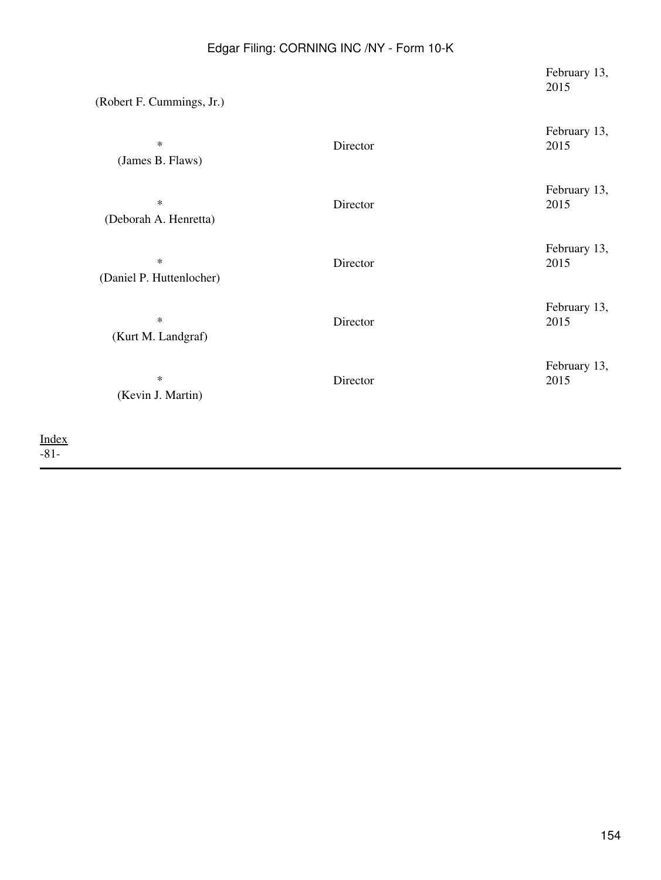| | | |
|---|---|---|
| (Robert F. Cummings, Jr.) | | February 13, 2015 |
| * (James B. Flaws) | Director | February 13, 2015 |
| * (Deborah A. Henretta) | Director | February 13, 2015 |
| * (Daniel P. Huttenlocher) | Director | February 13, 2015 |
| * (Kurt M. Landgraf) | Director | February 13, 2015 |
| * (Kevin J. Martin) | Director | February 13, 2015 |

Index
-81-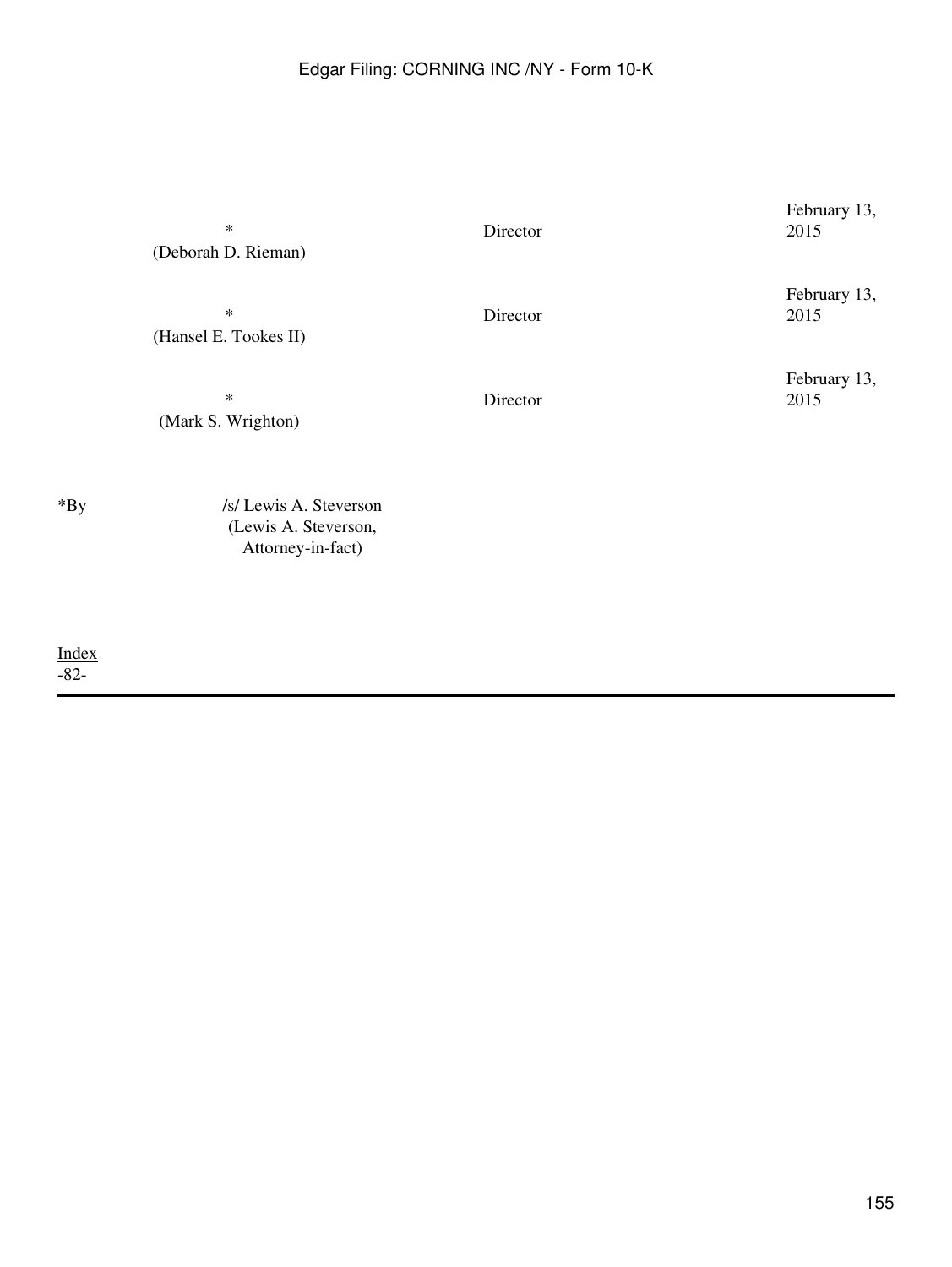| | | |
|---|---|---|
| *<br>(Deborah D. Rieman) | Director | February 13, 2015 |
| *<br>(Hansel E. Tookes II) | Director | February 13, 2015 |
| *<br>(Mark S. Wrighton) | Director | February 13, 2015 |

*By /s/ Lewis A. Steverson
(Lewis A. Steverson,
Attorney-in-fact)

Index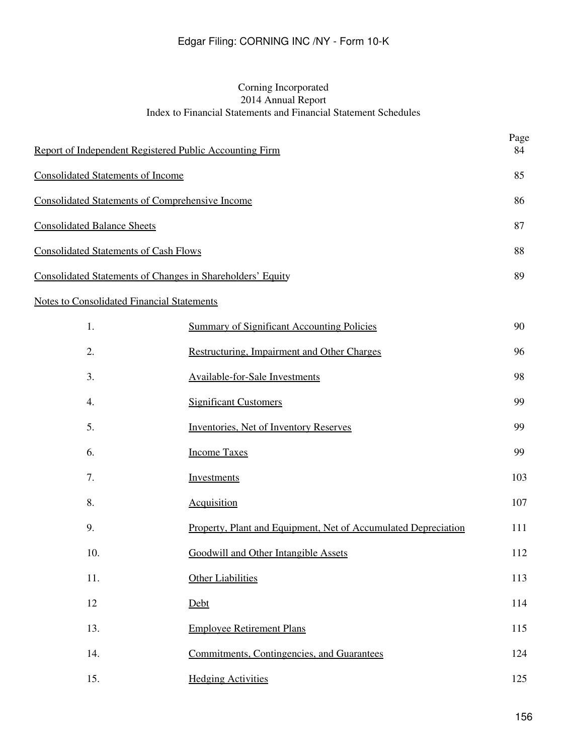Corning Incorporated
2014 Annual Report
Index to Financial Statements and Financial Statement Schedules

| | | Page |
|---|---|---|
| Report of Independent Registered Public Accounting Firm | | 84 |
| Consolidated Statements of Income | | 85 |
| Consolidated Statements of Comprehensive Income | | 86 |
| Consolidated Balance Sheets | | 87 |
| Consolidated Statements of Cash Flows | | 88 |
| Consolidated Statements of Changes in Shareholders' Equity | | 89 |
| Notes to Consolidated Financial Statements | | |
| 1. | Summary of Significant Accounting Policies | 90 |
| 2. | Restructuring, Impairment and Other Charges | 96 |
| 3. | Available-for-Sale Investments | 98 |
| 4. | Significant Customers | 99 |
| 5. | Inventories, Net of Inventory Reserves | 99 |
| 6. | Income Taxes | 99 |
| 7. | Investments | 103 |
| 8. | Acquisition | 107 |
| 9. | Property, Plant and Equipment, Net of Accumulated Depreciation | 111 |
| 10. | Goodwill and Other Intangible Assets | 112 |
| 11. | Other Liabilities | 113 |
| 12 | Debt | 114 |
| 13. | Employee Retirement Plans | 115 |
| 14. | Commitments, Contingencies, and Guarantees | 124 |
| 15. | Hedging Activities | 125 |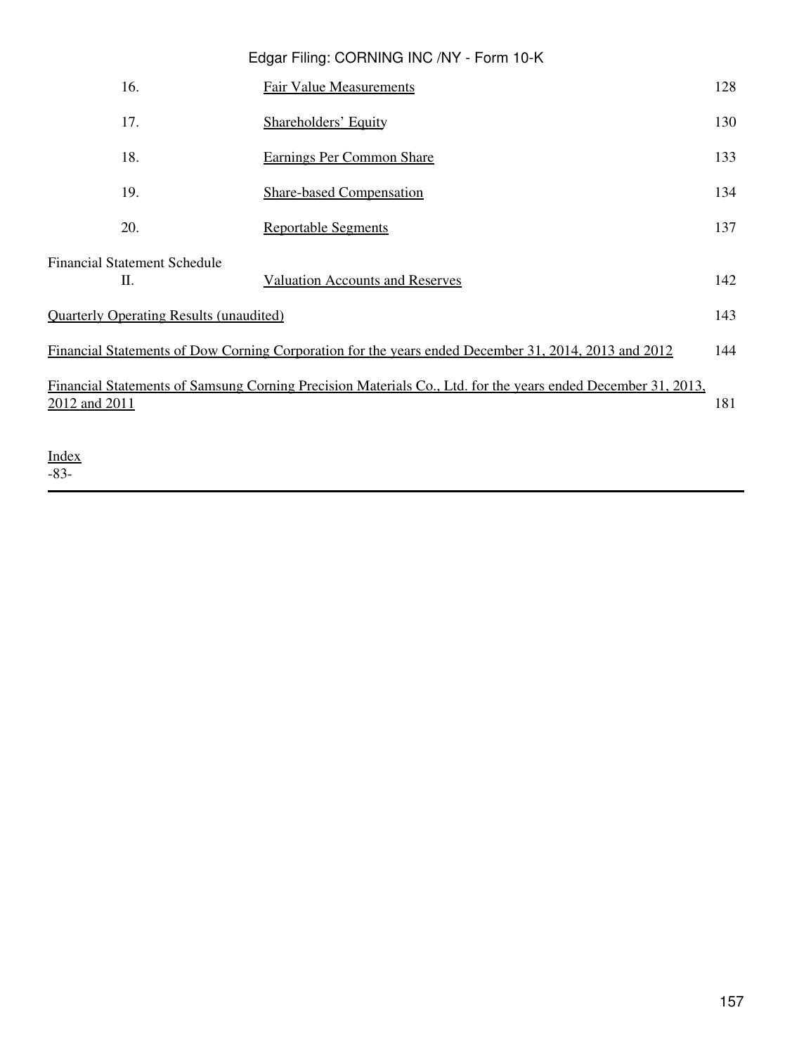| | | |
|---|---|---|
| 16. | Fair Value Measurements | 128 |
| 17. | Shareholders' Equity | 130 |
| 18. | Earnings Per Common Share | 133 |
| 19. | Share-based Compensation | 134 |
| 20. | Reportable Segments | 137 |
| Financial Statement Schedule II. | Valuation Accounts and Reserves | 142 |
| Quarterly Operating Results (unaudited) | | 143 |
| Financial Statements of Dow Corning Corporation for the years ended December 31, 2014, 2013 and 2012 | | 144 |
| Financial Statements of Samsung Corning Precision Materials Co., Ltd. for the years ended December 31, 2013, 2012 and 2011 | | 181 |

Index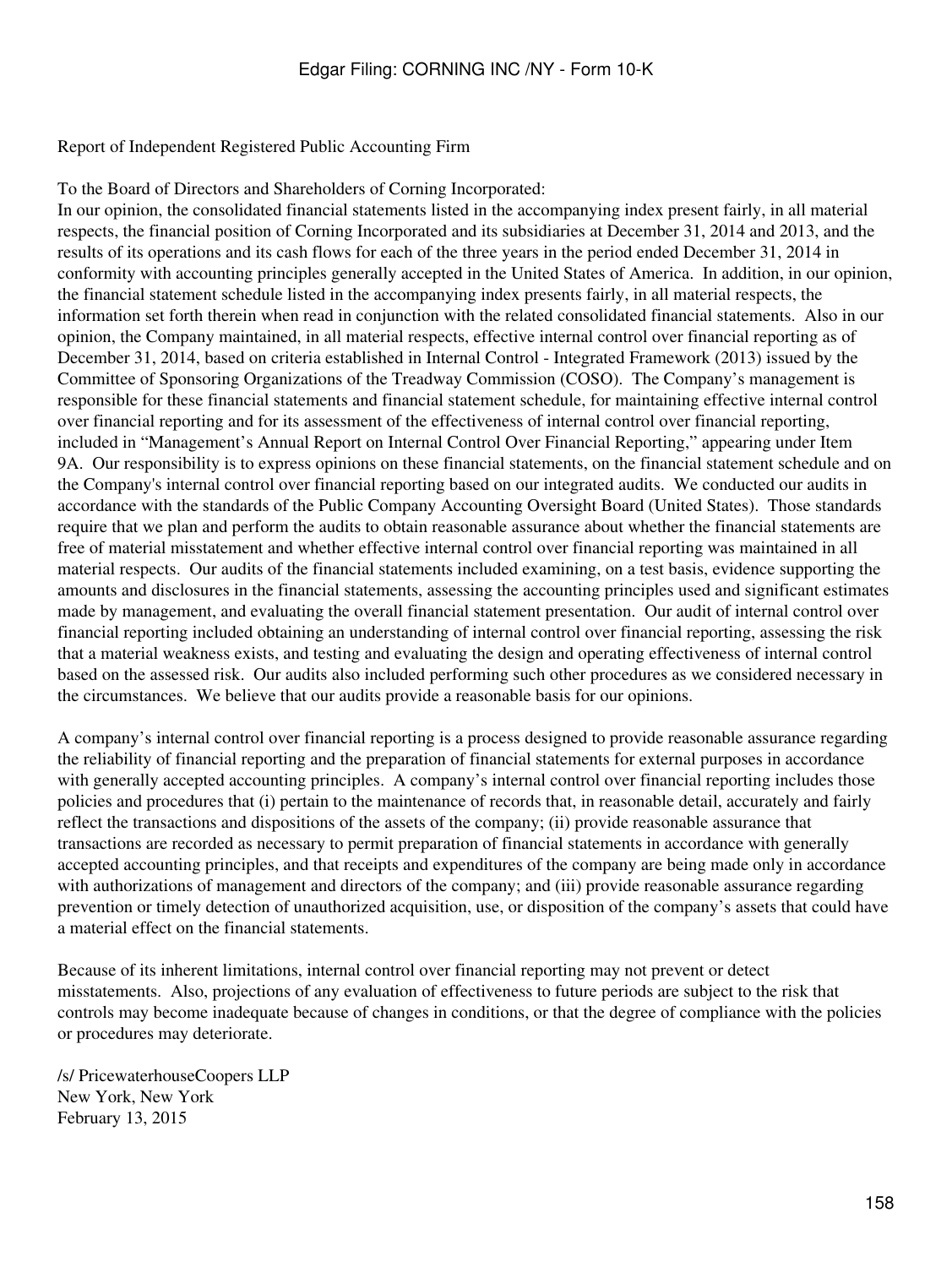Report of Independent Registered Public Accounting Firm

To the Board of Directors and Shareholders of Corning Incorporated:

In our opinion, the consolidated financial statements listed in the accompanying index present fairly, in all material respects, the financial position of Corning Incorporated and its subsidiaries at December 31, 2014 and 2013, and the results of its operations and its cash flows for each of the three years in the period ended December 31, 2014 in conformity with accounting principles generally accepted in the United States of America. In addition, in our opinion, the financial statement schedule listed in the accompanying index presents fairly, in all material respects, the information set forth therein when read in conjunction with the related consolidated financial statements. Also in our opinion, the Company maintained, in all material respects, effective internal control over financial reporting as of December 31, 2014, based on criteria established in Internal Control - Integrated Framework (2013) issued by the Committee of Sponsoring Organizations of the Treadway Commission (COSO). The Company's management is responsible for these financial statements and financial statement schedule, for maintaining effective internal control over financial reporting and for its assessment of the effectiveness of internal control over financial reporting, included in "Management's Annual Report on Internal Control Over Financial Reporting," appearing under Item 9A. Our responsibility is to express opinions on these financial statements, on the financial statement schedule and on the Company's internal control over financial reporting based on our integrated audits. We conducted our audits in accordance with the standards of the Public Company Accounting Oversight Board (United States). Those standards require that we plan and perform the audits to obtain reasonable assurance about whether the financial statements are free of material misstatement and whether effective internal control over financial reporting was maintained in all material respects. Our audits of the financial statements included examining, on a test basis, evidence supporting the amounts and disclosures in the financial statements, assessing the accounting principles used and significant estimates made by management, and evaluating the overall financial statement presentation. Our audit of internal control over financial reporting included obtaining an understanding of internal control over financial reporting, assessing the risk that a material weakness exists, and testing and evaluating the design and operating effectiveness of internal control based on the assessed risk. Our audits also included performing such other procedures as we considered necessary in the circumstances. We believe that our audits provide a reasonable basis for our opinions.

A company's internal control over financial reporting is a process designed to provide reasonable assurance regarding the reliability of financial reporting and the preparation of financial statements for external purposes in accordance with generally accepted accounting principles. A company's internal control over financial reporting includes those policies and procedures that (i) pertain to the maintenance of records that, in reasonable detail, accurately and fairly reflect the transactions and dispositions of the assets of the company; (ii) provide reasonable assurance that transactions are recorded as necessary to permit preparation of financial statements in accordance with generally accepted accounting principles, and that receipts and expenditures of the company are being made only in accordance with authorizations of management and directors of the company; and (iii) provide reasonable assurance regarding prevention or timely detection of unauthorized acquisition, use, or disposition of the company's assets that could have a material effect on the financial statements.

Because of its inherent limitations, internal control over financial reporting may not prevent or detect misstatements. Also, projections of any evaluation of effectiveness to future periods are subject to the risk that controls may become inadequate because of changes in conditions, or that the degree of compliance with the policies or procedures may deteriorate.

/s/ PricewaterhouseCoopers LLP
New York, New York
February 13, 2015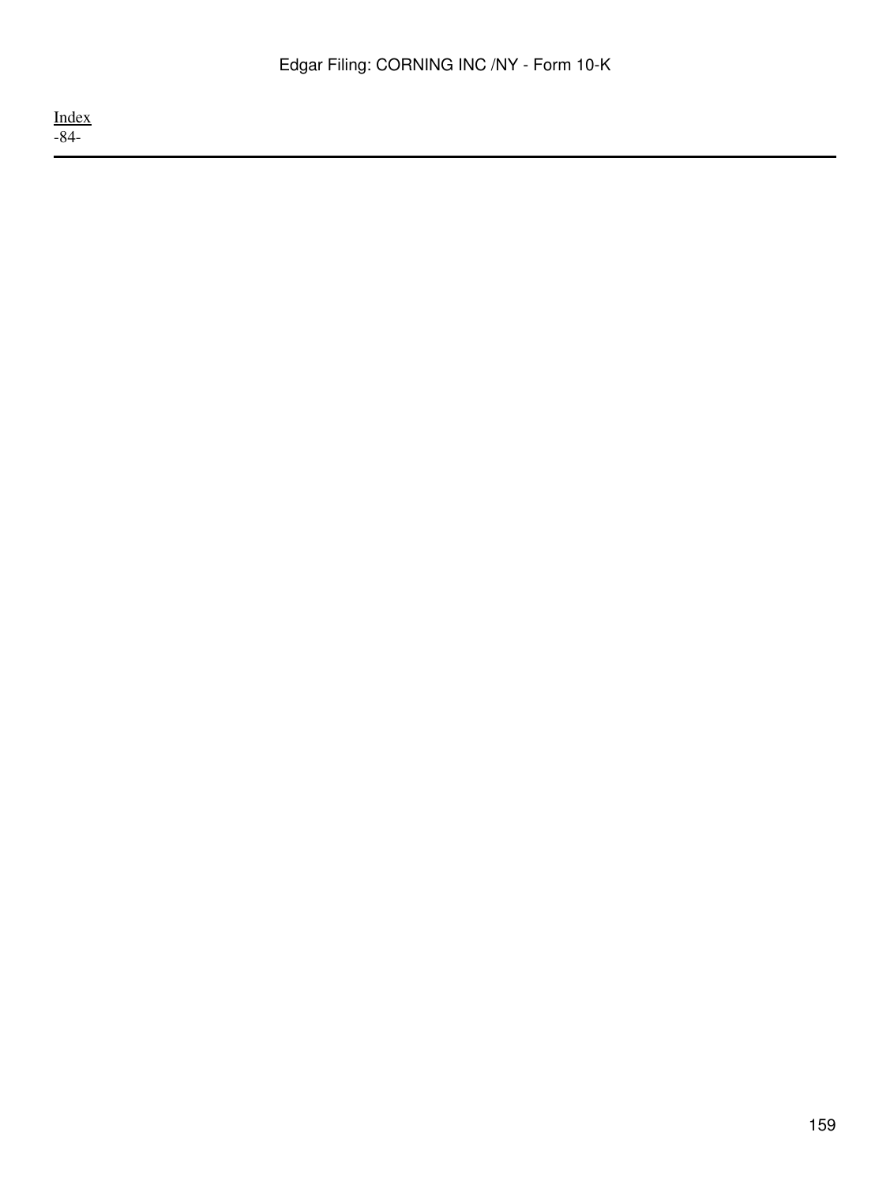Index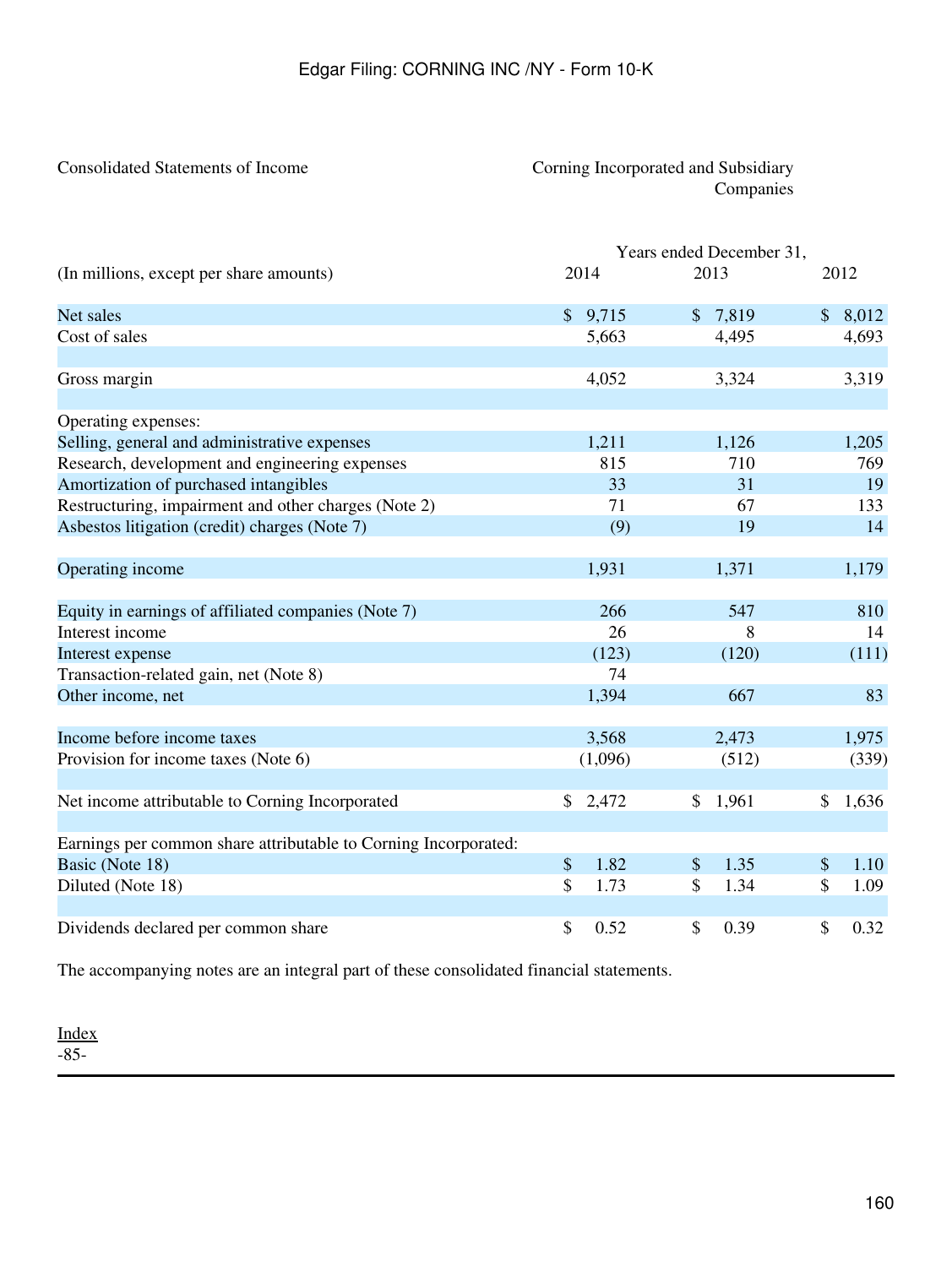Consolidated Statements of Income

Corning Incorporated and Subsidiary Companies

| (In millions, except per share amounts) | Years ended December 31, 2014 | 2013 | 2012 |
|---|---|---|---|
| Net sales | $ 9,715 | $ 7,819 | $ 8,012 |
| Cost of sales | 5,663 | 4,495 | 4,693 |
| | | | |
| Gross margin | 4,052 | 3,324 | 3,319 |
| | | | |
| Operating expenses: | | | |
| Selling, general and administrative expenses | 1,211 | 1,126 | 1,205 |
| Research, development and engineering expenses | 815 | 710 | 769 |
| Amortization of purchased intangibles | 33 | 31 | 19 |
| Restructuring, impairment and other charges (Note 2) | 71 | 67 | 133 |
| Asbestos litigation (credit) charges (Note 7) | (9) | 19 | 14 |
| | | | |
| Operating income | 1,931 | 1,371 | 1,179 |
| | | | |
| Equity in earnings of affiliated companies (Note 7) | 266 | 547 | 810 |
| Interest income | 26 | 8 | 14 |
| Interest expense | (123) | (120) | (111) |
| Transaction-related gain, net (Note 8) | 74 | | |
| Other income, net | 1,394 | 667 | 83 |
| | | | |
| Income before income taxes | 3,568 | 2,473 | 1,975 |
| Provision for income taxes (Note 6) | (1,096) | (512) | (339) |
| | | | |
| Net income attributable to Corning Incorporated | $ 2,472 | $ 1,961 | $ 1,636 |
| | | | |
| Earnings per common share attributable to Corning Incorporated: | | | |
| Basic (Note 18) | $ 1.82 | $ 1.35 | $ 1.10 |
| Diluted (Note 18) | $ 1.73 | $ 1.34 | $ 1.09 |
| | | | |
| Dividends declared per common share | $ 0.52 | $ 0.39 | $ 0.32 |

The accompanying notes are an integral part of these consolidated financial statements.

Index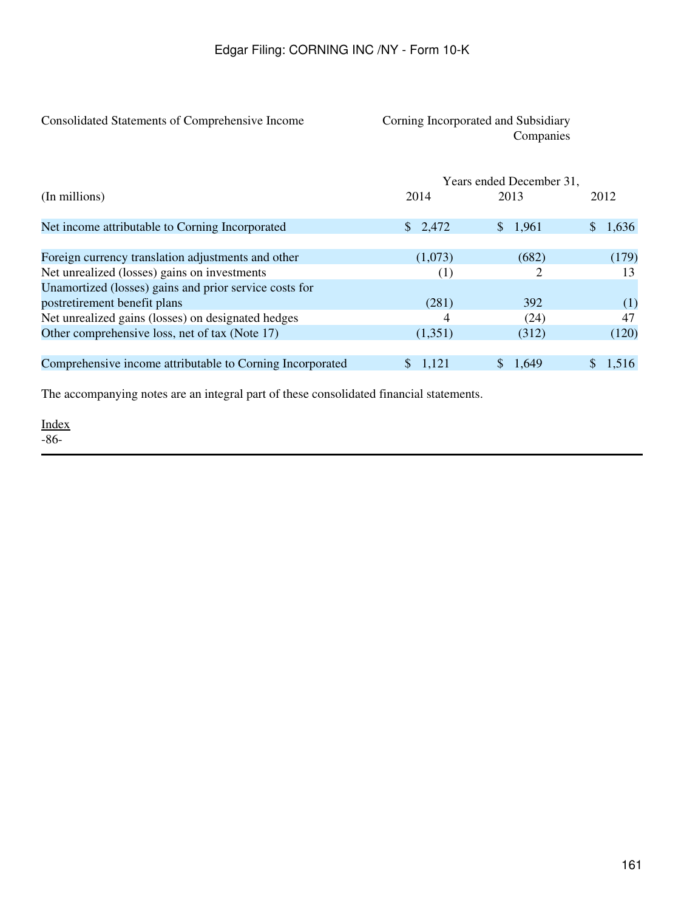Consolidated Statements of Comprehensive Income

Corning Incorporated and Subsidiary Companies

| (In millions) | Years ended December 31, 2014 | 2013 | 2012 |
|---|---|---|---|
| Net income attributable to Corning Incorporated | $ 2,472 | $ 1,961 | $ 1,636 |
| | | | |
| Foreign currency translation adjustments and other | (1,073) | (682) | (179) |
| Net unrealized (losses) gains on investments | (1) | 2 | 13 |
| Unamortized (losses) gains and prior service costs for postretirement benefit plans | (281) | 392 | (1) |
| Net unrealized gains (losses) on designated hedges | 4 | (24) | 47 |
| Other comprehensive loss, net of tax (Note 17) | (1,351) | (312) | (120) |
| | | | |
| Comprehensive income attributable to Corning Incorporated | $ 1,121 | $ 1,649 | $ 1,516 |

The accompanying notes are an integral part of these consolidated financial statements.

Index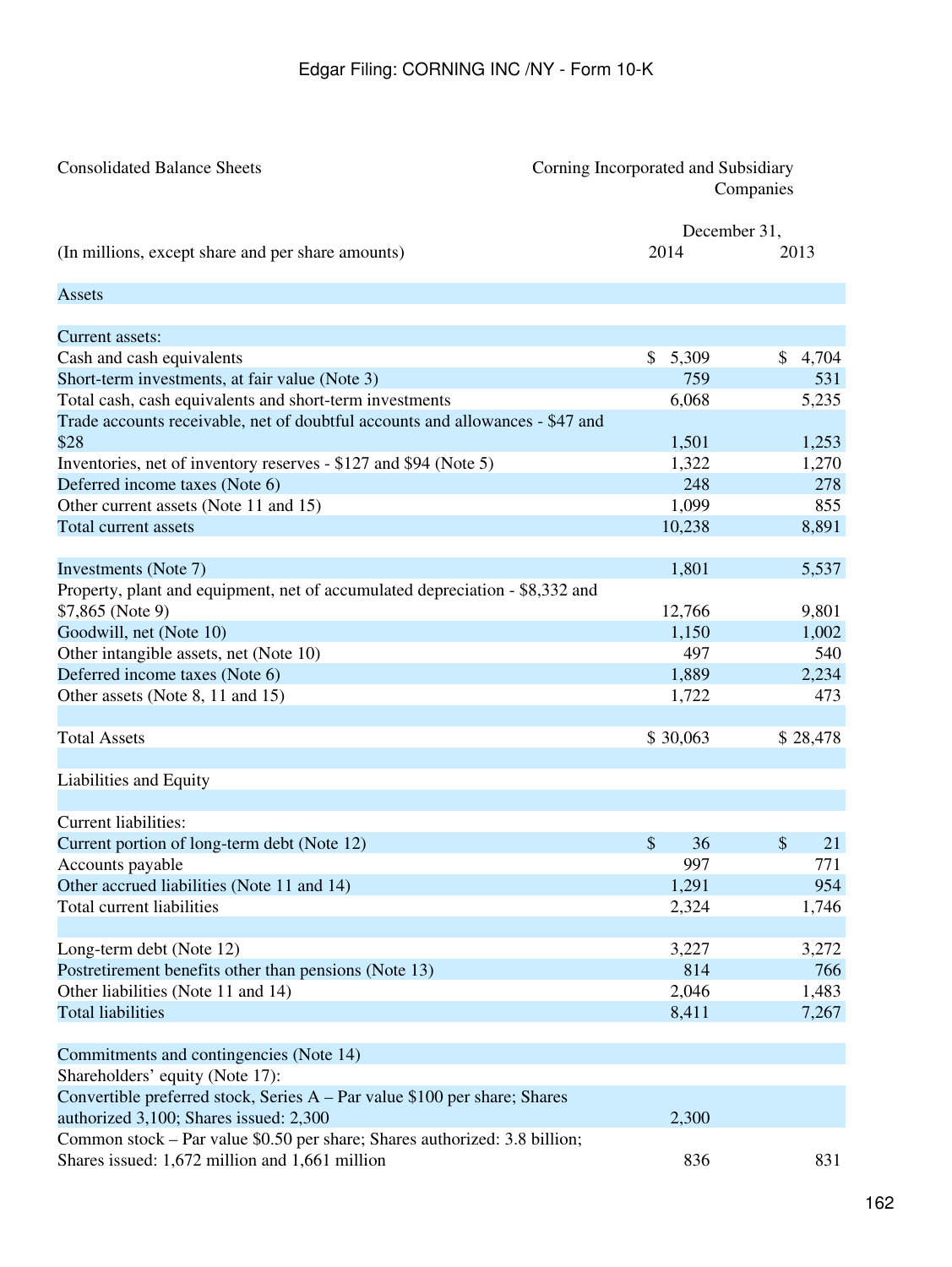Consolidated Balance Sheets — Corning Incorporated and Subsidiary Companies

| (In millions, except share and per share amounts) | December 31, 2014 | 2013 |
|---|---|---|
| **Assets** | | |
| Current assets: | | |
| Cash and cash equivalents | $ 5,309 | $ 4,704 |
| Short-term investments, at fair value (Note 3) | 759 | 531 |
| Total cash, cash equivalents and short-term investments | 6,068 | 5,235 |
| Trade accounts receivable, net of doubtful accounts and allowances - $47 and $28 | 1,501 | 1,253 |
| Inventories, net of inventory reserves - $127 and $94 (Note 5) | 1,322 | 1,270 |
| Deferred income taxes (Note 6) | 248 | 278 |
| Other current assets (Note 11 and 15) | 1,099 | 855 |
| Total current assets | 10,238 | 8,891 |
| | | |
| Investments (Note 7) | 1,801 | 5,537 |
| Property, plant and equipment, net of accumulated depreciation - $8,332 and $7,865 (Note 9) | 12,766 | 9,801 |
| Goodwill, net (Note 10) | 1,150 | 1,002 |
| Other intangible assets, net (Note 10) | 497 | 540 |
| Deferred income taxes (Note 6) | 1,889 | 2,234 |
| Other assets (Note 8, 11 and 15) | 1,722 | 473 |
| | | |
| Total Assets | $ 30,063 | $ 28,478 |
| | | |
| **Liabilities and Equity** | | |
| | | |
| Current liabilities: | | |
| Current portion of long-term debt (Note 12) | $ 36 | $ 21 |
| Accounts payable | 997 | 771 |
| Other accrued liabilities (Note 11 and 14) | 1,291 | 954 |
| Total current liabilities | 2,324 | 1,746 |
| | | |
| Long-term debt (Note 12) | 3,227 | 3,272 |
| Postretirement benefits other than pensions (Note 13) | 814 | 766 |
| Other liabilities (Note 11 and 14) | 2,046 | 1,483 |
| Total liabilities | 8,411 | 7,267 |
| | | |
| Commitments and contingencies (Note 14) | | |
| Shareholders' equity (Note 17): | | |
| Convertible preferred stock, Series A – Par value $100 per share; Shares authorized 3,100; Shares issued: 2,300 | 2,300 | |
| Common stock – Par value $0.50 per share; Shares authorized: 3.8 billion; Shares issued: 1,672 million and 1,661 million | 836 | 831 |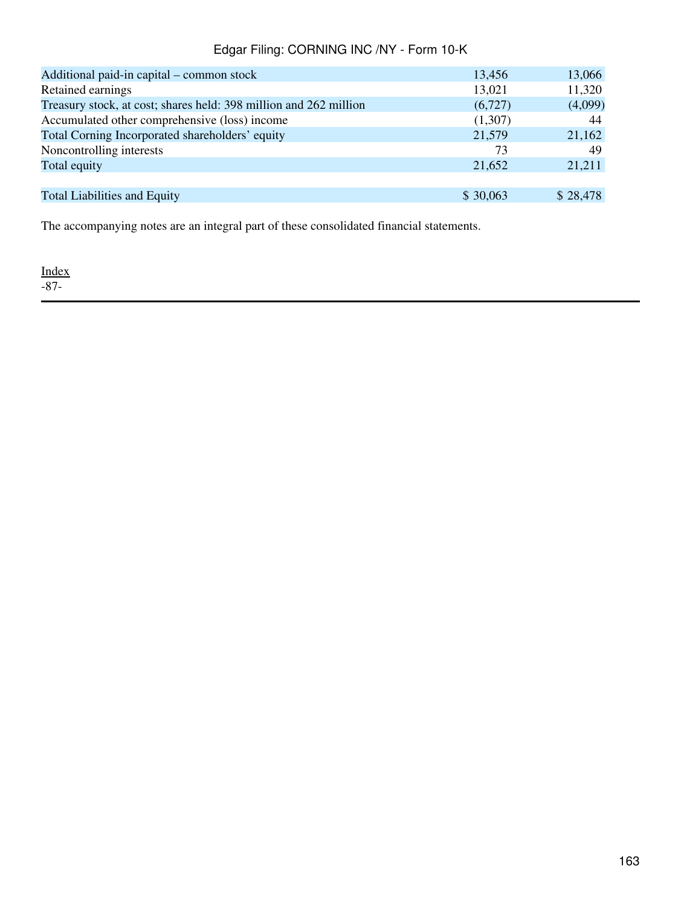| | | |
|---|---|---|
| Additional paid-in capital – common stock | 13,456 | 13,066 |
| Retained earnings | 13,021 | 11,320 |
| Treasury stock, at cost; shares held: 398 million and 262 million | (6,727) | (4,099) |
| Accumulated other comprehensive (loss) income | (1,307) | 44 |
| Total Corning Incorporated shareholders' equity | 21,579 | 21,162 |
| Noncontrolling interests | 73 | 49 |
| Total equity | 21,652 | 21,211 |
| | | |
| Total Liabilities and Equity | $ 30,063 | $ 28,478 |

The accompanying notes are an integral part of these consolidated financial statements.

Index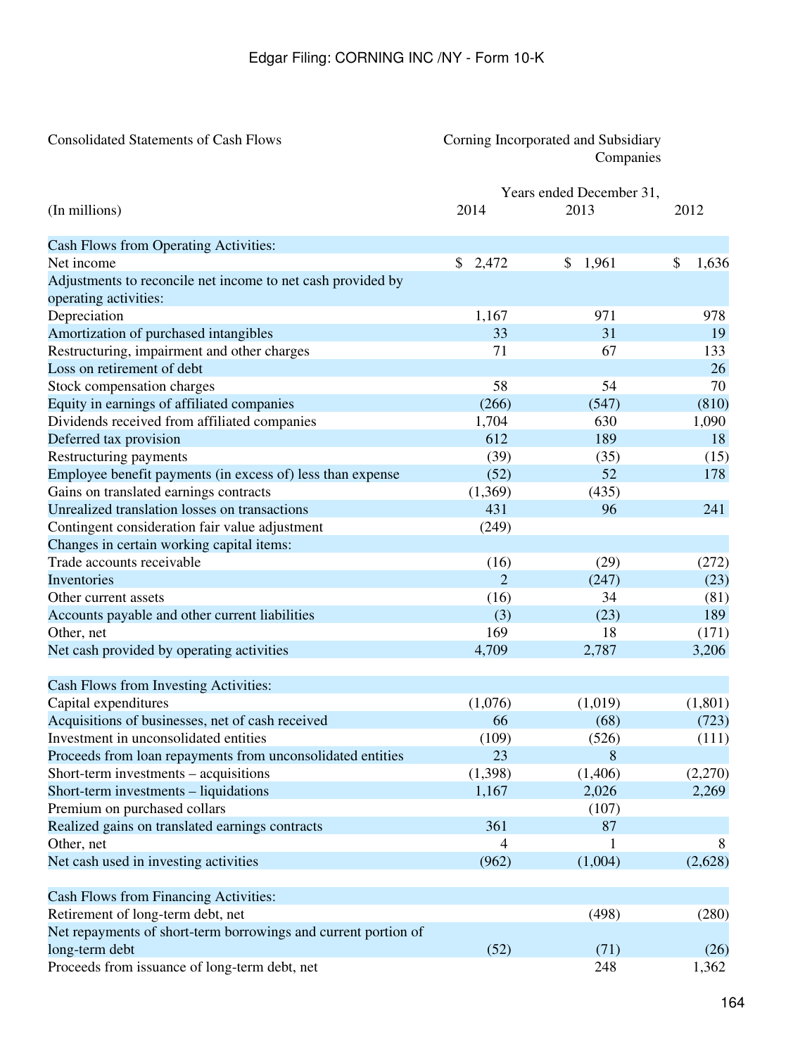Edgar Filing: CORNING INC /NY - Form 10-K

Consolidated Statements of Cash Flows

Corning Incorporated and Subsidiary Companies

| (In millions) | 2014 | 2013 | 2012 |
|---|---|---|---|
| | Years ended December 31, | | |
| **Cash Flows from Operating Activities:** | | | |
| Net income | $ 2,472 | $ 1,961 | $ 1,636 |
| Adjustments to reconcile net income to net cash provided by operating activities: | | | |
| Depreciation | 1,167 | 971 | 978 |
| Amortization of purchased intangibles | 33 | 31 | 19 |
| Restructuring, impairment and other charges | 71 | 67 | 133 |
| Loss on retirement of debt | | | 26 |
| Stock compensation charges | 58 | 54 | 70 |
| Equity in earnings of affiliated companies | (266) | (547) | (810) |
| Dividends received from affiliated companies | 1,704 | 630 | 1,090 |
| Deferred tax provision | 612 | 189 | 18 |
| Restructuring payments | (39) | (35) | (15) |
| Employee benefit payments (in excess of) less than expense | (52) | 52 | 178 |
| Gains on translated earnings contracts | (1,369) | (435) | |
| Unrealized translation losses on transactions | 431 | 96 | 241 |
| Contingent consideration fair value adjustment | (249) | | |
| Changes in certain working capital items: | | | |
| Trade accounts receivable | (16) | (29) | (272) |
| Inventories | 2 | (247) | (23) |
| Other current assets | (16) | 34 | (81) |
| Accounts payable and other current liabilities | (3) | (23) | 189 |
| Other, net | 169 | 18 | (171) |
| Net cash provided by operating activities | 4,709 | 2,787 | 3,206 |
| **Cash Flows from Investing Activities:** | | | |
| Capital expenditures | (1,076) | (1,019) | (1,801) |
| Acquisitions of businesses, net of cash received | 66 | (68) | (723) |
| Investment in unconsolidated entities | (109) | (526) | (111) |
| Proceeds from loan repayments from unconsolidated entities | 23 | 8 | |
| Short-term investments – acquisitions | (1,398) | (1,406) | (2,270) |
| Short-term investments – liquidations | 1,167 | 2,026 | 2,269 |
| Premium on purchased collars | | (107) | |
| Realized gains on translated earnings contracts | 361 | 87 | |
| Other, net | 4 | 1 | 8 |
| Net cash used in investing activities | (962) | (1,004) | (2,628) |
| **Cash Flows from Financing Activities:** | | | |
| Retirement of long-term debt, net | | (498) | (280) |
| Net repayments of short-term borrowings and current portion of long-term debt | (52) | (71) | (26) |
| Proceeds from issuance of long-term debt, net | | 248 | 1,362 |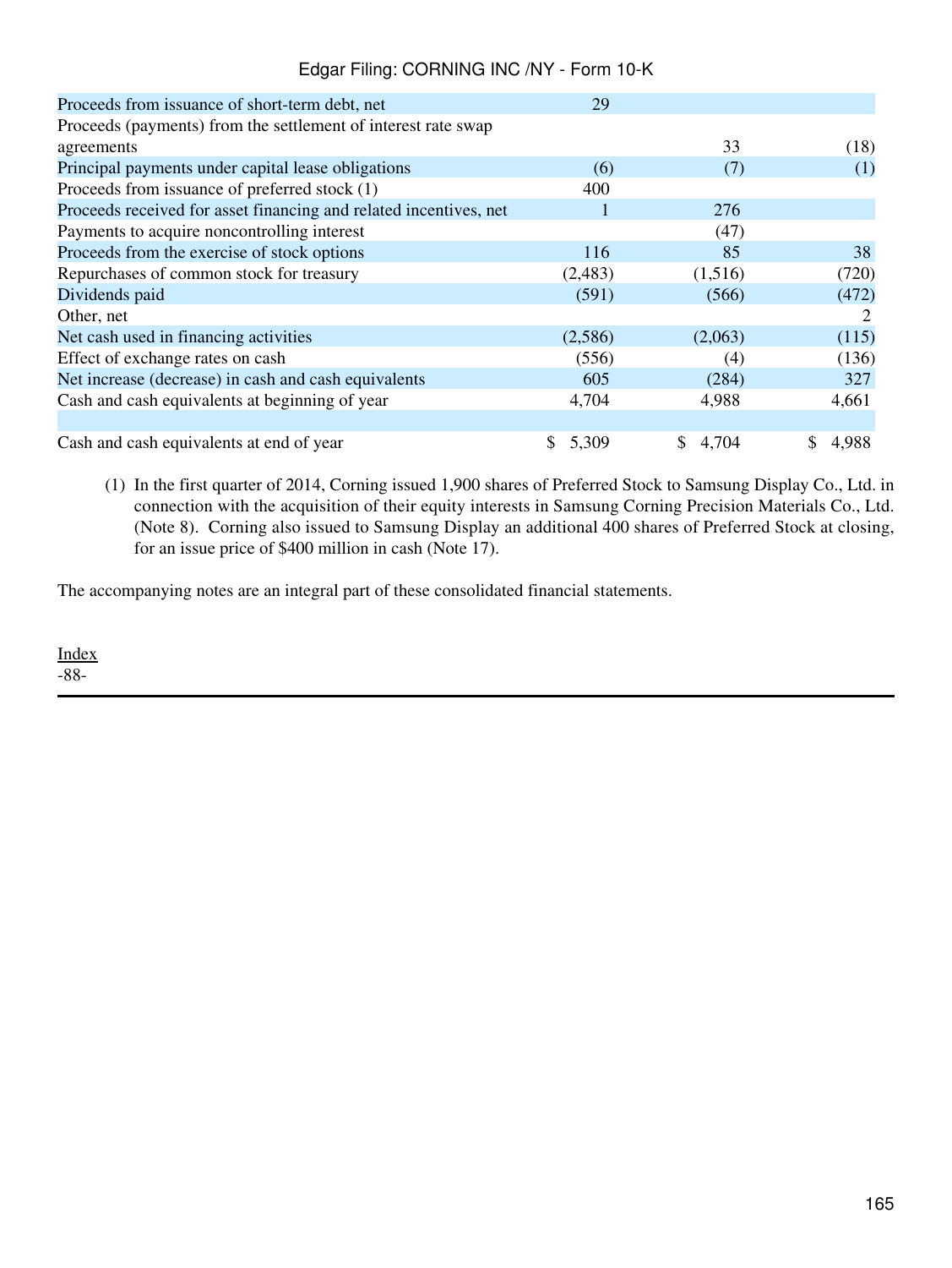| | | | |
|---|---|---|---|
| Proceeds from issuance of short-term debt, net | 29 | | |
| Proceeds (payments) from the settlement of interest rate swap agreements | | 33 | (18) |
| Principal payments under capital lease obligations | (6) | (7) | (1) |
| Proceeds from issuance of preferred stock (1) | 400 | | |
| Proceeds received for asset financing and related incentives, net | 1 | 276 | |
| Payments to acquire noncontrolling interest | | (47) | |
| Proceeds from the exercise of stock options | 116 | 85 | 38 |
| Repurchases of common stock for treasury | (2,483) | (1,516) | (720) |
| Dividends paid | (591) | (566) | (472) |
| Other, net | | | 2 |
| Net cash used in financing activities | (2,586) | (2,063) | (115) |
| Effect of exchange rates on cash | (556) | (4) | (136) |
| Net increase (decrease) in cash and cash equivalents | 605 | (284) | 327 |
| Cash and cash equivalents at beginning of year | 4,704 | 4,988 | 4,661 |
| Cash and cash equivalents at end of year | $ 5,309 | $ 4,704 | $ 4,988 |

(1) In the first quarter of 2014, Corning issued 1,900 shares of Preferred Stock to Samsung Display Co., Ltd. in connection with the acquisition of their equity interests in Samsung Corning Precision Materials Co., Ltd. (Note 8). Corning also issued to Samsung Display an additional 400 shares of Preferred Stock at closing, for an issue price of $400 million in cash (Note 17).

The accompanying notes are an integral part of these consolidated financial statements.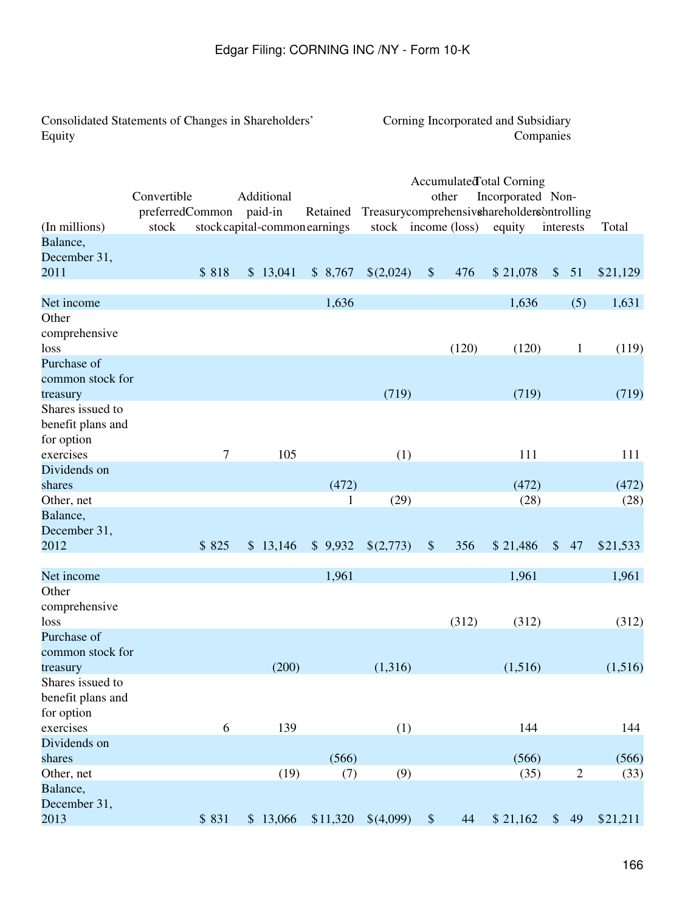Consolidated Statements of Changes in Shareholders' Equity

Corning Incorporated and Subsidiary Companies

| (In millions) | Convertible preferred stock | Common stock | Additional paid-in capital-common | Retained earnings | Treasury stock | Accumulated other comprehensive income (loss) | Total Corning Incorporated shareholders' equity | Non-controlling interests | Total |
|---|---|---|---|---|---|---|---|---|---|
| Balance, December 31, 2011 | | $ 818 | $ 13,041 | $ 8,767 | $(2,024) | $ 476 | $ 21,078 | $ 51 | $21,129 |
| Net income | | | | 1,636 | | | 1,636 | (5) | 1,631 |
| Other comprehensive loss | | | | | | (120) | (120) | 1 | (119) |
| Purchase of common stock for treasury | | | | | (719) | | (719) | | (719) |
| Shares issued to benefit plans and for option exercises | | 7 | 105 | | (1) | | 111 | | 111 |
| Dividends on shares | | | | (472) | | | (472) | | (472) |
| Other, net | | | | 1 | (29) | | (28) | | (28) |
| Balance, December 31, 2012 | | $ 825 | $ 13,146 | $ 9,932 | $(2,773) | $ 356 | $ 21,486 | $ 47 | $21,533 |
| Net income | | | | 1,961 | | | 1,961 | | 1,961 |
| Other comprehensive loss | | | | | | (312) | (312) | | (312) |
| Purchase of common stock for treasury | | | (200) | | (1,316) | | (1,516) | | (1,516) |
| Shares issued to benefit plans and for option exercises | | 6 | 139 | | (1) | | 144 | | 144 |
| Dividends on shares | | | | (566) | | | (566) | | (566) |
| Other, net | | | (19) | (7) | (9) | | (35) | 2 | (33) |
| Balance, December 31, 2013 | | $ 831 | $ 13,066 | $11,320 | $(4,099) | $ 44 | $ 21,162 | $ 49 | $21,211 |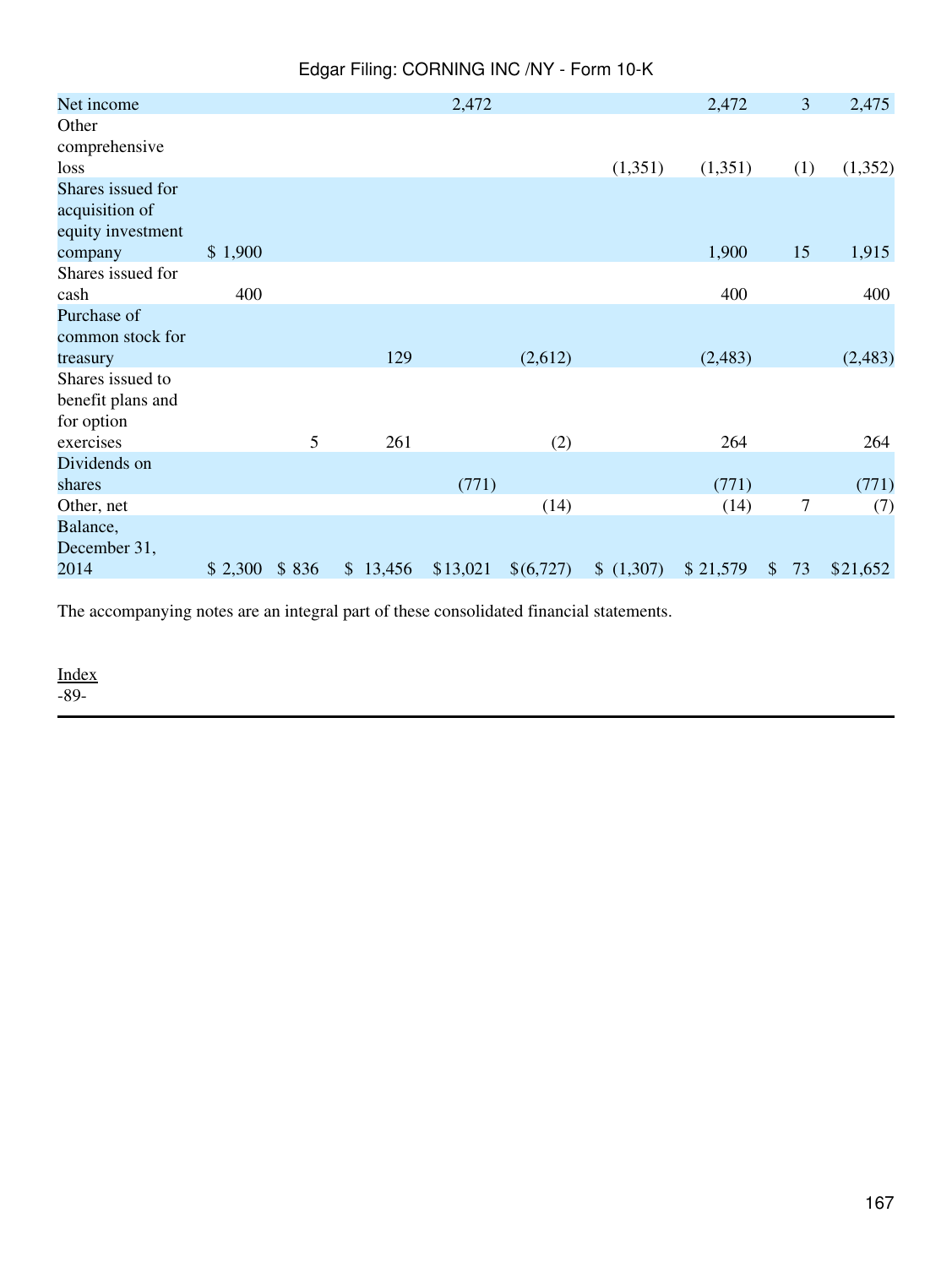| | | | | | | | | | |
|---|---|---|---|---|---|---|---|---|---|
| Net income | | | | 2,472 | | | 2,472 | 3 | 2,475 |
| Other comprehensive loss | | | | | | (1,351) | (1,351) | (1) | (1,352) |
| Shares issued for acquisition of equity investment company | $ 1,900 | | | | | | 1,900 | 15 | 1,915 |
| Shares issued for cash | 400 | | | | | | 400 | | 400 |
| Purchase of common stock for treasury | | | 129 | | (2,612) | | (2,483) | | (2,483) |
| Shares issued to benefit plans and for option exercises | | 5 | 261 | | (2) | | 264 | | 264 |
| Dividends on shares | | | | (771) | | | (771) | | (771) |
| Other, net | | | | | (14) | | (14) | 7 | (7) |
| Balance, December 31, 2014 | $ 2,300 | $ 836 | $ 13,456 | $13,021 | $(6,727) | $ (1,307) | $ 21,579 | $ 73 | $21,652 |

The accompanying notes are an integral part of these consolidated financial statements.

Index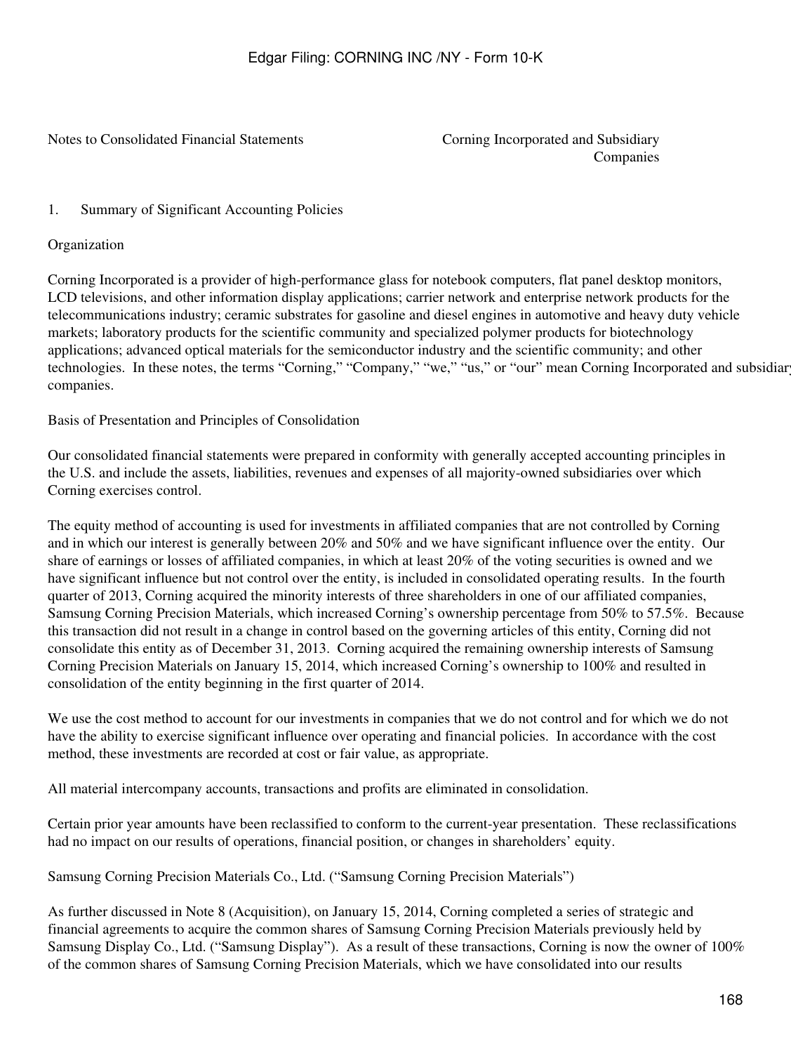Notes to Consolidated Financial Statements

Corning Incorporated and Subsidiary Companies

## 1. Summary of Significant Accounting Policies

### Organization

Corning Incorporated is a provider of high-performance glass for notebook computers, flat panel desktop monitors, LCD televisions, and other information display applications; carrier network and enterprise network products for the telecommunications industry; ceramic substrates for gasoline and diesel engines in automotive and heavy duty vehicle markets; laboratory products for the scientific community and specialized polymer products for biotechnology applications; advanced optical materials for the semiconductor industry and the scientific community; and other technologies. In these notes, the terms "Corning," "Company," "we," "us," or "our" mean Corning Incorporated and subsidiary companies.

### Basis of Presentation and Principles of Consolidation

Our consolidated financial statements were prepared in conformity with generally accepted accounting principles in the U.S. and include the assets, liabilities, revenues and expenses of all majority-owned subsidiaries over which Corning exercises control.

The equity method of accounting is used for investments in affiliated companies that are not controlled by Corning and in which our interest is generally between 20% and 50% and we have significant influence over the entity. Our share of earnings or losses of affiliated companies, in which at least 20% of the voting securities is owned and we have significant influence but not control over the entity, is included in consolidated operating results. In the fourth quarter of 2013, Corning acquired the minority interests of three shareholders in one of our affiliated companies, Samsung Corning Precision Materials, which increased Corning's ownership percentage from 50% to 57.5%. Because this transaction did not result in a change in control based on the governing articles of this entity, Corning did not consolidate this entity as of December 31, 2013. Corning acquired the remaining ownership interests of Samsung Corning Precision Materials on January 15, 2014, which increased Corning's ownership to 100% and resulted in consolidation of the entity beginning in the first quarter of 2014.

We use the cost method to account for our investments in companies that we do not control and for which we do not have the ability to exercise significant influence over operating and financial policies. In accordance with the cost method, these investments are recorded at cost or fair value, as appropriate.

All material intercompany accounts, transactions and profits are eliminated in consolidation.

Certain prior year amounts have been reclassified to conform to the current-year presentation. These reclassifications had no impact on our results of operations, financial position, or changes in shareholders' equity.

### Samsung Corning Precision Materials Co., Ltd. ("Samsung Corning Precision Materials")

As further discussed in Note 8 (Acquisition), on January 15, 2014, Corning completed a series of strategic and financial agreements to acquire the common shares of Samsung Corning Precision Materials previously held by Samsung Display Co., Ltd. ("Samsung Display"). As a result of these transactions, Corning is now the owner of 100% of the common shares of Samsung Corning Precision Materials, which we have consolidated into our results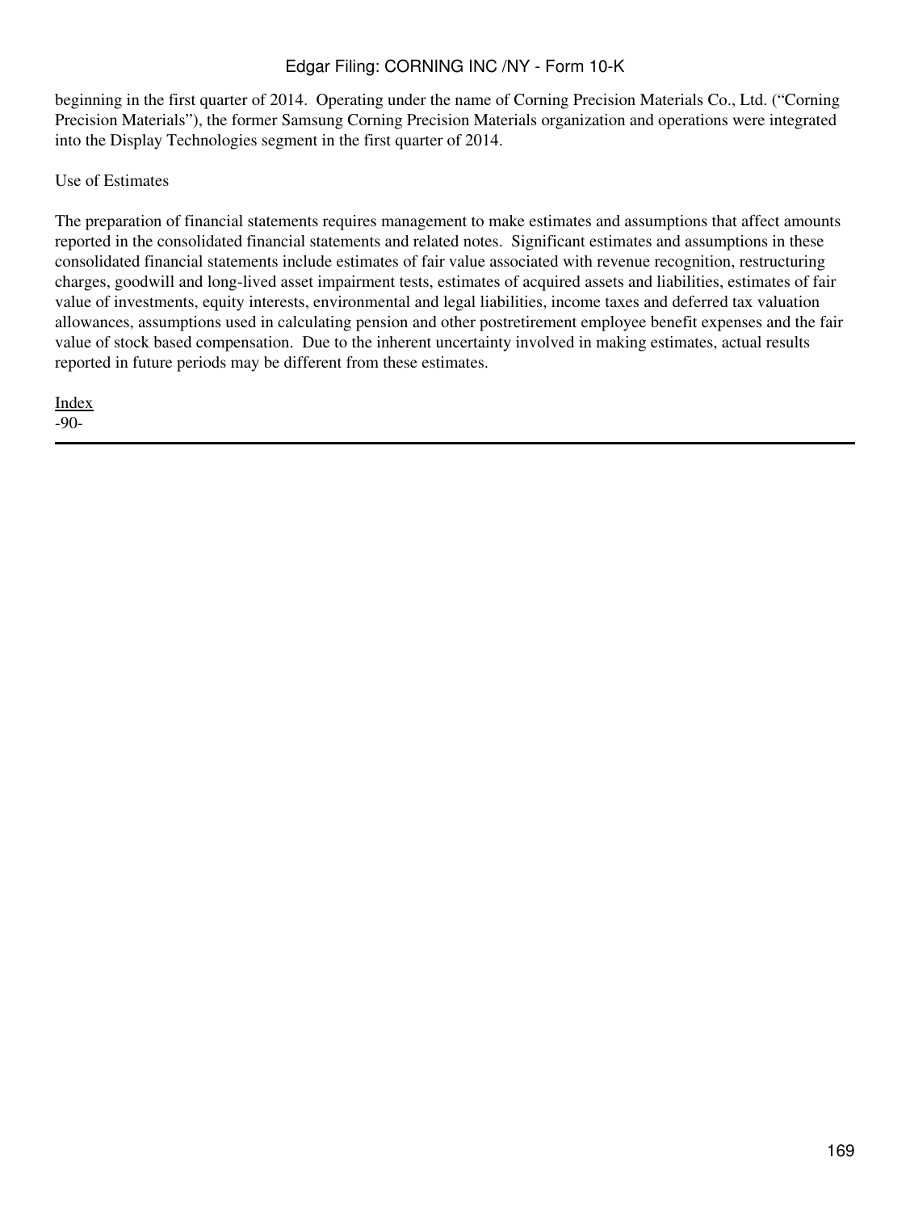beginning in the first quarter of 2014. Operating under the name of Corning Precision Materials Co., Ltd. ("Corning Precision Materials"), the former Samsung Corning Precision Materials organization and operations were integrated into the Display Technologies segment in the first quarter of 2014.

Use of Estimates

The preparation of financial statements requires management to make estimates and assumptions that affect amounts reported in the consolidated financial statements and related notes. Significant estimates and assumptions in these consolidated financial statements include estimates of fair value associated with revenue recognition, restructuring charges, goodwill and long-lived asset impairment tests, estimates of acquired assets and liabilities, estimates of fair value of investments, equity interests, environmental and legal liabilities, income taxes and deferred tax valuation allowances, assumptions used in calculating pension and other postretirement employee benefit expenses and the fair value of stock based compensation. Due to the inherent uncertainty involved in making estimates, actual results reported in future periods may be different from these estimates.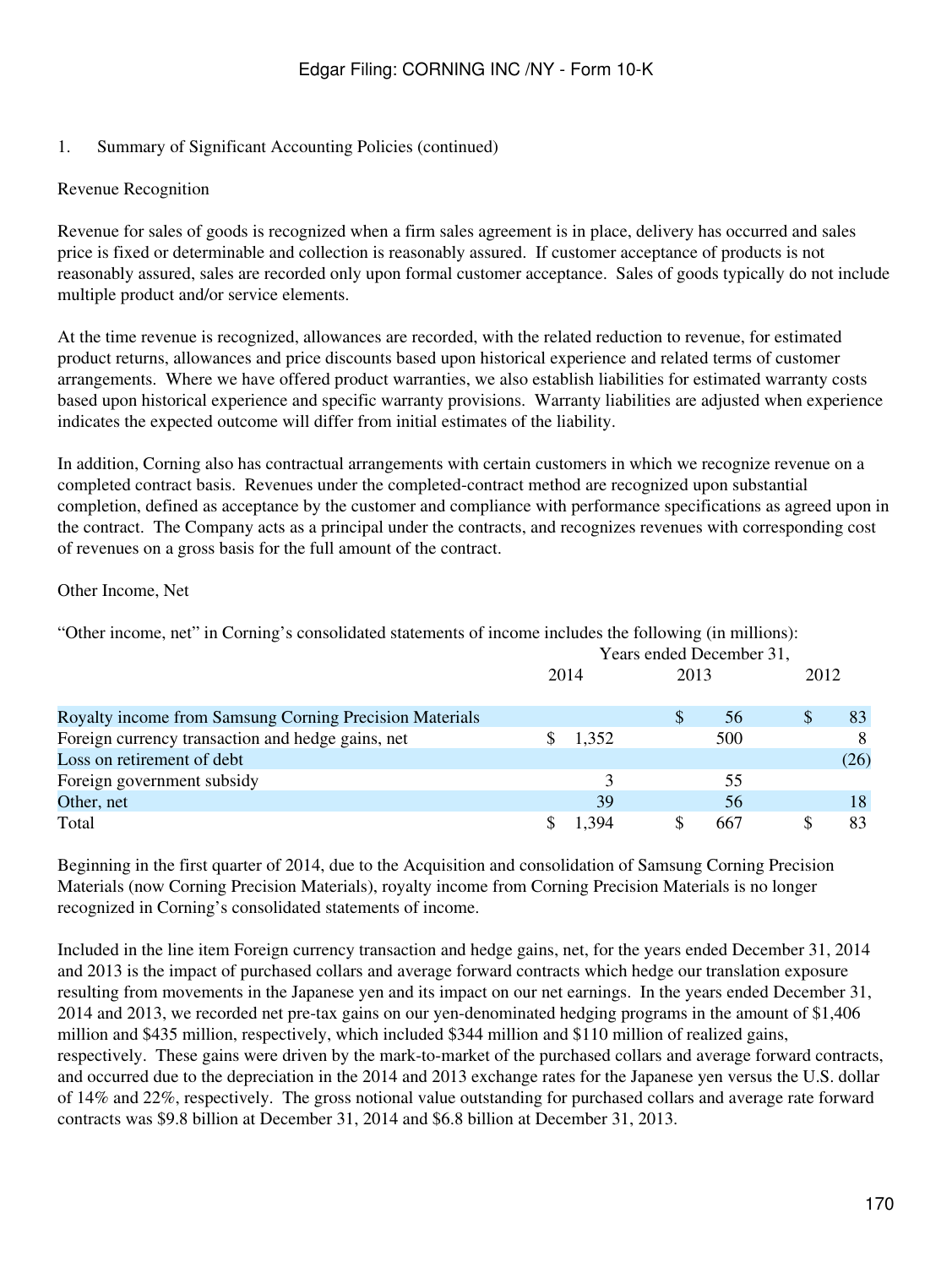1. Summary of Significant Accounting Policies (continued)

Revenue Recognition

Revenue for sales of goods is recognized when a firm sales agreement is in place, delivery has occurred and sales price is fixed or determinable and collection is reasonably assured. If customer acceptance of products is not reasonably assured, sales are recorded only upon formal customer acceptance. Sales of goods typically do not include multiple product and/or service elements.

At the time revenue is recognized, allowances are recorded, with the related reduction to revenue, for estimated product returns, allowances and price discounts based upon historical experience and related terms of customer arrangements. Where we have offered product warranties, we also establish liabilities for estimated warranty costs based upon historical experience and specific warranty provisions. Warranty liabilities are adjusted when experience indicates the expected outcome will differ from initial estimates of the liability.

In addition, Corning also has contractual arrangements with certain customers in which we recognize revenue on a completed contract basis. Revenues under the completed-contract method are recognized upon substantial completion, defined as acceptance by the customer and compliance with performance specifications as agreed upon in the contract. The Company acts as a principal under the contracts, and recognizes revenues with corresponding cost of revenues on a gross basis for the full amount of the contract.

Other Income, Net

"Other income, net" in Corning's consolidated statements of income includes the following (in millions):

| | Years ended December 31, | | |
|---|---|---|---|
| | 2014 | 2013 | 2012 |
| Royalty income from Samsung Corning Precision Materials | | $ 56 | $ 83 |
| Foreign currency transaction and hedge gains, net | $ 1,352 | 500 | 8 |
| Loss on retirement of debt | | | (26) |
| Foreign government subsidy | 3 | 55 | |
| Other, net | 39 | 56 | 18 |
| Total | $ 1,394 | $ 667 | $ 83 |

Beginning in the first quarter of 2014, due to the Acquisition and consolidation of Samsung Corning Precision Materials (now Corning Precision Materials), royalty income from Corning Precision Materials is no longer recognized in Corning's consolidated statements of income.

Included in the line item Foreign currency transaction and hedge gains, net, for the years ended December 31, 2014 and 2013 is the impact of purchased collars and average forward contracts which hedge our translation exposure resulting from movements in the Japanese yen and its impact on our net earnings. In the years ended December 31, 2014 and 2013, we recorded net pre-tax gains on our yen-denominated hedging programs in the amount of $1,406 million and $435 million, respectively, which included $344 million and $110 million of realized gains, respectively. These gains were driven by the mark-to-market of the purchased collars and average forward contracts, and occurred due to the depreciation in the 2014 and 2013 exchange rates for the Japanese yen versus the U.S. dollar of 14% and 22%, respectively. The gross notional value outstanding for purchased collars and average rate forward contracts was $9.8 billion at December 31, 2014 and $6.8 billion at December 31, 2013.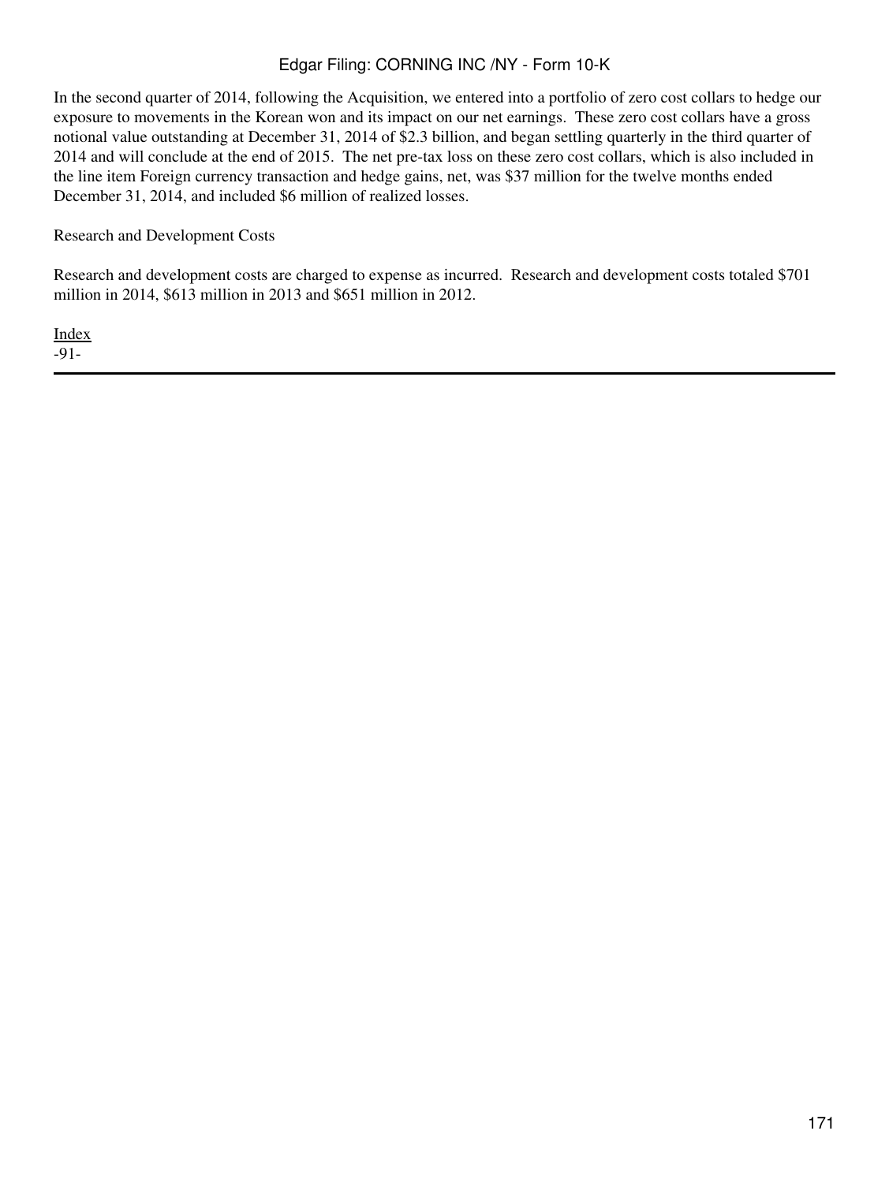In the second quarter of 2014, following the Acquisition, we entered into a portfolio of zero cost collars to hedge our exposure to movements in the Korean won and its impact on our net earnings. These zero cost collars have a gross notional value outstanding at December 31, 2014 of $2.3 billion, and began settling quarterly in the third quarter of 2014 and will conclude at the end of 2015. The net pre-tax loss on these zero cost collars, which is also included in the line item Foreign currency transaction and hedge gains, net, was $37 million for the twelve months ended December 31, 2014, and included $6 million of realized losses.

Research and Development Costs

Research and development costs are charged to expense as incurred. Research and development costs totaled $701 million in 2014, $613 million in 2013 and $651 million in 2012.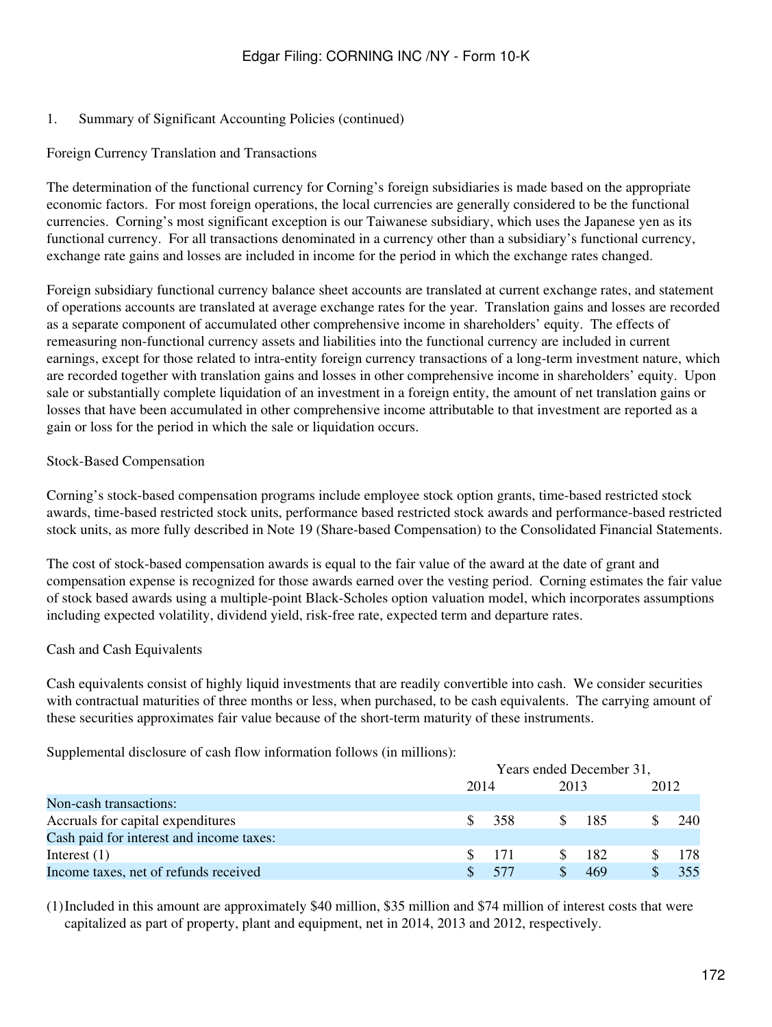1. Summary of Significant Accounting Policies (continued)

Foreign Currency Translation and Transactions

The determination of the functional currency for Corning's foreign subsidiaries is made based on the appropriate economic factors. For most foreign operations, the local currencies are generally considered to be the functional currencies. Corning's most significant exception is our Taiwanese subsidiary, which uses the Japanese yen as its functional currency. For all transactions denominated in a currency other than a subsidiary's functional currency, exchange rate gains and losses are included in income for the period in which the exchange rates changed.

Foreign subsidiary functional currency balance sheet accounts are translated at current exchange rates, and statement of operations accounts are translated at average exchange rates for the year. Translation gains and losses are recorded as a separate component of accumulated other comprehensive income in shareholders' equity. The effects of remeasuring non-functional currency assets and liabilities into the functional currency are included in current earnings, except for those related to intra-entity foreign currency transactions of a long-term investment nature, which are recorded together with translation gains and losses in other comprehensive income in shareholders' equity. Upon sale or substantially complete liquidation of an investment in a foreign entity, the amount of net translation gains or losses that have been accumulated in other comprehensive income attributable to that investment are reported as a gain or loss for the period in which the sale or liquidation occurs.

Stock-Based Compensation

Corning's stock-based compensation programs include employee stock option grants, time-based restricted stock awards, time-based restricted stock units, performance based restricted stock awards and performance-based restricted stock units, as more fully described in Note 19 (Share-based Compensation) to the Consolidated Financial Statements.

The cost of stock-based compensation awards is equal to the fair value of the award at the date of grant and compensation expense is recognized for those awards earned over the vesting period. Corning estimates the fair value of stock based awards using a multiple-point Black-Scholes option valuation model, which incorporates assumptions including expected volatility, dividend yield, risk-free rate, expected term and departure rates.

Cash and Cash Equivalents

Cash equivalents consist of highly liquid investments that are readily convertible into cash. We consider securities with contractual maturities of three months or less, when purchased, to be cash equivalents. The carrying amount of these securities approximates fair value because of the short-term maturity of these instruments.

Supplemental disclosure of cash flow information follows (in millions):

| | Years ended December 31, | | |
|---|---|---|---|
| | 2014 | 2013 | 2012 |
| Non-cash transactions: | | | |
| Accruals for capital expenditures | $ 358 | $ 185 | $ 240 |
| Cash paid for interest and income taxes: | | | |
| Interest (1) | $ 171 | $ 182 | $ 178 |
| Income taxes, net of refunds received | $ 577 | $ 469 | $ 355 |

(1) Included in this amount are approximately $40 million, $35 million and $74 million of interest costs that were capitalized as part of property, plant and equipment, net in 2014, 2013 and 2012, respectively.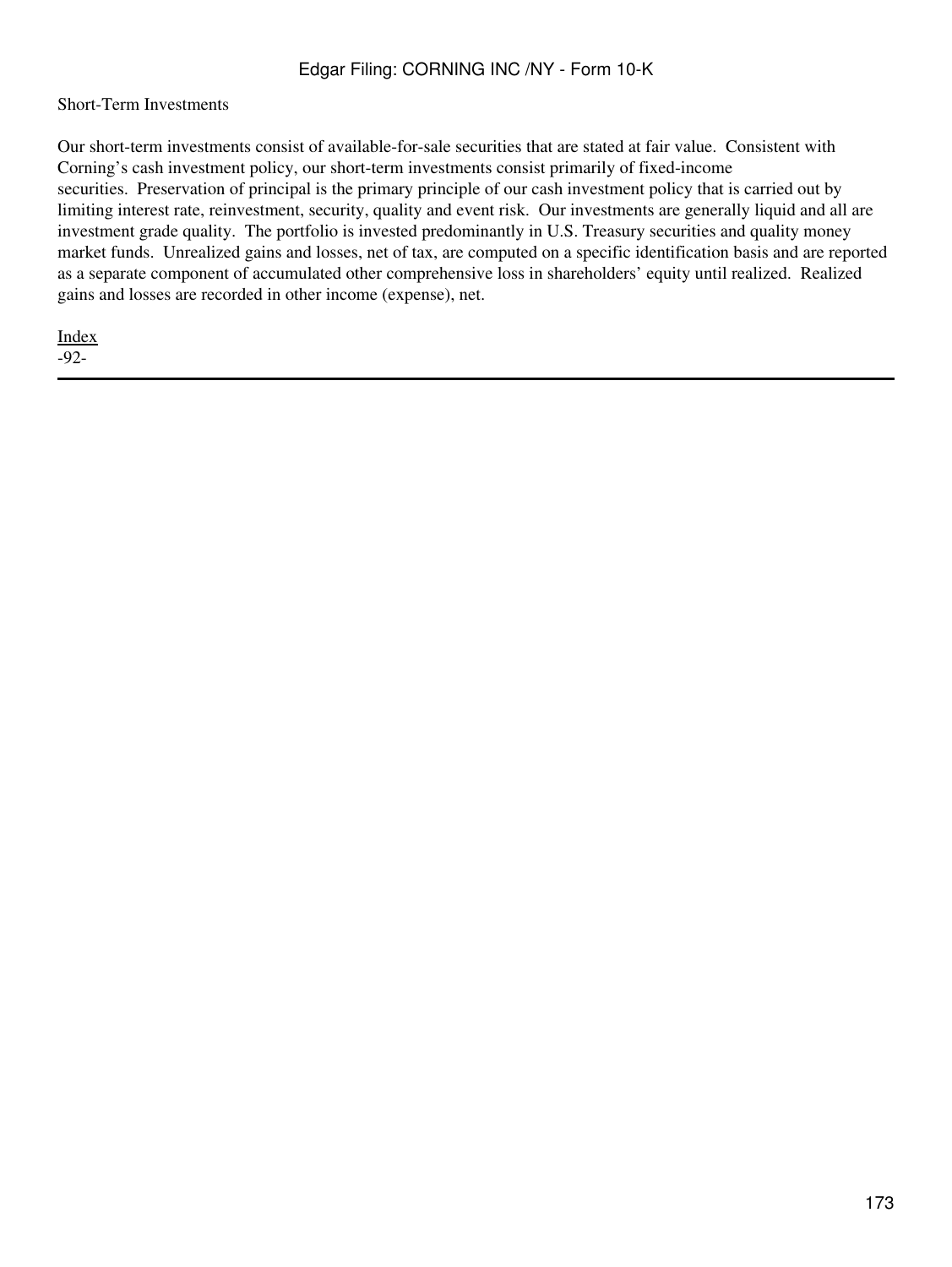Short-Term Investments

Our short-term investments consist of available-for-sale securities that are stated at fair value. Consistent with Corning's cash investment policy, our short-term investments consist primarily of fixed-income securities. Preservation of principal is the primary principle of our cash investment policy that is carried out by limiting interest rate, reinvestment, security, quality and event risk. Our investments are generally liquid and all are investment grade quality. The portfolio is invested predominantly in U.S. Treasury securities and quality money market funds. Unrealized gains and losses, net of tax, are computed on a specific identification basis and are reported as a separate component of accumulated other comprehensive loss in shareholders' equity until realized. Realized gains and losses are recorded in other income (expense), net.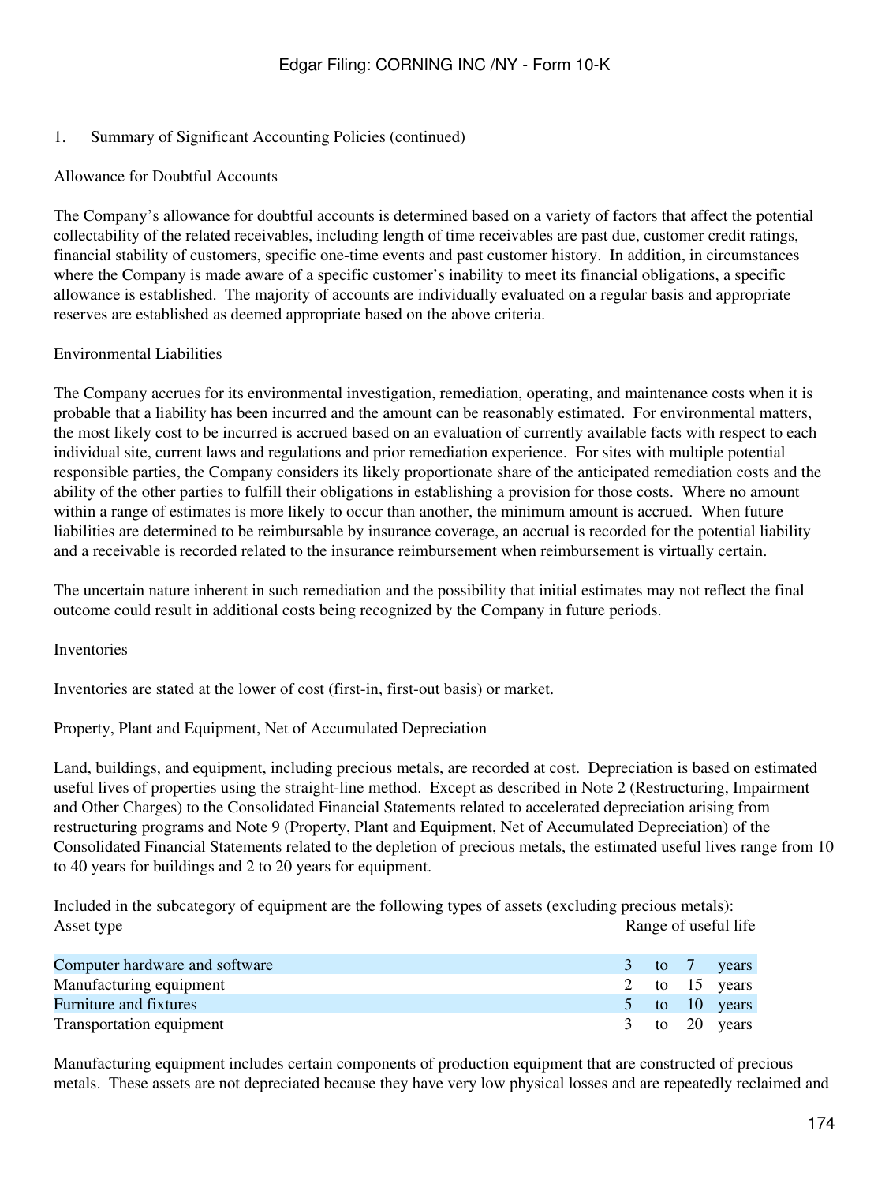1. Summary of Significant Accounting Policies (continued)

Allowance for Doubtful Accounts

The Company's allowance for doubtful accounts is determined based on a variety of factors that affect the potential collectability of the related receivables, including length of time receivables are past due, customer credit ratings, financial stability of customers, specific one-time events and past customer history. In addition, in circumstances where the Company is made aware of a specific customer's inability to meet its financial obligations, a specific allowance is established. The majority of accounts are individually evaluated on a regular basis and appropriate reserves are established as deemed appropriate based on the above criteria.

Environmental Liabilities

The Company accrues for its environmental investigation, remediation, operating, and maintenance costs when it is probable that a liability has been incurred and the amount can be reasonably estimated. For environmental matters, the most likely cost to be incurred is accrued based on an evaluation of currently available facts with respect to each individual site, current laws and regulations and prior remediation experience. For sites with multiple potential responsible parties, the Company considers its likely proportionate share of the anticipated remediation costs and the ability of the other parties to fulfill their obligations in establishing a provision for those costs. Where no amount within a range of estimates is more likely to occur than another, the minimum amount is accrued. When future liabilities are determined to be reimbursable by insurance coverage, an accrual is recorded for the potential liability and a receivable is recorded related to the insurance reimbursement when reimbursement is virtually certain.

The uncertain nature inherent in such remediation and the possibility that initial estimates may not reflect the final outcome could result in additional costs being recognized by the Company in future periods.

Inventories

Inventories are stated at the lower of cost (first-in, first-out basis) or market.

Property, Plant and Equipment, Net of Accumulated Depreciation

Land, buildings, and equipment, including precious metals, are recorded at cost. Depreciation is based on estimated useful lives of properties using the straight-line method. Except as described in Note 2 (Restructuring, Impairment and Other Charges) to the Consolidated Financial Statements related to accelerated depreciation arising from restructuring programs and Note 9 (Property, Plant and Equipment, Net of Accumulated Depreciation) of the Consolidated Financial Statements related to the depletion of precious metals, the estimated useful lives range from 10 to 40 years for buildings and 2 to 20 years for equipment.

Included in the subcategory of equipment are the following types of assets (excluding precious metals):

| Asset type | Range of useful life | | | |
|---|---|---|---|---|
| Computer hardware and software | 3 | to | 7 | years |
| Manufacturing equipment | 2 | to | 15 | years |
| Furniture and fixtures | 5 | to | 10 | years |
| Transportation equipment | 3 | to | 20 | years |

Manufacturing equipment includes certain components of production equipment that are constructed of precious metals. These assets are not depreciated because they have very low physical losses and are repeatedly reclaimed and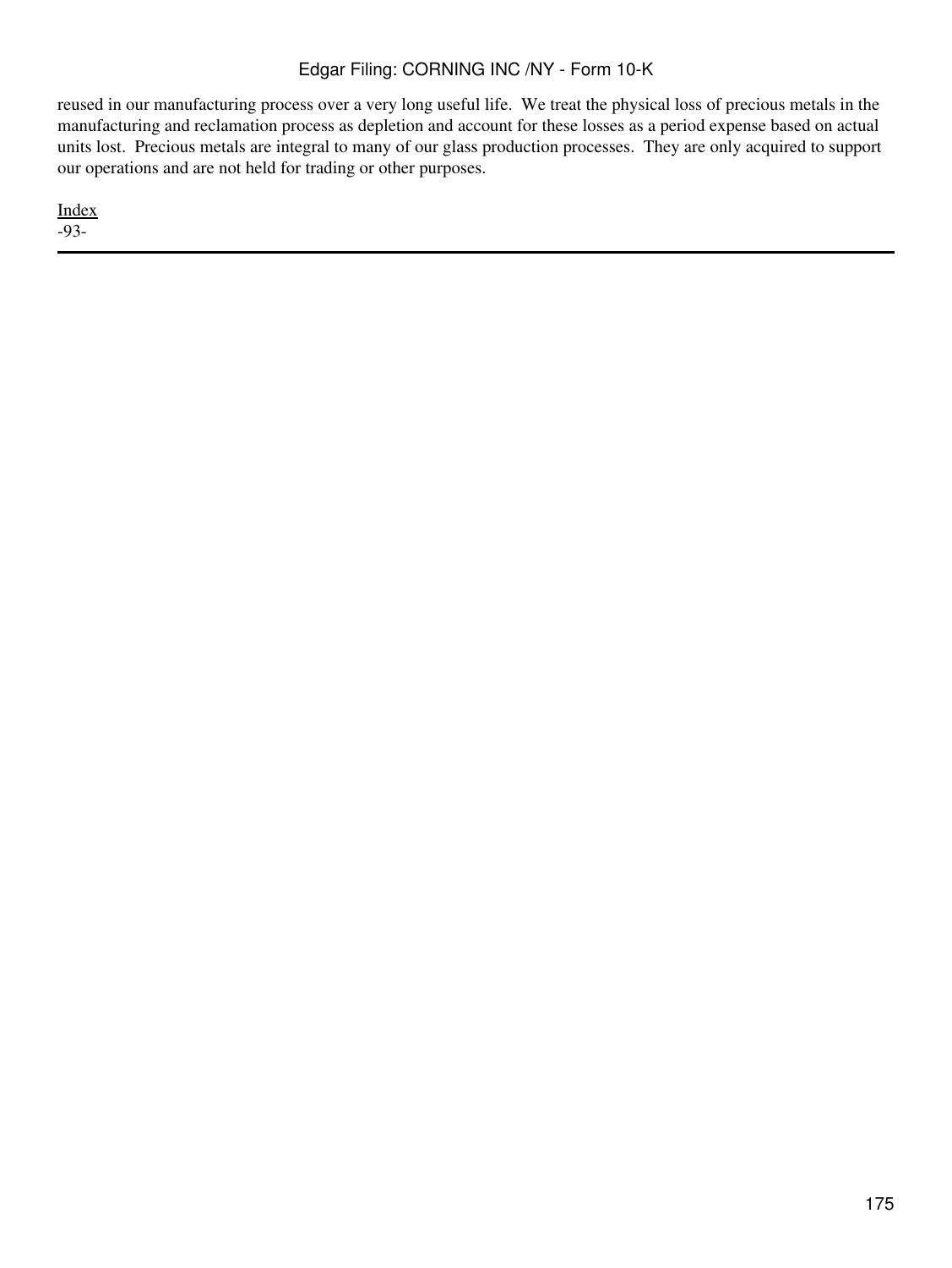reused in our manufacturing process over a very long useful life. We treat the physical loss of precious metals in the manufacturing and reclamation process as depletion and account for these losses as a period expense based on actual units lost. Precious metals are integral to many of our glass production processes. They are only acquired to support our operations and are not held for trading or other purposes.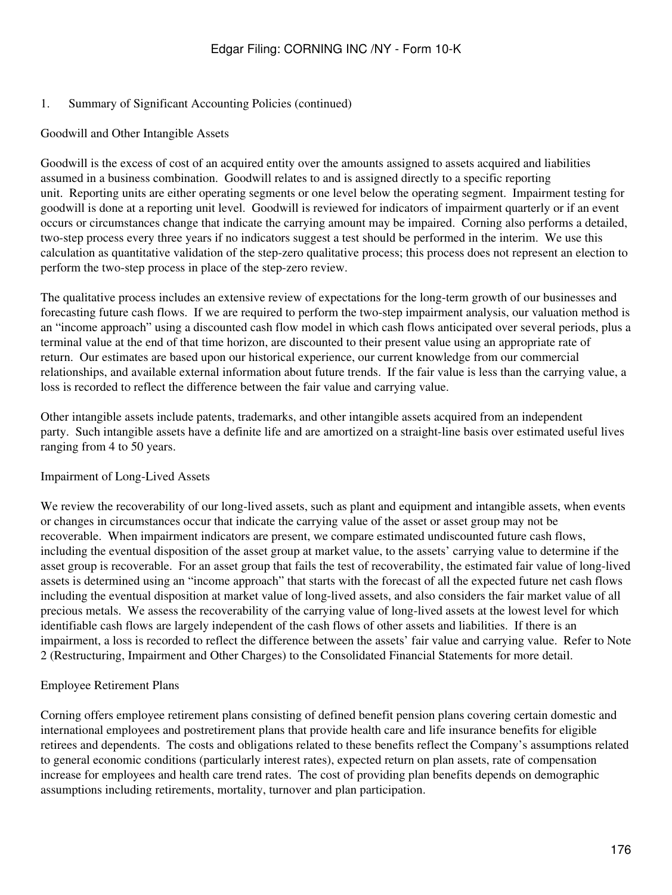## 1. Summary of Significant Accounting Policies (continued)

### Goodwill and Other Intangible Assets

Goodwill is the excess of cost of an acquired entity over the amounts assigned to assets acquired and liabilities assumed in a business combination. Goodwill relates to and is assigned directly to a specific reporting unit. Reporting units are either operating segments or one level below the operating segment. Impairment testing for goodwill is done at a reporting unit level. Goodwill is reviewed for indicators of impairment quarterly or if an event occurs or circumstances change that indicate the carrying amount may be impaired. Corning also performs a detailed, two-step process every three years if no indicators suggest a test should be performed in the interim. We use this calculation as quantitative validation of the step-zero qualitative process; this process does not represent an election to perform the two-step process in place of the step-zero review.

The qualitative process includes an extensive review of expectations for the long-term growth of our businesses and forecasting future cash flows. If we are required to perform the two-step impairment analysis, our valuation method is an "income approach" using a discounted cash flow model in which cash flows anticipated over several periods, plus a terminal value at the end of that time horizon, are discounted to their present value using an appropriate rate of return. Our estimates are based upon our historical experience, our current knowledge from our commercial relationships, and available external information about future trends. If the fair value is less than the carrying value, a loss is recorded to reflect the difference between the fair value and carrying value.

Other intangible assets include patents, trademarks, and other intangible assets acquired from an independent party. Such intangible assets have a definite life and are amortized on a straight-line basis over estimated useful lives ranging from 4 to 50 years.

### Impairment of Long-Lived Assets

We review the recoverability of our long-lived assets, such as plant and equipment and intangible assets, when events or changes in circumstances occur that indicate the carrying value of the asset or asset group may not be recoverable. When impairment indicators are present, we compare estimated undiscounted future cash flows, including the eventual disposition of the asset group at market value, to the assets' carrying value to determine if the asset group is recoverable. For an asset group that fails the test of recoverability, the estimated fair value of long-lived assets is determined using an "income approach" that starts with the forecast of all the expected future net cash flows including the eventual disposition at market value of long-lived assets, and also considers the fair market value of all precious metals. We assess the recoverability of the carrying value of long-lived assets at the lowest level for which identifiable cash flows are largely independent of the cash flows of other assets and liabilities. If there is an impairment, a loss is recorded to reflect the difference between the assets' fair value and carrying value. Refer to Note 2 (Restructuring, Impairment and Other Charges) to the Consolidated Financial Statements for more detail.

### Employee Retirement Plans

Corning offers employee retirement plans consisting of defined benefit pension plans covering certain domestic and international employees and postretirement plans that provide health care and life insurance benefits for eligible retirees and dependents. The costs and obligations related to these benefits reflect the Company's assumptions related to general economic conditions (particularly interest rates), expected return on plan assets, rate of compensation increase for employees and health care trend rates. The cost of providing plan benefits depends on demographic assumptions including retirements, mortality, turnover and plan participation.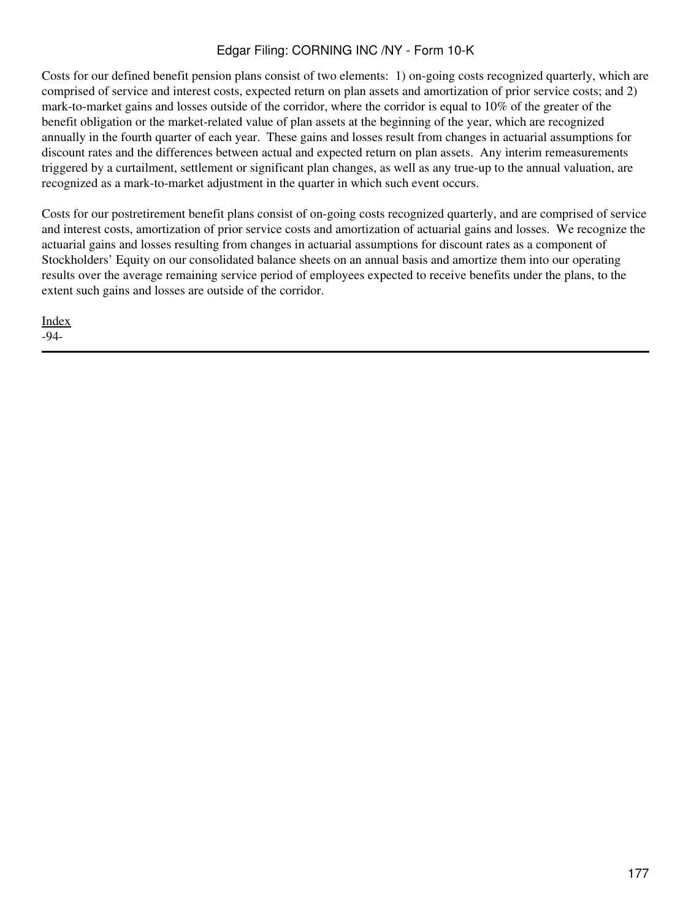Costs for our defined benefit pension plans consist of two elements: 1) on-going costs recognized quarterly, which are comprised of service and interest costs, expected return on plan assets and amortization of prior service costs; and 2) mark-to-market gains and losses outside of the corridor, where the corridor is equal to 10% of the greater of the benefit obligation or the market-related value of plan assets at the beginning of the year, which are recognized annually in the fourth quarter of each year. These gains and losses result from changes in actuarial assumptions for discount rates and the differences between actual and expected return on plan assets. Any interim remeasurements triggered by a curtailment, settlement or significant plan changes, as well as any true-up to the annual valuation, are recognized as a mark-to-market adjustment in the quarter in which such event occurs.

Costs for our postretirement benefit plans consist of on-going costs recognized quarterly, and are comprised of service and interest costs, amortization of prior service costs and amortization of actuarial gains and losses. We recognize the actuarial gains and losses resulting from changes in actuarial assumptions for discount rates as a component of Stockholders' Equity on our consolidated balance sheets on an annual basis and amortize them into our operating results over the average remaining service period of employees expected to receive benefits under the plans, to the extent such gains and losses are outside of the corridor.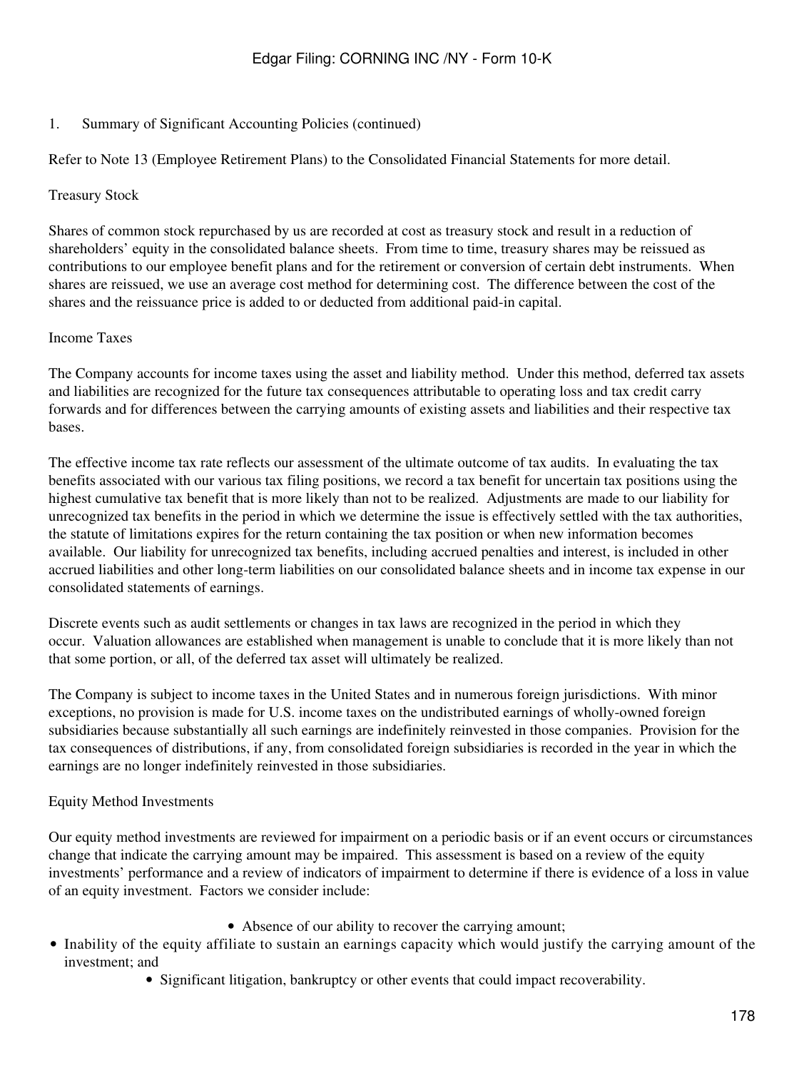1. Summary of Significant Accounting Policies (continued)

Refer to Note 13 (Employee Retirement Plans) to the Consolidated Financial Statements for more detail.

### Treasury Stock

Shares of common stock repurchased by us are recorded at cost as treasury stock and result in a reduction of shareholders' equity in the consolidated balance sheets. From time to time, treasury shares may be reissued as contributions to our employee benefit plans and for the retirement or conversion of certain debt instruments. When shares are reissued, we use an average cost method for determining cost. The difference between the cost of the shares and the reissuance price is added to or deducted from additional paid-in capital.

### Income Taxes

The Company accounts for income taxes using the asset and liability method. Under this method, deferred tax assets and liabilities are recognized for the future tax consequences attributable to operating loss and tax credit carry forwards and for differences between the carrying amounts of existing assets and liabilities and their respective tax bases.

The effective income tax rate reflects our assessment of the ultimate outcome of tax audits. In evaluating the tax benefits associated with our various tax filing positions, we record a tax benefit for uncertain tax positions using the highest cumulative tax benefit that is more likely than not to be realized. Adjustments are made to our liability for unrecognized tax benefits in the period in which we determine the issue is effectively settled with the tax authorities, the statute of limitations expires for the return containing the tax position or when new information becomes available. Our liability for unrecognized tax benefits, including accrued penalties and interest, is included in other accrued liabilities and other long-term liabilities on our consolidated balance sheets and in income tax expense in our consolidated statements of earnings.

Discrete events such as audit settlements or changes in tax laws are recognized in the period in which they occur. Valuation allowances are established when management is unable to conclude that it is more likely than not that some portion, or all, of the deferred tax asset will ultimately be realized.

The Company is subject to income taxes in the United States and in numerous foreign jurisdictions. With minor exceptions, no provision is made for U.S. income taxes on the undistributed earnings of wholly-owned foreign subsidiaries because substantially all such earnings are indefinitely reinvested in those companies. Provision for the tax consequences of distributions, if any, from consolidated foreign subsidiaries is recorded in the year in which the earnings are no longer indefinitely reinvested in those subsidiaries.

### Equity Method Investments

Our equity method investments are reviewed for impairment on a periodic basis or if an event occurs or circumstances change that indicate the carrying amount may be impaired. This assessment is based on a review of the equity investments' performance and a review of indicators of impairment to determine if there is evidence of a loss in value of an equity investment. Factors we consider include:

- Absence of our ability to recover the carrying amount;
- Inability of the equity affiliate to sustain an earnings capacity which would justify the carrying amount of the investment; and
- Significant litigation, bankruptcy or other events that could impact recoverability.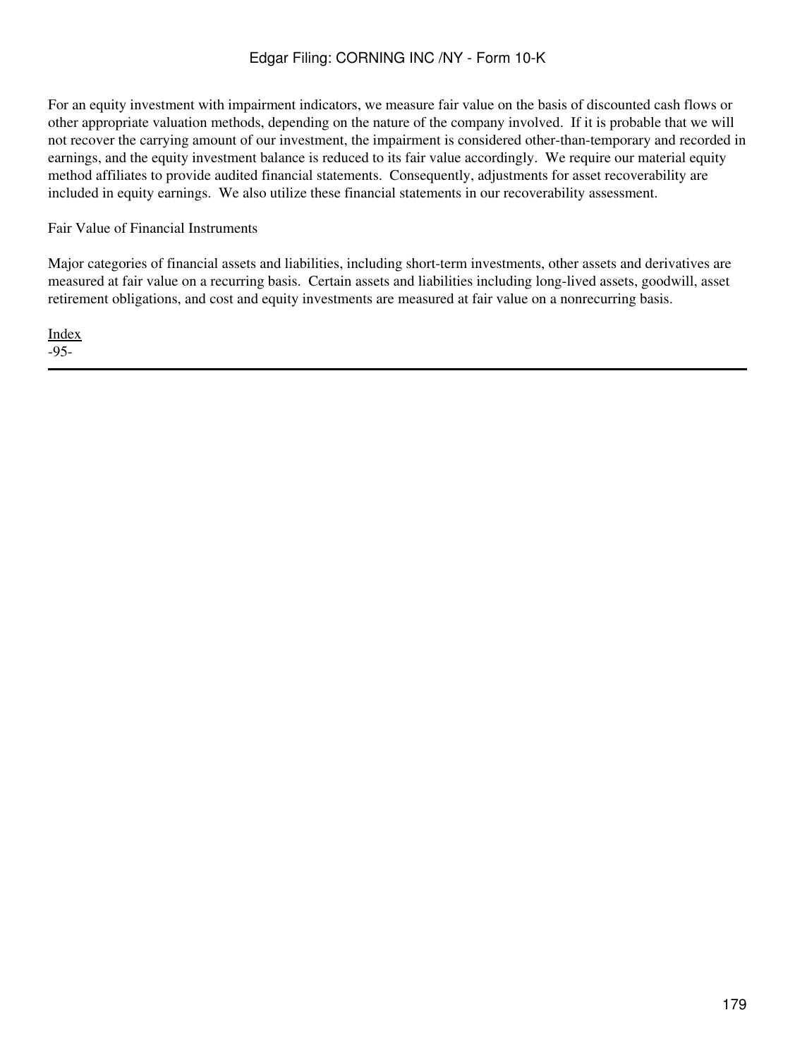For an equity investment with impairment indicators, we measure fair value on the basis of discounted cash flows or other appropriate valuation methods, depending on the nature of the company involved. If it is probable that we will not recover the carrying amount of our investment, the impairment is considered other-than-temporary and recorded in earnings, and the equity investment balance is reduced to its fair value accordingly. We require our material equity method affiliates to provide audited financial statements. Consequently, adjustments for asset recoverability are included in equity earnings. We also utilize these financial statements in our recoverability assessment.

Fair Value of Financial Instruments

Major categories of financial assets and liabilities, including short-term investments, other assets and derivatives are measured at fair value on a recurring basis. Certain assets and liabilities including long-lived assets, goodwill, asset retirement obligations, and cost and equity investments are measured at fair value on a nonrecurring basis.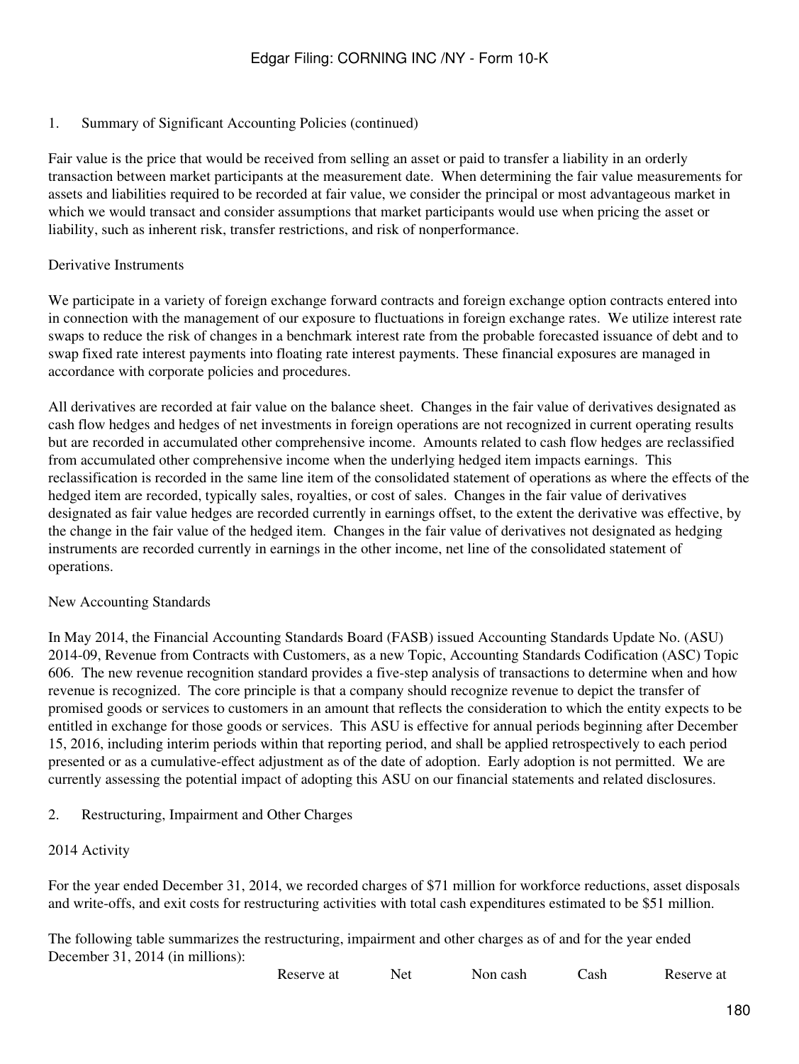1. Summary of Significant Accounting Policies (continued)

Fair value is the price that would be received from selling an asset or paid to transfer a liability in an orderly transaction between market participants at the measurement date. When determining the fair value measurements for assets and liabilities required to be recorded at fair value, we consider the principal or most advantageous market in which we would transact and consider assumptions that market participants would use when pricing the asset or liability, such as inherent risk, transfer restrictions, and risk of nonperformance.

Derivative Instruments

We participate in a variety of foreign exchange forward contracts and foreign exchange option contracts entered into in connection with the management of our exposure to fluctuations in foreign exchange rates. We utilize interest rate swaps to reduce the risk of changes in a benchmark interest rate from the probable forecasted issuance of debt and to swap fixed rate interest payments into floating rate interest payments. These financial exposures are managed in accordance with corporate policies and procedures.

All derivatives are recorded at fair value on the balance sheet. Changes in the fair value of derivatives designated as cash flow hedges and hedges of net investments in foreign operations are not recognized in current operating results but are recorded in accumulated other comprehensive income. Amounts related to cash flow hedges are reclassified from accumulated other comprehensive income when the underlying hedged item impacts earnings. This reclassification is recorded in the same line item of the consolidated statement of operations as where the effects of the hedged item are recorded, typically sales, royalties, or cost of sales. Changes in the fair value of derivatives designated as fair value hedges are recorded currently in earnings offset, to the extent the derivative was effective, by the change in the fair value of the hedged item. Changes in the fair value of derivatives not designated as hedging instruments are recorded currently in earnings in the other income, net line of the consolidated statement of operations.

New Accounting Standards

In May 2014, the Financial Accounting Standards Board (FASB) issued Accounting Standards Update No. (ASU) 2014-09, Revenue from Contracts with Customers, as a new Topic, Accounting Standards Codification (ASC) Topic 606. The new revenue recognition standard provides a five-step analysis of transactions to determine when and how revenue is recognized. The core principle is that a company should recognize revenue to depict the transfer of promised goods or services to customers in an amount that reflects the consideration to which the entity expects to be entitled in exchange for those goods or services. This ASU is effective for annual periods beginning after December 15, 2016, including interim periods within that reporting period, and shall be applied retrospectively to each period presented or as a cumulative-effect adjustment as of the date of adoption. Early adoption is not permitted. We are currently assessing the potential impact of adopting this ASU on our financial statements and related disclosures.

2. Restructuring, Impairment and Other Charges

2014 Activity

For the year ended December 31, 2014, we recorded charges of $71 million for workforce reductions, asset disposals and write-offs, and exit costs for restructuring activities with total cash expenditures estimated to be $51 million.

The following table summarizes the restructuring, impairment and other charges as of and for the year ended December 31, 2014 (in millions):

| | Reserve at | Net | Non cash | Cash | Reserve at |
|---|---|---|---|---|---|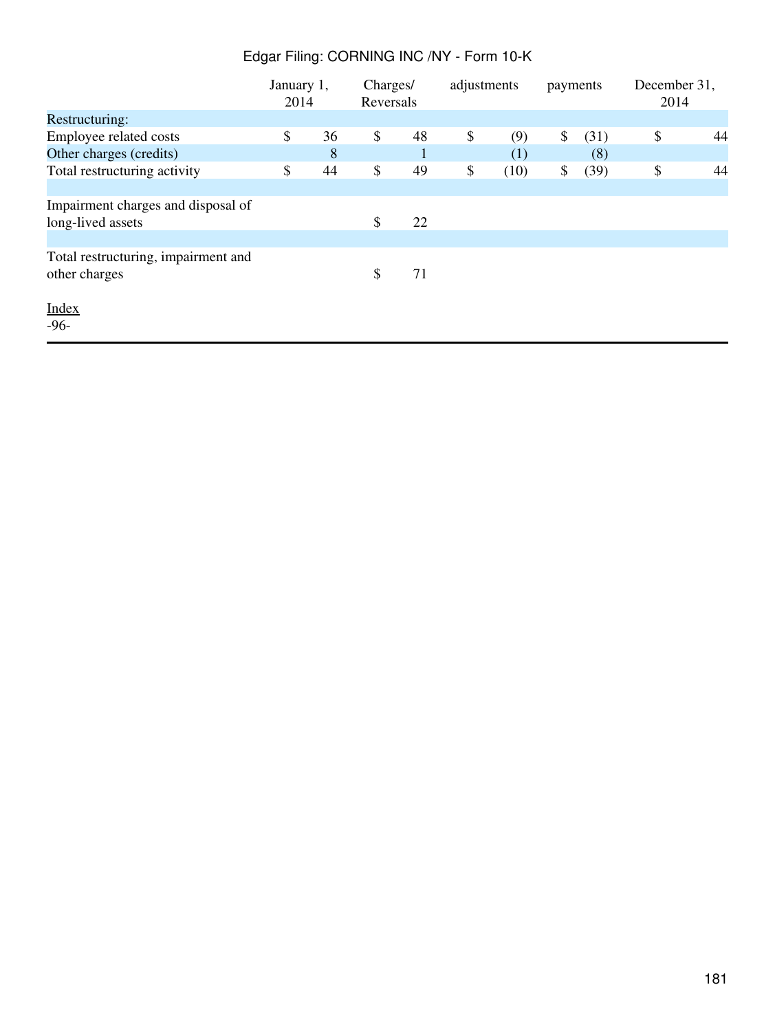| | January 1, 2014 | Charges/ Reversals | adjustments | payments | December 31, 2014 |
|---|---|---|---|---|---|
| Restructuring: | | | | | |
| Employee related costs | $ 36 | $ 48 | $ (9) | $ (31) | $ 44 |
| Other charges (credits) | 8 | 1 | (1) | (8) | |
| Total restructuring activity | $ 44 | $ 49 | $ (10) | $ (39) | $ 44 |
| | | | | | |
| Impairment charges and disposal of long-lived assets | | $ 22 | | | |
| | | | | | |
| Total restructuring, impairment and other charges | | $ 71 | | | |

Index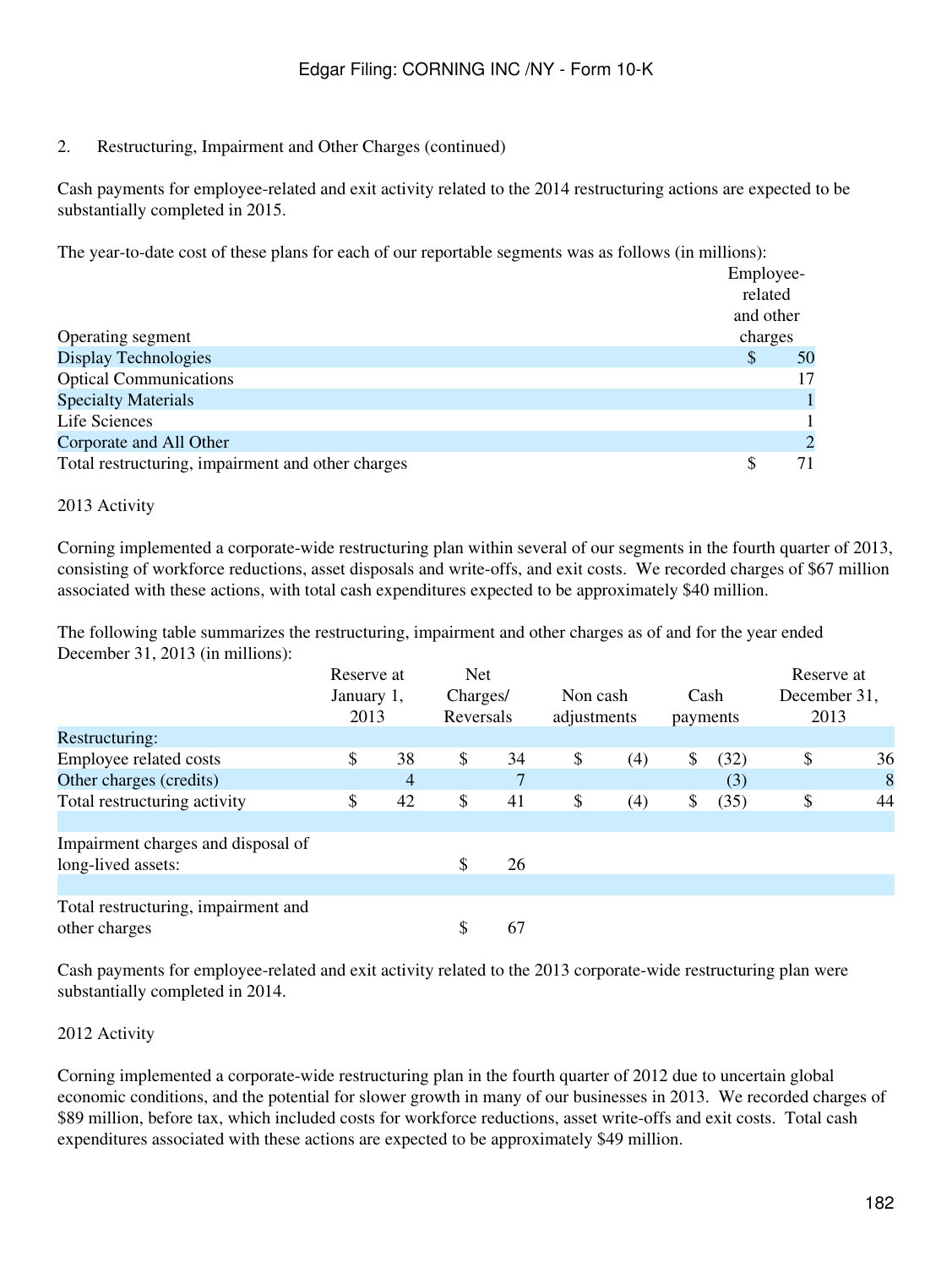2. Restructuring, Impairment and Other Charges (continued)

Cash payments for employee-related and exit activity related to the 2014 restructuring actions are expected to be substantially completed in 2015.

The year-to-date cost of these plans for each of our reportable segments was as follows (in millions):

| Operating segment | Employee-related and other charges |
|---|---|
| Display Technologies | $ 50 |
| Optical Communications | 17 |
| Specialty Materials | 1 |
| Life Sciences | 1 |
| Corporate and All Other | 2 |
| Total restructuring, impairment and other charges | $ 71 |

2013 Activity

Corning implemented a corporate-wide restructuring plan within several of our segments in the fourth quarter of 2013, consisting of workforce reductions, asset disposals and write-offs, and exit costs. We recorded charges of $67 million associated with these actions, with total cash expenditures expected to be approximately $40 million.

The following table summarizes the restructuring, impairment and other charges as of and for the year ended December 31, 2013 (in millions):

| | Reserve at January 1, 2013 | Net Charges/ Reversals | Non cash adjustments | Cash payments | Reserve at December 31, 2013 |
|---|---|---|---|---|---|
| Restructuring: | | | | | |
| Employee related costs | $ 38 | $ 34 | $ (4) | $ (32) | $ 36 |
| Other charges (credits) | 4 | 7 | | (3) | 8 |
| Total restructuring activity | $ 42 | $ 41 | $ (4) | $ (35) | $ 44 |
| | | | | | |
| Impairment charges and disposal of long-lived assets: | | $ 26 | | | |
| | | | | | |
| Total restructuring, impairment and other charges | | $ 67 | | | |

Cash payments for employee-related and exit activity related to the 2013 corporate-wide restructuring plan were substantially completed in 2014.

2012 Activity

Corning implemented a corporate-wide restructuring plan in the fourth quarter of 2012 due to uncertain global economic conditions, and the potential for slower growth in many of our businesses in 2013. We recorded charges of $89 million, before tax, which included costs for workforce reductions, asset write-offs and exit costs. Total cash expenditures associated with these actions are expected to be approximately $49 million.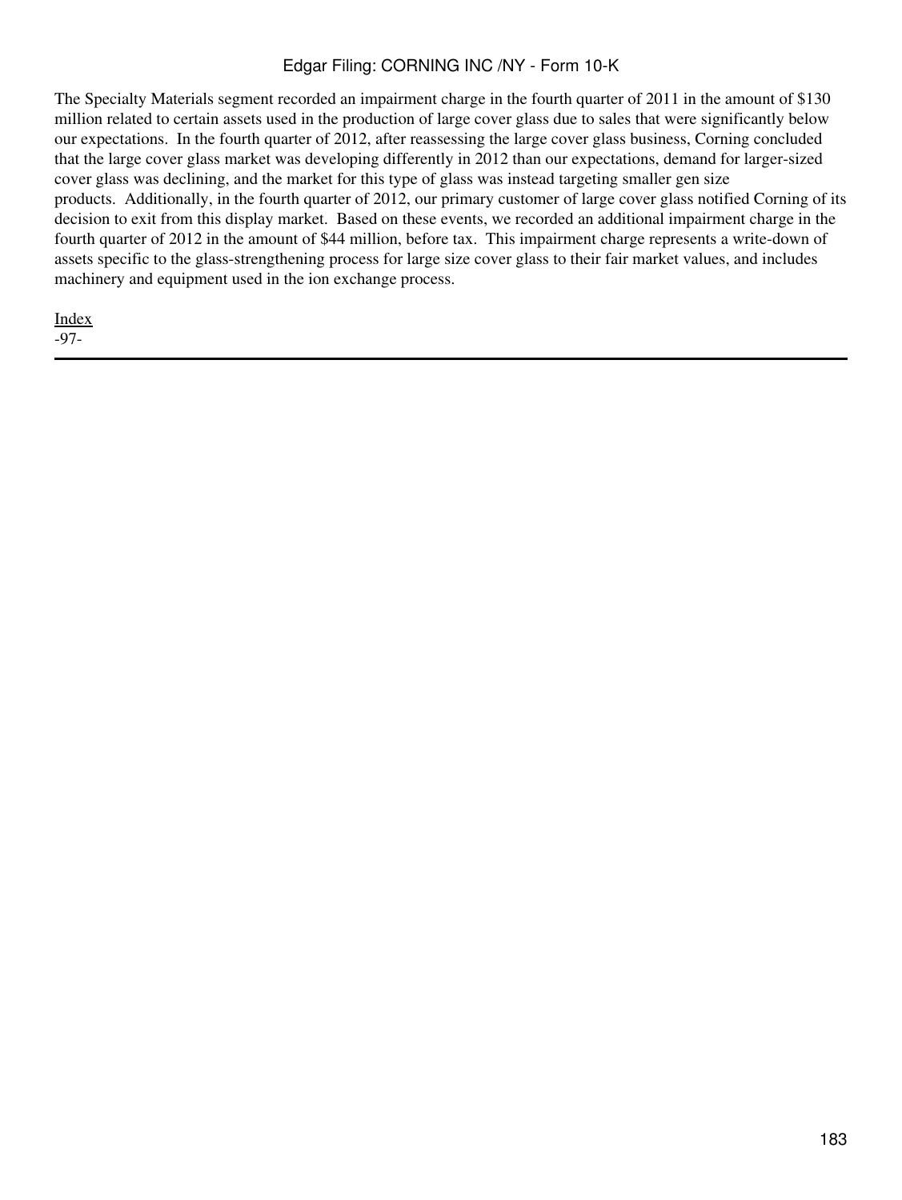The Specialty Materials segment recorded an impairment charge in the fourth quarter of 2011 in the amount of $130 million related to certain assets used in the production of large cover glass due to sales that were significantly below our expectations. In the fourth quarter of 2012, after reassessing the large cover glass business, Corning concluded that the large cover glass market was developing differently in 2012 than our expectations, demand for larger-sized cover glass was declining, and the market for this type of glass was instead targeting smaller gen size products. Additionally, in the fourth quarter of 2012, our primary customer of large cover glass notified Corning of its decision to exit from this display market. Based on these events, we recorded an additional impairment charge in the fourth quarter of 2012 in the amount of $44 million, before tax. This impairment charge represents a write-down of assets specific to the glass-strengthening process for large size cover glass to their fair market values, and includes machinery and equipment used in the ion exchange process.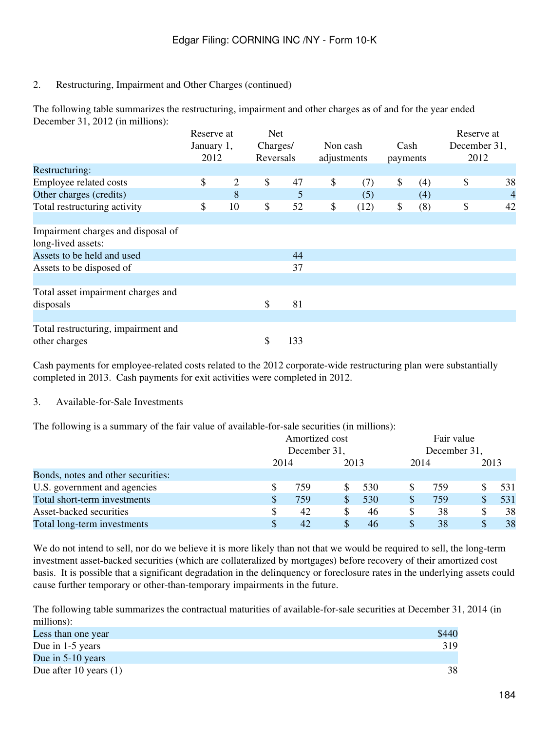2. Restructuring, Impairment and Other Charges (continued)

The following table summarizes the restructuring, impairment and other charges as of and for the year ended December 31, 2012 (in millions):

| | Reserve at January 1, 2012 | Net Charges/ Reversals | Non cash adjustments | Cash payments | Reserve at December 31, 2012 |
|---|---|---|---|---|---|
| Restructuring: | | | | | |
| Employee related costs | $ 2 | $ 47 | $ (7) | $ (4) | $ 38 |
| Other charges (credits) | 8 | 5 | (5) | (4) | 4 |
| Total restructuring activity | $ 10 | $ 52 | $ (12) | $ (8) | $ 42 |
| | | | | | |
| Impairment charges and disposal of long-lived assets: | | | | | |
| Assets to be held and used | | 44 | | | |
| Assets to be disposed of | | 37 | | | |
| | | | | | |
| Total asset impairment charges and disposals | | $ 81 | | | |
| | | | | | |
| Total restructuring, impairment and other charges | | $ 133 | | | |

Cash payments for employee-related costs related to the 2012 corporate-wide restructuring plan were substantially completed in 2013. Cash payments for exit activities were completed in 2012.

3. Available-for-Sale Investments

The following is a summary of the fair value of available-for-sale securities (in millions):

| | Amortized cost December 31, | | Fair value December 31, | |
|---|---|---|---|---|
| | 2014 | 2013 | 2014 | 2013 |
| Bonds, notes and other securities: | | | | |
| U.S. government and agencies | $ 759 | $ 530 | $ 759 | $ 531 |
| Total short-term investments | $ 759 | $ 530 | $ 759 | $ 531 |
| Asset-backed securities | $ 42 | $ 46 | $ 38 | $ 38 |
| Total long-term investments | $ 42 | $ 46 | $ 38 | $ 38 |

We do not intend to sell, nor do we believe it is more likely than not that we would be required to sell, the long-term investment asset-backed securities (which are collateralized by mortgages) before recovery of their amortized cost basis. It is possible that a significant degradation in the delinquency or foreclosure rates in the underlying assets could cause further temporary or other-than-temporary impairments in the future.

The following table summarizes the contractual maturities of available-for-sale securities at December 31, 2014 (in millions):

| | |
|---|---|
| Less than one year | $440 |
| Due in 1-5 years | 319 |
| Due in 5-10 years | |
| Due after 10 years (1) | 38 |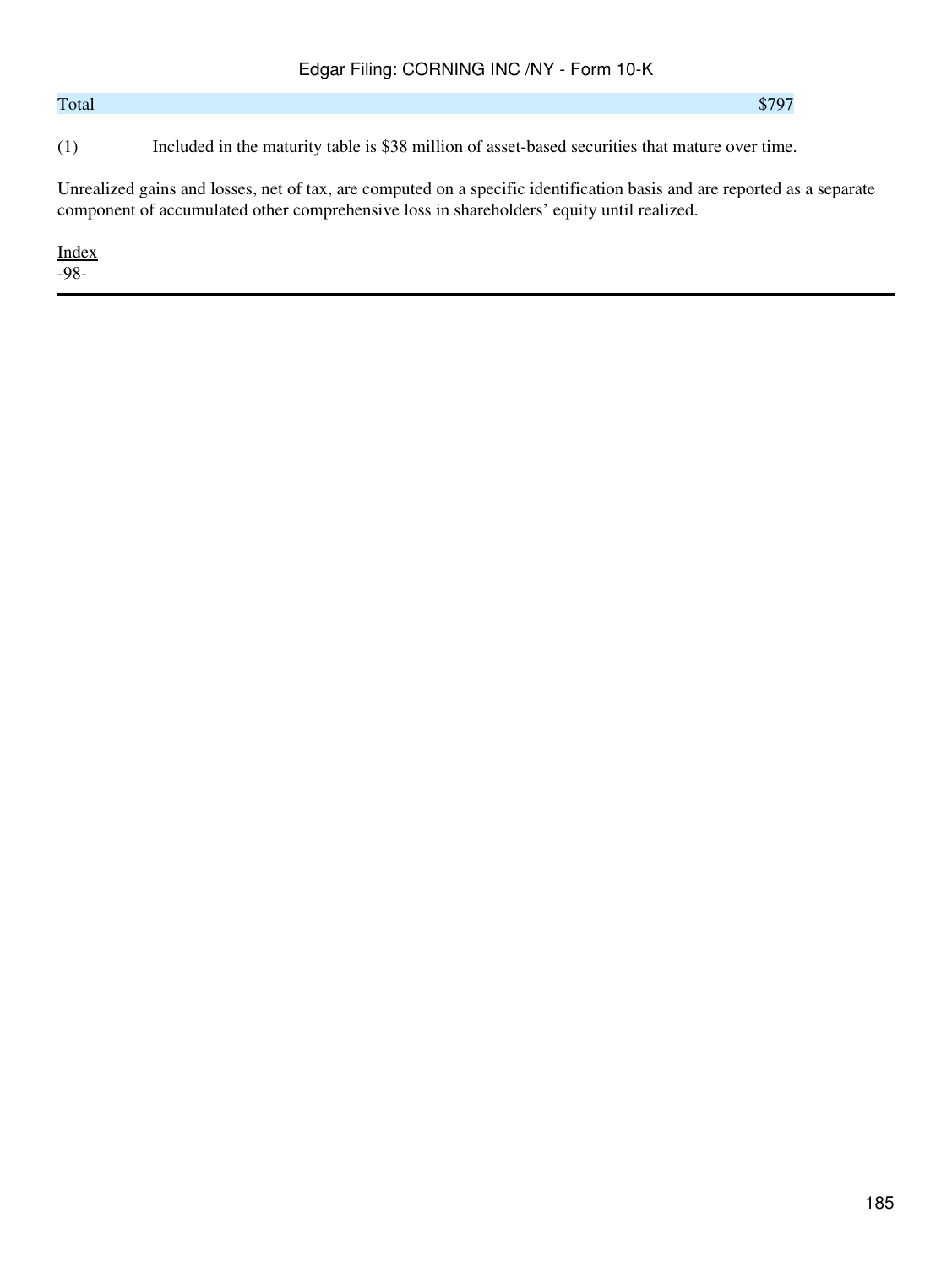| Total | $797 |
|---|---|

(1) Included in the maturity table is $38 million of asset-based securities that mature over time.

Unrealized gains and losses, net of tax, are computed on a specific identification basis and are reported as a separate component of accumulated other comprehensive loss in shareholders' equity until realized.

Index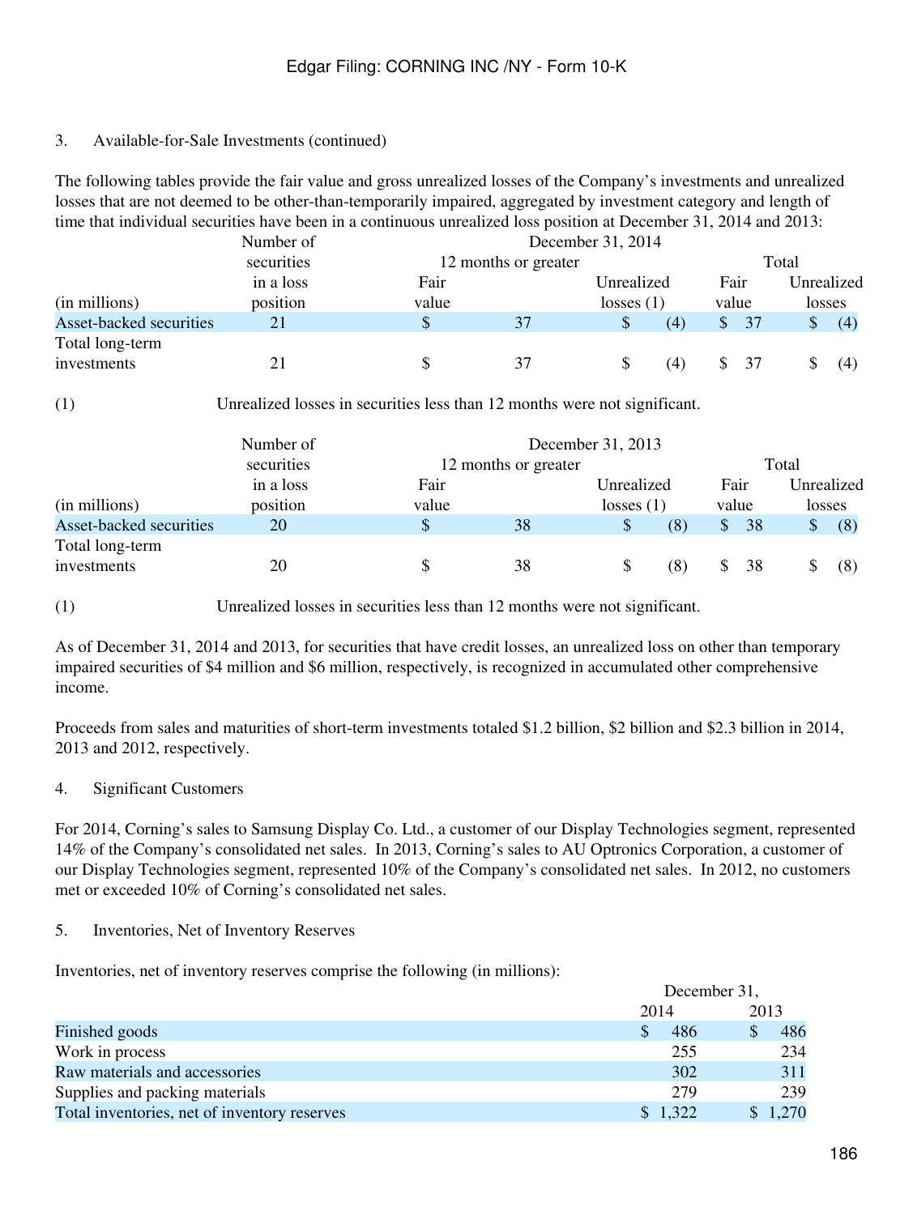3. Available-for-Sale Investments (continued)

The following tables provide the fair value and gross unrealized losses of the Company's investments and unrealized losses that are not deemed to be other-than-temporarily impaired, aggregated by investment category and length of time that individual securities have been in a continuous unrealized loss position at December 31, 2014 and 2013:

| | Number of securities in a loss position | December 31, 2014 | | | |
|---|---|---|---|---|---|
| | | 12 months or greater | | Total | |
| (in millions) | | Fair value | Unrealized losses (1) | Fair value | Unrealized losses |
| Asset-backed securities | 21 | $ 37 | $ (4) | $ 37 | $ (4) |
| Total long-term investments | 21 | $ 37 | $ (4) | $ 37 | $ (4) |

(1) Unrealized losses in securities less than 12 months were not significant.

| | Number of securities in a loss position | December 31, 2013 | | | |
|---|---|---|---|---|---|
| | | 12 months or greater | | Total | |
| (in millions) | | Fair value | Unrealized losses (1) | Fair value | Unrealized losses |
| Asset-backed securities | 20 | $ 38 | $ (8) | $ 38 | $ (8) |
| Total long-term investments | 20 | $ 38 | $ (8) | $ 38 | $ (8) |

(1) Unrealized losses in securities less than 12 months were not significant.

As of December 31, 2014 and 2013, for securities that have credit losses, an unrealized loss on other than temporary impaired securities of $4 million and $6 million, respectively, is recognized in accumulated other comprehensive income.

Proceeds from sales and maturities of short-term investments totaled $1.2 billion, $2 billion and $2.3 billion in 2014, 2013 and 2012, respectively.

4. Significant Customers

For 2014, Corning's sales to Samsung Display Co. Ltd., a customer of our Display Technologies segment, represented 14% of the Company's consolidated net sales. In 2013, Corning's sales to AU Optronics Corporation, a customer of our Display Technologies segment, represented 10% of the Company's consolidated net sales. In 2012, no customers met or exceeded 10% of Corning's consolidated net sales.

5. Inventories, Net of Inventory Reserves

Inventories, net of inventory reserves comprise the following (in millions):

| | December 31, | |
|---|---|---|
| | 2014 | 2013 |
| Finished goods | $ 486 | $ 486 |
| Work in process | 255 | 234 |
| Raw materials and accessories | 302 | 311 |
| Supplies and packing materials | 279 | 239 |
| Total inventories, net of inventory reserves | $ 1,322 | $ 1,270 |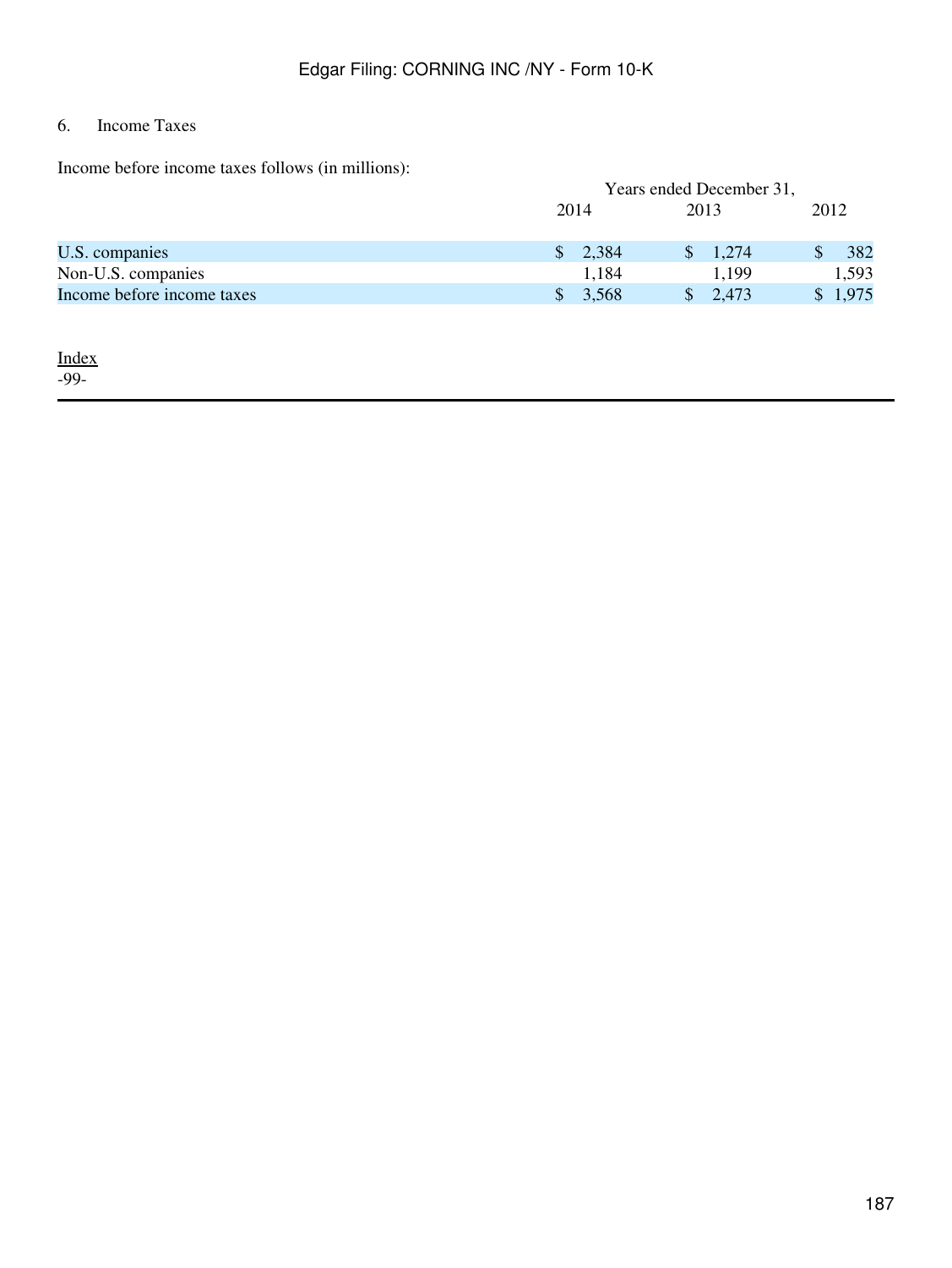## 6. Income Taxes

Income before income taxes follows (in millions):

| | Years ended December 31, | | |
|---|---|---|---|
| | 2014 | 2013 | 2012 |
| U.S. companies | $ 2,384 | $ 1,274 | $ 382 |
| Non-U.S. companies | 1,184 | 1,199 | 1,593 |
| Income before income taxes | $ 3,568 | $ 2,473 | $ 1,975 |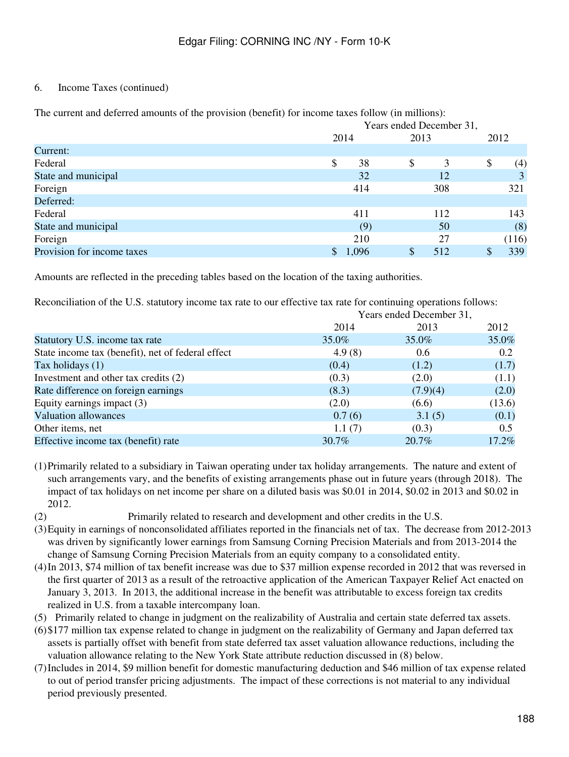6. Income Taxes (continued)

The current and deferred amounts of the provision (benefit) for income taxes follow (in millions):

| | Years ended December 31, | | |
|---|---|---|---|
| | 2014 | 2013 | 2012 |
| Current: | | | |
| Federal | $ 38 | $ 3 | $ (4) |
| State and municipal | 32 | 12 | 3 |
| Foreign | 414 | 308 | 321 |
| Deferred: | | | |
| Federal | 411 | 112 | 143 |
| State and municipal | (9) | 50 | (8) |
| Foreign | 210 | 27 | (116) |
| Provision for income taxes | $ 1,096 | $ 512 | $ 339 |

Amounts are reflected in the preceding tables based on the location of the taxing authorities.

Reconciliation of the U.S. statutory income tax rate to our effective tax rate for continuing operations follows:

| | Years ended December 31, | | |
|---|---|---|---|
| | 2014 | 2013 | 2012 |
| Statutory U.S. income tax rate | 35.0% | 35.0% | 35.0% |
| State income tax (benefit), net of federal effect | 4.9 (8) | 0.6 | 0.2 |
| Tax holidays (1) | (0.4) | (1.2) | (1.7) |
| Investment and other tax credits (2) | (0.3) | (2.0) | (1.1) |
| Rate difference on foreign earnings | (8.3) | (7.9)(4) | (2.0) |
| Equity earnings impact (3) | (2.0) | (6.6) | (13.6) |
| Valuation allowances | 0.7 (6) | 3.1 (5) | (0.1) |
| Other items, net | 1.1 (7) | (0.3) | 0.5 |
| Effective income tax (benefit) rate | 30.7% | 20.7% | 17.2% |

(1) Primarily related to a subsidiary in Taiwan operating under tax holiday arrangements. The nature and extent of such arrangements vary, and the benefits of existing arrangements phase out in future years (through 2018). The impact of tax holidays on net income per share on a diluted basis was $0.01 in 2014, $0.02 in 2013 and $0.02 in 2012.

(2) Primarily related to research and development and other credits in the U.S.

(3) Equity in earnings of nonconsolidated affiliates reported in the financials net of tax. The decrease from 2012-2013 was driven by significantly lower earnings from Samsung Corning Precision Materials and from 2013-2014 the change of Samsung Corning Precision Materials from an equity company to a consolidated entity.

(4) In 2013, $74 million of tax benefit increase was due to $37 million expense recorded in 2012 that was reversed in the first quarter of 2013 as a result of the retroactive application of the American Taxpayer Relief Act enacted on January 3, 2013. In 2013, the additional increase in the benefit was attributable to excess foreign tax credits realized in U.S. from a taxable intercompany loan.

(5) Primarily related to change in judgment on the realizability of Australia and certain state deferred tax assets.

(6) $177 million tax expense related to change in judgment on the realizability of Germany and Japan deferred tax assets is partially offset with benefit from state deferred tax asset valuation allowance reductions, including the valuation allowance relating to the New York State attribute reduction discussed in (8) below.

(7) Includes in 2014, $9 million benefit for domestic manufacturing deduction and $46 million of tax expense related to out of period transfer pricing adjustments. The impact of these corrections is not material to any individual period previously presented.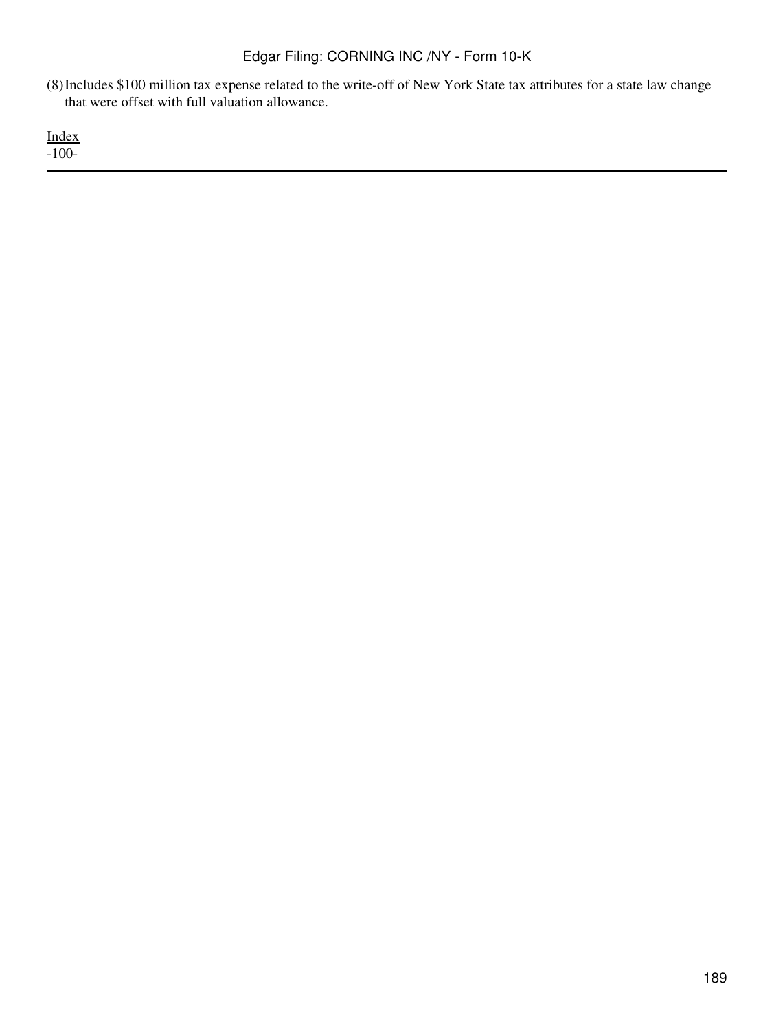(8) Includes $100 million tax expense related to the write-off of New York State tax attributes for a state law change that were offset with full valuation allowance.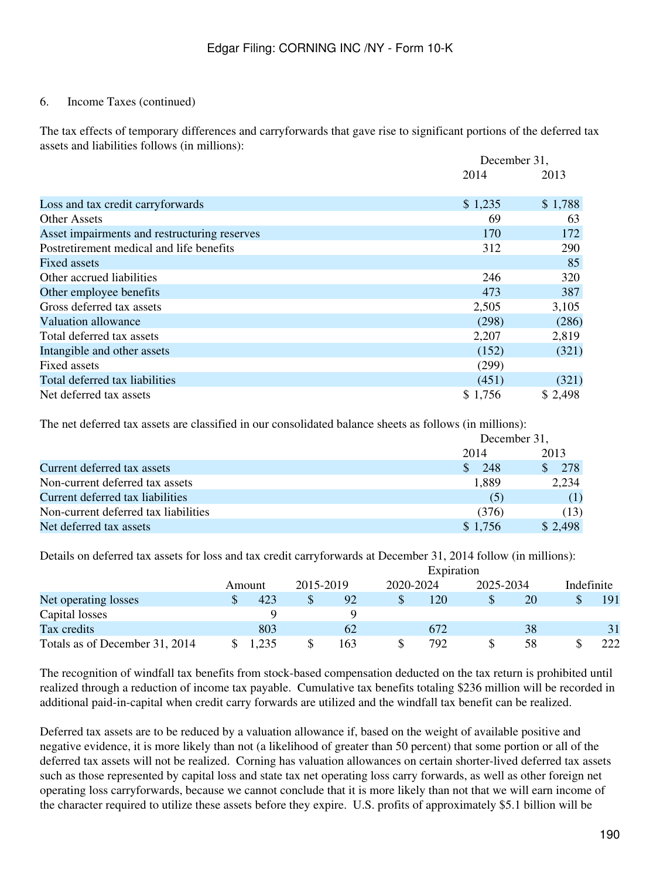6. Income Taxes (continued)

The tax effects of temporary differences and carryforwards that gave rise to significant portions of the deferred tax assets and liabilities follows (in millions):

| | December 31, 2014 | December 31, 2013 |
|---|---|---|
| Loss and tax credit carryforwards | $ 1,235 | $ 1,788 |
| Other Assets | 69 | 63 |
| Asset impairments and restructuring reserves | 170 | 172 |
| Postretirement medical and life benefits | 312 | 290 |
| Fixed assets | | 85 |
| Other accrued liabilities | 246 | 320 |
| Other employee benefits | 473 | 387 |
| Gross deferred tax assets | 2,505 | 3,105 |
| Valuation allowance | (298) | (286) |
| Total deferred tax assets | 2,207 | 2,819 |
| Intangible and other assets | (152) | (321) |
| Fixed assets | (299) | |
| Total deferred tax liabilities | (451) | (321) |
| Net deferred tax assets | $ 1,756 | $ 2,498 |

The net deferred tax assets are classified in our consolidated balance sheets as follows (in millions):

| | December 31, 2014 | December 31, 2013 |
|---|---|---|
| Current deferred tax assets | $ 248 | $ 278 |
| Non-current deferred tax assets | 1,889 | 2,234 |
| Current deferred tax liabilities | (5) | (1) |
| Non-current deferred tax liabilities | (376) | (13) |
| Net deferred tax assets | $ 1,756 | $ 2,498 |

Details on deferred tax assets for loss and tax credit carryforwards at December 31, 2014 follow (in millions):

| | Amount | Expiration 2015-2019 | 2020-2024 | 2025-2034 | Indefinite |
|---|---|---|---|---|---|
| Net operating losses | $ 423 | $ 92 | $ 120 | $ 20 | $ 191 |
| Capital losses | 9 | 9 | | | |
| Tax credits | 803 | 62 | 672 | 38 | 31 |
| Totals as of December 31, 2014 | $ 1,235 | $ 163 | $ 792 | $ 58 | $ 222 |

The recognition of windfall tax benefits from stock-based compensation deducted on the tax return is prohibited until realized through a reduction of income tax payable. Cumulative tax benefits totaling $236 million will be recorded in additional paid-in-capital when credit carry forwards are utilized and the windfall tax benefit can be realized.

Deferred tax assets are to be reduced by a valuation allowance if, based on the weight of available positive and negative evidence, it is more likely than not (a likelihood of greater than 50 percent) that some portion or all of the deferred tax assets will not be realized. Corning has valuation allowances on certain shorter-lived deferred tax assets such as those represented by capital loss and state tax net operating loss carry forwards, as well as other foreign net operating loss carryforwards, because we cannot conclude that it is more likely than not that we will earn income of the character required to utilize these assets before they expire. U.S. profits of approximately $5.1 billion will be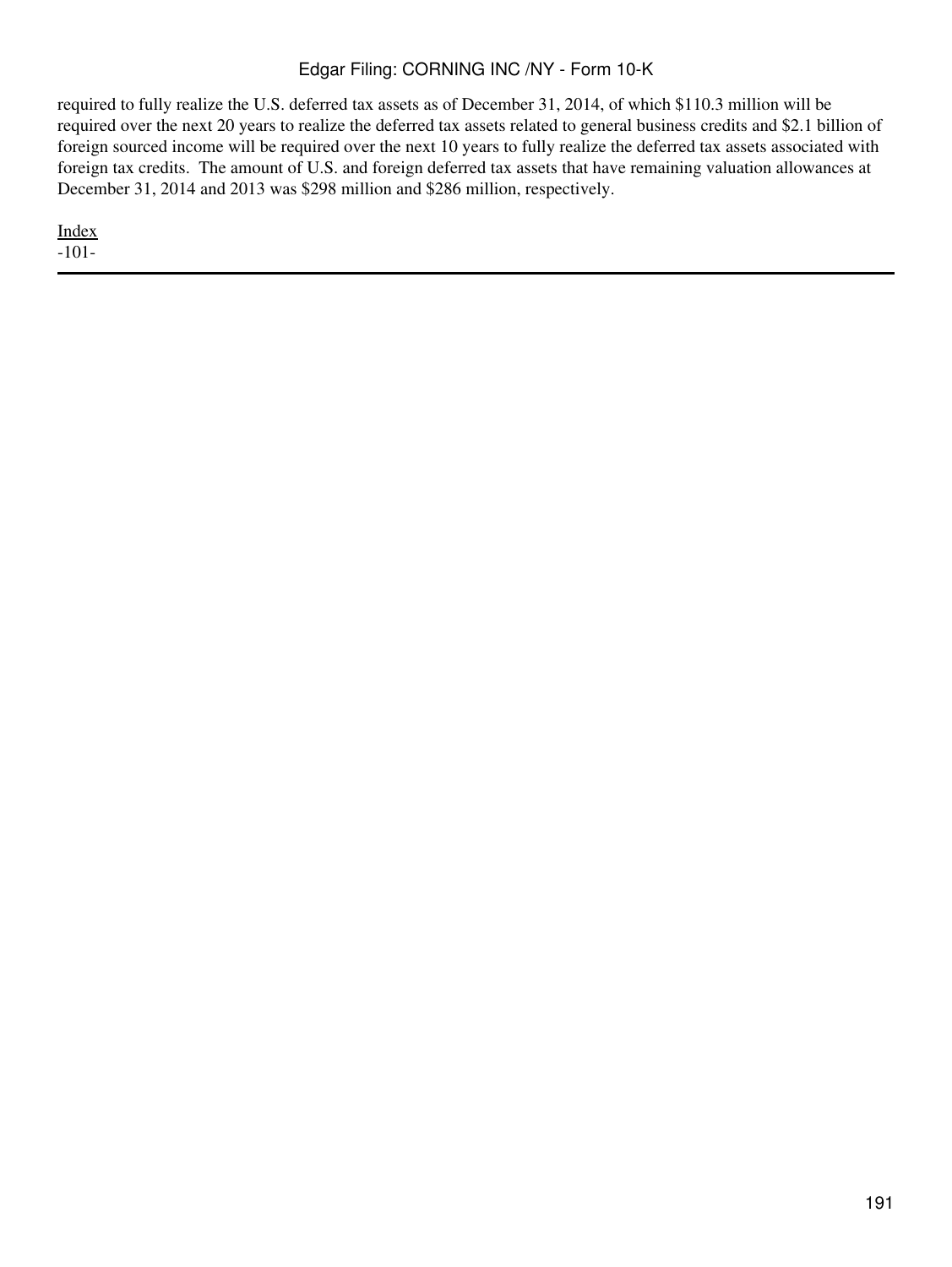required to fully realize the U.S. deferred tax assets as of December 31, 2014, of which $110.3 million will be required over the next 20 years to realize the deferred tax assets related to general business credits and $2.1 billion of foreign sourced income will be required over the next 10 years to fully realize the deferred tax assets associated with foreign tax credits. The amount of U.S. and foreign deferred tax assets that have remaining valuation allowances at December 31, 2014 and 2013 was $298 million and $286 million, respectively.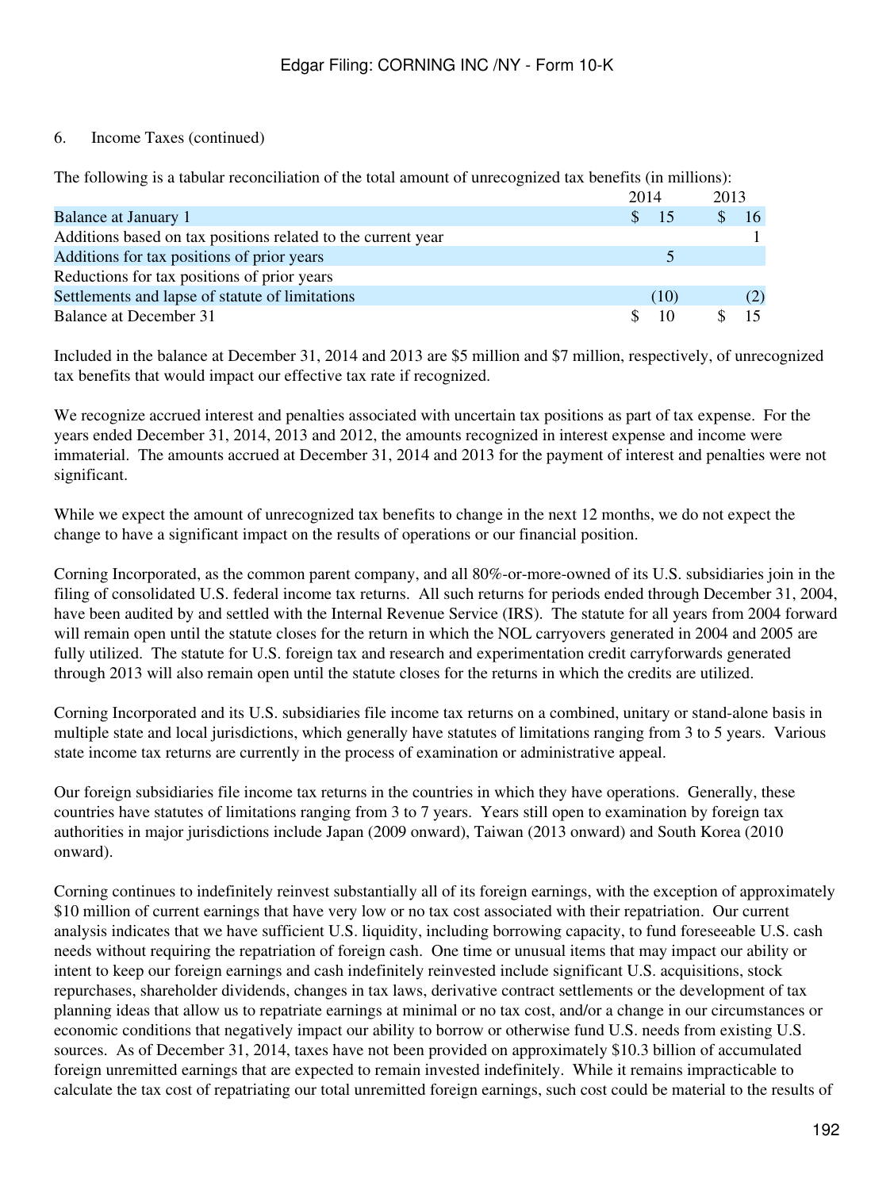6. Income Taxes (continued)

The following is a tabular reconciliation of the total amount of unrecognized tax benefits (in millions):

| | 2014 | 2013 |
|---|---|---|
| Balance at January 1 | $ 15 | $ 16 |
| Additions based on tax positions related to the current year | | 1 |
| Additions for tax positions of prior years | 5 | |
| Reductions for tax positions of prior years | | |
| Settlements and lapse of statute of limitations | (10) | (2) |
| Balance at December 31 | $ 10 | $ 15 |

Included in the balance at December 31, 2014 and 2013 are $5 million and $7 million, respectively, of unrecognized tax benefits that would impact our effective tax rate if recognized.

We recognize accrued interest and penalties associated with uncertain tax positions as part of tax expense. For the years ended December 31, 2014, 2013 and 2012, the amounts recognized in interest expense and income were immaterial. The amounts accrued at December 31, 2014 and 2013 for the payment of interest and penalties were not significant.

While we expect the amount of unrecognized tax benefits to change in the next 12 months, we do not expect the change to have a significant impact on the results of operations or our financial position.

Corning Incorporated, as the common parent company, and all 80%-or-more-owned of its U.S. subsidiaries join in the filing of consolidated U.S. federal income tax returns. All such returns for periods ended through December 31, 2004, have been audited by and settled with the Internal Revenue Service (IRS). The statute for all years from 2004 forward will remain open until the statute closes for the return in which the NOL carryovers generated in 2004 and 2005 are fully utilized. The statute for U.S. foreign tax and research and experimentation credit carryforwards generated through 2013 will also remain open until the statute closes for the returns in which the credits are utilized.

Corning Incorporated and its U.S. subsidiaries file income tax returns on a combined, unitary or stand-alone basis in multiple state and local jurisdictions, which generally have statutes of limitations ranging from 3 to 5 years. Various state income tax returns are currently in the process of examination or administrative appeal.

Our foreign subsidiaries file income tax returns in the countries in which they have operations. Generally, these countries have statutes of limitations ranging from 3 to 7 years. Years still open to examination by foreign tax authorities in major jurisdictions include Japan (2009 onward), Taiwan (2013 onward) and South Korea (2010 onward).

Corning continues to indefinitely reinvest substantially all of its foreign earnings, with the exception of approximately $10 million of current earnings that have very low or no tax cost associated with their repatriation. Our current analysis indicates that we have sufficient U.S. liquidity, including borrowing capacity, to fund foreseeable U.S. cash needs without requiring the repatriation of foreign cash. One time or unusual items that may impact our ability or intent to keep our foreign earnings and cash indefinitely reinvested include significant U.S. acquisitions, stock repurchases, shareholder dividends, changes in tax laws, derivative contract settlements or the development of tax planning ideas that allow us to repatriate earnings at minimal or no tax cost, and/or a change in our circumstances or economic conditions that negatively impact our ability to borrow or otherwise fund U.S. needs from existing U.S. sources. As of December 31, 2014, taxes have not been provided on approximately $10.3 billion of accumulated foreign unremitted earnings that are expected to remain invested indefinitely. While it remains impracticable to calculate the tax cost of repatriating our total unremitted foreign earnings, such cost could be material to the results of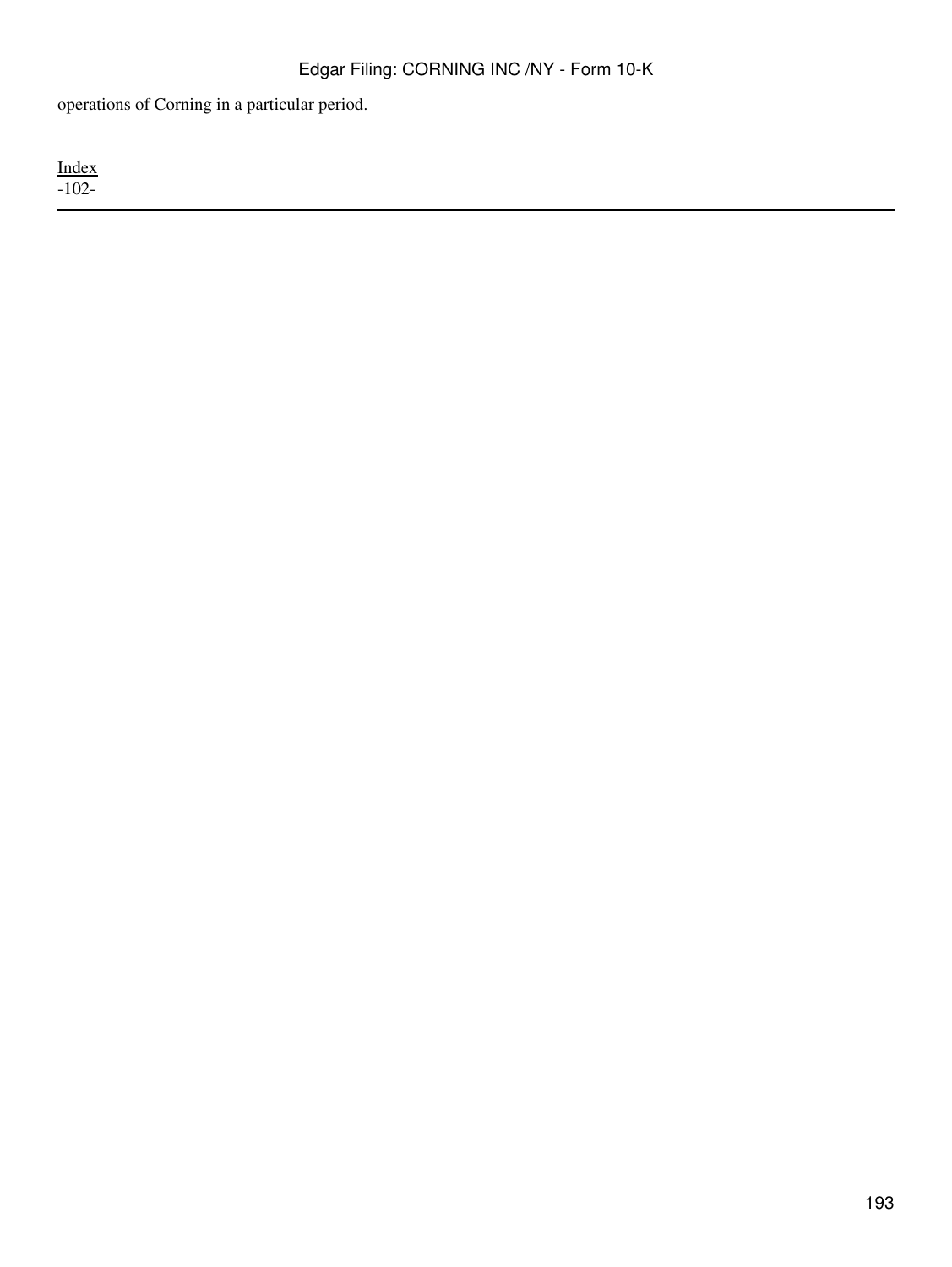operations of Corning in a particular period.

Index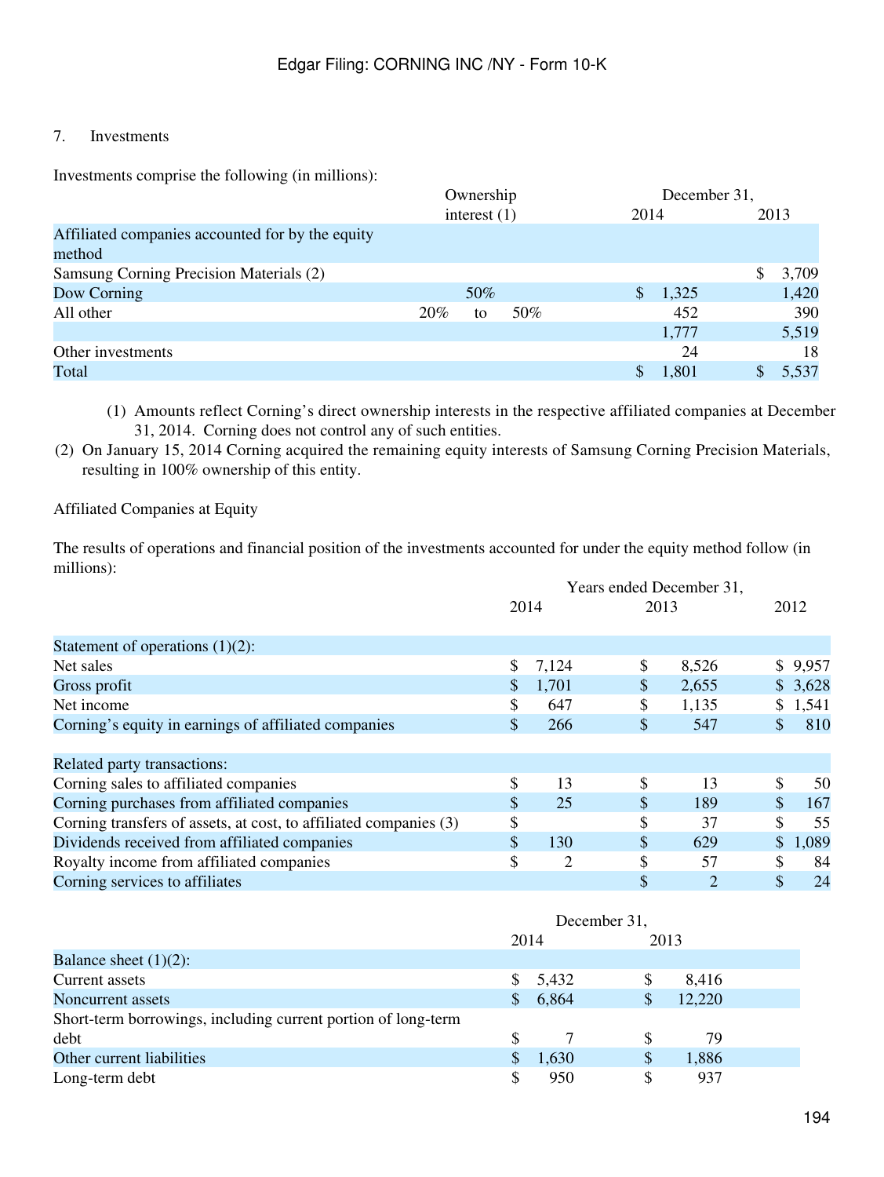7. Investments

Investments comprise the following (in millions):

| | Ownership interest (1) | December 31, 2014 | December 31, 2013 |
|---|---|---|---|
| Affiliated companies accounted for by the equity method | | | |
| Samsung Corning Precision Materials (2) | | | $ 3,709 |
| Dow Corning | 50% | $ 1,325 | 1,420 |
| All other | 20% to 50% | 452 | 390 |
| | | 1,777 | 5,519 |
| Other investments | | 24 | 18 |
| Total | | $ 1,801 | $ 5,537 |

(1) Amounts reflect Corning's direct ownership interests in the respective affiliated companies at December 31, 2014. Corning does not control any of such entities.

(2) On January 15, 2014 Corning acquired the remaining equity interests of Samsung Corning Precision Materials, resulting in 100% ownership of this entity.

Affiliated Companies at Equity

The results of operations and financial position of the investments accounted for under the equity method follow (in millions):

| | Years ended December 31, 2014 | 2013 | 2012 |
|---|---|---|---|
| Statement of operations (1)(2): | | | |
| Net sales | $ 7,124 | $ 8,526 | $ 9,957 |
| Gross profit | $ 1,701 | $ 2,655 | $ 3,628 |
| Net income | $ 647 | $ 1,135 | $ 1,541 |
| Corning's equity in earnings of affiliated companies | $ 266 | $ 547 | $ 810 |
| | | | |
| Related party transactions: | | | |
| Corning sales to affiliated companies | $ 13 | $ 13 | $ 50 |
| Corning purchases from affiliated companies | $ 25 | $ 189 | $ 167 |
| Corning transfers of assets, at cost, to affiliated companies (3) | $ | $ 37 | $ 55 |
| Dividends received from affiliated companies | $ 130 | $ 629 | $ 1,089 |
| Royalty income from affiliated companies | $ 2 | $ 57 | $ 84 |
| Corning services to affiliates | | $ 2 | $ 24 |

| | December 31, 2014 | 2013 |
|---|---|---|
| Balance sheet (1)(2): | | |
| Current assets | $ 5,432 | $ 8,416 |
| Noncurrent assets | $ 6,864 | $ 12,220 |
| Short-term borrowings, including current portion of long-term debt | $ 7 | $ 79 |
| Other current liabilities | $ 1,630 | $ 1,886 |
| Long-term debt | $ 950 | $ 937 |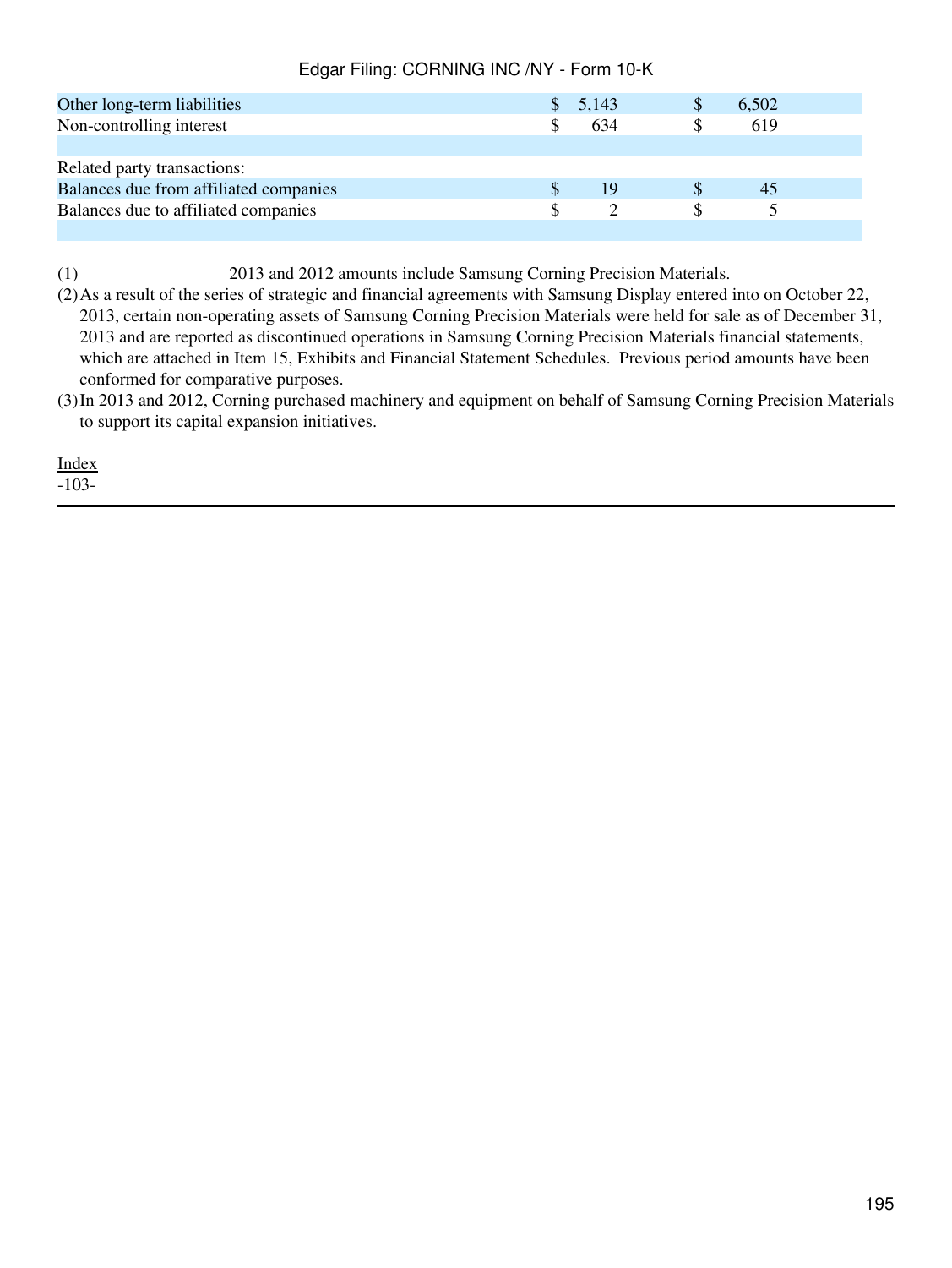| | | |
|---|---|---|
| Other long-term liabilities | $ 5,143 | $ 6,502 |
| Non-controlling interest | $ 634 | $ 619 |
| | | |
| Related party transactions: | | |
| Balances due from affiliated companies | $ 19 | $ 45 |
| Balances due to affiliated companies | $ 2 | $ 5 |

(1) 2013 and 2012 amounts include Samsung Corning Precision Materials.

(2) As a result of the series of strategic and financial agreements with Samsung Display entered into on October 22, 2013, certain non-operating assets of Samsung Corning Precision Materials were held for sale as of December 31, 2013 and are reported as discontinued operations in Samsung Corning Precision Materials financial statements, which are attached in Item 15, Exhibits and Financial Statement Schedules. Previous period amounts have been conformed for comparative purposes.

(3) In 2013 and 2012, Corning purchased machinery and equipment on behalf of Samsung Corning Precision Materials to support its capital expansion initiatives.

Index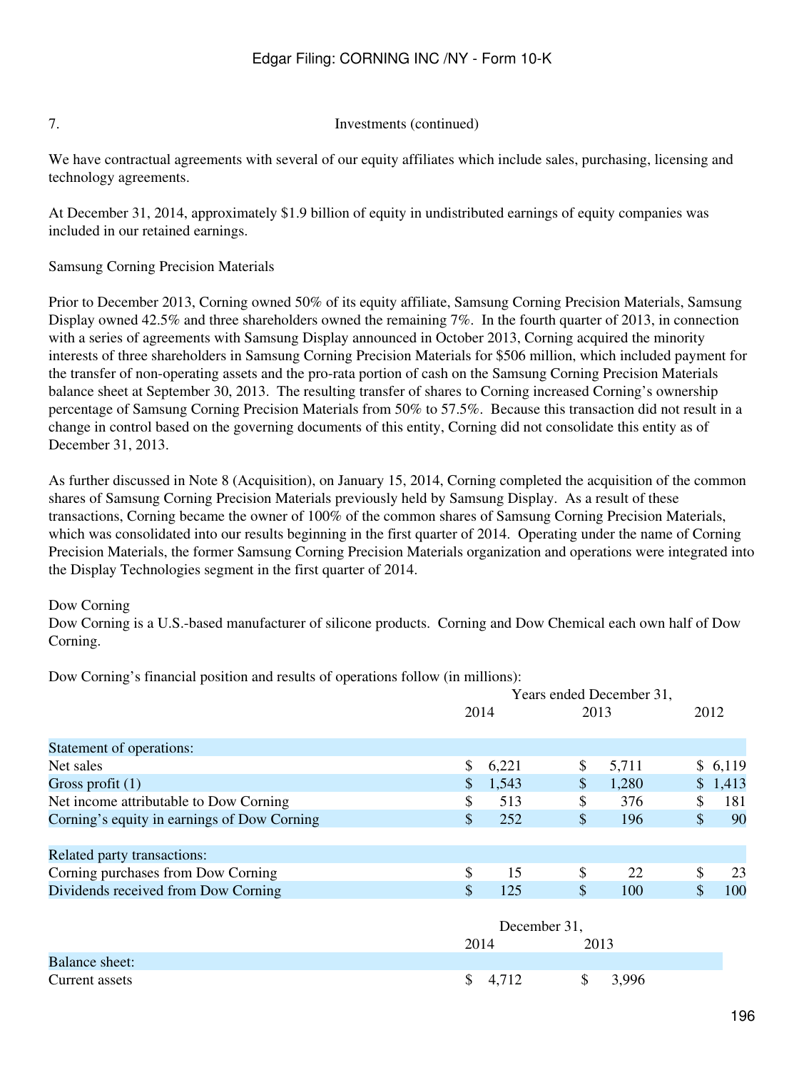7. Investments (continued)

We have contractual agreements with several of our equity affiliates which include sales, purchasing, licensing and technology agreements.

At December 31, 2014, approximately $1.9 billion of equity in undistributed earnings of equity companies was included in our retained earnings.

Samsung Corning Precision Materials

Prior to December 2013, Corning owned 50% of its equity affiliate, Samsung Corning Precision Materials, Samsung Display owned 42.5% and three shareholders owned the remaining 7%. In the fourth quarter of 2013, in connection with a series of agreements with Samsung Display announced in October 2013, Corning acquired the minority interests of three shareholders in Samsung Corning Precision Materials for $506 million, which included payment for the transfer of non-operating assets and the pro-rata portion of cash on the Samsung Corning Precision Materials balance sheet at September 30, 2013. The resulting transfer of shares to Corning increased Corning's ownership percentage of Samsung Corning Precision Materials from 50% to 57.5%. Because this transaction did not result in a change in control based on the governing documents of this entity, Corning did not consolidate this entity as of December 31, 2013.

As further discussed in Note 8 (Acquisition), on January 15, 2014, Corning completed the acquisition of the common shares of Samsung Corning Precision Materials previously held by Samsung Display. As a result of these transactions, Corning became the owner of 100% of the common shares of Samsung Corning Precision Materials, which was consolidated into our results beginning in the first quarter of 2014. Operating under the name of Corning Precision Materials, the former Samsung Corning Precision Materials organization and operations were integrated into the Display Technologies segment in the first quarter of 2014.

Dow Corning

Dow Corning is a U.S.-based manufacturer of silicone products. Corning and Dow Chemical each own half of Dow Corning.

Dow Corning's financial position and results of operations follow (in millions):

| | Years ended December 31, | | |
|---|---|---|---|
| | 2014 | 2013 | 2012 |
| Statement of operations: | | | |
| Net sales | $ 6,221 | $ 5,711 | $ 6,119 |
| Gross profit (1) | $ 1,543 | $ 1,280 | $ 1,413 |
| Net income attributable to Dow Corning | $ 513 | $ 376 | $ 181 |
| Corning's equity in earnings of Dow Corning | $ 252 | $ 196 | $ 90 |
| | | | |
| Related party transactions: | | | |
| Corning purchases from Dow Corning | $ 15 | $ 22 | $ 23 |
| Dividends received from Dow Corning | $ 125 | $ 100 | $ 100 |

| | December 31, | |
|---|---|---|
| | 2014 | 2013 |
| Balance sheet: | | |
| Current assets | $ 4,712 | $ 3,996 |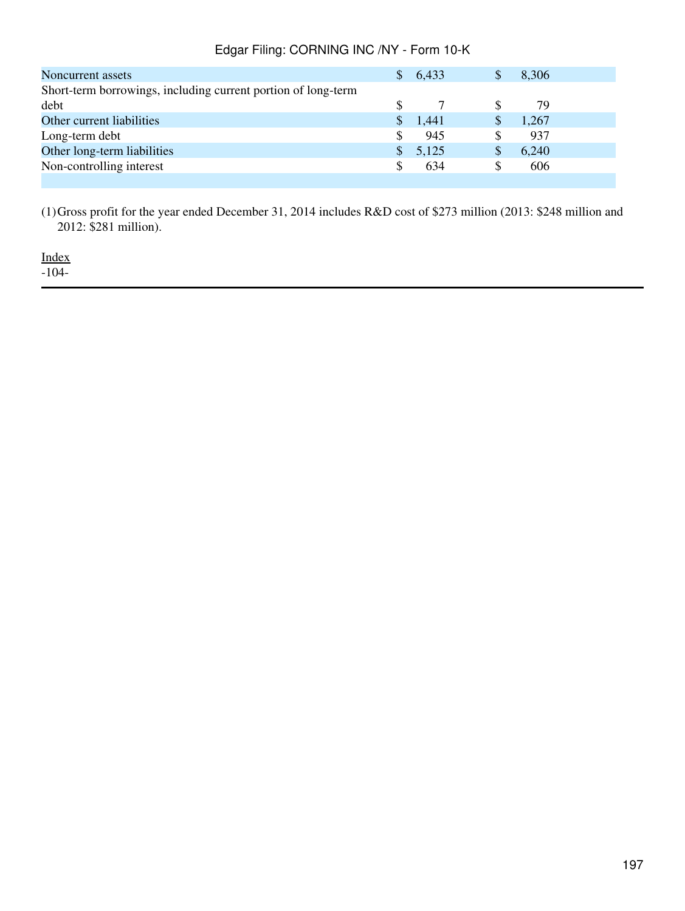| | | |
|---|---|---|
| Noncurrent assets | $ 6,433 | $ 8,306 |
| Short-term borrowings, including current portion of long-term debt | $ 7 | $ 79 |
| Other current liabilities | $ 1,441 | $ 1,267 |
| Long-term debt | $ 945 | $ 937 |
| Other long-term liabilities | $ 5,125 | $ 6,240 |
| Non-controlling interest | $ 634 | $ 606 |

(1) Gross profit for the year ended December 31, 2014 includes R&D cost of $273 million (2013: $248 million and 2012: $281 million).

Index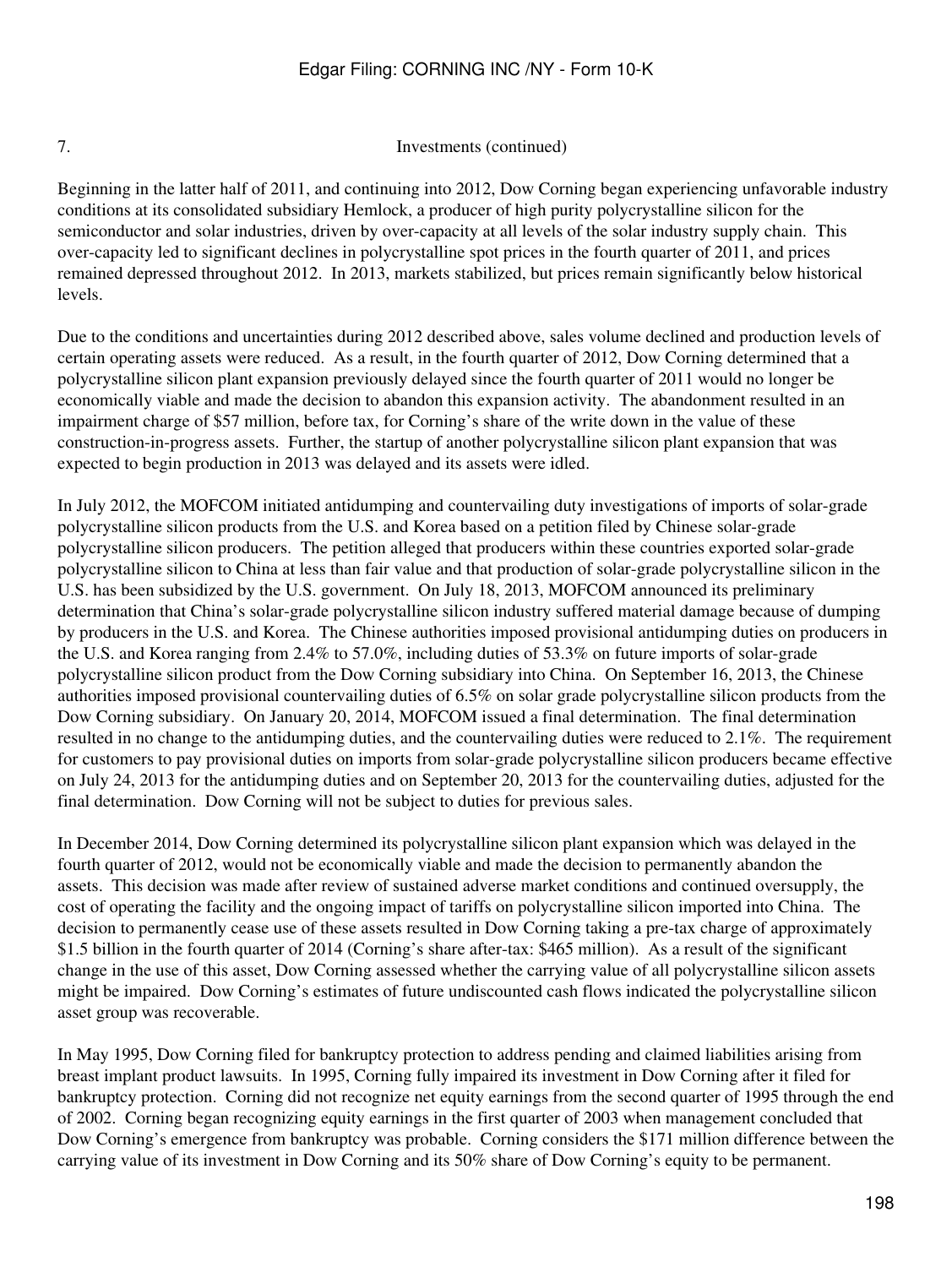## 7. Investments (continued)

Beginning in the latter half of 2011, and continuing into 2012, Dow Corning began experiencing unfavorable industry conditions at its consolidated subsidiary Hemlock, a producer of high purity polycrystalline silicon for the semiconductor and solar industries, driven by over-capacity at all levels of the solar industry supply chain. This over-capacity led to significant declines in polycrystalline spot prices in the fourth quarter of 2011, and prices remained depressed throughout 2012. In 2013, markets stabilized, but prices remain significantly below historical levels.

Due to the conditions and uncertainties during 2012 described above, sales volume declined and production levels of certain operating assets were reduced. As a result, in the fourth quarter of 2012, Dow Corning determined that a polycrystalline silicon plant expansion previously delayed since the fourth quarter of 2011 would no longer be economically viable and made the decision to abandon this expansion activity. The abandonment resulted in an impairment charge of $57 million, before tax, for Corning's share of the write down in the value of these construction-in-progress assets. Further, the startup of another polycrystalline silicon plant expansion that was expected to begin production in 2013 was delayed and its assets were idled.

In July 2012, the MOFCOM initiated antidumping and countervailing duty investigations of imports of solar-grade polycrystalline silicon products from the U.S. and Korea based on a petition filed by Chinese solar-grade polycrystalline silicon producers. The petition alleged that producers within these countries exported solar-grade polycrystalline silicon to China at less than fair value and that production of solar-grade polycrystalline silicon in the U.S. has been subsidized by the U.S. government. On July 18, 2013, MOFCOM announced its preliminary determination that China's solar-grade polycrystalline silicon industry suffered material damage because of dumping by producers in the U.S. and Korea. The Chinese authorities imposed provisional antidumping duties on producers in the U.S. and Korea ranging from 2.4% to 57.0%, including duties of 53.3% on future imports of solar-grade polycrystalline silicon product from the Dow Corning subsidiary into China. On September 16, 2013, the Chinese authorities imposed provisional countervailing duties of 6.5% on solar grade polycrystalline silicon products from the Dow Corning subsidiary. On January 20, 2014, MOFCOM issued a final determination. The final determination resulted in no change to the antidumping duties, and the countervailing duties were reduced to 2.1%. The requirement for customers to pay provisional duties on imports from solar-grade polycrystalline silicon producers became effective on July 24, 2013 for the antidumping duties and on September 20, 2013 for the countervailing duties, adjusted for the final determination. Dow Corning will not be subject to duties for previous sales.

In December 2014, Dow Corning determined its polycrystalline silicon plant expansion which was delayed in the fourth quarter of 2012, would not be economically viable and made the decision to permanently abandon the assets. This decision was made after review of sustained adverse market conditions and continued oversupply, the cost of operating the facility and the ongoing impact of tariffs on polycrystalline silicon imported into China. The decision to permanently cease use of these assets resulted in Dow Corning taking a pre-tax charge of approximately $1.5 billion in the fourth quarter of 2014 (Corning's share after-tax: $465 million). As a result of the significant change in the use of this asset, Dow Corning assessed whether the carrying value of all polycrystalline silicon assets might be impaired. Dow Corning's estimates of future undiscounted cash flows indicated the polycrystalline silicon asset group was recoverable.

In May 1995, Dow Corning filed for bankruptcy protection to address pending and claimed liabilities arising from breast implant product lawsuits. In 1995, Corning fully impaired its investment in Dow Corning after it filed for bankruptcy protection. Corning did not recognize net equity earnings from the second quarter of 1995 through the end of 2002. Corning began recognizing equity earnings in the first quarter of 2003 when management concluded that Dow Corning's emergence from bankruptcy was probable. Corning considers the $171 million difference between the carrying value of its investment in Dow Corning and its 50% share of Dow Corning's equity to be permanent.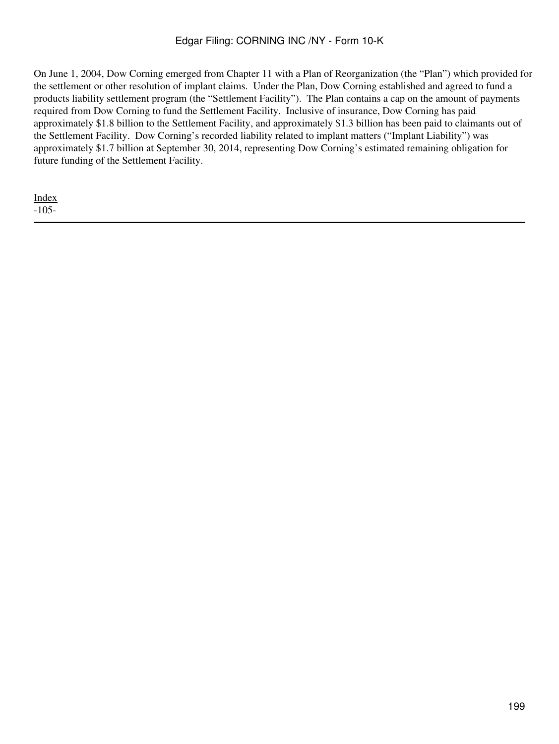On June 1, 2004, Dow Corning emerged from Chapter 11 with a Plan of Reorganization (the "Plan") which provided for the settlement or other resolution of implant claims. Under the Plan, Dow Corning established and agreed to fund a products liability settlement program (the "Settlement Facility"). The Plan contains a cap on the amount of payments required from Dow Corning to fund the Settlement Facility. Inclusive of insurance, Dow Corning has paid approximately $1.8 billion to the Settlement Facility, and approximately $1.3 billion has been paid to claimants out of the Settlement Facility. Dow Corning's recorded liability related to implant matters ("Implant Liability") was approximately $1.7 billion at September 30, 2014, representing Dow Corning's estimated remaining obligation for future funding of the Settlement Facility.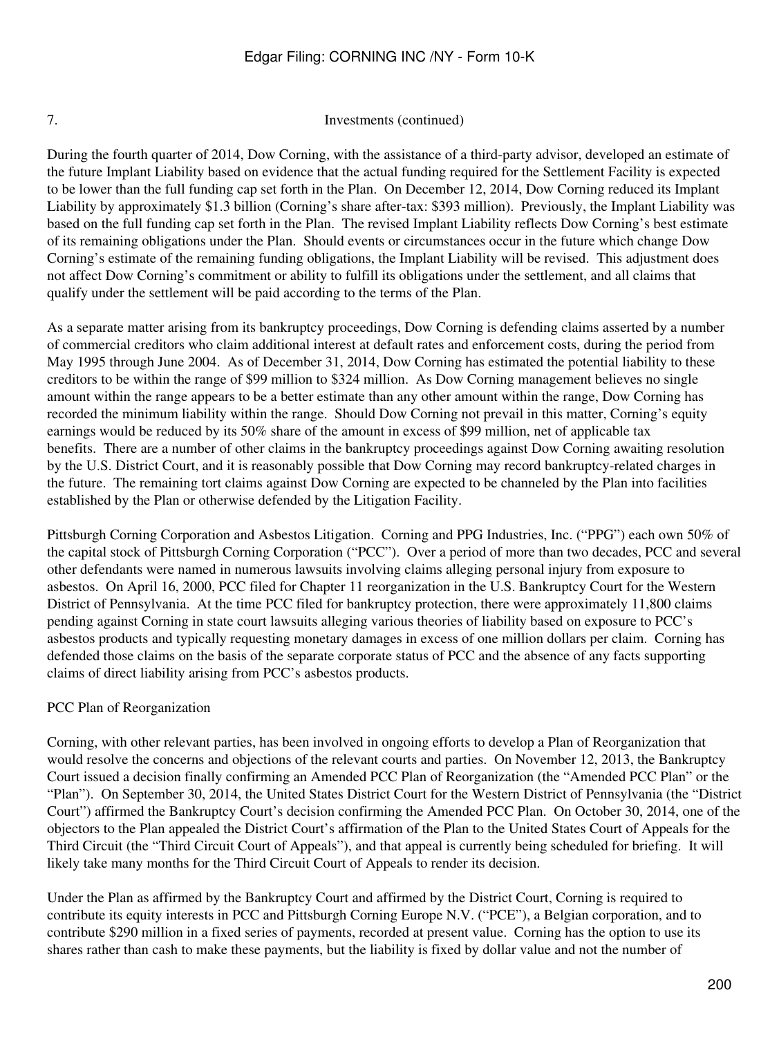7. Investments (continued)

During the fourth quarter of 2014, Dow Corning, with the assistance of a third-party advisor, developed an estimate of the future Implant Liability based on evidence that the actual funding required for the Settlement Facility is expected to be lower than the full funding cap set forth in the Plan. On December 12, 2014, Dow Corning reduced its Implant Liability by approximately $1.3 billion (Corning's share after-tax: $393 million). Previously, the Implant Liability was based on the full funding cap set forth in the Plan. The revised Implant Liability reflects Dow Corning's best estimate of its remaining obligations under the Plan. Should events or circumstances occur in the future which change Dow Corning's estimate of the remaining funding obligations, the Implant Liability will be revised. This adjustment does not affect Dow Corning's commitment or ability to fulfill its obligations under the settlement, and all claims that qualify under the settlement will be paid according to the terms of the Plan.

As a separate matter arising from its bankruptcy proceedings, Dow Corning is defending claims asserted by a number of commercial creditors who claim additional interest at default rates and enforcement costs, during the period from May 1995 through June 2004. As of December 31, 2014, Dow Corning has estimated the potential liability to these creditors to be within the range of $99 million to $324 million. As Dow Corning management believes no single amount within the range appears to be a better estimate than any other amount within the range, Dow Corning has recorded the minimum liability within the range. Should Dow Corning not prevail in this matter, Corning's equity earnings would be reduced by its 50% share of the amount in excess of $99 million, net of applicable tax benefits. There are a number of other claims in the bankruptcy proceedings against Dow Corning awaiting resolution by the U.S. District Court, and it is reasonably possible that Dow Corning may record bankruptcy-related charges in the future. The remaining tort claims against Dow Corning are expected to be channeled by the Plan into facilities established by the Plan or otherwise defended by the Litigation Facility.

Pittsburgh Corning Corporation and Asbestos Litigation. Corning and PPG Industries, Inc. ("PPG") each own 50% of the capital stock of Pittsburgh Corning Corporation ("PCC"). Over a period of more than two decades, PCC and several other defendants were named in numerous lawsuits involving claims alleging personal injury from exposure to asbestos. On April 16, 2000, PCC filed for Chapter 11 reorganization in the U.S. Bankruptcy Court for the Western District of Pennsylvania. At the time PCC filed for bankruptcy protection, there were approximately 11,800 claims pending against Corning in state court lawsuits alleging various theories of liability based on exposure to PCC's asbestos products and typically requesting monetary damages in excess of one million dollars per claim. Corning has defended those claims on the basis of the separate corporate status of PCC and the absence of any facts supporting claims of direct liability arising from PCC's asbestos products.

PCC Plan of Reorganization

Corning, with other relevant parties, has been involved in ongoing efforts to develop a Plan of Reorganization that would resolve the concerns and objections of the relevant courts and parties. On November 12, 2013, the Bankruptcy Court issued a decision finally confirming an Amended PCC Plan of Reorganization (the "Amended PCC Plan" or the "Plan"). On September 30, 2014, the United States District Court for the Western District of Pennsylvania (the "District Court") affirmed the Bankruptcy Court's decision confirming the Amended PCC Plan. On October 30, 2014, one of the objectors to the Plan appealed the District Court's affirmation of the Plan to the United States Court of Appeals for the Third Circuit (the "Third Circuit Court of Appeals"), and that appeal is currently being scheduled for briefing. It will likely take many months for the Third Circuit Court of Appeals to render its decision.

Under the Plan as affirmed by the Bankruptcy Court and affirmed by the District Court, Corning is required to contribute its equity interests in PCC and Pittsburgh Corning Europe N.V. ("PCE"), a Belgian corporation, and to contribute $290 million in a fixed series of payments, recorded at present value. Corning has the option to use its shares rather than cash to make these payments, but the liability is fixed by dollar value and not the number of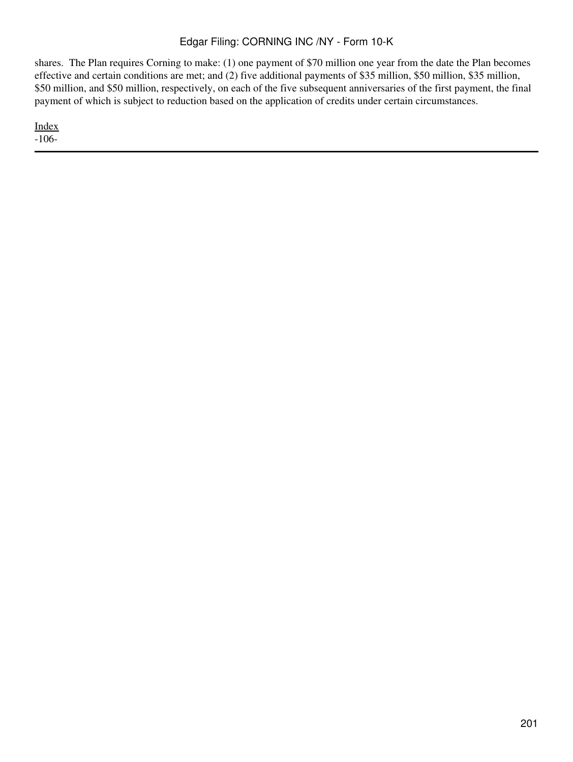shares.  The Plan requires Corning to make: (1) one payment of $70 million one year from the date the Plan becomes effective and certain conditions are met; and (2) five additional payments of $35 million, $50 million, $35 million, $50 million, and $50 million, respectively, on each of the five subsequent anniversaries of the first payment, the final payment of which is subject to reduction based on the application of credits under certain circumstances.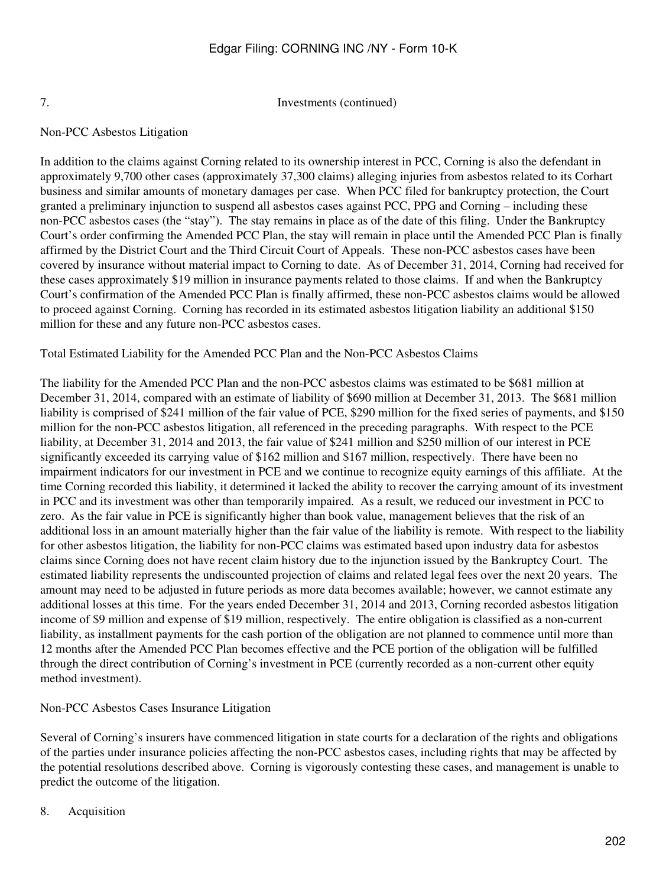## 7. Investments (continued)

### Non-PCC Asbestos Litigation

In addition to the claims against Corning related to its ownership interest in PCC, Corning is also the defendant in approximately 9,700 other cases (approximately 37,300 claims) alleging injuries from asbestos related to its Corhart business and similar amounts of monetary damages per case. When PCC filed for bankruptcy protection, the Court granted a preliminary injunction to suspend all asbestos cases against PCC, PPG and Corning – including these non-PCC asbestos cases (the "stay"). The stay remains in place as of the date of this filing. Under the Bankruptcy Court's order confirming the Amended PCC Plan, the stay will remain in place until the Amended PCC Plan is finally affirmed by the District Court and the Third Circuit Court of Appeals. These non-PCC asbestos cases have been covered by insurance without material impact to Corning to date. As of December 31, 2014, Corning had received for these cases approximately $19 million in insurance payments related to those claims. If and when the Bankruptcy Court's confirmation of the Amended PCC Plan is finally affirmed, these non-PCC asbestos claims would be allowed to proceed against Corning. Corning has recorded in its estimated asbestos litigation liability an additional $150 million for these and any future non-PCC asbestos cases.

### Total Estimated Liability for the Amended PCC Plan and the Non-PCC Asbestos Claims

The liability for the Amended PCC Plan and the non-PCC asbestos claims was estimated to be $681 million at December 31, 2014, compared with an estimate of liability of $690 million at December 31, 2013. The $681 million liability is comprised of $241 million of the fair value of PCE, $290 million for the fixed series of payments, and $150 million for the non-PCC asbestos litigation, all referenced in the preceding paragraphs. With respect to the PCE liability, at December 31, 2014 and 2013, the fair value of $241 million and $250 million of our interest in PCE significantly exceeded its carrying value of $162 million and $167 million, respectively. There have been no impairment indicators for our investment in PCE and we continue to recognize equity earnings of this affiliate. At the time Corning recorded this liability, it determined it lacked the ability to recover the carrying amount of its investment in PCC and its investment was other than temporarily impaired. As a result, we reduced our investment in PCC to zero. As the fair value in PCE is significantly higher than book value, management believes that the risk of an additional loss in an amount materially higher than the fair value of the liability is remote. With respect to the liability for other asbestos litigation, the liability for non-PCC claims was estimated based upon industry data for asbestos claims since Corning does not have recent claim history due to the injunction issued by the Bankruptcy Court. The estimated liability represents the undiscounted projection of claims and related legal fees over the next 20 years. The amount may need to be adjusted in future periods as more data becomes available; however, we cannot estimate any additional losses at this time. For the years ended December 31, 2014 and 2013, Corning recorded asbestos litigation income of $9 million and expense of $19 million, respectively. The entire obligation is classified as a non-current liability, as installment payments for the cash portion of the obligation are not planned to commence until more than 12 months after the Amended PCC Plan becomes effective and the PCE portion of the obligation will be fulfilled through the direct contribution of Corning's investment in PCE (currently recorded as a non-current other equity method investment).

### Non-PCC Asbestos Cases Insurance Litigation

Several of Corning's insurers have commenced litigation in state courts for a declaration of the rights and obligations of the parties under insurance policies affecting the non-PCC asbestos cases, including rights that may be affected by the potential resolutions described above. Corning is vigorously contesting these cases, and management is unable to predict the outcome of the litigation.

## 8. Acquisition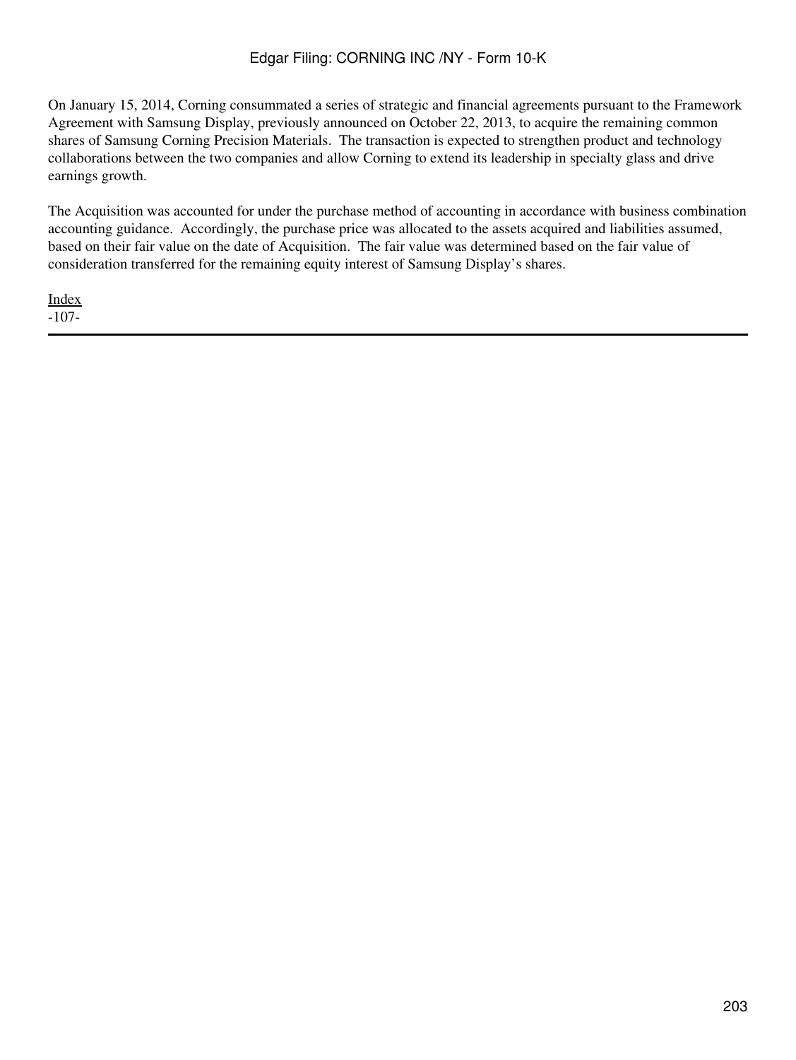On January 15, 2014, Corning consummated a series of strategic and financial agreements pursuant to the Framework Agreement with Samsung Display, previously announced on October 22, 2013, to acquire the remaining common shares of Samsung Corning Precision Materials. The transaction is expected to strengthen product and technology collaborations between the two companies and allow Corning to extend its leadership in specialty glass and drive earnings growth.

The Acquisition was accounted for under the purchase method of accounting in accordance with business combination accounting guidance. Accordingly, the purchase price was allocated to the assets acquired and liabilities assumed, based on their fair value on the date of Acquisition. The fair value was determined based on the fair value of consideration transferred for the remaining equity interest of Samsung Display's shares.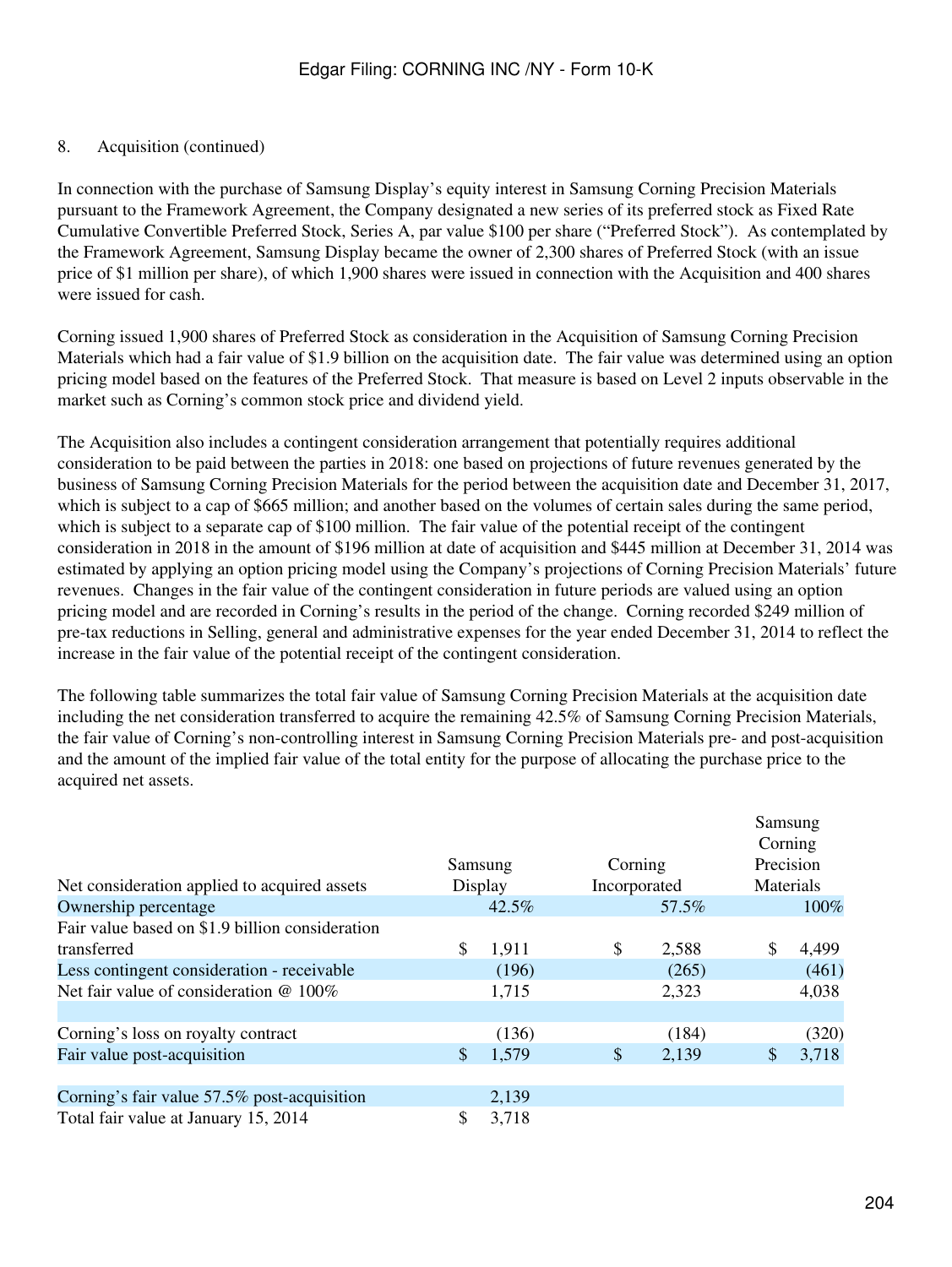8. Acquisition (continued)

In connection with the purchase of Samsung Display's equity interest in Samsung Corning Precision Materials pursuant to the Framework Agreement, the Company designated a new series of its preferred stock as Fixed Rate Cumulative Convertible Preferred Stock, Series A, par value $100 per share ("Preferred Stock"). As contemplated by the Framework Agreement, Samsung Display became the owner of 2,300 shares of Preferred Stock (with an issue price of $1 million per share), of which 1,900 shares were issued in connection with the Acquisition and 400 shares were issued for cash.

Corning issued 1,900 shares of Preferred Stock as consideration in the Acquisition of Samsung Corning Precision Materials which had a fair value of $1.9 billion on the acquisition date. The fair value was determined using an option pricing model based on the features of the Preferred Stock. That measure is based on Level 2 inputs observable in the market such as Corning's common stock price and dividend yield.

The Acquisition also includes a contingent consideration arrangement that potentially requires additional consideration to be paid between the parties in 2018: one based on projections of future revenues generated by the business of Samsung Corning Precision Materials for the period between the acquisition date and December 31, 2017, which is subject to a cap of $665 million; and another based on the volumes of certain sales during the same period, which is subject to a separate cap of $100 million. The fair value of the potential receipt of the contingent consideration in 2018 in the amount of $196 million at date of acquisition and $445 million at December 31, 2014 was estimated by applying an option pricing model using the Company's projections of Corning Precision Materials' future revenues. Changes in the fair value of the contingent consideration in future periods are valued using an option pricing model and are recorded in Corning's results in the period of the change. Corning recorded $249 million of pre-tax reductions in Selling, general and administrative expenses for the year ended December 31, 2014 to reflect the increase in the fair value of the potential receipt of the contingent consideration.

The following table summarizes the total fair value of Samsung Corning Precision Materials at the acquisition date including the net consideration transferred to acquire the remaining 42.5% of Samsung Corning Precision Materials, the fair value of Corning's non-controlling interest in Samsung Corning Precision Materials pre- and post-acquisition and the amount of the implied fair value of the total entity for the purpose of allocating the purchase price to the acquired net assets.

| Net consideration applied to acquired assets | Samsung Display | Corning Incorporated | Samsung Corning Precision Materials |
|---|---|---|---|
| Ownership percentage | 42.5% | 57.5% | 100% |
| Fair value based on $1.9 billion consideration transferred | $ 1,911 | $ 2,588 | $ 4,499 |
| Less contingent consideration - receivable | (196) | (265) | (461) |
| Net fair value of consideration @ 100% | 1,715 | 2,323 | 4,038 |
| | | | |
| Corning's loss on royalty contract | (136) | (184) | (320) |
| Fair value post-acquisition | $ 1,579 | $ 2,139 | $ 3,718 |
| | | | |
| Corning's fair value 57.5% post-acquisition | 2,139 | | |
| Total fair value at January 15, 2014 | $ 3,718 | | |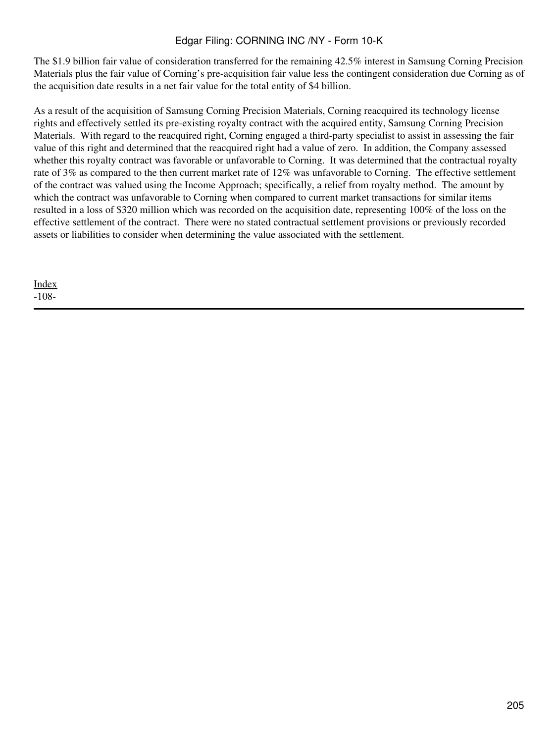The $1.9 billion fair value of consideration transferred for the remaining 42.5% interest in Samsung Corning Precision Materials plus the fair value of Corning's pre-acquisition fair value less the contingent consideration due Corning as of the acquisition date results in a net fair value for the total entity of $4 billion.

As a result of the acquisition of Samsung Corning Precision Materials, Corning reacquired its technology license rights and effectively settled its pre-existing royalty contract with the acquired entity, Samsung Corning Precision Materials. With regard to the reacquired right, Corning engaged a third-party specialist to assist in assessing the fair value of this right and determined that the reacquired right had a value of zero. In addition, the Company assessed whether this royalty contract was favorable or unfavorable to Corning. It was determined that the contractual royalty rate of 3% as compared to the then current market rate of 12% was unfavorable to Corning. The effective settlement of the contract was valued using the Income Approach; specifically, a relief from royalty method. The amount by which the contract was unfavorable to Corning when compared to current market transactions for similar items resulted in a loss of $320 million which was recorded on the acquisition date, representing 100% of the loss on the effective settlement of the contract. There were no stated contractual settlement provisions or previously recorded assets or liabilities to consider when determining the value associated with the settlement.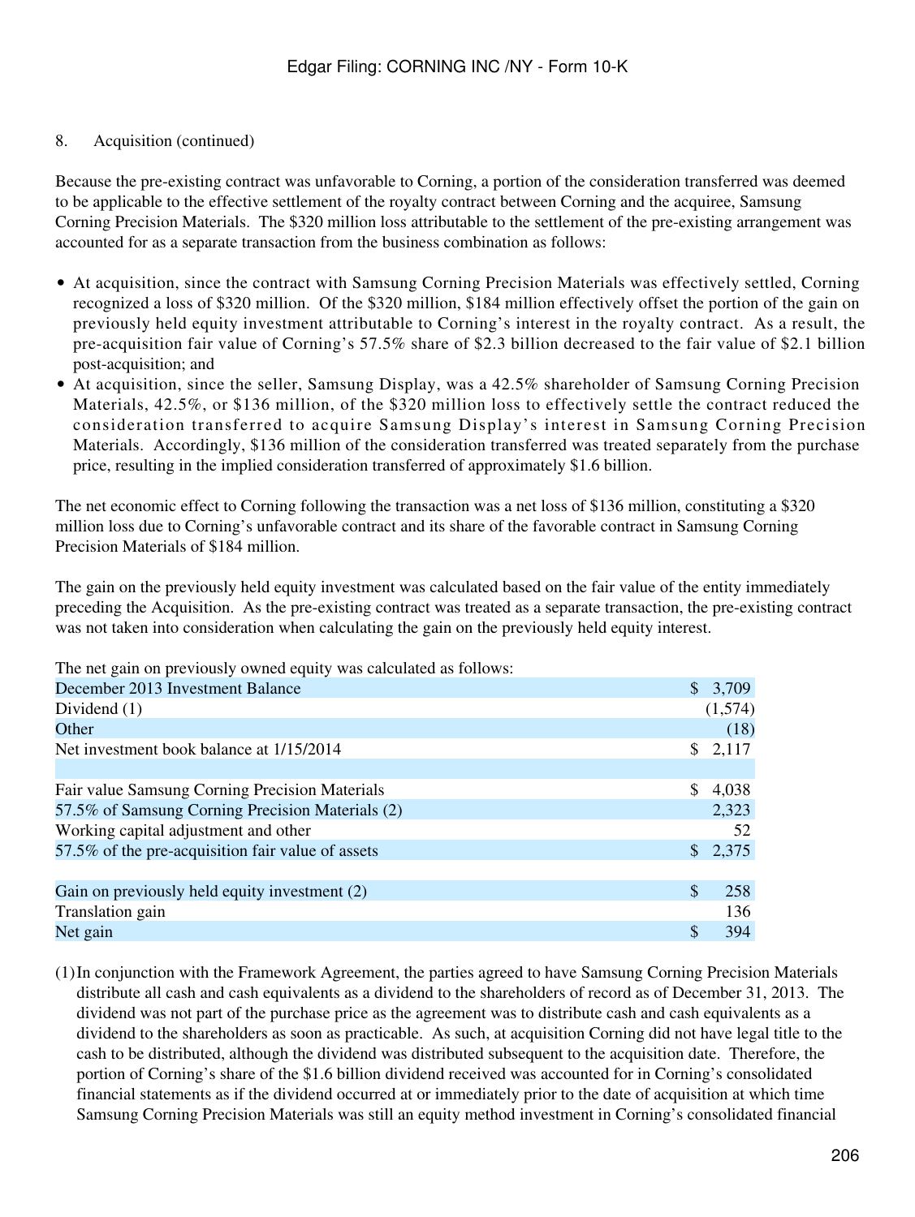8. Acquisition (continued)

Because the pre-existing contract was unfavorable to Corning, a portion of the consideration transferred was deemed to be applicable to the effective settlement of the royalty contract between Corning and the acquiree, Samsung Corning Precision Materials. The $320 million loss attributable to the settlement of the pre-existing arrangement was accounted for as a separate transaction from the business combination as follows:

- At acquisition, since the contract with Samsung Corning Precision Materials was effectively settled, Corning recognized a loss of $320 million. Of the $320 million, $184 million effectively offset the portion of the gain on previously held equity investment attributable to Corning's interest in the royalty contract. As a result, the pre-acquisition fair value of Corning's 57.5% share of $2.3 billion decreased to the fair value of $2.1 billion post-acquisition; and
- At acquisition, since the seller, Samsung Display, was a 42.5% shareholder of Samsung Corning Precision Materials, 42.5%, or $136 million, of the $320 million loss to effectively settle the contract reduced the consideration transferred to acquire Samsung Display's interest in Samsung Corning Precision Materials. Accordingly, $136 million of the consideration transferred was treated separately from the purchase price, resulting in the implied consideration transferred of approximately $1.6 billion.

The net economic effect to Corning following the transaction was a net loss of $136 million, constituting a $320 million loss due to Corning's unfavorable contract and its share of the favorable contract in Samsung Corning Precision Materials of $184 million.

The gain on the previously held equity investment was calculated based on the fair value of the entity immediately preceding the Acquisition. As the pre-existing contract was treated as a separate transaction, the pre-existing contract was not taken into consideration when calculating the gain on the previously held equity interest.

The net gain on previously owned equity was calculated as follows:

| | |
|---|---|
| December 2013 Investment Balance | $ 3,709 |
| Dividend (1) | (1,574) |
| Other | (18) |
| Net investment book balance at 1/15/2014 | $ 2,117 |
| | |
| Fair value Samsung Corning Precision Materials | $ 4,038 |
| 57.5% of Samsung Corning Precision Materials (2) | 2,323 |
| Working capital adjustment and other | 52 |
| 57.5% of the pre-acquisition fair value of assets | $ 2,375 |
| | |
| Gain on previously held equity investment (2) | $ 258 |
| Translation gain | 136 |
| Net gain | $ 394 |

(1) In conjunction with the Framework Agreement, the parties agreed to have Samsung Corning Precision Materials distribute all cash and cash equivalents as a dividend to the shareholders of record as of December 31, 2013. The dividend was not part of the purchase price as the agreement was to distribute cash and cash equivalents as a dividend to the shareholders as soon as practicable. As such, at acquisition Corning did not have legal title to the cash to be distributed, although the dividend was distributed subsequent to the acquisition date. Therefore, the portion of Corning's share of the $1.6 billion dividend received was accounted for in Corning's consolidated financial statements as if the dividend occurred at or immediately prior to the date of acquisition at which time Samsung Corning Precision Materials was still an equity method investment in Corning's consolidated financial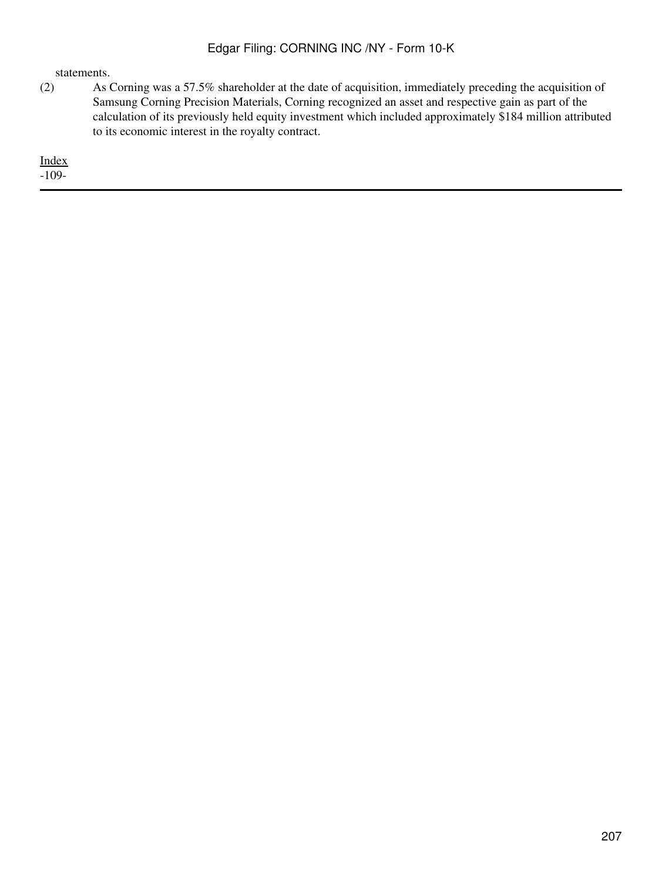statements.

(2) As Corning was a 57.5% shareholder at the date of acquisition, immediately preceding the acquisition of Samsung Corning Precision Materials, Corning recognized an asset and respective gain as part of the calculation of its previously held equity investment which included approximately $184 million attributed to its economic interest in the royalty contract.

Index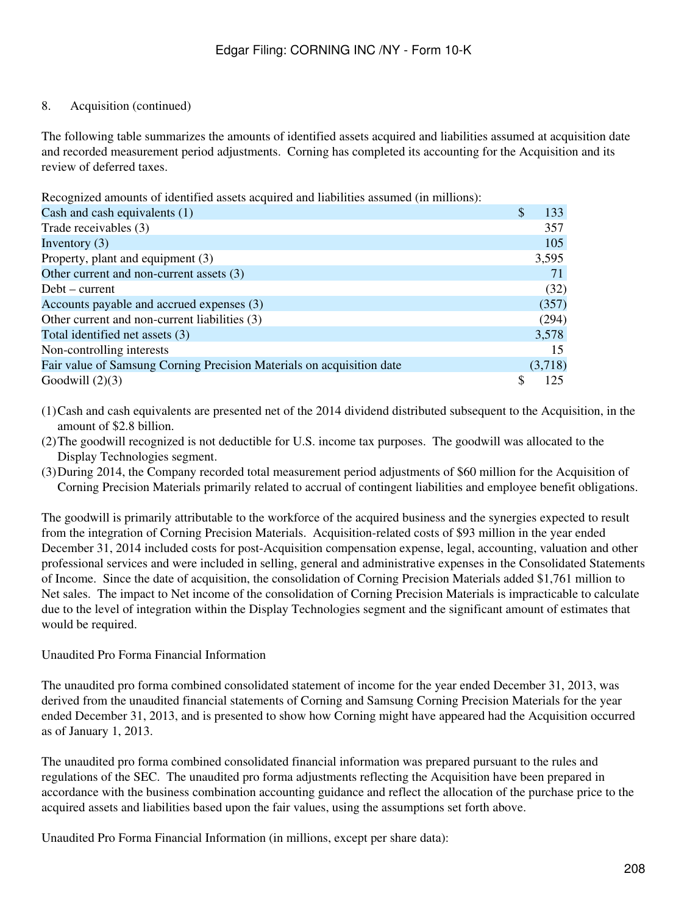8. Acquisition (continued)

The following table summarizes the amounts of identified assets acquired and liabilities assumed at acquisition date and recorded measurement period adjustments. Corning has completed its accounting for the Acquisition and its review of deferred taxes.

Recognized amounts of identified assets acquired and liabilities assumed (in millions):

| | |
|---|---|
| Cash and cash equivalents (1) | $ 133 |
| Trade receivables (3) | 357 |
| Inventory (3) | 105 |
| Property, plant and equipment (3) | 3,595 |
| Other current and non-current assets (3) | 71 |
| Debt – current | (32) |
| Accounts payable and accrued expenses (3) | (357) |
| Other current and non-current liabilities (3) | (294) |
| Total identified net assets (3) | 3,578 |
| Non-controlling interests | 15 |
| Fair value of Samsung Corning Precision Materials on acquisition date | (3,718) |
| Goodwill (2)(3) | $ 125 |

(1) Cash and cash equivalents are presented net of the 2014 dividend distributed subsequent to the Acquisition, in the amount of $2.8 billion.

(2) The goodwill recognized is not deductible for U.S. income tax purposes. The goodwill was allocated to the Display Technologies segment.

(3) During 2014, the Company recorded total measurement period adjustments of $60 million for the Acquisition of Corning Precision Materials primarily related to accrual of contingent liabilities and employee benefit obligations.

The goodwill is primarily attributable to the workforce of the acquired business and the synergies expected to result from the integration of Corning Precision Materials. Acquisition-related costs of $93 million in the year ended December 31, 2014 included costs for post-Acquisition compensation expense, legal, accounting, valuation and other professional services and were included in selling, general and administrative expenses in the Consolidated Statements of Income. Since the date of acquisition, the consolidation of Corning Precision Materials added $1,761 million to Net sales. The impact to Net income of the consolidation of Corning Precision Materials is impracticable to calculate due to the level of integration within the Display Technologies segment and the significant amount of estimates that would be required.

Unaudited Pro Forma Financial Information

The unaudited pro forma combined consolidated statement of income for the year ended December 31, 2013, was derived from the unaudited financial statements of Corning and Samsung Corning Precision Materials for the year ended December 31, 2013, and is presented to show how Corning might have appeared had the Acquisition occurred as of January 1, 2013.

The unaudited pro forma combined consolidated financial information was prepared pursuant to the rules and regulations of the SEC. The unaudited pro forma adjustments reflecting the Acquisition have been prepared in accordance with the business combination accounting guidance and reflect the allocation of the purchase price to the acquired assets and liabilities based upon the fair values, using the assumptions set forth above.

Unaudited Pro Forma Financial Information (in millions, except per share data):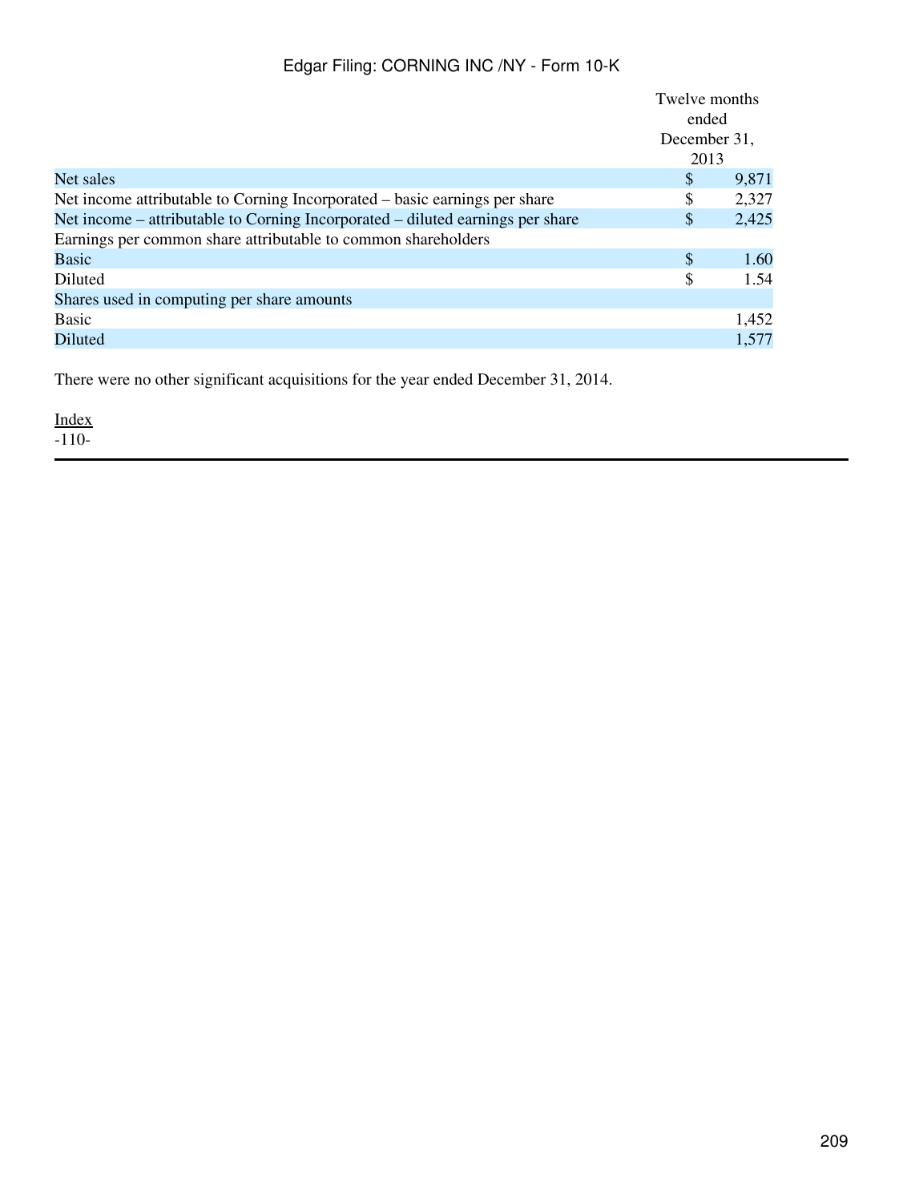| | Twelve months ended December 31, 2013 |
|---|---|
| Net sales | $ 9,871 |
| Net income attributable to Corning Incorporated – basic earnings per share | $ 2,327 |
| Net income – attributable to Corning Incorporated – diluted earnings per share | $ 2,425 |
| Earnings per common share attributable to common shareholders | |
| Basic | $ 1.60 |
| Diluted | $ 1.54 |
| Shares used in computing per share amounts | |
| Basic | 1,452 |
| Diluted | 1,577 |

There were no other significant acquisitions for the year ended December 31, 2014.

Index
-110-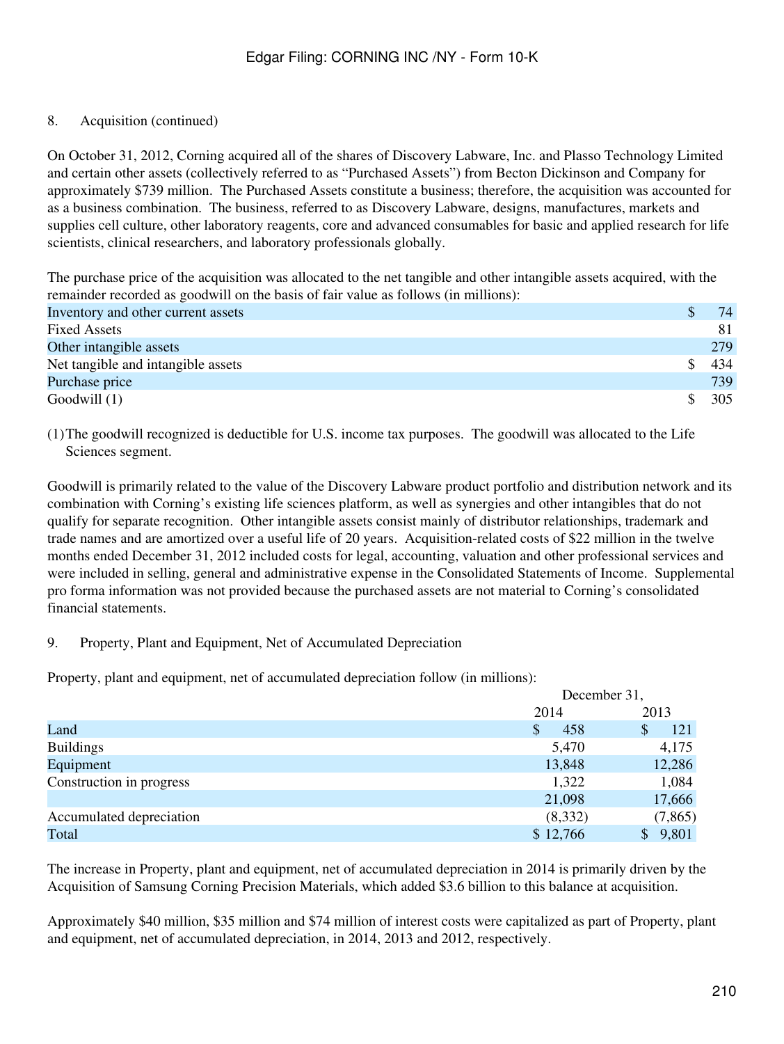8. Acquisition (continued)

On October 31, 2012, Corning acquired all of the shares of Discovery Labware, Inc. and Plasso Technology Limited and certain other assets (collectively referred to as "Purchased Assets") from Becton Dickinson and Company for approximately $739 million. The Purchased Assets constitute a business; therefore, the acquisition was accounted for as a business combination. The business, referred to as Discovery Labware, designs, manufactures, markets and supplies cell culture, other laboratory reagents, core and advanced consumables for basic and applied research for life scientists, clinical researchers, and laboratory professionals globally.

The purchase price of the acquisition was allocated to the net tangible and other intangible assets acquired, with the remainder recorded as goodwill on the basis of fair value as follows (in millions):

| | |
|---|---|
| Inventory and other current assets | $ 74 |
| Fixed Assets | 81 |
| Other intangible assets | 279 |
| Net tangible and intangible assets | $ 434 |
| Purchase price | 739 |
| Goodwill (1) | $ 305 |

(1) The goodwill recognized is deductible for U.S. income tax purposes. The goodwill was allocated to the Life Sciences segment.

Goodwill is primarily related to the value of the Discovery Labware product portfolio and distribution network and its combination with Corning's existing life sciences platform, as well as synergies and other intangibles that do not qualify for separate recognition. Other intangible assets consist mainly of distributor relationships, trademark and trade names and are amortized over a useful life of 20 years. Acquisition-related costs of $22 million in the twelve months ended December 31, 2012 included costs for legal, accounting, valuation and other professional services and were included in selling, general and administrative expense in the Consolidated Statements of Income. Supplemental pro forma information was not provided because the purchased assets are not material to Corning's consolidated financial statements.

9. Property, Plant and Equipment, Net of Accumulated Depreciation

Property, plant and equipment, net of accumulated depreciation follow (in millions):

| | December 31, | |
|---|---|---|
| | 2014 | 2013 |
| Land | $ 458 | $ 121 |
| Buildings | 5,470 | 4,175 |
| Equipment | 13,848 | 12,286 |
| Construction in progress | 1,322 | 1,084 |
| | 21,098 | 17,666 |
| Accumulated depreciation | (8,332) | (7,865) |
| Total | $ 12,766 | $ 9,801 |

The increase in Property, plant and equipment, net of accumulated depreciation in 2014 is primarily driven by the Acquisition of Samsung Corning Precision Materials, which added $3.6 billion to this balance at acquisition.

Approximately $40 million, $35 million and $74 million of interest costs were capitalized as part of Property, plant and equipment, net of accumulated depreciation, in 2014, 2013 and 2012, respectively.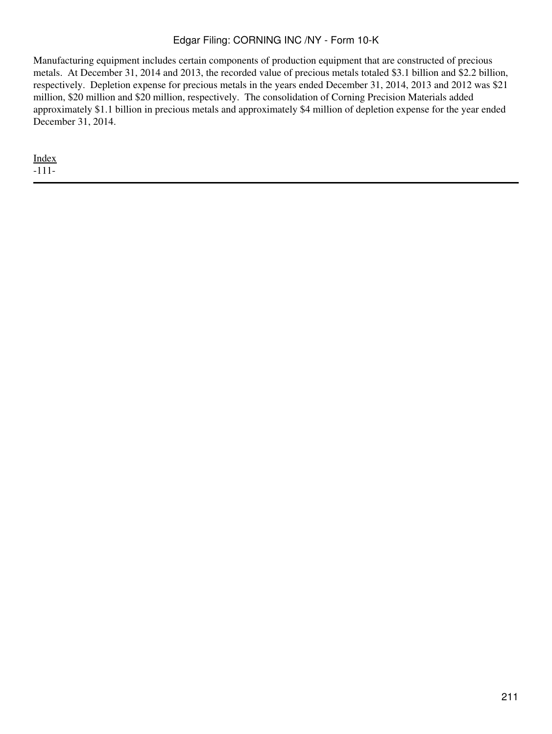Manufacturing equipment includes certain components of production equipment that are constructed of precious metals. At December 31, 2014 and 2013, the recorded value of precious metals totaled $3.1 billion and $2.2 billion, respectively. Depletion expense for precious metals in the years ended December 31, 2014, 2013 and 2012 was $21 million, $20 million and $20 million, respectively. The consolidation of Corning Precision Materials added approximately $1.1 billion in precious metals and approximately $4 million of depletion expense for the year ended December 31, 2014.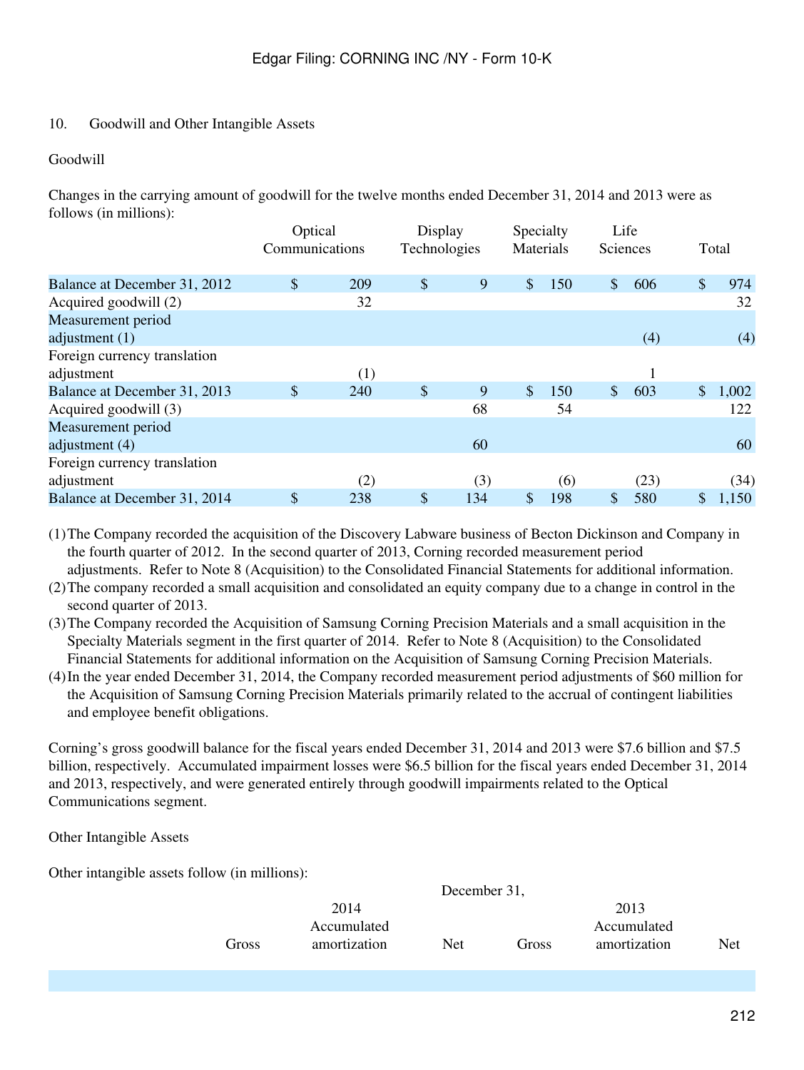## 10. Goodwill and Other Intangible Assets

### Goodwill

Changes in the carrying amount of goodwill for the twelve months ended December 31, 2014 and 2013 were as follows (in millions):

| | Optical Communications | Display Technologies | Specialty Materials | Life Sciences | Total |
|---|---|---|---|---|---|
| Balance at December 31, 2012 | $ 209 | $ 9 | $ 150 | $ 606 | $ 974 |
| Acquired goodwill (2) | 32 | | | | 32 |
| Measurement period adjustment (1) | | | | (4) | (4) |
| Foreign currency translation adjustment | (1) | | | 1 | |
| Balance at December 31, 2013 | $ 240 | $ 9 | $ 150 | $ 603 | $ 1,002 |
| Acquired goodwill (3) | | 68 | 54 | | 122 |
| Measurement period adjustment (4) | | 60 | | | 60 |
| Foreign currency translation adjustment | (2) | (3) | (6) | (23) | (34) |
| Balance at December 31, 2014 | $ 238 | $ 134 | $ 198 | $ 580 | $ 1,150 |

(1) The Company recorded the acquisition of the Discovery Labware business of Becton Dickinson and Company in the fourth quarter of 2012. In the second quarter of 2013, Corning recorded measurement period adjustments. Refer to Note 8 (Acquisition) to the Consolidated Financial Statements for additional information.

(2) The company recorded a small acquisition and consolidated an equity company due to a change in control in the second quarter of 2013.

(3) The Company recorded the Acquisition of Samsung Corning Precision Materials and a small acquisition in the Specialty Materials segment in the first quarter of 2014. Refer to Note 8 (Acquisition) to the Consolidated Financial Statements for additional information on the Acquisition of Samsung Corning Precision Materials.

(4) In the year ended December 31, 2014, the Company recorded measurement period adjustments of $60 million for the Acquisition of Samsung Corning Precision Materials primarily related to the accrual of contingent liabilities and employee benefit obligations.

Corning's gross goodwill balance for the fiscal years ended December 31, 2014 and 2013 were $7.6 billion and $7.5 billion, respectively. Accumulated impairment losses were $6.5 billion for the fiscal years ended December 31, 2014 and 2013, respectively, and were generated entirely through goodwill impairments related to the Optical Communications segment.

### Other Intangible Assets

Other intangible assets follow (in millions):

| | December 31, | | | | | |
|---|---|---|---|---|---|---|
| | 2014 | | | 2013 | | |
| | Gross | Accumulated amortization | Net | Gross | Accumulated amortization | Net |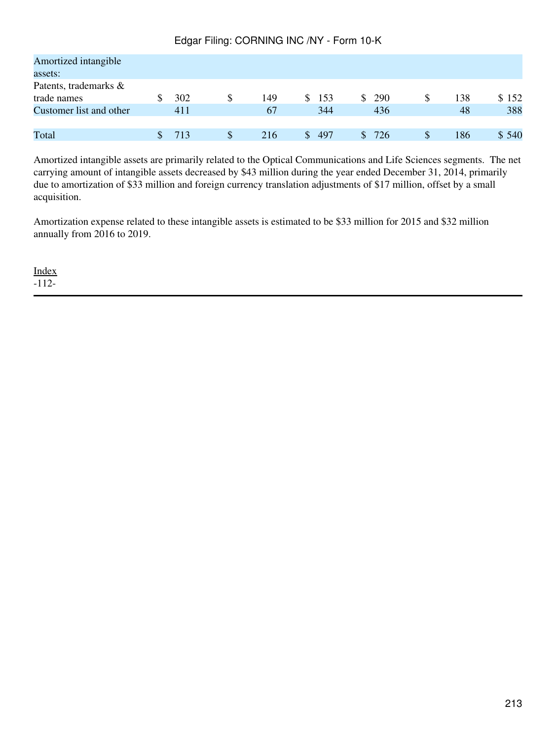| | | | | | | |
|---|---|---|---|---|---|---|
| Amortized intangible assets: | | | | | | |
| Patents, trademarks & trade names | $ 302 | $ 149 | $ 153 | $ 290 | $ 138 | $ 152 |
| Customer list and other | 411 | 67 | 344 | 436 | 48 | 388 |
| Total | $ 713 | $ 216 | $ 497 | $ 726 | $ 186 | $ 540 |

Amortized intangible assets are primarily related to the Optical Communications and Life Sciences segments. The net carrying amount of intangible assets decreased by $43 million during the year ended December 31, 2014, primarily due to amortization of $33 million and foreign currency translation adjustments of $17 million, offset by a small acquisition.

Amortization expense related to these intangible assets is estimated to be $33 million for 2015 and $32 million annually from 2016 to 2019.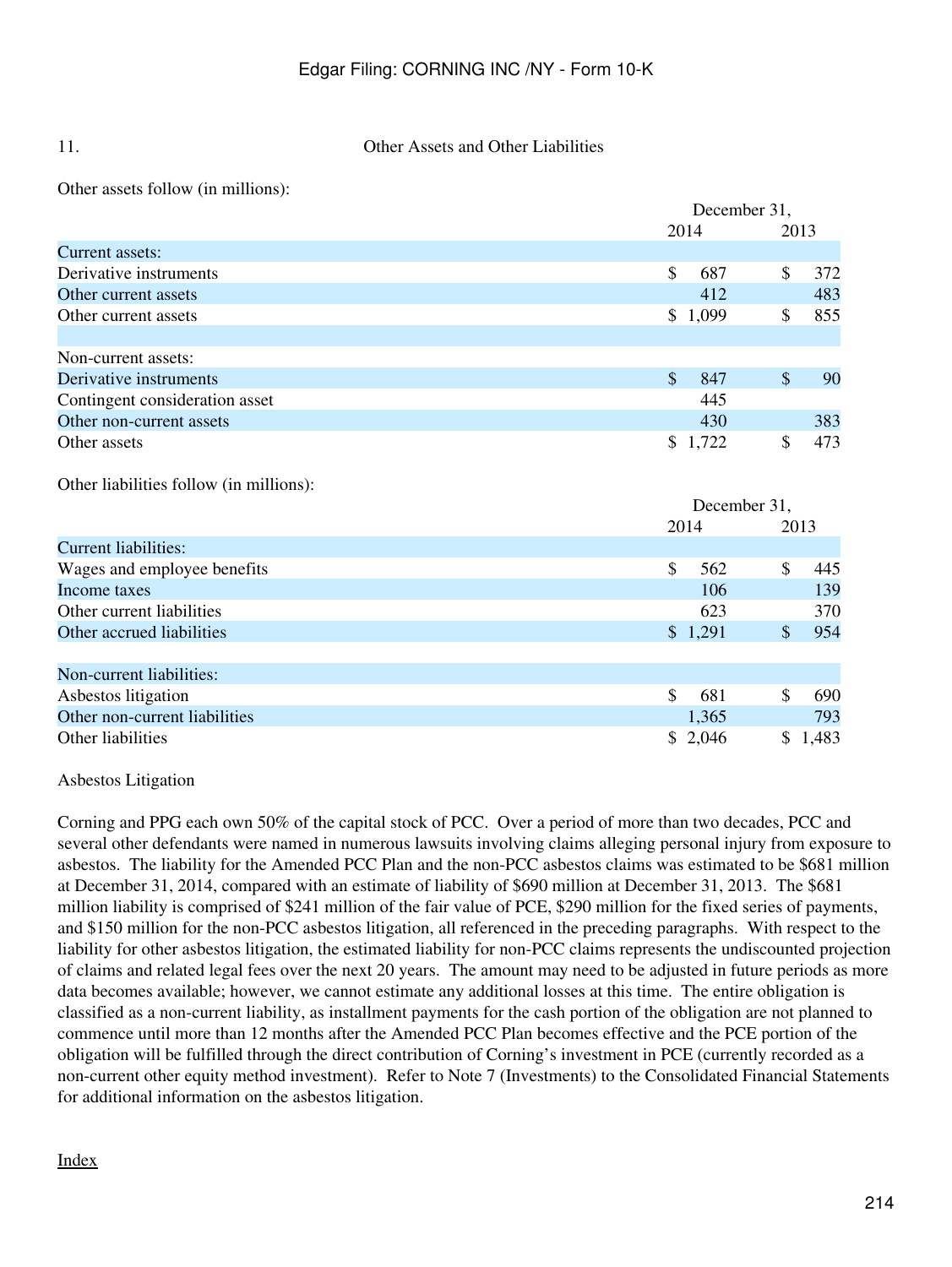11. Other Assets and Other Liabilities

Other assets follow (in millions):

| | December 31, | |
|---|---|---|
| | 2014 | 2013 |
| Current assets: | | |
| Derivative instruments | $ 687 | $ 372 |
| Other current assets | 412 | 483 |
| Other current assets | $ 1,099 | $ 855 |
| | | |
| Non-current assets: | | |
| Derivative instruments | $ 847 | $ 90 |
| Contingent consideration asset | 445 | |
| Other non-current assets | 430 | 383 |
| Other assets | $ 1,722 | $ 473 |

Other liabilities follow (in millions):

| | December 31, | |
|---|---|---|
| | 2014 | 2013 |
| Current liabilities: | | |
| Wages and employee benefits | $ 562 | $ 445 |
| Income taxes | 106 | 139 |
| Other current liabilities | 623 | 370 |
| Other accrued liabilities | $ 1,291 | $ 954 |
| | | |
| Non-current liabilities: | | |
| Asbestos litigation | $ 681 | $ 690 |
| Other non-current liabilities | 1,365 | 793 |
| Other liabilities | $ 2,046 | $ 1,483 |

Asbestos Litigation

Corning and PPG each own 50% of the capital stock of PCC. Over a period of more than two decades, PCC and several other defendants were named in numerous lawsuits involving claims alleging personal injury from exposure to asbestos. The liability for the Amended PCC Plan and the non-PCC asbestos claims was estimated to be $681 million at December 31, 2014, compared with an estimate of liability of $690 million at December 31, 2013. The $681 million liability is comprised of $241 million of the fair value of PCE, $290 million for the fixed series of payments, and $150 million for the non-PCC asbestos litigation, all referenced in the preceding paragraphs. With respect to the liability for other asbestos litigation, the estimated liability for non-PCC claims represents the undiscounted projection of claims and related legal fees over the next 20 years. The amount may need to be adjusted in future periods as more data becomes available; however, we cannot estimate any additional losses at this time. The entire obligation is classified as a non-current liability, as installment payments for the cash portion of the obligation are not planned to commence until more than 12 months after the Amended PCC Plan becomes effective and the PCE portion of the obligation will be fulfilled through the direct contribution of Corning's investment in PCE (currently recorded as a non-current other equity method investment). Refer to Note 7 (Investments) to the Consolidated Financial Statements for additional information on the asbestos litigation.

Index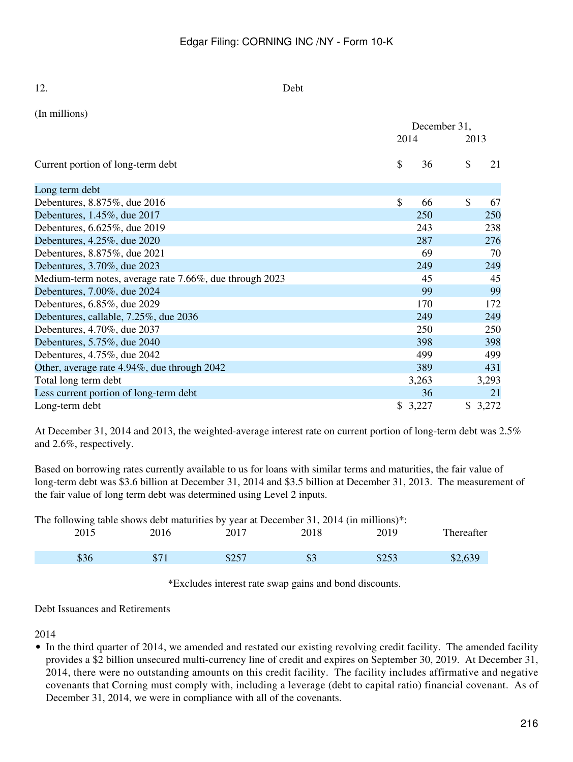## 12. Debt

(In millions)

| | December 31, 2014 | December 31, 2013 |
|---|---|---|
| Current portion of long-term debt | $ 36 | $ 21 |
| | | |
| **Long term debt** | | |
| Debentures, 8.875%, due 2016 | $ 66 | $ 67 |
| Debentures, 1.45%, due 2017 | 250 | 250 |
| Debentures, 6.625%, due 2019 | 243 | 238 |
| Debentures, 4.25%, due 2020 | 287 | 276 |
| Debentures, 8.875%, due 2021 | 69 | 70 |
| Debentures, 3.70%, due 2023 | 249 | 249 |
| Medium-term notes, average rate 7.66%, due through 2023 | 45 | 45 |
| Debentures, 7.00%, due 2024 | 99 | 99 |
| Debentures, 6.85%, due 2029 | 170 | 172 |
| Debentures, callable, 7.25%, due 2036 | 249 | 249 |
| Debentures, 4.70%, due 2037 | 250 | 250 |
| Debentures, 5.75%, due 2040 | 398 | 398 |
| Debentures, 4.75%, due 2042 | 499 | 499 |
| Other, average rate 4.94%, due through 2042 | 389 | 431 |
| Total long term debt | 3,263 | 3,293 |
| Less current portion of long-term debt | 36 | 21 |
| Long-term debt | $ 3,227 | $ 3,272 |

At December 31, 2014 and 2013, the weighted-average interest rate on current portion of long-term debt was 2.5% and 2.6%, respectively.

Based on borrowing rates currently available to us for loans with similar terms and maturities, the fair value of long-term debt was $3.6 billion at December 31, 2014 and $3.5 billion at December 31, 2013. The measurement of the fair value of long term debt was determined using Level 2 inputs.

The following table shows debt maturities by year at December 31, 2014 (in millions)*:

| 2015 | 2016 | 2017 | 2018 | 2019 | Thereafter |
|---|---|---|---|---|---|
| $36 | $71 | $257 | $3 | $253 | $2,639 |

*Excludes interest rate swap gains and bond discounts.

### Debt Issuances and Retirements

2014

- In the third quarter of 2014, we amended and restated our existing revolving credit facility. The amended facility provides a $2 billion unsecured multi-currency line of credit and expires on September 30, 2019. At December 31, 2014, there were no outstanding amounts on this credit facility. The facility includes affirmative and negative covenants that Corning must comply with, including a leverage (debt to capital ratio) financial covenant. As of December 31, 2014, we were in compliance with all of the covenants.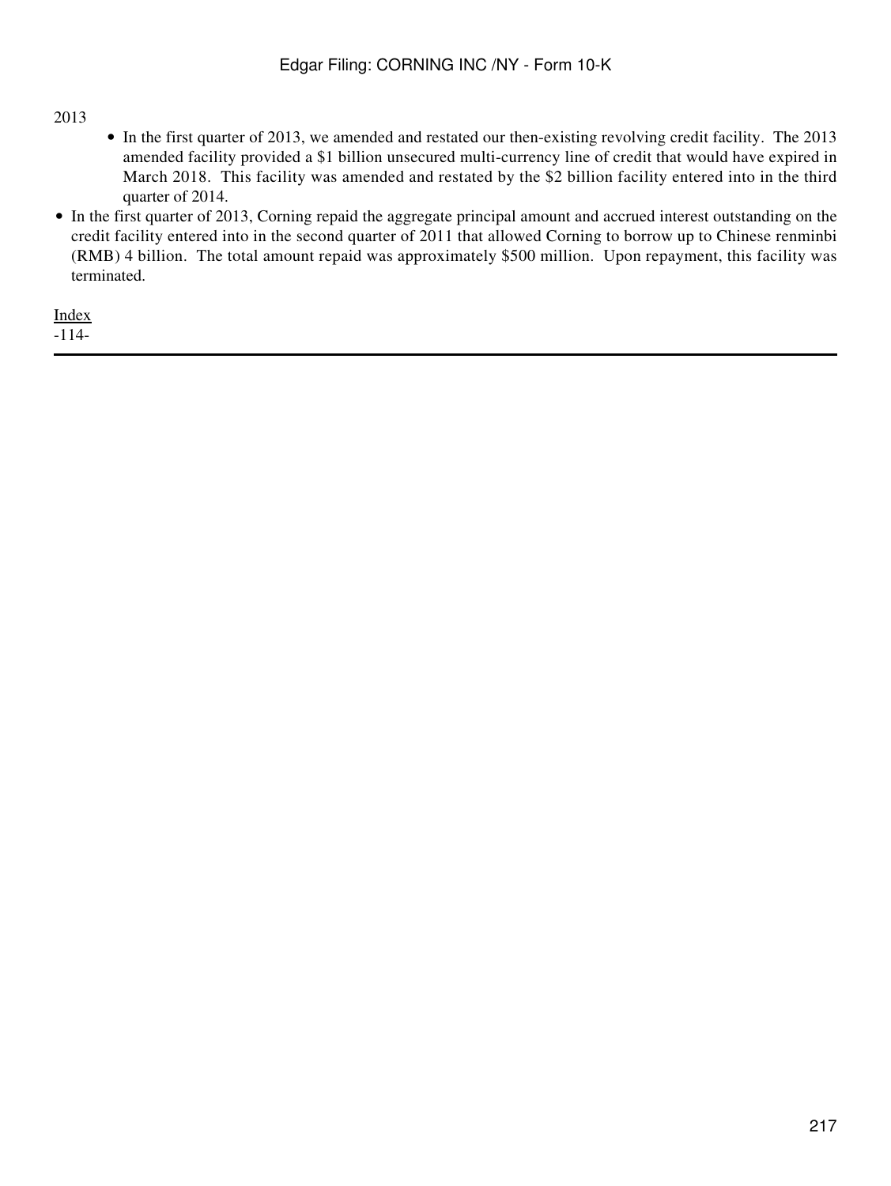2013

- In the first quarter of 2013, we amended and restated our then-existing revolving credit facility. The 2013 amended facility provided a $1 billion unsecured multi-currency line of credit that would have expired in March 2018. This facility was amended and restated by the $2 billion facility entered into in the third quarter of 2014.
- In the first quarter of 2013, Corning repaid the aggregate principal amount and accrued interest outstanding on the credit facility entered into in the second quarter of 2011 that allowed Corning to borrow up to Chinese renminbi (RMB) 4 billion. The total amount repaid was approximately $500 million. Upon repayment, this facility was terminated.

Index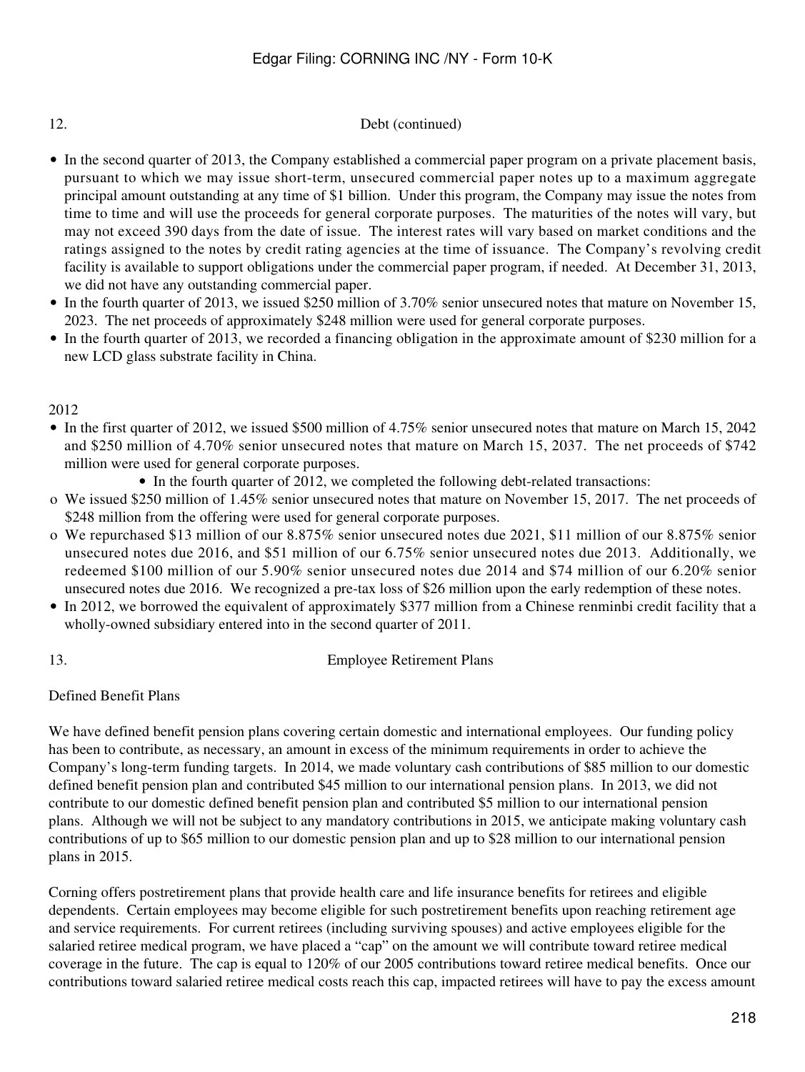12. Debt (continued)

- In the second quarter of 2013, the Company established a commercial paper program on a private placement basis, pursuant to which we may issue short-term, unsecured commercial paper notes up to a maximum aggregate principal amount outstanding at any time of $1 billion. Under this program, the Company may issue the notes from time to time and will use the proceeds for general corporate purposes. The maturities of the notes will vary, but may not exceed 390 days from the date of issue. The interest rates will vary based on market conditions and the ratings assigned to the notes by credit rating agencies at the time of issuance. The Company's revolving credit facility is available to support obligations under the commercial paper program, if needed. At December 31, 2013, we did not have any outstanding commercial paper.
- In the fourth quarter of 2013, we issued $250 million of 3.70% senior unsecured notes that mature on November 15, 2023. The net proceeds of approximately $248 million were used for general corporate purposes.
- In the fourth quarter of 2013, we recorded a financing obligation in the approximate amount of $230 million for a new LCD glass substrate facility in China.

2012

- In the first quarter of 2012, we issued $500 million of 4.75% senior unsecured notes that mature on March 15, 2042 and $250 million of 4.70% senior unsecured notes that mature on March 15, 2037. The net proceeds of $742 million were used for general corporate purposes.
- In the fourth quarter of 2012, we completed the following debt-related transactions:
  - We issued $250 million of 1.45% senior unsecured notes that mature on November 15, 2017. The net proceeds of $248 million from the offering were used for general corporate purposes.
  - We repurchased $13 million of our 8.875% senior unsecured notes due 2021, $11 million of our 8.875% senior unsecured notes due 2016, and $51 million of our 6.75% senior unsecured notes due 2013. Additionally, we redeemed $100 million of our 5.90% senior unsecured notes due 2014 and $74 million of our 6.20% senior unsecured notes due 2016. We recognized a pre-tax loss of $26 million upon the early redemption of these notes.
- In 2012, we borrowed the equivalent of approximately $377 million from a Chinese renminbi credit facility that a wholly-owned subsidiary entered into in the second quarter of 2011.

13. Employee Retirement Plans

Defined Benefit Plans

We have defined benefit pension plans covering certain domestic and international employees. Our funding policy has been to contribute, as necessary, an amount in excess of the minimum requirements in order to achieve the Company's long-term funding targets. In 2014, we made voluntary cash contributions of $85 million to our domestic defined benefit pension plan and contributed $45 million to our international pension plans. In 2013, we did not contribute to our domestic defined benefit pension plan and contributed $5 million to our international pension plans. Although we will not be subject to any mandatory contributions in 2015, we anticipate making voluntary cash contributions of up to $65 million to our domestic pension plan and up to $28 million to our international pension plans in 2015.

Corning offers postretirement plans that provide health care and life insurance benefits for retirees and eligible dependents. Certain employees may become eligible for such postretirement benefits upon reaching retirement age and service requirements. For current retirees (including surviving spouses) and active employees eligible for the salaried retiree medical program, we have placed a "cap" on the amount we will contribute toward retiree medical coverage in the future. The cap is equal to 120% of our 2005 contributions toward retiree medical benefits. Once our contributions toward salaried retiree medical costs reach this cap, impacted retirees will have to pay the excess amount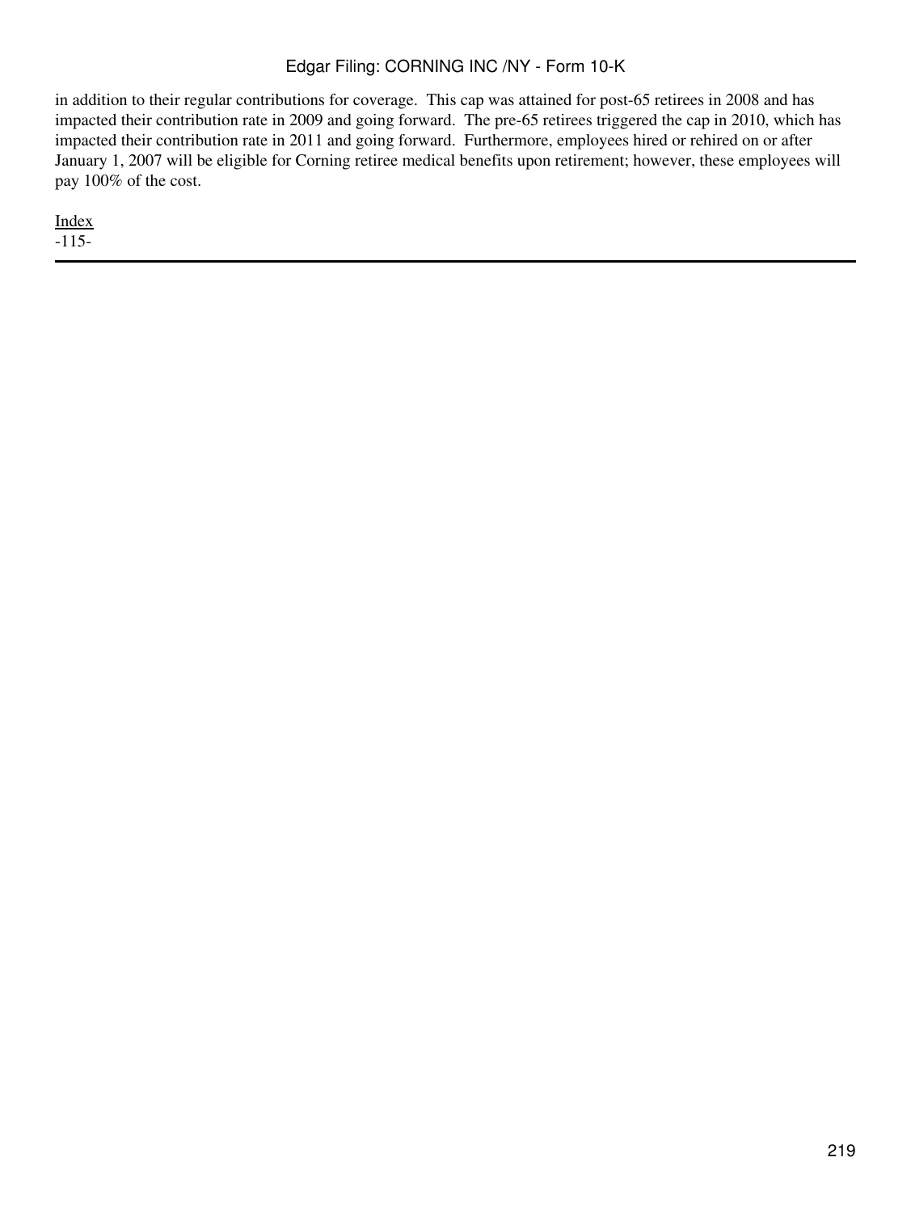in addition to their regular contributions for coverage. This cap was attained for post-65 retirees in 2008 and has impacted their contribution rate in 2009 and going forward. The pre-65 retirees triggered the cap in 2010, which has impacted their contribution rate in 2011 and going forward. Furthermore, employees hired or rehired on or after January 1, 2007 will be eligible for Corning retiree medical benefits upon retirement; however, these employees will pay 100% of the cost.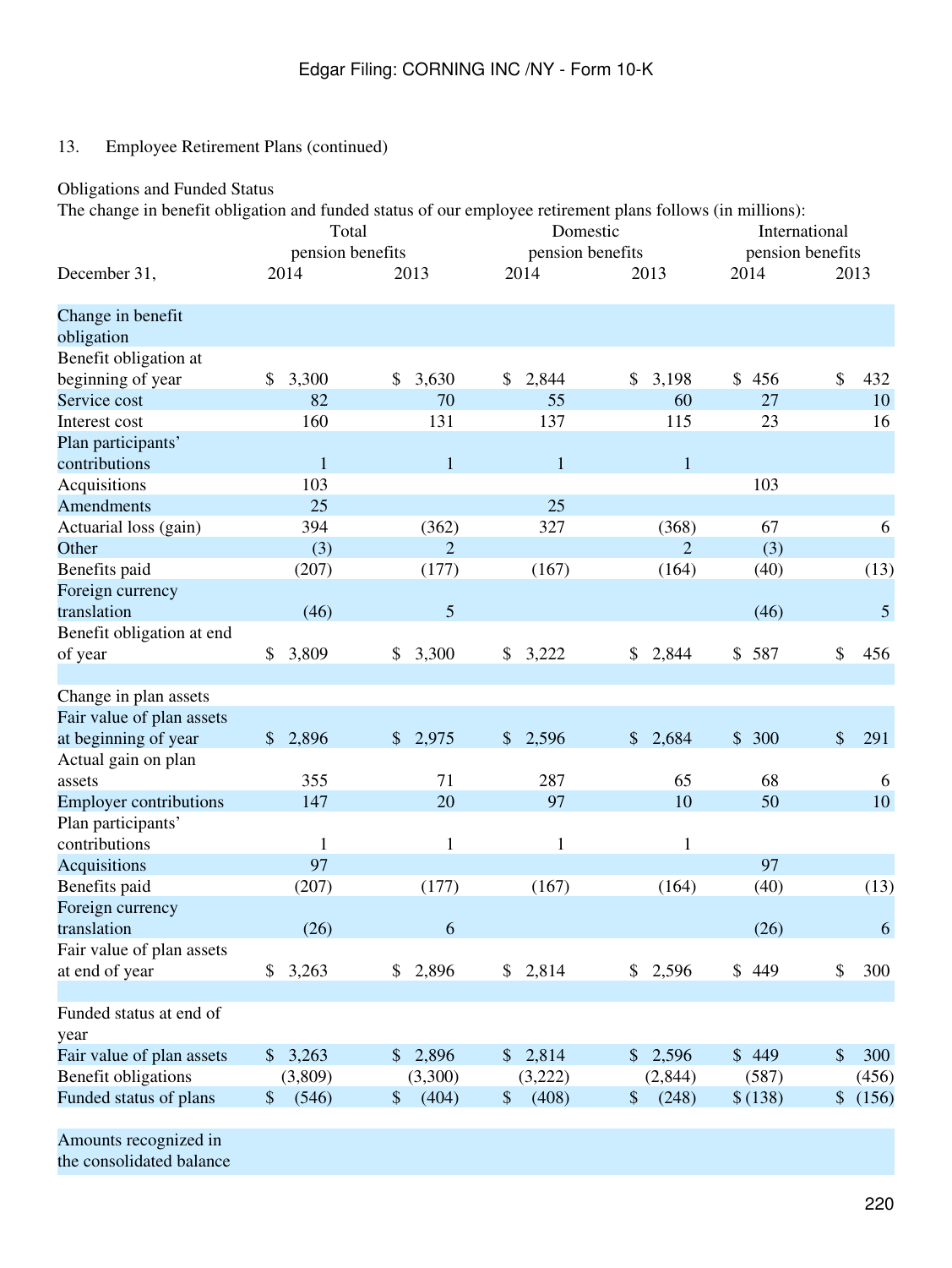13. Employee Retirement Plans (continued)

Obligations and Funded Status

The change in benefit obligation and funded status of our employee retirement plans follows (in millions):

| | Total pension benefits | | Domestic pension benefits | | International pension benefits | |
|---|---|---|---|---|---|---|
| December 31, | 2014 | 2013 | 2014 | 2013 | 2014 | 2013 |
| Change in benefit obligation | | | | | | |
| Benefit obligation at beginning of year | $ 3,300 | $ 3,630 | $ 2,844 | $ 3,198 | $ 456 | $ 432 |
| Service cost | 82 | 70 | 55 | 60 | 27 | 10 |
| Interest cost | 160 | 131 | 137 | 115 | 23 | 16 |
| Plan participants' contributions | 1 | 1 | 1 | 1 | | |
| Acquisitions | 103 | | | | 103 | |
| Amendments | 25 | | 25 | | | |
| Actuarial loss (gain) | 394 | (362) | 327 | (368) | 67 | 6 |
| Other | (3) | 2 | | 2 | (3) | |
| Benefits paid | (207) | (177) | (167) | (164) | (40) | (13) |
| Foreign currency translation | (46) | 5 | | | (46) | 5 |
| Benefit obligation at end of year | $ 3,809 | $ 3,300 | $ 3,222 | $ 2,844 | $ 587 | $ 456 |
| | | | | | | |
| Change in plan assets | | | | | | |
| Fair value of plan assets at beginning of year | $ 2,896 | $ 2,975 | $ 2,596 | $ 2,684 | $ 300 | $ 291 |
| Actual gain on plan assets | 355 | 71 | 287 | 65 | 68 | 6 |
| Employer contributions | 147 | 20 | 97 | 10 | 50 | 10 |
| Plan participants' contributions | 1 | 1 | 1 | 1 | | |
| Acquisitions | 97 | | | | 97 | |
| Benefits paid | (207) | (177) | (167) | (164) | (40) | (13) |
| Foreign currency translation | (26) | 6 | | | (26) | 6 |
| Fair value of plan assets at end of year | $ 3,263 | $ 2,896 | $ 2,814 | $ 2,596 | $ 449 | $ 300 |
| | | | | | | |
| Funded status at end of year | | | | | | |
| Fair value of plan assets | $ 3,263 | $ 2,896 | $ 2,814 | $ 2,596 | $ 449 | $ 300 |
| Benefit obligations | (3,809) | (3,300) | (3,222) | (2,844) | (587) | (456) |
| Funded status of plans | $ (546) | $ (404) | $ (408) | $ (248) | $ (138) | $ (156) |
| | | | | | | |
| Amounts recognized in the consolidated balance | | | | | | |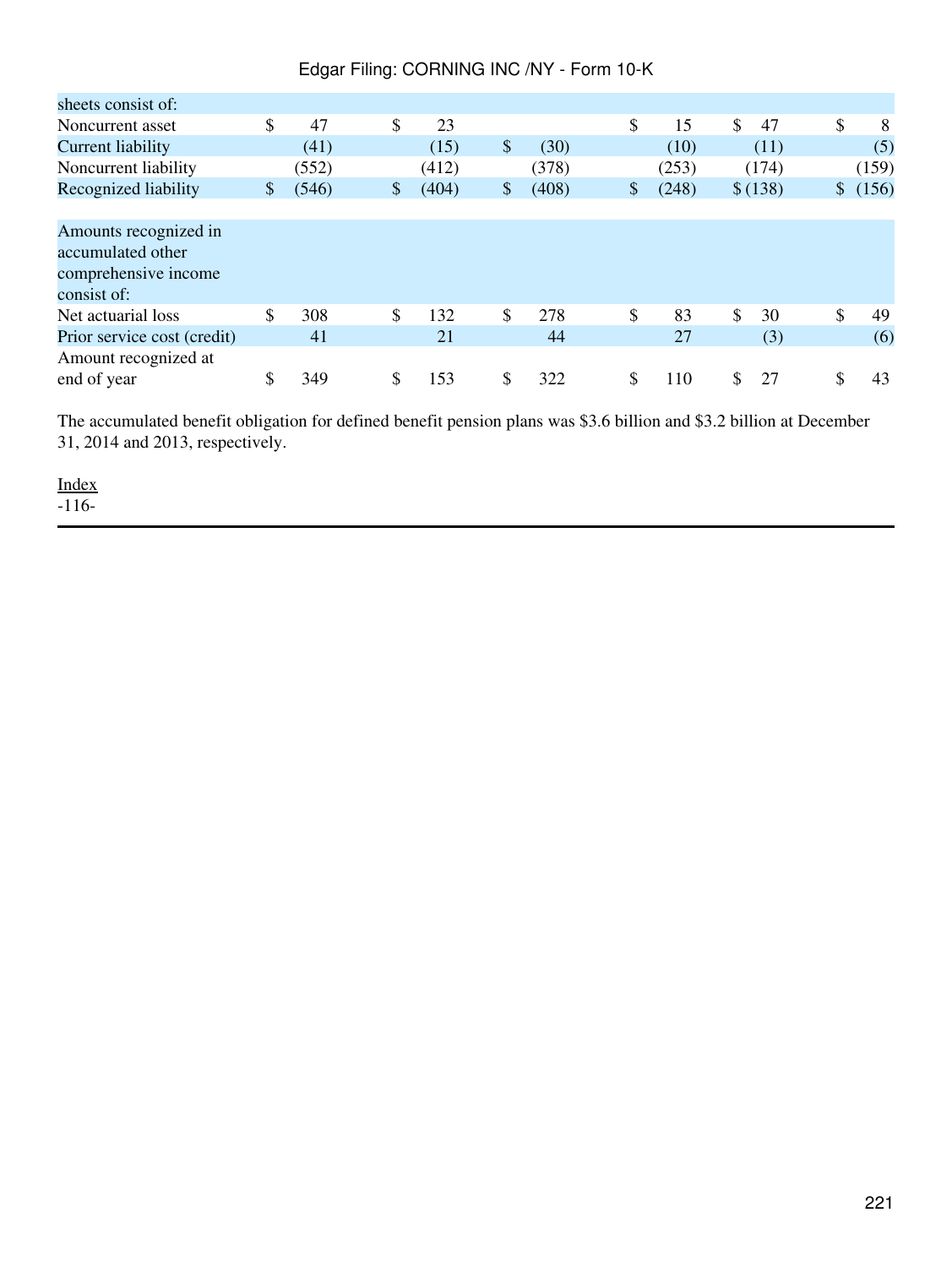| sheets consist of: | | | | | | |
|---|---|---|---|---|---|---|
| Noncurrent asset | $ 47 | $ 23 | | $ 15 | $ 47 | $ 8 |
| Current liability | (41) | (15) | $ (30) | (10) | (11) | (5) |
| Noncurrent liability | (552) | (412) | (378) | (253) | (174) | (159) |
| Recognized liability | $ (546) | $ (404) | $ (408) | $ (248) | $ (138) | $ (156) |
| | | | | | | |
| Amounts recognized in accumulated other comprehensive income consist of: | | | | | | |
| Net actuarial loss | $ 308 | $ 132 | $ 278 | $ 83 | $ 30 | $ 49 |
| Prior service cost (credit) | 41 | 21 | 44 | 27 | (3) | (6) |
| Amount recognized at end of year | $ 349 | $ 153 | $ 322 | $ 110 | $ 27 | $ 43 |

The accumulated benefit obligation for defined benefit pension plans was $3.6 billion and $3.2 billion at December 31, 2014 and 2013, respectively.

Index
-116-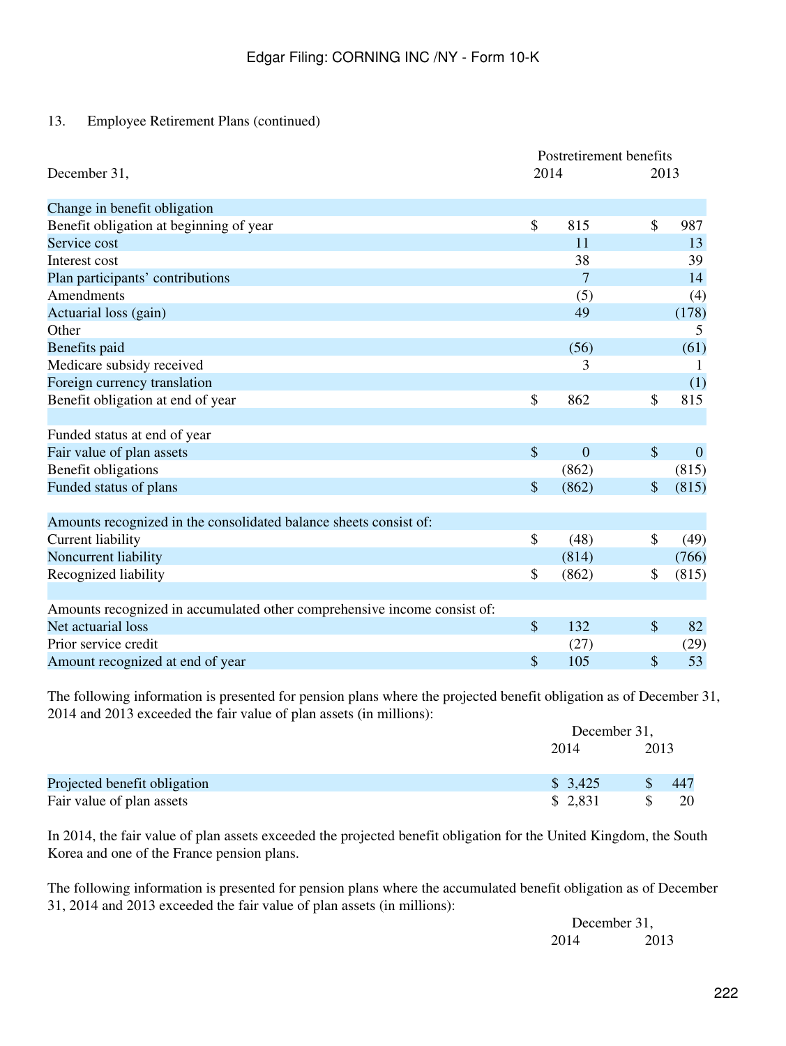13. Employee Retirement Plans (continued)

| December 31, | Postretirement benefits 2014 | 2013 |
|---|---|---|
| **Change in benefit obligation** | | |
| Benefit obligation at beginning of year | $ 815 | $ 987 |
| Service cost | 11 | 13 |
| Interest cost | 38 | 39 |
| Plan participants' contributions | 7 | 14 |
| Amendments | (5) | (4) |
| Actuarial loss (gain) | 49 | (178) |
| Other | | 5 |
| Benefits paid | (56) | (61) |
| Medicare subsidy received | 3 | 1 |
| Foreign currency translation | | (1) |
| Benefit obligation at end of year | $ 862 | $ 815 |
| | | |
| Funded status at end of year | | |
| Fair value of plan assets | $ 0 | $ 0 |
| Benefit obligations | (862) | (815) |
| Funded status of plans | $ (862) | $ (815) |
| | | |
| Amounts recognized in the consolidated balance sheets consist of: | | |
| Current liability | $ (48) | $ (49) |
| Noncurrent liability | (814) | (766) |
| Recognized liability | $ (862) | $ (815) |
| | | |
| Amounts recognized in accumulated other comprehensive income consist of: | | |
| Net actuarial loss | $ 132 | $ 82 |
| Prior service credit | (27) | (29) |
| Amount recognized at end of year | $ 105 | $ 53 |

The following information is presented for pension plans where the projected benefit obligation as of December 31, 2014 and 2013 exceeded the fair value of plan assets (in millions):

| | December 31, 2014 | 2013 |
|---|---|---|
| Projected benefit obligation | $ 3,425 | $ 447 |
| Fair value of plan assets | $ 2,831 | $ 20 |

In 2014, the fair value of plan assets exceeded the projected benefit obligation for the United Kingdom, the South Korea and one of the France pension plans.

The following information is presented for pension plans where the accumulated benefit obligation as of December 31, 2014 and 2013 exceeded the fair value of plan assets (in millions):

| | December 31, 2014 | 2013 |
|---|---|---|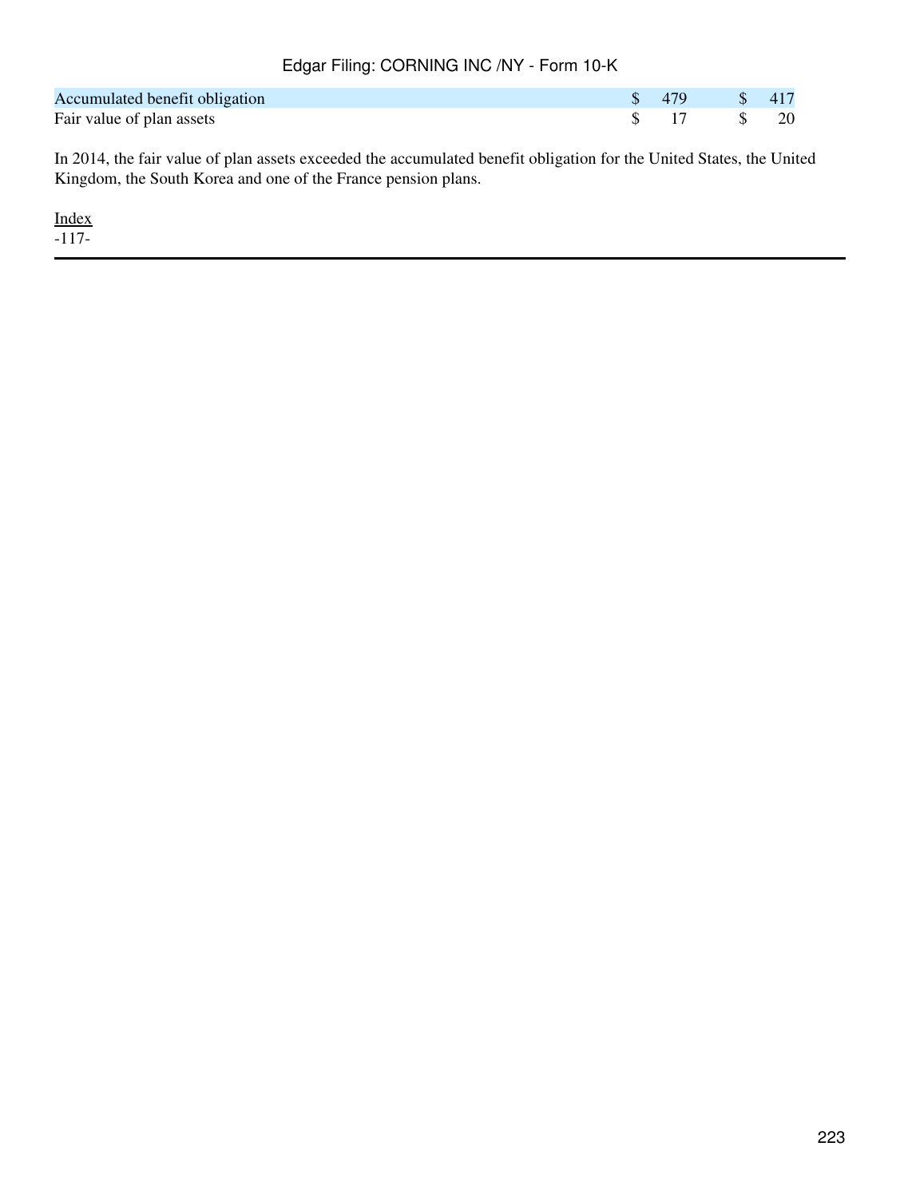| | | |
|---|---|---|
| Accumulated benefit obligation | $ 479 | $ 417 |
| Fair value of plan assets | $ 17 | $ 20 |

In 2014, the fair value of plan assets exceeded the accumulated benefit obligation for the United States, the United Kingdom, the South Korea and one of the France pension plans.

Index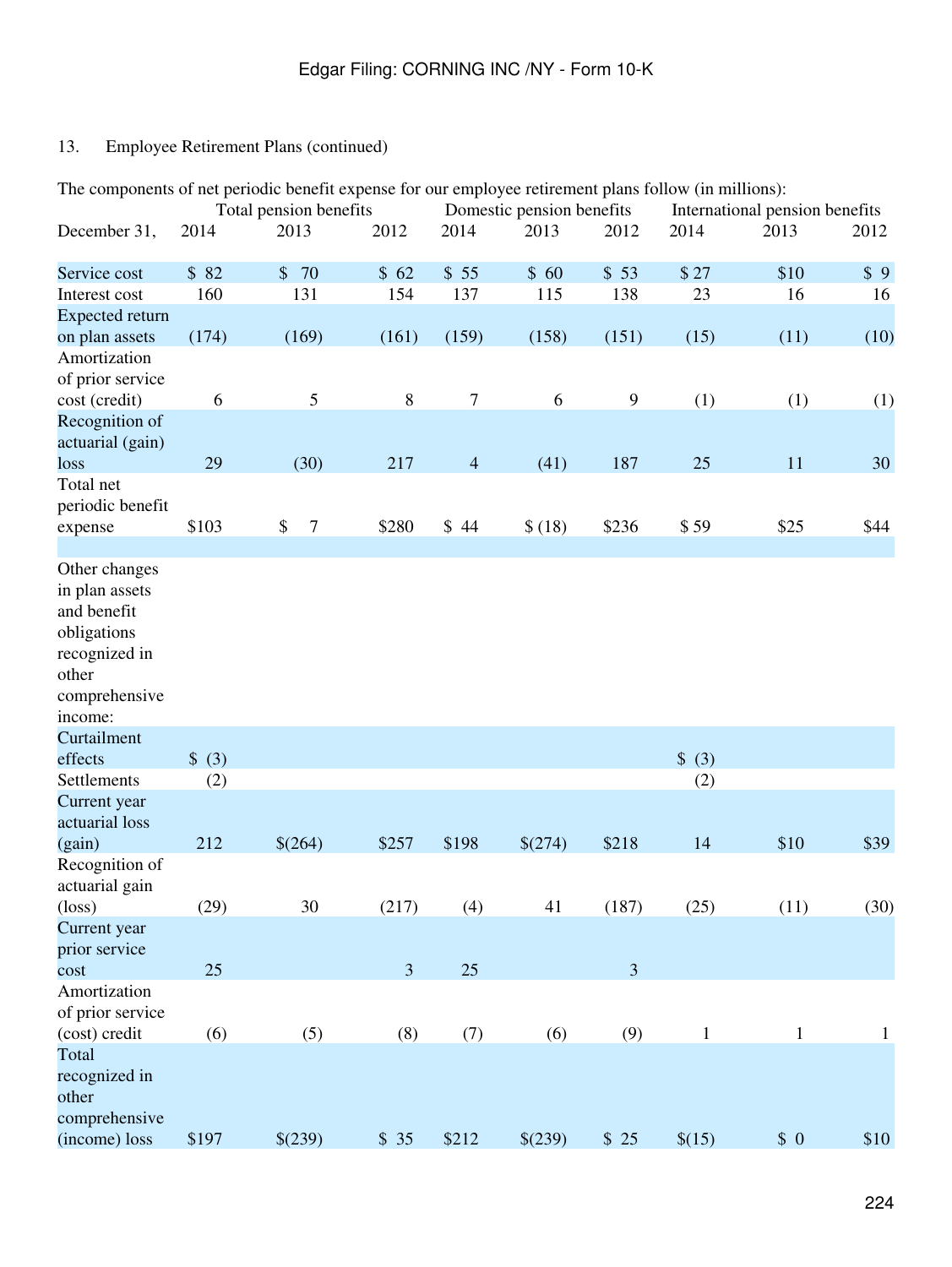13. Employee Retirement Plans (continued)

The components of net periodic benefit expense for our employee retirement plans follow (in millions):

| | Total pension benefits | | | Domestic pension benefits | | | International pension benefits | | |
|---|---|---|---|---|---|---|---|---|---|
| December 31, | 2014 | 2013 | 2012 | 2014 | 2013 | 2012 | 2014 | 2013 | 2012 |
| Service cost | $ 82 | $ 70 | $ 62 | $ 55 | $ 60 | $ 53 | $ 27 | $10 | $ 9 |
| Interest cost | 160 | 131 | 154 | 137 | 115 | 138 | 23 | 16 | 16 |
| Expected return on plan assets | (174) | (169) | (161) | (159) | (158) | (151) | (15) | (11) | (10) |
| Amortization of prior service cost (credit) | 6 | 5 | 8 | 7 | 6 | 9 | (1) | (1) | (1) |
| Recognition of actuarial (gain) loss | 29 | (30) | 217 | 4 | (41) | 187 | 25 | 11 | 30 |
| Total net periodic benefit expense | $103 | $ 7 | $280 | $ 44 | $ (18) | $236 | $ 59 | $25 | $44 |
| | | | | | | | | | |
| Other changes in plan assets and benefit obligations recognized in other comprehensive income: | | | | | | | | | |
| Curtailment effects | $ (3) | | | | | | $ (3) | | |
| Settlements | (2) | | | | | | (2) | | |
| Current year actuarial loss (gain) | 212 | $(264) | $257 | $198 | $(274) | $218 | 14 | $10 | $39 |
| Recognition of actuarial gain (loss) | (29) | 30 | (217) | (4) | 41 | (187) | (25) | (11) | (30) |
| Current year prior service cost | 25 | | 3 | 25 | | 3 | | | |
| Amortization of prior service (cost) credit | (6) | (5) | (8) | (7) | (6) | (9) | 1 | 1 | 1 |
| Total recognized in other comprehensive (income) loss | $197 | $(239) | $ 35 | $212 | $(239) | $ 25 | $(15) | $ 0 | $10 |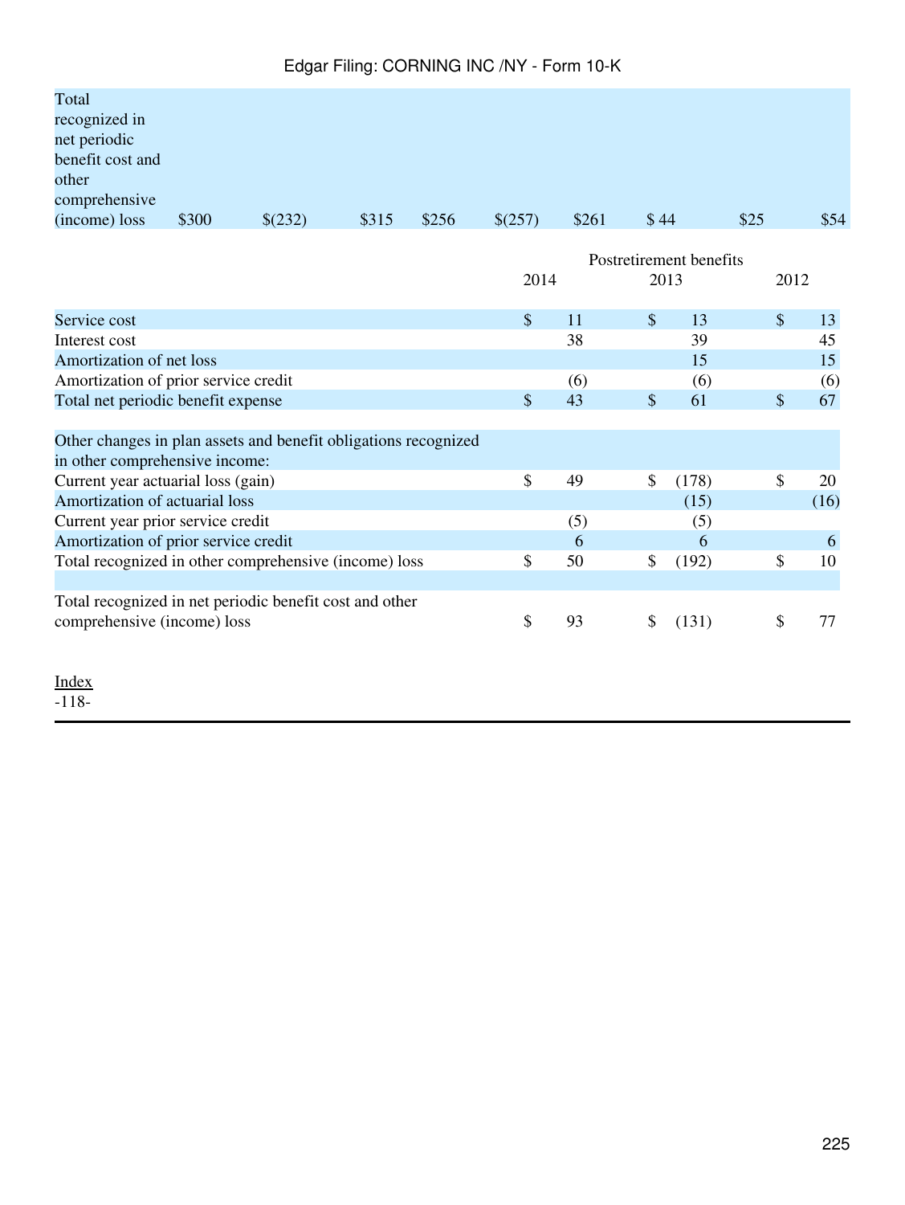| Total recognized in net periodic benefit cost and other comprehensive (income) loss | $300 | $(232) | $315 | $256 | $(257) | $261 | $ 44 | $25 | $54 |
|---|---|---|---|---|---|---|---|---|---|

| | Postretirement benefits | | |
|---|---|---|---|
| | 2014 | 2013 | 2012 |
| Service cost | $ 11 | $ 13 | $ 13 |
| Interest cost | 38 | 39 | 45 |
| Amortization of net loss | | 15 | 15 |
| Amortization of prior service credit | (6) | (6) | (6) |
| Total net periodic benefit expense | $ 43 | $ 61 | $ 67 |
| | | | |
| Other changes in plan assets and benefit obligations recognized in other comprehensive income: | | | |
| Current year actuarial loss (gain) | $ 49 | $ (178) | $ 20 |
| Amortization of actuarial loss | | (15) | (16) |
| Current year prior service credit | (5) | (5) | |
| Amortization of prior service credit | 6 | 6 | 6 |
| Total recognized in other comprehensive (income) loss | $ 50 | $ (192) | $ 10 |
| | | | |
| Total recognized in net periodic benefit cost and other comprehensive (income) loss | $ 93 | $ (131) | $ 77 |

Index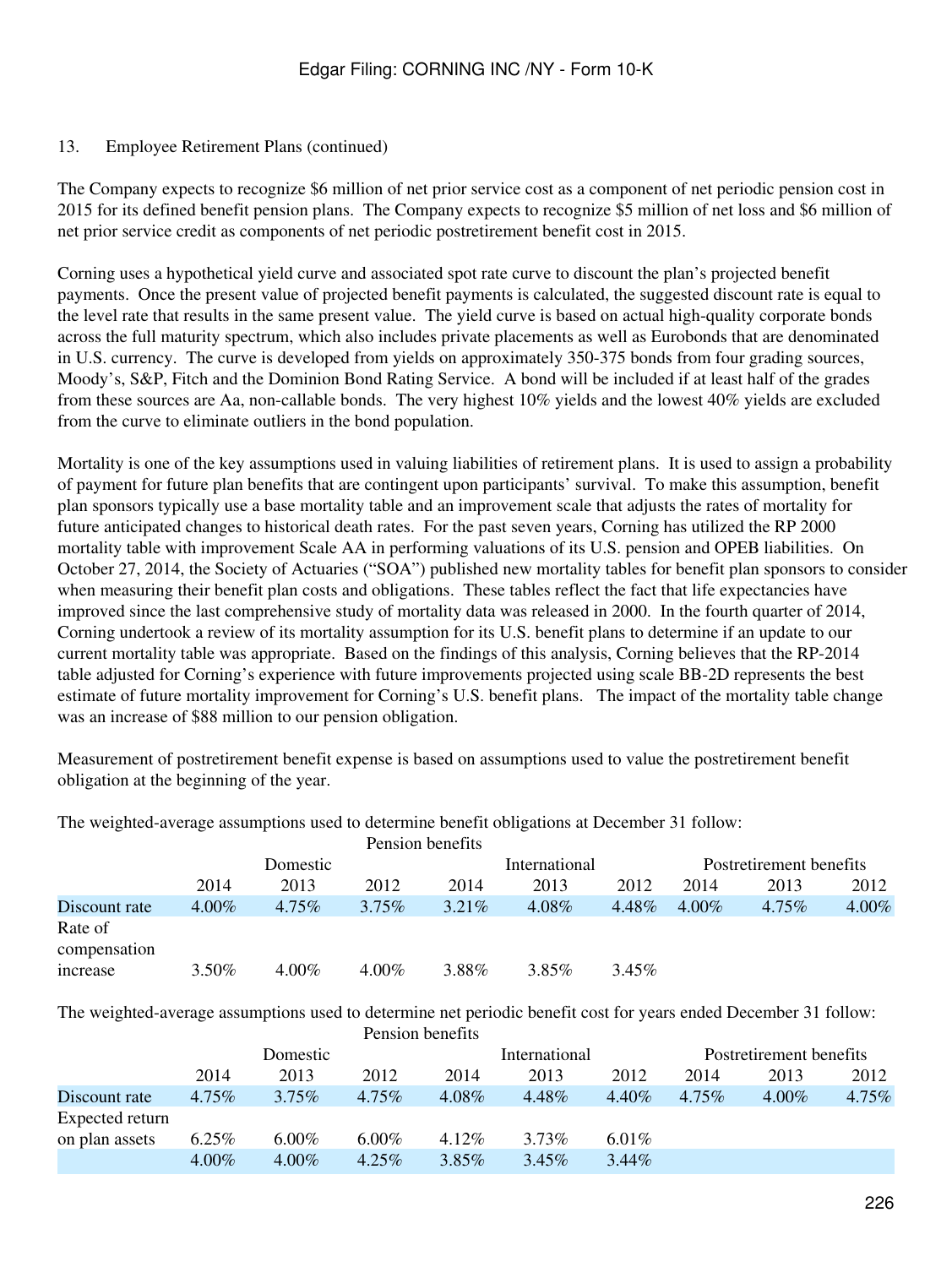13. Employee Retirement Plans (continued)

The Company expects to recognize $6 million of net prior service cost as a component of net periodic pension cost in 2015 for its defined benefit pension plans. The Company expects to recognize $5 million of net loss and $6 million of net prior service credit as components of net periodic postretirement benefit cost in 2015.

Corning uses a hypothetical yield curve and associated spot rate curve to discount the plan's projected benefit payments. Once the present value of projected benefit payments is calculated, the suggested discount rate is equal to the level rate that results in the same present value. The yield curve is based on actual high-quality corporate bonds across the full maturity spectrum, which also includes private placements as well as Eurobonds that are denominated in U.S. currency. The curve is developed from yields on approximately 350-375 bonds from four grading sources, Moody's, S&P, Fitch and the Dominion Bond Rating Service. A bond will be included if at least half of the grades from these sources are Aa, non-callable bonds. The very highest 10% yields and the lowest 40% yields are excluded from the curve to eliminate outliers in the bond population.

Mortality is one of the key assumptions used in valuing liabilities of retirement plans. It is used to assign a probability of payment for future plan benefits that are contingent upon participants' survival. To make this assumption, benefit plan sponsors typically use a base mortality table and an improvement scale that adjusts the rates of mortality for future anticipated changes to historical death rates. For the past seven years, Corning has utilized the RP 2000 mortality table with improvement Scale AA in performing valuations of its U.S. pension and OPEB liabilities. On October 27, 2014, the Society of Actuaries ("SOA") published new mortality tables for benefit plan sponsors to consider when measuring their benefit plan costs and obligations. These tables reflect the fact that life expectancies have improved since the last comprehensive study of mortality data was released in 2000. In the fourth quarter of 2014, Corning undertook a review of its mortality assumption for its U.S. benefit plans to determine if an update to our current mortality table was appropriate. Based on the findings of this analysis, Corning believes that the RP-2014 table adjusted for Corning's experience with future improvements projected using scale BB-2D represents the best estimate of future mortality improvement for Corning's U.S. benefit plans. The impact of the mortality table change was an increase of $88 million to our pension obligation.

Measurement of postretirement benefit expense is based on assumptions used to value the postretirement benefit obligation at the beginning of the year.

The weighted-average assumptions used to determine benefit obligations at December 31 follow:

| | Pension benefits | | | | | | | | |
|---|---|---|---|---|---|---|---|---|---|
| | Domestic | | | International | | | Postretirement benefits | | |
| | 2014 | 2013 | 2012 | 2014 | 2013 | 2012 | 2014 | 2013 | 2012 |
| Discount rate | 4.00% | 4.75% | 3.75% | 3.21% | 4.08% | 4.48% | 4.00% | 4.75% | 4.00% |
| Rate of compensation increase | 3.50% | 4.00% | 4.00% | 3.88% | 3.85% | 3.45% | | | |

The weighted-average assumptions used to determine net periodic benefit cost for years ended December 31 follow:

| | Pension benefits | | | | | | | | |
|---|---|---|---|---|---|---|---|---|---|
| | Domestic | | | International | | | Postretirement benefits | | |
| | 2014 | 2013 | 2012 | 2014 | 2013 | 2012 | 2014 | 2013 | 2012 |
| Discount rate | 4.75% | 3.75% | 4.75% | 4.08% | 4.48% | 4.40% | 4.75% | 4.00% | 4.75% |
| Expected return on plan assets | 6.25% | 6.00% | 6.00% | 4.12% | 3.73% | 6.01% | | | |
| | 4.00% | 4.00% | 4.25% | 3.85% | 3.45% | 3.44% | | | |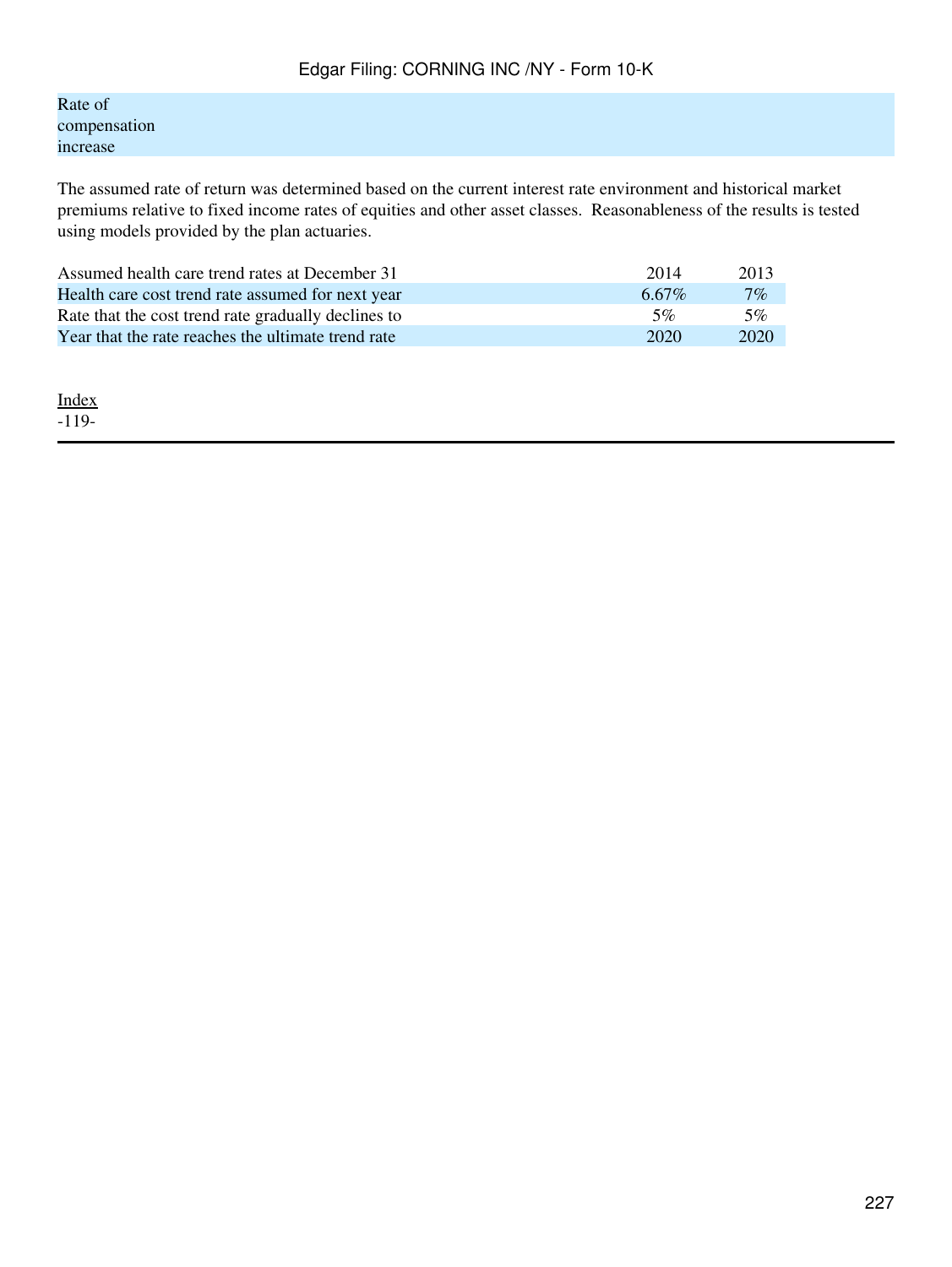| Rate of compensation increase |
|---|

The assumed rate of return was determined based on the current interest rate environment and historical market premiums relative to fixed income rates of equities and other asset classes. Reasonableness of the results is tested using models provided by the plan actuaries.

| Assumed health care trend rates at December 31 | 2014 | 2013 |
|---|---|---|
| Health care cost trend rate assumed for next year | 6.67% | 7% |
| Rate that the cost trend rate gradually declines to | 5% | 5% |
| Year that the rate reaches the ultimate trend rate | 2020 | 2020 |

Index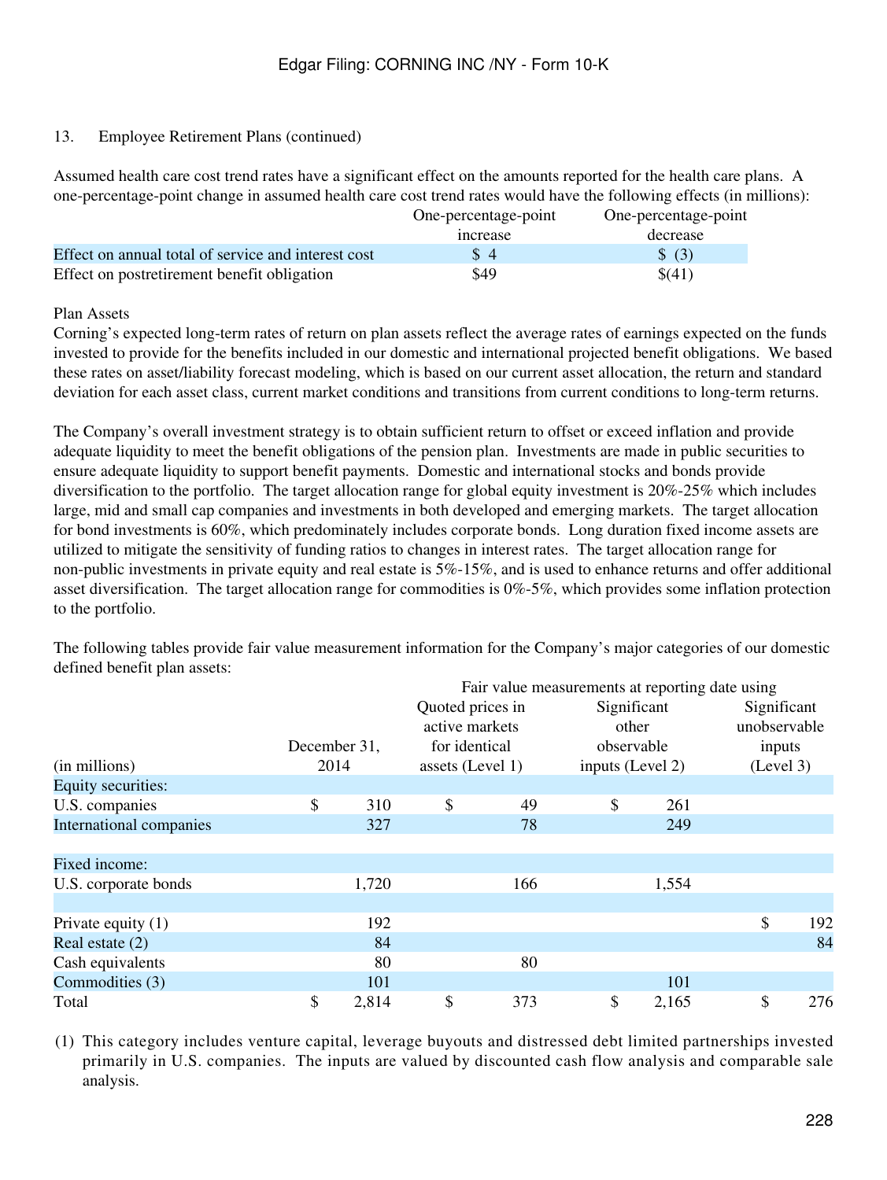13. Employee Retirement Plans (continued)

Assumed health care cost trend rates have a significant effect on the amounts reported for the health care plans. A one-percentage-point change in assumed health care cost trend rates would have the following effects (in millions):

| | One-percentage-point increase | One-percentage-point decrease |
|---|---|---|
| Effect on annual total of service and interest cost | $ 4 | $ (3) |
| Effect on postretirement benefit obligation | $49 | $(41) |

Plan Assets

Corning's expected long-term rates of return on plan assets reflect the average rates of earnings expected on the funds invested to provide for the benefits included in our domestic and international projected benefit obligations. We based these rates on asset/liability forecast modeling, which is based on our current asset allocation, the return and standard deviation for each asset class, current market conditions and transitions from current conditions to long-term returns.

The Company's overall investment strategy is to obtain sufficient return to offset or exceed inflation and provide adequate liquidity to meet the benefit obligations of the pension plan. Investments are made in public securities to ensure adequate liquidity to support benefit payments. Domestic and international stocks and bonds provide diversification to the portfolio. The target allocation range for global equity investment is 20%-25% which includes large, mid and small cap companies and investments in both developed and emerging markets. The target allocation for bond investments is 60%, which predominately includes corporate bonds. Long duration fixed income assets are utilized to mitigate the sensitivity of funding ratios to changes in interest rates. The target allocation range for non-public investments in private equity and real estate is 5%-15%, and is used to enhance returns and offer additional asset diversification. The target allocation range for commodities is 0%-5%, which provides some inflation protection to the portfolio.

The following tables provide fair value measurement information for the Company's major categories of our domestic defined benefit plan assets:

| | | Fair value measurements at reporting date using | | |
|---|---|---|---|---|
| (in millions) | December 31, 2014 | Quoted prices in active markets for identical assets (Level 1) | Significant other observable inputs (Level 2) | Significant unobservable inputs (Level 3) |
| Equity securities: | | | | |
| U.S. companies | $ 310 | $ 49 | $ 261 | |
| International companies | 327 | 78 | 249 | |
| | | | | |
| Fixed income: | | | | |
| U.S. corporate bonds | 1,720 | 166 | 1,554 | |
| | | | | |
| Private equity (1) | 192 | | | $ 192 |
| Real estate (2) | 84 | | | 84 |
| Cash equivalents | 80 | 80 | | |
| Commodities (3) | 101 | | 101 | |
| Total | $ 2,814 | $ 373 | $ 2,165 | $ 276 |

(1) This category includes venture capital, leverage buyouts and distressed debt limited partnerships invested primarily in U.S. companies. The inputs are valued by discounted cash flow analysis and comparable sale analysis.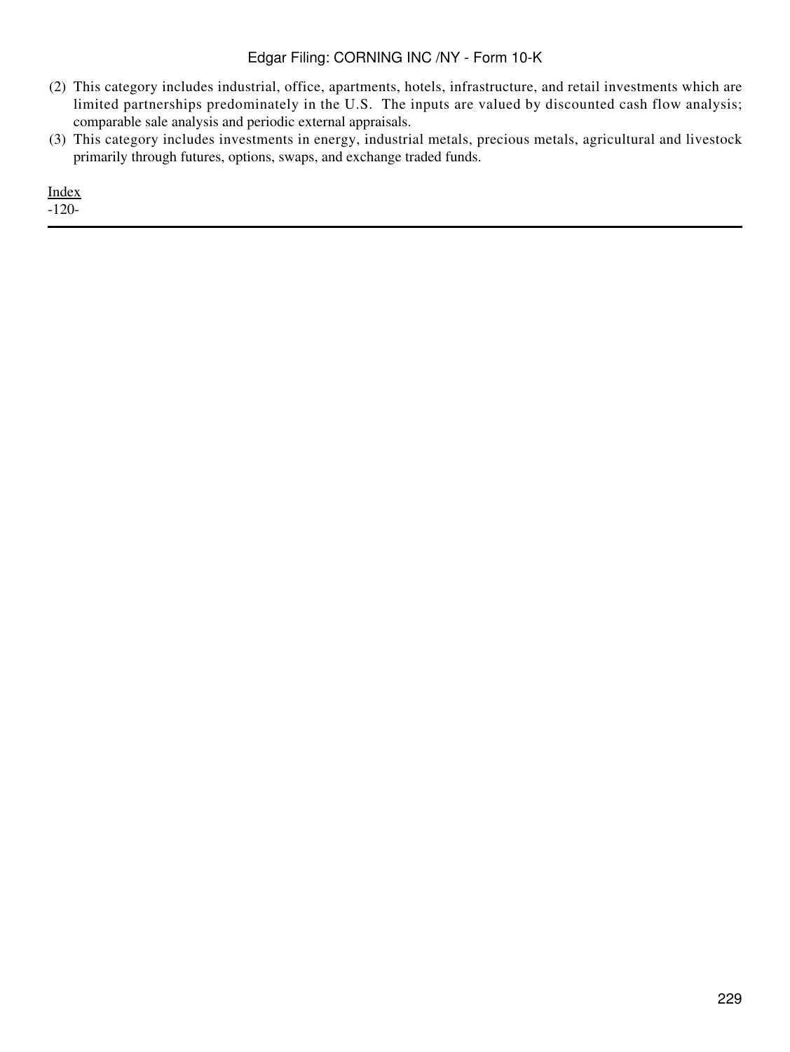(2) This category includes industrial, office, apartments, hotels, infrastructure, and retail investments which are limited partnerships predominately in the U.S. The inputs are valued by discounted cash flow analysis; comparable sale analysis and periodic external appraisals.

(3) This category includes investments in energy, industrial metals, precious metals, agricultural and livestock primarily through futures, options, swaps, and exchange traded funds.

Index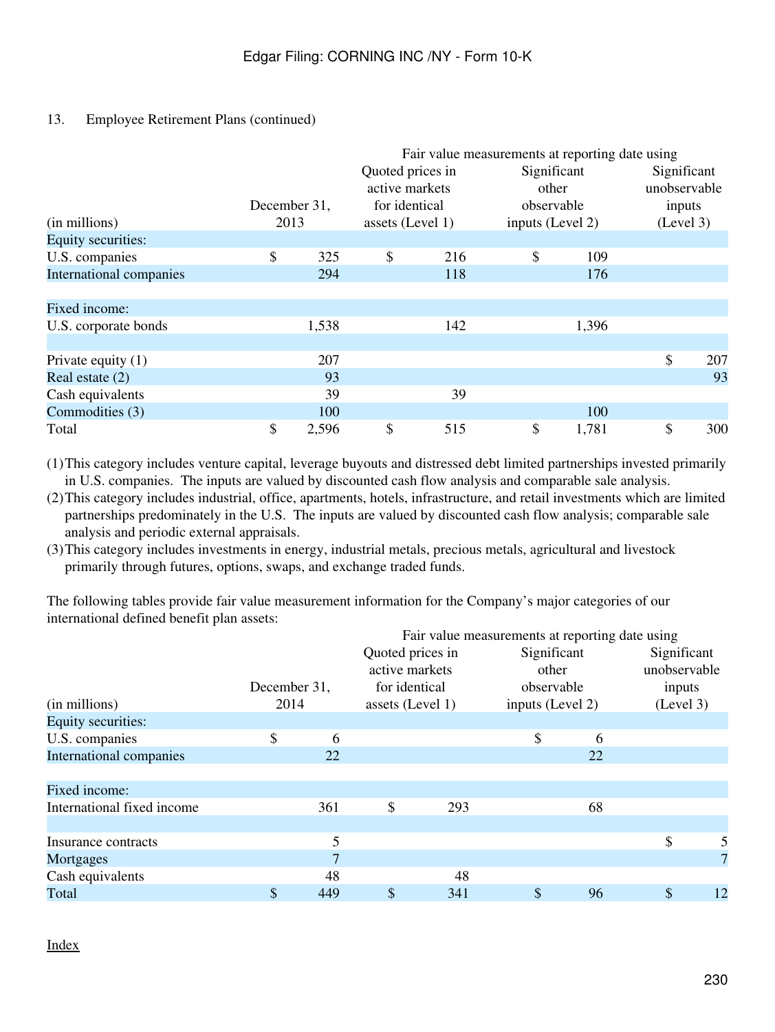13. Employee Retirement Plans (continued)

| | | Fair value measurements at reporting date using | | |
|---|---|---|---|---|
| (in millions) | December 31, 2013 | Quoted prices in active markets for identical assets (Level 1) | Significant other observable inputs (Level 2) | Significant unobservable inputs (Level 3) |
| Equity securities: | | | | |
| U.S. companies | $ 325 | $ 216 | $ 109 | |
| International companies | 294 | 118 | 176 | |
| | | | | |
| Fixed income: | | | | |
| U.S. corporate bonds | 1,538 | 142 | 1,396 | |
| | | | | |
| Private equity (1) | 207 | | | $ 207 |
| Real estate (2) | 93 | | | 93 |
| Cash equivalents | 39 | 39 | | |
| Commodities (3) | 100 | | 100 | |
| Total | $ 2,596 | $ 515 | $ 1,781 | $ 300 |

(1) This category includes venture capital, leverage buyouts and distressed debt limited partnerships invested primarily in U.S. companies. The inputs are valued by discounted cash flow analysis and comparable sale analysis.
(2) This category includes industrial, office, apartments, hotels, infrastructure, and retail investments which are limited partnerships predominately in the U.S. The inputs are valued by discounted cash flow analysis; comparable sale analysis and periodic external appraisals.
(3) This category includes investments in energy, industrial metals, precious metals, agricultural and livestock primarily through futures, options, swaps, and exchange traded funds.

The following tables provide fair value measurement information for the Company's major categories of our international defined benefit plan assets:

| | | Fair value measurements at reporting date using | | |
|---|---|---|---|---|
| (in millions) | December 31, 2014 | Quoted prices in active markets for identical assets (Level 1) | Significant other observable inputs (Level 2) | Significant unobservable inputs (Level 3) |
| Equity securities: | | | | |
| U.S. companies | $ 6 | | $ 6 | |
| International companies | 22 | | 22 | |
| | | | | |
| Fixed income: | | | | |
| International fixed income | 361 | $ 293 | 68 | |
| | | | | |
| Insurance contracts | 5 | | | $ 5 |
| Mortgages | 7 | | | 7 |
| Cash equivalents | 48 | 48 | | |
| Total | $ 449 | $ 341 | $ 96 | $ 12 |

Index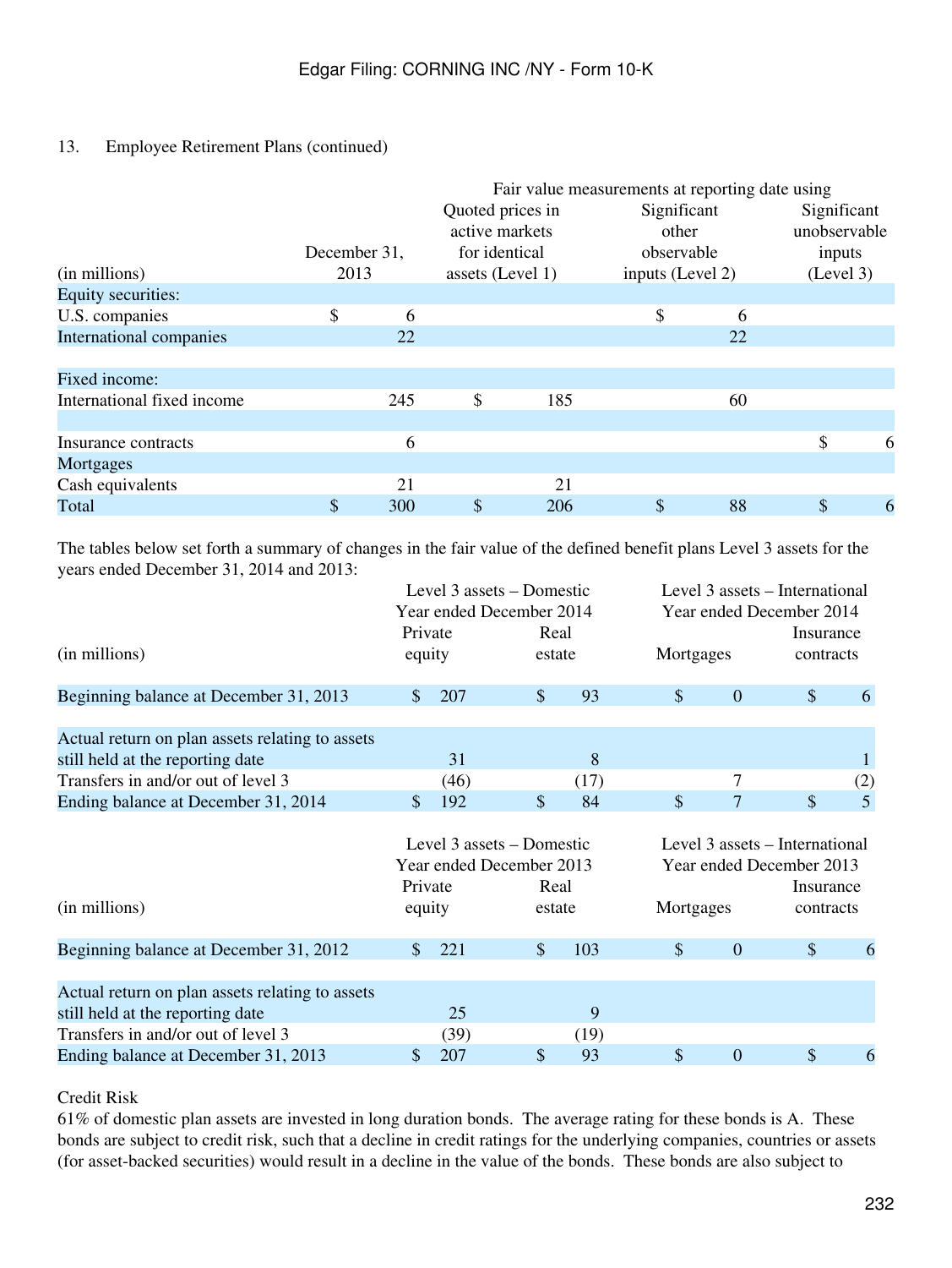Edgar Filing: CORNING INC /NY - Form 10-K

13. Employee Retirement Plans (continued)

| (in millions) | December 31, 2013 | Fair value measurements at reporting date using Quoted prices in active markets for identical assets (Level 1) | Significant other observable inputs (Level 2) | Significant unobservable inputs (Level 3) |
|---|---|---|---|---|
| Equity securities: | | | | |
| U.S. companies | $ 6 | | $ 6 | |
| International companies | 22 | | 22 | |
| | | | | |
| Fixed income: | | | | |
| International fixed income | 245 | $ 185 | 60 | |
| | | | | |
| Insurance contracts | 6 | | | $ 6 |
| Mortgages | | | | |
| Cash equivalents | 21 | 21 | | |
| Total | $ 300 | $ 206 | $ 88 | $ 6 |

The tables below set forth a summary of changes in the fair value of the defined benefit plans Level 3 assets for the years ended December 31, 2014 and 2013:

| (in millions) | Level 3 assets – Domestic Year ended December 2014 Private equity | Real estate | Level 3 assets – International Year ended December 2014 Mortgages | Insurance contracts |
|---|---|---|---|---|
| Beginning balance at December 31, 2013 | $ 207 | $ 93 | $ 0 | $ 6 |
| | | | | |
| Actual return on plan assets relating to assets still held at the reporting date | 31 | 8 | | 1 |
| Transfers in and/or out of level 3 | (46) | (17) | 7 | (2) |
| Ending balance at December 31, 2014 | $ 192 | $ 84 | $ 7 | $ 5 |

| (in millions) | Level 3 assets – Domestic Year ended December 2013 Private equity | Real estate | Level 3 assets – International Year ended December 2013 Mortgages | Insurance contracts |
|---|---|---|---|---|
| Beginning balance at December 31, 2012 | $ 221 | $ 103 | $ 0 | $ 6 |
| | | | | |
| Actual return on plan assets relating to assets still held at the reporting date | 25 | 9 | | |
| Transfers in and/or out of level 3 | (39) | (19) | | |
| Ending balance at December 31, 2013 | $ 207 | $ 93 | $ 0 | $ 6 |

Credit Risk

61% of domestic plan assets are invested in long duration bonds. The average rating for these bonds is A. These bonds are subject to credit risk, such that a decline in credit ratings for the underlying companies, countries or assets (for asset-backed securities) would result in a decline in the value of the bonds. These bonds are also subject to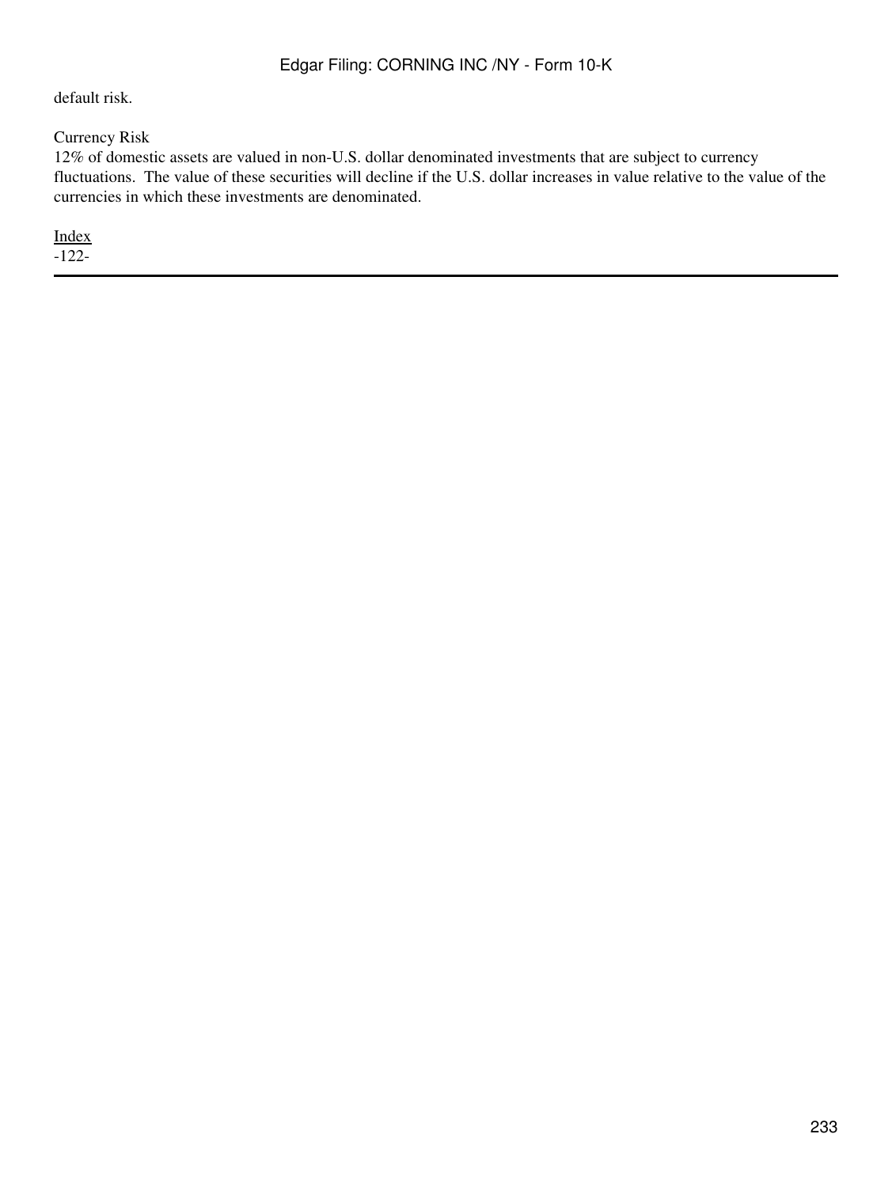default risk.

Currency Risk

12% of domestic assets are valued in non-U.S. dollar denominated investments that are subject to currency fluctuations. The value of these securities will decline if the U.S. dollar increases in value relative to the value of the currencies in which these investments are denominated.

Index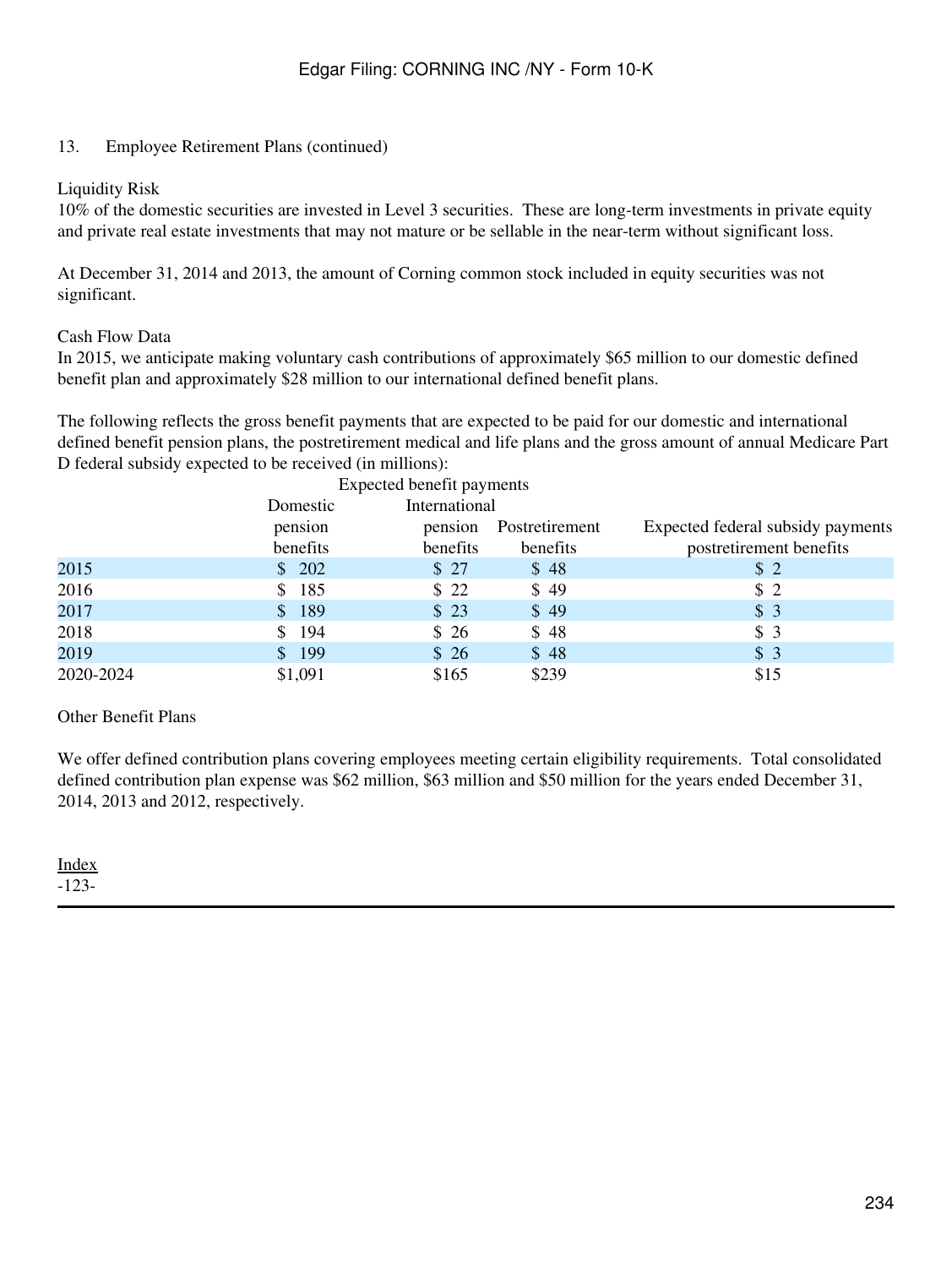13. Employee Retirement Plans (continued)

Liquidity Risk
10% of the domestic securities are invested in Level 3 securities. These are long-term investments in private equity and private real estate investments that may not mature or be sellable in the near-term without significant loss.

At December 31, 2014 and 2013, the amount of Corning common stock included in equity securities was not significant.

Cash Flow Data
In 2015, we anticipate making voluntary cash contributions of approximately $65 million to our domestic defined benefit plan and approximately $28 million to our international defined benefit plans.

The following reflects the gross benefit payments that are expected to be paid for our domestic and international defined benefit pension plans, the postretirement medical and life plans and the gross amount of annual Medicare Part D federal subsidy expected to be received (in millions):

| | Expected benefit payments | | | |
|---|---|---|---|---|
| | Domestic pension benefits | International pension benefits | Postretirement benefits | Expected federal subsidy payments postretirement benefits |
| 2015 | $ 202 | $ 27 | $ 48 | $ 2 |
| 2016 | $ 185 | $ 22 | $ 49 | $ 2 |
| 2017 | $ 189 | $ 23 | $ 49 | $ 3 |
| 2018 | $ 194 | $ 26 | $ 48 | $ 3 |
| 2019 | $ 199 | $ 26 | $ 48 | $ 3 |
| 2020-2024 | $1,091 | $165 | $239 | $15 |

Other Benefit Plans

We offer defined contribution plans covering employees meeting certain eligibility requirements. Total consolidated defined contribution plan expense was $62 million, $63 million and $50 million for the years ended December 31, 2014, 2013 and 2012, respectively.

Index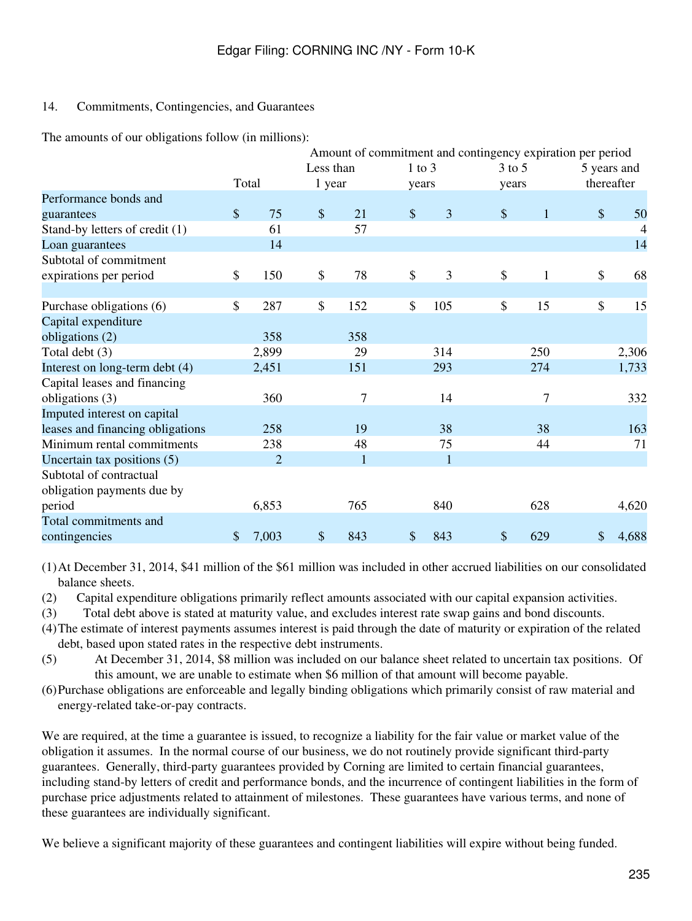14. Commitments, Contingencies, and Guarantees

The amounts of our obligations follow (in millions):

| | | Amount of commitment and contingency expiration per period | | | |
|---|---|---|---|---|---|
| | Total | Less than 1 year | 1 to 3 years | 3 to 5 years | 5 years and thereafter |
| Performance bonds and guarantees | $ 75 | $ 21 | $ 3 | $ 1 | $ 50 |
| Stand-by letters of credit (1) | 61 | 57 | | | 4 |
| Loan guarantees | 14 | | | | 14 |
| Subtotal of commitment expirations per period | $ 150 | $ 78 | $ 3 | $ 1 | $ 68 |
| | | | | | |
| Purchase obligations (6) | $ 287 | $ 152 | $ 105 | $ 15 | $ 15 |
| Capital expenditure obligations (2) | 358 | 358 | | | |
| Total debt (3) | 2,899 | 29 | 314 | 250 | 2,306 |
| Interest on long-term debt (4) | 2,451 | 151 | 293 | 274 | 1,733 |
| Capital leases and financing obligations (3) | 360 | 7 | 14 | 7 | 332 |
| Imputed interest on capital leases and financing obligations | 258 | 19 | 38 | 38 | 163 |
| Minimum rental commitments | 238 | 48 | 75 | 44 | 71 |
| Uncertain tax positions (5) | 2 | 1 | 1 | | |
| Subtotal of contractual obligation payments due by period | 6,853 | 765 | 840 | 628 | 4,620 |
| Total commitments and contingencies | $ 7,003 | $ 843 | $ 843 | $ 629 | $ 4,688 |

(1) At December 31, 2014, $41 million of the $61 million was included in other accrued liabilities on our consolidated balance sheets.

(2) Capital expenditure obligations primarily reflect amounts associated with our capital expansion activities.

(3) Total debt above is stated at maturity value, and excludes interest rate swap gains and bond discounts.

(4) The estimate of interest payments assumes interest is paid through the date of maturity or expiration of the related debt, based upon stated rates in the respective debt instruments.

(5) At December 31, 2014, $8 million was included on our balance sheet related to uncertain tax positions. Of this amount, we are unable to estimate when $6 million of that amount will become payable.

(6) Purchase obligations are enforceable and legally binding obligations which primarily consist of raw material and energy-related take-or-pay contracts.

We are required, at the time a guarantee is issued, to recognize a liability for the fair value or market value of the obligation it assumes. In the normal course of our business, we do not routinely provide significant third-party guarantees. Generally, third-party guarantees provided by Corning are limited to certain financial guarantees, including stand-by letters of credit and performance bonds, and the incurrence of contingent liabilities in the form of purchase price adjustments related to attainment of milestones. These guarantees have various terms, and none of these guarantees are individually significant.

We believe a significant majority of these guarantees and contingent liabilities will expire without being funded.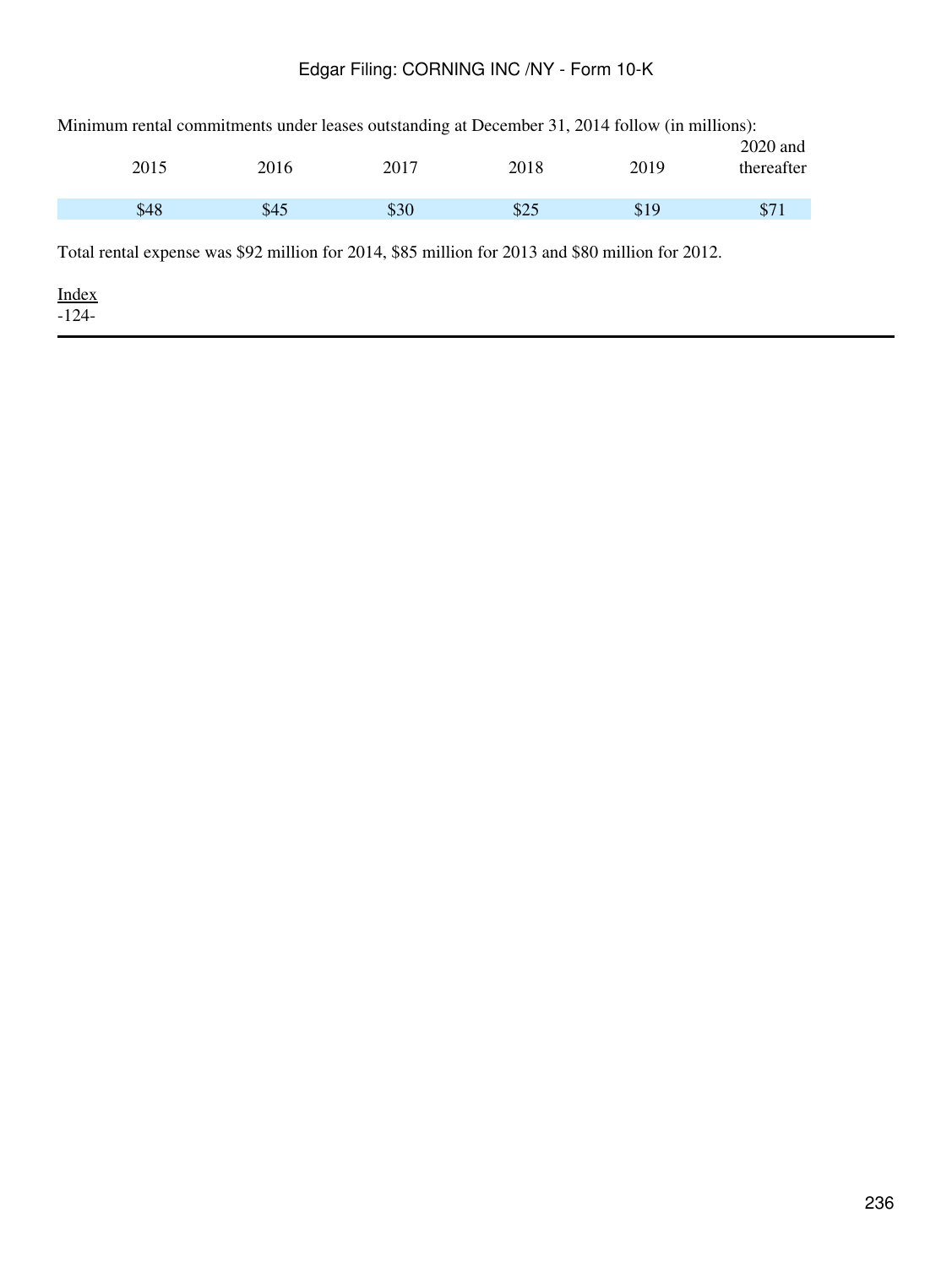Minimum rental commitments under leases outstanding at December 31, 2014 follow (in millions):

| 2015 | 2016 | 2017 | 2018 | 2019 | 2020 and thereafter |
|---|---|---|---|---|---|
| $48 | $45 | $30 | $25 | $19 | $71 |

Total rental expense was $92 million for 2014, $85 million for 2013 and $80 million for 2012.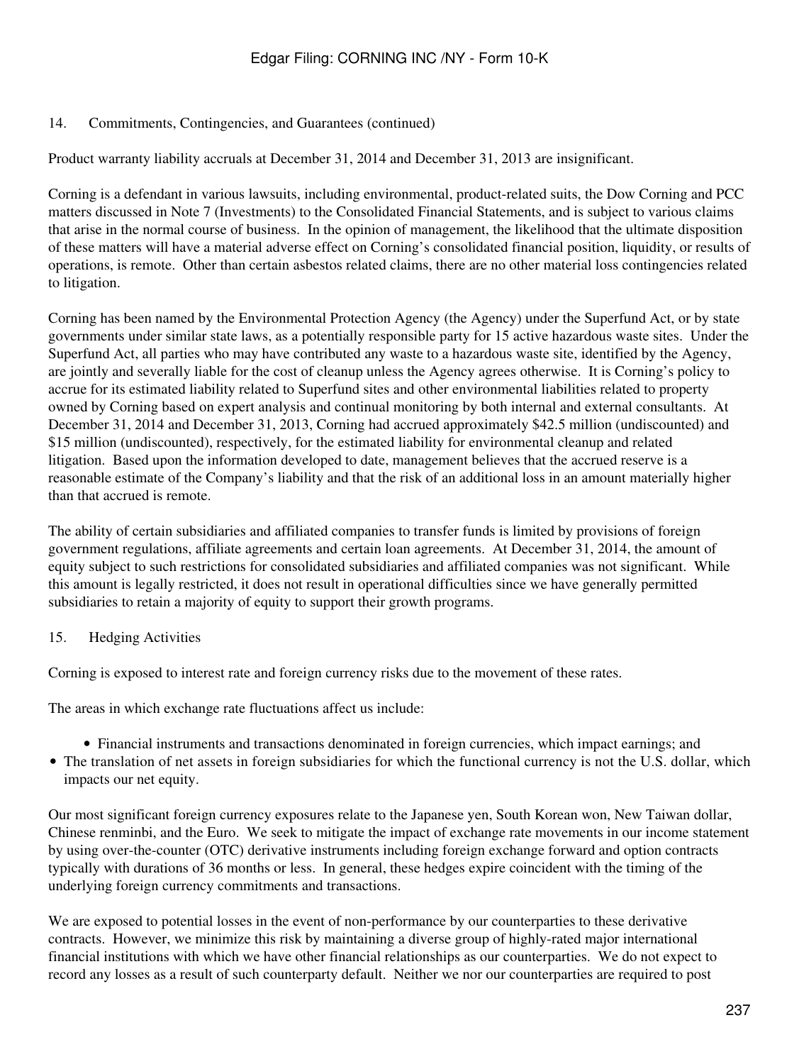## 14. Commitments, Contingencies, and Guarantees (continued)

Product warranty liability accruals at December 31, 2014 and December 31, 2013 are insignificant.

Corning is a defendant in various lawsuits, including environmental, product-related suits, the Dow Corning and PCC matters discussed in Note 7 (Investments) to the Consolidated Financial Statements, and is subject to various claims that arise in the normal course of business. In the opinion of management, the likelihood that the ultimate disposition of these matters will have a material adverse effect on Corning's consolidated financial position, liquidity, or results of operations, is remote. Other than certain asbestos related claims, there are no other material loss contingencies related to litigation.

Corning has been named by the Environmental Protection Agency (the Agency) under the Superfund Act, or by state governments under similar state laws, as a potentially responsible party for 15 active hazardous waste sites. Under the Superfund Act, all parties who may have contributed any waste to a hazardous waste site, identified by the Agency, are jointly and severally liable for the cost of cleanup unless the Agency agrees otherwise. It is Corning's policy to accrue for its estimated liability related to Superfund sites and other environmental liabilities related to property owned by Corning based on expert analysis and continual monitoring by both internal and external consultants. At December 31, 2014 and December 31, 2013, Corning had accrued approximately $42.5 million (undiscounted) and $15 million (undiscounted), respectively, for the estimated liability for environmental cleanup and related litigation. Based upon the information developed to date, management believes that the accrued reserve is a reasonable estimate of the Company's liability and that the risk of an additional loss in an amount materially higher than that accrued is remote.

The ability of certain subsidiaries and affiliated companies to transfer funds is limited by provisions of foreign government regulations, affiliate agreements and certain loan agreements. At December 31, 2014, the amount of equity subject to such restrictions for consolidated subsidiaries and affiliated companies was not significant. While this amount is legally restricted, it does not result in operational difficulties since we have generally permitted subsidiaries to retain a majority of equity to support their growth programs.

## 15. Hedging Activities

Corning is exposed to interest rate and foreign currency risks due to the movement of these rates.

The areas in which exchange rate fluctuations affect us include:

- Financial instruments and transactions denominated in foreign currencies, which impact earnings; and
- The translation of net assets in foreign subsidiaries for which the functional currency is not the U.S. dollar, which impacts our net equity.

Our most significant foreign currency exposures relate to the Japanese yen, South Korean won, New Taiwan dollar, Chinese renminbi, and the Euro. We seek to mitigate the impact of exchange rate movements in our income statement by using over-the-counter (OTC) derivative instruments including foreign exchange forward and option contracts typically with durations of 36 months or less. In general, these hedges expire coincident with the timing of the underlying foreign currency commitments and transactions.

We are exposed to potential losses in the event of non-performance by our counterparties to these derivative contracts. However, we minimize this risk by maintaining a diverse group of highly-rated major international financial institutions with which we have other financial relationships as our counterparties. We do not expect to record any losses as a result of such counterparty default. Neither we nor our counterparties are required to post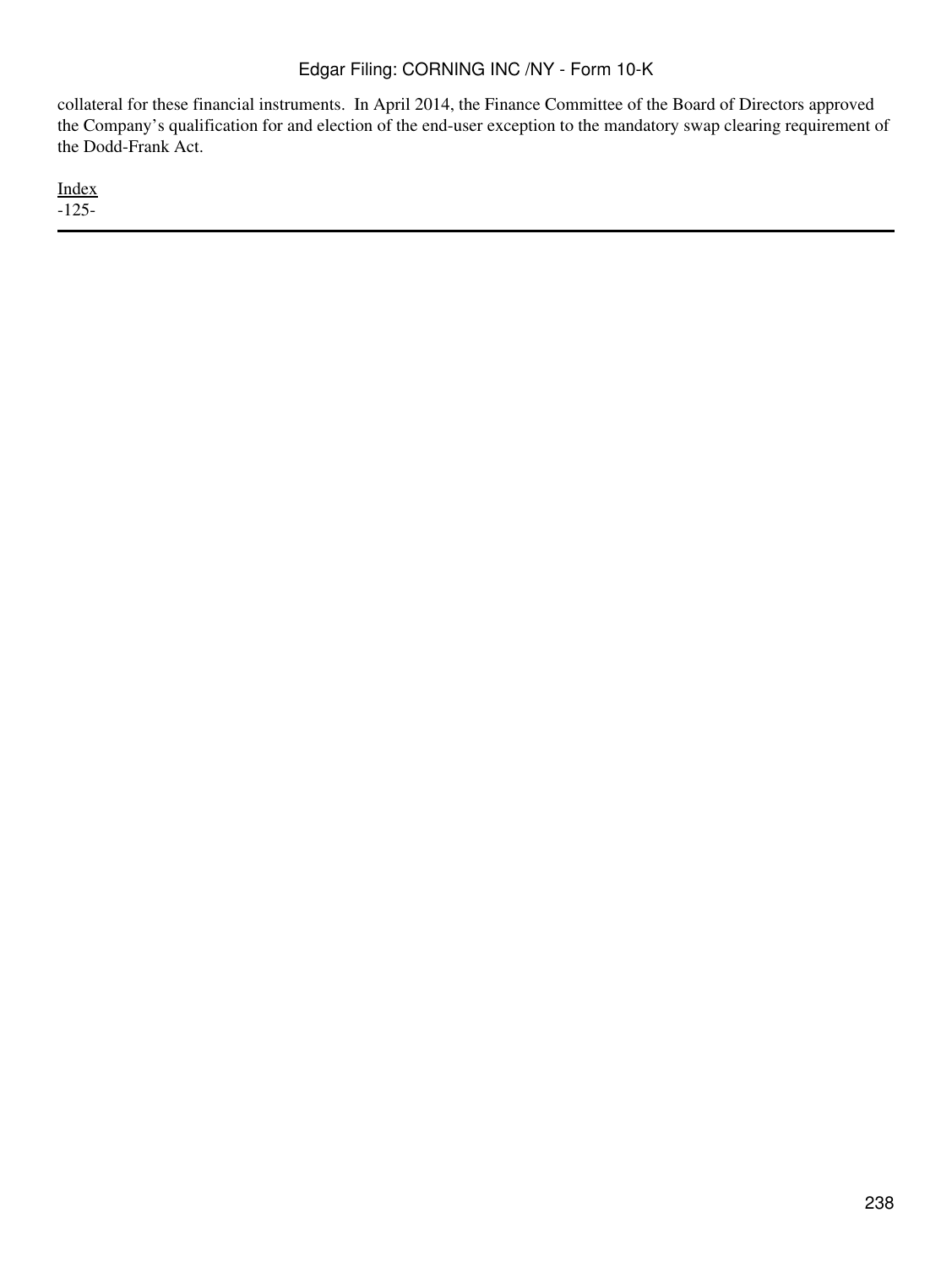collateral for these financial instruments.  In April 2014, the Finance Committee of the Board of Directors approved the Company's qualification for and election of the end-user exception to the mandatory swap clearing requirement of the Dodd-Frank Act.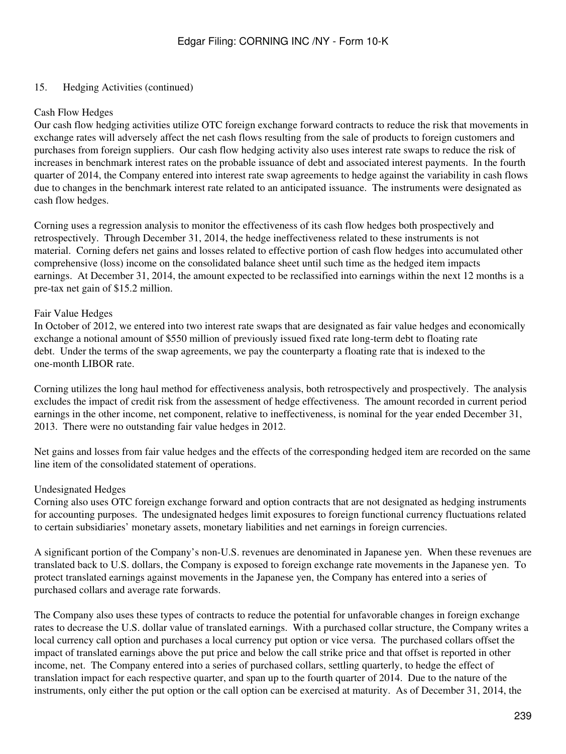15. Hedging Activities (continued)

Cash Flow Hedges

Our cash flow hedging activities utilize OTC foreign exchange forward contracts to reduce the risk that movements in exchange rates will adversely affect the net cash flows resulting from the sale of products to foreign customers and purchases from foreign suppliers. Our cash flow hedging activity also uses interest rate swaps to reduce the risk of increases in benchmark interest rates on the probable issuance of debt and associated interest payments. In the fourth quarter of 2014, the Company entered into interest rate swap agreements to hedge against the variability in cash flows due to changes in the benchmark interest rate related to an anticipated issuance. The instruments were designated as cash flow hedges.

Corning uses a regression analysis to monitor the effectiveness of its cash flow hedges both prospectively and retrospectively. Through December 31, 2014, the hedge ineffectiveness related to these instruments is not material. Corning defers net gains and losses related to effective portion of cash flow hedges into accumulated other comprehensive (loss) income on the consolidated balance sheet until such time as the hedged item impacts earnings. At December 31, 2014, the amount expected to be reclassified into earnings within the next 12 months is a pre-tax net gain of $15.2 million.

Fair Value Hedges

In October of 2012, we entered into two interest rate swaps that are designated as fair value hedges and economically exchange a notional amount of $550 million of previously issued fixed rate long-term debt to floating rate debt. Under the terms of the swap agreements, we pay the counterparty a floating rate that is indexed to the one-month LIBOR rate.

Corning utilizes the long haul method for effectiveness analysis, both retrospectively and prospectively. The analysis excludes the impact of credit risk from the assessment of hedge effectiveness. The amount recorded in current period earnings in the other income, net component, relative to ineffectiveness, is nominal for the year ended December 31, 2013. There were no outstanding fair value hedges in 2012.

Net gains and losses from fair value hedges and the effects of the corresponding hedged item are recorded on the same line item of the consolidated statement of operations.

Undesignated Hedges

Corning also uses OTC foreign exchange forward and option contracts that are not designated as hedging instruments for accounting purposes. The undesignated hedges limit exposures to foreign functional currency fluctuations related to certain subsidiaries' monetary assets, monetary liabilities and net earnings in foreign currencies.

A significant portion of the Company's non-U.S. revenues are denominated in Japanese yen. When these revenues are translated back to U.S. dollars, the Company is exposed to foreign exchange rate movements in the Japanese yen. To protect translated earnings against movements in the Japanese yen, the Company has entered into a series of purchased collars and average rate forwards.

The Company also uses these types of contracts to reduce the potential for unfavorable changes in foreign exchange rates to decrease the U.S. dollar value of translated earnings. With a purchased collar structure, the Company writes a local currency call option and purchases a local currency put option or vice versa. The purchased collars offset the impact of translated earnings above the put price and below the call strike price and that offset is reported in other income, net. The Company entered into a series of purchased collars, settling quarterly, to hedge the effect of translation impact for each respective quarter, and span up to the fourth quarter of 2014. Due to the nature of the instruments, only either the put option or the call option can be exercised at maturity. As of December 31, 2014, the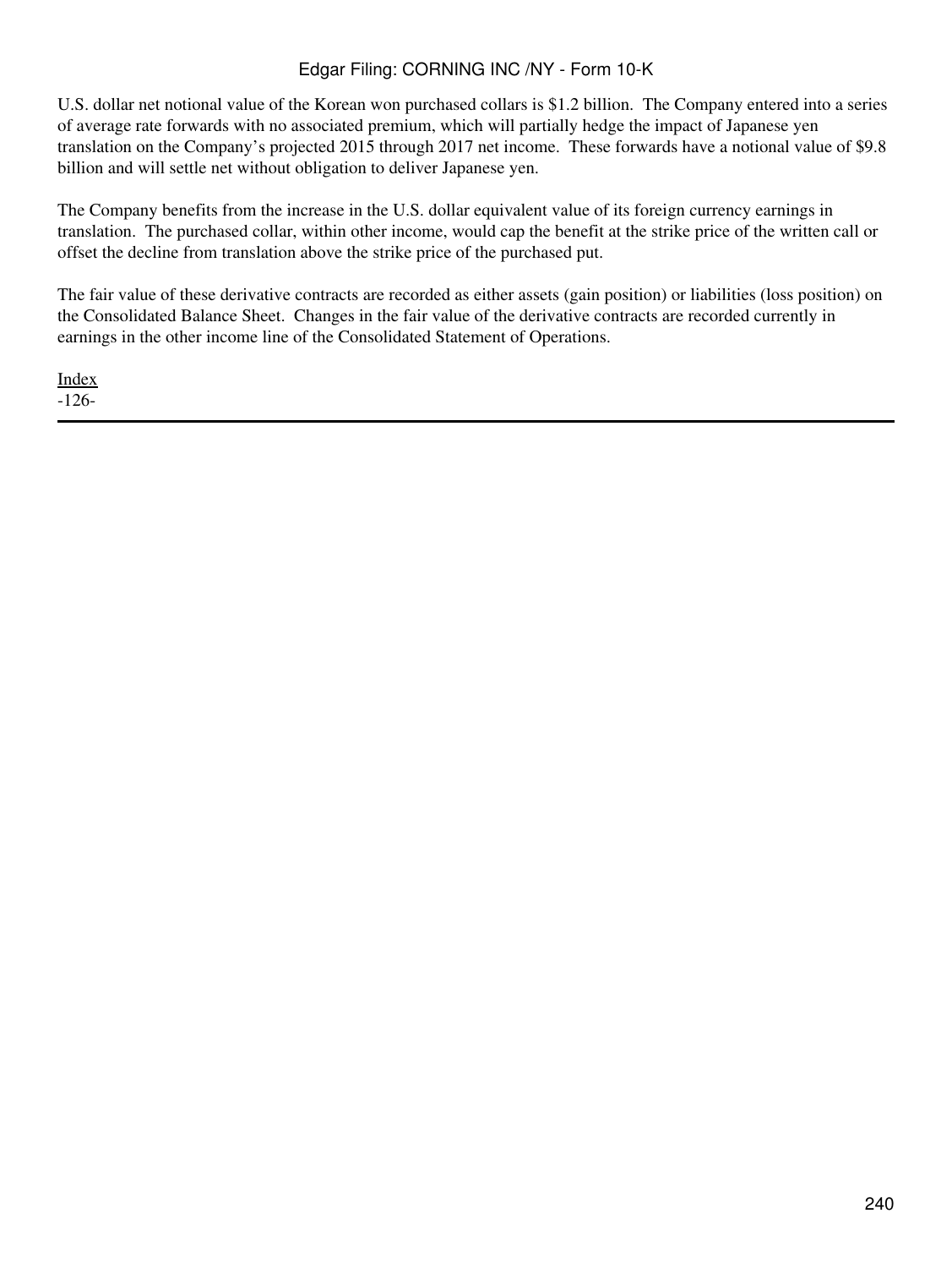U.S. dollar net notional value of the Korean won purchased collars is $1.2 billion. The Company entered into a series of average rate forwards with no associated premium, which will partially hedge the impact of Japanese yen translation on the Company's projected 2015 through 2017 net income. These forwards have a notional value of $9.8 billion and will settle net without obligation to deliver Japanese yen.

The Company benefits from the increase in the U.S. dollar equivalent value of its foreign currency earnings in translation. The purchased collar, within other income, would cap the benefit at the strike price of the written call or offset the decline from translation above the strike price of the purchased put.

The fair value of these derivative contracts are recorded as either assets (gain position) or liabilities (loss position) on the Consolidated Balance Sheet. Changes in the fair value of the derivative contracts are recorded currently in earnings in the other income line of the Consolidated Statement of Operations.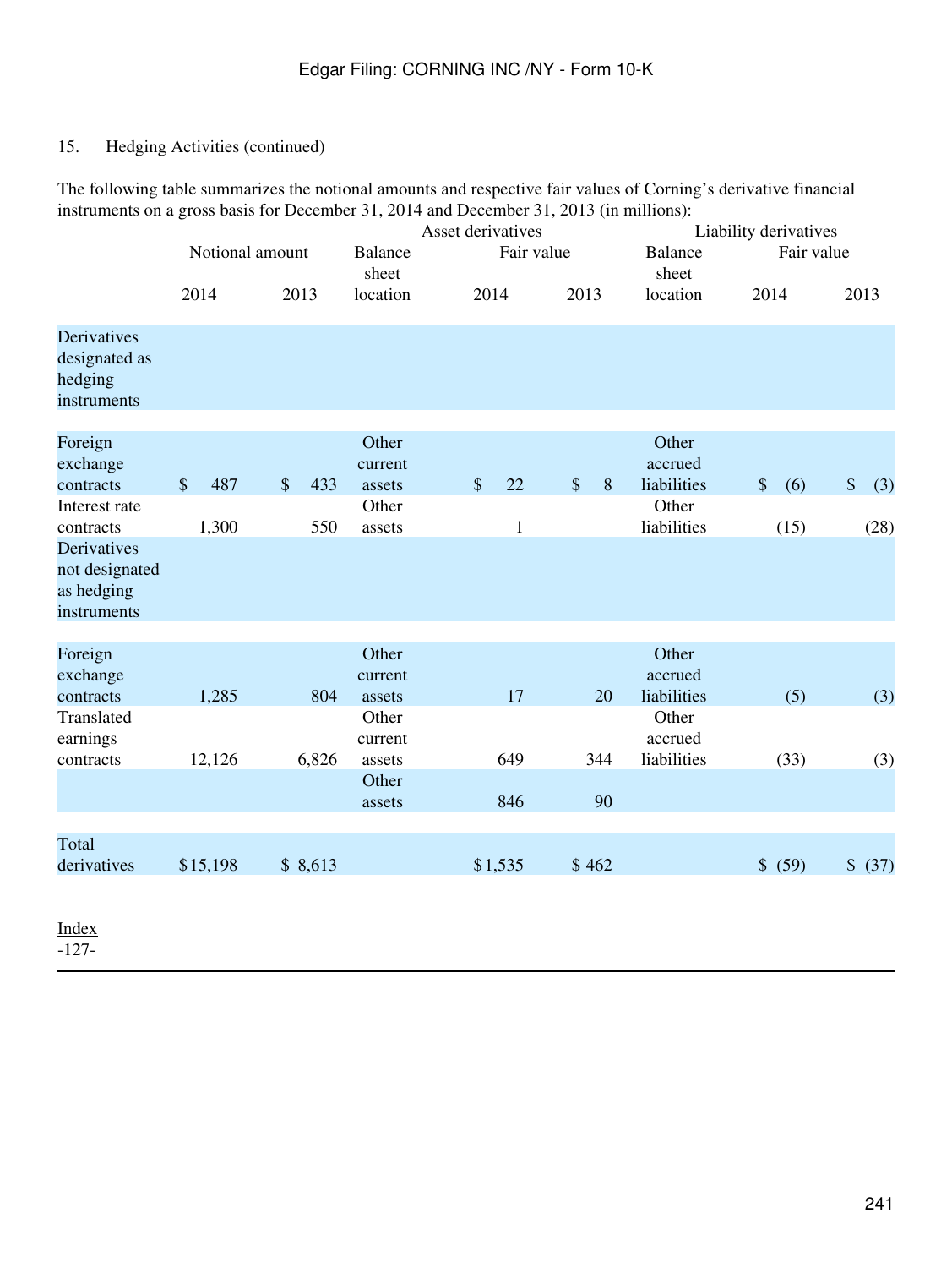15. Hedging Activities (continued)

The following table summarizes the notional amounts and respective fair values of Corning's derivative financial instruments on a gross basis for December 31, 2014 and December 31, 2013 (in millions):

| | Notional amount | | Asset derivatives | | | Liability derivatives | | |
|---|---|---|---|---|---|---|---|---|
| | | | Balance sheet location | Fair value | | Balance sheet location | Fair value | |
| | 2014 | 2013 | | 2014 | 2013 | | 2014 | 2013 |
| Derivatives designated as hedging instruments | | | | | | | | |
| Foreign exchange contracts | $ 487 | $ 433 | Other current assets | $ 22 | $ 8 | Other accrued liabilities | $ (6) | $ (3) |
| Interest rate contracts | 1,300 | 550 | Other assets | 1 | | Other liabilities | (15) | (28) |
| Derivatives not designated as hedging instruments | | | | | | | | |
| Foreign exchange contracts | 1,285 | 804 | Other current assets | 17 | 20 | Other accrued liabilities | (5) | (3) |
| Translated earnings contracts | 12,126 | 6,826 | Other current assets | 649 | 344 | Other accrued liabilities | (33) | (3) |
| | | | Other assets | 846 | 90 | | | |
| Total derivatives | $15,198 | $ 8,613 | | $1,535 | $ 462 | | $ (59) | $ (37) |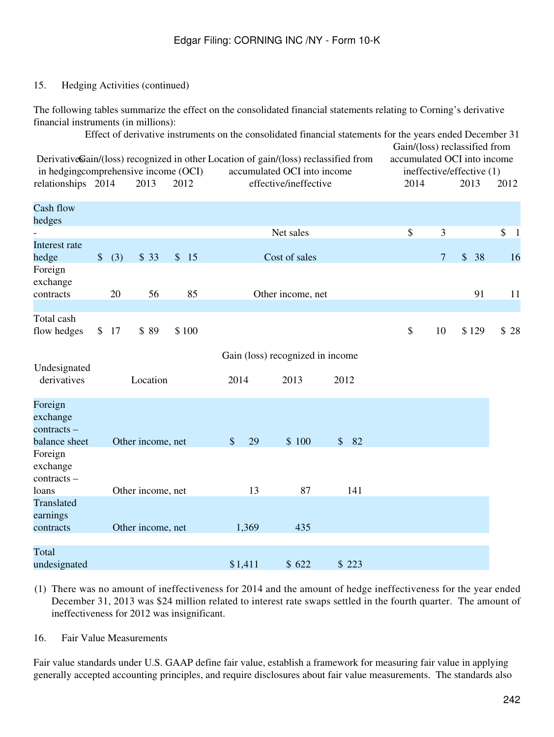15. Hedging Activities (continued)

The following tables summarize the effect on the consolidated financial statements relating to Corning's derivative financial instruments (in millions):

Effect of derivative instruments on the consolidated financial statements for the years ended December 31

| Derivatives in hedging relationships | Gain/(loss) recognized in other comprehensive income (OCI) 2014 | 2013 | 2012 | Location of gain/(loss) reclassified from accumulated OCI into income effective/ineffective | Gain/(loss) reclassified from accumulated OCI into income ineffective/effective (1) 2014 | 2013 | 2012 |
|---|---|---|---|---|---|---|---|
| Cash flow hedges | | | | | | | |
| - | | | | Net sales | $ 3 | | $ 1 |
| Interest rate hedge | $ (3) | $ 33 | $ 15 | Cost of sales | 7 | $ 38 | 16 |
| Foreign exchange contracts | 20 | 56 | 85 | Other income, net | | 91 | 11 |
| Total cash flow hedges | $ 17 | $ 89 | $ 100 | | $ 10 | $ 129 | $ 28 |

| Undesignated derivatives | Location | Gain (loss) recognized in income 2014 | 2013 | 2012 |
|---|---|---|---|---|
| Foreign exchange contracts – balance sheet | Other income, net | $ 29 | $ 100 | $ 82 |
| Foreign exchange contracts – loans | Other income, net | 13 | 87 | 141 |
| Translated earnings contracts | Other income, net | 1,369 | 435 | |
| Total undesignated | | $ 1,411 | $ 622 | $ 223 |

(1) There was no amount of ineffectiveness for 2014 and the amount of hedge ineffectiveness for the year ended December 31, 2013 was $24 million related to interest rate swaps settled in the fourth quarter. The amount of ineffectiveness for 2012 was insignificant.

16. Fair Value Measurements

Fair value standards under U.S. GAAP define fair value, establish a framework for measuring fair value in applying generally accepted accounting principles, and require disclosures about fair value measurements. The standards also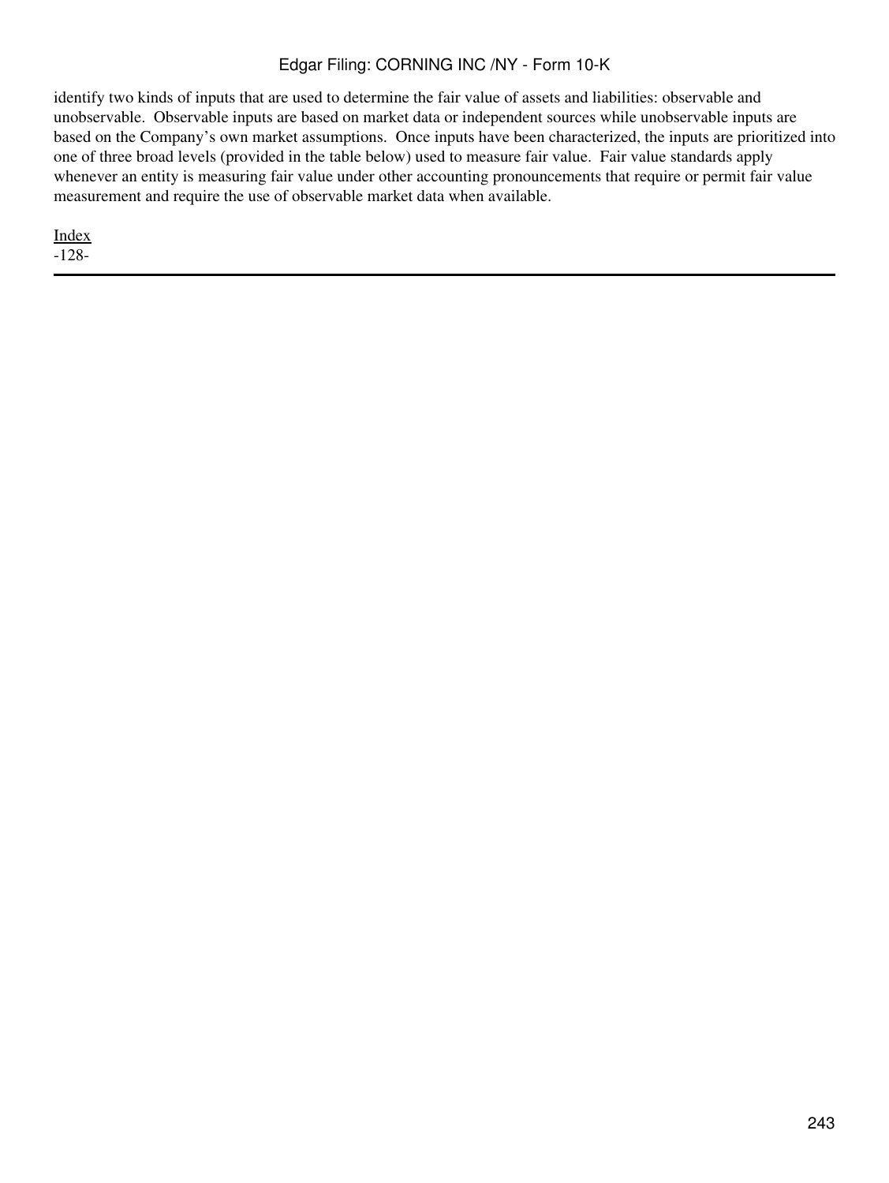identify two kinds of inputs that are used to determine the fair value of assets and liabilities: observable and unobservable. Observable inputs are based on market data or independent sources while unobservable inputs are based on the Company's own market assumptions. Once inputs have been characterized, the inputs are prioritized into one of three broad levels (provided in the table below) used to measure fair value. Fair value standards apply whenever an entity is measuring fair value under other accounting pronouncements that require or permit fair value measurement and require the use of observable market data when available.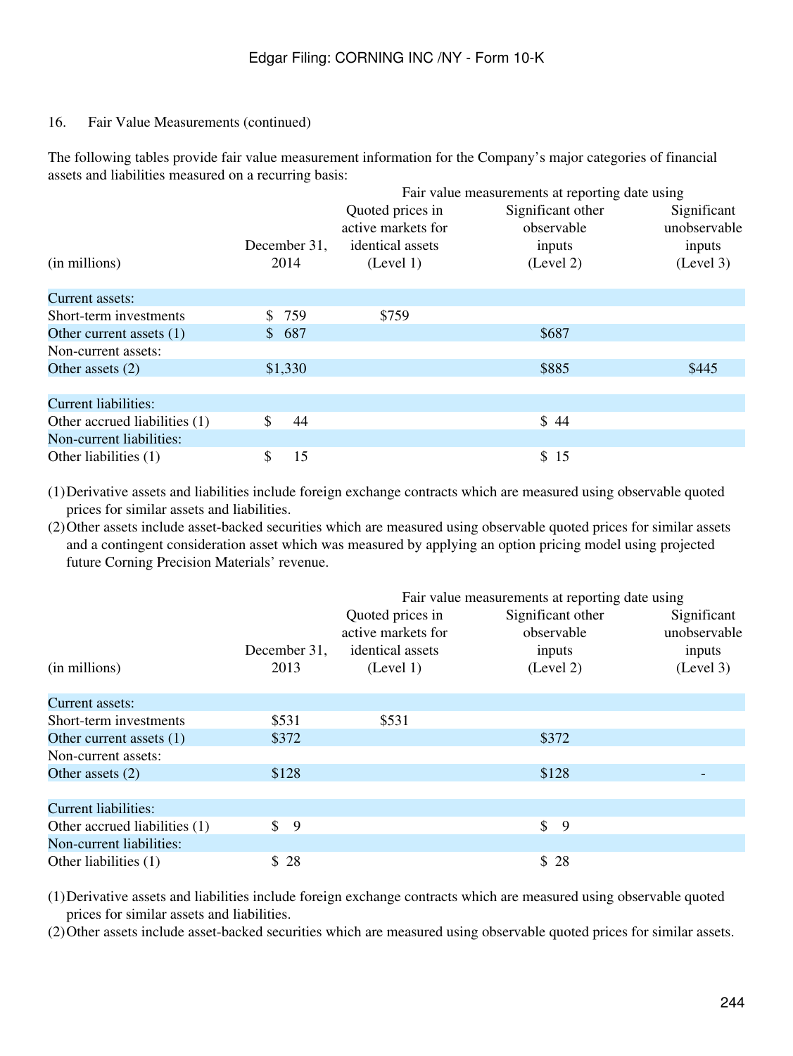16. Fair Value Measurements (continued)

The following tables provide fair value measurement information for the Company's major categories of financial assets and liabilities measured on a recurring basis:

| (in millions) | December 31, 2014 | Fair value measurements at reporting date using Quoted prices in active markets for identical assets (Level 1) | Significant other observable inputs (Level 2) | Significant unobservable inputs (Level 3) |
|---|---|---|---|---|
| Current assets: | | | | |
| Short-term investments | $ 759 | $759 | | |
| Other current assets (1) | $ 687 | | $687 | |
| Non-current assets: | | | | |
| Other assets (2) | $1,330 | | $885 | $445 |
| Current liabilities: | | | | |
| Other accrued liabilities (1) | $ 44 | | $ 44 | |
| Non-current liabilities: | | | | |
| Other liabilities (1) | $ 15 | | $ 15 | |

(1) Derivative assets and liabilities include foreign exchange contracts which are measured using observable quoted prices for similar assets and liabilities.

(2) Other assets include asset-backed securities which are measured using observable quoted prices for similar assets and a contingent consideration asset which was measured by applying an option pricing model using projected future Corning Precision Materials' revenue.

| (in millions) | December 31, 2013 | Fair value measurements at reporting date using Quoted prices in active markets for identical assets (Level 1) | Significant other observable inputs (Level 2) | Significant unobservable inputs (Level 3) |
|---|---|---|---|---|
| Current assets: | | | | |
| Short-term investments | $531 | $531 | | |
| Other current assets (1) | $372 | | $372 | |
| Non-current assets: | | | | |
| Other assets (2) | $128 | | $128 | - |
| Current liabilities: | | | | |
| Other accrued liabilities (1) | $ 9 | | $ 9 | |
| Non-current liabilities: | | | | |
| Other liabilities (1) | $ 28 | | $ 28 | |

(1) Derivative assets and liabilities include foreign exchange contracts which are measured using observable quoted prices for similar assets and liabilities.

(2) Other assets include asset-backed securities which are measured using observable quoted prices for similar assets.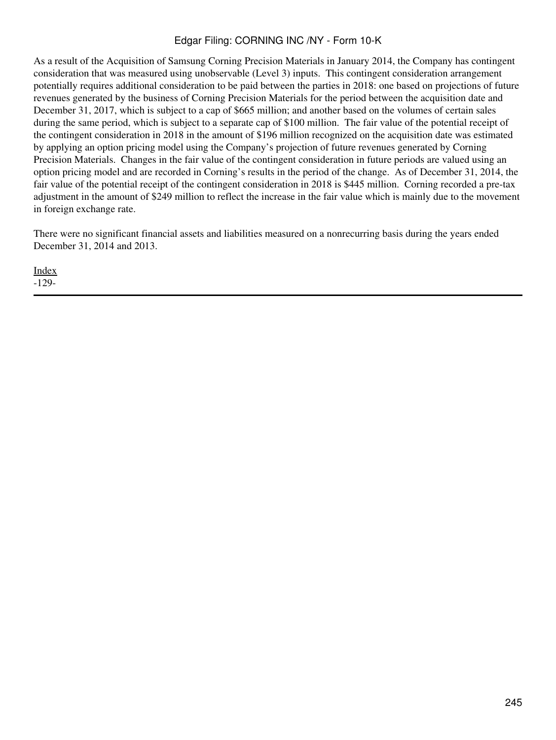As a result of the Acquisition of Samsung Corning Precision Materials in January 2014, the Company has contingent consideration that was measured using unobservable (Level 3) inputs. This contingent consideration arrangement potentially requires additional consideration to be paid between the parties in 2018: one based on projections of future revenues generated by the business of Corning Precision Materials for the period between the acquisition date and December 31, 2017, which is subject to a cap of $665 million; and another based on the volumes of certain sales during the same period, which is subject to a separate cap of $100 million. The fair value of the potential receipt of the contingent consideration in 2018 in the amount of $196 million recognized on the acquisition date was estimated by applying an option pricing model using the Company's projection of future revenues generated by Corning Precision Materials. Changes in the fair value of the contingent consideration in future periods are valued using an option pricing model and are recorded in Corning's results in the period of the change. As of December 31, 2014, the fair value of the potential receipt of the contingent consideration in 2018 is $445 million. Corning recorded a pre-tax adjustment in the amount of $249 million to reflect the increase in the fair value which is mainly due to the movement in foreign exchange rate.

There were no significant financial assets and liabilities measured on a nonrecurring basis during the years ended December 31, 2014 and 2013.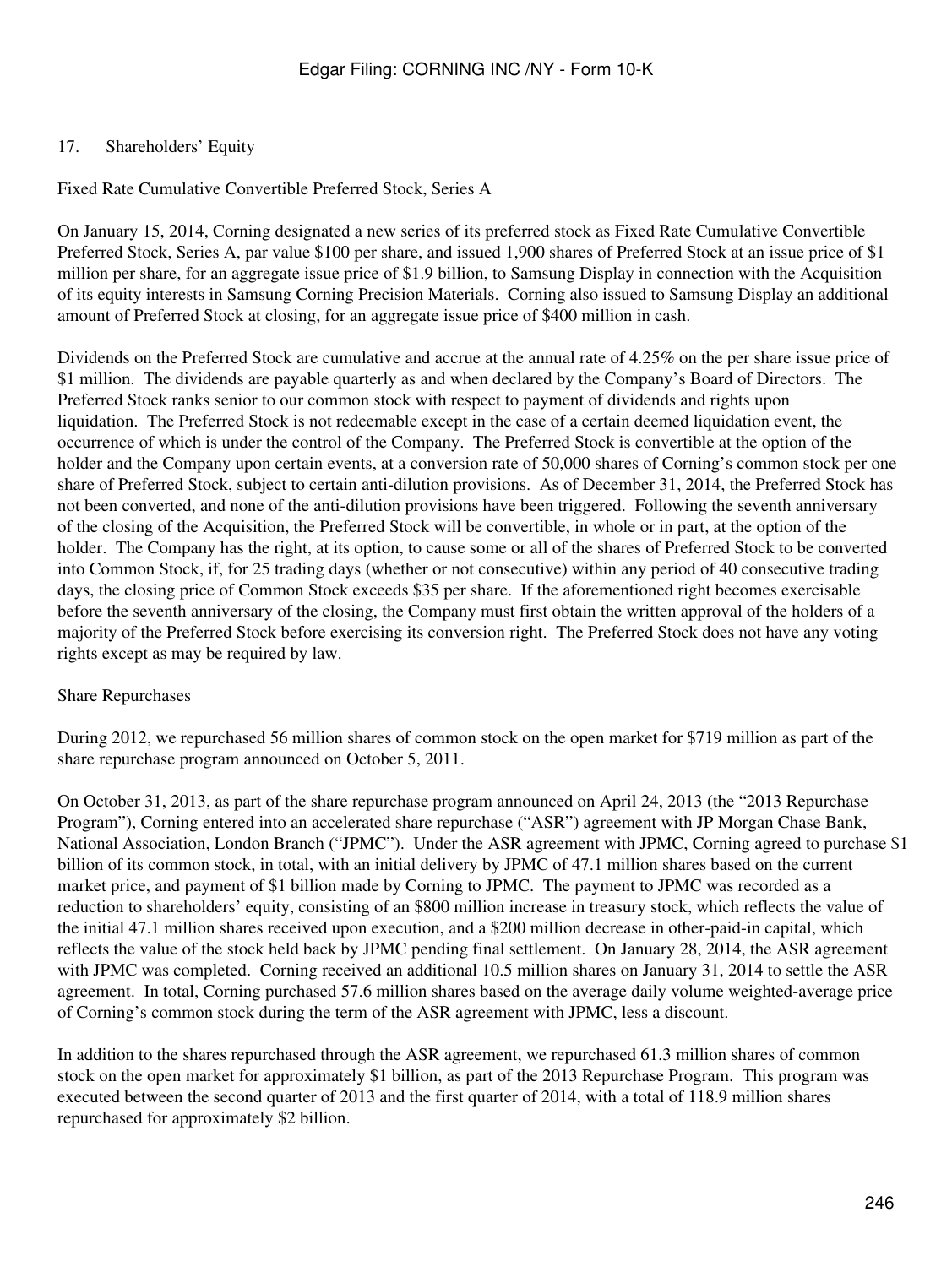## 17. Shareholders' Equity

### Fixed Rate Cumulative Convertible Preferred Stock, Series A

On January 15, 2014, Corning designated a new series of its preferred stock as Fixed Rate Cumulative Convertible Preferred Stock, Series A, par value $100 per share, and issued 1,900 shares of Preferred Stock at an issue price of $1 million per share, for an aggregate issue price of $1.9 billion, to Samsung Display in connection with the Acquisition of its equity interests in Samsung Corning Precision Materials. Corning also issued to Samsung Display an additional amount of Preferred Stock at closing, for an aggregate issue price of $400 million in cash.

Dividends on the Preferred Stock are cumulative and accrue at the annual rate of 4.25% on the per share issue price of $1 million. The dividends are payable quarterly as and when declared by the Company's Board of Directors. The Preferred Stock ranks senior to our common stock with respect to payment of dividends and rights upon liquidation. The Preferred Stock is not redeemable except in the case of a certain deemed liquidation event, the occurrence of which is under the control of the Company. The Preferred Stock is convertible at the option of the holder and the Company upon certain events, at a conversion rate of 50,000 shares of Corning's common stock per one share of Preferred Stock, subject to certain anti-dilution provisions. As of December 31, 2014, the Preferred Stock has not been converted, and none of the anti-dilution provisions have been triggered. Following the seventh anniversary of the closing of the Acquisition, the Preferred Stock will be convertible, in whole or in part, at the option of the holder. The Company has the right, at its option, to cause some or all of the shares of Preferred Stock to be converted into Common Stock, if, for 25 trading days (whether or not consecutive) within any period of 40 consecutive trading days, the closing price of Common Stock exceeds $35 per share. If the aforementioned right becomes exercisable before the seventh anniversary of the closing, the Company must first obtain the written approval of the holders of a majority of the Preferred Stock before exercising its conversion right. The Preferred Stock does not have any voting rights except as may be required by law.

### Share Repurchases

During 2012, we repurchased 56 million shares of common stock on the open market for $719 million as part of the share repurchase program announced on October 5, 2011.

On October 31, 2013, as part of the share repurchase program announced on April 24, 2013 (the "2013 Repurchase Program"), Corning entered into an accelerated share repurchase ("ASR") agreement with JP Morgan Chase Bank, National Association, London Branch ("JPMC"). Under the ASR agreement with JPMC, Corning agreed to purchase $1 billion of its common stock, in total, with an initial delivery by JPMC of 47.1 million shares based on the current market price, and payment of $1 billion made by Corning to JPMC. The payment to JPMC was recorded as a reduction to shareholders' equity, consisting of an $800 million increase in treasury stock, which reflects the value of the initial 47.1 million shares received upon execution, and a $200 million decrease in other-paid-in capital, which reflects the value of the stock held back by JPMC pending final settlement. On January 28, 2014, the ASR agreement with JPMC was completed. Corning received an additional 10.5 million shares on January 31, 2014 to settle the ASR agreement. In total, Corning purchased 57.6 million shares based on the average daily volume weighted-average price of Corning's common stock during the term of the ASR agreement with JPMC, less a discount.

In addition to the shares repurchased through the ASR agreement, we repurchased 61.3 million shares of common stock on the open market for approximately $1 billion, as part of the 2013 Repurchase Program. This program was executed between the second quarter of 2013 and the first quarter of 2014, with a total of 118.9 million shares repurchased for approximately $2 billion.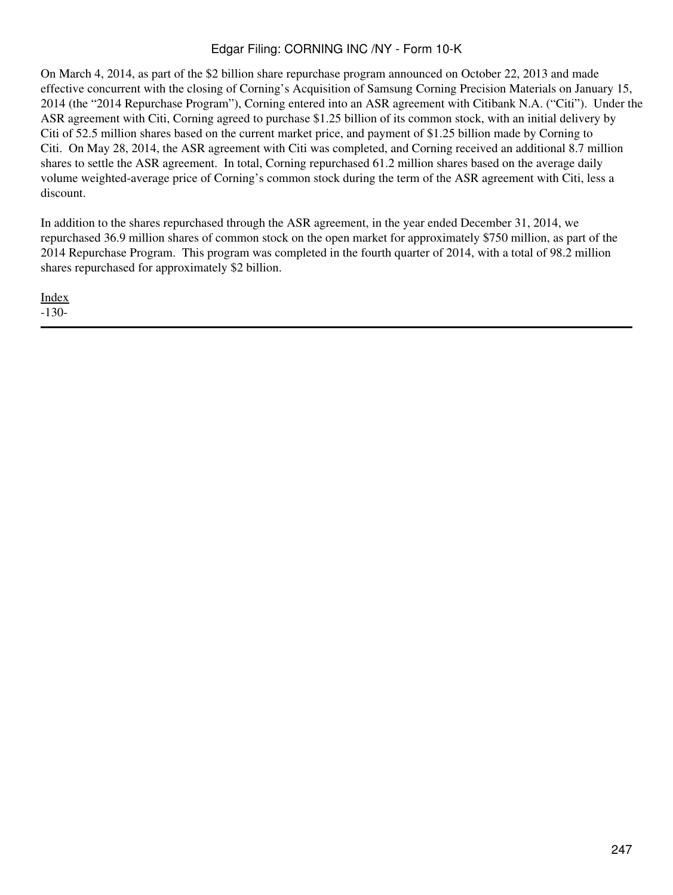On March 4, 2014, as part of the $2 billion share repurchase program announced on October 22, 2013 and made effective concurrent with the closing of Corning's Acquisition of Samsung Corning Precision Materials on January 15, 2014 (the "2014 Repurchase Program"), Corning entered into an ASR agreement with Citibank N.A. ("Citi"). Under the ASR agreement with Citi, Corning agreed to purchase $1.25 billion of its common stock, with an initial delivery by Citi of 52.5 million shares based on the current market price, and payment of $1.25 billion made by Corning to Citi. On May 28, 2014, the ASR agreement with Citi was completed, and Corning received an additional 8.7 million shares to settle the ASR agreement. In total, Corning repurchased 61.2 million shares based on the average daily volume weighted-average price of Corning's common stock during the term of the ASR agreement with Citi, less a discount.

In addition to the shares repurchased through the ASR agreement, in the year ended December 31, 2014, we repurchased 36.9 million shares of common stock on the open market for approximately $750 million, as part of the 2014 Repurchase Program. This program was completed in the fourth quarter of 2014, with a total of 98.2 million shares repurchased for approximately $2 billion.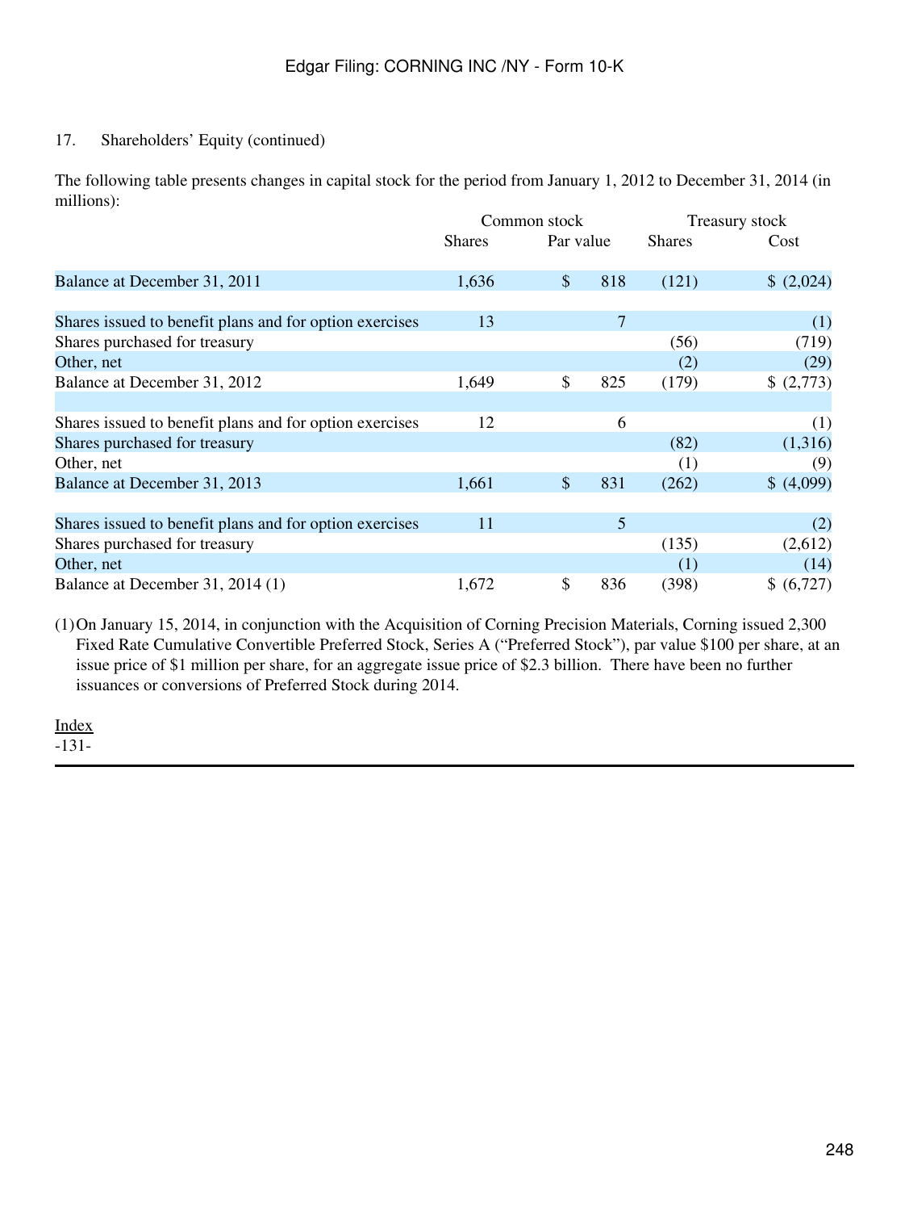17. Shareholders' Equity (continued)

The following table presents changes in capital stock for the period from January 1, 2012 to December 31, 2014 (in millions):

| | Common stock | | Treasury stock | |
|---|---|---|---|---|
| | Shares | Par value | Shares | Cost |
| Balance at December 31, 2011 | 1,636 | $ 818 | (121) | $ (2,024) |
| | | | | |
| Shares issued to benefit plans and for option exercises | 13 | 7 | | (1) |
| Shares purchased for treasury | | | (56) | (719) |
| Other, net | | | (2) | (29) |
| Balance at December 31, 2012 | 1,649 | $ 825 | (179) | $ (2,773) |
| | | | | |
| Shares issued to benefit plans and for option exercises | 12 | 6 | | (1) |
| Shares purchased for treasury | | | (82) | (1,316) |
| Other, net | | | (1) | (9) |
| Balance at December 31, 2013 | 1,661 | $ 831 | (262) | $ (4,099) |
| | | | | |
| Shares issued to benefit plans and for option exercises | 11 | 5 | | (2) |
| Shares purchased for treasury | | | (135) | (2,612) |
| Other, net | | | (1) | (14) |
| Balance at December 31, 2014 (1) | 1,672 | $ 836 | (398) | $ (6,727) |

(1) On January 15, 2014, in conjunction with the Acquisition of Corning Precision Materials, Corning issued 2,300 Fixed Rate Cumulative Convertible Preferred Stock, Series A ("Preferred Stock"), par value $100 per share, at an issue price of $1 million per share, for an aggregate issue price of $2.3 billion. There have been no further issuances or conversions of Preferred Stock during 2014.

Index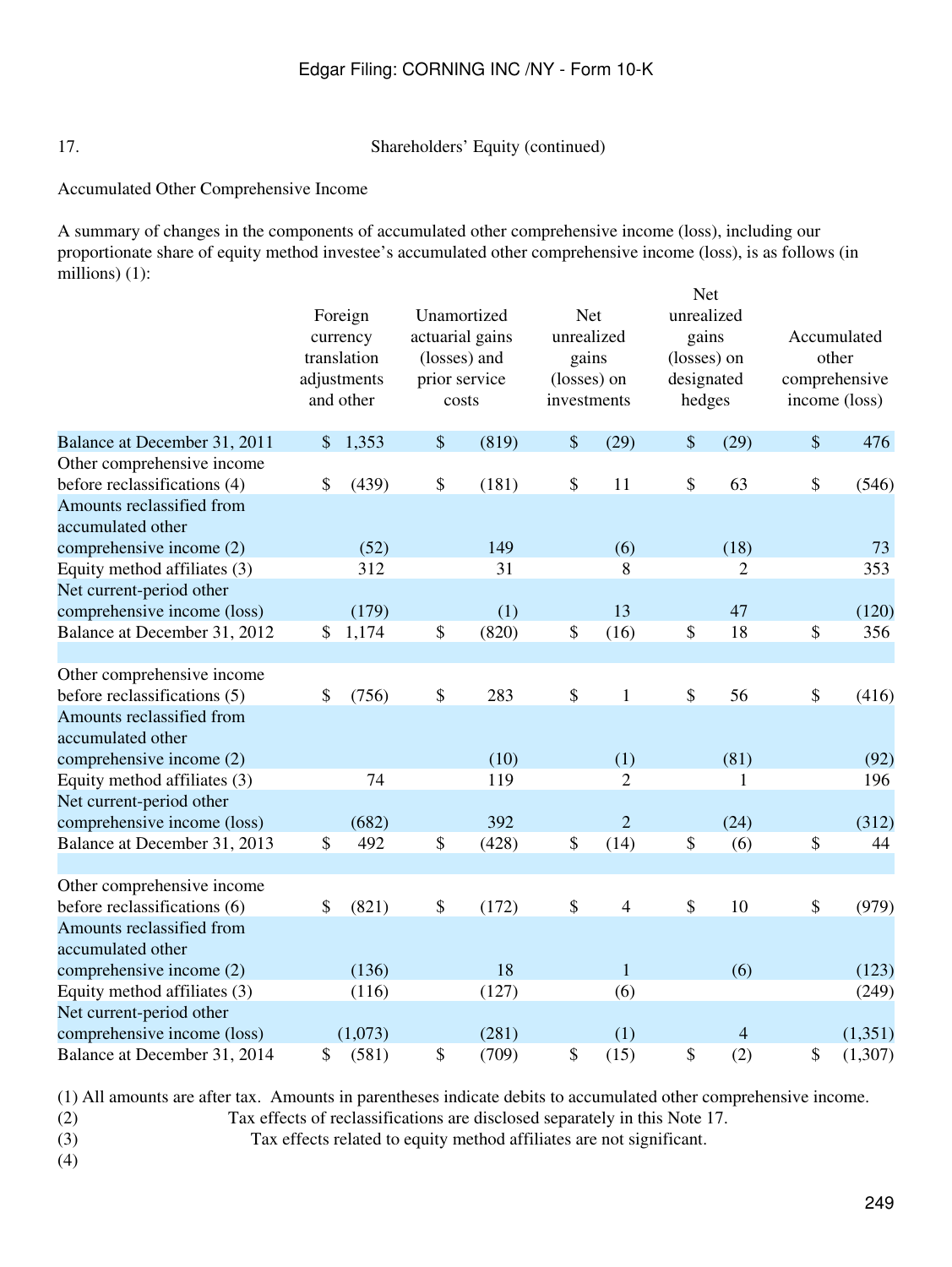17. Shareholders' Equity (continued)

Accumulated Other Comprehensive Income

A summary of changes in the components of accumulated other comprehensive income (loss), including our proportionate share of equity method investee's accumulated other comprehensive income (loss), is as follows (in millions) (1):

| | Foreign currency translation adjustments and other | Unamortized actuarial gains (losses) and prior service costs | Net unrealized gains (losses) on investments | Net unrealized gains (losses) on designated hedges | Accumulated other comprehensive income (loss) |
|---|---|---|---|---|---|
| Balance at December 31, 2011 | $ 1,353 | $ (819) | $ (29) | $ (29) | $ 476 |
| Other comprehensive income before reclassifications (4) | $ (439) | $ (181) | $ 11 | $ 63 | $ (546) |
| Amounts reclassified from accumulated other comprehensive income (2) | (52) | 149 | (6) | (18) | 73 |
| Equity method affiliates (3) | 312 | 31 | 8 | 2 | 353 |
| Net current-period other comprehensive income (loss) | (179) | (1) | 13 | 47 | (120) |
| Balance at December 31, 2012 | $ 1,174 | $ (820) | $ (16) | $ 18 | $ 356 |
| | | | | | |
| Other comprehensive income before reclassifications (5) | $ (756) | $ 283 | $ 1 | $ 56 | $ (416) |
| Amounts reclassified from accumulated other comprehensive income (2) | | (10) | (1) | (81) | (92) |
| Equity method affiliates (3) | 74 | 119 | 2 | 1 | 196 |
| Net current-period other comprehensive income (loss) | (682) | 392 | 2 | (24) | (312) |
| Balance at December 31, 2013 | $ 492 | $ (428) | $ (14) | $ (6) | $ 44 |
| | | | | | |
| Other comprehensive income before reclassifications (6) | $ (821) | $ (172) | $ 4 | $ 10 | $ (979) |
| Amounts reclassified from accumulated other comprehensive income (2) | (136) | 18 | 1 | (6) | (123) |
| Equity method affiliates (3) | (116) | (127) | (6) | | (249) |
| Net current-period other comprehensive income (loss) | (1,073) | (281) | (1) | 4 | (1,351) |
| Balance at December 31, 2014 | $ (581) | $ (709) | $ (15) | $ (2) | $ (1,307) |

(1) All amounts are after tax. Amounts in parentheses indicate debits to accumulated other comprehensive income.

(2) Tax effects of reclassifications are disclosed separately in this Note 17.

(3) Tax effects related to equity method affiliates are not significant.

(4)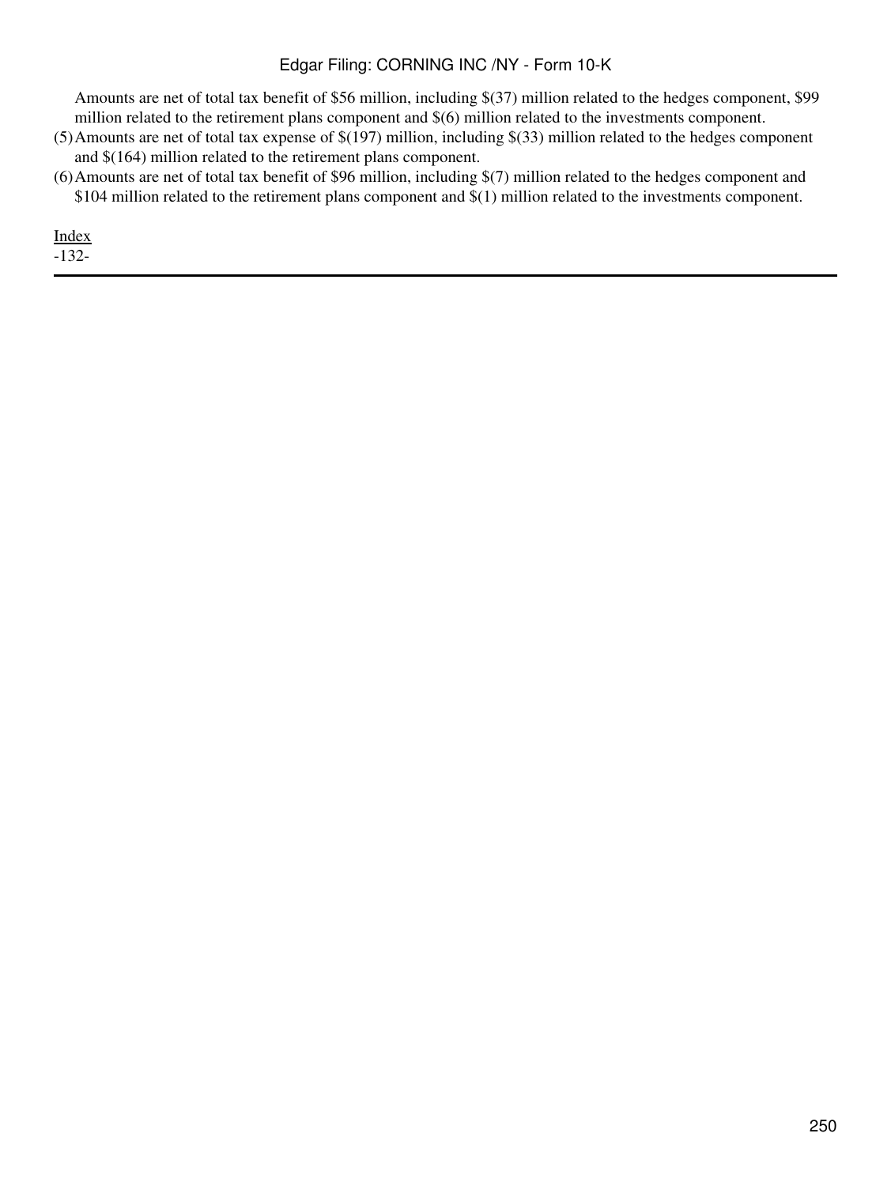Amounts are net of total tax benefit of $56 million, including $(37) million related to the hedges component, $99 million related to the retirement plans component and $(6) million related to the investments component.

(5) Amounts are net of total tax expense of $(197) million, including $(33) million related to the hedges component and $(164) million related to the retirement plans component.

(6) Amounts are net of total tax benefit of $96 million, including $(7) million related to the hedges component and $104 million related to the retirement plans component and $(1) million related to the investments component.

Index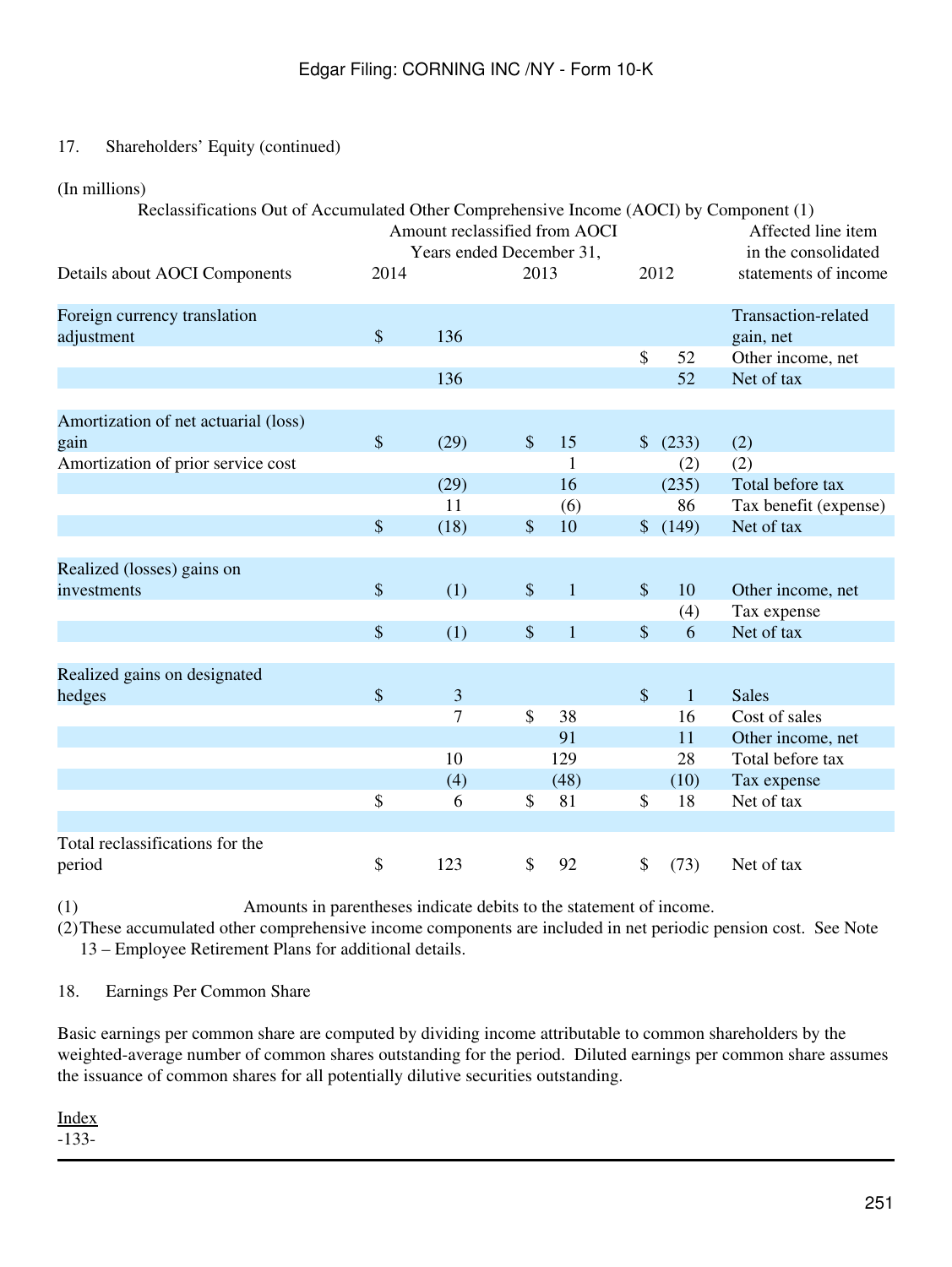17. Shareholders' Equity (continued)

(In millions)

Reclassifications Out of Accumulated Other Comprehensive Income (AOCI) by Component (1)

| Details about AOCI Components | Amount reclassified from AOCI Years ended December 31, 2014 | 2013 | 2012 | Affected line item in the consolidated statements of income |
|---|---|---|---|---|
| Foreign currency translation adjustment | $ 136 | | | Transaction-related gain, net |
| | | | $ 52 | Other income, net |
| | 136 | | 52 | Net of tax |
| | | | | |
| Amortization of net actuarial (loss) gain | $ (29) | $ 15 | $ (233) | (2) |
| Amortization of prior service cost | | 1 | (2) | (2) |
| | (29) | 16 | (235) | Total before tax |
| | 11 | (6) | 86 | Tax benefit (expense) |
| | $ (18) | $ 10 | $ (149) | Net of tax |
| | | | | |
| Realized (losses) gains on investments | $ (1) | $ 1 | $ 10 | Other income, net |
| | | | (4) | Tax expense |
| | $ (1) | $ 1 | $ 6 | Net of tax |
| | | | | |
| Realized gains on designated hedges | $ 3 | | $ 1 | Sales |
| | 7 | $ 38 | 16 | Cost of sales |
| | | 91 | 11 | Other income, net |
| | 10 | 129 | 28 | Total before tax |
| | (4) | (48) | (10) | Tax expense |
| | $ 6 | $ 81 | $ 18 | Net of tax |
| | | | | |
| Total reclassifications for the period | $ 123 | $ 92 | $ (73) | Net of tax |

(1) Amounts in parentheses indicate debits to the statement of income.

(2) These accumulated other comprehensive income components are included in net periodic pension cost. See Note 13 – Employee Retirement Plans for additional details.

18. Earnings Per Common Share

Basic earnings per common share are computed by dividing income attributable to common shareholders by the weighted-average number of common shares outstanding for the period. Diluted earnings per common share assumes the issuance of common shares for all potentially dilutive securities outstanding.

Index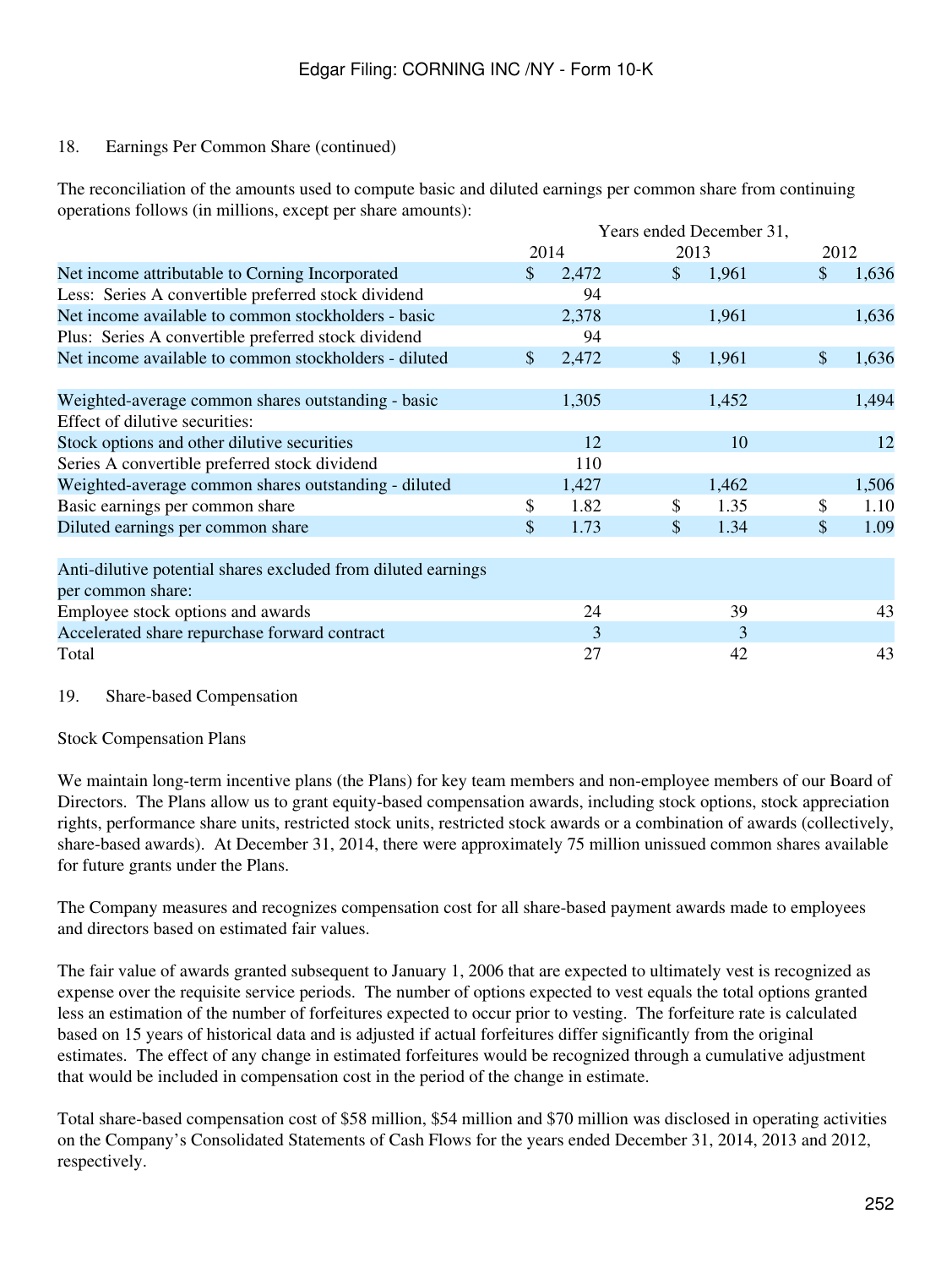18. Earnings Per Common Share (continued)

The reconciliation of the amounts used to compute basic and diluted earnings per common share from continuing operations follows (in millions, except per share amounts):

| | Years ended December 31, | | |
|---|---|---|---|
| | 2014 | 2013 | 2012 |
| Net income attributable to Corning Incorporated | $ 2,472 | $ 1,961 | $ 1,636 |
| Less: Series A convertible preferred stock dividend | 94 | | |
| Net income available to common stockholders - basic | 2,378 | 1,961 | 1,636 |
| Plus: Series A convertible preferred stock dividend | 94 | | |
| Net income available to common stockholders - diluted | $ 2,472 | $ 1,961 | $ 1,636 |
| | | | |
| Weighted-average common shares outstanding - basic | 1,305 | 1,452 | 1,494 |
| Effect of dilutive securities: | | | |
| Stock options and other dilutive securities | 12 | 10 | 12 |
| Series A convertible preferred stock dividend | 110 | | |
| Weighted-average common shares outstanding - diluted | 1,427 | 1,462 | 1,506 |
| Basic earnings per common share | $ 1.82 | $ 1.35 | $ 1.10 |
| Diluted earnings per common share | $ 1.73 | $ 1.34 | $ 1.09 |
| | | | |
| Anti-dilutive potential shares excluded from diluted earnings per common share: | | | |
| Employee stock options and awards | 24 | 39 | 43 |
| Accelerated share repurchase forward contract | 3 | 3 | |
| Total | 27 | 42 | 43 |

19. Share-based Compensation

Stock Compensation Plans

We maintain long-term incentive plans (the Plans) for key team members and non-employee members of our Board of Directors. The Plans allow us to grant equity-based compensation awards, including stock options, stock appreciation rights, performance share units, restricted stock units, restricted stock awards or a combination of awards (collectively, share-based awards). At December 31, 2014, there were approximately 75 million unissued common shares available for future grants under the Plans.

The Company measures and recognizes compensation cost for all share-based payment awards made to employees and directors based on estimated fair values.

The fair value of awards granted subsequent to January 1, 2006 that are expected to ultimately vest is recognized as expense over the requisite service periods. The number of options expected to vest equals the total options granted less an estimation of the number of forfeitures expected to occur prior to vesting. The forfeiture rate is calculated based on 15 years of historical data and is adjusted if actual forfeitures differ significantly from the original estimates. The effect of any change in estimated forfeitures would be recognized through a cumulative adjustment that would be included in compensation cost in the period of the change in estimate.

Total share-based compensation cost of $58 million, $54 million and $70 million was disclosed in operating activities on the Company's Consolidated Statements of Cash Flows for the years ended December 31, 2014, 2013 and 2012, respectively.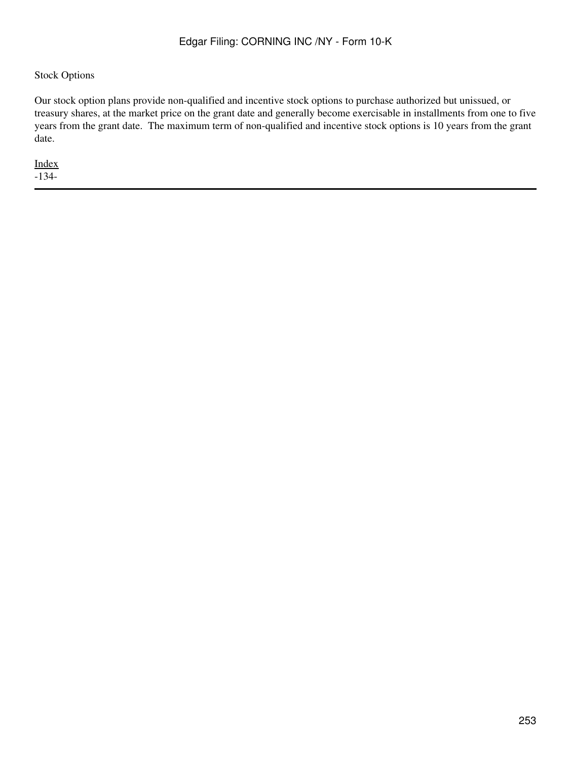Stock Options

Our stock option plans provide non-qualified and incentive stock options to purchase authorized but unissued, or treasury shares, at the market price on the grant date and generally become exercisable in installments from one to five years from the grant date. The maximum term of non-qualified and incentive stock options is 10 years from the grant date.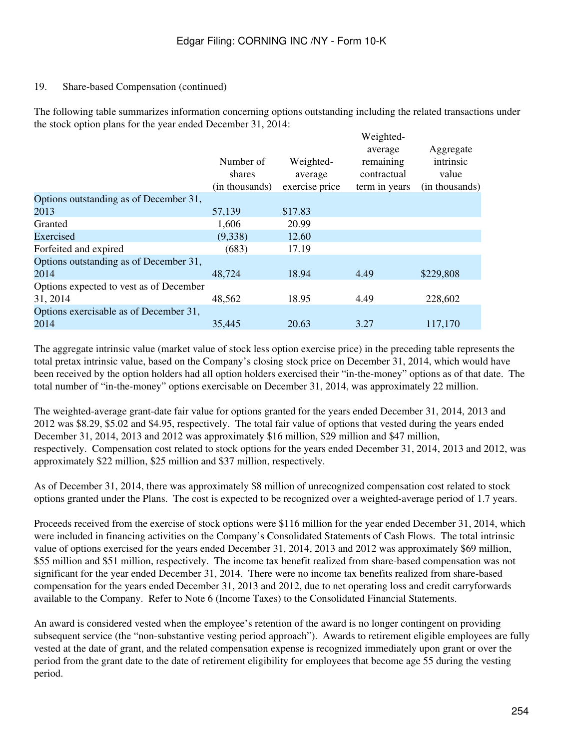19. Share-based Compensation (continued)

The following table summarizes information concerning options outstanding including the related transactions under the stock option plans for the year ended December 31, 2014:

| | Number of shares (in thousands) | Weighted-average exercise price | Weighted-average remaining contractual term in years | Aggregate intrinsic value (in thousands) |
|---|---|---|---|---|
| Options outstanding as of December 31, 2013 | 57,139 | $17.83 | | |
| Granted | 1,606 | 20.99 | | |
| Exercised | (9,338) | 12.60 | | |
| Forfeited and expired | (683) | 17.19 | | |
| Options outstanding as of December 31, 2014 | 48,724 | 18.94 | 4.49 | $229,808 |
| Options expected to vest as of December 31, 2014 | 48,562 | 18.95 | 4.49 | 228,602 |
| Options exercisable as of December 31, 2014 | 35,445 | 20.63 | 3.27 | 117,170 |

The aggregate intrinsic value (market value of stock less option exercise price) in the preceding table represents the total pretax intrinsic value, based on the Company's closing stock price on December 31, 2014, which would have been received by the option holders had all option holders exercised their "in-the-money" options as of that date. The total number of "in-the-money" options exercisable on December 31, 2014, was approximately 22 million.

The weighted-average grant-date fair value for options granted for the years ended December 31, 2014, 2013 and 2012 was $8.29, $5.02 and $4.95, respectively. The total fair value of options that vested during the years ended December 31, 2014, 2013 and 2012 was approximately $16 million, $29 million and $47 million, respectively. Compensation cost related to stock options for the years ended December 31, 2014, 2013 and 2012, was approximately $22 million, $25 million and $37 million, respectively.

As of December 31, 2014, there was approximately $8 million of unrecognized compensation cost related to stock options granted under the Plans. The cost is expected to be recognized over a weighted-average period of 1.7 years.

Proceeds received from the exercise of stock options were $116 million for the year ended December 31, 2014, which were included in financing activities on the Company's Consolidated Statements of Cash Flows. The total intrinsic value of options exercised for the years ended December 31, 2014, 2013 and 2012 was approximately $69 million, $55 million and $51 million, respectively. The income tax benefit realized from share-based compensation was not significant for the year ended December 31, 2014. There were no income tax benefits realized from share-based compensation for the years ended December 31, 2013 and 2012, due to net operating loss and credit carryforwards available to the Company. Refer to Note 6 (Income Taxes) to the Consolidated Financial Statements.

An award is considered vested when the employee's retention of the award is no longer contingent on providing subsequent service (the "non-substantive vesting period approach"). Awards to retirement eligible employees are fully vested at the date of grant, and the related compensation expense is recognized immediately upon grant or over the period from the grant date to the date of retirement eligibility for employees that become age 55 during the vesting period.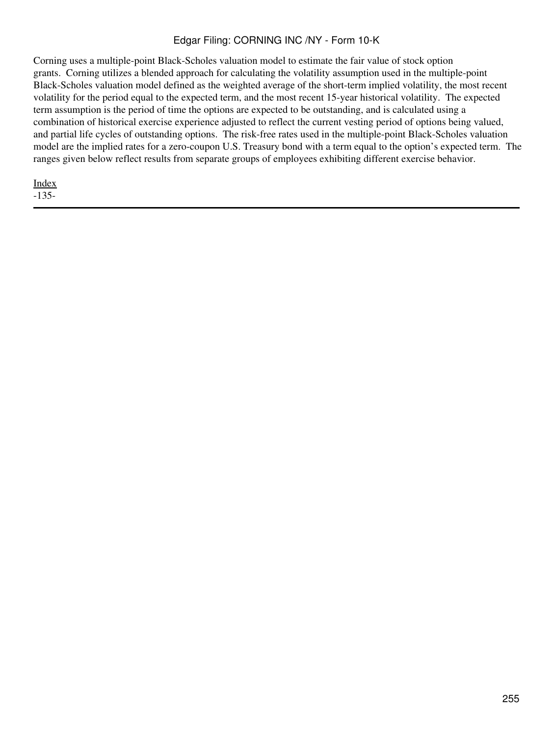Corning uses a multiple-point Black-Scholes valuation model to estimate the fair value of stock option grants. Corning utilizes a blended approach for calculating the volatility assumption used in the multiple-point Black-Scholes valuation model defined as the weighted average of the short-term implied volatility, the most recent volatility for the period equal to the expected term, and the most recent 15-year historical volatility. The expected term assumption is the period of time the options are expected to be outstanding, and is calculated using a combination of historical exercise experience adjusted to reflect the current vesting period of options being valued, and partial life cycles of outstanding options. The risk-free rates used in the multiple-point Black-Scholes valuation model are the implied rates for a zero-coupon U.S. Treasury bond with a term equal to the option's expected term. The ranges given below reflect results from separate groups of employees exhibiting different exercise behavior.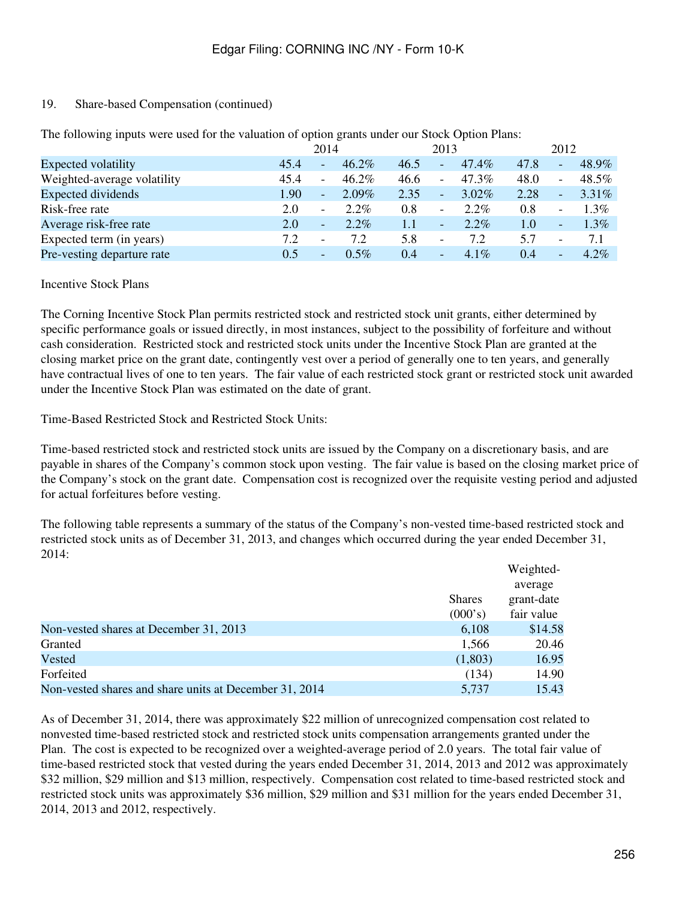19. Share-based Compensation (continued)

The following inputs were used for the valuation of option grants under our Stock Option Plans:

| | 2014 | | | 2013 | | | 2012 | | |
|---|---|---|---|---|---|---|---|---|---|
| Expected volatility | 45.4 | - | 46.2% | 46.5 | - | 47.4% | 47.8 | - | 48.9% |
| Weighted-average volatility | 45.4 | - | 46.2% | 46.6 | - | 47.3% | 48.0 | - | 48.5% |
| Expected dividends | 1.90 | - | 2.09% | 2.35 | - | 3.02% | 2.28 | - | 3.31% |
| Risk-free rate | 2.0 | - | 2.2% | 0.8 | - | 2.2% | 0.8 | - | 1.3% |
| Average risk-free rate | 2.0 | - | 2.2% | 1.1 | - | 2.2% | 1.0 | - | 1.3% |
| Expected term (in years) | 7.2 | - | 7.2 | 5.8 | - | 7.2 | 5.7 | - | 7.1 |
| Pre-vesting departure rate | 0.5 | - | 0.5% | 0.4 | - | 4.1% | 0.4 | - | 4.2% |

Incentive Stock Plans

The Corning Incentive Stock Plan permits restricted stock and restricted stock unit grants, either determined by specific performance goals or issued directly, in most instances, subject to the possibility of forfeiture and without cash consideration. Restricted stock and restricted stock units under the Incentive Stock Plan are granted at the closing market price on the grant date, contingently vest over a period of generally one to ten years, and generally have contractual lives of one to ten years. The fair value of each restricted stock grant or restricted stock unit awarded under the Incentive Stock Plan was estimated on the date of grant.

Time-Based Restricted Stock and Restricted Stock Units:

Time-based restricted stock and restricted stock units are issued by the Company on a discretionary basis, and are payable in shares of the Company's common stock upon vesting. The fair value is based on the closing market price of the Company's stock on the grant date. Compensation cost is recognized over the requisite vesting period and adjusted for actual forfeitures before vesting.

The following table represents a summary of the status of the Company's non-vested time-based restricted stock and restricted stock units as of December 31, 2013, and changes which occurred during the year ended December 31, 2014:

| | Shares (000's) | Weighted-average grant-date fair value |
|---|---|---|
| Non-vested shares at December 31, 2013 | 6,108 | $14.58 |
| Granted | 1,566 | 20.46 |
| Vested | (1,803) | 16.95 |
| Forfeited | (134) | 14.90 |
| Non-vested shares and share units at December 31, 2014 | 5,737 | 15.43 |

As of December 31, 2014, there was approximately $22 million of unrecognized compensation cost related to nonvested time-based restricted stock and restricted stock units compensation arrangements granted under the Plan. The cost is expected to be recognized over a weighted-average period of 2.0 years. The total fair value of time-based restricted stock that vested during the years ended December 31, 2014, 2013 and 2012 was approximately $32 million, $29 million and $13 million, respectively. Compensation cost related to time-based restricted stock and restricted stock units was approximately $36 million, $29 million and $31 million for the years ended December 31, 2014, 2013 and 2012, respectively.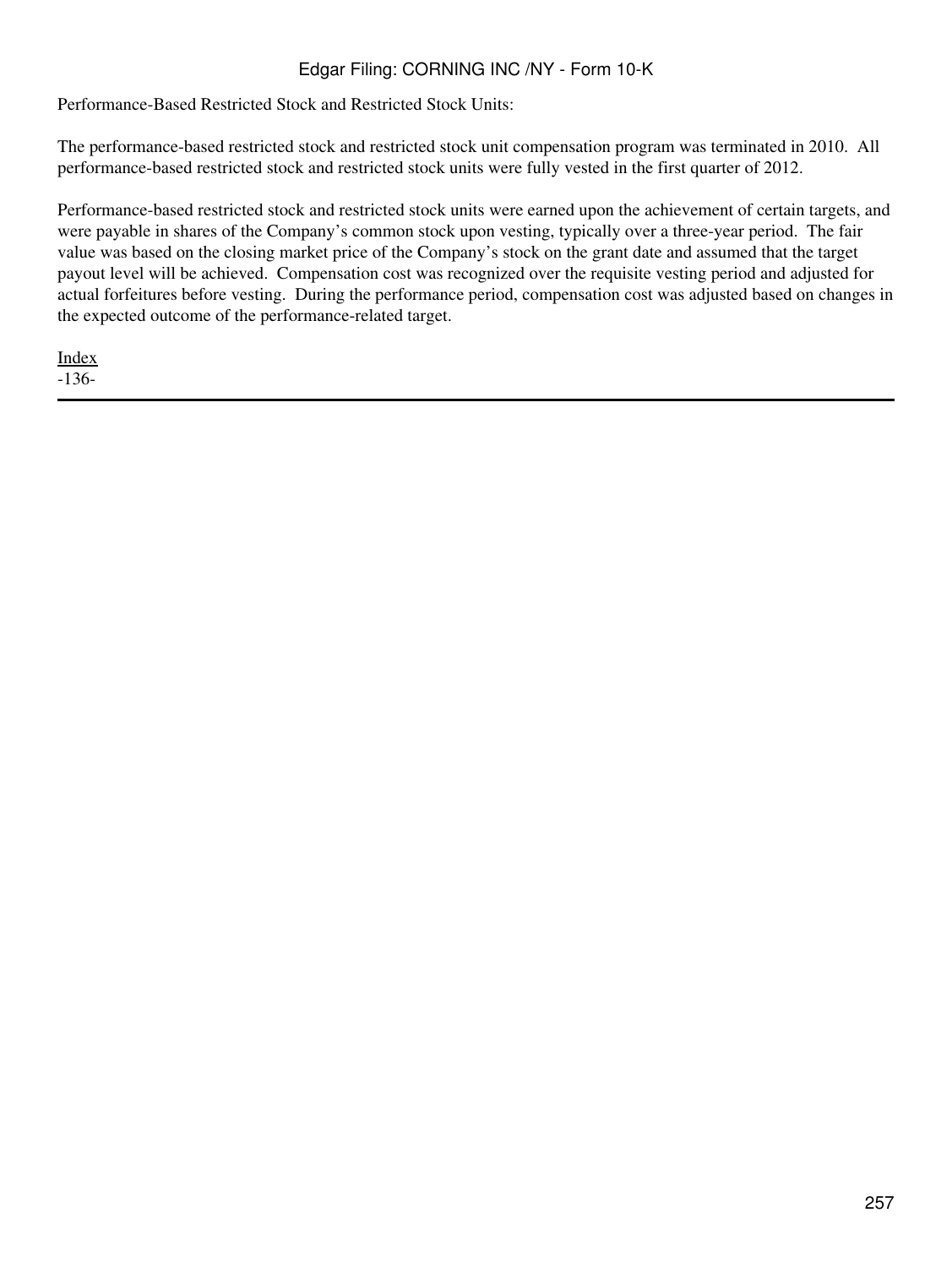Performance-Based Restricted Stock and Restricted Stock Units:

The performance-based restricted stock and restricted stock unit compensation program was terminated in 2010. All performance-based restricted stock and restricted stock units were fully vested in the first quarter of 2012.

Performance-based restricted stock and restricted stock units were earned upon the achievement of certain targets, and were payable in shares of the Company's common stock upon vesting, typically over a three-year period. The fair value was based on the closing market price of the Company's stock on the grant date and assumed that the target payout level will be achieved. Compensation cost was recognized over the requisite vesting period and adjusted for actual forfeitures before vesting. During the performance period, compensation cost was adjusted based on changes in the expected outcome of the performance-related target.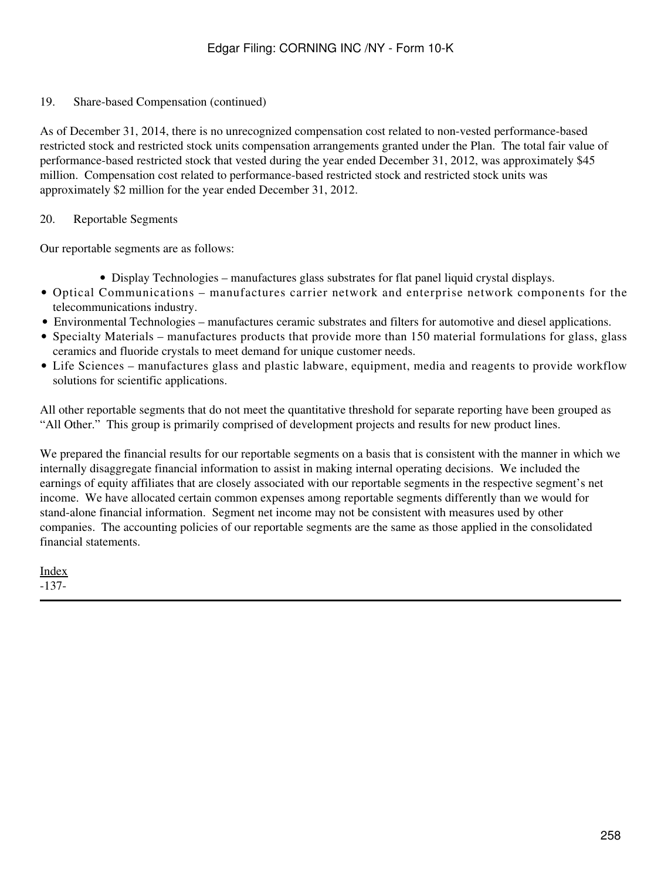19. Share-based Compensation (continued)

As of December 31, 2014, there is no unrecognized compensation cost related to non-vested performance-based restricted stock and restricted stock units compensation arrangements granted under the Plan. The total fair value of performance-based restricted stock that vested during the year ended December 31, 2012, was approximately $45 million. Compensation cost related to performance-based restricted stock and restricted stock units was approximately $2 million for the year ended December 31, 2012.

20. Reportable Segments

Our reportable segments are as follows:

- Display Technologies – manufactures glass substrates for flat panel liquid crystal displays.
- Optical Communications – manufactures carrier network and enterprise network components for the telecommunications industry.
- Environmental Technologies – manufactures ceramic substrates and filters for automotive and diesel applications.
- Specialty Materials – manufactures products that provide more than 150 material formulations for glass, glass ceramics and fluoride crystals to meet demand for unique customer needs.
- Life Sciences – manufactures glass and plastic labware, equipment, media and reagents to provide workflow solutions for scientific applications.

All other reportable segments that do not meet the quantitative threshold for separate reporting have been grouped as "All Other." This group is primarily comprised of development projects and results for new product lines.

We prepared the financial results for our reportable segments on a basis that is consistent with the manner in which we internally disaggregate financial information to assist in making internal operating decisions. We included the earnings of equity affiliates that are closely associated with our reportable segments in the respective segment's net income. We have allocated certain common expenses among reportable segments differently than we would for stand-alone financial information. Segment net income may not be consistent with measures used by other companies. The accounting policies of our reportable segments are the same as those applied in the consolidated financial statements.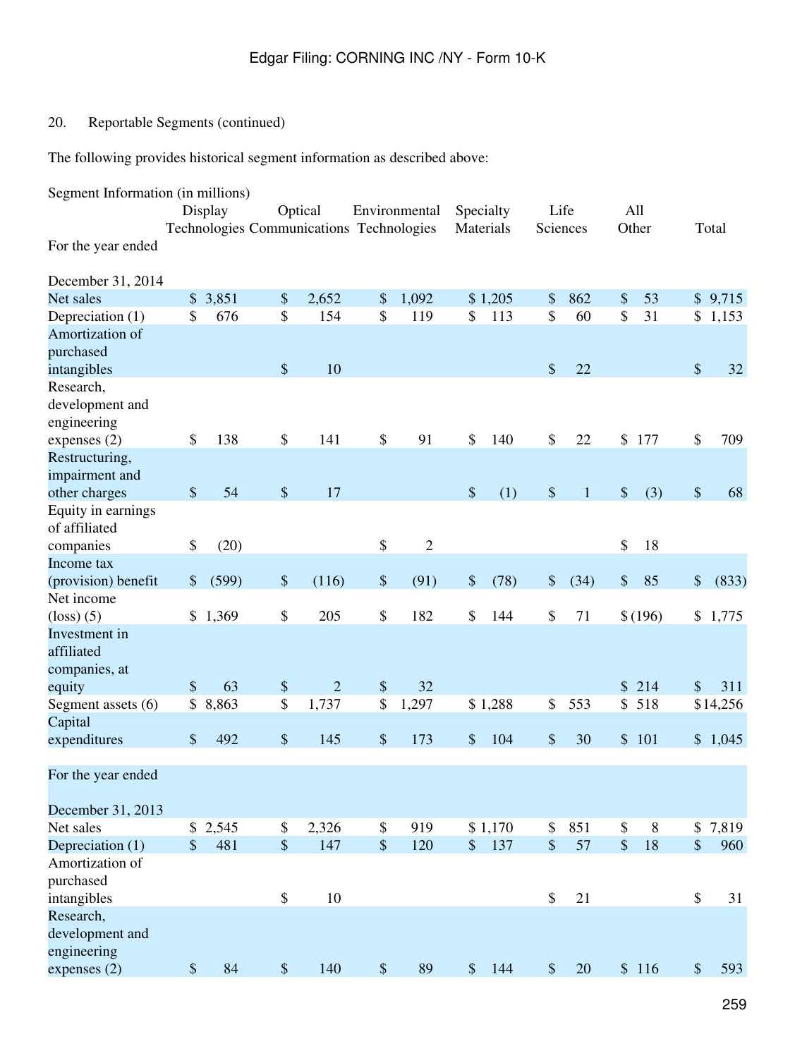20. Reportable Segments (continued)

The following provides historical segment information as described above:

Segment Information (in millions)

| For the year ended | Display Technologies | Optical Communications | Environmental Technologies | Specialty Materials | Life Sciences | All Other | Total |
|---|---|---|---|---|---|---|---|
| **December 31, 2014** | | | | | | | |
| Net sales | $ 3,851 | $ 2,652 | $ 1,092 | $ 1,205 | $ 862 | $ 53 | $ 9,715 |
| Depreciation (1) | $ 676 | $ 154 | $ 119 | $ 113 | $ 60 | $ 31 | $ 1,153 |
| Amortization of purchased intangibles | | $ 10 | | | $ 22 | | $ 32 |
| Research, development and engineering expenses (2) | $ 138 | $ 141 | $ 91 | $ 140 | $ 22 | $ 177 | $ 709 |
| Restructuring, impairment and other charges | $ 54 | $ 17 | | $ (1) | $ 1 | $ (3) | $ 68 |
| Equity in earnings of affiliated companies | $ (20) | | $ 2 | | | $ 18 | |
| Income tax (provision) benefit | $ (599) | $ (116) | $ (91) | $ (78) | $ (34) | $ 85 | $ (833) |
| Net income (loss) (5) | $ 1,369 | $ 205 | $ 182 | $ 144 | $ 71 | $ (196) | $ 1,775 |
| Investment in affiliated companies, at equity | $ 63 | $ 2 | $ 32 | | | $ 214 | $ 311 |
| Segment assets (6) | $ 8,863 | $ 1,737 | $ 1,297 | $ 1,288 | $ 553 | $ 518 | $ 14,256 |
| Capital expenditures | $ 492 | $ 145 | $ 173 | $ 104 | $ 30 | $ 101 | $ 1,045 |
| **For the year ended December 31, 2013** | | | | | | | |
| Net sales | $ 2,545 | $ 2,326 | $ 919 | $ 1,170 | $ 851 | $ 8 | $ 7,819 |
| Depreciation (1) | $ 481 | $ 147 | $ 120 | $ 137 | $ 57 | $ 18 | $ 960 |
| Amortization of purchased intangibles | | $ 10 | | | $ 21 | | $ 31 |
| Research, development and engineering expenses (2) | $ 84 | $ 140 | $ 89 | $ 144 | $ 20 | $ 116 | $ 593 |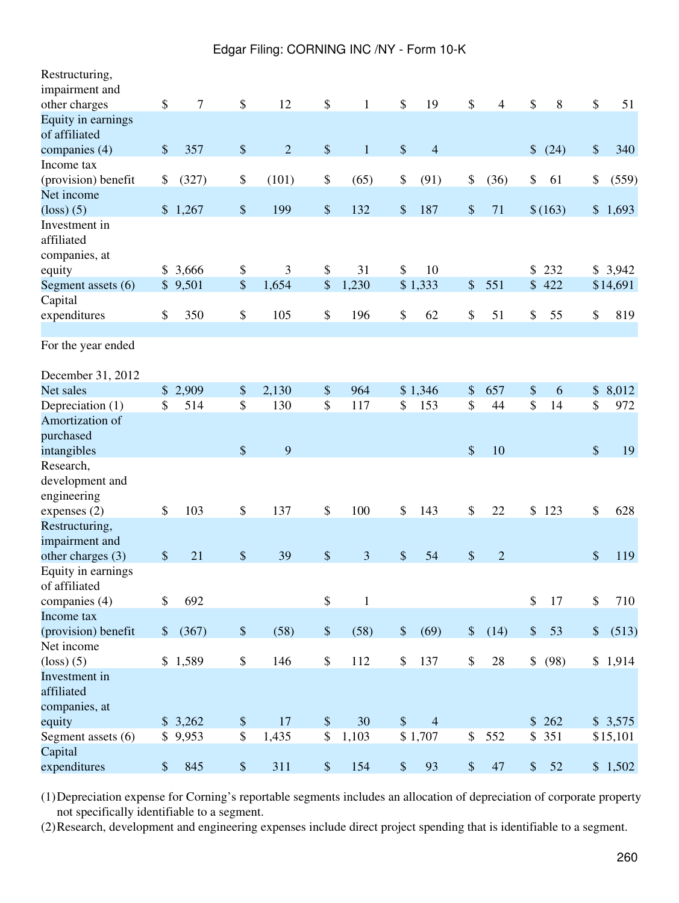| | | | | | | | |
|---|---|---|---|---|---|---|---|
| Restructuring, impairment and other charges | $ 7 | $ 12 | $ 1 | $ 19 | $ 4 | $ 8 | $ 51 |
| Equity in earnings of affiliated companies (4) | $ 357 | $ 2 | $ 1 | $ 4 | | $ (24) | $ 340 |
| Income tax (provision) benefit | $ (327) | $ (101) | $ (65) | $ (91) | $ (36) | $ 61 | $ (559) |
| Net income (loss) (5) | $ 1,267 | $ 199 | $ 132 | $ 187 | $ 71 | $ (163) | $ 1,693 |
| Investment in affiliated companies, at equity | $ 3,666 | $ 3 | $ 31 | $ 10 | | $ 232 | $ 3,942 |
| Segment assets (6) | $ 9,501 | $ 1,654 | $ 1,230 | $ 1,333 | $ 551 | $ 422 | $ 14,691 |
| Capital expenditures | $ 350 | $ 105 | $ 196 | $ 62 | $ 51 | $ 55 | $ 819 |
| | | | | | | | |
| For the year ended December 31, 2012 | | | | | | | |
| Net sales | $ 2,909 | $ 2,130 | $ 964 | $ 1,346 | $ 657 | $ 6 | $ 8,012 |
| Depreciation (1) | $ 514 | $ 130 | $ 117 | $ 153 | $ 44 | $ 14 | $ 972 |
| Amortization of purchased intangibles | | $ 9 | | | $ 10 | | $ 19 |
| Research, development and engineering expenses (2) | $ 103 | $ 137 | $ 100 | $ 143 | $ 22 | $ 123 | $ 628 |
| Restructuring, impairment and other charges (3) | $ 21 | $ 39 | $ 3 | $ 54 | $ 2 | | $ 119 |
| Equity in earnings of affiliated companies (4) | $ 692 | | $ 1 | | | $ 17 | $ 710 |
| Income tax (provision) benefit | $ (367) | $ (58) | $ (58) | $ (69) | $ (14) | $ 53 | $ (513) |
| Net income (loss) (5) | $ 1,589 | $ 146 | $ 112 | $ 137 | $ 28 | $ (98) | $ 1,914 |
| Investment in affiliated companies, at equity | $ 3,262 | $ 17 | $ 30 | $ 4 | | $ 262 | $ 3,575 |
| Segment assets (6) | $ 9,953 | $ 1,435 | $ 1,103 | $ 1,707 | $ 552 | $ 351 | $ 15,101 |
| Capital expenditures | $ 845 | $ 311 | $ 154 | $ 93 | $ 47 | $ 52 | $ 1,502 |

(1) Depreciation expense for Corning's reportable segments includes an allocation of depreciation of corporate property not specifically identifiable to a segment.

(2) Research, development and engineering expenses include direct project spending that is identifiable to a segment.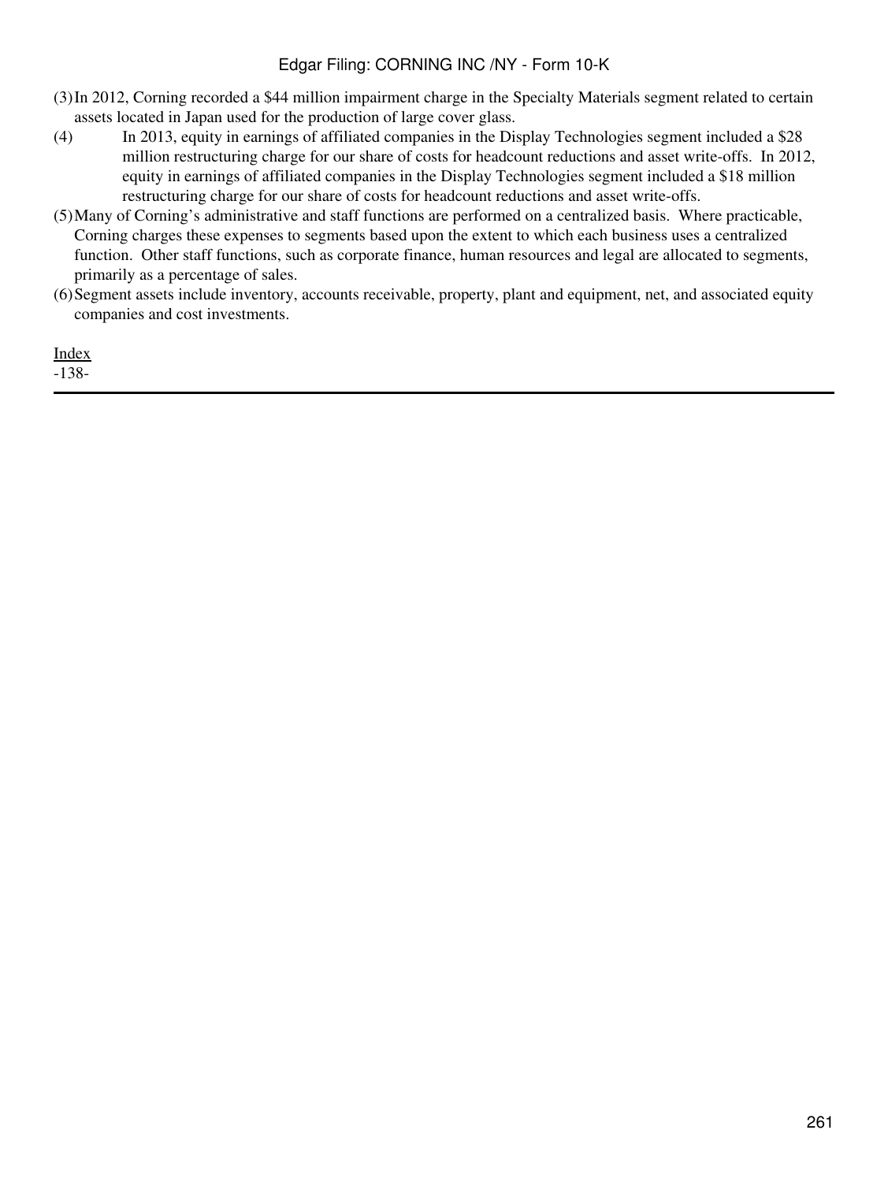(3) In 2012, Corning recorded a $44 million impairment charge in the Specialty Materials segment related to certain assets located in Japan used for the production of large cover glass.

(4) In 2013, equity in earnings of affiliated companies in the Display Technologies segment included a $28 million restructuring charge for our share of costs for headcount reductions and asset write-offs. In 2012, equity in earnings of affiliated companies in the Display Technologies segment included a $18 million restructuring charge for our share of costs for headcount reductions and asset write-offs.

(5) Many of Corning's administrative and staff functions are performed on a centralized basis. Where practicable, Corning charges these expenses to segments based upon the extent to which each business uses a centralized function. Other staff functions, such as corporate finance, human resources and legal are allocated to segments, primarily as a percentage of sales.

(6) Segment assets include inventory, accounts receivable, property, plant and equipment, net, and associated equity companies and cost investments.

Index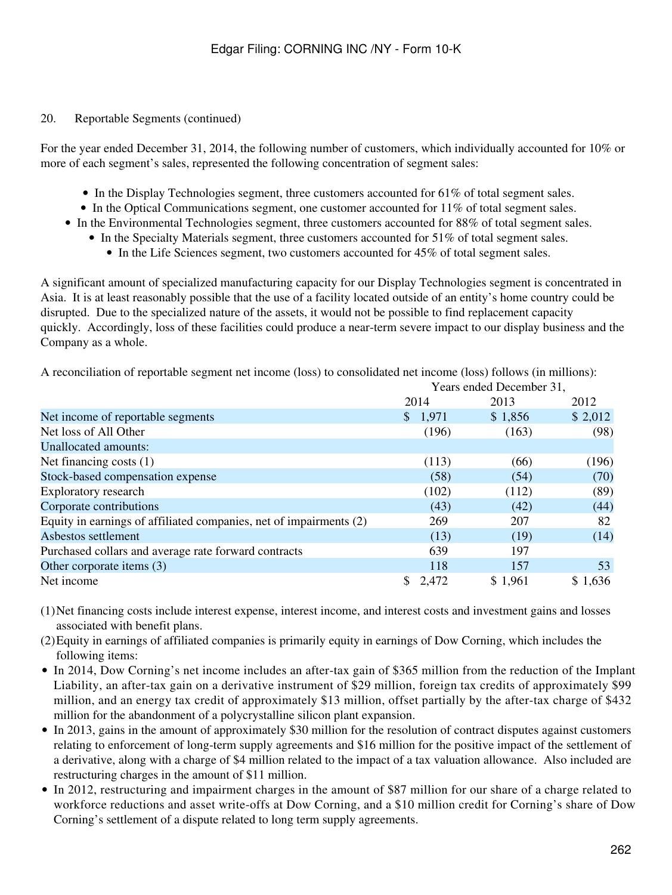20. Reportable Segments (continued)

For the year ended December 31, 2014, the following number of customers, which individually accounted for 10% or more of each segment's sales, represented the following concentration of segment sales:

- In the Display Technologies segment, three customers accounted for 61% of total segment sales.
- In the Optical Communications segment, one customer accounted for 11% of total segment sales.
- In the Environmental Technologies segment, three customers accounted for 88% of total segment sales.
- In the Specialty Materials segment, three customers accounted for 51% of total segment sales.
- In the Life Sciences segment, two customers accounted for 45% of total segment sales.

A significant amount of specialized manufacturing capacity for our Display Technologies segment is concentrated in Asia. It is at least reasonably possible that the use of a facility located outside of an entity's home country could be disrupted. Due to the specialized nature of the assets, it would not be possible to find replacement capacity quickly. Accordingly, loss of these facilities could produce a near-term severe impact to our display business and the Company as a whole.

A reconciliation of reportable segment net income (loss) to consolidated net income (loss) follows (in millions):

| | Years ended December 31, | | |
|---|---|---|---|
| | 2014 | 2013 | 2012 |
| Net income of reportable segments | $ 1,971 | $ 1,856 | $ 2,012 |
| Net loss of All Other | (196) | (163) | (98) |
| Unallocated amounts: | | | |
| Net financing costs (1) | (113) | (66) | (196) |
| Stock-based compensation expense | (58) | (54) | (70) |
| Exploratory research | (102) | (112) | (89) |
| Corporate contributions | (43) | (42) | (44) |
| Equity in earnings of affiliated companies, net of impairments (2) | 269 | 207 | 82 |
| Asbestos settlement | (13) | (19) | (14) |
| Purchased collars and average rate forward contracts | 639 | 197 | |
| Other corporate items (3) | 118 | 157 | 53 |
| Net income | $ 2,472 | $ 1,961 | $ 1,636 |

(1) Net financing costs include interest expense, interest income, and interest costs and investment gains and losses associated with benefit plans.

(2) Equity in earnings of affiliated companies is primarily equity in earnings of Dow Corning, which includes the following items:

- In 2014, Dow Corning's net income includes an after-tax gain of $365 million from the reduction of the Implant Liability, an after-tax gain on a derivative instrument of $29 million, foreign tax credits of approximately $99 million, and an energy tax credit of approximately $13 million, offset partially by the after-tax charge of $432 million for the abandonment of a polycrystalline silicon plant expansion.
- In 2013, gains in the amount of approximately $30 million for the resolution of contract disputes against customers relating to enforcement of long-term supply agreements and $16 million for the positive impact of the settlement of a derivative, along with a charge of $4 million related to the impact of a tax valuation allowance. Also included are restructuring charges in the amount of $11 million.
- In 2012, restructuring and impairment charges in the amount of $87 million for our share of a charge related to workforce reductions and asset write-offs at Dow Corning, and a $10 million credit for Corning's share of Dow Corning's settlement of a dispute related to long term supply agreements.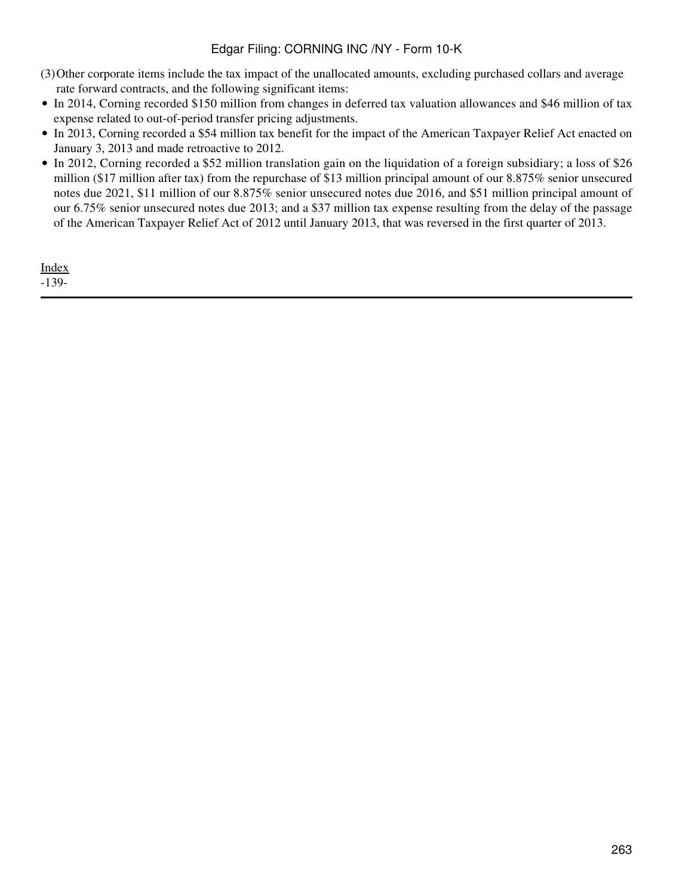(3) Other corporate items include the tax impact of the unallocated amounts, excluding purchased collars and average rate forward contracts, and the following significant items:

- In 2014, Corning recorded $150 million from changes in deferred tax valuation allowances and $46 million of tax expense related to out-of-period transfer pricing adjustments.
- In 2013, Corning recorded a $54 million tax benefit for the impact of the American Taxpayer Relief Act enacted on January 3, 2013 and made retroactive to 2012.
- In 2012, Corning recorded a $52 million translation gain on the liquidation of a foreign subsidiary; a loss of $26 million ($17 million after tax) from the repurchase of $13 million principal amount of our 8.875% senior unsecured notes due 2021, $11 million of our 8.875% senior unsecured notes due 2016, and $51 million principal amount of our 6.75% senior unsecured notes due 2013; and a $37 million tax expense resulting from the delay of the passage of the American Taxpayer Relief Act of 2012 until January 2013, that was reversed in the first quarter of 2013.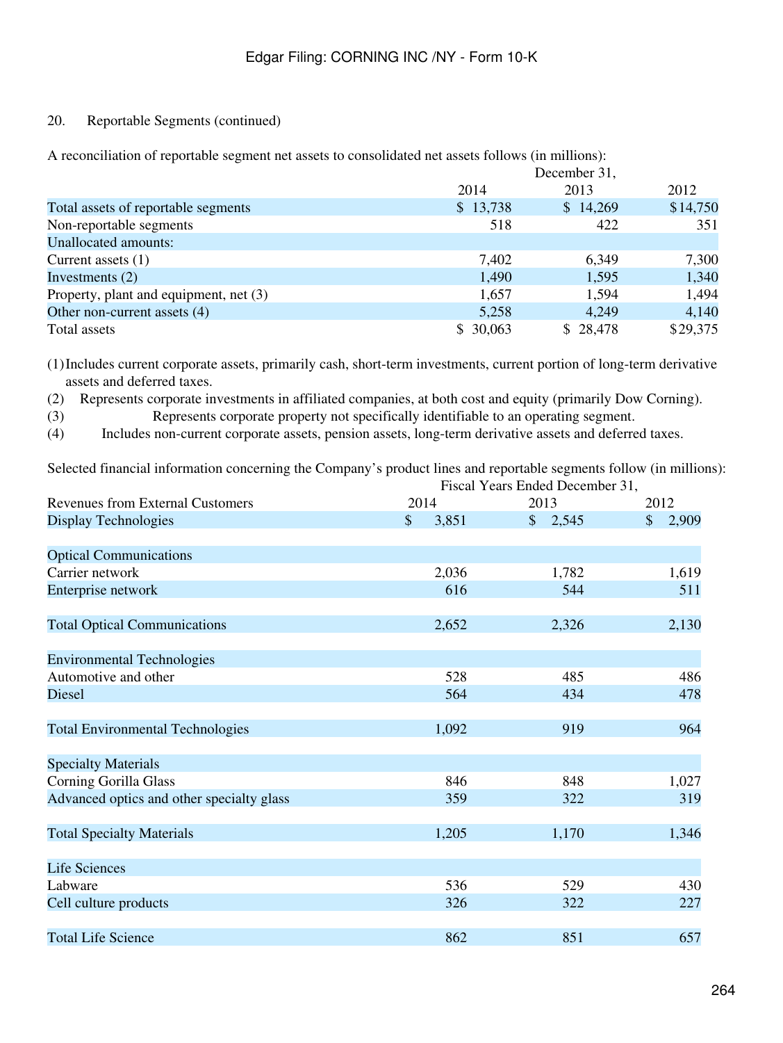20. Reportable Segments (continued)

A reconciliation of reportable segment net assets to consolidated net assets follows (in millions):

| | December 31, | | |
|---|---|---|---|
| | 2014 | 2013 | 2012 |
| Total assets of reportable segments | $ 13,738 | $ 14,269 | $14,750 |
| Non-reportable segments | 518 | 422 | 351 |
| Unallocated amounts: | | | |
| Current assets (1) | 7,402 | 6,349 | 7,300 |
| Investments (2) | 1,490 | 1,595 | 1,340 |
| Property, plant and equipment, net (3) | 1,657 | 1,594 | 1,494 |
| Other non-current assets (4) | 5,258 | 4,249 | 4,140 |
| Total assets | $ 30,063 | $ 28,478 | $29,375 |

(1) Includes current corporate assets, primarily cash, short-term investments, current portion of long-term derivative assets and deferred taxes.

(2) Represents corporate investments in affiliated companies, at both cost and equity (primarily Dow Corning).

(3) Represents corporate property not specifically identifiable to an operating segment.

(4) Includes non-current corporate assets, pension assets, long-term derivative assets and deferred taxes.

Selected financial information concerning the Company's product lines and reportable segments follow (in millions):

| | Fiscal Years Ended December 31, | | |
|---|---|---|---|
| Revenues from External Customers | 2014 | 2013 | 2012 |
| Display Technologies | $ 3,851 | $ 2,545 | $ 2,909 |
| | | | |
| Optical Communications | | | |
| Carrier network | 2,036 | 1,782 | 1,619 |
| Enterprise network | 616 | 544 | 511 |
| | | | |
| Total Optical Communications | 2,652 | 2,326 | 2,130 |
| | | | |
| Environmental Technologies | | | |
| Automotive and other | 528 | 485 | 486 |
| Diesel | 564 | 434 | 478 |
| | | | |
| Total Environmental Technologies | 1,092 | 919 | 964 |
| | | | |
| Specialty Materials | | | |
| Corning Gorilla Glass | 846 | 848 | 1,027 |
| Advanced optics and other specialty glass | 359 | 322 | 319 |
| | | | |
| Total Specialty Materials | 1,205 | 1,170 | 1,346 |
| | | | |
| Life Sciences | | | |
| Labware | 536 | 529 | 430 |
| Cell culture products | 326 | 322 | 227 |
| | | | |
| Total Life Science | 862 | 851 | 657 |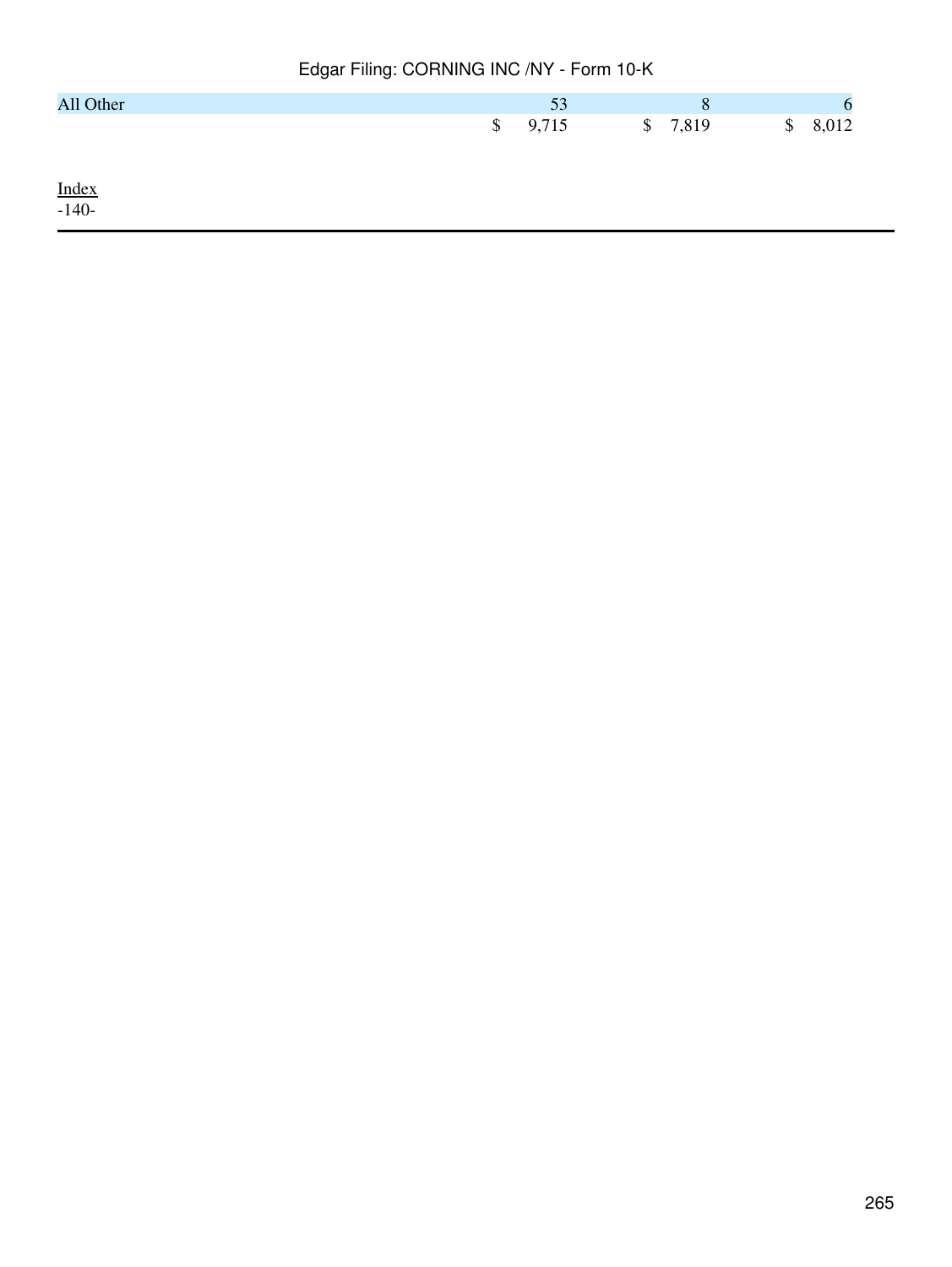| | | | |
|---|---|---|---|
| All Other | 53 | 8 | 6 |
| | $ 9,715 | $ 7,819 | $ 8,012 |

Index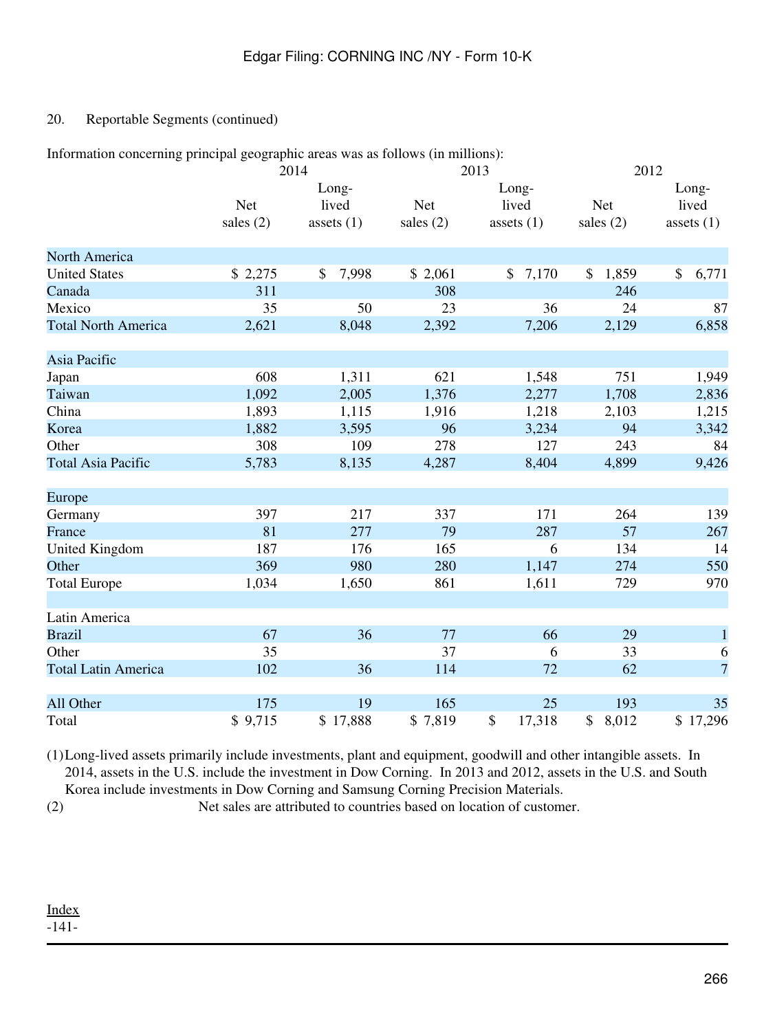20. Reportable Segments (continued)

Information concerning principal geographic areas was as follows (in millions):

| | 2014 | | 2013 | | 2012 | |
|---|---|---|---|---|---|---|
| | Net sales (2) | Long-lived assets (1) | Net sales (2) | Long-lived assets (1) | Net sales (2) | Long-lived assets (1) |
| **North America** | | | | | | |
| United States | $ 2,275 | $ 7,998 | $ 2,061 | $ 7,170 | $ 1,859 | $ 6,771 |
| Canada | 311 | | 308 | | 246 | |
| Mexico | 35 | 50 | 23 | 36 | 24 | 87 |
| Total North America | 2,621 | 8,048 | 2,392 | 7,206 | 2,129 | 6,858 |
| **Asia Pacific** | | | | | | |
| Japan | 608 | 1,311 | 621 | 1,548 | 751 | 1,949 |
| Taiwan | 1,092 | 2,005 | 1,376 | 2,277 | 1,708 | 2,836 |
| China | 1,893 | 1,115 | 1,916 | 1,218 | 2,103 | 1,215 |
| Korea | 1,882 | 3,595 | 96 | 3,234 | 94 | 3,342 |
| Other | 308 | 109 | 278 | 127 | 243 | 84 |
| Total Asia Pacific | 5,783 | 8,135 | 4,287 | 8,404 | 4,899 | 9,426 |
| **Europe** | | | | | | |
| Germany | 397 | 217 | 337 | 171 | 264 | 139 |
| France | 81 | 277 | 79 | 287 | 57 | 267 |
| United Kingdom | 187 | 176 | 165 | 6 | 134 | 14 |
| Other | 369 | 980 | 280 | 1,147 | 274 | 550 |
| Total Europe | 1,034 | 1,650 | 861 | 1,611 | 729 | 970 |
| **Latin America** | | | | | | |
| Brazil | 67 | 36 | 77 | 66 | 29 | 1 |
| Other | 35 | | 37 | 6 | 33 | 6 |
| Total Latin America | 102 | 36 | 114 | 72 | 62 | 7 |
| All Other | 175 | 19 | 165 | 25 | 193 | 35 |
| Total | $ 9,715 | $ 17,888 | $ 7,819 | $ 17,318 | $ 8,012 | $ 17,296 |

(1) Long-lived assets primarily include investments, plant and equipment, goodwill and other intangible assets. In 2014, assets in the U.S. include the investment in Dow Corning. In 2013 and 2012, assets in the U.S. and South Korea include investments in Dow Corning and Samsung Corning Precision Materials.

(2) Net sales are attributed to countries based on location of customer.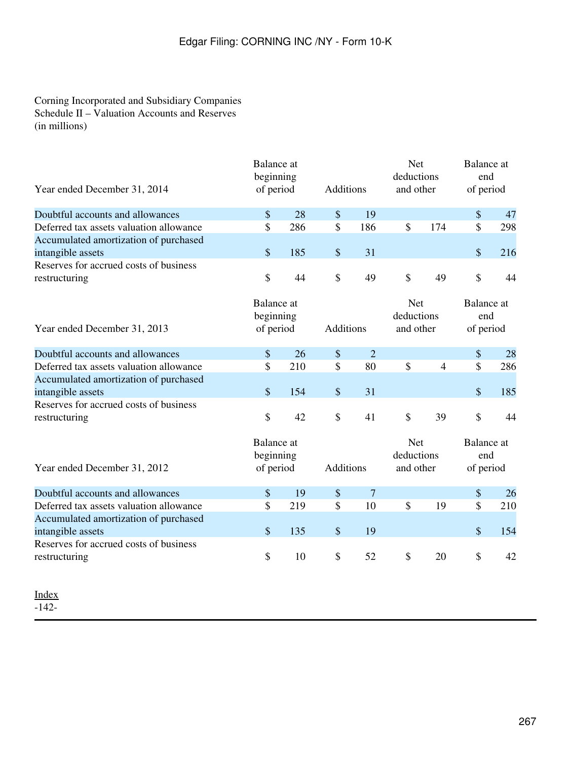Corning Incorporated and Subsidiary Companies
Schedule II – Valuation Accounts and Reserves
(in millions)

| Year ended December 31, 2014 | Balance at beginning of period | Additions | Net deductions and other | Balance at end of period |
|---|---|---|---|---|
| Doubtful accounts and allowances | $ 28 | $ 19 | | $ 47 |
| Deferred tax assets valuation allowance | $ 286 | $ 186 | $ 174 | $ 298 |
| Accumulated amortization of purchased intangible assets | $ 185 | $ 31 | | $ 216 |
| Reserves for accrued costs of business restructuring | $ 44 | $ 49 | $ 49 | $ 44 |

| Year ended December 31, 2013 | Balance at beginning of period | Additions | Net deductions and other | Balance at end of period |
|---|---|---|---|---|
| Doubtful accounts and allowances | $ 26 | $ 2 | | $ 28 |
| Deferred tax assets valuation allowance | $ 210 | $ 80 | $ 4 | $ 286 |
| Accumulated amortization of purchased intangible assets | $ 154 | $ 31 | | $ 185 |
| Reserves for accrued costs of business restructuring | $ 42 | $ 41 | $ 39 | $ 44 |

| Year ended December 31, 2012 | Balance at beginning of period | Additions | Net deductions and other | Balance at end of period |
|---|---|---|---|---|
| Doubtful accounts and allowances | $ 19 | $ 7 | | $ 26 |
| Deferred tax assets valuation allowance | $ 219 | $ 10 | $ 19 | $ 210 |
| Accumulated amortization of purchased intangible assets | $ 135 | $ 19 | | $ 154 |
| Reserves for accrued costs of business restructuring | $ 10 | $ 52 | $ 20 | $ 42 |

Index
-142-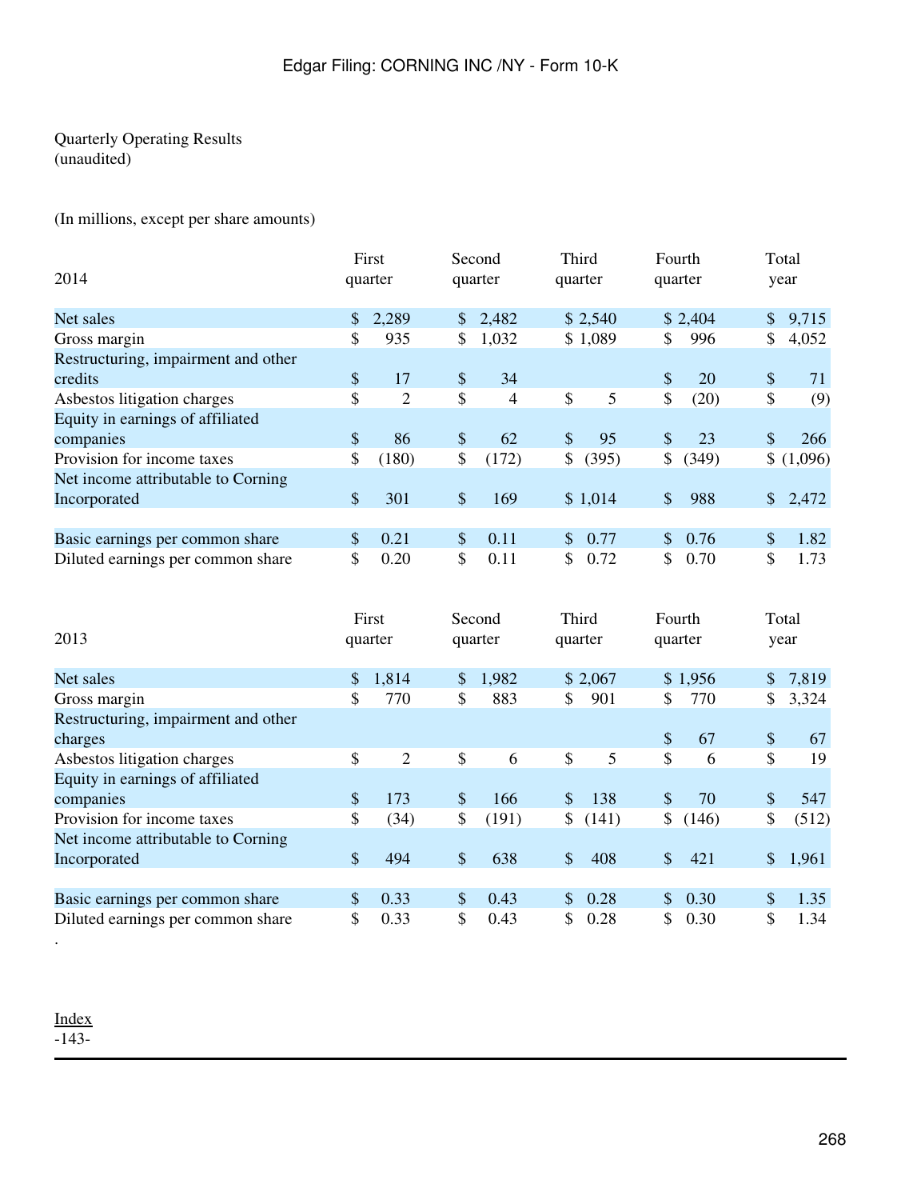Quarterly Operating Results
(unaudited)

(In millions, except per share amounts)

| 2014 | First quarter | Second quarter | Third quarter | Fourth quarter | Total year |
|---|---|---|---|---|---|
| Net sales | $ 2,289 | $ 2,482 | $ 2,540 | $ 2,404 | $ 9,715 |
| Gross margin | $ 935 | $ 1,032 | $ 1,089 | $ 996 | $ 4,052 |
| Restructuring, impairment and other credits | $ 17 | $ 34 | | $ 20 | $ 71 |
| Asbestos litigation charges | $ 2 | $ 4 | $ 5 | $ (20) | $ (9) |
| Equity in earnings of affiliated companies | $ 86 | $ 62 | $ 95 | $ 23 | $ 266 |
| Provision for income taxes | $ (180) | $ (172) | $ (395) | $ (349) | $ (1,096) |
| Net income attributable to Corning Incorporated | $ 301 | $ 169 | $ 1,014 | $ 988 | $ 2,472 |
| | | | | | |
| Basic earnings per common share | $ 0.21 | $ 0.11 | $ 0.77 | $ 0.76 | $ 1.82 |
| Diluted earnings per common share | $ 0.20 | $ 0.11 | $ 0.72 | $ 0.70 | $ 1.73 |

| 2013 | First quarter | Second quarter | Third quarter | Fourth quarter | Total year |
|---|---|---|---|---|---|
| Net sales | $ 1,814 | $ 1,982 | $ 2,067 | $ 1,956 | $ 7,819 |
| Gross margin | $ 770 | $ 883 | $ 901 | $ 770 | $ 3,324 |
| Restructuring, impairment and other charges | | | | $ 67 | $ 67 |
| Asbestos litigation charges | $ 2 | $ 6 | $ 5 | $ 6 | $ 19 |
| Equity in earnings of affiliated companies | $ 173 | $ 166 | $ 138 | $ 70 | $ 547 |
| Provision for income taxes | $ (34) | $ (191) | $ (141) | $ (146) | $ (512) |
| Net income attributable to Corning Incorporated | $ 494 | $ 638 | $ 408 | $ 421 | $ 1,961 |
| | | | | | |
| Basic earnings per common share | $ 0.33 | $ 0.43 | $ 0.28 | $ 0.30 | $ 1.35 |
| Diluted earnings per common share | $ 0.33 | $ 0.43 | $ 0.28 | $ 0.30 | $ 1.34 |

.

Index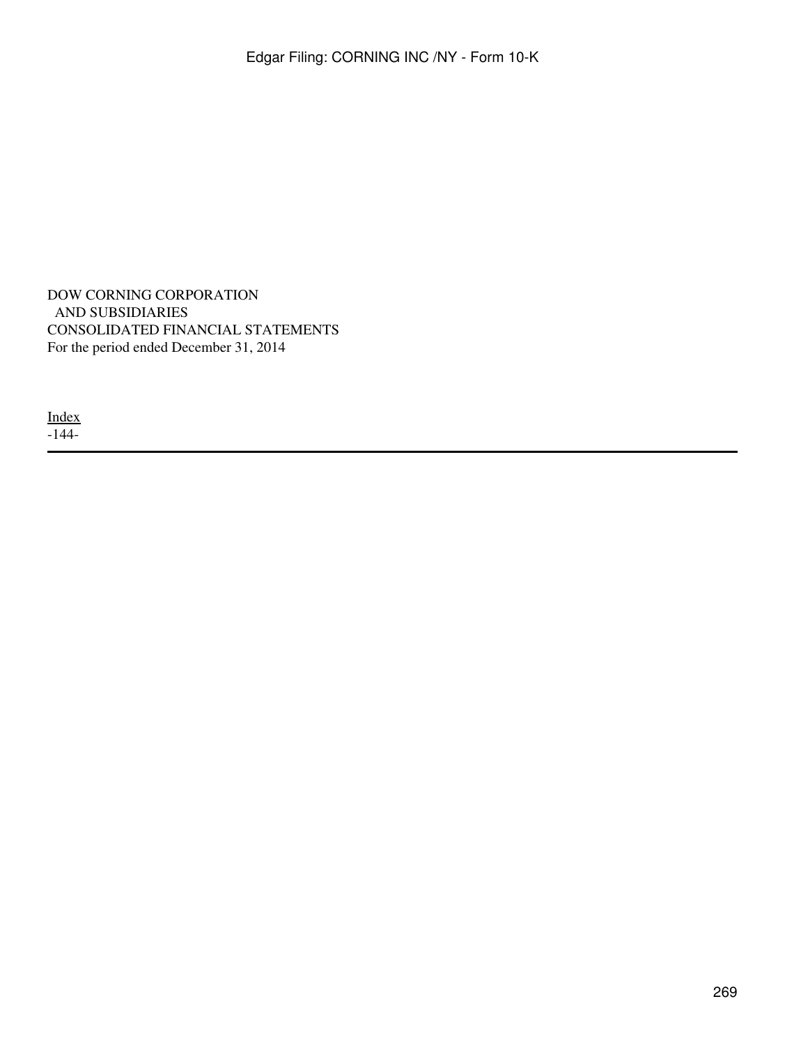DOW CORNING CORPORATION
AND SUBSIDIARIES
CONSOLIDATED FINANCIAL STATEMENTS
For the period ended December 31, 2014

Index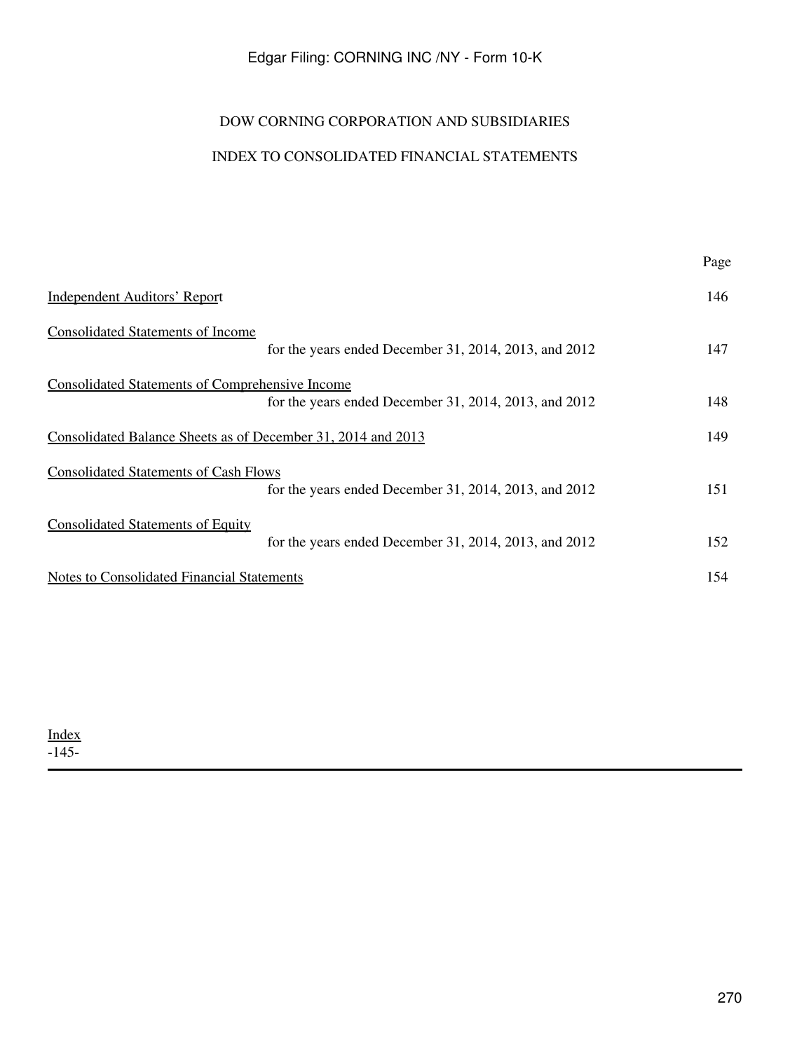# DOW CORNING CORPORATION AND SUBSIDIARIES

## INDEX TO CONSOLIDATED FINANCIAL STATEMENTS

| | Page |
|---|---|
| Independent Auditors' Report | 146 |
| Consolidated Statements of Income for the years ended December 31, 2014, 2013, and 2012 | 147 |
| Consolidated Statements of Comprehensive Income for the years ended December 31, 2014, 2013, and 2012 | 148 |
| Consolidated Balance Sheets as of December 31, 2014 and 2013 | 149 |
| Consolidated Statements of Cash Flows for the years ended December 31, 2014, 2013, and 2012 | 151 |
| Consolidated Statements of Equity for the years ended December 31, 2014, 2013, and 2012 | 152 |
| Notes to Consolidated Financial Statements | 154 |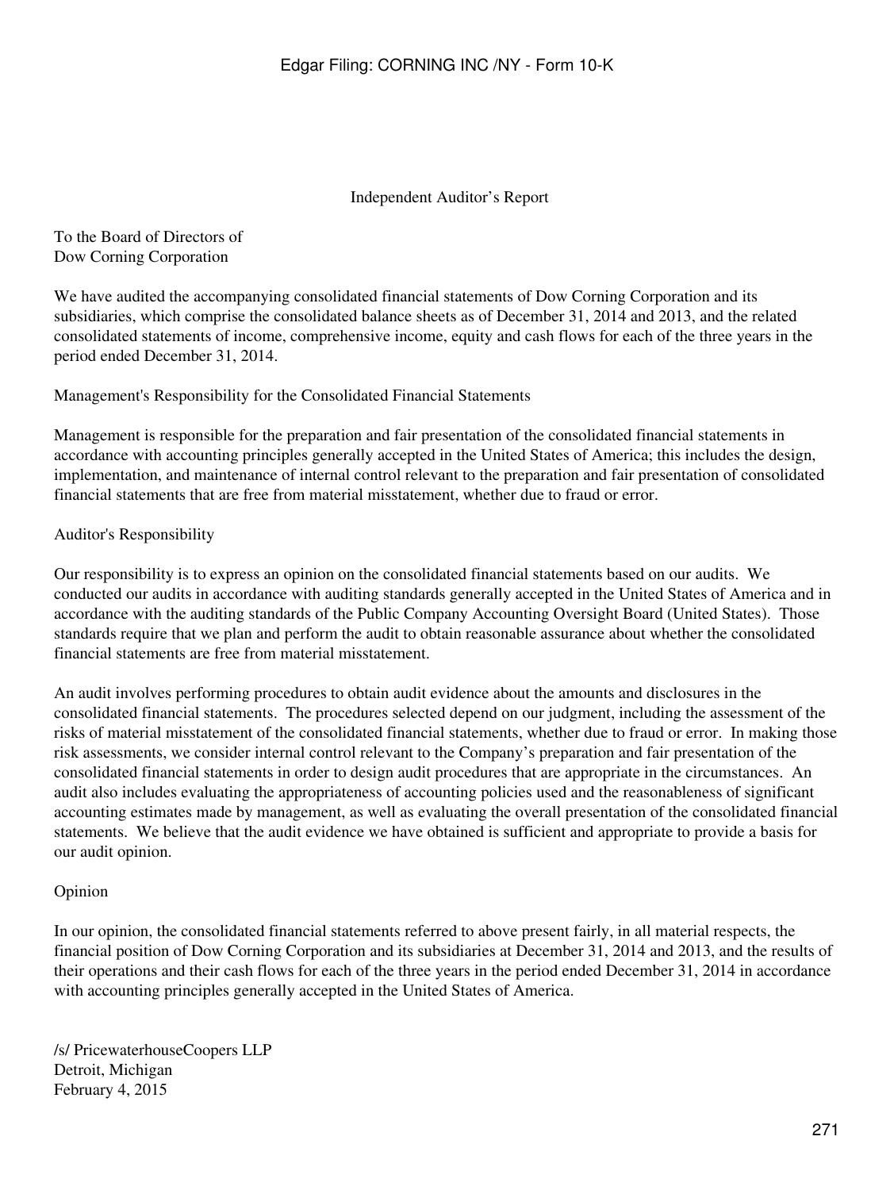# Independent Auditor's Report

To the Board of Directors of
Dow Corning Corporation

We have audited the accompanying consolidated financial statements of Dow Corning Corporation and its subsidiaries, which comprise the consolidated balance sheets as of December 31, 2014 and 2013, and the related consolidated statements of income, comprehensive income, equity and cash flows for each of the three years in the period ended December 31, 2014.

## Management's Responsibility for the Consolidated Financial Statements

Management is responsible for the preparation and fair presentation of the consolidated financial statements in accordance with accounting principles generally accepted in the United States of America; this includes the design, implementation, and maintenance of internal control relevant to the preparation and fair presentation of consolidated financial statements that are free from material misstatement, whether due to fraud or error.

## Auditor's Responsibility

Our responsibility is to express an opinion on the consolidated financial statements based on our audits. We conducted our audits in accordance with auditing standards generally accepted in the United States of America and in accordance with the auditing standards of the Public Company Accounting Oversight Board (United States). Those standards require that we plan and perform the audit to obtain reasonable assurance about whether the consolidated financial statements are free from material misstatement.

An audit involves performing procedures to obtain audit evidence about the amounts and disclosures in the consolidated financial statements. The procedures selected depend on our judgment, including the assessment of the risks of material misstatement of the consolidated financial statements, whether due to fraud or error. In making those risk assessments, we consider internal control relevant to the Company's preparation and fair presentation of the consolidated financial statements in order to design audit procedures that are appropriate in the circumstances. An audit also includes evaluating the appropriateness of accounting policies used and the reasonableness of significant accounting estimates made by management, as well as evaluating the overall presentation of the consolidated financial statements. We believe that the audit evidence we have obtained is sufficient and appropriate to provide a basis for our audit opinion.

## Opinion

In our opinion, the consolidated financial statements referred to above present fairly, in all material respects, the financial position of Dow Corning Corporation and its subsidiaries at December 31, 2014 and 2013, and the results of their operations and their cash flows for each of the three years in the period ended December 31, 2014 in accordance with accounting principles generally accepted in the United States of America.

/s/ PricewaterhouseCoopers LLP
Detroit, Michigan
February 4, 2015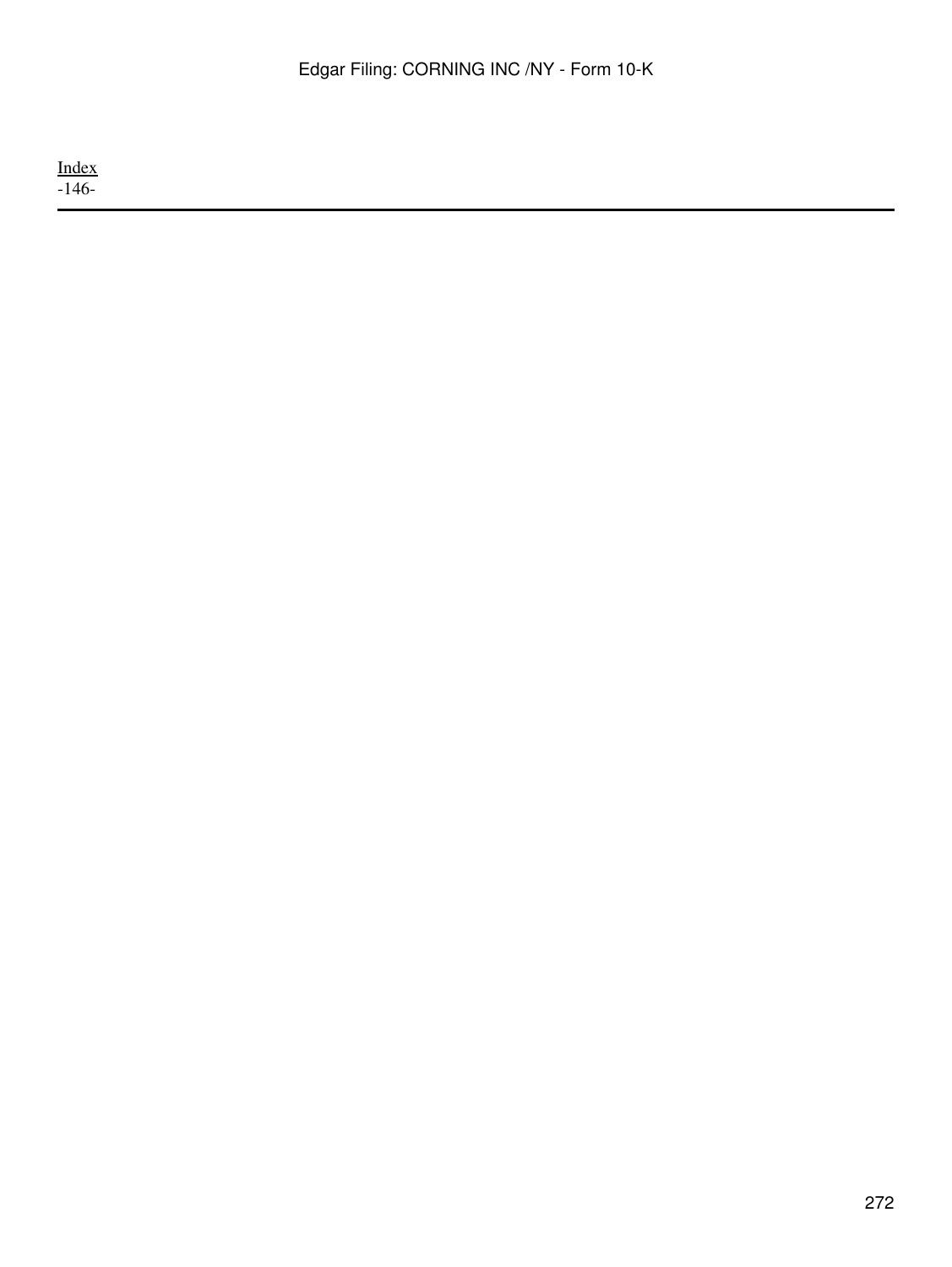[Index](#)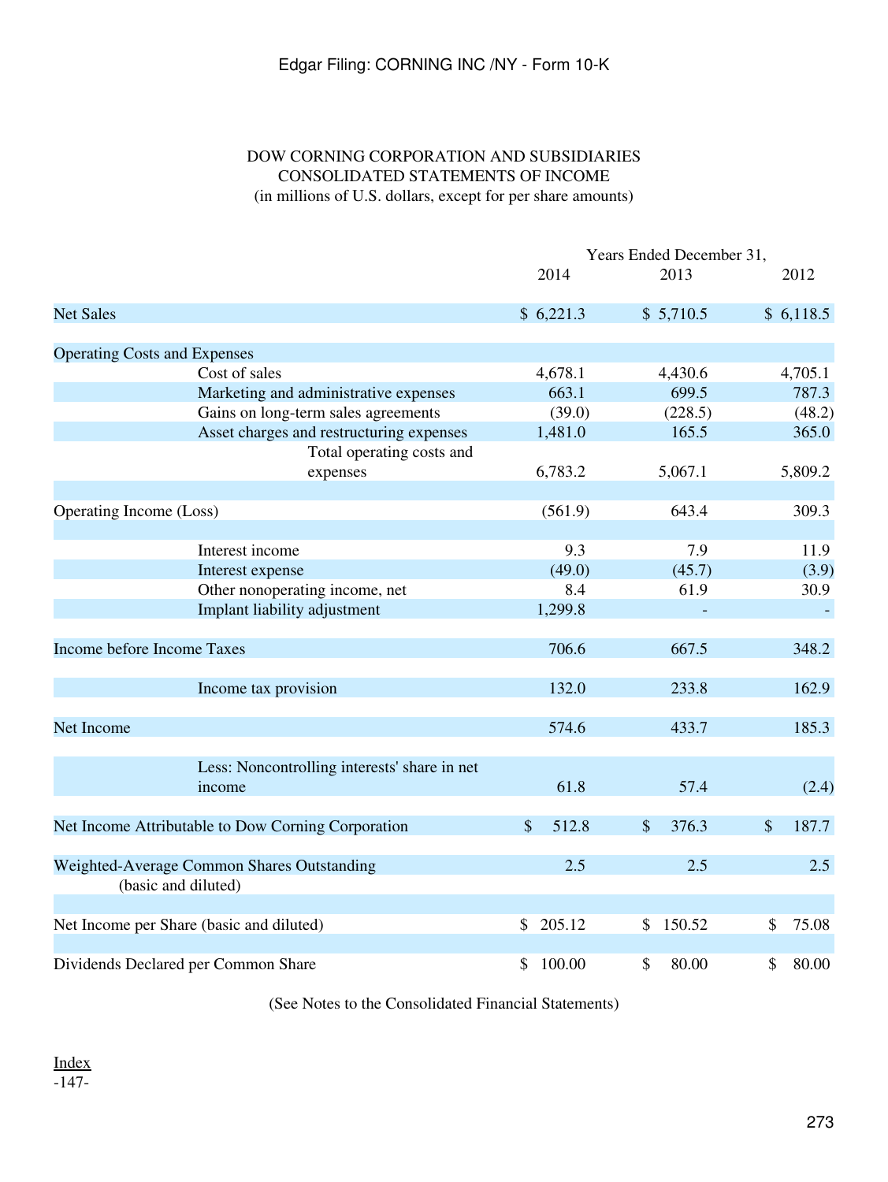DOW CORNING CORPORATION AND SUBSIDIARIES
CONSOLIDATED STATEMENTS OF INCOME
(in millions of U.S. dollars, except for per share amounts)

| | Years Ended December 31, | | |
|---|---|---|---|
| | 2014 | 2013 | 2012 |
| Net Sales | $ 6,221.3 | $ 5,710.5 | $ 6,118.5 |
| Operating Costs and Expenses | | | |
| Cost of sales | 4,678.1 | 4,430.6 | 4,705.1 |
| Marketing and administrative expenses | 663.1 | 699.5 | 787.3 |
| Gains on long-term sales agreements | (39.0) | (228.5) | (48.2) |
| Asset charges and restructuring expenses | 1,481.0 | 165.5 | 365.0 |
| Total operating costs and expenses | 6,783.2 | 5,067.1 | 5,809.2 |
| Operating Income (Loss) | (561.9) | 643.4 | 309.3 |
| Interest income | 9.3 | 7.9 | 11.9 |
| Interest expense | (49.0) | (45.7) | (3.9) |
| Other nonoperating income, net | 8.4 | 61.9 | 30.9 |
| Implant liability adjustment | 1,299.8 | - | - |
| Income before Income Taxes | 706.6 | 667.5 | 348.2 |
| Income tax provision | 132.0 | 233.8 | 162.9 |
| Net Income | 574.6 | 433.7 | 185.3 |
| Less: Noncontrolling interests' share in net income | 61.8 | 57.4 | (2.4) |
| Net Income Attributable to Dow Corning Corporation | $ 512.8 | $ 376.3 | $ 187.7 |
| Weighted-Average Common Shares Outstanding (basic and diluted) | 2.5 | 2.5 | 2.5 |
| Net Income per Share (basic and diluted) | $ 205.12 | $ 150.52 | $ 75.08 |
| Dividends Declared per Common Share | $ 100.00 | $ 80.00 | $ 80.00 |

(See Notes to the Consolidated Financial Statements)

Index
-147-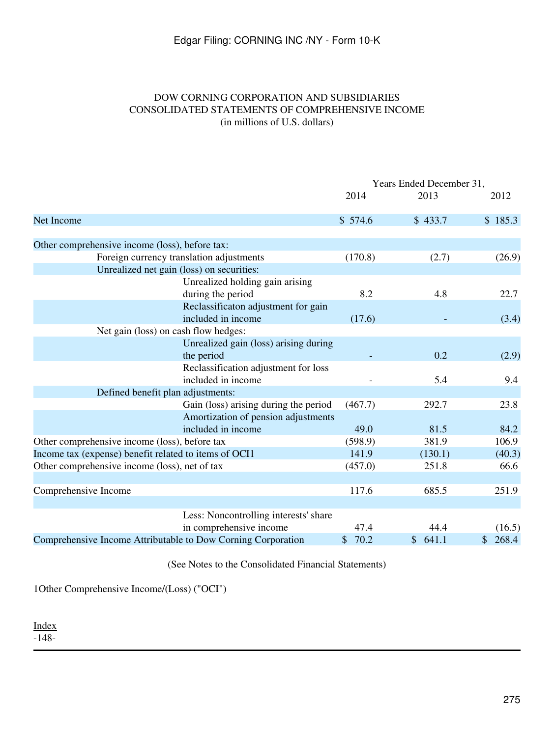DOW CORNING CORPORATION AND SUBSIDIARIES
CONSOLIDATED STATEMENTS OF COMPREHENSIVE INCOME
(in millions of U.S. dollars)

| | Years Ended December 31, | | |
|---|---|---|---|
| | 2014 | 2013 | 2012 |
| Net Income | $ 574.6 | $ 433.7 | $ 185.3 |
| | | | |
| Other comprehensive income (loss), before tax: | | | |
| Foreign currency translation adjustments | (170.8) | (2.7) | (26.9) |
| Unrealized net gain (loss) on securities: | | | |
| Unrealized holding gain arising during the period | 8.2 | 4.8 | 22.7 |
| Reclassificaton adjustment for gain included in income | (17.6) | - | (3.4) |
| Net gain (loss) on cash flow hedges: | | | |
| Unrealized gain (loss) arising during the period | - | 0.2 | (2.9) |
| Reclassification adjustment for loss included in income | - | 5.4 | 9.4 |
| Defined benefit plan adjustments: | | | |
| Gain (loss) arising during the period | (467.7) | 292.7 | 23.8 |
| Amortization of pension adjustments included in income | 49.0 | 81.5 | 84.2 |
| Other comprehensive income (loss), before tax | (598.9) | 381.9 | 106.9 |
| Income tax (expense) benefit related to items of OCI[1] | 141.9 | (130.1) | (40.3) |
| Other comprehensive income (loss), net of tax | (457.0) | 251.8 | 66.6 |
| | | | |
| Comprehensive Income | 117.6 | 685.5 | 251.9 |
| | | | |
| Less: Noncontrolling interests' share in comprehensive income | 47.4 | 44.4 | (16.5) |
| Comprehensive Income Attributable to Dow Corning Corporation | $ 70.2 | $ 641.1 | $ 268.4 |

(See Notes to the Consolidated Financial Statements)

[1]Other Comprehensive Income/(Loss) ("OCI")

Index
-148-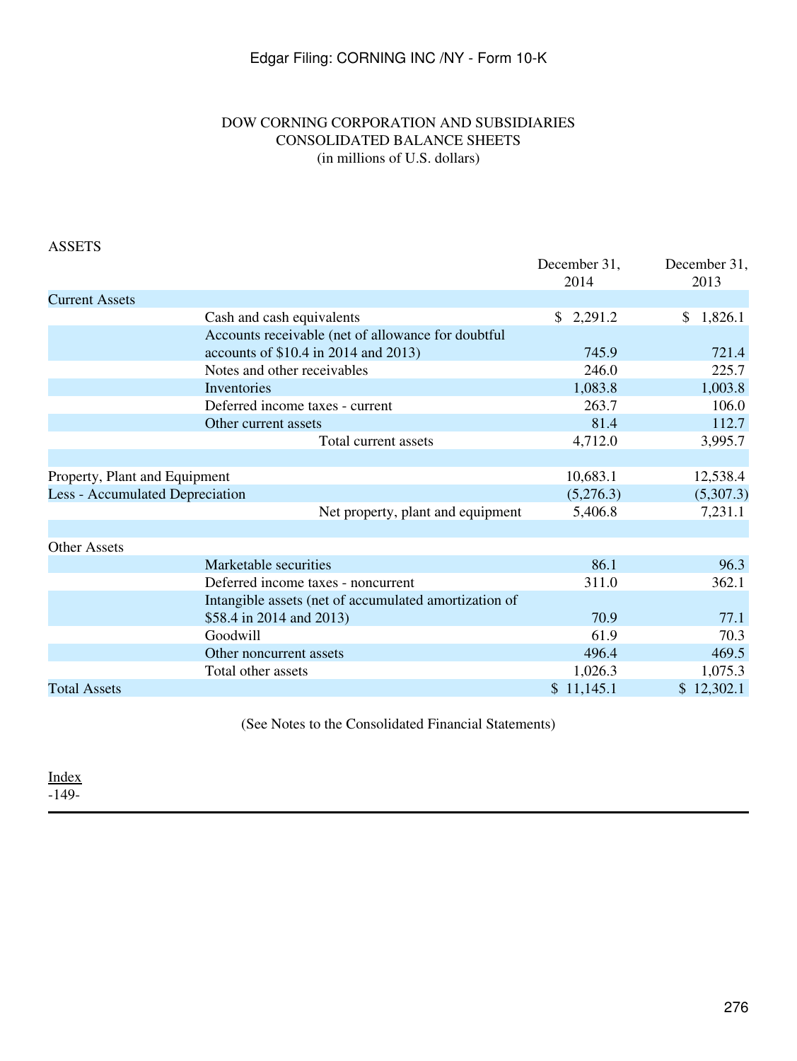DOW CORNING CORPORATION AND SUBSIDIARIES
CONSOLIDATED BALANCE SHEETS
(in millions of U.S. dollars)

ASSETS

| | December 31, 2014 | December 31, 2013 |
|---|---|---|
| Current Assets | | |
| Cash and cash equivalents | $ 2,291.2 | $ 1,826.1 |
| Accounts receivable (net of allowance for doubtful accounts of $10.4 in 2014 and 2013) | 745.9 | 721.4 |
| Notes and other receivables | 246.0 | 225.7 |
| Inventories | 1,083.8 | 1,003.8 |
| Deferred income taxes - current | 263.7 | 106.0 |
| Other current assets | 81.4 | 112.7 |
| Total current assets | 4,712.0 | 3,995.7 |
| | | |
| Property, Plant and Equipment | 10,683.1 | 12,538.4 |
| Less - Accumulated Depreciation | (5,276.3) | (5,307.3) |
| Net property, plant and equipment | 5,406.8 | 7,231.1 |
| | | |
| Other Assets | | |
| Marketable securities | 86.1 | 96.3 |
| Deferred income taxes - noncurrent | 311.0 | 362.1 |
| Intangible assets (net of accumulated amortization of $58.4 in 2014 and 2013) | 70.9 | 77.1 |
| Goodwill | 61.9 | 70.3 |
| Other noncurrent assets | 496.4 | 469.5 |
| Total other assets | 1,026.3 | 1,075.3 |
| Total Assets | $ 11,145.1 | $ 12,302.1 |

(See Notes to the Consolidated Financial Statements)

Index
-149-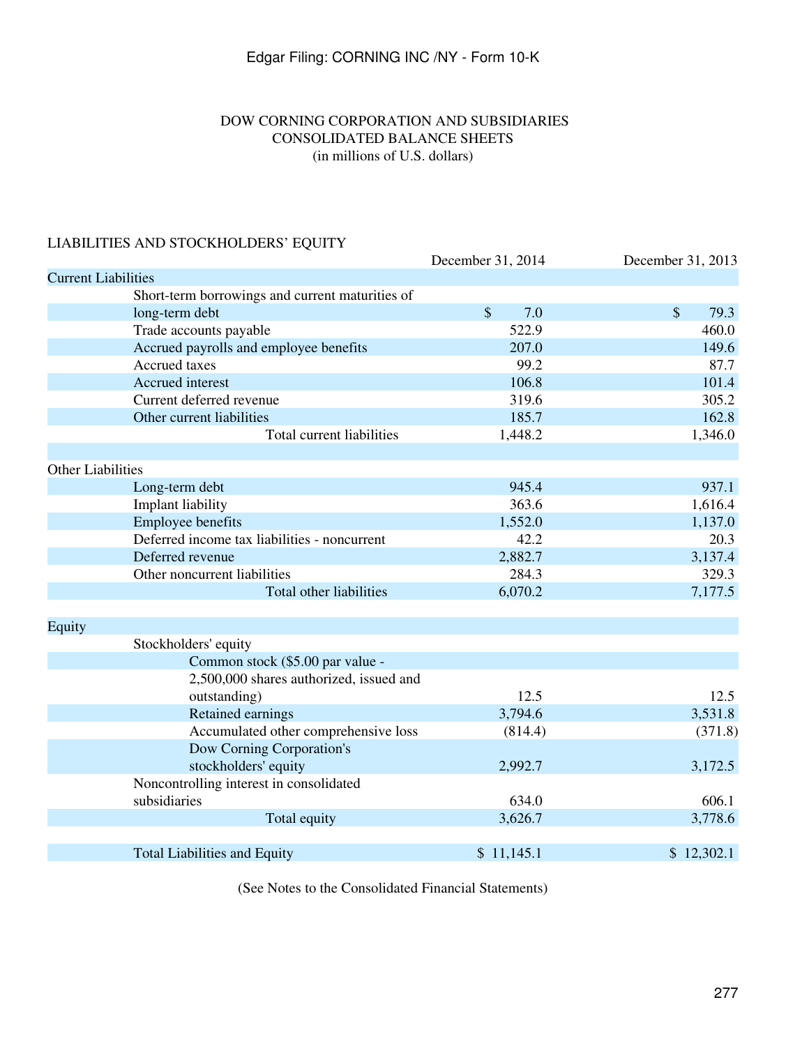DOW CORNING CORPORATION AND SUBSIDIARIES
CONSOLIDATED BALANCE SHEETS
(in millions of U.S. dollars)

LIABILITIES AND STOCKHOLDERS' EQUITY

| | December 31, 2014 | December 31, 2013 |
|---|---|---|
| **Current Liabilities** | | |
| Short-term borrowings and current maturities of long-term debt | $ 7.0 | $ 79.3 |
| Trade accounts payable | 522.9 | 460.0 |
| Accrued payrolls and employee benefits | 207.0 | 149.6 |
| Accrued taxes | 99.2 | 87.7 |
| Accrued interest | 106.8 | 101.4 |
| Current deferred revenue | 319.6 | 305.2 |
| Other current liabilities | 185.7 | 162.8 |
| Total current liabilities | 1,448.2 | 1,346.0 |
| | | |
| **Other Liabilities** | | |
| Long-term debt | 945.4 | 937.1 |
| Implant liability | 363.6 | 1,616.4 |
| Employee benefits | 1,552.0 | 1,137.0 |
| Deferred income tax liabilities - noncurrent | 42.2 | 20.3 |
| Deferred revenue | 2,882.7 | 3,137.4 |
| Other noncurrent liabilities | 284.3 | 329.3 |
| Total other liabilities | 6,070.2 | 7,177.5 |
| | | |
| **Equity** | | |
| Stockholders' equity | | |
| Common stock ($5.00 par value - 2,500,000 shares authorized, issued and outstanding) | 12.5 | 12.5 |
| Retained earnings | 3,794.6 | 3,531.8 |
| Accumulated other comprehensive loss | (814.4) | (371.8) |
| Dow Corning Corporation's stockholders' equity | 2,992.7 | 3,172.5 |
| Noncontrolling interest in consolidated subsidiaries | 634.0 | 606.1 |
| Total equity | 3,626.7 | 3,778.6 |
| | | |
| Total Liabilities and Equity | $ 11,145.1 | $ 12,302.1 |

(See Notes to the Consolidated Financial Statements)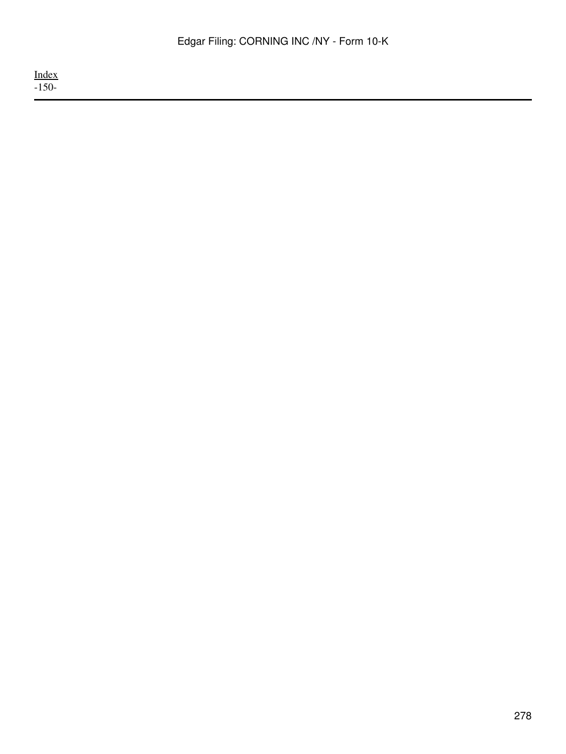Index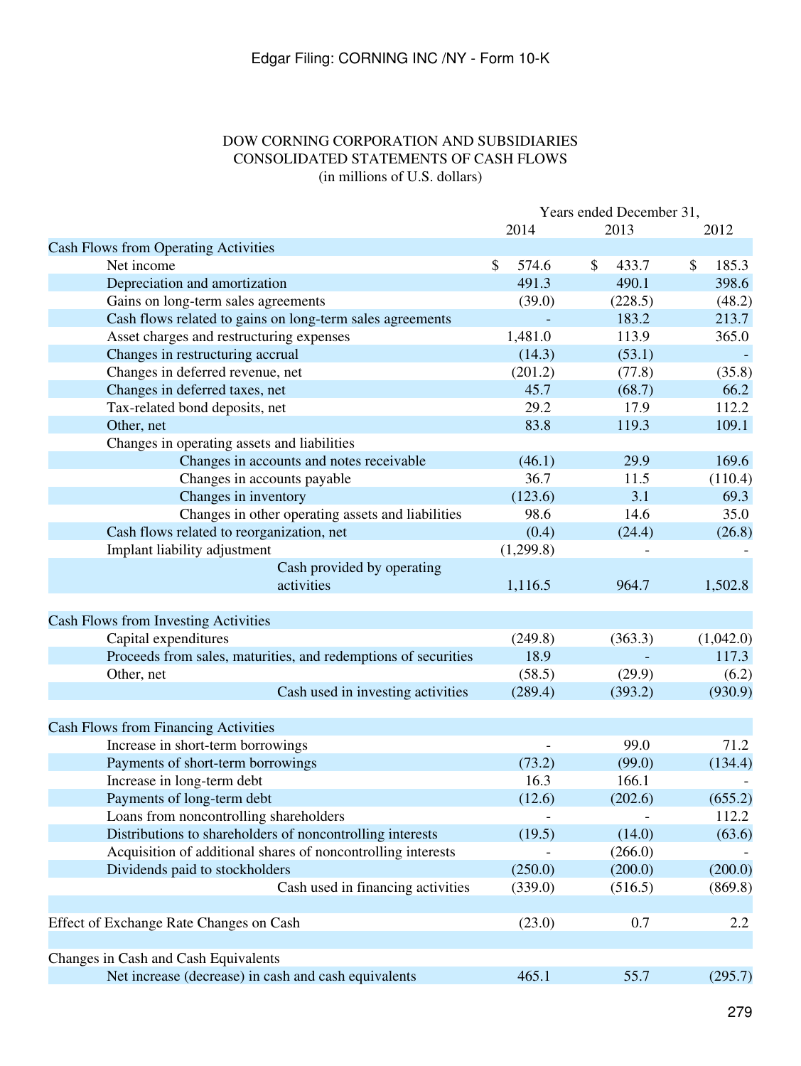DOW CORNING CORPORATION AND SUBSIDIARIES
CONSOLIDATED STATEMENTS OF CASH FLOWS
(in millions of U.S. dollars)

| | Years ended December 31, | | |
|---|---|---|---|
| | 2014 | 2013 | 2012 |
| **Cash Flows from Operating Activities** | | | |
| Net income | $ 574.6 | $ 433.7 | $ 185.3 |
| Depreciation and amortization | 491.3 | 490.1 | 398.6 |
| Gains on long-term sales agreements | (39.0) | (228.5) | (48.2) |
| Cash flows related to gains on long-term sales agreements | - | 183.2 | 213.7 |
| Asset charges and restructuring expenses | 1,481.0 | 113.9 | 365.0 |
| Changes in restructuring accrual | (14.3) | (53.1) | - |
| Changes in deferred revenue, net | (201.2) | (77.8) | (35.8) |
| Changes in deferred taxes, net | 45.7 | (68.7) | 66.2 |
| Tax-related bond deposits, net | 29.2 | 17.9 | 112.2 |
| Other, net | 83.8 | 119.3 | 109.1 |
| Changes in operating assets and liabilities | | | |
| Changes in accounts and notes receivable | (46.1) | 29.9 | 169.6 |
| Changes in accounts payable | 36.7 | 11.5 | (110.4) |
| Changes in inventory | (123.6) | 3.1 | 69.3 |
| Changes in other operating assets and liabilities | 98.6 | 14.6 | 35.0 |
| Cash flows related to reorganization, net | (0.4) | (24.4) | (26.8) |
| Implant liability adjustment | (1,299.8) | - | - |
| Cash provided by operating activities | 1,116.5 | 964.7 | 1,502.8 |
| **Cash Flows from Investing Activities** | | | |
| Capital expenditures | (249.8) | (363.3) | (1,042.0) |
| Proceeds from sales, maturities, and redemptions of securities | 18.9 | - | 117.3 |
| Other, net | (58.5) | (29.9) | (6.2) |
| Cash used in investing activities | (289.4) | (393.2) | (930.9) |
| **Cash Flows from Financing Activities** | | | |
| Increase in short-term borrowings | - | 99.0 | 71.2 |
| Payments of short-term borrowings | (73.2) | (99.0) | (134.4) |
| Increase in long-term debt | 16.3 | 166.1 | - |
| Payments of long-term debt | (12.6) | (202.6) | (655.2) |
| Loans from noncontrolling shareholders | - | - | 112.2 |
| Distributions to shareholders of noncontrolling interests | (19.5) | (14.0) | (63.6) |
| Acquisition of additional shares of noncontrolling interests | - | (266.0) | - |
| Dividends paid to stockholders | (250.0) | (200.0) | (200.0) |
| Cash used in financing activities | (339.0) | (516.5) | (869.8) |
| **Effect of Exchange Rate Changes on Cash** | (23.0) | 0.7 | 2.2 |
| **Changes in Cash and Cash Equivalents** | | | |
| Net increase (decrease) in cash and cash equivalents | 465.1 | 55.7 | (295.7) |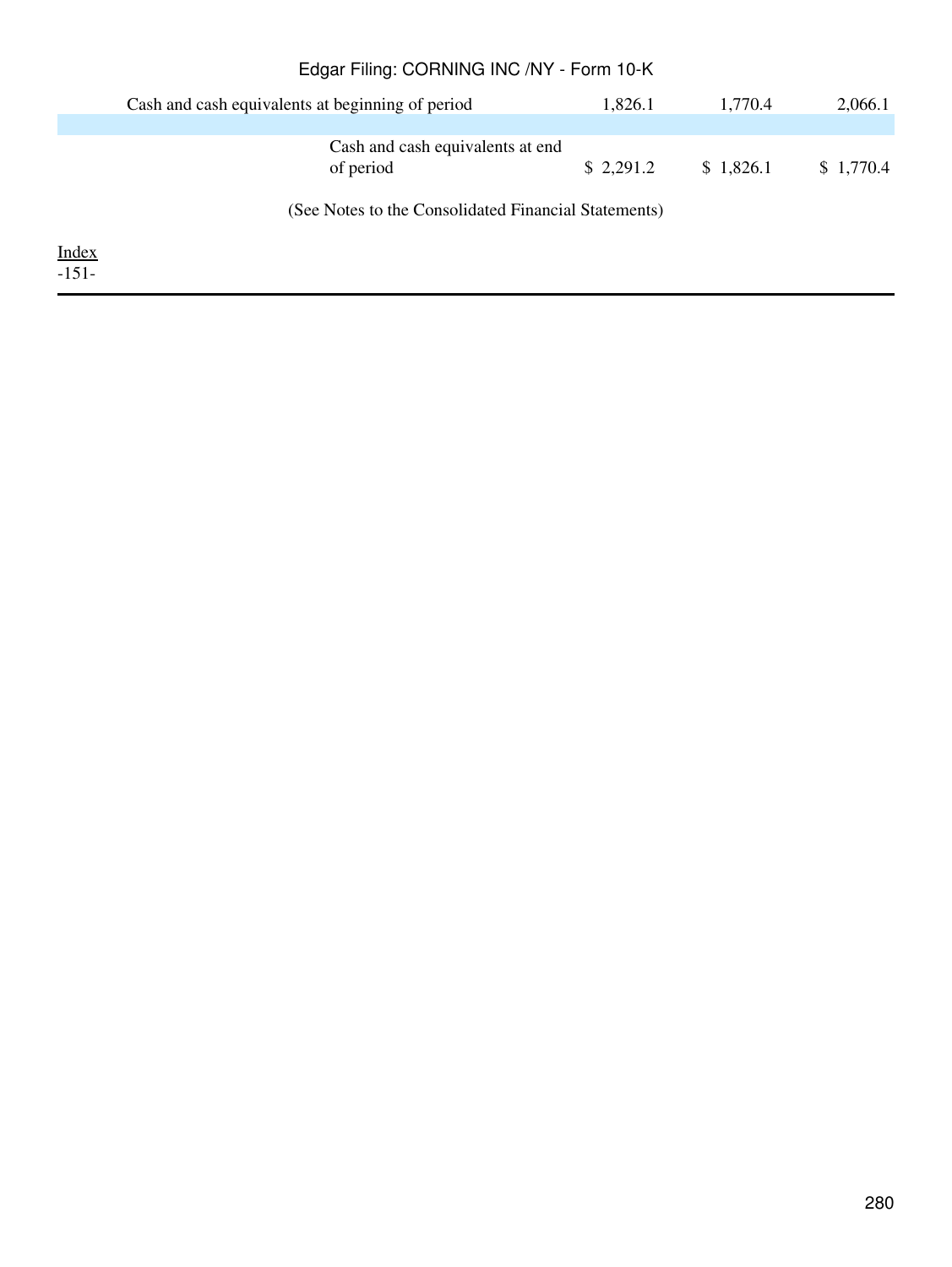| | | | |
|---|---|---|---|
| Cash and cash equivalents at beginning of period | 1,826.1 | 1,770.4 | 2,066.1 |
| Cash and cash equivalents at end of period | $ 2,291.2 | $ 1,826.1 | $ 1,770.4 |

(See Notes to the Consolidated Financial Statements)

Index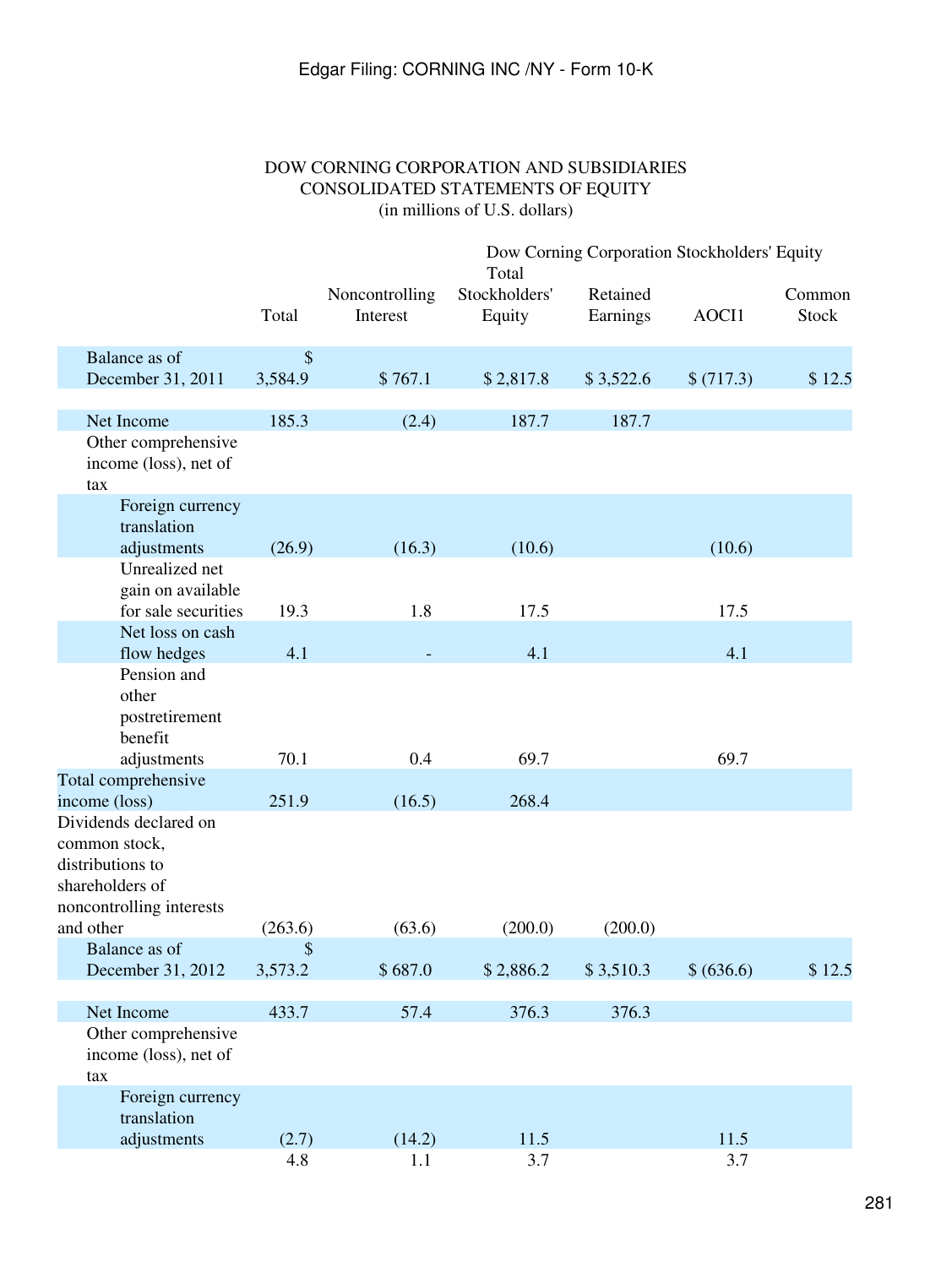DOW CORNING CORPORATION AND SUBSIDIARIES
CONSOLIDATED STATEMENTS OF EQUITY
(in millions of U.S. dollars)

| | | | Dow Corning Corporation Stockholders' Equity | | | |
|---|---|---|---|---|---|---|
| | Total | Noncontrolling Interest | Total Stockholders' Equity | Retained Earnings | AOCI1 | Common Stock |
| Balance as of December 31, 2011 | $ 3,584.9 | $ 767.1 | $ 2,817.8 | $ 3,522.6 | $ (717.3) | $ 12.5 |
| Net Income | 185.3 | (2.4) | 187.7 | 187.7 | | |
| Other comprehensive income (loss), net of tax | | | | | | |
| Foreign currency translation adjustments | (26.9) | (16.3) | (10.6) | | (10.6) | |
| Unrealized net gain on available for sale securities | 19.3 | 1.8 | 17.5 | | 17.5 | |
| Net loss on cash flow hedges | 4.1 | - | 4.1 | | 4.1 | |
| Pension and other postretirement benefit adjustments | 70.1 | 0.4 | 69.7 | | 69.7 | |
| Total comprehensive income (loss) | 251.9 | (16.5) | 268.4 | | | |
| Dividends declared on common stock, distributions to shareholders of noncontrolling interests and other | (263.6) | (63.6) | (200.0) | (200.0) | | |
| Balance as of December 31, 2012 | $ 3,573.2 | $ 687.0 | $ 2,886.2 | $ 3,510.3 | $ (636.6) | $ 12.5 |
| Net Income | 433.7 | 57.4 | 376.3 | 376.3 | | |
| Other comprehensive income (loss), net of tax | | | | | | |
| Foreign currency translation adjustments | (2.7) | (14.2) | 11.5 | | 11.5 | |
| | 4.8 | 1.1 | 3.7 | | 3.7 | |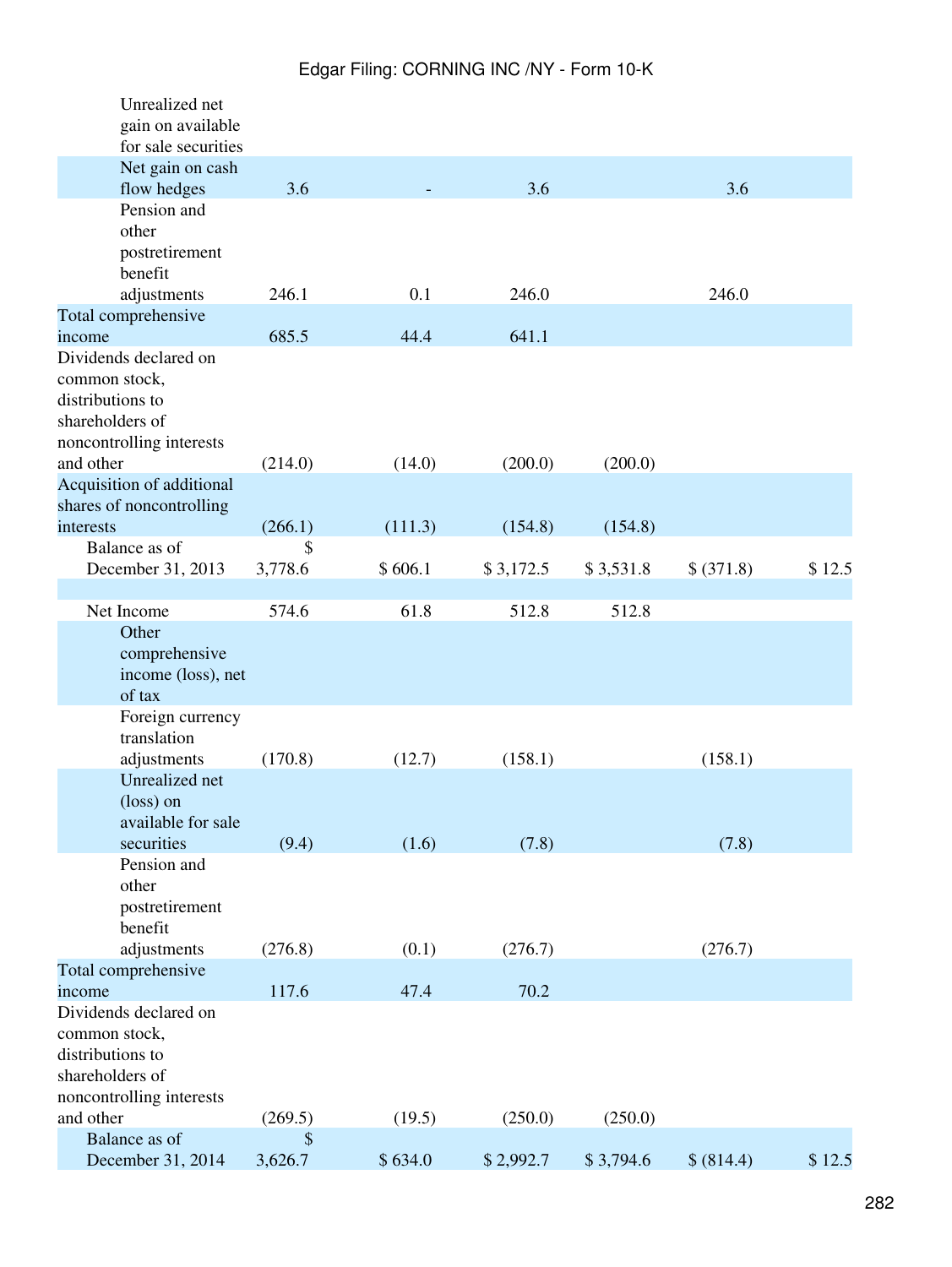| | | | | | | |
|---|---|---|---|---|---|---|
| Unrealized net gain on available for sale securities | | | | | | |
| Net gain on cash flow hedges | 3.6 | - | 3.6 | | 3.6 | |
| Pension and other postretirement benefit adjustments | 246.1 | 0.1 | 246.0 | | 246.0 | |
| Total comprehensive income | 685.5 | 44.4 | 641.1 | | | |
| Dividends declared on common stock, distributions to shareholders of noncontrolling interests and other | (214.0) | (14.0) | (200.0) | (200.0) | | |
| Acquisition of additional shares of noncontrolling interests | (266.1) | (111.3) | (154.8) | (154.8) | | |
| Balance as of December 31, 2013 | $ 3,778.6 | $ 606.1 | $ 3,172.5 | $ 3,531.8 | $ (371.8) | $ 12.5 |
| | | | | | | |
| Net Income | 574.6 | 61.8 | 512.8 | 512.8 | | |
| Other comprehensive income (loss), net of tax | | | | | | |
| Foreign currency translation adjustments | (170.8) | (12.7) | (158.1) | | (158.1) | |
| Unrealized net (loss) on available for sale securities | (9.4) | (1.6) | (7.8) | | (7.8) | |
| Pension and other postretirement benefit adjustments | (276.8) | (0.1) | (276.7) | | (276.7) | |
| Total comprehensive income | 117.6 | 47.4 | 70.2 | | | |
| Dividends declared on common stock, distributions to shareholders of noncontrolling interests and other | (269.5) | (19.5) | (250.0) | (250.0) | | |
| Balance as of December 31, 2014 | $ 3,626.7 | $ 634.0 | $ 2,992.7 | $ 3,794.6 | $ (814.4) | $ 12.5 |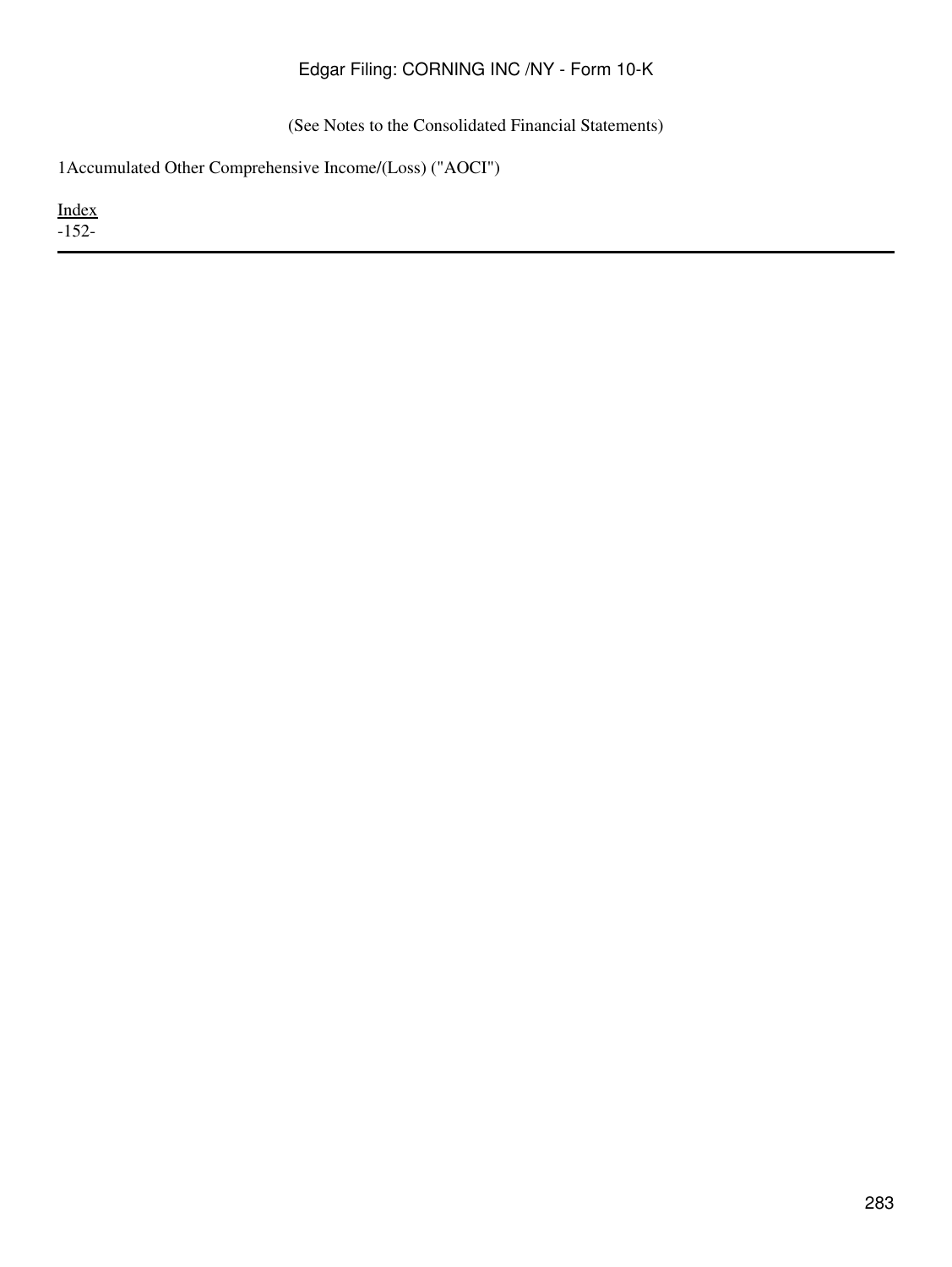(See Notes to the Consolidated Financial Statements)

[1] Accumulated Other Comprehensive Income/(Loss) ("AOCI")

Index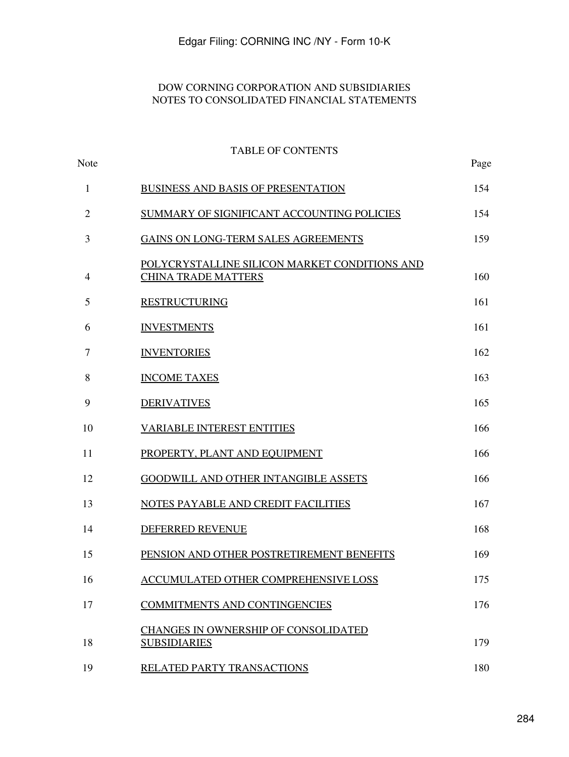DOW CORNING CORPORATION AND SUBSIDIARIES
NOTES TO CONSOLIDATED FINANCIAL STATEMENTS

TABLE OF CONTENTS

| Note | | Page |
|---|---|---|
| 1 | BUSINESS AND BASIS OF PRESENTATION | 154 |
| 2 | SUMMARY OF SIGNIFICANT ACCOUNTING POLICIES | 154 |
| 3 | GAINS ON LONG-TERM SALES AGREEMENTS | 159 |
| 4 | POLYCRYSTALLINE SILICON MARKET CONDITIONS AND CHINA TRADE MATTERS | 160 |
| 5 | RESTRUCTURING | 161 |
| 6 | INVESTMENTS | 161 |
| 7 | INVENTORIES | 162 |
| 8 | INCOME TAXES | 163 |
| 9 | DERIVATIVES | 165 |
| 10 | VARIABLE INTEREST ENTITIES | 166 |
| 11 | PROPERTY, PLANT AND EQUIPMENT | 166 |
| 12 | GOODWILL AND OTHER INTANGIBLE ASSETS | 166 |
| 13 | NOTES PAYABLE AND CREDIT FACILITIES | 167 |
| 14 | DEFERRED REVENUE | 168 |
| 15 | PENSION AND OTHER POSTRETIREMENT BENEFITS | 169 |
| 16 | ACCUMULATED OTHER COMPREHENSIVE LOSS | 175 |
| 17 | COMMITMENTS AND CONTINGENCIES | 176 |
| 18 | CHANGES IN OWNERSHIP OF CONSOLIDATED SUBSIDIARIES | 179 |
| 19 | RELATED PARTY TRANSACTIONS | 180 |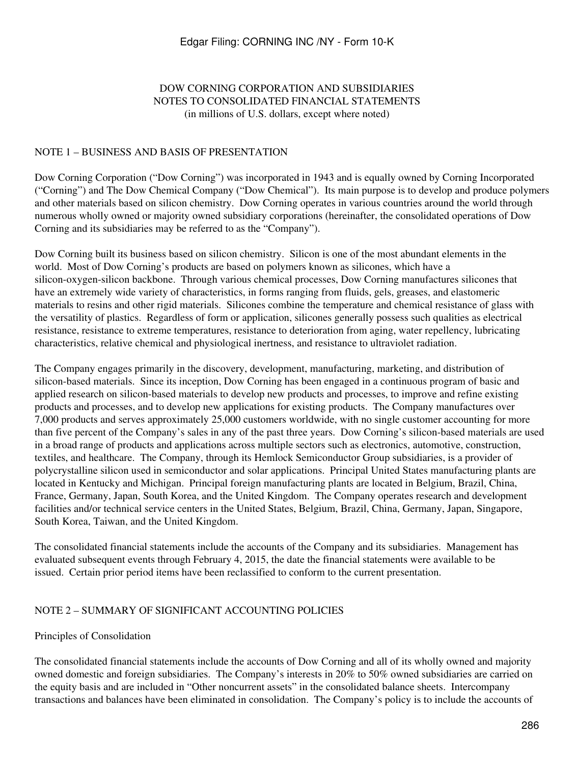DOW CORNING CORPORATION AND SUBSIDIARIES
NOTES TO CONSOLIDATED FINANCIAL STATEMENTS
(in millions of U.S. dollars, except where noted)

## NOTE 1 – BUSINESS AND BASIS OF PRESENTATION

Dow Corning Corporation ("Dow Corning") was incorporated in 1943 and is equally owned by Corning Incorporated ("Corning") and The Dow Chemical Company ("Dow Chemical"). Its main purpose is to develop and produce polymers and other materials based on silicon chemistry. Dow Corning operates in various countries around the world through numerous wholly owned or majority owned subsidiary corporations (hereinafter, the consolidated operations of Dow Corning and its subsidiaries may be referred to as the "Company").

Dow Corning built its business based on silicon chemistry. Silicon is one of the most abundant elements in the world. Most of Dow Corning's products are based on polymers known as silicones, which have a silicon-oxygen-silicon backbone. Through various chemical processes, Dow Corning manufactures silicones that have an extremely wide variety of characteristics, in forms ranging from fluids, gels, greases, and elastomeric materials to resins and other rigid materials. Silicones combine the temperature and chemical resistance of glass with the versatility of plastics. Regardless of form or application, silicones generally possess such qualities as electrical resistance, resistance to extreme temperatures, resistance to deterioration from aging, water repellency, lubricating characteristics, relative chemical and physiological inertness, and resistance to ultraviolet radiation.

The Company engages primarily in the discovery, development, manufacturing, marketing, and distribution of silicon-based materials. Since its inception, Dow Corning has been engaged in a continuous program of basic and applied research on silicon-based materials to develop new products and processes, to improve and refine existing products and processes, and to develop new applications for existing products. The Company manufactures over 7,000 products and serves approximately 25,000 customers worldwide, with no single customer accounting for more than five percent of the Company's sales in any of the past three years. Dow Corning's silicon-based materials are used in a broad range of products and applications across multiple sectors such as electronics, automotive, construction, textiles, and healthcare. The Company, through its Hemlock Semiconductor Group subsidiaries, is a provider of polycrystalline silicon used in semiconductor and solar applications. Principal United States manufacturing plants are located in Kentucky and Michigan. Principal foreign manufacturing plants are located in Belgium, Brazil, China, France, Germany, Japan, South Korea, and the United Kingdom. The Company operates research and development facilities and/or technical service centers in the United States, Belgium, Brazil, China, Germany, Japan, Singapore, South Korea, Taiwan, and the United Kingdom.

The consolidated financial statements include the accounts of the Company and its subsidiaries. Management has evaluated subsequent events through February 4, 2015, the date the financial statements were available to be issued. Certain prior period items have been reclassified to conform to the current presentation.

## NOTE 2 – SUMMARY OF SIGNIFICANT ACCOUNTING POLICIES

### Principles of Consolidation

The consolidated financial statements include the accounts of Dow Corning and all of its wholly owned and majority owned domestic and foreign subsidiaries. The Company's interests in 20% to 50% owned subsidiaries are carried on the equity basis and are included in "Other noncurrent assets" in the consolidated balance sheets. Intercompany transactions and balances have been eliminated in consolidation. The Company's policy is to include the accounts of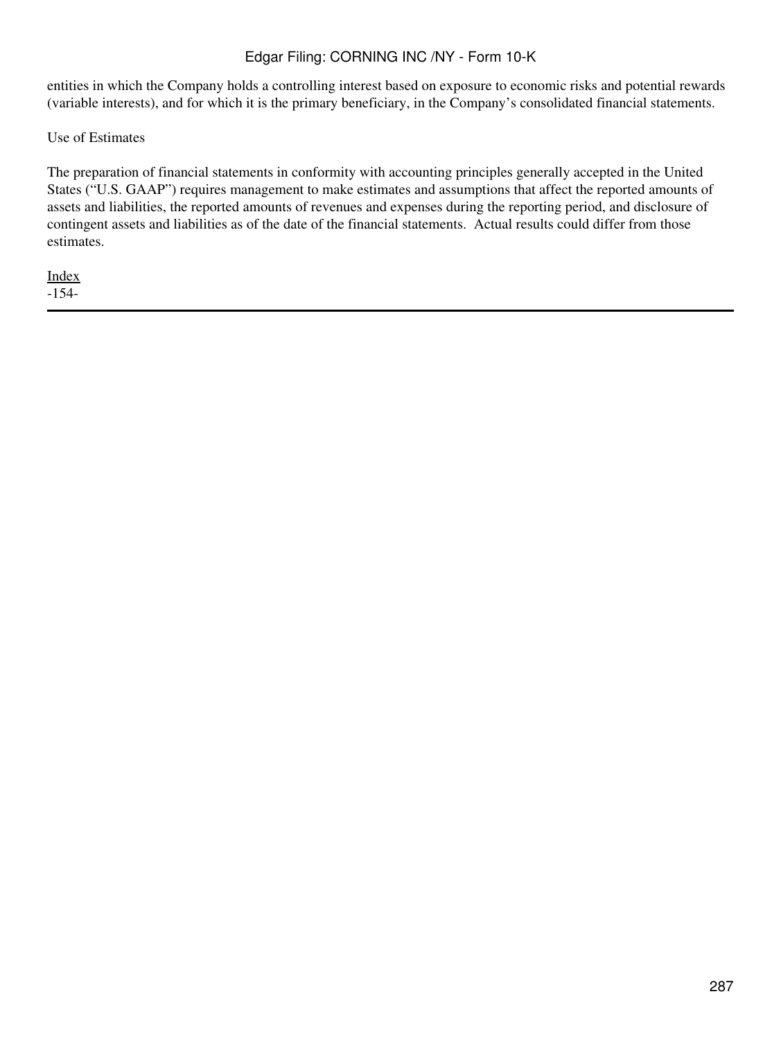entities in which the Company holds a controlling interest based on exposure to economic risks and potential rewards (variable interests), and for which it is the primary beneficiary, in the Company's consolidated financial statements.

Use of Estimates

The preparation of financial statements in conformity with accounting principles generally accepted in the United States ("U.S. GAAP") requires management to make estimates and assumptions that affect the reported amounts of assets and liabilities, the reported amounts of revenues and expenses during the reporting period, and disclosure of contingent assets and liabilities as of the date of the financial statements. Actual results could differ from those estimates.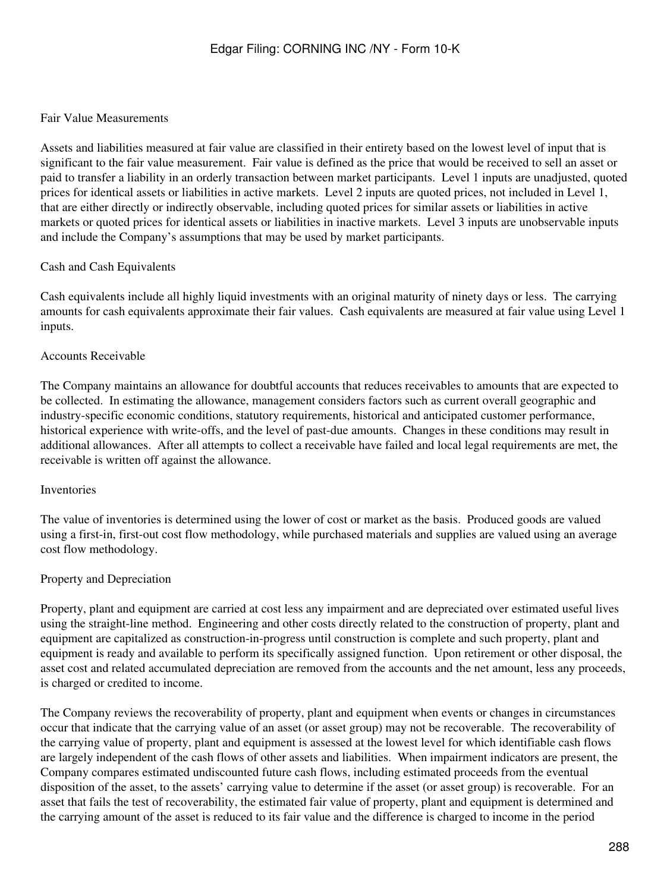Fair Value Measurements

Assets and liabilities measured at fair value are classified in their entirety based on the lowest level of input that is significant to the fair value measurement. Fair value is defined as the price that would be received to sell an asset or paid to transfer a liability in an orderly transaction between market participants. Level 1 inputs are unadjusted, quoted prices for identical assets or liabilities in active markets. Level 2 inputs are quoted prices, not included in Level 1, that are either directly or indirectly observable, including quoted prices for similar assets or liabilities in active markets or quoted prices for identical assets or liabilities in inactive markets. Level 3 inputs are unobservable inputs and include the Company's assumptions that may be used by market participants.

Cash and Cash Equivalents

Cash equivalents include all highly liquid investments with an original maturity of ninety days or less. The carrying amounts for cash equivalents approximate their fair values. Cash equivalents are measured at fair value using Level 1 inputs.

Accounts Receivable

The Company maintains an allowance for doubtful accounts that reduces receivables to amounts that are expected to be collected. In estimating the allowance, management considers factors such as current overall geographic and industry-specific economic conditions, statutory requirements, historical and anticipated customer performance, historical experience with write-offs, and the level of past-due amounts. Changes in these conditions may result in additional allowances. After all attempts to collect a receivable have failed and local legal requirements are met, the receivable is written off against the allowance.

Inventories

The value of inventories is determined using the lower of cost or market as the basis. Produced goods are valued using a first-in, first-out cost flow methodology, while purchased materials and supplies are valued using an average cost flow methodology.

Property and Depreciation

Property, plant and equipment are carried at cost less any impairment and are depreciated over estimated useful lives using the straight-line method. Engineering and other costs directly related to the construction of property, plant and equipment are capitalized as construction-in-progress until construction is complete and such property, plant and equipment is ready and available to perform its specifically assigned function. Upon retirement or other disposal, the asset cost and related accumulated depreciation are removed from the accounts and the net amount, less any proceeds, is charged or credited to income.

The Company reviews the recoverability of property, plant and equipment when events or changes in circumstances occur that indicate that the carrying value of an asset (or asset group) may not be recoverable. The recoverability of the carrying value of property, plant and equipment is assessed at the lowest level for which identifiable cash flows are largely independent of the cash flows of other assets and liabilities. When impairment indicators are present, the Company compares estimated undiscounted future cash flows, including estimated proceeds from the eventual disposition of the asset, to the assets' carrying value to determine if the asset (or asset group) is recoverable. For an asset that fails the test of recoverability, the estimated fair value of property, plant and equipment is determined and the carrying amount of the asset is reduced to its fair value and the difference is charged to income in the period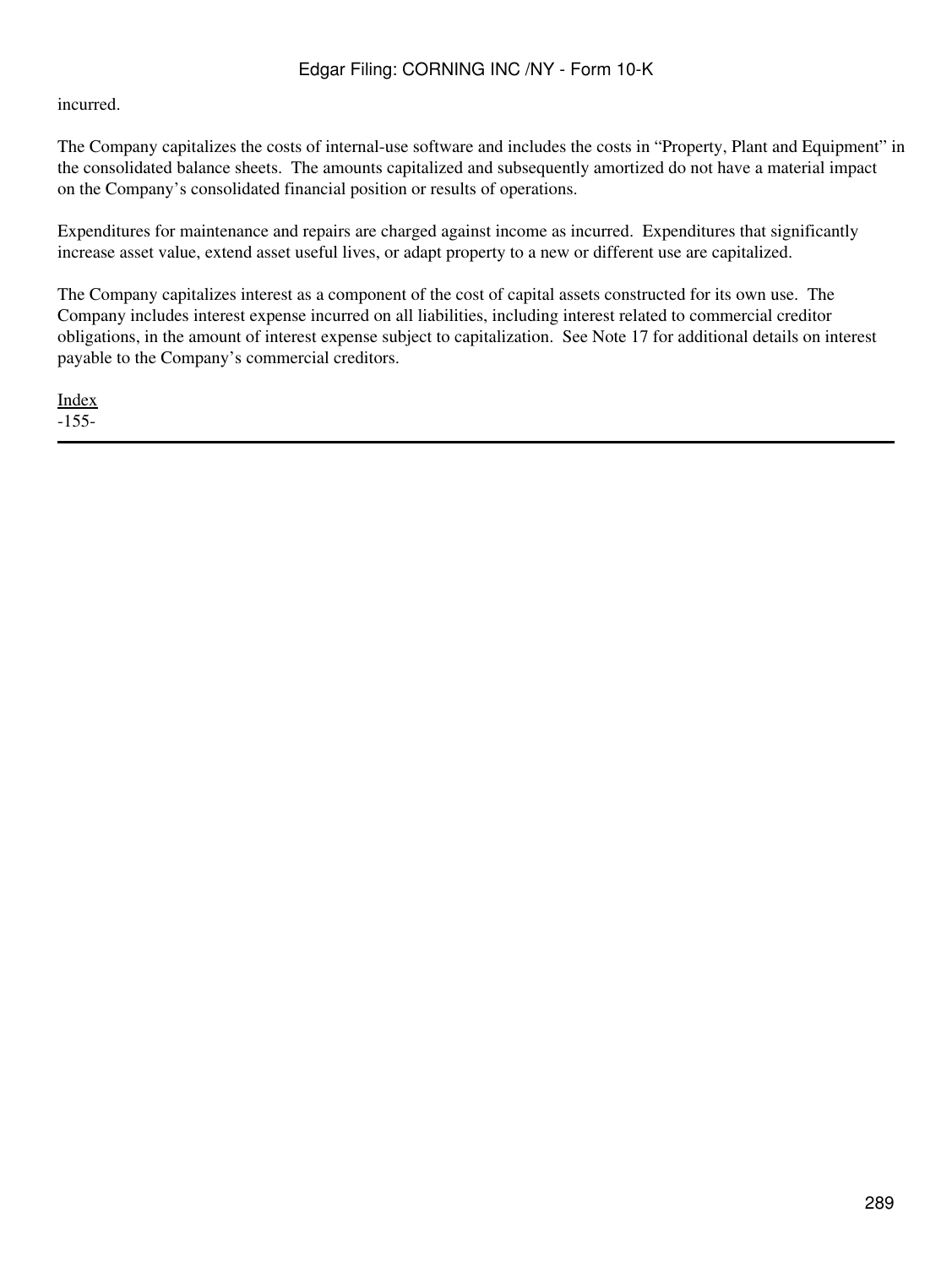incurred.

The Company capitalizes the costs of internal-use software and includes the costs in “Property, Plant and Equipment” in the consolidated balance sheets. The amounts capitalized and subsequently amortized do not have a material impact on the Company’s consolidated financial position or results of operations.

Expenditures for maintenance and repairs are charged against income as incurred. Expenditures that significantly increase asset value, extend asset useful lives, or adapt property to a new or different use are capitalized.

The Company capitalizes interest as a component of the cost of capital assets constructed for its own use. The Company includes interest expense incurred on all liabilities, including interest related to commercial creditor obligations, in the amount of interest expense subject to capitalization. See Note 17 for additional details on interest payable to the Company’s commercial creditors.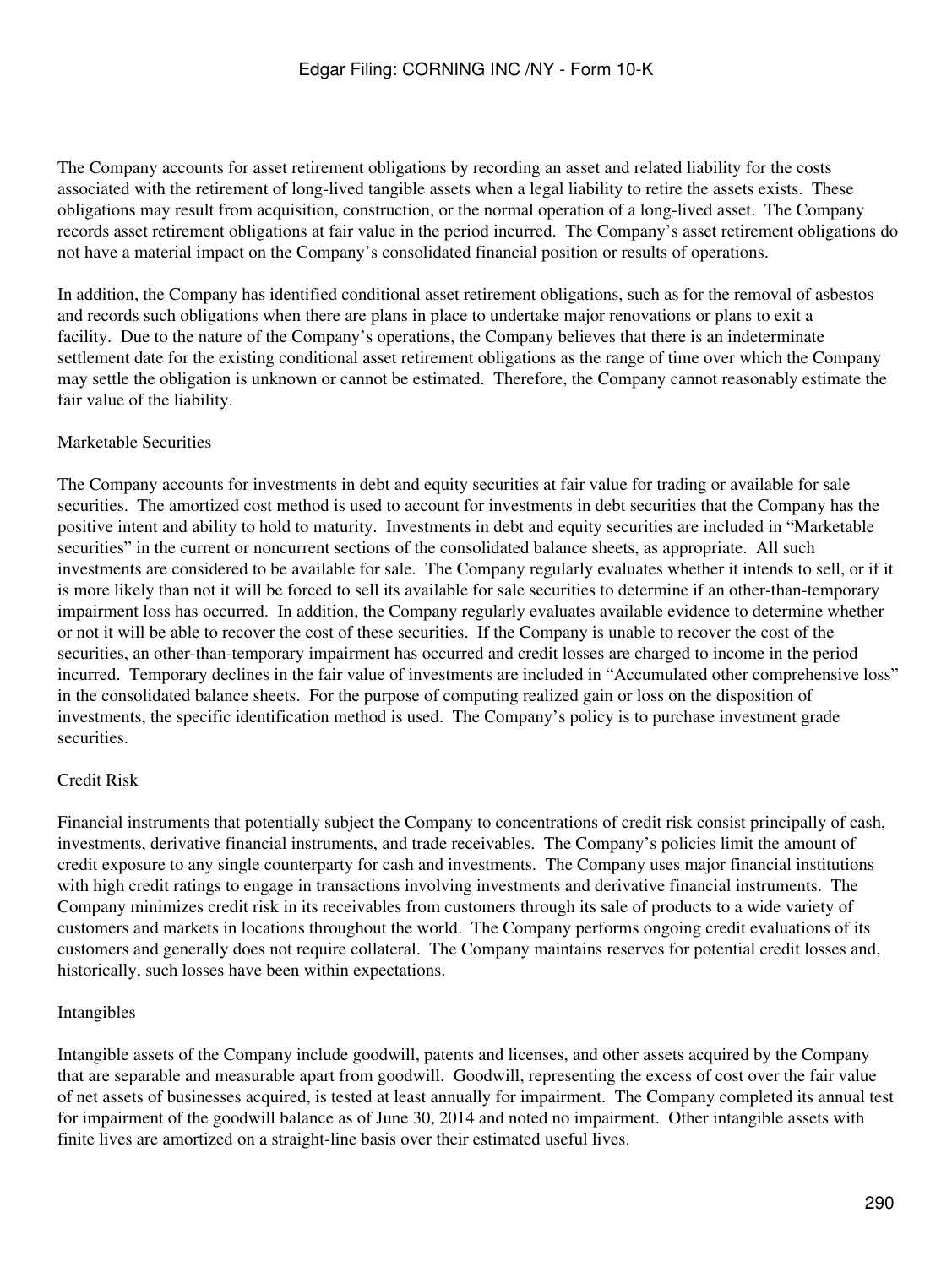The Company accounts for asset retirement obligations by recording an asset and related liability for the costs associated with the retirement of long-lived tangible assets when a legal liability to retire the assets exists. These obligations may result from acquisition, construction, or the normal operation of a long-lived asset. The Company records asset retirement obligations at fair value in the period incurred. The Company's asset retirement obligations do not have a material impact on the Company's consolidated financial position or results of operations.

In addition, the Company has identified conditional asset retirement obligations, such as for the removal of asbestos and records such obligations when there are plans in place to undertake major renovations or plans to exit a facility. Due to the nature of the Company's operations, the Company believes that there is an indeterminate settlement date for the existing conditional asset retirement obligations as the range of time over which the Company may settle the obligation is unknown or cannot be estimated. Therefore, the Company cannot reasonably estimate the fair value of the liability.

Marketable Securities

The Company accounts for investments in debt and equity securities at fair value for trading or available for sale securities. The amortized cost method is used to account for investments in debt securities that the Company has the positive intent and ability to hold to maturity. Investments in debt and equity securities are included in "Marketable securities" in the current or noncurrent sections of the consolidated balance sheets, as appropriate. All such investments are considered to be available for sale. The Company regularly evaluates whether it intends to sell, or if it is more likely than not it will be forced to sell its available for sale securities to determine if an other-than-temporary impairment loss has occurred. In addition, the Company regularly evaluates available evidence to determine whether or not it will be able to recover the cost of these securities. If the Company is unable to recover the cost of the securities, an other-than-temporary impairment has occurred and credit losses are charged to income in the period incurred. Temporary declines in the fair value of investments are included in "Accumulated other comprehensive loss" in the consolidated balance sheets. For the purpose of computing realized gain or loss on the disposition of investments, the specific identification method is used. The Company's policy is to purchase investment grade securities.

Credit Risk

Financial instruments that potentially subject the Company to concentrations of credit risk consist principally of cash, investments, derivative financial instruments, and trade receivables. The Company's policies limit the amount of credit exposure to any single counterparty for cash and investments. The Company uses major financial institutions with high credit ratings to engage in transactions involving investments and derivative financial instruments. The Company minimizes credit risk in its receivables from customers through its sale of products to a wide variety of customers and markets in locations throughout the world. The Company performs ongoing credit evaluations of its customers and generally does not require collateral. The Company maintains reserves for potential credit losses and, historically, such losses have been within expectations.

Intangibles

Intangible assets of the Company include goodwill, patents and licenses, and other assets acquired by the Company that are separable and measurable apart from goodwill. Goodwill, representing the excess of cost over the fair value of net assets of businesses acquired, is tested at least annually for impairment. The Company completed its annual test for impairment of the goodwill balance as of June 30, 2014 and noted no impairment. Other intangible assets with finite lives are amortized on a straight-line basis over their estimated useful lives.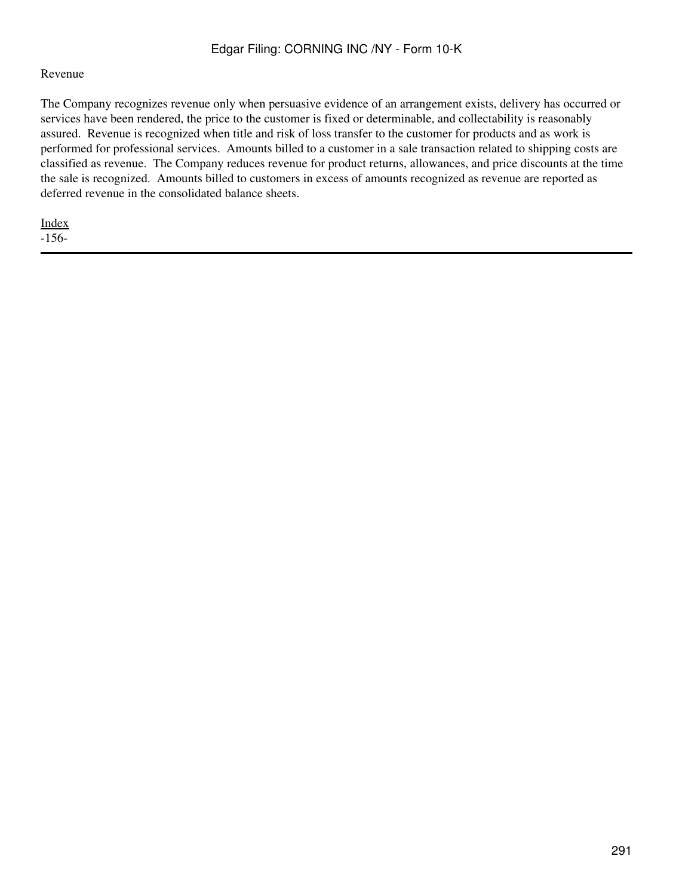Revenue

The Company recognizes revenue only when persuasive evidence of an arrangement exists, delivery has occurred or services have been rendered, the price to the customer is fixed or determinable, and collectability is reasonably assured. Revenue is recognized when title and risk of loss transfer to the customer for products and as work is performed for professional services. Amounts billed to a customer in a sale transaction related to shipping costs are classified as revenue. The Company reduces revenue for product returns, allowances, and price discounts at the time the sale is recognized. Amounts billed to customers in excess of amounts recognized as revenue are reported as deferred revenue in the consolidated balance sheets.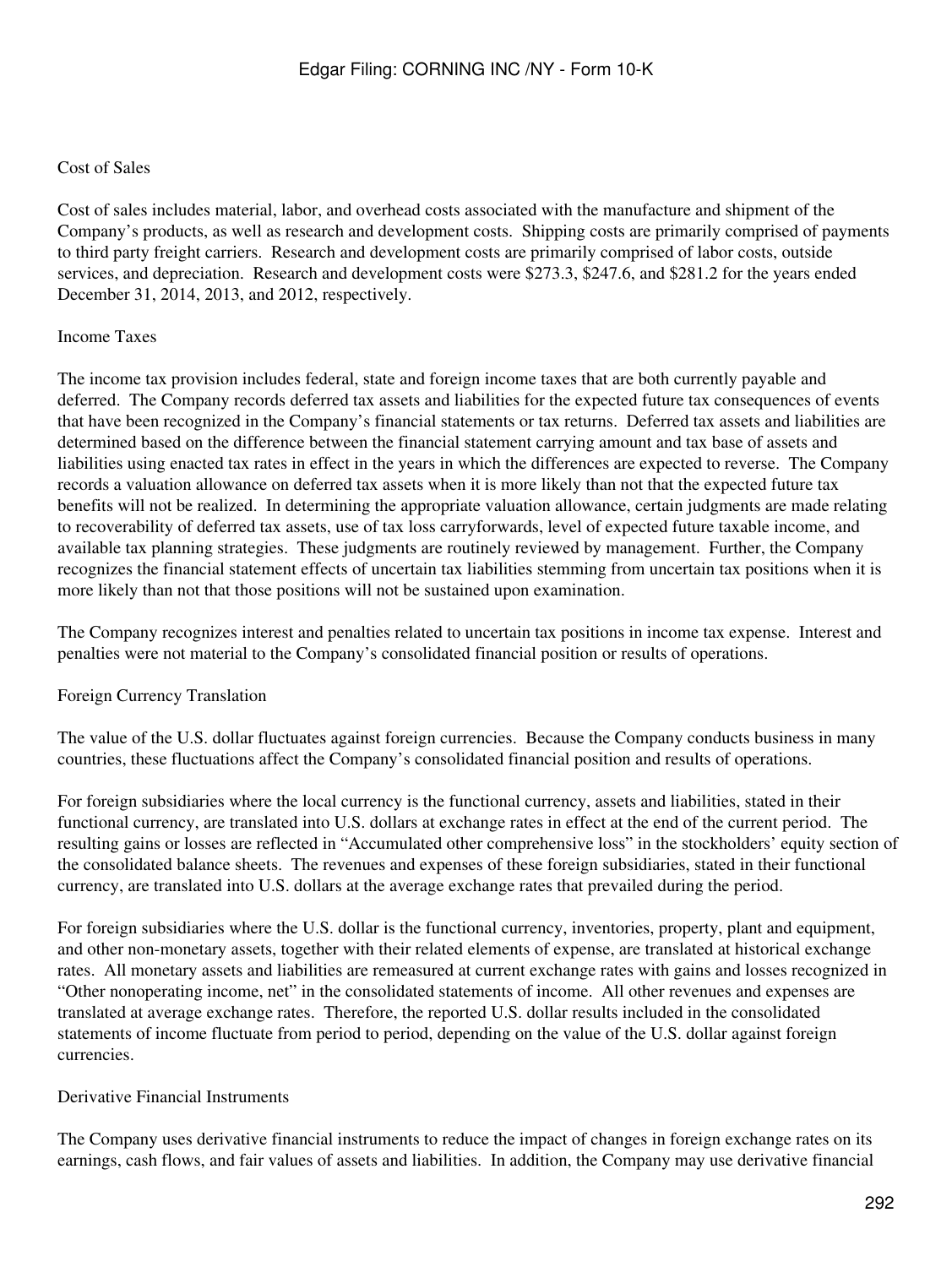### Cost of Sales

Cost of sales includes material, labor, and overhead costs associated with the manufacture and shipment of the Company's products, as well as research and development costs. Shipping costs are primarily comprised of payments to third party freight carriers. Research and development costs are primarily comprised of labor costs, outside services, and depreciation. Research and development costs were $273.3, $247.6, and $281.2 for the years ended December 31, 2014, 2013, and 2012, respectively.

### Income Taxes

The income tax provision includes federal, state and foreign income taxes that are both currently payable and deferred. The Company records deferred tax assets and liabilities for the expected future tax consequences of events that have been recognized in the Company's financial statements or tax returns. Deferred tax assets and liabilities are determined based on the difference between the financial statement carrying amount and tax base of assets and liabilities using enacted tax rates in effect in the years in which the differences are expected to reverse. The Company records a valuation allowance on deferred tax assets when it is more likely than not that the expected future tax benefits will not be realized. In determining the appropriate valuation allowance, certain judgments are made relating to recoverability of deferred tax assets, use of tax loss carryforwards, level of expected future taxable income, and available tax planning strategies. These judgments are routinely reviewed by management. Further, the Company recognizes the financial statement effects of uncertain tax liabilities stemming from uncertain tax positions when it is more likely than not that those positions will not be sustained upon examination.

The Company recognizes interest and penalties related to uncertain tax positions in income tax expense. Interest and penalties were not material to the Company's consolidated financial position or results of operations.

### Foreign Currency Translation

The value of the U.S. dollar fluctuates against foreign currencies. Because the Company conducts business in many countries, these fluctuations affect the Company's consolidated financial position and results of operations.

For foreign subsidiaries where the local currency is the functional currency, assets and liabilities, stated in their functional currency, are translated into U.S. dollars at exchange rates in effect at the end of the current period. The resulting gains or losses are reflected in "Accumulated other comprehensive loss" in the stockholders' equity section of the consolidated balance sheets. The revenues and expenses of these foreign subsidiaries, stated in their functional currency, are translated into U.S. dollars at the average exchange rates that prevailed during the period.

For foreign subsidiaries where the U.S. dollar is the functional currency, inventories, property, plant and equipment, and other non-monetary assets, together with their related elements of expense, are translated at historical exchange rates. All monetary assets and liabilities are remeasured at current exchange rates with gains and losses recognized in "Other nonoperating income, net" in the consolidated statements of income. All other revenues and expenses are translated at average exchange rates. Therefore, the reported U.S. dollar results included in the consolidated statements of income fluctuate from period to period, depending on the value of the U.S. dollar against foreign currencies.

### Derivative Financial Instruments

The Company uses derivative financial instruments to reduce the impact of changes in foreign exchange rates on its earnings, cash flows, and fair values of assets and liabilities. In addition, the Company may use derivative financial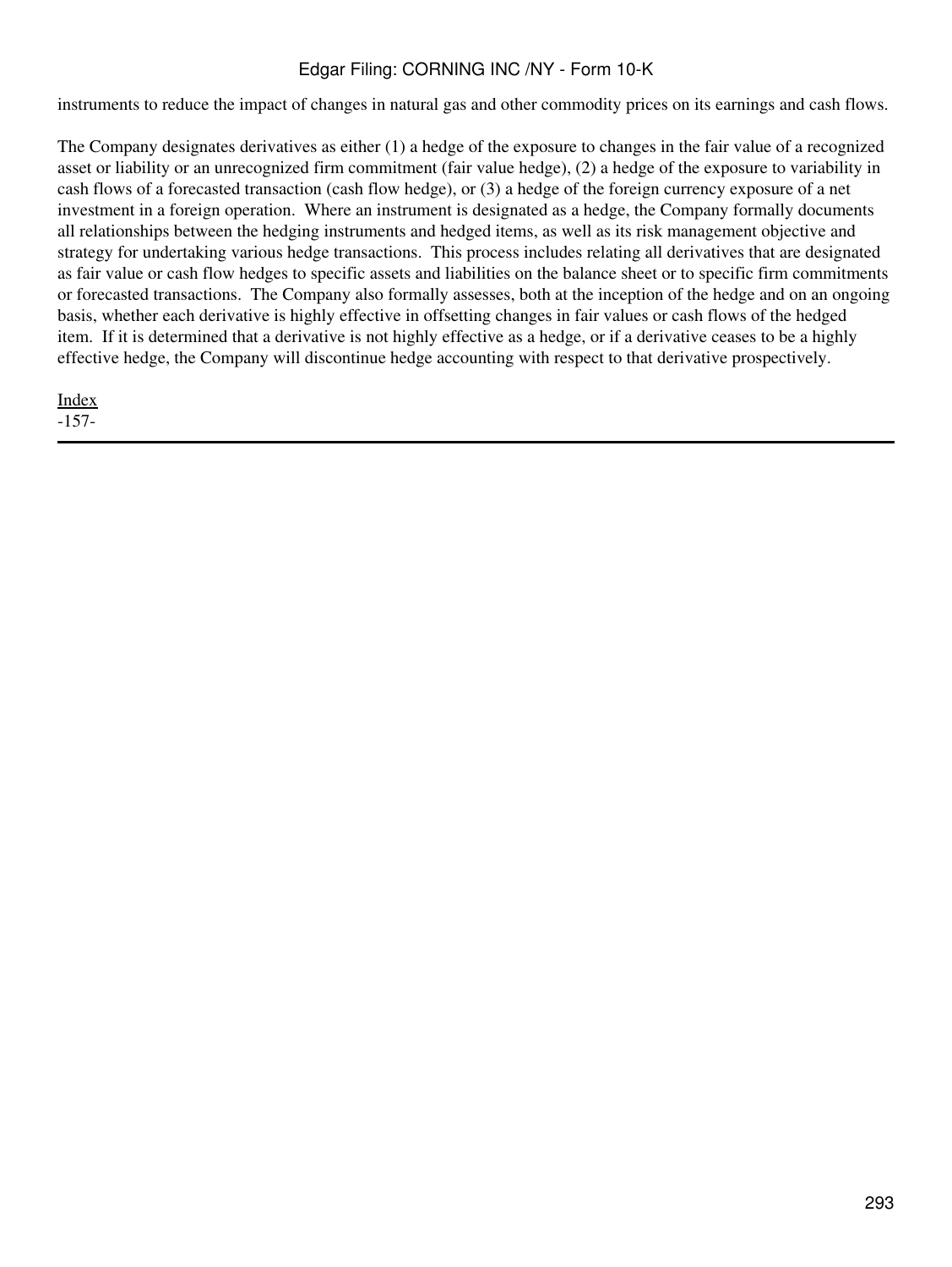instruments to reduce the impact of changes in natural gas and other commodity prices on its earnings and cash flows.

The Company designates derivatives as either (1) a hedge of the exposure to changes in the fair value of a recognized asset or liability or an unrecognized firm commitment (fair value hedge), (2) a hedge of the exposure to variability in cash flows of a forecasted transaction (cash flow hedge), or (3) a hedge of the foreign currency exposure of a net investment in a foreign operation. Where an instrument is designated as a hedge, the Company formally documents all relationships between the hedging instruments and hedged items, as well as its risk management objective and strategy for undertaking various hedge transactions. This process includes relating all derivatives that are designated as fair value or cash flow hedges to specific assets and liabilities on the balance sheet or to specific firm commitments or forecasted transactions. The Company also formally assesses, both at the inception of the hedge and on an ongoing basis, whether each derivative is highly effective in offsetting changes in fair values or cash flows of the hedged item. If it is determined that a derivative is not highly effective as a hedge, or if a derivative ceases to be a highly effective hedge, the Company will discontinue hedge accounting with respect to that derivative prospectively.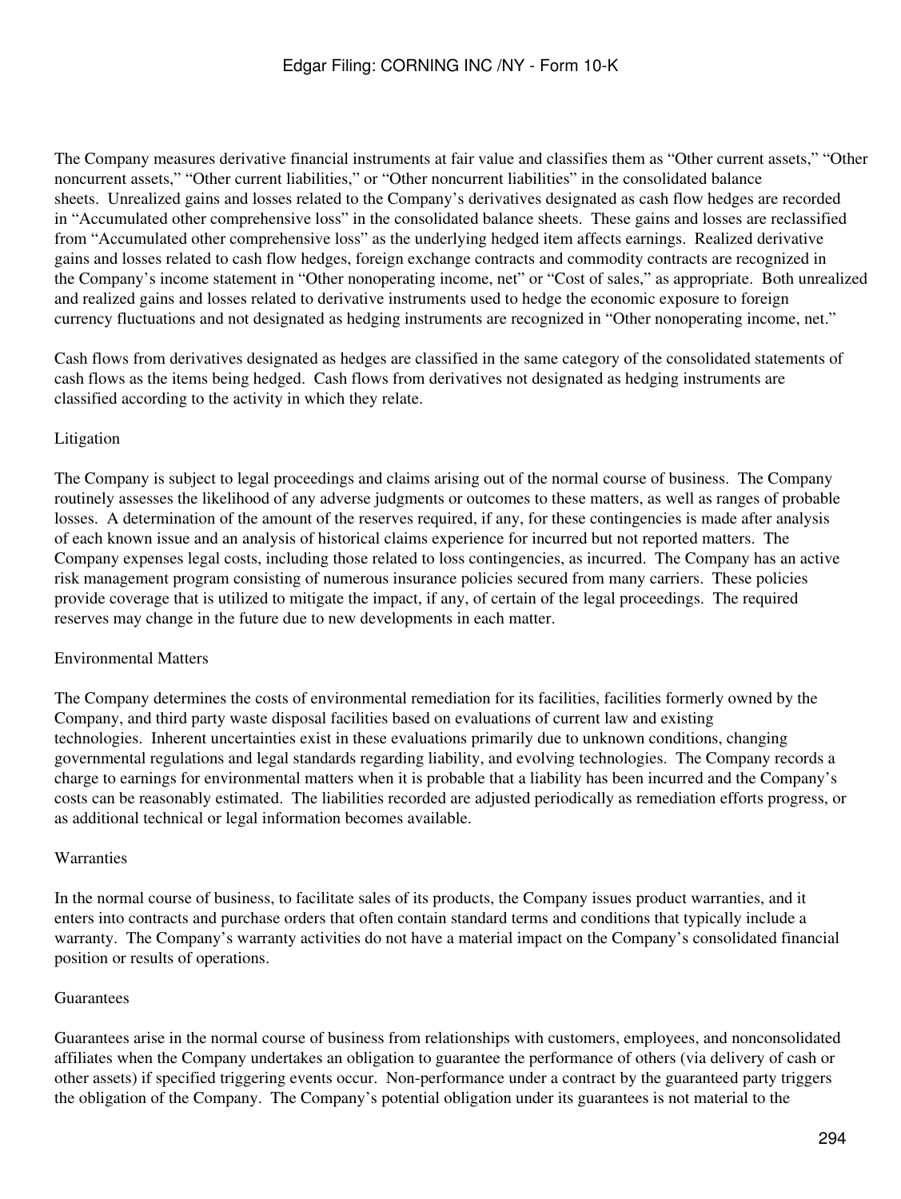The Company measures derivative financial instruments at fair value and classifies them as "Other current assets," "Other noncurrent assets," "Other current liabilities," or "Other noncurrent liabilities" in the consolidated balance sheets. Unrealized gains and losses related to the Company's derivatives designated as cash flow hedges are recorded in "Accumulated other comprehensive loss" in the consolidated balance sheets. These gains and losses are reclassified from "Accumulated other comprehensive loss" as the underlying hedged item affects earnings. Realized derivative gains and losses related to cash flow hedges, foreign exchange contracts and commodity contracts are recognized in the Company's income statement in "Other nonoperating income, net" or "Cost of sales," as appropriate. Both unrealized and realized gains and losses related to derivative instruments used to hedge the economic exposure to foreign currency fluctuations and not designated as hedging instruments are recognized in "Other nonoperating income, net."

Cash flows from derivatives designated as hedges are classified in the same category of the consolidated statements of cash flows as the items being hedged. Cash flows from derivatives not designated as hedging instruments are classified according to the activity in which they relate.

### Litigation

The Company is subject to legal proceedings and claims arising out of the normal course of business. The Company routinely assesses the likelihood of any adverse judgments or outcomes to these matters, as well as ranges of probable losses. A determination of the amount of the reserves required, if any, for these contingencies is made after analysis of each known issue and an analysis of historical claims experience for incurred but not reported matters. The Company expenses legal costs, including those related to loss contingencies, as incurred. The Company has an active risk management program consisting of numerous insurance policies secured from many carriers. These policies provide coverage that is utilized to mitigate the impact, if any, of certain of the legal proceedings. The required reserves may change in the future due to new developments in each matter.

### Environmental Matters

The Company determines the costs of environmental remediation for its facilities, facilities formerly owned by the Company, and third party waste disposal facilities based on evaluations of current law and existing technologies. Inherent uncertainties exist in these evaluations primarily due to unknown conditions, changing governmental regulations and legal standards regarding liability, and evolving technologies. The Company records a charge to earnings for environmental matters when it is probable that a liability has been incurred and the Company's costs can be reasonably estimated. The liabilities recorded are adjusted periodically as remediation efforts progress, or as additional technical or legal information becomes available.

### Warranties

In the normal course of business, to facilitate sales of its products, the Company issues product warranties, and it enters into contracts and purchase orders that often contain standard terms and conditions that typically include a warranty. The Company's warranty activities do not have a material impact on the Company's consolidated financial position or results of operations.

### Guarantees

Guarantees arise in the normal course of business from relationships with customers, employees, and nonconsolidated affiliates when the Company undertakes an obligation to guarantee the performance of others (via delivery of cash or other assets) if specified triggering events occur. Non-performance under a contract by the guaranteed party triggers the obligation of the Company. The Company's potential obligation under its guarantees is not material to the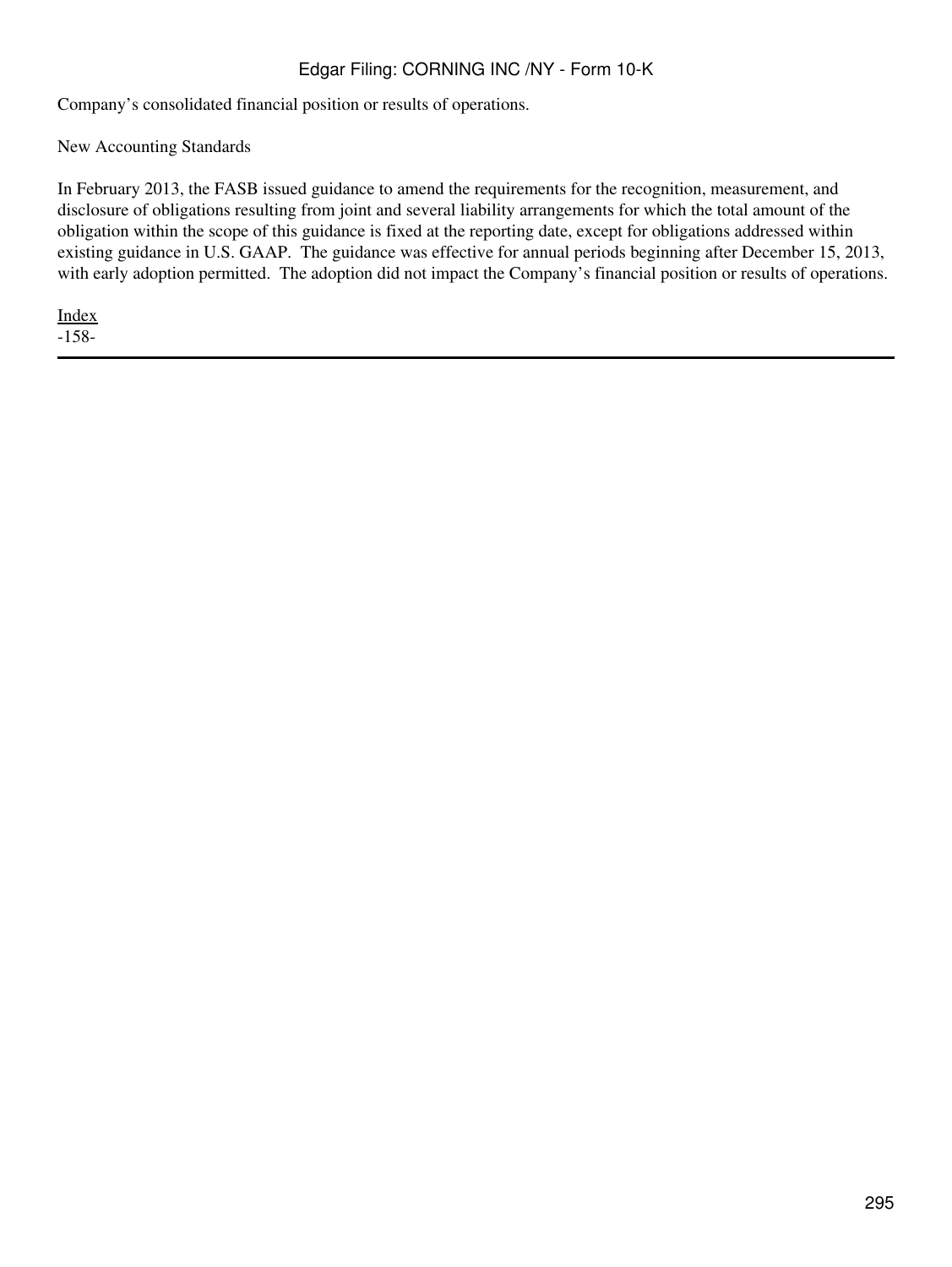Company’s consolidated financial position or results of operations.

New Accounting Standards

In February 2013, the FASB issued guidance to amend the requirements for the recognition, measurement, and disclosure of obligations resulting from joint and several liability arrangements for which the total amount of the obligation within the scope of this guidance is fixed at the reporting date, except for obligations addressed within existing guidance in U.S. GAAP. The guidance was effective for annual periods beginning after December 15, 2013, with early adoption permitted. The adoption did not impact the Company’s financial position or results of operations.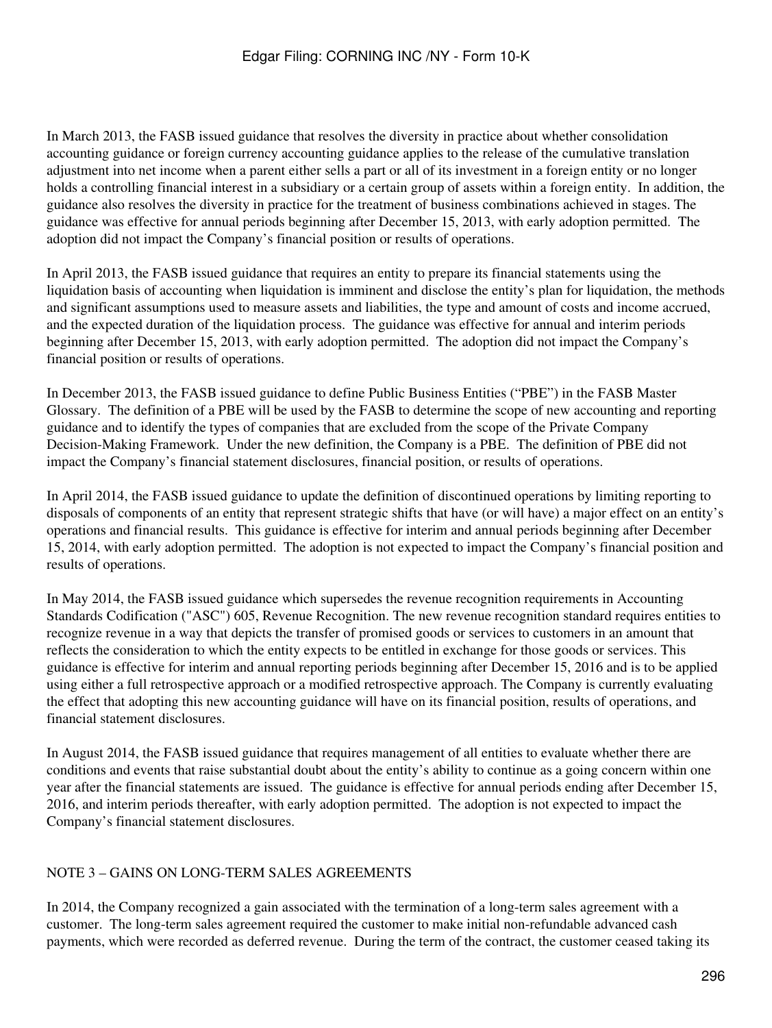In March 2013, the FASB issued guidance that resolves the diversity in practice about whether consolidation accounting guidance or foreign currency accounting guidance applies to the release of the cumulative translation adjustment into net income when a parent either sells a part or all of its investment in a foreign entity or no longer holds a controlling financial interest in a subsidiary or a certain group of assets within a foreign entity. In addition, the guidance also resolves the diversity in practice for the treatment of business combinations achieved in stages. The guidance was effective for annual periods beginning after December 15, 2013, with early adoption permitted. The adoption did not impact the Company's financial position or results of operations.

In April 2013, the FASB issued guidance that requires an entity to prepare its financial statements using the liquidation basis of accounting when liquidation is imminent and disclose the entity's plan for liquidation, the methods and significant assumptions used to measure assets and liabilities, the type and amount of costs and income accrued, and the expected duration of the liquidation process. The guidance was effective for annual and interim periods beginning after December 15, 2013, with early adoption permitted. The adoption did not impact the Company's financial position or results of operations.

In December 2013, the FASB issued guidance to define Public Business Entities ("PBE") in the FASB Master Glossary. The definition of a PBE will be used by the FASB to determine the scope of new accounting and reporting guidance and to identify the types of companies that are excluded from the scope of the Private Company Decision-Making Framework. Under the new definition, the Company is a PBE. The definition of PBE did not impact the Company's financial statement disclosures, financial position, or results of operations.

In April 2014, the FASB issued guidance to update the definition of discontinued operations by limiting reporting to disposals of components of an entity that represent strategic shifts that have (or will have) a major effect on an entity's operations and financial results. This guidance is effective for interim and annual periods beginning after December 15, 2014, with early adoption permitted. The adoption is not expected to impact the Company's financial position and results of operations.

In May 2014, the FASB issued guidance which supersedes the revenue recognition requirements in Accounting Standards Codification ("ASC") 605, Revenue Recognition. The new revenue recognition standard requires entities to recognize revenue in a way that depicts the transfer of promised goods or services to customers in an amount that reflects the consideration to which the entity expects to be entitled in exchange for those goods or services. This guidance is effective for interim and annual reporting periods beginning after December 15, 2016 and is to be applied using either a full retrospective approach or a modified retrospective approach. The Company is currently evaluating the effect that adopting this new accounting guidance will have on its financial position, results of operations, and financial statement disclosures.

In August 2014, the FASB issued guidance that requires management of all entities to evaluate whether there are conditions and events that raise substantial doubt about the entity's ability to continue as a going concern within one year after the financial statements are issued. The guidance is effective for annual periods ending after December 15, 2016, and interim periods thereafter, with early adoption permitted. The adoption is not expected to impact the Company's financial statement disclosures.

## NOTE 3 – GAINS ON LONG-TERM SALES AGREEMENTS

In 2014, the Company recognized a gain associated with the termination of a long-term sales agreement with a customer. The long-term sales agreement required the customer to make initial non-refundable advanced cash payments, which were recorded as deferred revenue. During the term of the contract, the customer ceased taking its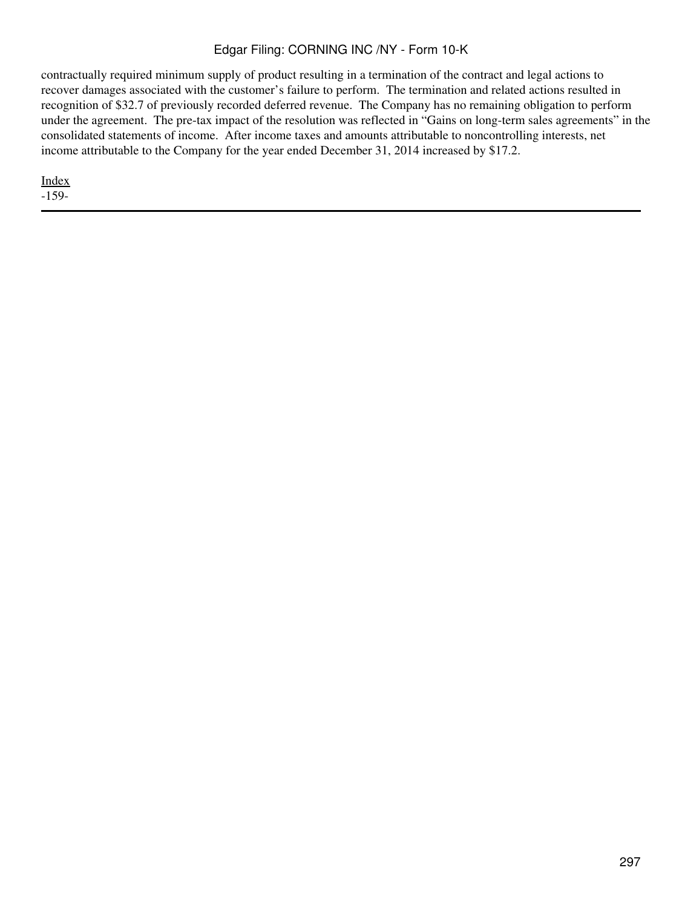contractually required minimum supply of product resulting in a termination of the contract and legal actions to recover damages associated with the customer's failure to perform. The termination and related actions resulted in recognition of $32.7 of previously recorded deferred revenue. The Company has no remaining obligation to perform under the agreement. The pre-tax impact of the resolution was reflected in "Gains on long-term sales agreements" in the consolidated statements of income. After income taxes and amounts attributable to noncontrolling interests, net income attributable to the Company for the year ended December 31, 2014 increased by $17.2.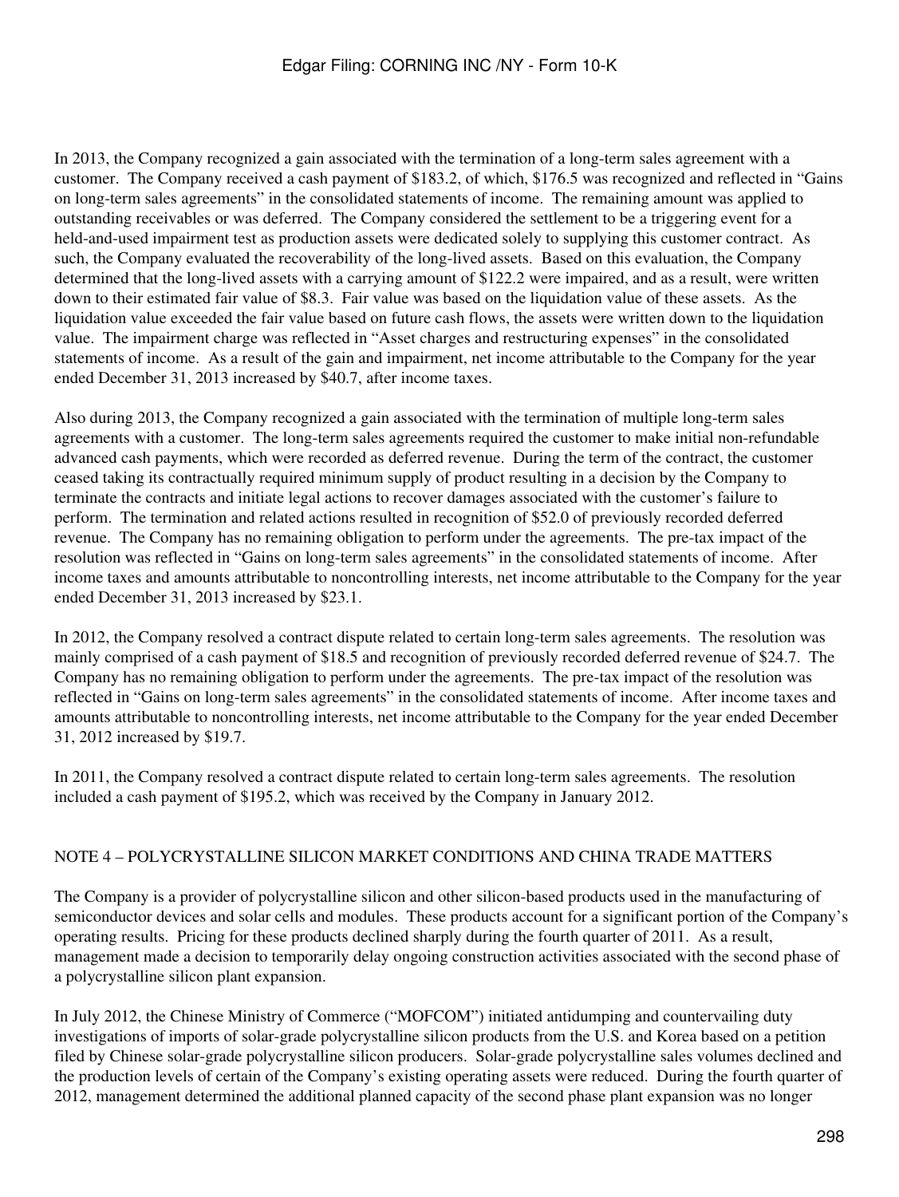In 2013, the Company recognized a gain associated with the termination of a long-term sales agreement with a customer. The Company received a cash payment of $183.2, of which, $176.5 was recognized and reflected in "Gains on long-term sales agreements" in the consolidated statements of income. The remaining amount was applied to outstanding receivables or was deferred. The Company considered the settlement to be a triggering event for a held-and-used impairment test as production assets were dedicated solely to supplying this customer contract. As such, the Company evaluated the recoverability of the long-lived assets. Based on this evaluation, the Company determined that the long-lived assets with a carrying amount of $122.2 were impaired, and as a result, were written down to their estimated fair value of $8.3. Fair value was based on the liquidation value of these assets. As the liquidation value exceeded the fair value based on future cash flows, the assets were written down to the liquidation value. The impairment charge was reflected in "Asset charges and restructuring expenses" in the consolidated statements of income. As a result of the gain and impairment, net income attributable to the Company for the year ended December 31, 2013 increased by $40.7, after income taxes.

Also during 2013, the Company recognized a gain associated with the termination of multiple long-term sales agreements with a customer. The long-term sales agreements required the customer to make initial non-refundable advanced cash payments, which were recorded as deferred revenue. During the term of the contract, the customer ceased taking its contractually required minimum supply of product resulting in a decision by the Company to terminate the contracts and initiate legal actions to recover damages associated with the customer's failure to perform. The termination and related actions resulted in recognition of $52.0 of previously recorded deferred revenue. The Company has no remaining obligation to perform under the agreements. The pre-tax impact of the resolution was reflected in "Gains on long-term sales agreements" in the consolidated statements of income. After income taxes and amounts attributable to noncontrolling interests, net income attributable to the Company for the year ended December 31, 2013 increased by $23.1.

In 2012, the Company resolved a contract dispute related to certain long-term sales agreements. The resolution was mainly comprised of a cash payment of $18.5 and recognition of previously recorded deferred revenue of $24.7. The Company has no remaining obligation to perform under the agreements. The pre-tax impact of the resolution was reflected in "Gains on long-term sales agreements" in the consolidated statements of income. After income taxes and amounts attributable to noncontrolling interests, net income attributable to the Company for the year ended December 31, 2012 increased by $19.7.

In 2011, the Company resolved a contract dispute related to certain long-term sales agreements. The resolution included a cash payment of $195.2, which was received by the Company in January 2012.

## NOTE 4 – POLYCRYSTALLINE SILICON MARKET CONDITIONS AND CHINA TRADE MATTERS

The Company is a provider of polycrystalline silicon and other silicon-based products used in the manufacturing of semiconductor devices and solar cells and modules. These products account for a significant portion of the Company's operating results. Pricing for these products declined sharply during the fourth quarter of 2011. As a result, management made a decision to temporarily delay ongoing construction activities associated with the second phase of a polycrystalline silicon plant expansion.

In July 2012, the Chinese Ministry of Commerce ("MOFCOM") initiated antidumping and countervailing duty investigations of imports of solar-grade polycrystalline silicon products from the U.S. and Korea based on a petition filed by Chinese solar-grade polycrystalline silicon producers. Solar-grade polycrystalline silicon sales volumes declined and the production levels of certain of the Company's existing operating assets were reduced. During the fourth quarter of 2012, management determined the additional planned capacity of the second phase plant expansion was no longer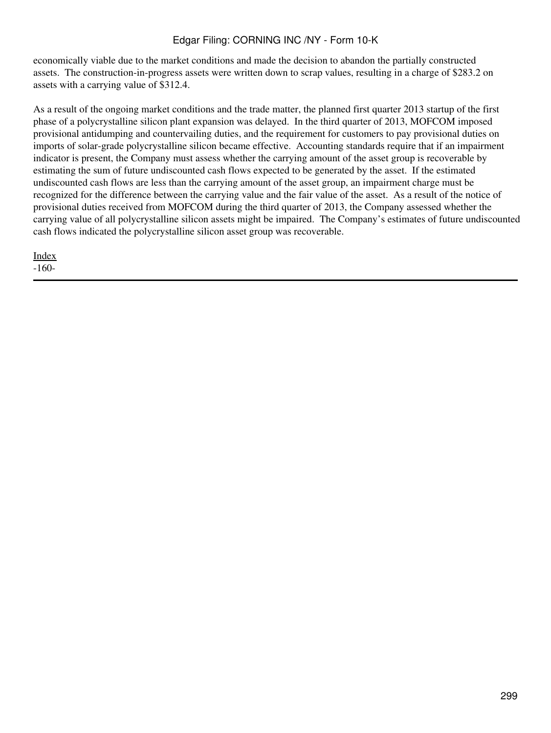economically viable due to the market conditions and made the decision to abandon the partially constructed assets. The construction-in-progress assets were written down to scrap values, resulting in a charge of $283.2 on assets with a carrying value of $312.4.

As a result of the ongoing market conditions and the trade matter, the planned first quarter 2013 startup of the first phase of a polycrystalline silicon plant expansion was delayed. In the third quarter of 2013, MOFCOM imposed provisional antidumping and countervailing duties, and the requirement for customers to pay provisional duties on imports of solar-grade polycrystalline silicon became effective. Accounting standards require that if an impairment indicator is present, the Company must assess whether the carrying amount of the asset group is recoverable by estimating the sum of future undiscounted cash flows expected to be generated by the asset. If the estimated undiscounted cash flows are less than the carrying amount of the asset group, an impairment charge must be recognized for the difference between the carrying value and the fair value of the asset. As a result of the notice of provisional duties received from MOFCOM during the third quarter of 2013, the Company assessed whether the carrying value of all polycrystalline silicon assets might be impaired. The Company's estimates of future undiscounted cash flows indicated the polycrystalline silicon asset group was recoverable.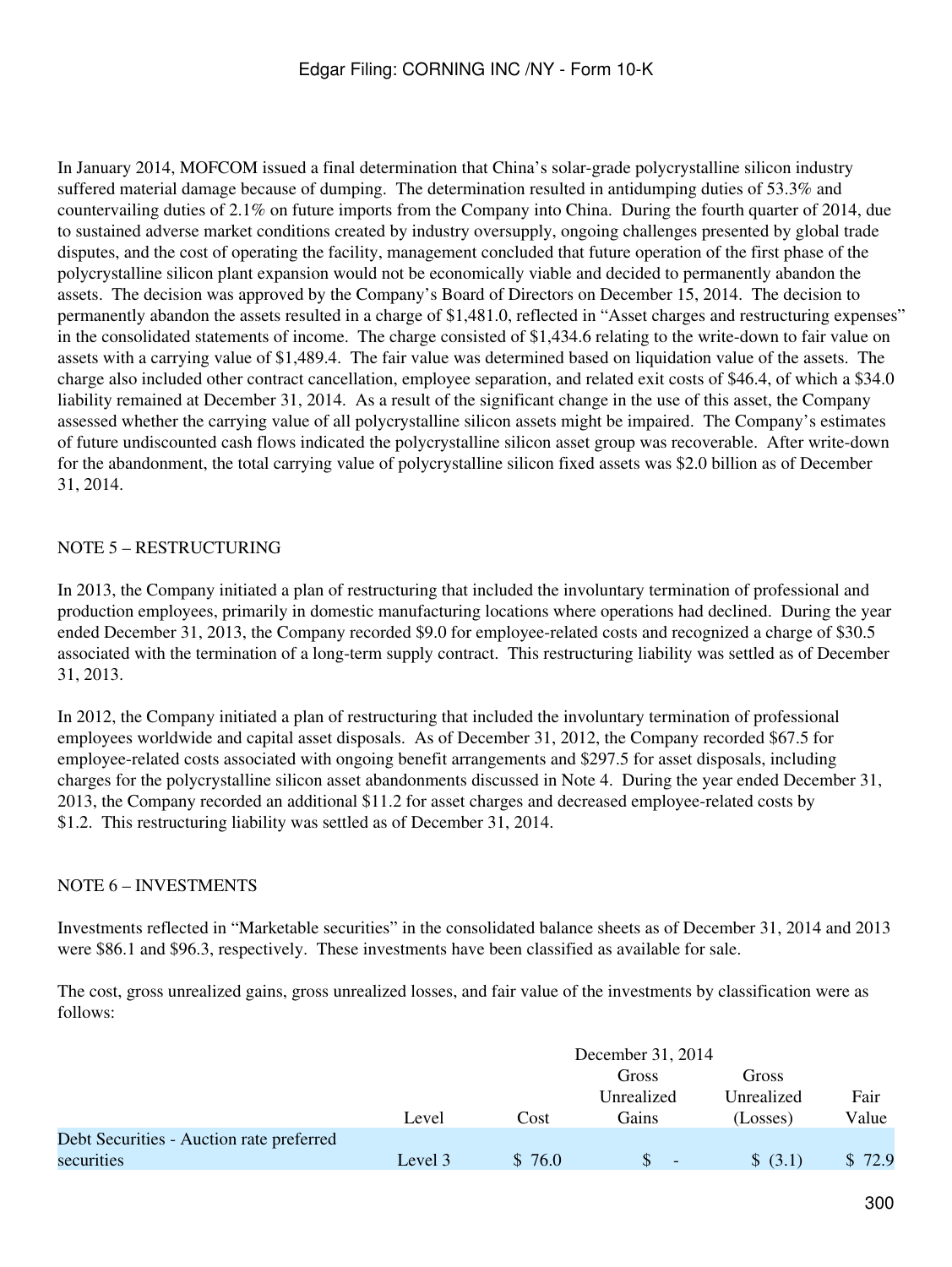In January 2014, MOFCOM issued a final determination that China's solar-grade polycrystalline silicon industry suffered material damage because of dumping. The determination resulted in antidumping duties of 53.3% and countervailing duties of 2.1% on future imports from the Company into China. During the fourth quarter of 2014, due to sustained adverse market conditions created by industry oversupply, ongoing challenges presented by global trade disputes, and the cost of operating the facility, management concluded that future operation of the first phase of the polycrystalline silicon plant expansion would not be economically viable and decided to permanently abandon the assets. The decision was approved by the Company's Board of Directors on December 15, 2014. The decision to permanently abandon the assets resulted in a charge of $1,481.0, reflected in "Asset charges and restructuring expenses" in the consolidated statements of income. The charge consisted of $1,434.6 relating to the write-down to fair value on assets with a carrying value of $1,489.4. The fair value was determined based on liquidation value of the assets. The charge also included other contract cancellation, employee separation, and related exit costs of $46.4, of which a $34.0 liability remained at December 31, 2014. As a result of the significant change in the use of this asset, the Company assessed whether the carrying value of all polycrystalline silicon assets might be impaired. The Company's estimates of future undiscounted cash flows indicated the polycrystalline silicon asset group was recoverable. After write-down for the abandonment, the total carrying value of polycrystalline silicon fixed assets was $2.0 billion as of December 31, 2014.

## NOTE 5 – RESTRUCTURING

In 2013, the Company initiated a plan of restructuring that included the involuntary termination of professional and production employees, primarily in domestic manufacturing locations where operations had declined. During the year ended December 31, 2013, the Company recorded $9.0 for employee-related costs and recognized a charge of $30.5 associated with the termination of a long-term supply contract. This restructuring liability was settled as of December 31, 2013.

In 2012, the Company initiated a plan of restructuring that included the involuntary termination of professional employees worldwide and capital asset disposals. As of December 31, 2012, the Company recorded $67.5 for employee-related costs associated with ongoing benefit arrangements and $297.5 for asset disposals, including charges for the polycrystalline silicon asset abandonments discussed in Note 4. During the year ended December 31, 2013, the Company recorded an additional $11.2 for asset charges and decreased employee-related costs by $1.2. This restructuring liability was settled as of December 31, 2014.

## NOTE 6 – INVESTMENTS

Investments reflected in "Marketable securities" in the consolidated balance sheets as of December 31, 2014 and 2013 were $86.1 and $96.3, respectively. These investments have been classified as available for sale.

The cost, gross unrealized gains, gross unrealized losses, and fair value of the investments by classification were as follows:

| | December 31, 2014 | | | | |
|---|---|---|---|---|---|
| | Level | Cost | Gross Unrealized Gains | Gross Unrealized (Losses) | Fair Value |
| Debt Securities - Auction rate preferred securities | Level 3 | $ 76.0 | $ - | $ (3.1) | $ 72.9 |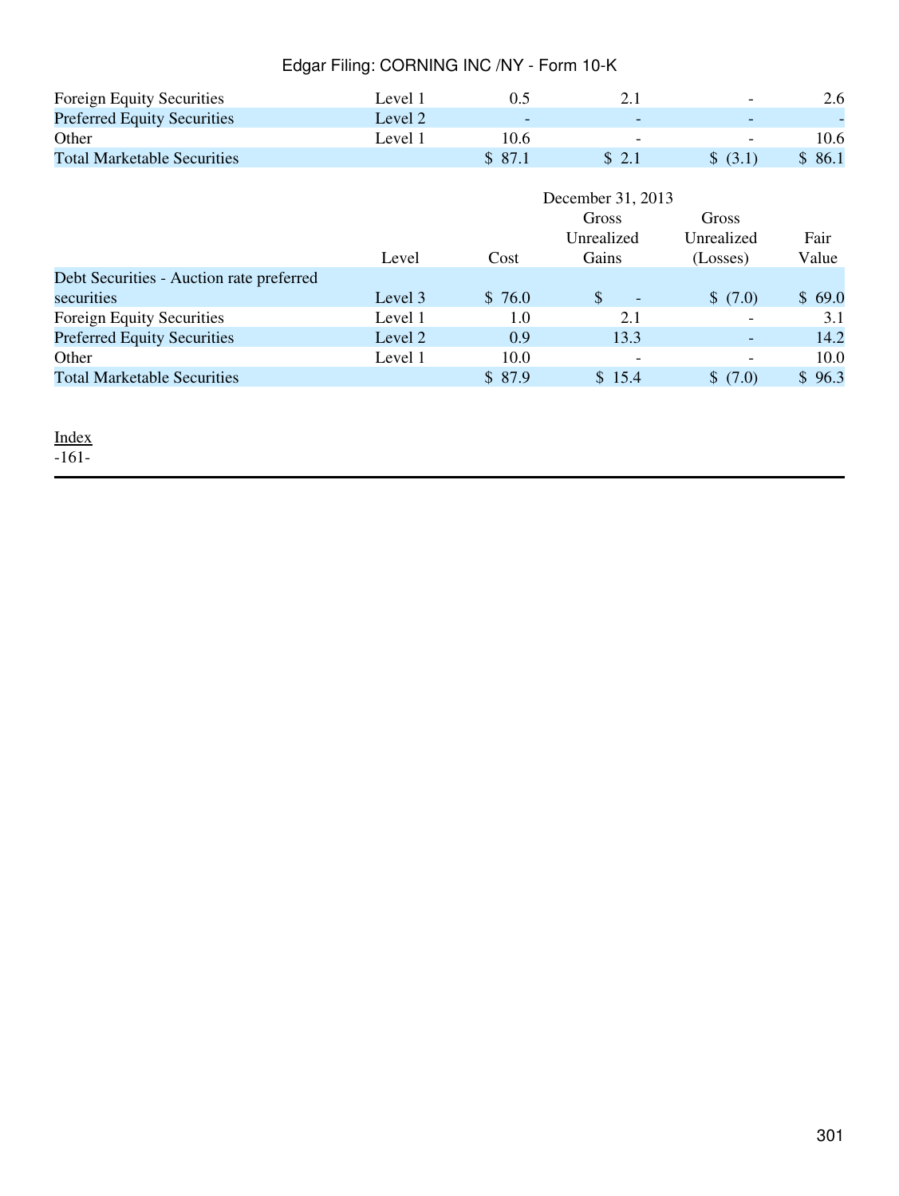| | | | | | |
|---|---|---|---|---|---|
| Foreign Equity Securities | Level 1 | 0.5 | 2.1 | - | 2.6 |
| Preferred Equity Securities | Level 2 | - | - | - | - |
| Other | Level 1 | 10.6 | - | - | 10.6 |
| Total Marketable Securities | | $ 87.1 | $ 2.1 | $ (3.1) | $ 86.1 |

| | | | December 31, 2013 | | |
|---|---|---|---|---|---|
| | Level | Cost | Gross Unrealized Gains | Gross Unrealized (Losses) | Fair Value |
| Debt Securities - Auction rate preferred securities | Level 3 | $ 76.0 | $ - | $ (7.0) | $ 69.0 |
| Foreign Equity Securities | Level 1 | 1.0 | 2.1 | - | 3.1 |
| Preferred Equity Securities | Level 2 | 0.9 | 13.3 | - | 14.2 |
| Other | Level 1 | 10.0 | - | - | 10.0 |
| Total Marketable Securities | | $ 87.9 | $ 15.4 | $ (7.0) | $ 96.3 |

Index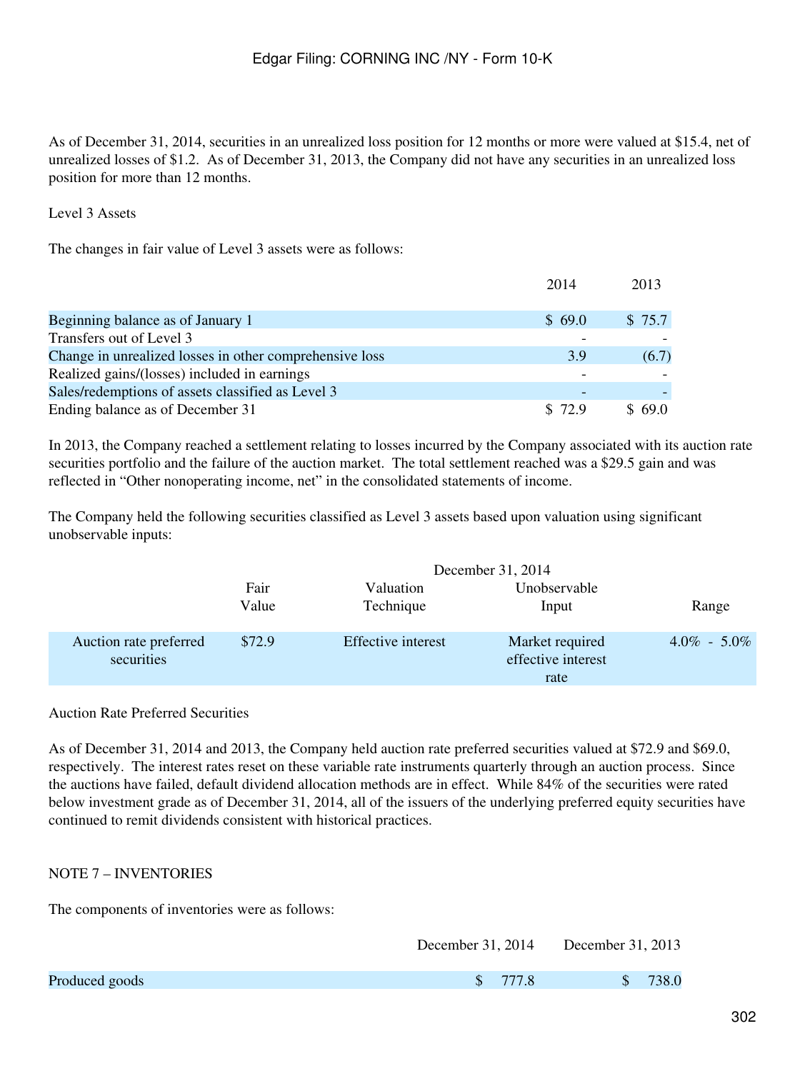As of December 31, 2014, securities in an unrealized loss position for 12 months or more were valued at $15.4, net of unrealized losses of $1.2. As of December 31, 2013, the Company did not have any securities in an unrealized loss position for more than 12 months.

Level 3 Assets

The changes in fair value of Level 3 assets were as follows:

| | 2014 | 2013 |
|---|---|---|
| Beginning balance as of January 1 | $ 69.0 | $ 75.7 |
| Transfers out of Level 3 | - | - |
| Change in unrealized losses in other comprehensive loss | 3.9 | (6.7) |
| Realized gains/(losses) included in earnings | - | - |
| Sales/redemptions of assets classified as Level 3 | - | - |
| Ending balance as of December 31 | $ 72.9 | $ 69.0 |

In 2013, the Company reached a settlement relating to losses incurred by the Company associated with its auction rate securities portfolio and the failure of the auction market. The total settlement reached was a $29.5 gain and was reflected in "Other nonoperating income, net" in the consolidated statements of income.

The Company held the following securities classified as Level 3 assets based upon valuation using significant unobservable inputs:

| | December 31, 2014 | | | |
|---|---|---|---|---|
| | Fair Value | Valuation Technique | Unobservable Input | Range |
| Auction rate preferred securities | $72.9 | Effective interest | Market required effective interest rate | 4.0% - 5.0% |

Auction Rate Preferred Securities

As of December 31, 2014 and 2013, the Company held auction rate preferred securities valued at $72.9 and $69.0, respectively. The interest rates reset on these variable rate instruments quarterly through an auction process. Since the auctions have failed, default dividend allocation methods are in effect. While 84% of the securities were rated below investment grade as of December 31, 2014, all of the issuers of the underlying preferred equity securities have continued to remit dividends consistent with historical practices.

NOTE 7 – INVENTORIES

The components of inventories were as follows:

| | December 31, 2014 | December 31, 2013 |
|---|---|---|
| Produced goods | $ 777.8 | $ 738.0 |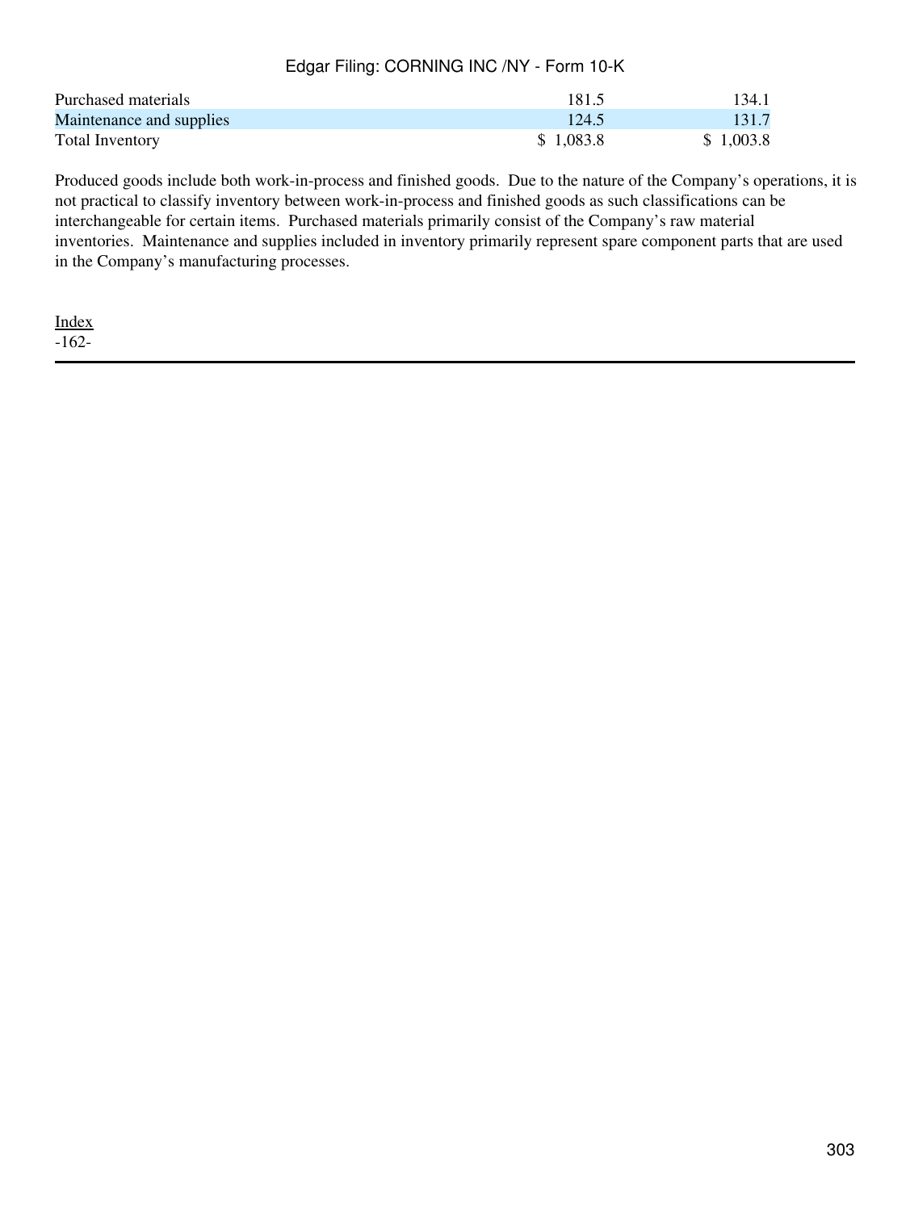| | | |
|---|---|---|
| Purchased materials | 181.5 | 134.1 |
| Maintenance and supplies | 124.5 | 131.7 |
| Total Inventory | $ 1,083.8 | $ 1,003.8 |

Produced goods include both work-in-process and finished goods. Due to the nature of the Company's operations, it is not practical to classify inventory between work-in-process and finished goods as such classifications can be interchangeable for certain items. Purchased materials primarily consist of the Company's raw material inventories. Maintenance and supplies included in inventory primarily represent spare component parts that are used in the Company's manufacturing processes.

Index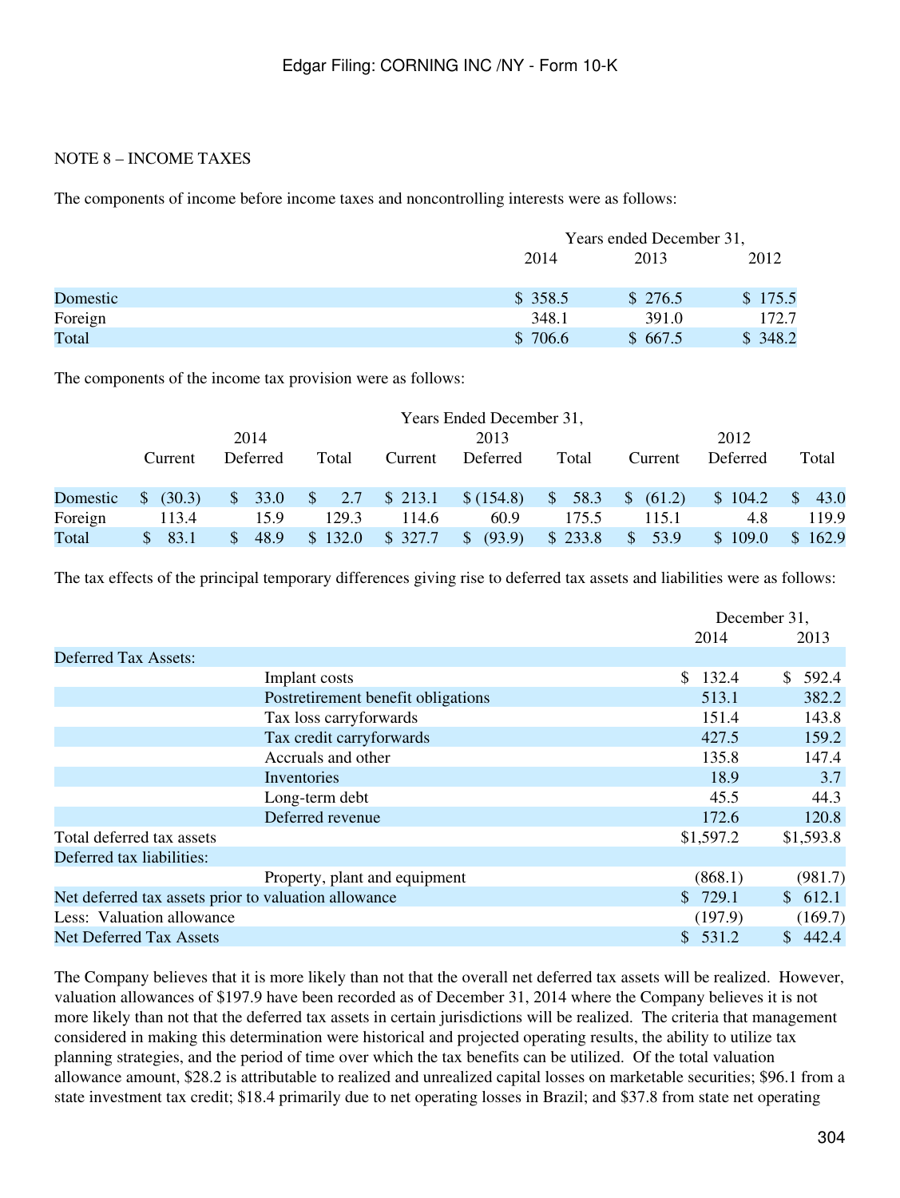NOTE 8 – INCOME TAXES

The components of income before income taxes and noncontrolling interests were as follows:

| | Years ended December 31, | | |
|---|---|---|---|
| | 2014 | 2013 | 2012 |
| Domestic | $ 358.5 | $ 276.5 | $ 175.5 |
| Foreign | 348.1 | 391.0 | 172.7 |
| Total | $ 706.6 | $ 667.5 | $ 348.2 |

The components of the income tax provision were as follows:

| | Years Ended December 31, | | | | | | | | |
|---|---|---|---|---|---|---|---|---|---|
| | 2014 | | | 2013 | | | 2012 | | |
| | Current | Deferred | Total | Current | Deferred | Total | Current | Deferred | Total |
| Domestic | $ (30.3) | $ 33.0 | $ 2.7 | $ 213.1 | $ (154.8) | $ 58.3 | $ (61.2) | $ 104.2 | $ 43.0 |
| Foreign | 113.4 | 15.9 | 129.3 | 114.6 | 60.9 | 175.5 | 115.1 | 4.8 | 119.9 |
| Total | $ 83.1 | $ 48.9 | $ 132.0 | $ 327.7 | $ (93.9) | $ 233.8 | $ 53.9 | $ 109.0 | $ 162.9 |

The tax effects of the principal temporary differences giving rise to deferred tax assets and liabilities were as follows:

| | December 31, | |
|---|---|---|
| | 2014 | 2013 |
| Deferred Tax Assets: | | |
| Implant costs | $ 132.4 | $ 592.4 |
| Postretirement benefit obligations | 513.1 | 382.2 |
| Tax loss carryforwards | 151.4 | 143.8 |
| Tax credit carryforwards | 427.5 | 159.2 |
| Accruals and other | 135.8 | 147.4 |
| Inventories | 18.9 | 3.7 |
| Long-term debt | 45.5 | 44.3 |
| Deferred revenue | 172.6 | 120.8 |
| Total deferred tax assets | $1,597.2 | $1,593.8 |
| Deferred tax liabilities: | | |
| Property, plant and equipment | (868.1) | (981.7) |
| Net deferred tax assets prior to valuation allowance | $ 729.1 | $ 612.1 |
| Less: Valuation allowance | (197.9) | (169.7) |
| Net Deferred Tax Assets | $ 531.2 | $ 442.4 |

The Company believes that it is more likely than not that the overall net deferred tax assets will be realized. However, valuation allowances of $197.9 have been recorded as of December 31, 2014 where the Company believes it is not more likely than not that the deferred tax assets in certain jurisdictions will be realized. The criteria that management considered in making this determination were historical and projected operating results, the ability to utilize tax planning strategies, and the period of time over which the tax benefits can be utilized. Of the total valuation allowance amount, $28.2 is attributable to realized and unrealized capital losses on marketable securities; $96.1 from a state investment tax credit; $18.4 primarily due to net operating losses in Brazil; and $37.8 from state net operating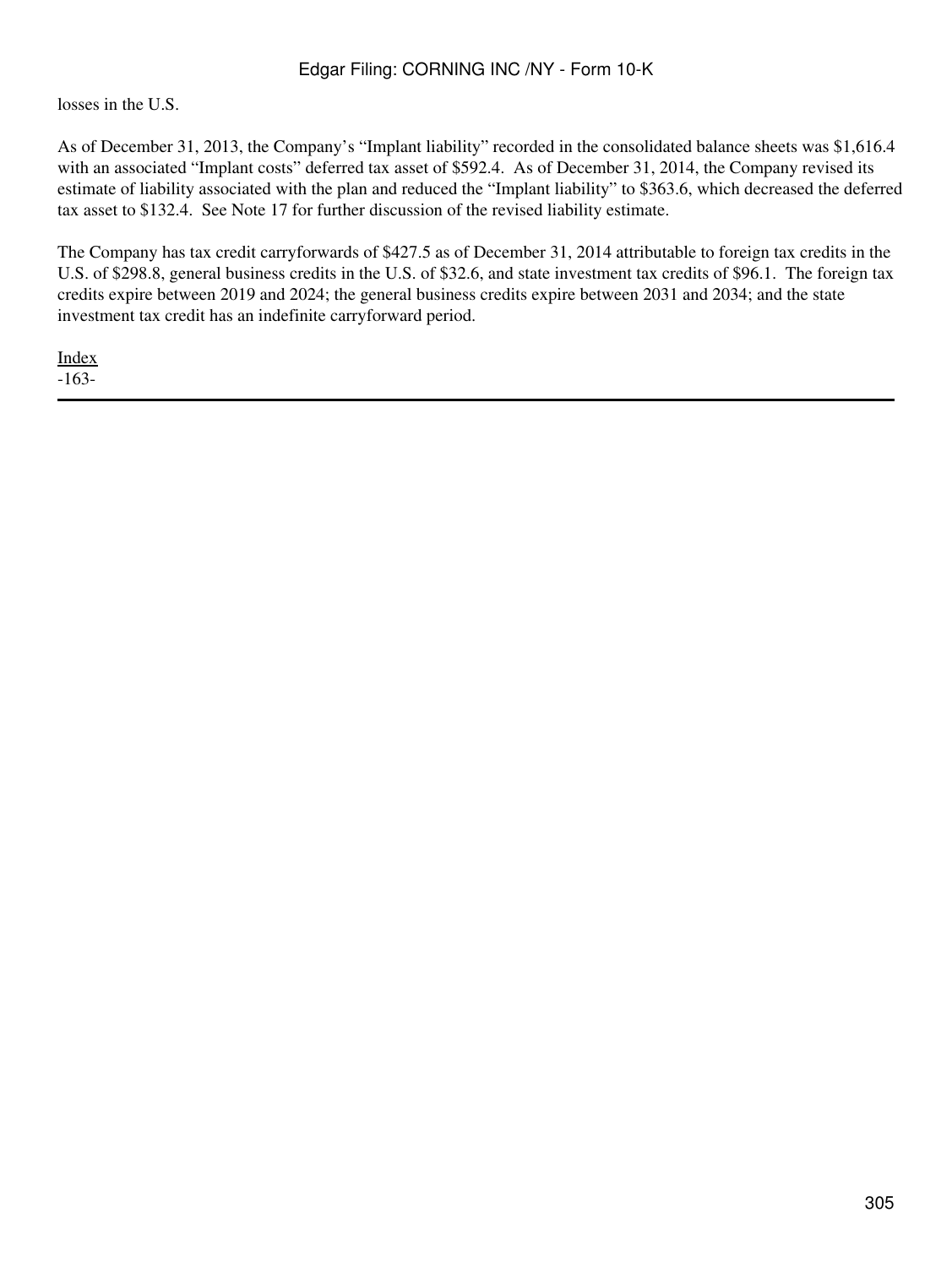losses in the U.S.

As of December 31, 2013, the Company's "Implant liability" recorded in the consolidated balance sheets was $1,616.4 with an associated "Implant costs" deferred tax asset of $592.4. As of December 31, 2014, the Company revised its estimate of liability associated with the plan and reduced the "Implant liability" to $363.6, which decreased the deferred tax asset to $132.4. See Note 17 for further discussion of the revised liability estimate.

The Company has tax credit carryforwards of $427.5 as of December 31, 2014 attributable to foreign tax credits in the U.S. of $298.8, general business credits in the U.S. of $32.6, and state investment tax credits of $96.1. The foreign tax credits expire between 2019 and 2024; the general business credits expire between 2031 and 2034; and the state investment tax credit has an indefinite carryforward period.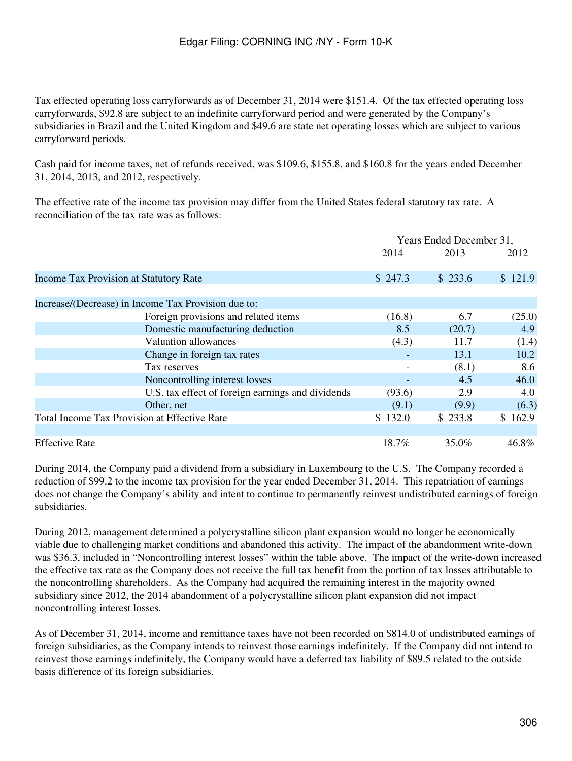Tax effected operating loss carryforwards as of December 31, 2014 were $151.4. Of the tax effected operating loss carryforwards, $92.8 are subject to an indefinite carryforward period and were generated by the Company's subsidiaries in Brazil and the United Kingdom and $49.6 are state net operating losses which are subject to various carryforward periods.

Cash paid for income taxes, net of refunds received, was $109.6, $155.8, and $160.8 for the years ended December 31, 2014, 2013, and 2012, respectively.

The effective rate of the income tax provision may differ from the United States federal statutory tax rate. A reconciliation of the tax rate was as follows:

| | Years Ended December 31, | | |
|---|---|---|---|
| | 2014 | 2013 | 2012 |
| Income Tax Provision at Statutory Rate | $ 247.3 | $ 233.6 | $ 121.9 |
| Increase/(Decrease) in Income Tax Provision due to: | | | |
| Foreign provisions and related items | (16.8) | 6.7 | (25.0) |
| Domestic manufacturing deduction | 8.5 | (20.7) | 4.9 |
| Valuation allowances | (4.3) | 11.7 | (1.4) |
| Change in foreign tax rates | - | 13.1 | 10.2 |
| Tax reserves | - | (8.1) | 8.6 |
| Noncontrolling interest losses | - | 4.5 | 46.0 |
| U.S. tax effect of foreign earnings and dividends | (93.6) | 2.9 | 4.0 |
| Other, net | (9.1) | (9.9) | (6.3) |
| Total Income Tax Provision at Effective Rate | $ 132.0 | $ 233.8 | $ 162.9 |
| Effective Rate | 18.7% | 35.0% | 46.8% |

During 2014, the Company paid a dividend from a subsidiary in Luxembourg to the U.S. The Company recorded a reduction of $99.2 to the income tax provision for the year ended December 31, 2014. This repatriation of earnings does not change the Company's ability and intent to continue to permanently reinvest undistributed earnings of foreign subsidiaries.

During 2012, management determined a polycrystalline silicon plant expansion would no longer be economically viable due to challenging market conditions and abandoned this activity. The impact of the abandonment write-down was $36.3, included in "Noncontrolling interest losses" within the table above. The impact of the write-down increased the effective tax rate as the Company does not receive the full tax benefit from the portion of tax losses attributable to the noncontrolling shareholders. As the Company had acquired the remaining interest in the majority owned subsidiary since 2012, the 2014 abandonment of a polycrystalline silicon plant expansion did not impact noncontrolling interest losses.

As of December 31, 2014, income and remittance taxes have not been recorded on $814.0 of undistributed earnings of foreign subsidiaries, as the Company intends to reinvest those earnings indefinitely. If the Company did not intend to reinvest those earnings indefinitely, the Company would have a deferred tax liability of $89.5 related to the outside basis difference of its foreign subsidiaries.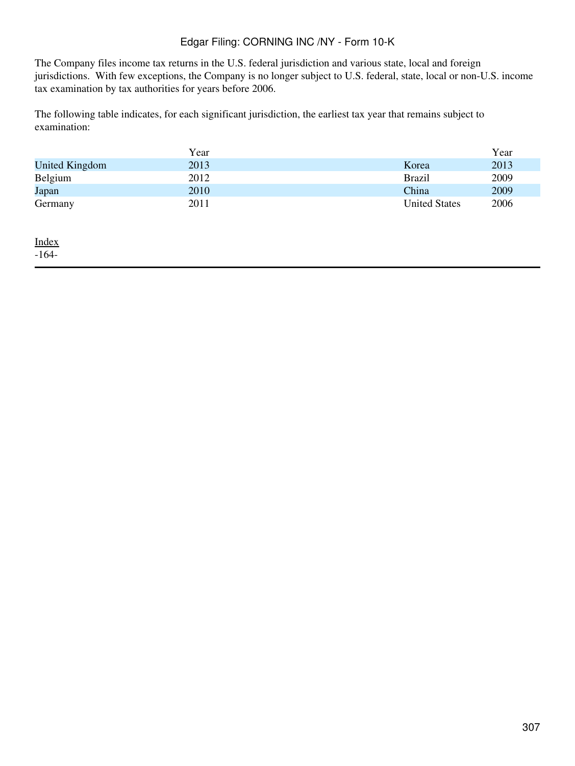The Company files income tax returns in the U.S. federal jurisdiction and various state, local and foreign jurisdictions. With few exceptions, the Company is no longer subject to U.S. federal, state, local or non-U.S. income tax examination by tax authorities for years before 2006.

The following table indicates, for each significant jurisdiction, the earliest tax year that remains subject to examination:

| | Year | | Year |
|---|---|---|---|
| United Kingdom | 2013 | Korea | 2013 |
| Belgium | 2012 | Brazil | 2009 |
| Japan | 2010 | China | 2009 |
| Germany | 2011 | United States | 2006 |

Index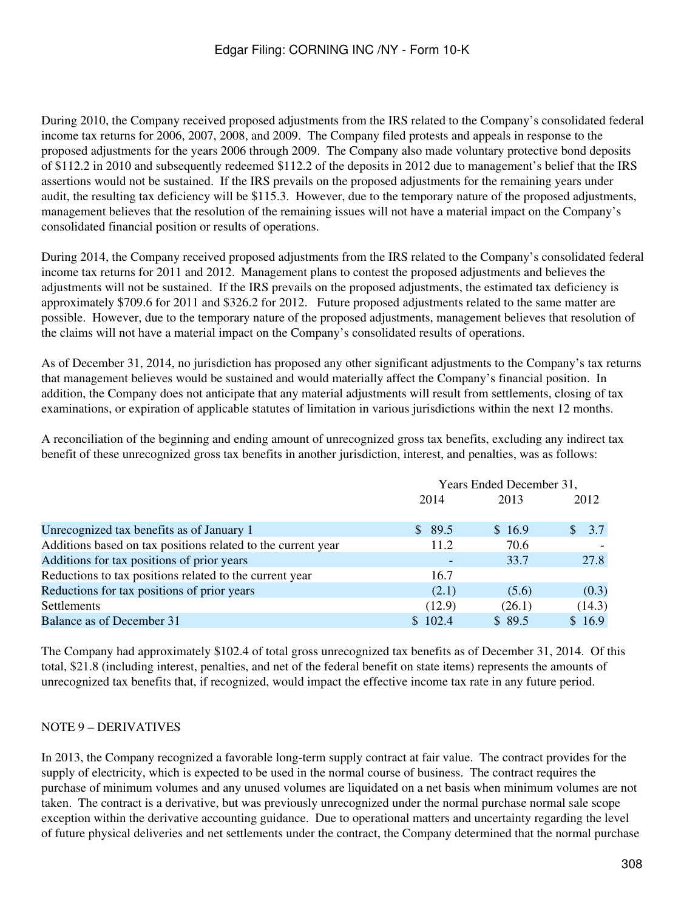During 2010, the Company received proposed adjustments from the IRS related to the Company's consolidated federal income tax returns for 2006, 2007, 2008, and 2009. The Company filed protests and appeals in response to the proposed adjustments for the years 2006 through 2009. The Company also made voluntary protective bond deposits of $112.2 in 2010 and subsequently redeemed $112.2 of the deposits in 2012 due to management's belief that the IRS assertions would not be sustained. If the IRS prevails on the proposed adjustments for the remaining years under audit, the resulting tax deficiency will be $115.3. However, due to the temporary nature of the proposed adjustments, management believes that the resolution of the remaining issues will not have a material impact on the Company's consolidated financial position or results of operations.

During 2014, the Company received proposed adjustments from the IRS related to the Company's consolidated federal income tax returns for 2011 and 2012. Management plans to contest the proposed adjustments and believes the adjustments will not be sustained. If the IRS prevails on the proposed adjustments, the estimated tax deficiency is approximately $709.6 for 2011 and $326.2 for 2012. Future proposed adjustments related to the same matter are possible. However, due to the temporary nature of the proposed adjustments, management believes that resolution of the claims will not have a material impact on the Company's consolidated results of operations.

As of December 31, 2014, no jurisdiction has proposed any other significant adjustments to the Company's tax returns that management believes would be sustained and would materially affect the Company's financial position. In addition, the Company does not anticipate that any material adjustments will result from settlements, closing of tax examinations, or expiration of applicable statutes of limitation in various jurisdictions within the next 12 months.

A reconciliation of the beginning and ending amount of unrecognized gross tax benefits, excluding any indirect tax benefit of these unrecognized gross tax benefits in another jurisdiction, interest, and penalties, was as follows:

| | Years Ended December 31, | | |
|---|---|---|---|
| | 2014 | 2013 | 2012 |
| Unrecognized tax benefits as of January 1 | $ 89.5 | $ 16.9 | $ 3.7 |
| Additions based on tax positions related to the current year | 11.2 | 70.6 | - |
| Additions for tax positions of prior years | - | 33.7 | 27.8 |
| Reductions to tax positions related to the current year | 16.7 | | |
| Reductions for tax positions of prior years | (2.1) | (5.6) | (0.3) |
| Settlements | (12.9) | (26.1) | (14.3) |
| Balance as of December 31 | $ 102.4 | $ 89.5 | $ 16.9 |

The Company had approximately $102.4 of total gross unrecognized tax benefits as of December 31, 2014. Of this total, $21.8 (including interest, penalties, and net of the federal benefit on state items) represents the amounts of unrecognized tax benefits that, if recognized, would impact the effective income tax rate in any future period.

NOTE 9 – DERIVATIVES

In 2013, the Company recognized a favorable long-term supply contract at fair value. The contract provides for the supply of electricity, which is expected to be used in the normal course of business. The contract requires the purchase of minimum volumes and any unused volumes are liquidated on a net basis when minimum volumes are not taken. The contract is a derivative, but was previously unrecognized under the normal purchase normal sale scope exception within the derivative accounting guidance. Due to operational matters and uncertainty regarding the level of future physical deliveries and net settlements under the contract, the Company determined that the normal purchase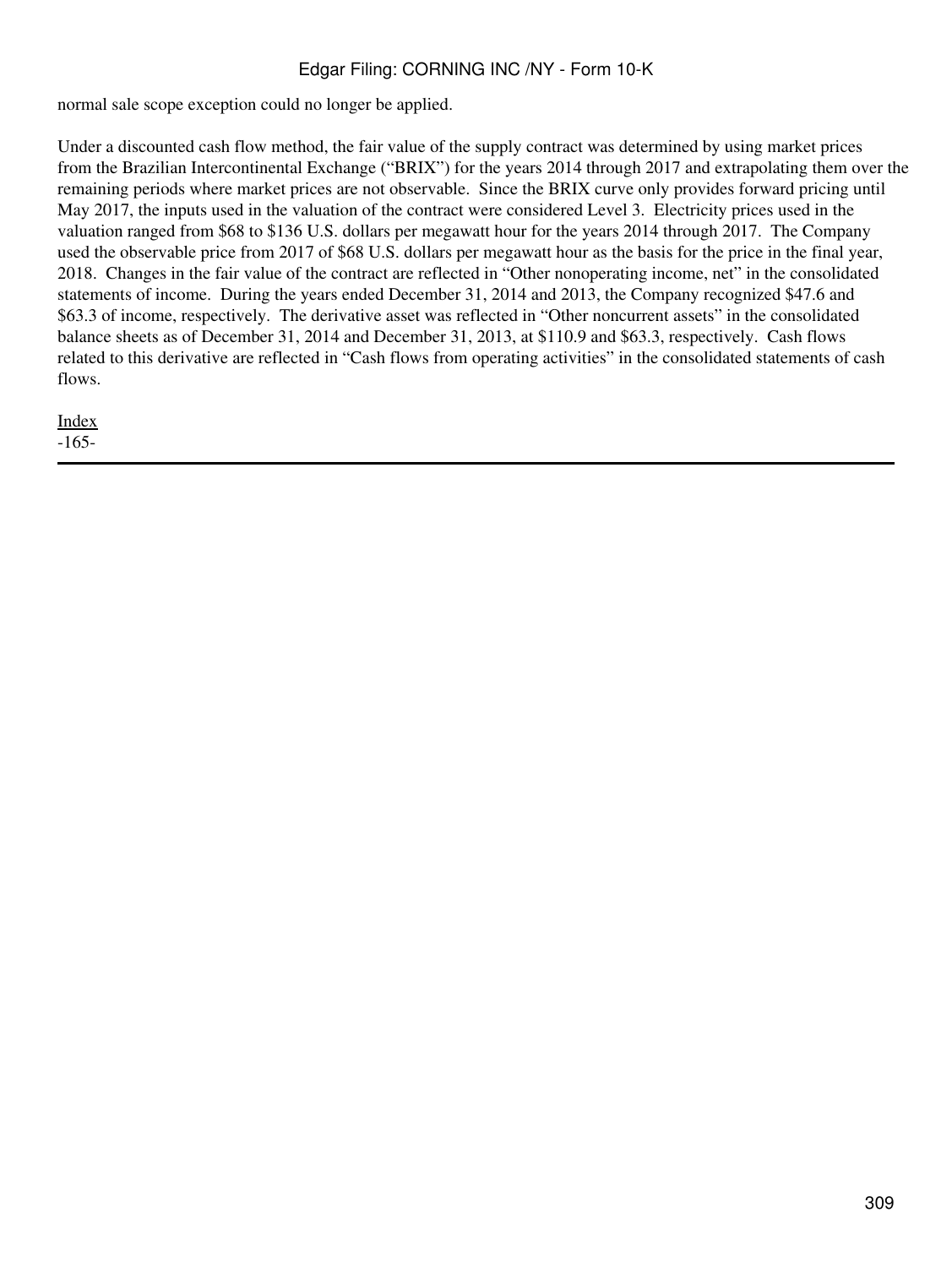normal sale scope exception could no longer be applied.

Under a discounted cash flow method, the fair value of the supply contract was determined by using market prices from the Brazilian Intercontinental Exchange ("BRIX") for the years 2014 through 2017 and extrapolating them over the remaining periods where market prices are not observable. Since the BRIX curve only provides forward pricing until May 2017, the inputs used in the valuation of the contract were considered Level 3. Electricity prices used in the valuation ranged from $68 to $136 U.S. dollars per megawatt hour for the years 2014 through 2017. The Company used the observable price from 2017 of $68 U.S. dollars per megawatt hour as the basis for the price in the final year, 2018. Changes in the fair value of the contract are reflected in "Other nonoperating income, net" in the consolidated statements of income. During the years ended December 31, 2014 and 2013, the Company recognized $47.6 and $63.3 of income, respectively. The derivative asset was reflected in "Other noncurrent assets" in the consolidated balance sheets as of December 31, 2014 and December 31, 2013, at $110.9 and $63.3, respectively. Cash flows related to this derivative are reflected in "Cash flows from operating activities" in the consolidated statements of cash flows.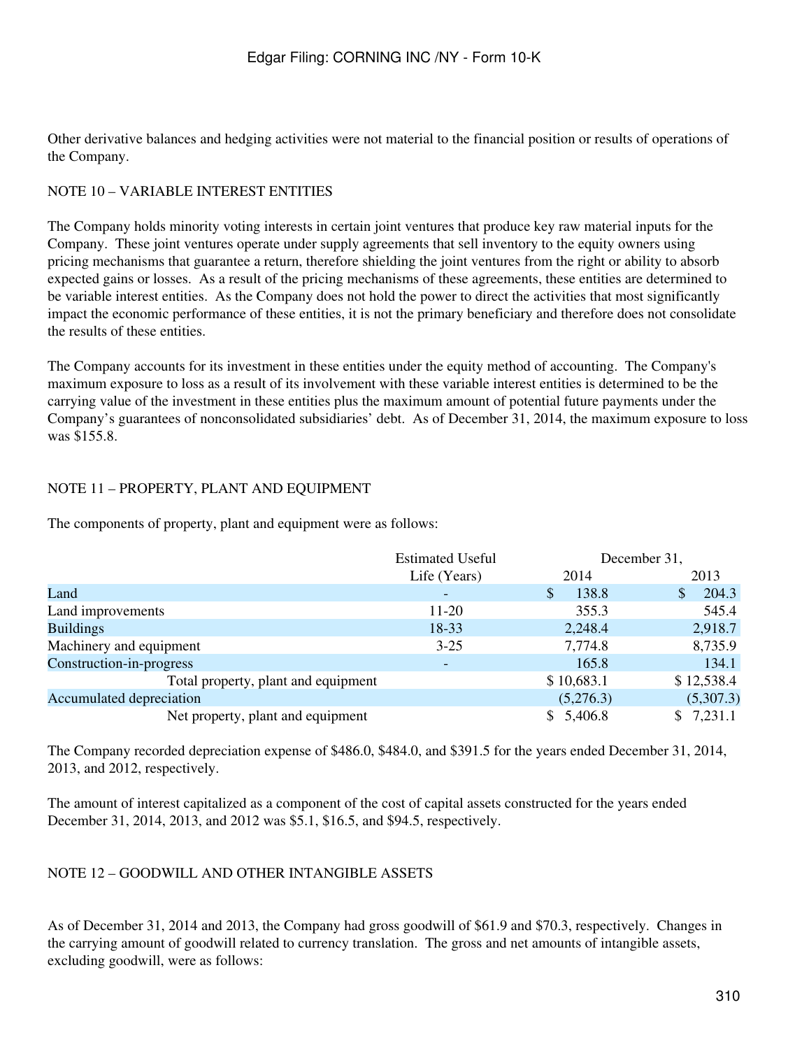Other derivative balances and hedging activities were not material to the financial position or results of operations of the Company.

## NOTE 10 – VARIABLE INTEREST ENTITIES

The Company holds minority voting interests in certain joint ventures that produce key raw material inputs for the Company. These joint ventures operate under supply agreements that sell inventory to the equity owners using pricing mechanisms that guarantee a return, therefore shielding the joint ventures from the right or ability to absorb expected gains or losses. As a result of the pricing mechanisms of these agreements, these entities are determined to be variable interest entities. As the Company does not hold the power to direct the activities that most significantly impact the economic performance of these entities, it is not the primary beneficiary and therefore does not consolidate the results of these entities.

The Company accounts for its investment in these entities under the equity method of accounting. The Company's maximum exposure to loss as a result of its involvement with these variable interest entities is determined to be the carrying value of the investment in these entities plus the maximum amount of potential future payments under the Company's guarantees of nonconsolidated subsidiaries' debt. As of December 31, 2014, the maximum exposure to loss was $155.8.

## NOTE 11 – PROPERTY, PLANT AND EQUIPMENT

The components of property, plant and equipment were as follows:

| | Estimated Useful Life (Years) | December 31, 2014 | December 31, 2013 |
|---|---|---|---|
| Land | - | $ 138.8 | $ 204.3 |
| Land improvements | 11-20 | 355.3 | 545.4 |
| Buildings | 18-33 | 2,248.4 | 2,918.7 |
| Machinery and equipment | 3-25 | 7,774.8 | 8,735.9 |
| Construction-in-progress | - | 165.8 | 134.1 |
| Total property, plant and equipment | | $ 10,683.1 | $ 12,538.4 |
| Accumulated depreciation | | (5,276.3) | (5,307.3) |
| Net property, plant and equipment | | $ 5,406.8 | $ 7,231.1 |

The Company recorded depreciation expense of $486.0, $484.0, and $391.5 for the years ended December 31, 2014, 2013, and 2012, respectively.

The amount of interest capitalized as a component of the cost of capital assets constructed for the years ended December 31, 2014, 2013, and 2012 was $5.1, $16.5, and $94.5, respectively.

## NOTE 12 – GOODWILL AND OTHER INTANGIBLE ASSETS

As of December 31, 2014 and 2013, the Company had gross goodwill of $61.9 and $70.3, respectively. Changes in the carrying amount of goodwill related to currency translation. The gross and net amounts of intangible assets, excluding goodwill, were as follows: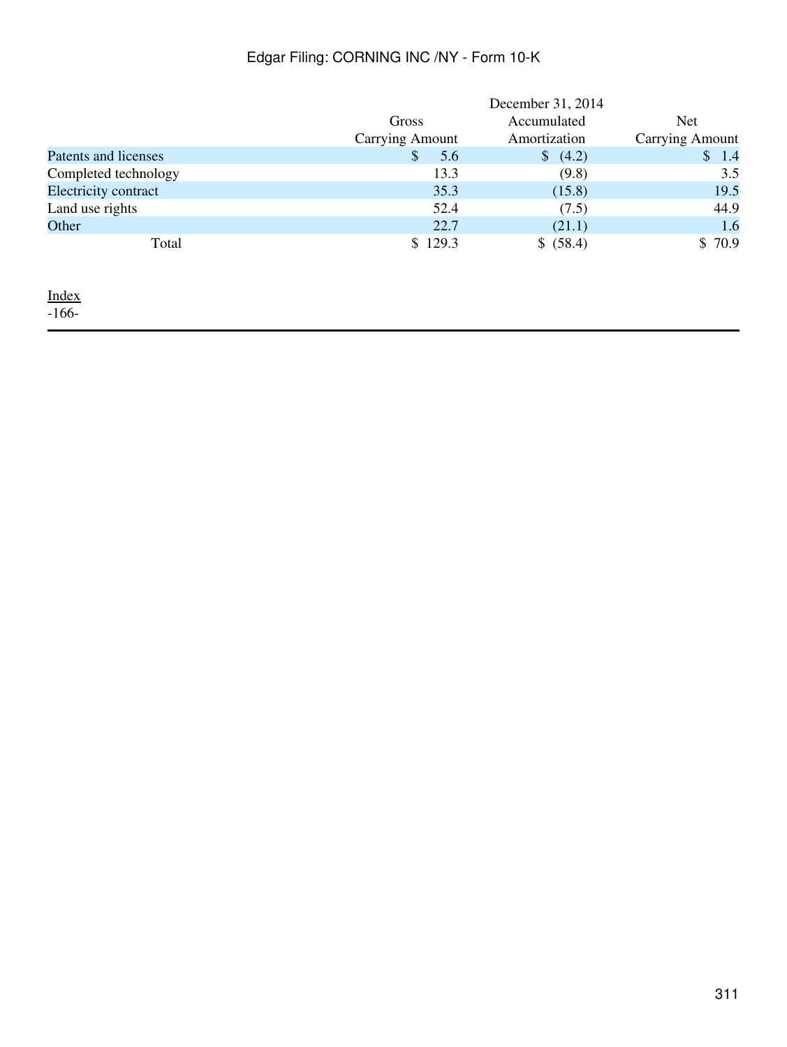| | December 31, 2014 | | |
|---|---|---|---|
| | Gross Carrying Amount | Accumulated Amortization | Net Carrying Amount |
| Patents and licenses | $ 5.6 | $ (4.2) | $ 1.4 |
| Completed technology | 13.3 | (9.8) | 3.5 |
| Electricity contract | 35.3 | (15.8) | 19.5 |
| Land use rights | 52.4 | (7.5) | 44.9 |
| Other | 22.7 | (21.1) | 1.6 |
| Total | $ 129.3 | $ (58.4) | $ 70.9 |

Index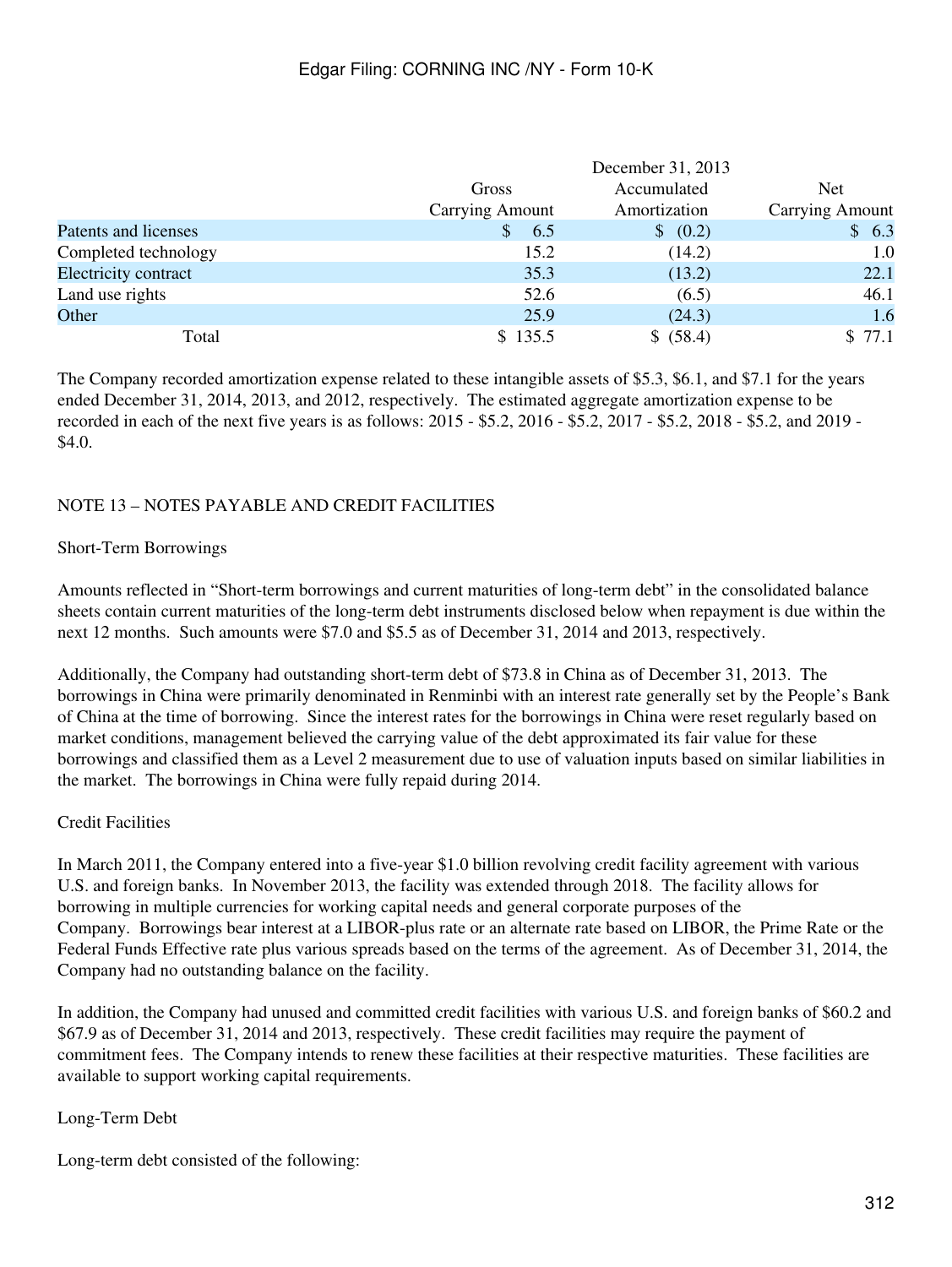| | December 31, 2013 | | |
|---|---|---|---|
| | Gross Carrying Amount | Accumulated Amortization | Net Carrying Amount |
| Patents and licenses | $ 6.5 | $ (0.2) | $ 6.3 |
| Completed technology | 15.2 | (14.2) | 1.0 |
| Electricity contract | 35.3 | (13.2) | 22.1 |
| Land use rights | 52.6 | (6.5) | 46.1 |
| Other | 25.9 | (24.3) | 1.6 |
| Total | $ 135.5 | $ (58.4) | $ 77.1 |

The Company recorded amortization expense related to these intangible assets of $5.3, $6.1, and $7.1 for the years ended December 31, 2014, 2013, and 2012, respectively. The estimated aggregate amortization expense to be recorded in each of the next five years is as follows: 2015 - $5.2, 2016 - $5.2, 2017 - $5.2, 2018 - $5.2, and 2019 - $4.0.

## NOTE 13 – NOTES PAYABLE AND CREDIT FACILITIES

### Short-Term Borrowings

Amounts reflected in "Short-term borrowings and current maturities of long-term debt" in the consolidated balance sheets contain current maturities of the long-term debt instruments disclosed below when repayment is due within the next 12 months. Such amounts were $7.0 and $5.5 as of December 31, 2014 and 2013, respectively.

Additionally, the Company had outstanding short-term debt of $73.8 in China as of December 31, 2013. The borrowings in China were primarily denominated in Renminbi with an interest rate generally set by the People's Bank of China at the time of borrowing. Since the interest rates for the borrowings in China were reset regularly based on market conditions, management believed the carrying value of the debt approximated its fair value for these borrowings and classified them as a Level 2 measurement due to use of valuation inputs based on similar liabilities in the market. The borrowings in China were fully repaid during 2014.

### Credit Facilities

In March 2011, the Company entered into a five-year $1.0 billion revolving credit facility agreement with various U.S. and foreign banks. In November 2013, the facility was extended through 2018. The facility allows for borrowing in multiple currencies for working capital needs and general corporate purposes of the Company. Borrowings bear interest at a LIBOR-plus rate or an alternate rate based on LIBOR, the Prime Rate or the Federal Funds Effective rate plus various spreads based on the terms of the agreement. As of December 31, 2014, the Company had no outstanding balance on the facility.

In addition, the Company had unused and committed credit facilities with various U.S. and foreign banks of $60.2 and $67.9 as of December 31, 2014 and 2013, respectively. These credit facilities may require the payment of commitment fees. The Company intends to renew these facilities at their respective maturities. These facilities are available to support working capital requirements.

### Long-Term Debt

Long-term debt consisted of the following: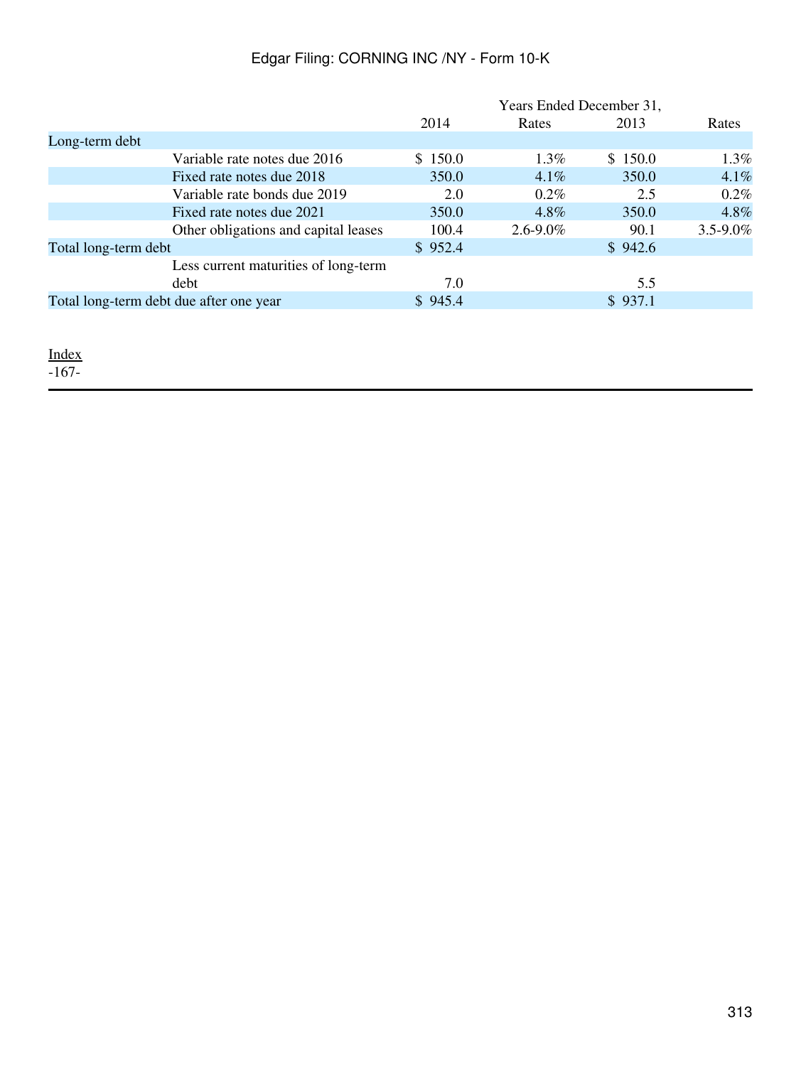| | Years Ended December 31, | | | |
|---|---|---|---|---|
| | 2014 | Rates | 2013 | Rates |
| Long-term debt | | | | |
| Variable rate notes due 2016 | $ 150.0 | 1.3% | $ 150.0 | 1.3% |
| Fixed rate notes due 2018 | 350.0 | 4.1% | 350.0 | 4.1% |
| Variable rate bonds due 2019 | 2.0 | 0.2% | 2.5 | 0.2% |
| Fixed rate notes due 2021 | 350.0 | 4.8% | 350.0 | 4.8% |
| Other obligations and capital leases | 100.4 | 2.6-9.0% | 90.1 | 3.5-9.0% |
| Total long-term debt | $ 952.4 | | $ 942.6 | |
| Less current maturities of long-term debt | 7.0 | | 5.5 | |
| Total long-term debt due after one year | $ 945.4 | | $ 937.1 | |

Index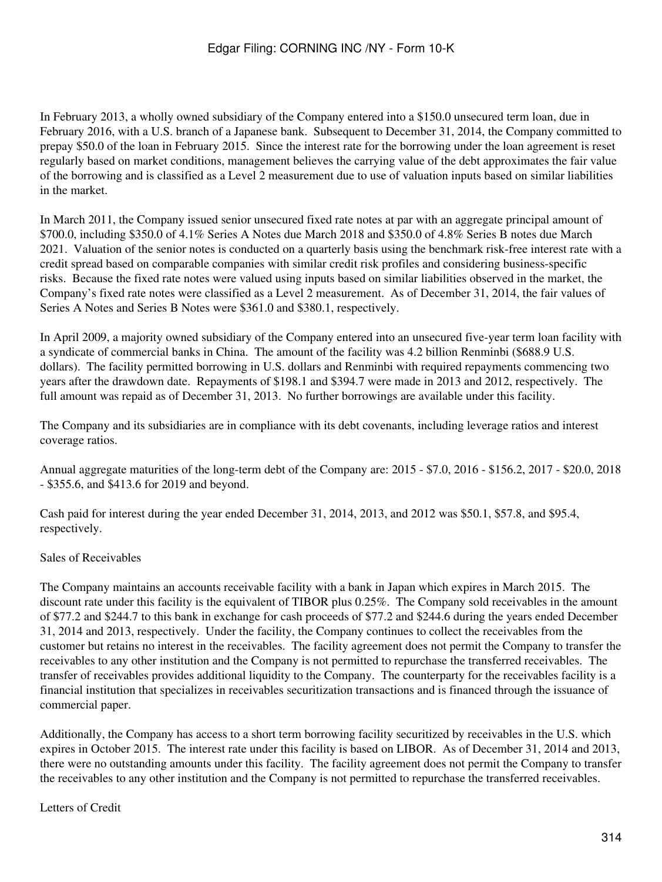In February 2013, a wholly owned subsidiary of the Company entered into a $150.0 unsecured term loan, due in February 2016, with a U.S. branch of a Japanese bank. Subsequent to December 31, 2014, the Company committed to prepay $50.0 of the loan in February 2015. Since the interest rate for the borrowing under the loan agreement is reset regularly based on market conditions, management believes the carrying value of the debt approximates the fair value of the borrowing and is classified as a Level 2 measurement due to use of valuation inputs based on similar liabilities in the market.

In March 2011, the Company issued senior unsecured fixed rate notes at par with an aggregate principal amount of $700.0, including $350.0 of 4.1% Series A Notes due March 2018 and $350.0 of 4.8% Series B notes due March 2021. Valuation of the senior notes is conducted on a quarterly basis using the benchmark risk-free interest rate with a credit spread based on comparable companies with similar credit risk profiles and considering business-specific risks. Because the fixed rate notes were valued using inputs based on similar liabilities observed in the market, the Company's fixed rate notes were classified as a Level 2 measurement. As of December 31, 2014, the fair values of Series A Notes and Series B Notes were $361.0 and $380.1, respectively.

In April 2009, a majority owned subsidiary of the Company entered into an unsecured five-year term loan facility with a syndicate of commercial banks in China. The amount of the facility was 4.2 billion Renminbi ($688.9 U.S. dollars). The facility permitted borrowing in U.S. dollars and Renminbi with required repayments commencing two years after the drawdown date. Repayments of $198.1 and $394.7 were made in 2013 and 2012, respectively. The full amount was repaid as of December 31, 2013. No further borrowings are available under this facility.

The Company and its subsidiaries are in compliance with its debt covenants, including leverage ratios and interest coverage ratios.

Annual aggregate maturities of the long-term debt of the Company are: 2015 - $7.0, 2016 - $156.2, 2017 - $20.0, 2018 - $355.6, and $413.6 for 2019 and beyond.

Cash paid for interest during the year ended December 31, 2014, 2013, and 2012 was $50.1, $57.8, and $95.4, respectively.

Sales of Receivables

The Company maintains an accounts receivable facility with a bank in Japan which expires in March 2015. The discount rate under this facility is the equivalent of TIBOR plus 0.25%. The Company sold receivables in the amount of $77.2 and $244.7 to this bank in exchange for cash proceeds of $77.2 and $244.6 during the years ended December 31, 2014 and 2013, respectively. Under the facility, the Company continues to collect the receivables from the customer but retains no interest in the receivables. The facility agreement does not permit the Company to transfer the receivables to any other institution and the Company is not permitted to repurchase the transferred receivables. The transfer of receivables provides additional liquidity to the Company. The counterparty for the receivables facility is a financial institution that specializes in receivables securitization transactions and is financed through the issuance of commercial paper.

Additionally, the Company has access to a short term borrowing facility securitized by receivables in the U.S. which expires in October 2015. The interest rate under this facility is based on LIBOR. As of December 31, 2014 and 2013, there were no outstanding amounts under this facility. The facility agreement does not permit the Company to transfer the receivables to any other institution and the Company is not permitted to repurchase the transferred receivables.

Letters of Credit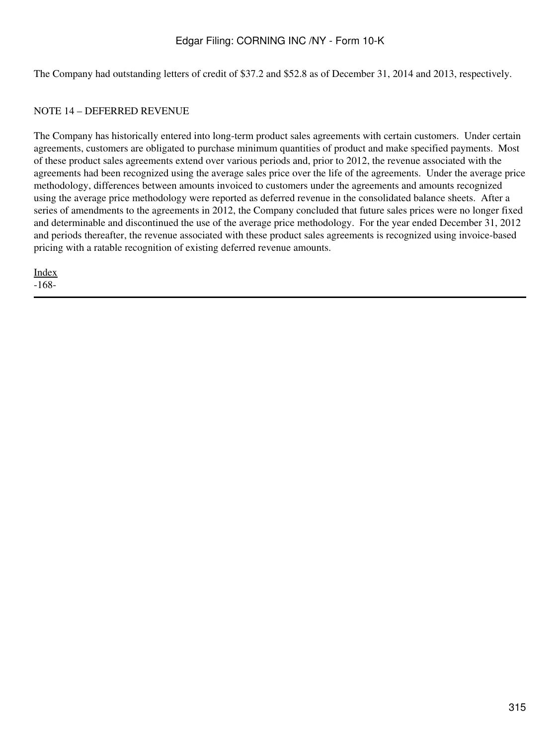The Company had outstanding letters of credit of $37.2 and $52.8 as of December 31, 2014 and 2013, respectively.

## NOTE 14 – DEFERRED REVENUE

The Company has historically entered into long-term product sales agreements with certain customers. Under certain agreements, customers are obligated to purchase minimum quantities of product and make specified payments. Most of these product sales agreements extend over various periods and, prior to 2012, the revenue associated with the agreements had been recognized using the average sales price over the life of the agreements. Under the average price methodology, differences between amounts invoiced to customers under the agreements and amounts recognized using the average price methodology were reported as deferred revenue in the consolidated balance sheets. After a series of amendments to the agreements in 2012, the Company concluded that future sales prices were no longer fixed and determinable and discontinued the use of the average price methodology. For the year ended December 31, 2012 and periods thereafter, the revenue associated with these product sales agreements is recognized using invoice-based pricing with a ratable recognition of existing deferred revenue amounts.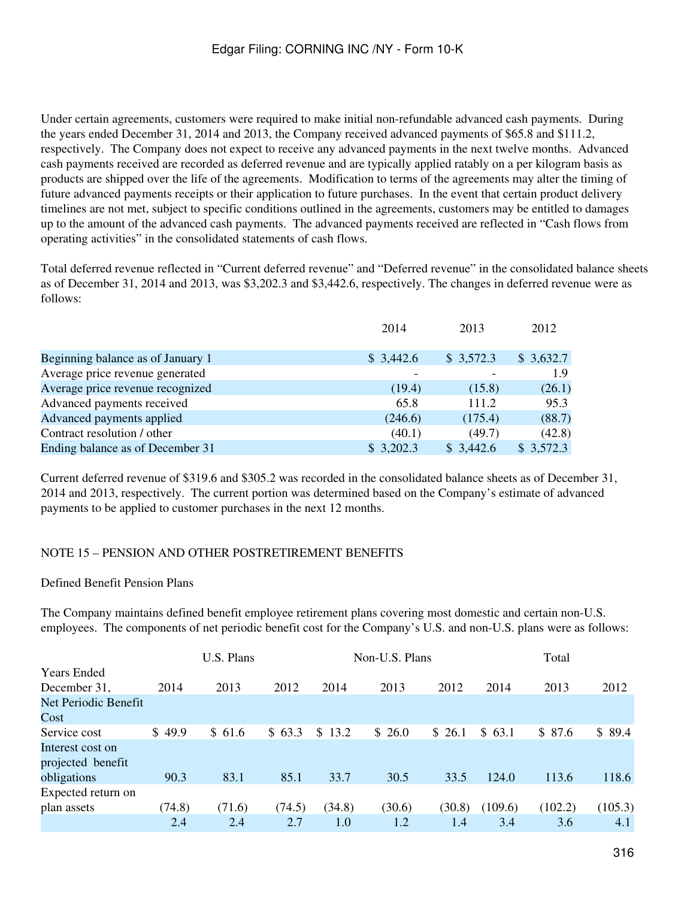Under certain agreements, customers were required to make initial non-refundable advanced cash payments. During the years ended December 31, 2014 and 2013, the Company received advanced payments of $65.8 and $111.2, respectively. The Company does not expect to receive any advanced payments in the next twelve months. Advanced cash payments received are recorded as deferred revenue and are typically applied ratably on a per kilogram basis as products are shipped over the life of the agreements. Modification to terms of the agreements may alter the timing of future advanced payments receipts or their application to future purchases. In the event that certain product delivery timelines are not met, subject to specific conditions outlined in the agreements, customers may be entitled to damages up to the amount of the advanced cash payments. The advanced payments received are reflected in "Cash flows from operating activities" in the consolidated statements of cash flows.

Total deferred revenue reflected in "Current deferred revenue" and "Deferred revenue" in the consolidated balance sheets as of December 31, 2014 and 2013, was $3,202.3 and $3,442.6, respectively. The changes in deferred revenue were as follows:

| | 2014 | 2013 | 2012 |
|---|---|---|---|
| Beginning balance as of January 1 | $ 3,442.6 | $ 3,572.3 | $ 3,632.7 |
| Average price revenue generated | - | - | 1.9 |
| Average price revenue recognized | (19.4) | (15.8) | (26.1) |
| Advanced payments received | 65.8 | 111.2 | 95.3 |
| Advanced payments applied | (246.6) | (175.4) | (88.7) |
| Contract resolution / other | (40.1) | (49.7) | (42.8) |
| Ending balance as of December 31 | $ 3,202.3 | $ 3,442.6 | $ 3,572.3 |

Current deferred revenue of $319.6 and $305.2 was recorded in the consolidated balance sheets as of December 31, 2014 and 2013, respectively. The current portion was determined based on the Company's estimate of advanced payments to be applied to customer purchases in the next 12 months.

## NOTE 15 – PENSION AND OTHER POSTRETIREMENT BENEFITS

### Defined Benefit Pension Plans

The Company maintains defined benefit employee retirement plans covering most domestic and certain non-U.S. employees. The components of net periodic benefit cost for the Company's U.S. and non-U.S. plans were as follows:

| | U.S. Plans | | | Non-U.S. Plans | | | Total | | |
|---|---|---|---|---|---|---|---|---|---|
| Years Ended December 31, | 2014 | 2013 | 2012 | 2014 | 2013 | 2012 | 2014 | 2013 | 2012 |
| Net Periodic Benefit Cost | | | | | | | | | |
| Service cost | $ 49.9 | $ 61.6 | $ 63.3 | $ 13.2 | $ 26.0 | $ 26.1 | $ 63.1 | $ 87.6 | $ 89.4 |
| Interest cost on projected benefit obligations | 90.3 | 83.1 | 85.1 | 33.7 | 30.5 | 33.5 | 124.0 | 113.6 | 118.6 |
| Expected return on plan assets | (74.8) | (71.6) | (74.5) | (34.8) | (30.6) | (30.8) | (109.6) | (102.2) | (105.3) |
| | 2.4 | 2.4 | 2.7 | 1.0 | 1.2 | 1.4 | 3.4 | 3.6 | 4.1 |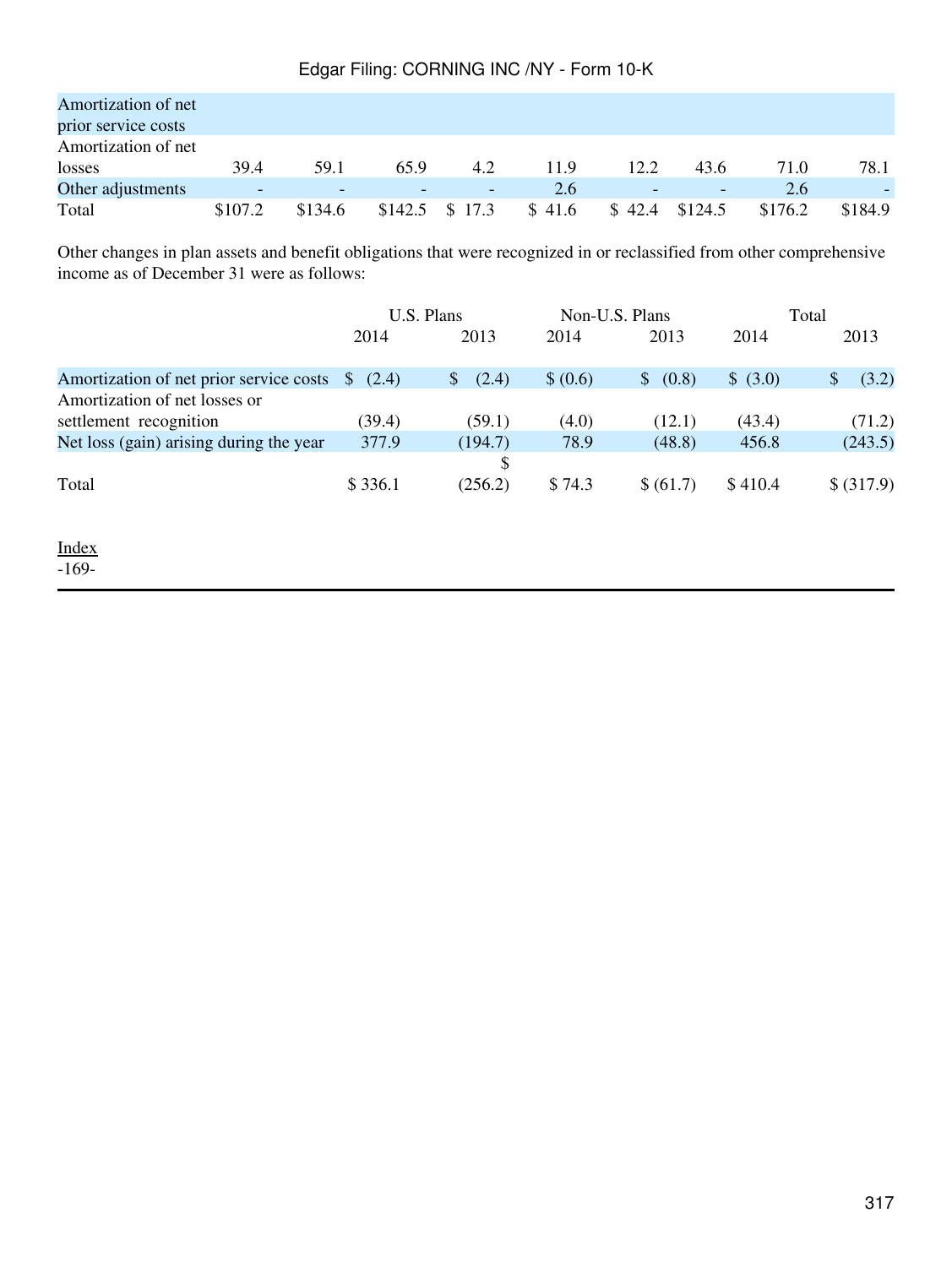| | | | | | | | | | |
|---|---|---|---|---|---|---|---|---|---|
| Amortization of net prior service costs | | | | | | | | | |
| Amortization of net losses | 39.4 | 59.1 | 65.9 | 4.2 | 11.9 | 12.2 | 43.6 | 71.0 | 78.1 |
| Other adjustments | - | - | - | - | 2.6 | - | - | 2.6 | - |
| Total | $107.2 | $134.6 | $142.5 | $ 17.3 | $ 41.6 | $ 42.4 | $124.5 | $176.2 | $184.9 |

Other changes in plan assets and benefit obligations that were recognized in or reclassified from other comprehensive income as of December 31 were as follows:

| | U.S. Plans | | Non-U.S. Plans | | Total | |
|---|---|---|---|---|---|---|
| | 2014 | 2013 | 2014 | 2013 | 2014 | 2013 |
| Amortization of net prior service costs | $ (2.4) | $ (2.4) | $ (0.6) | $ (0.8) | $ (3.0) | $ (3.2) |
| Amortization of net losses or settlement recognition | (39.4) | (59.1) | (4.0) | (12.1) | (43.4) | (71.2) |
| Net loss (gain) arising during the year | 377.9 | (194.7) | 78.9 | (48.8) | 456.8 | (243.5) |
| Total | $ 336.1 | $ (256.2) | $ 74.3 | $ (61.7) | $ 410.4 | $ (317.9) |

Index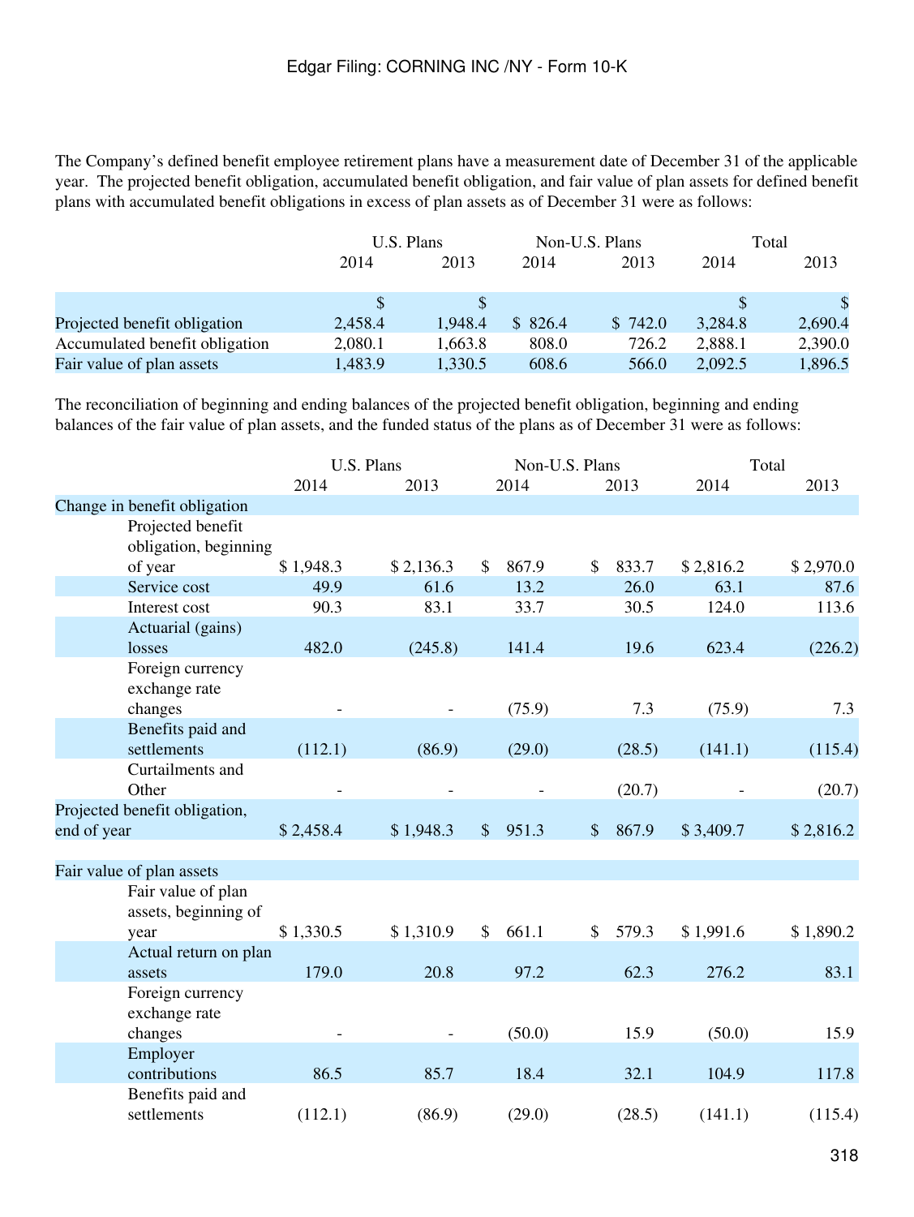The Company's defined benefit employee retirement plans have a measurement date of December 31 of the applicable year. The projected benefit obligation, accumulated benefit obligation, and fair value of plan assets for defined benefit plans with accumulated benefit obligations in excess of plan assets as of December 31 were as follows:

| | U.S. Plans | | Non-U.S. Plans | | Total | |
|---|---|---|---|---|---|---|
| | 2014 | 2013 | 2014 | 2013 | 2014 | 2013 |
| Projected benefit obligation | $ 2,458.4 | $ 1,948.4 | $ 826.4 | $ 742.0 | $ 3,284.8 | $ 2,690.4 |
| Accumulated benefit obligation | 2,080.1 | 1,663.8 | 808.0 | 726.2 | 2,888.1 | 2,390.0 |
| Fair value of plan assets | 1,483.9 | 1,330.5 | 608.6 | 566.0 | 2,092.5 | 1,896.5 |

The reconciliation of beginning and ending balances of the projected benefit obligation, beginning and ending balances of the fair value of plan assets, and the funded status of the plans as of December 31 were as follows:

| | U.S. Plans | | Non-U.S. Plans | | Total | |
|---|---|---|---|---|---|---|
| | 2014 | 2013 | 2014 | 2013 | 2014 | 2013 |
| Change in benefit obligation | | | | | | |
| Projected benefit obligation, beginning of year | $ 1,948.3 | $ 2,136.3 | $ 867.9 | $ 833.7 | $ 2,816.2 | $ 2,970.0 |
| Service cost | 49.9 | 61.6 | 13.2 | 26.0 | 63.1 | 87.6 |
| Interest cost | 90.3 | 83.1 | 33.7 | 30.5 | 124.0 | 113.6 |
| Actuarial (gains) losses | 482.0 | (245.8) | 141.4 | 19.6 | 623.4 | (226.2) |
| Foreign currency exchange rate changes | - | - | (75.9) | 7.3 | (75.9) | 7.3 |
| Benefits paid and settlements | (112.1) | (86.9) | (29.0) | (28.5) | (141.1) | (115.4) |
| Curtailments and Other | - | - | - | (20.7) | - | (20.7) |
| Projected benefit obligation, end of year | $ 2,458.4 | $ 1,948.3 | $ 951.3 | $ 867.9 | $ 3,409.7 | $ 2,816.2 |
| | | | | | | |
| Fair value of plan assets | | | | | | |
| Fair value of plan assets, beginning of year | $ 1,330.5 | $ 1,310.9 | $ 661.1 | $ 579.3 | $ 1,991.6 | $ 1,890.2 |
| Actual return on plan assets | 179.0 | 20.8 | 97.2 | 62.3 | 276.2 | 83.1 |
| Foreign currency exchange rate changes | - | - | (50.0) | 15.9 | (50.0) | 15.9 |
| Employer contributions | 86.5 | 85.7 | 18.4 | 32.1 | 104.9 | 117.8 |
| Benefits paid and settlements | (112.1) | (86.9) | (29.0) | (28.5) | (141.1) | (115.4) |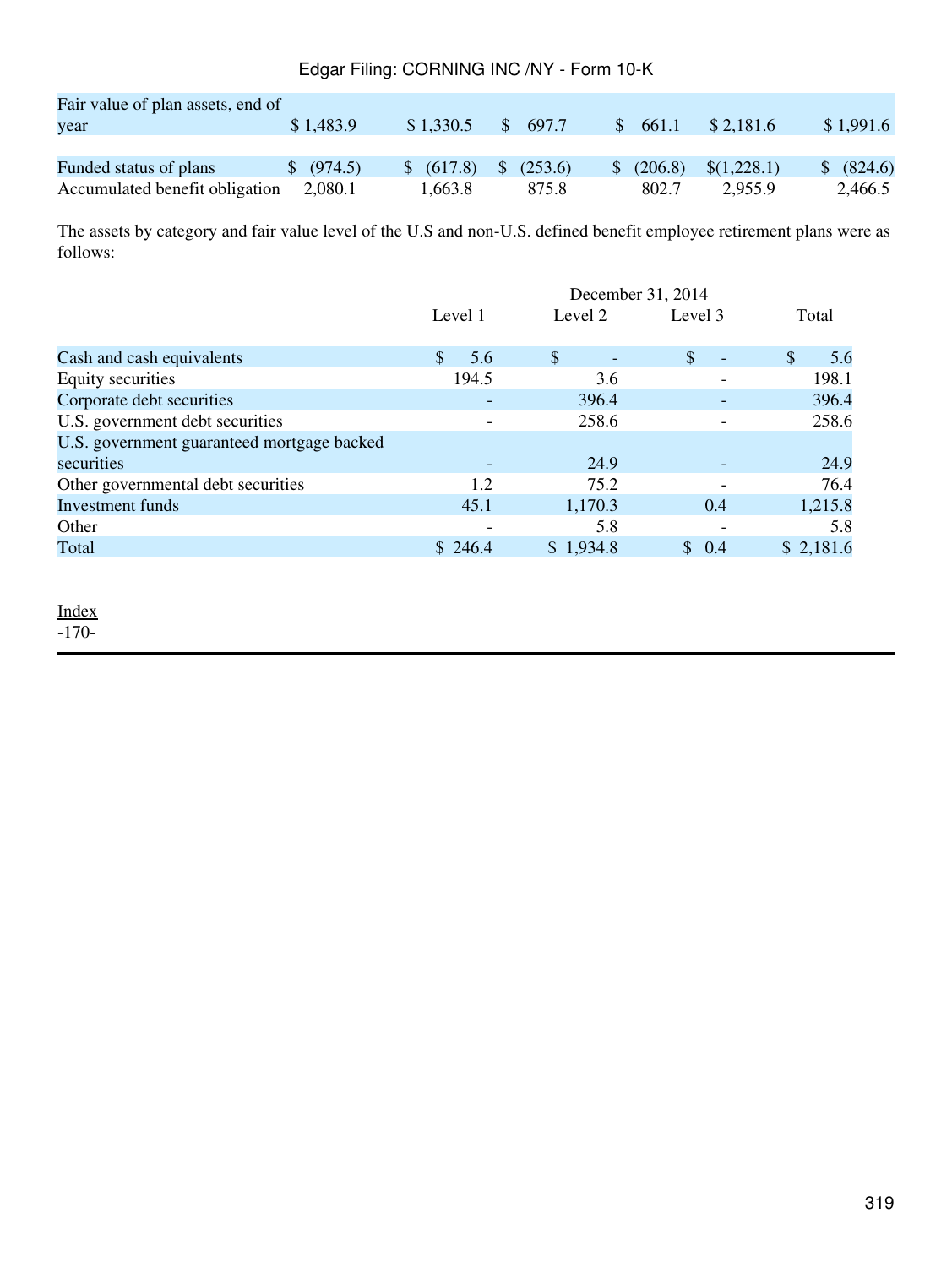| | | | | | | |
|---|---|---|---|---|---|---|
| Fair value of plan assets, end of year | $ 1,483.9 | $ 1,330.5 | $ 697.7 | $ 661.1 | $ 2,181.6 | $ 1,991.6 |
| Funded status of plans | $ (974.5) | $ (617.8) | $ (253.6) | $ (206.8) | $(1,228.1) | $ (824.6) |
| Accumulated benefit obligation | 2,080.1 | 1,663.8 | 875.8 | 802.7 | 2,955.9 | 2,466.5 |

The assets by category and fair value level of the U.S and non-U.S. defined benefit employee retirement plans were as follows:

| | December 31, 2014 | | | |
|---|---|---|---|---|
| | Level 1 | Level 2 | Level 3 | Total |
| Cash and cash equivalents | $ 5.6 | $ - | $ - | $ 5.6 |
| Equity securities | 194.5 | 3.6 | - | 198.1 |
| Corporate debt securities | - | 396.4 | - | 396.4 |
| U.S. government debt securities | - | 258.6 | - | 258.6 |
| U.S. government guaranteed mortgage backed securities | - | 24.9 | - | 24.9 |
| Other governmental debt securities | 1.2 | 75.2 | - | 76.4 |
| Investment funds | 45.1 | 1,170.3 | 0.4 | 1,215.8 |
| Other | - | 5.8 | - | 5.8 |
| Total | $ 246.4 | $ 1,934.8 | $ 0.4 | $ 2,181.6 |

Index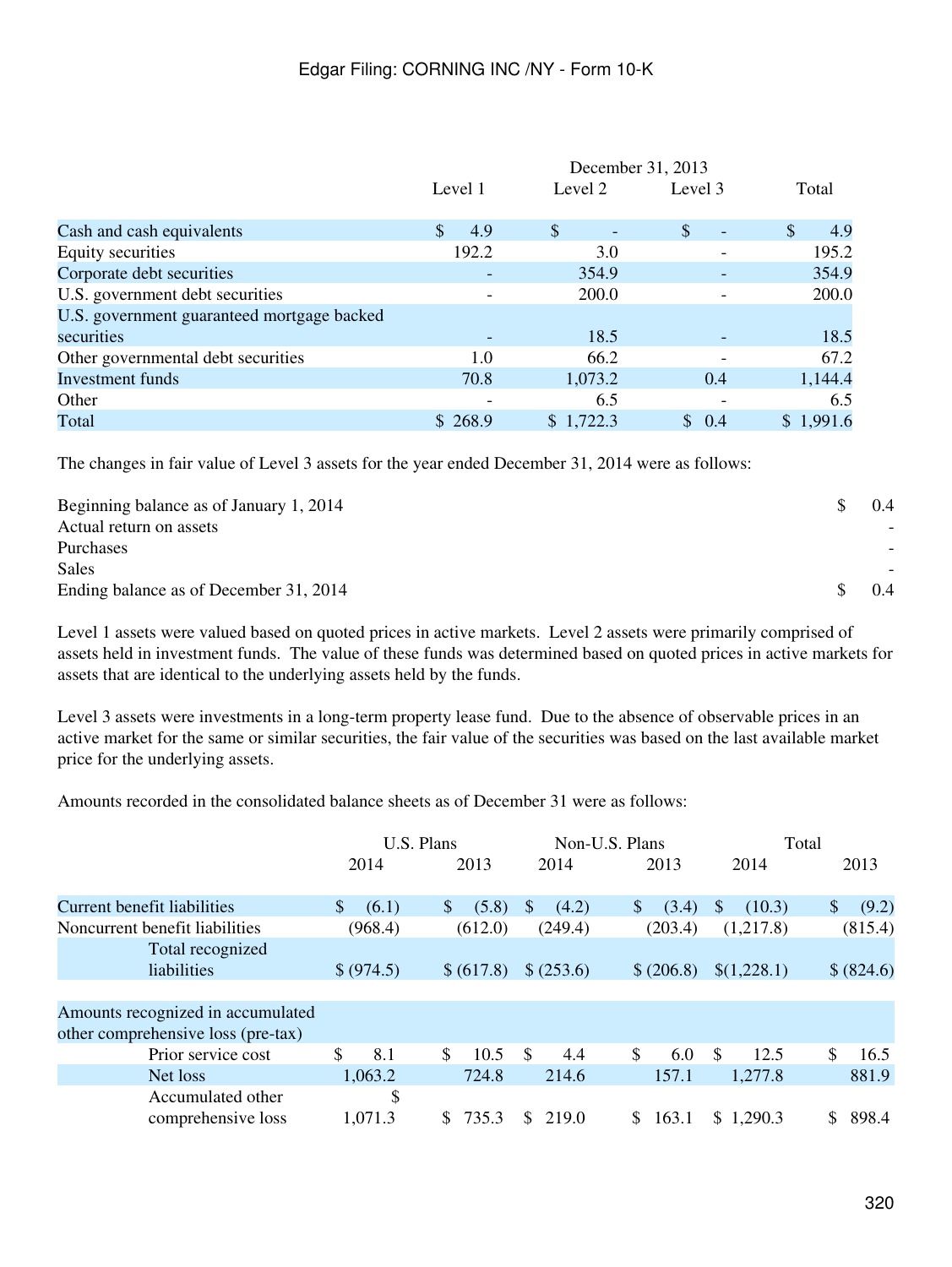| | December 31, 2013 | | | |
|---|---|---|---|---|
| | Level 1 | Level 2 | Level 3 | Total |
| Cash and cash equivalents | $ 4.9 | $ - | $ - | $ 4.9 |
| Equity securities | 192.2 | 3.0 | - | 195.2 |
| Corporate debt securities | - | 354.9 | - | 354.9 |
| U.S. government debt securities | - | 200.0 | - | 200.0 |
| U.S. government guaranteed mortgage backed securities | - | 18.5 | - | 18.5 |
| Other governmental debt securities | 1.0 | 66.2 | - | 67.2 |
| Investment funds | 70.8 | 1,073.2 | 0.4 | 1,144.4 |
| Other | - | 6.5 | - | 6.5 |
| Total | $ 268.9 | $ 1,722.3 | $ 0.4 | $ 1,991.6 |

The changes in fair value of Level 3 assets for the year ended December 31, 2014 were as follows:

| | |
|---|---|
| Beginning balance as of January 1, 2014 | $ 0.4 |
| Actual return on assets | - |
| Purchases | - |
| Sales | - |
| Ending balance as of December 31, 2014 | $ 0.4 |

Level 1 assets were valued based on quoted prices in active markets. Level 2 assets were primarily comprised of assets held in investment funds. The value of these funds was determined based on quoted prices in active markets for assets that are identical to the underlying assets held by the funds.

Level 3 assets were investments in a long-term property lease fund. Due to the absence of observable prices in an active market for the same or similar securities, the fair value of the securities was based on the last available market price for the underlying assets.

Amounts recorded in the consolidated balance sheets as of December 31 were as follows:

| | U.S. Plans | | Non-U.S. Plans | | Total | |
|---|---|---|---|---|---|---|
| | 2014 | 2013 | 2014 | 2013 | 2014 | 2013 |
| Current benefit liabilities | $ (6.1) | $ (5.8) | $ (4.2) | $ (3.4) | $ (10.3) | $ (9.2) |
| Noncurrent benefit liabilities | (968.4) | (612.0) | (249.4) | (203.4) | (1,217.8) | (815.4) |
| Total recognized liabilities | $ (974.5) | $ (617.8) | $ (253.6) | $ (206.8) | $(1,228.1) | $ (824.6) |
| Amounts recognized in accumulated other comprehensive loss (pre-tax) | | | | | | |
| Prior service cost | $ 8.1 | $ 10.5 | $ 4.4 | $ 6.0 | $ 12.5 | $ 16.5 |
| Net loss | 1,063.2 | 724.8 | 214.6 | 157.1 | 1,277.8 | 881.9 |
| Accumulated other comprehensive loss | $ 1,071.3 | $ 735.3 | $ 219.0 | $ 163.1 | $ 1,290.3 | $ 898.4 |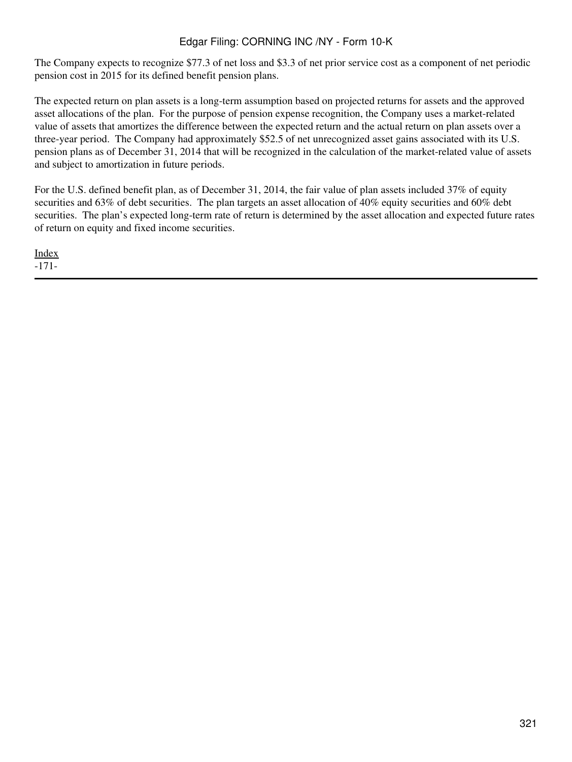The Company expects to recognize $77.3 of net loss and $3.3 of net prior service cost as a component of net periodic pension cost in 2015 for its defined benefit pension plans.

The expected return on plan assets is a long-term assumption based on projected returns for assets and the approved asset allocations of the plan. For the purpose of pension expense recognition, the Company uses a market-related value of assets that amortizes the difference between the expected return and the actual return on plan assets over a three-year period. The Company had approximately $52.5 of net unrecognized asset gains associated with its U.S. pension plans as of December 31, 2014 that will be recognized in the calculation of the market-related value of assets and subject to amortization in future periods.

For the U.S. defined benefit plan, as of December 31, 2014, the fair value of plan assets included 37% of equity securities and 63% of debt securities. The plan targets an asset allocation of 40% equity securities and 60% debt securities. The plan's expected long-term rate of return is determined by the asset allocation and expected future rates of return on equity and fixed income securities.

Index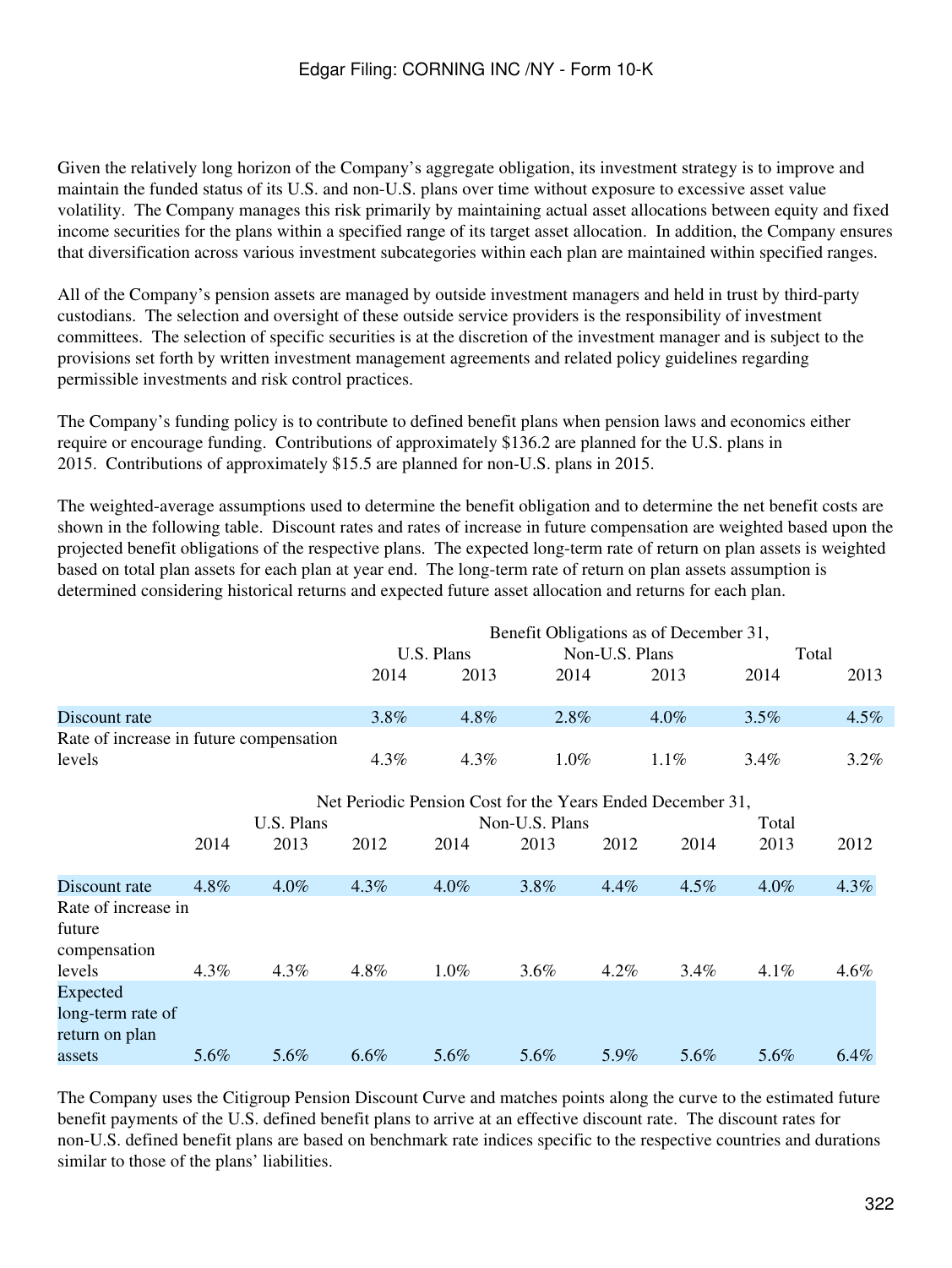Given the relatively long horizon of the Company's aggregate obligation, its investment strategy is to improve and maintain the funded status of its U.S. and non-U.S. plans over time without exposure to excessive asset value volatility. The Company manages this risk primarily by maintaining actual asset allocations between equity and fixed income securities for the plans within a specified range of its target asset allocation. In addition, the Company ensures that diversification across various investment subcategories within each plan are maintained within specified ranges.

All of the Company's pension assets are managed by outside investment managers and held in trust by third-party custodians. The selection and oversight of these outside service providers is the responsibility of investment committees. The selection of specific securities is at the discretion of the investment manager and is subject to the provisions set forth by written investment management agreements and related policy guidelines regarding permissible investments and risk control practices.

The Company's funding policy is to contribute to defined benefit plans when pension laws and economics either require or encourage funding. Contributions of approximately $136.2 are planned for the U.S. plans in 2015. Contributions of approximately $15.5 are planned for non-U.S. plans in 2015.

The weighted-average assumptions used to determine the benefit obligation and to determine the net benefit costs are shown in the following table. Discount rates and rates of increase in future compensation are weighted based upon the projected benefit obligations of the respective plans. The expected long-term rate of return on plan assets is weighted based on total plan assets for each plan at year end. The long-term rate of return on plan assets assumption is determined considering historical returns and expected future asset allocation and returns for each plan.

| | Benefit Obligations as of December 31, | | | | | |
|---|---|---|---|---|---|---|
| | U.S. Plans | | Non-U.S. Plans | | Total | |
| | 2014 | 2013 | 2014 | 2013 | 2014 | 2013 |
| Discount rate | 3.8% | 4.8% | 2.8% | 4.0% | 3.5% | 4.5% |
| Rate of increase in future compensation levels | 4.3% | 4.3% | 1.0% | 1.1% | 3.4% | 3.2% |

| | Net Periodic Pension Cost for the Years Ended December 31, | | | | | | | | |
|---|---|---|---|---|---|---|---|---|---|
| | U.S. Plans | | | Non-U.S. Plans | | | Total | | |
| | 2014 | 2013 | 2012 | 2014 | 2013 | 2012 | 2014 | 2013 | 2012 |
| Discount rate | 4.8% | 4.0% | 4.3% | 4.0% | 3.8% | 4.4% | 4.5% | 4.0% | 4.3% |
| Rate of increase in future compensation levels | 4.3% | 4.3% | 4.8% | 1.0% | 3.6% | 4.2% | 3.4% | 4.1% | 4.6% |
| Expected long-term rate of return on plan assets | 5.6% | 5.6% | 6.6% | 5.6% | 5.6% | 5.9% | 5.6% | 5.6% | 6.4% |

The Company uses the Citigroup Pension Discount Curve and matches points along the curve to the estimated future benefit payments of the U.S. defined benefit plans to arrive at an effective discount rate. The discount rates for non-U.S. defined benefit plans are based on benchmark rate indices specific to the respective countries and durations similar to those of the plans' liabilities.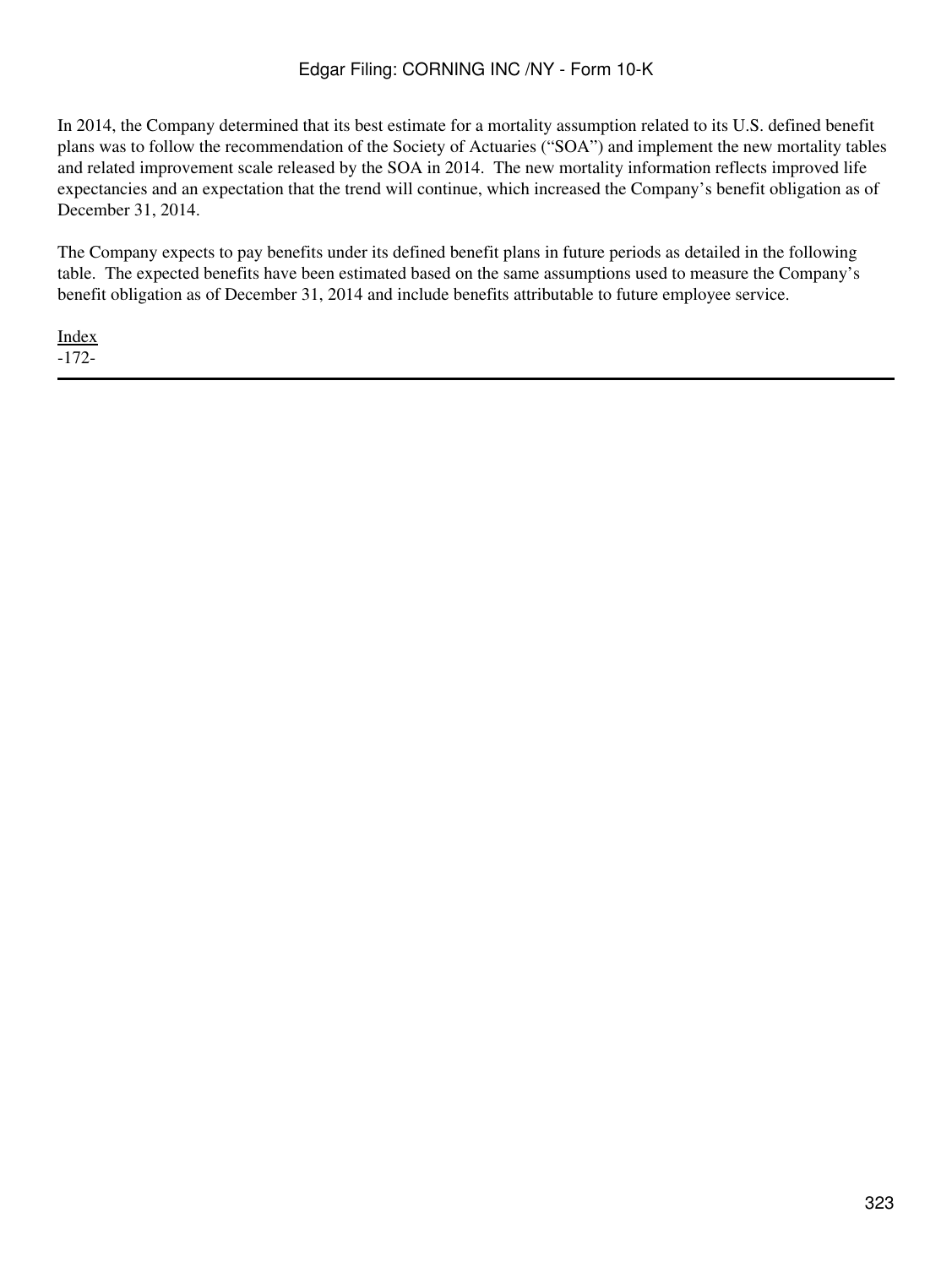In 2014, the Company determined that its best estimate for a mortality assumption related to its U.S. defined benefit plans was to follow the recommendation of the Society of Actuaries ("SOA") and implement the new mortality tables and related improvement scale released by the SOA in 2014. The new mortality information reflects improved life expectancies and an expectation that the trend will continue, which increased the Company's benefit obligation as of December 31, 2014.

The Company expects to pay benefits under its defined benefit plans in future periods as detailed in the following table. The expected benefits have been estimated based on the same assumptions used to measure the Company's benefit obligation as of December 31, 2014 and include benefits attributable to future employee service.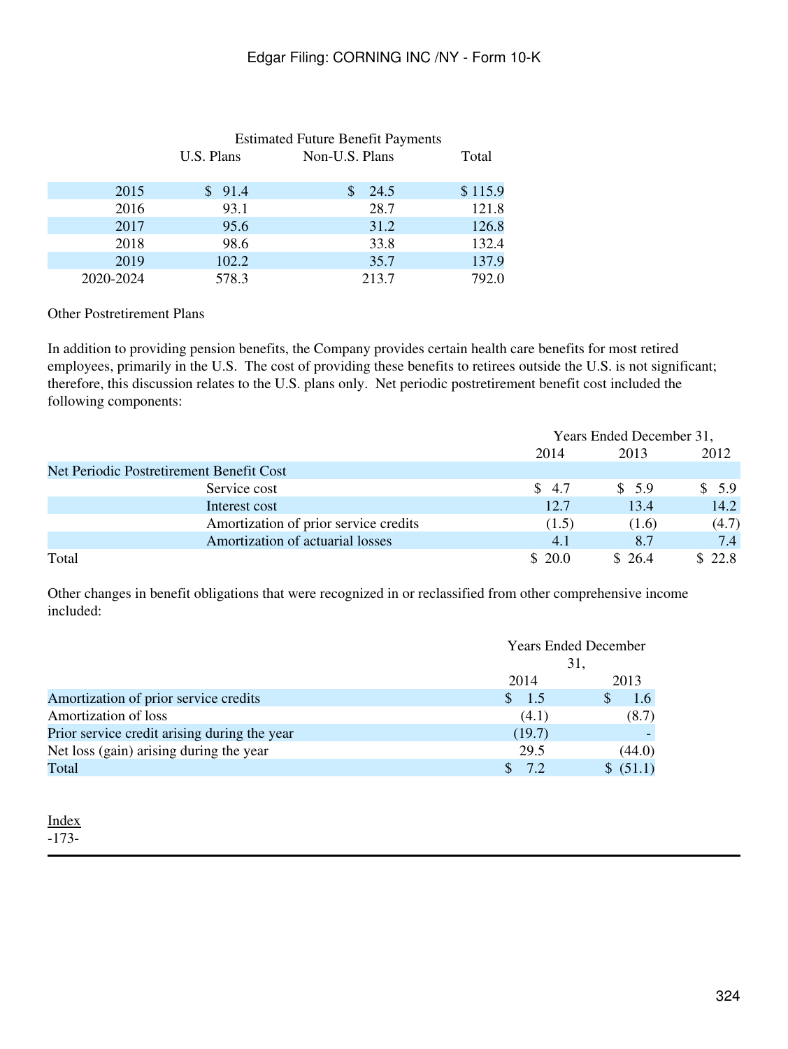| | Estimated Future Benefit Payments | | |
|---|---|---|---|
| | U.S. Plans | Non-U.S. Plans | Total |
| 2015 | $ 91.4 | $ 24.5 | $ 115.9 |
| 2016 | 93.1 | 28.7 | 121.8 |
| 2017 | 95.6 | 31.2 | 126.8 |
| 2018 | 98.6 | 33.8 | 132.4 |
| 2019 | 102.2 | 35.7 | 137.9 |
| 2020-2024 | 578.3 | 213.7 | 792.0 |

Other Postretirement Plans

In addition to providing pension benefits, the Company provides certain health care benefits for most retired employees, primarily in the U.S. The cost of providing these benefits to retirees outside the U.S. is not significant; therefore, this discussion relates to the U.S. plans only. Net periodic postretirement benefit cost included the following components:

| | Years Ended December 31, | | |
|---|---|---|---|
| | 2014 | 2013 | 2012 |
| Net Periodic Postretirement Benefit Cost | | | |
| Service cost | $ 4.7 | $ 5.9 | $ 5.9 |
| Interest cost | 12.7 | 13.4 | 14.2 |
| Amortization of prior service credits | (1.5) | (1.6) | (4.7) |
| Amortization of actuarial losses | 4.1 | 8.7 | 7.4 |
| Total | $ 20.0 | $ 26.4 | $ 22.8 |

Other changes in benefit obligations that were recognized in or reclassified from other comprehensive income included:

| | Years Ended December 31, | |
|---|---|---|
| | 2014 | 2013 |
| Amortization of prior service credits | $ 1.5 | $ 1.6 |
| Amortization of loss | (4.1) | (8.7) |
| Prior service credit arising during the year | (19.7) | - |
| Net loss (gain) arising during the year | 29.5 | (44.0) |
| Total | $ 7.2 | $ (51.1) |

Index
-173-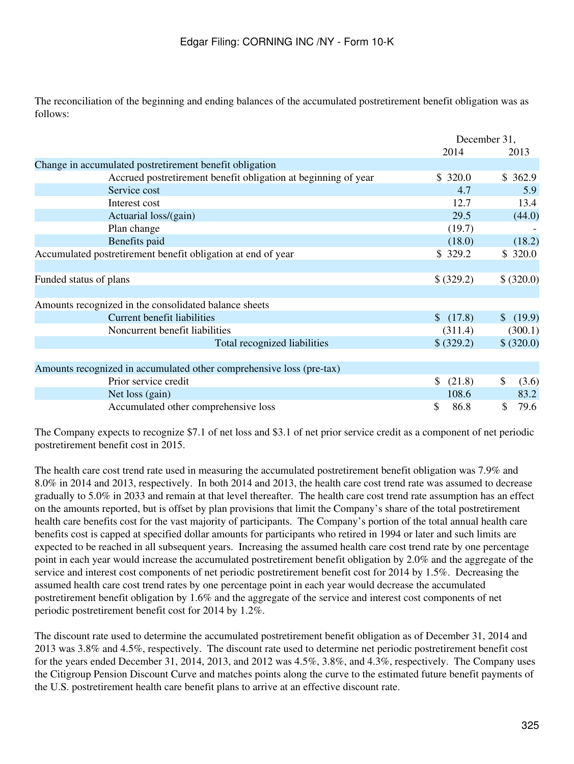The reconciliation of the beginning and ending balances of the accumulated postretirement benefit obligation was as follows:

| | December 31, 2014 | December 31, 2013 |
|---|---|---|
| **Change in accumulated postretirement benefit obligation** | | |
| Accrued postretirement benefit obligation at beginning of year | $ 320.0 | $ 362.9 |
| Service cost | 4.7 | 5.9 |
| Interest cost | 12.7 | 13.4 |
| Actuarial loss/(gain) | 29.5 | (44.0) |
| Plan change | (19.7) | - |
| Benefits paid | (18.0) | (18.2) |
| Accumulated postretirement benefit obligation at end of year | $ 329.2 | $ 320.0 |
| | | |
| Funded status of plans | $ (329.2) | $ (320.0) |
| | | |
| **Amounts recognized in the consolidated balance sheets** | | |
| Current benefit liabilities | $ (17.8) | $ (19.9) |
| Noncurrent benefit liabilities | (311.4) | (300.1) |
| Total recognized liabilities | $ (329.2) | $ (320.0) |
| | | |
| **Amounts recognized in accumulated other comprehensive loss (pre-tax)** | | |
| Prior service credit | $ (21.8) | $ (3.6) |
| Net loss (gain) | 108.6 | 83.2 |
| Accumulated other comprehensive loss | $ 86.8 | $ 79.6 |

The Company expects to recognize $7.1 of net loss and $3.1 of net prior service credit as a component of net periodic postretirement benefit cost in 2015.

The health care cost trend rate used in measuring the accumulated postretirement benefit obligation was 7.9% and 8.0% in 2014 and 2013, respectively. In both 2014 and 2013, the health care cost trend rate was assumed to decrease gradually to 5.0% in 2033 and remain at that level thereafter. The health care cost trend rate assumption has an effect on the amounts reported, but is offset by plan provisions that limit the Company's share of the total postretirement health care benefits cost for the vast majority of participants. The Company's portion of the total annual health care benefits cost is capped at specified dollar amounts for participants who retired in 1994 or later and such limits are expected to be reached in all subsequent years. Increasing the assumed health care cost trend rate by one percentage point in each year would increase the accumulated postretirement benefit obligation by 2.0% and the aggregate of the service and interest cost components of net periodic postretirement benefit cost for 2014 by 1.5%. Decreasing the assumed health care cost trend rates by one percentage point in each year would decrease the accumulated postretirement benefit obligation by 1.6% and the aggregate of the service and interest cost components of net periodic postretirement benefit cost for 2014 by 1.2%.

The discount rate used to determine the accumulated postretirement benefit obligation as of December 31, 2014 and 2013 was 3.8% and 4.5%, respectively. The discount rate used to determine net periodic postretirement benefit cost for the years ended December 31, 2014, 2013, and 2012 was 4.5%, 3.8%, and 4.3%, respectively. The Company uses the Citigroup Pension Discount Curve and matches points along the curve to the estimated future benefit payments of the U.S. postretirement health care benefit plans to arrive at an effective discount rate.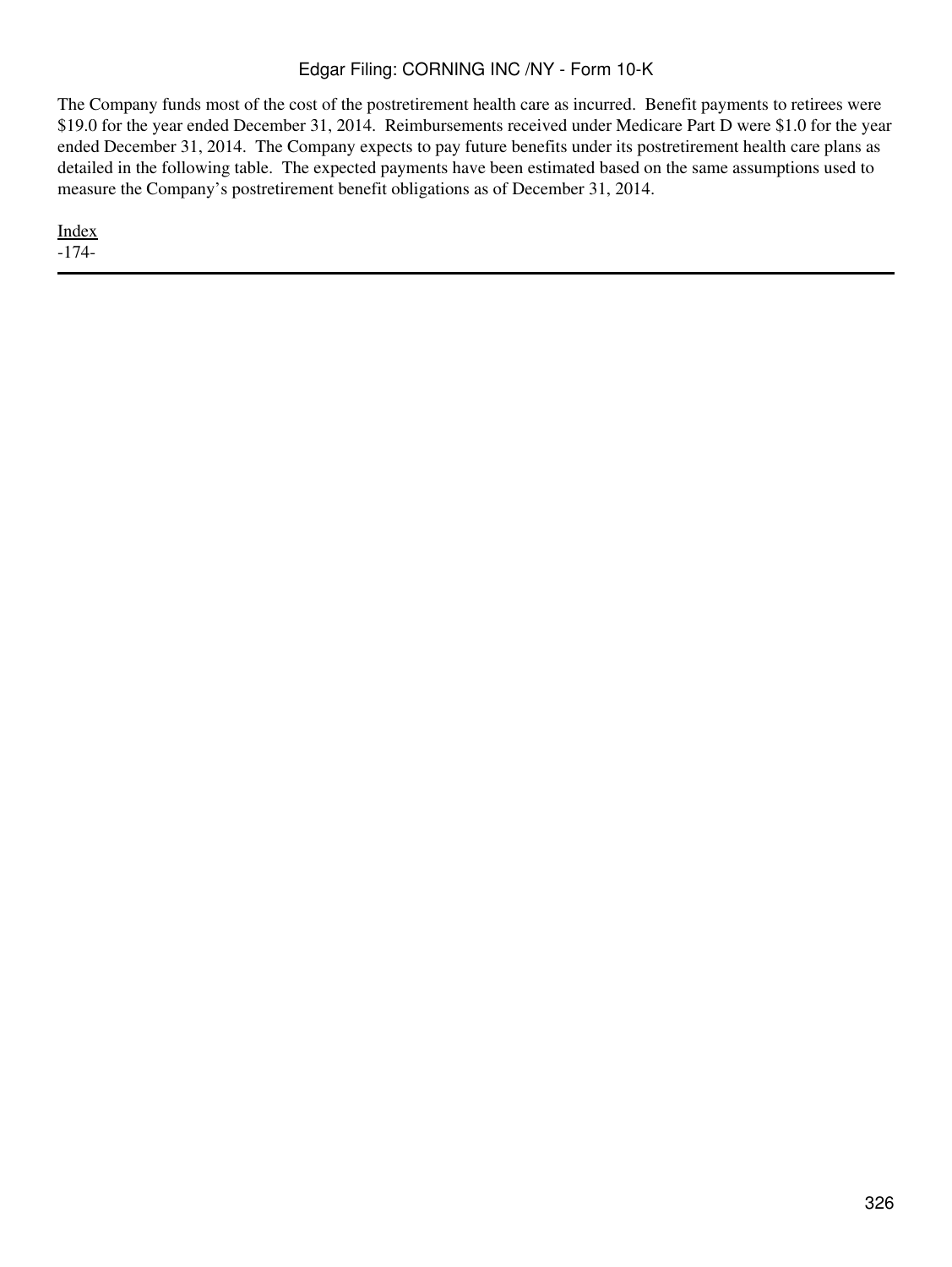The Company funds most of the cost of the postretirement health care as incurred. Benefit payments to retirees were $19.0 for the year ended December 31, 2014. Reimbursements received under Medicare Part D were $1.0 for the year ended December 31, 2014. The Company expects to pay future benefits under its postretirement health care plans as detailed in the following table. The expected payments have been estimated based on the same assumptions used to measure the Company's postretirement benefit obligations as of December 31, 2014.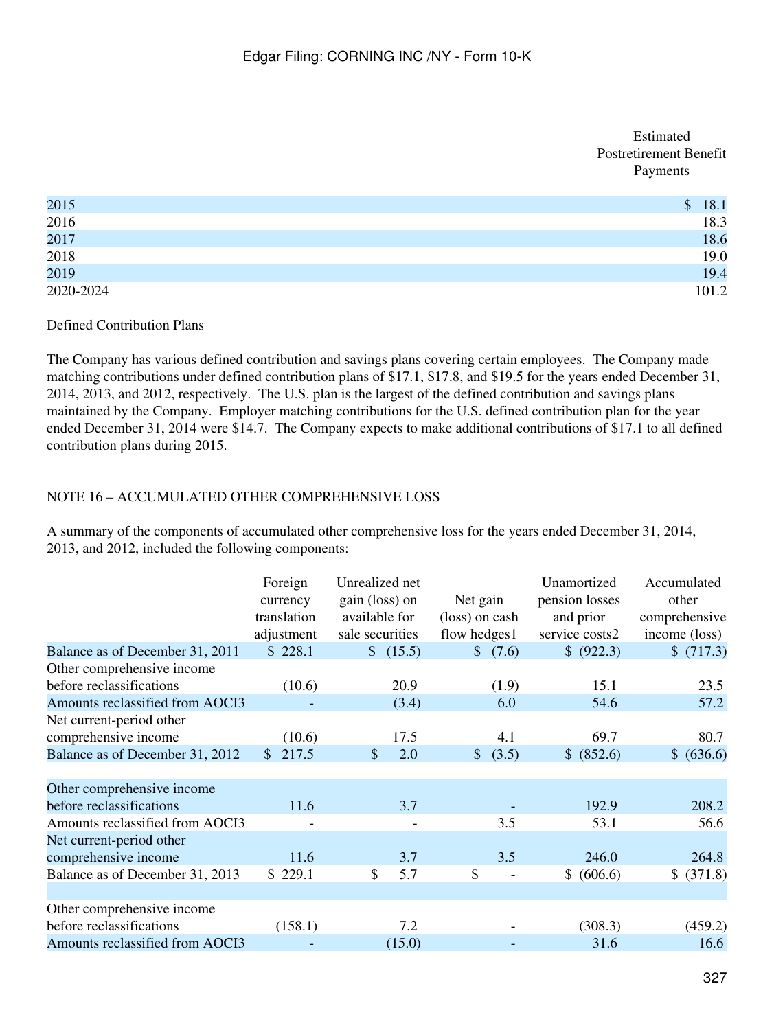| | Estimated Postretirement Benefit Payments |
|---|---|
| 2015 | $ 18.1 |
| 2016 | 18.3 |
| 2017 | 18.6 |
| 2018 | 19.0 |
| 2019 | 19.4 |
| 2020-2024 | 101.2 |

Defined Contribution Plans

The Company has various defined contribution and savings plans covering certain employees. The Company made matching contributions under defined contribution plans of $17.1, $17.8, and $19.5 for the years ended December 31, 2014, 2013, and 2012, respectively. The U.S. plan is the largest of the defined contribution and savings plans maintained by the Company. Employer matching contributions for the U.S. defined contribution plan for the year ended December 31, 2014 were $14.7. The Company expects to make additional contributions of $17.1 to all defined contribution plans during 2015.

NOTE 16 – ACCUMULATED OTHER COMPREHENSIVE LOSS

A summary of the components of accumulated other comprehensive loss for the years ended December 31, 2014, 2013, and 2012, included the following components:

| | Foreign currency translation adjustment | Unrealized net gain (loss) on available for sale securities | Net gain (loss) on cash flow hedges1 | Unamortized pension losses and prior service costs2 | Accumulated other comprehensive income (loss) |
|---|---|---|---|---|---|
| Balance as of December 31, 2011 | $ 228.1 | $ (15.5) | $ (7.6) | $ (922.3) | $ (717.3) |
| Other comprehensive income before reclassifications | (10.6) | 20.9 | (1.9) | 15.1 | 23.5 |
| Amounts reclassified from AOCI3 | - | (3.4) | 6.0 | 54.6 | 57.2 |
| Net current-period other comprehensive income | (10.6) | 17.5 | 4.1 | 69.7 | 80.7 |
| Balance as of December 31, 2012 | $ 217.5 | $ 2.0 | $ (3.5) | $ (852.6) | $ (636.6) |
| | | | | | |
| Other comprehensive income before reclassifications | 11.6 | 3.7 | - | 192.9 | 208.2 |
| Amounts reclassified from AOCI3 | - | - | 3.5 | 53.1 | 56.6 |
| Net current-period other comprehensive income | 11.6 | 3.7 | 3.5 | 246.0 | 264.8 |
| Balance as of December 31, 2013 | $ 229.1 | $ 5.7 | $ - | $ (606.6) | $ (371.8) |
| | | | | | |
| Other comprehensive income before reclassifications | (158.1) | 7.2 | - | (308.3) | (459.2) |
| Amounts reclassified from AOCI3 | - | (15.0) | - | 31.6 | 16.6 |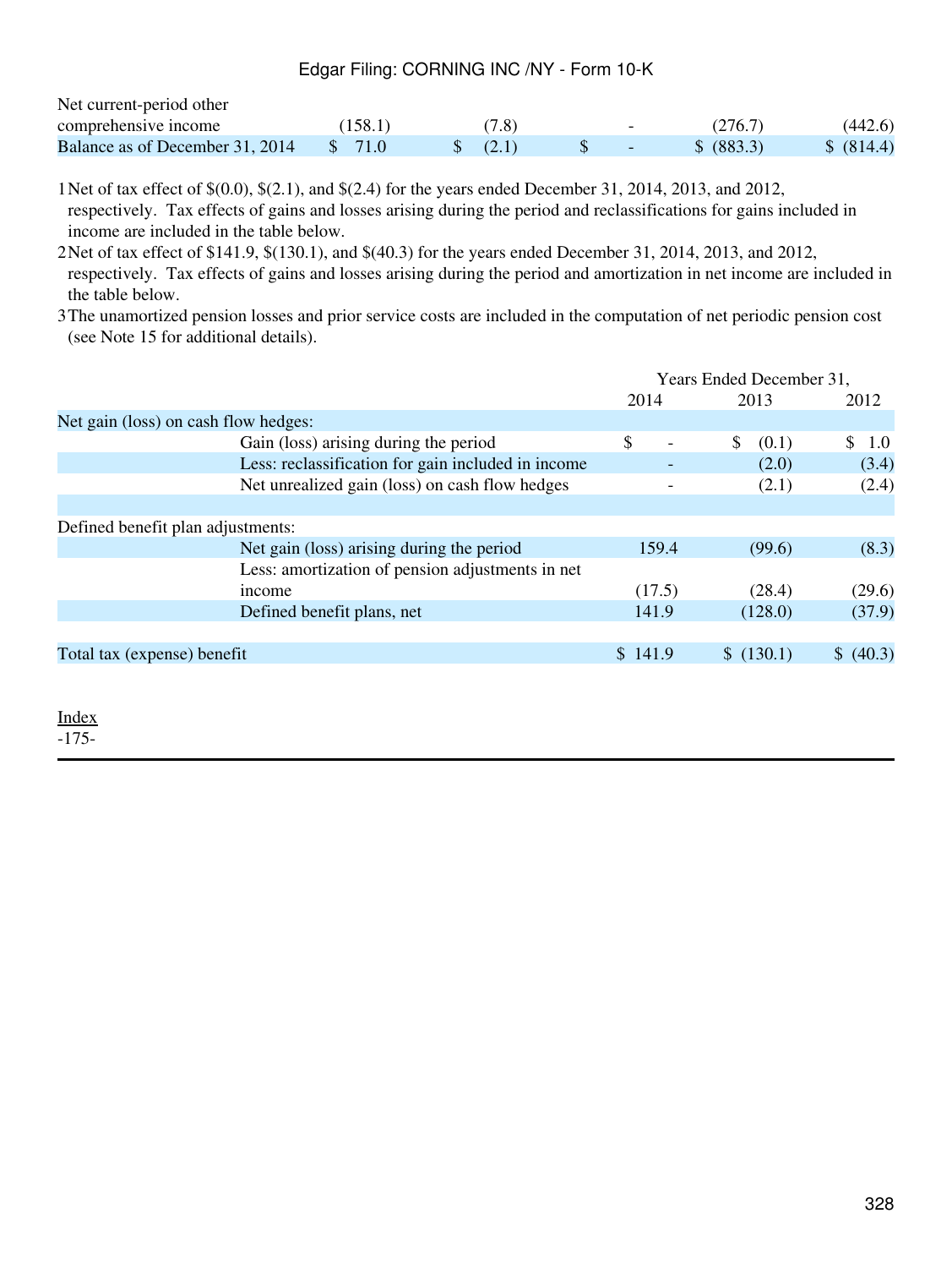| | | | | | |
|---|---|---|---|---|---|
| Net current-period other comprehensive income | (158.1) | (7.8) | - | (276.7) | (442.6) |
| Balance as of December 31, 2014 | $ 71.0 | $ (2.1) | $ - | $ (883.3) | $ (814.4) |

1 Net of tax effect of $(0.0), $(2.1), and $(2.4) for the years ended December 31, 2014, 2013, and 2012, respectively. Tax effects of gains and losses arising during the period and reclassifications for gains included in income are included in the table below.

2 Net of tax effect of $141.9, $(130.1), and $(40.3) for the years ended December 31, 2014, 2013, and 2012, respectively. Tax effects of gains and losses arising during the period and amortization in net income are included in the table below.

3 The unamortized pension losses and prior service costs are included in the computation of net periodic pension cost (see Note 15 for additional details).

| | Years Ended December 31, | | |
|---|---|---|---|
| | 2014 | 2013 | 2012 |
| Net gain (loss) on cash flow hedges: | | | |
| Gain (loss) arising during the period | $ - | $ (0.1) | $ 1.0 |
| Less: reclassification for gain included in income | - | (2.0) | (3.4) |
| Net unrealized gain (loss) on cash flow hedges | - | (2.1) | (2.4) |
| | | | |
| Defined benefit plan adjustments: | | | |
| Net gain (loss) arising during the period | 159.4 | (99.6) | (8.3) |
| Less: amortization of pension adjustments in net income | (17.5) | (28.4) | (29.6) |
| Defined benefit plans, net | 141.9 | (128.0) | (37.9) |
| | | | |
| Total tax (expense) benefit | $ 141.9 | $ (130.1) | $ (40.3) |

Index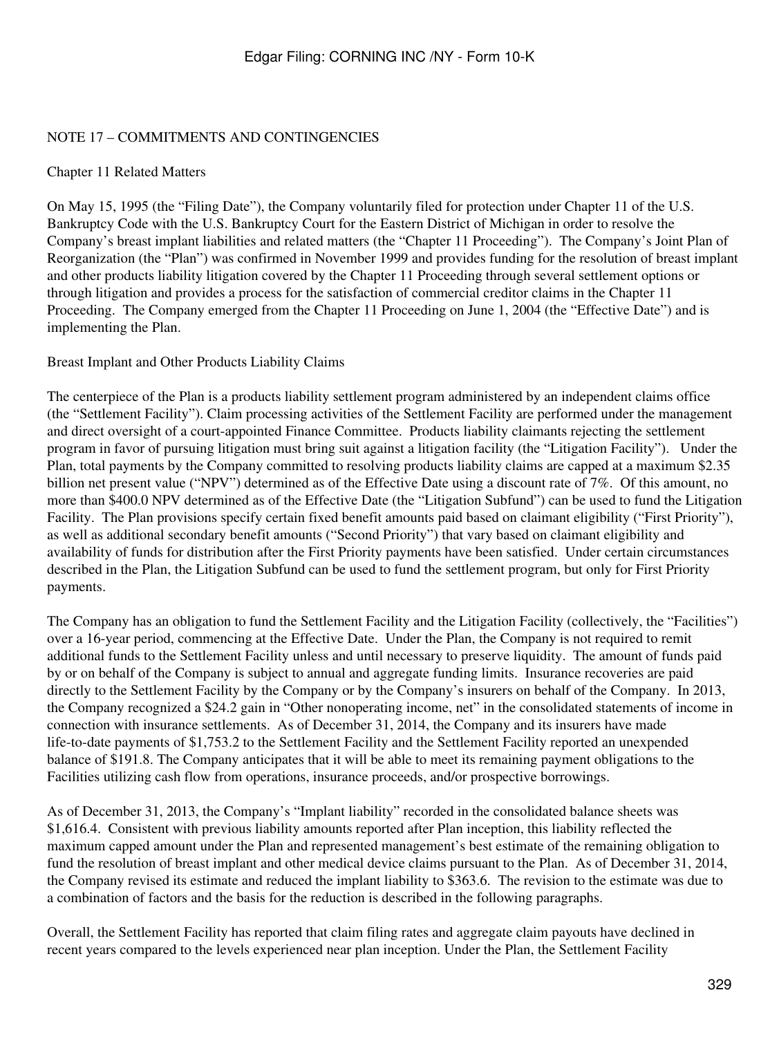NOTE 17 – COMMITMENTS AND CONTINGENCIES

Chapter 11 Related Matters

On May 15, 1995 (the "Filing Date"), the Company voluntarily filed for protection under Chapter 11 of the U.S. Bankruptcy Code with the U.S. Bankruptcy Court for the Eastern District of Michigan in order to resolve the Company's breast implant liabilities and related matters (the "Chapter 11 Proceeding"). The Company's Joint Plan of Reorganization (the "Plan") was confirmed in November 1999 and provides funding for the resolution of breast implant and other products liability litigation covered by the Chapter 11 Proceeding through several settlement options or through litigation and provides a process for the satisfaction of commercial creditor claims in the Chapter 11 Proceeding. The Company emerged from the Chapter 11 Proceeding on June 1, 2004 (the "Effective Date") and is implementing the Plan.

Breast Implant and Other Products Liability Claims

The centerpiece of the Plan is a products liability settlement program administered by an independent claims office (the "Settlement Facility"). Claim processing activities of the Settlement Facility are performed under the management and direct oversight of a court-appointed Finance Committee. Products liability claimants rejecting the settlement program in favor of pursuing litigation must bring suit against a litigation facility (the "Litigation Facility"). Under the Plan, total payments by the Company committed to resolving products liability claims are capped at a maximum $2.35 billion net present value ("NPV") determined as of the Effective Date using a discount rate of 7%. Of this amount, no more than $400.0 NPV determined as of the Effective Date (the "Litigation Subfund") can be used to fund the Litigation Facility. The Plan provisions specify certain fixed benefit amounts paid based on claimant eligibility ("First Priority"), as well as additional secondary benefit amounts ("Second Priority") that vary based on claimant eligibility and availability of funds for distribution after the First Priority payments have been satisfied. Under certain circumstances described in the Plan, the Litigation Subfund can be used to fund the settlement program, but only for First Priority payments.

The Company has an obligation to fund the Settlement Facility and the Litigation Facility (collectively, the "Facilities") over a 16-year period, commencing at the Effective Date. Under the Plan, the Company is not required to remit additional funds to the Settlement Facility unless and until necessary to preserve liquidity. The amount of funds paid by or on behalf of the Company is subject to annual and aggregate funding limits. Insurance recoveries are paid directly to the Settlement Facility by the Company or by the Company's insurers on behalf of the Company. In 2013, the Company recognized a $24.2 gain in "Other nonoperating income, net" in the consolidated statements of income in connection with insurance settlements. As of December 31, 2014, the Company and its insurers have made life-to-date payments of $1,753.2 to the Settlement Facility and the Settlement Facility reported an unexpended balance of $191.8. The Company anticipates that it will be able to meet its remaining payment obligations to the Facilities utilizing cash flow from operations, insurance proceeds, and/or prospective borrowings.

As of December 31, 2013, the Company's "Implant liability" recorded in the consolidated balance sheets was $1,616.4. Consistent with previous liability amounts reported after Plan inception, this liability reflected the maximum capped amount under the Plan and represented management's best estimate of the remaining obligation to fund the resolution of breast implant and other medical device claims pursuant to the Plan. As of December 31, 2014, the Company revised its estimate and reduced the implant liability to $363.6. The revision to the estimate was due to a combination of factors and the basis for the reduction is described in the following paragraphs.

Overall, the Settlement Facility has reported that claim filing rates and aggregate claim payouts have declined in recent years compared to the levels experienced near plan inception. Under the Plan, the Settlement Facility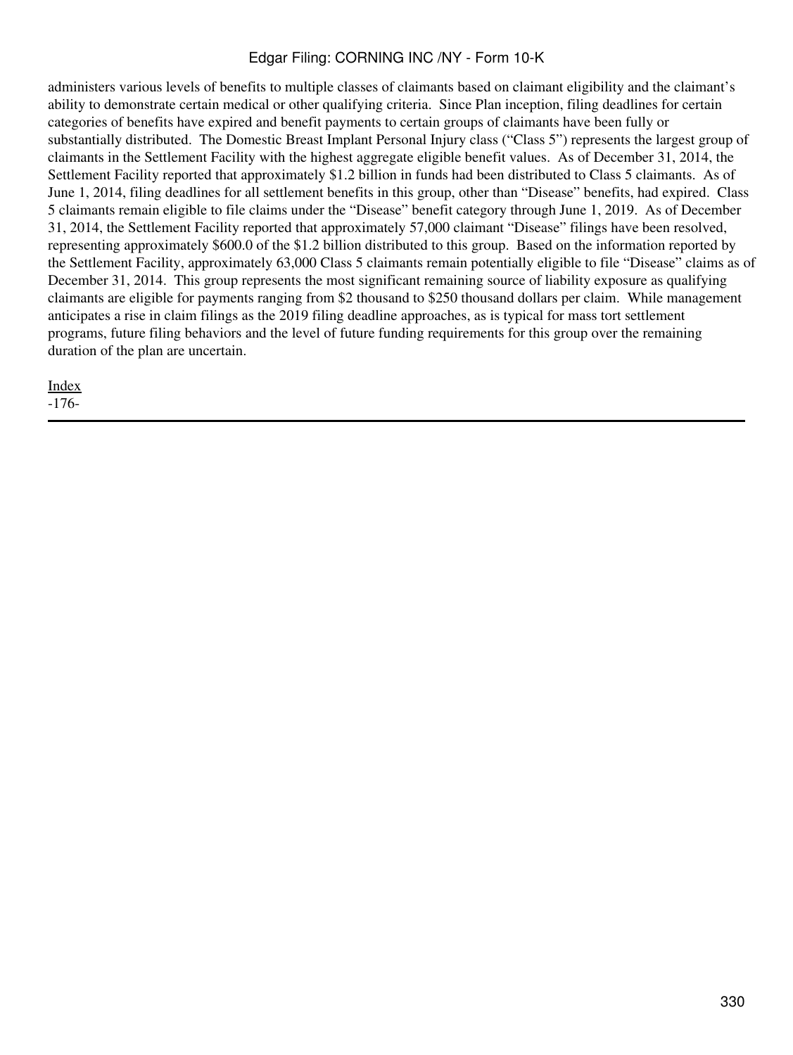administers various levels of benefits to multiple classes of claimants based on claimant eligibility and the claimant's ability to demonstrate certain medical or other qualifying criteria. Since Plan inception, filing deadlines for certain categories of benefits have expired and benefit payments to certain groups of claimants have been fully or substantially distributed. The Domestic Breast Implant Personal Injury class ("Class 5") represents the largest group of claimants in the Settlement Facility with the highest aggregate eligible benefit values. As of December 31, 2014, the Settlement Facility reported that approximately $1.2 billion in funds had been distributed to Class 5 claimants. As of June 1, 2014, filing deadlines for all settlement benefits in this group, other than "Disease" benefits, had expired. Class 5 claimants remain eligible to file claims under the "Disease" benefit category through June 1, 2019. As of December 31, 2014, the Settlement Facility reported that approximately 57,000 claimant "Disease" filings have been resolved, representing approximately $600.0 of the $1.2 billion distributed to this group. Based on the information reported by the Settlement Facility, approximately 63,000 Class 5 claimants remain potentially eligible to file "Disease" claims as of December 31, 2014. This group represents the most significant remaining source of liability exposure as qualifying claimants are eligible for payments ranging from $2 thousand to $250 thousand dollars per claim. While management anticipates a rise in claim filings as the 2019 filing deadline approaches, as is typical for mass tort settlement programs, future filing behaviors and the level of future funding requirements for this group over the remaining duration of the plan are uncertain.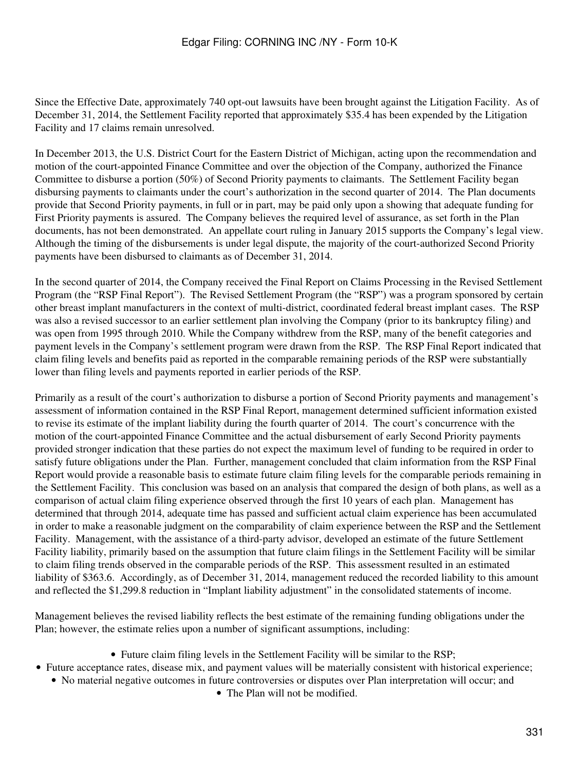Since the Effective Date, approximately 740 opt-out lawsuits have been brought against the Litigation Facility. As of December 31, 2014, the Settlement Facility reported that approximately \$35.4 has been expended by the Litigation Facility and 17 claims remain unresolved.

In December 2013, the U.S. District Court for the Eastern District of Michigan, acting upon the recommendation and motion of the court-appointed Finance Committee and over the objection of the Company, authorized the Finance Committee to disburse a portion (50%) of Second Priority payments to claimants. The Settlement Facility began disbursing payments to claimants under the court's authorization in the second quarter of 2014. The Plan documents provide that Second Priority payments, in full or in part, may be paid only upon a showing that adequate funding for First Priority payments is assured. The Company believes the required level of assurance, as set forth in the Plan documents, has not been demonstrated. An appellate court ruling in January 2015 supports the Company's legal view. Although the timing of the disbursements is under legal dispute, the majority of the court-authorized Second Priority payments have been disbursed to claimants as of December 31, 2014.

In the second quarter of 2014, the Company received the Final Report on Claims Processing in the Revised Settlement Program (the "RSP Final Report"). The Revised Settlement Program (the "RSP") was a program sponsored by certain other breast implant manufacturers in the context of multi-district, coordinated federal breast implant cases. The RSP was also a revised successor to an earlier settlement plan involving the Company (prior to its bankruptcy filing) and was open from 1995 through 2010. While the Company withdrew from the RSP, many of the benefit categories and payment levels in the Company's settlement program were drawn from the RSP. The RSP Final Report indicated that claim filing levels and benefits paid as reported in the comparable remaining periods of the RSP were substantially lower than filing levels and payments reported in earlier periods of the RSP.

Primarily as a result of the court's authorization to disburse a portion of Second Priority payments and management's assessment of information contained in the RSP Final Report, management determined sufficient information existed to revise its estimate of the implant liability during the fourth quarter of 2014. The court's concurrence with the motion of the court-appointed Finance Committee and the actual disbursement of early Second Priority payments provided stronger indication that these parties do not expect the maximum level of funding to be required in order to satisfy future obligations under the Plan. Further, management concluded that claim information from the RSP Final Report would provide a reasonable basis to estimate future claim filing levels for the comparable periods remaining in the Settlement Facility. This conclusion was based on an analysis that compared the design of both plans, as well as a comparison of actual claim filing experience observed through the first 10 years of each plan. Management has determined that through 2014, adequate time has passed and sufficient actual claim experience has been accumulated in order to make a reasonable judgment on the comparability of claim experience between the RSP and the Settlement Facility. Management, with the assistance of a third-party advisor, developed an estimate of the future Settlement Facility liability, primarily based on the assumption that future claim filings in the Settlement Facility will be similar to claim filing trends observed in the comparable periods of the RSP. This assessment resulted in an estimated liability of \$363.6. Accordingly, as of December 31, 2014, management reduced the recorded liability to this amount and reflected the \$1,299.8 reduction in "Implant liability adjustment" in the consolidated statements of income.

Management believes the revised liability reflects the best estimate of the remaining funding obligations under the Plan; however, the estimate relies upon a number of significant assumptions, including:

- Future claim filing levels in the Settlement Facility will be similar to the RSP;
- Future acceptance rates, disease mix, and payment values will be materially consistent with historical experience;
- No material negative outcomes in future controversies or disputes over Plan interpretation will occur; and
- The Plan will not be modified.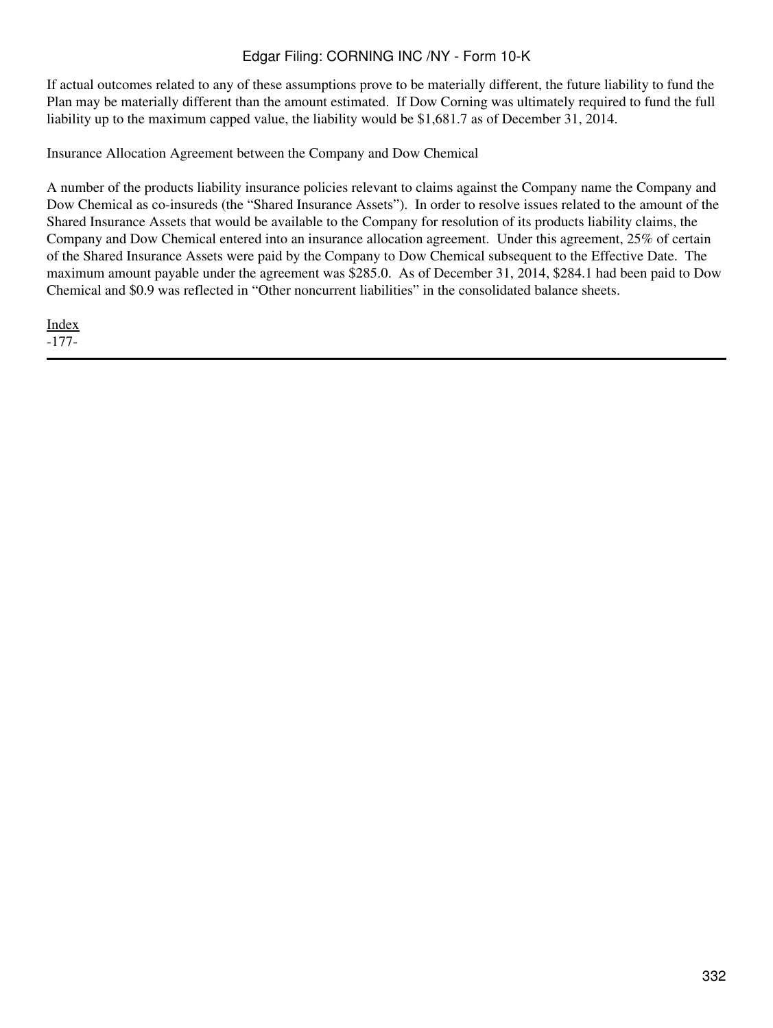If actual outcomes related to any of these assumptions prove to be materially different, the future liability to fund the Plan may be materially different than the amount estimated. If Dow Corning was ultimately required to fund the full liability up to the maximum capped value, the liability would be $1,681.7 as of December 31, 2014.

Insurance Allocation Agreement between the Company and Dow Chemical

A number of the products liability insurance policies relevant to claims against the Company name the Company and Dow Chemical as co-insureds (the "Shared Insurance Assets"). In order to resolve issues related to the amount of the Shared Insurance Assets that would be available to the Company for resolution of its products liability claims, the Company and Dow Chemical entered into an insurance allocation agreement. Under this agreement, 25% of certain of the Shared Insurance Assets were paid by the Company to Dow Chemical subsequent to the Effective Date. The maximum amount payable under the agreement was $285.0. As of December 31, 2014, $284.1 had been paid to Dow Chemical and $0.9 was reflected in "Other noncurrent liabilities" in the consolidated balance sheets.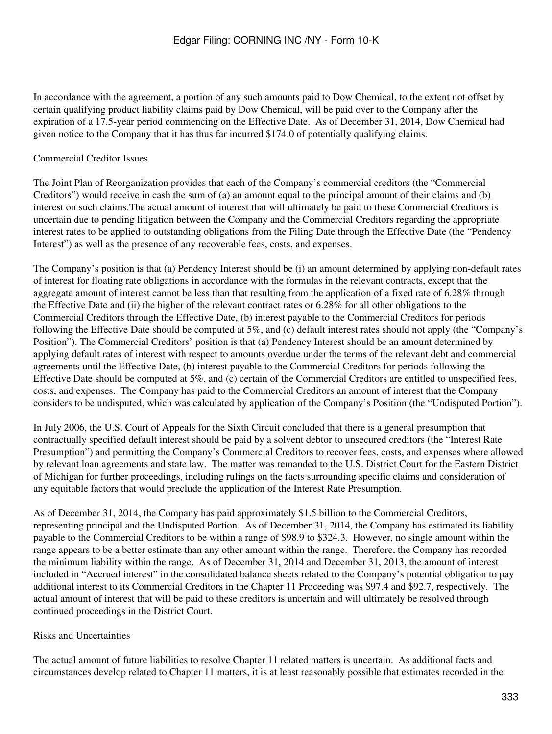In accordance with the agreement, a portion of any such amounts paid to Dow Chemical, to the extent not offset by certain qualifying product liability claims paid by Dow Chemical, will be paid over to the Company after the expiration of a 17.5-year period commencing on the Effective Date. As of December 31, 2014, Dow Chemical had given notice to the Company that it has thus far incurred $174.0 of potentially qualifying claims.

Commercial Creditor Issues

The Joint Plan of Reorganization provides that each of the Company's commercial creditors (the "Commercial Creditors") would receive in cash the sum of (a) an amount equal to the principal amount of their claims and (b) interest on such claims.The actual amount of interest that will ultimately be paid to these Commercial Creditors is uncertain due to pending litigation between the Company and the Commercial Creditors regarding the appropriate interest rates to be applied to outstanding obligations from the Filing Date through the Effective Date (the "Pendency Interest") as well as the presence of any recoverable fees, costs, and expenses.

The Company's position is that (a) Pendency Interest should be (i) an amount determined by applying non-default rates of interest for floating rate obligations in accordance with the formulas in the relevant contracts, except that the aggregate amount of interest cannot be less than that resulting from the application of a fixed rate of 6.28% through the Effective Date and (ii) the higher of the relevant contract rates or 6.28% for all other obligations to the Commercial Creditors through the Effective Date, (b) interest payable to the Commercial Creditors for periods following the Effective Date should be computed at 5%, and (c) default interest rates should not apply (the "Company's Position"). The Commercial Creditors' position is that (a) Pendency Interest should be an amount determined by applying default rates of interest with respect to amounts overdue under the terms of the relevant debt and commercial agreements until the Effective Date, (b) interest payable to the Commercial Creditors for periods following the Effective Date should be computed at 5%, and (c) certain of the Commercial Creditors are entitled to unspecified fees, costs, and expenses. The Company has paid to the Commercial Creditors an amount of interest that the Company considers to be undisputed, which was calculated by application of the Company's Position (the "Undisputed Portion").

In July 2006, the U.S. Court of Appeals for the Sixth Circuit concluded that there is a general presumption that contractually specified default interest should be paid by a solvent debtor to unsecured creditors (the "Interest Rate Presumption") and permitting the Company's Commercial Creditors to recover fees, costs, and expenses where allowed by relevant loan agreements and state law. The matter was remanded to the U.S. District Court for the Eastern District of Michigan for further proceedings, including rulings on the facts surrounding specific claims and consideration of any equitable factors that would preclude the application of the Interest Rate Presumption.

As of December 31, 2014, the Company has paid approximately $1.5 billion to the Commercial Creditors, representing principal and the Undisputed Portion. As of December 31, 2014, the Company has estimated its liability payable to the Commercial Creditors to be within a range of $98.9 to $324.3. However, no single amount within the range appears to be a better estimate than any other amount within the range. Therefore, the Company has recorded the minimum liability within the range. As of December 31, 2014 and December 31, 2013, the amount of interest included in "Accrued interest" in the consolidated balance sheets related to the Company's potential obligation to pay additional interest to its Commercial Creditors in the Chapter 11 Proceeding was $97.4 and $92.7, respectively. The actual amount of interest that will be paid to these creditors is uncertain and will ultimately be resolved through continued proceedings in the District Court.

Risks and Uncertainties

The actual amount of future liabilities to resolve Chapter 11 related matters is uncertain. As additional facts and circumstances develop related to Chapter 11 matters, it is at least reasonably possible that estimates recorded in the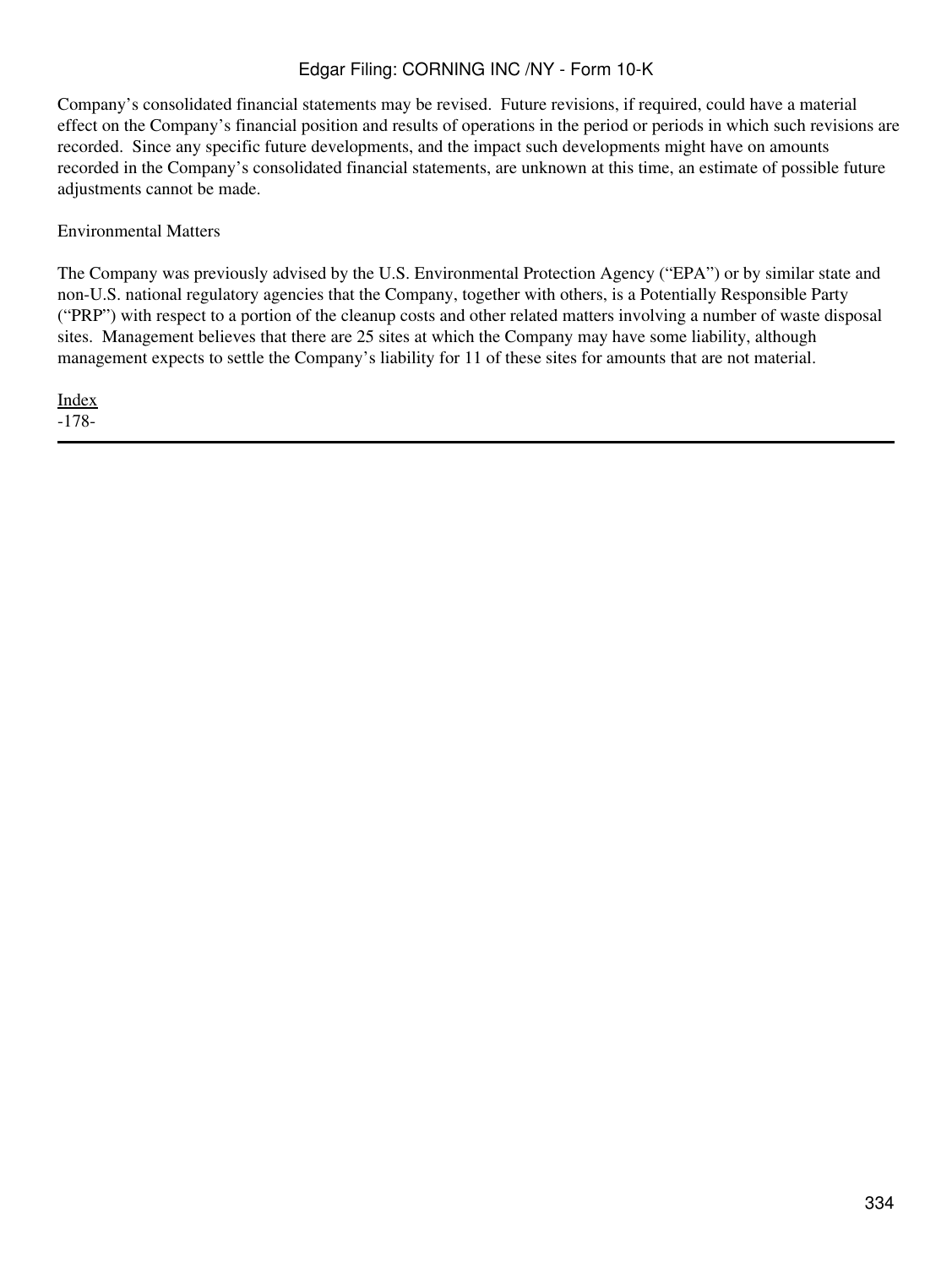Company's consolidated financial statements may be revised. Future revisions, if required, could have a material effect on the Company's financial position and results of operations in the period or periods in which such revisions are recorded. Since any specific future developments, and the impact such developments might have on amounts recorded in the Company's consolidated financial statements, are unknown at this time, an estimate of possible future adjustments cannot be made.

Environmental Matters

The Company was previously advised by the U.S. Environmental Protection Agency ("EPA") or by similar state and non-U.S. national regulatory agencies that the Company, together with others, is a Potentially Responsible Party ("PRP") with respect to a portion of the cleanup costs and other related matters involving a number of waste disposal sites. Management believes that there are 25 sites at which the Company may have some liability, although management expects to settle the Company's liability for 11 of these sites for amounts that are not material.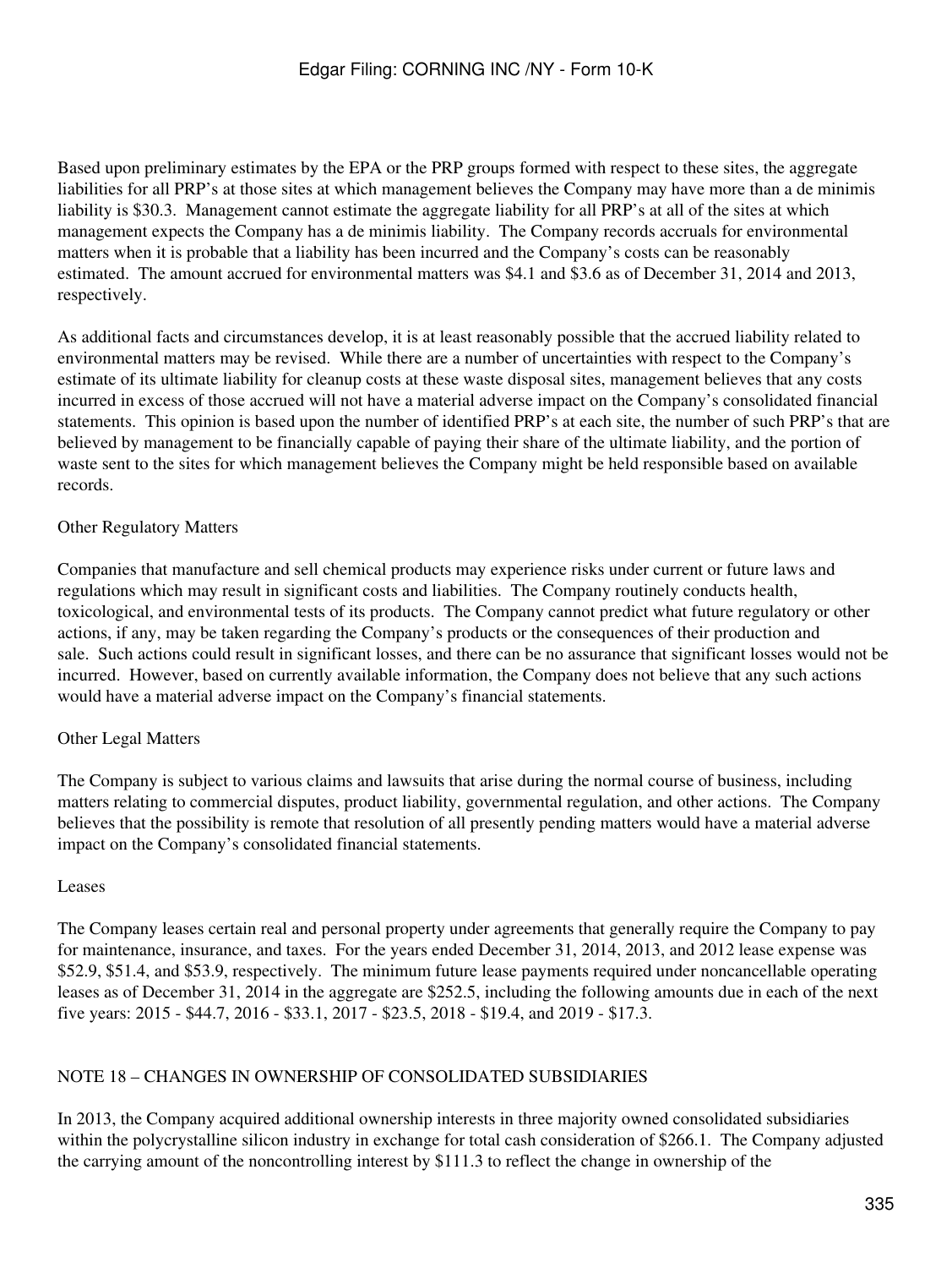Based upon preliminary estimates by the EPA or the PRP groups formed with respect to these sites, the aggregate liabilities for all PRP's at those sites at which management believes the Company may have more than a de minimis liability is $30.3. Management cannot estimate the aggregate liability for all PRP's at all of the sites at which management expects the Company has a de minimis liability. The Company records accruals for environmental matters when it is probable that a liability has been incurred and the Company's costs can be reasonably estimated. The amount accrued for environmental matters was $4.1 and $3.6 as of December 31, 2014 and 2013, respectively.

As additional facts and circumstances develop, it is at least reasonably possible that the accrued liability related to environmental matters may be revised. While there are a number of uncertainties with respect to the Company's estimate of its ultimate liability for cleanup costs at these waste disposal sites, management believes that any costs incurred in excess of those accrued will not have a material adverse impact on the Company's consolidated financial statements. This opinion is based upon the number of identified PRP's at each site, the number of such PRP's that are believed by management to be financially capable of paying their share of the ultimate liability, and the portion of waste sent to the sites for which management believes the Company might be held responsible based on available records.

Other Regulatory Matters

Companies that manufacture and sell chemical products may experience risks under current or future laws and regulations which may result in significant costs and liabilities. The Company routinely conducts health, toxicological, and environmental tests of its products. The Company cannot predict what future regulatory or other actions, if any, may be taken regarding the Company's products or the consequences of their production and sale. Such actions could result in significant losses, and there can be no assurance that significant losses would not be incurred. However, based on currently available information, the Company does not believe that any such actions would have a material adverse impact on the Company's financial statements.

Other Legal Matters

The Company is subject to various claims and lawsuits that arise during the normal course of business, including matters relating to commercial disputes, product liability, governmental regulation, and other actions. The Company believes that the possibility is remote that resolution of all presently pending matters would have a material adverse impact on the Company's consolidated financial statements.

Leases

The Company leases certain real and personal property under agreements that generally require the Company to pay for maintenance, insurance, and taxes. For the years ended December 31, 2014, 2013, and 2012 lease expense was $52.9, $51.4, and $53.9, respectively. The minimum future lease payments required under noncancellable operating leases as of December 31, 2014 in the aggregate are $252.5, including the following amounts due in each of the next five years: 2015 - $44.7, 2016 - $33.1, 2017 - $23.5, 2018 - $19.4, and 2019 - $17.3.

## NOTE 18 – CHANGES IN OWNERSHIP OF CONSOLIDATED SUBSIDIARIES

In 2013, the Company acquired additional ownership interests in three majority owned consolidated subsidiaries within the polycrystalline silicon industry in exchange for total cash consideration of $266.1. The Company adjusted the carrying amount of the noncontrolling interest by $111.3 to reflect the change in ownership of the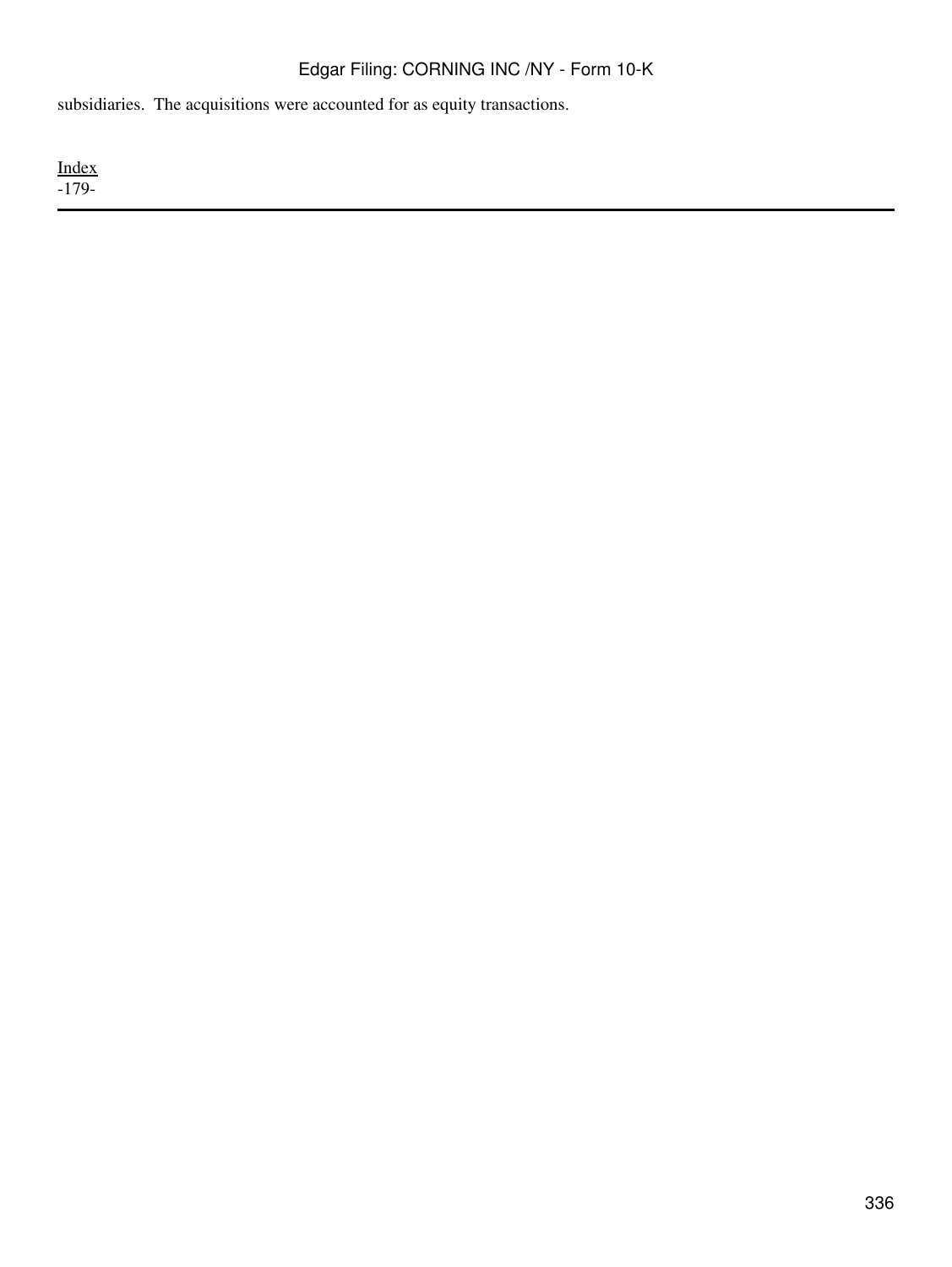subsidiaries. The acquisitions were accounted for as equity transactions.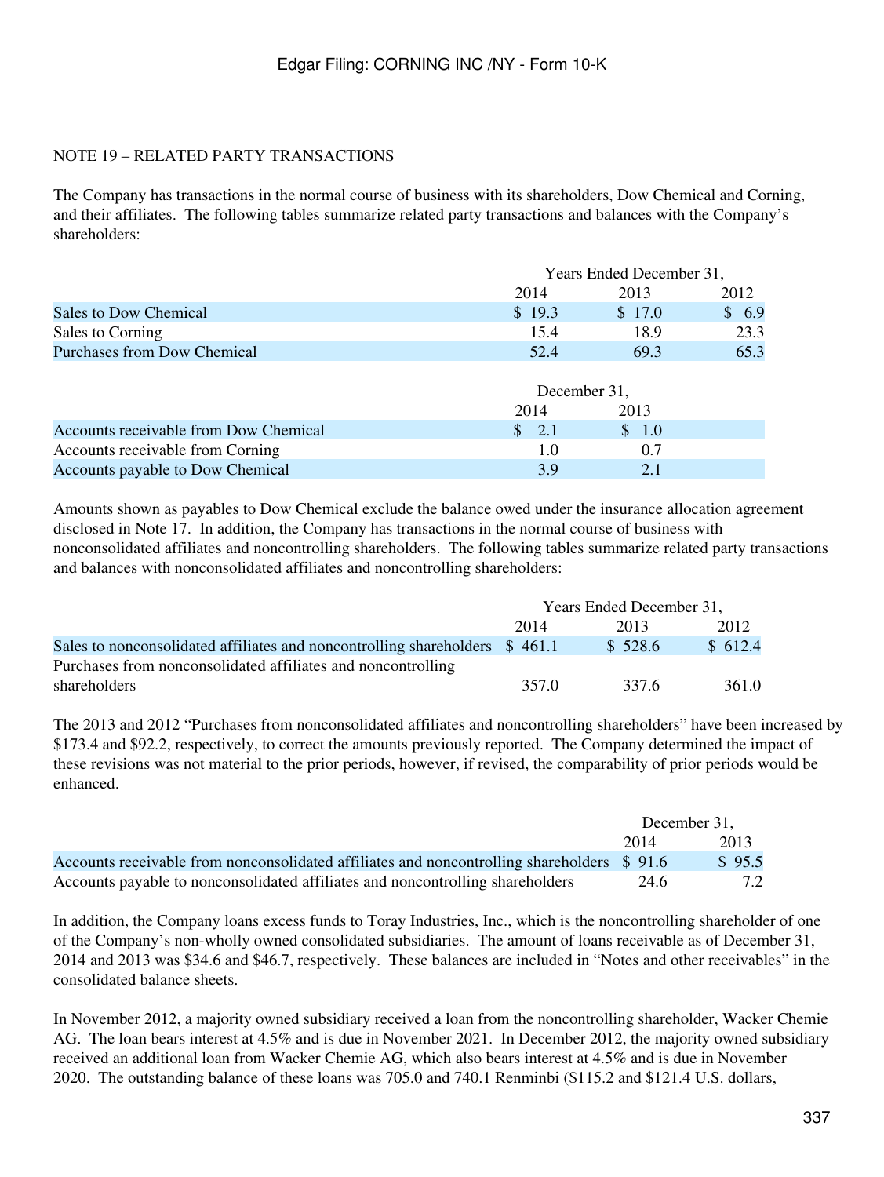NOTE 19 – RELATED PARTY TRANSACTIONS

The Company has transactions in the normal course of business with its shareholders, Dow Chemical and Corning, and their affiliates. The following tables summarize related party transactions and balances with the Company's shareholders:

| | Years Ended December 31, | | |
|---|---|---|---|
| | 2014 | 2013 | 2012 |
| Sales to Dow Chemical | $ 19.3 | $ 17.0 | $ 6.9 |
| Sales to Corning | 15.4 | 18.9 | 23.3 |
| Purchases from Dow Chemical | 52.4 | 69.3 | 65.3 |

| | December 31, | |
|---|---|---|
| | 2014 | 2013 |
| Accounts receivable from Dow Chemical | $ 2.1 | $ 1.0 |
| Accounts receivable from Corning | 1.0 | 0.7 |
| Accounts payable to Dow Chemical | 3.9 | 2.1 |

Amounts shown as payables to Dow Chemical exclude the balance owed under the insurance allocation agreement disclosed in Note 17. In addition, the Company has transactions in the normal course of business with nonconsolidated affiliates and noncontrolling shareholders. The following tables summarize related party transactions and balances with nonconsolidated affiliates and noncontrolling shareholders:

| | Years Ended December 31, | | |
|---|---|---|---|
| | 2014 | 2013 | 2012 |
| Sales to nonconsolidated affiliates and noncontrolling shareholders | $ 461.1 | $ 528.6 | $ 612.4 |
| Purchases from nonconsolidated affiliates and noncontrolling shareholders | 357.0 | 337.6 | 361.0 |

The 2013 and 2012 "Purchases from nonconsolidated affiliates and noncontrolling shareholders" have been increased by $173.4 and $92.2, respectively, to correct the amounts previously reported. The Company determined the impact of these revisions was not material to the prior periods, however, if revised, the comparability of prior periods would be enhanced.

| | December 31, | |
|---|---|---|
| | 2014 | 2013 |
| Accounts receivable from nonconsolidated affiliates and noncontrolling shareholders | $ 91.6 | $ 95.5 |
| Accounts payable to nonconsolidated affiliates and noncontrolling shareholders | 24.6 | 7.2 |

In addition, the Company loans excess funds to Toray Industries, Inc., which is the noncontrolling shareholder of one of the Company's non-wholly owned consolidated subsidiaries. The amount of loans receivable as of December 31, 2014 and 2013 was $34.6 and $46.7, respectively. These balances are included in "Notes and other receivables" in the consolidated balance sheets.

In November 2012, a majority owned subsidiary received a loan from the noncontrolling shareholder, Wacker Chemie AG. The loan bears interest at 4.5% and is due in November 2021. In December 2012, the majority owned subsidiary received an additional loan from Wacker Chemie AG, which also bears interest at 4.5% and is due in November 2020. The outstanding balance of these loans was 705.0 and 740.1 Renminbi ($115.2 and $121.4 U.S. dollars,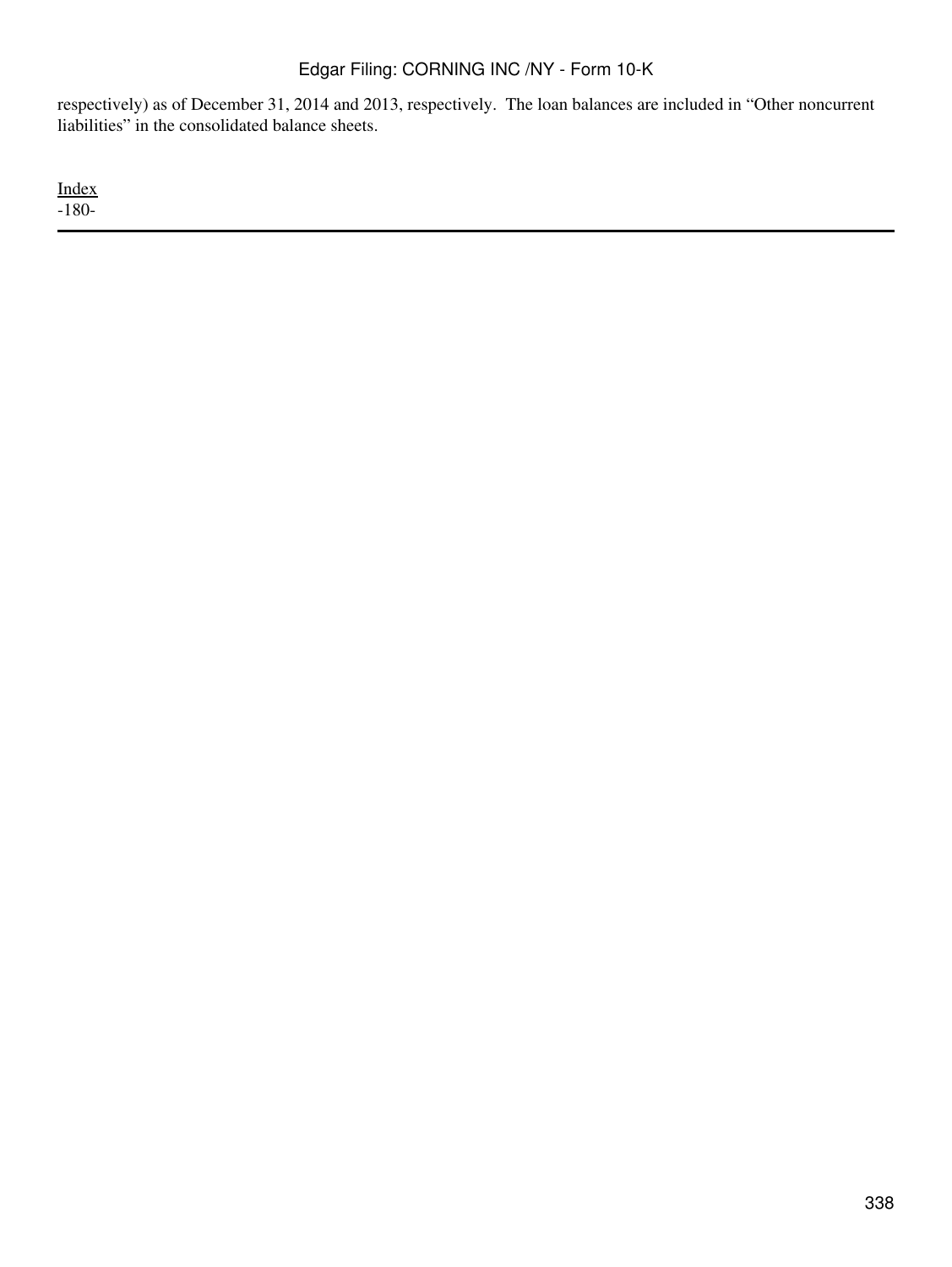respectively) as of December 31, 2014 and 2013, respectively. The loan balances are included in "Other noncurrent liabilities" in the consolidated balance sheets.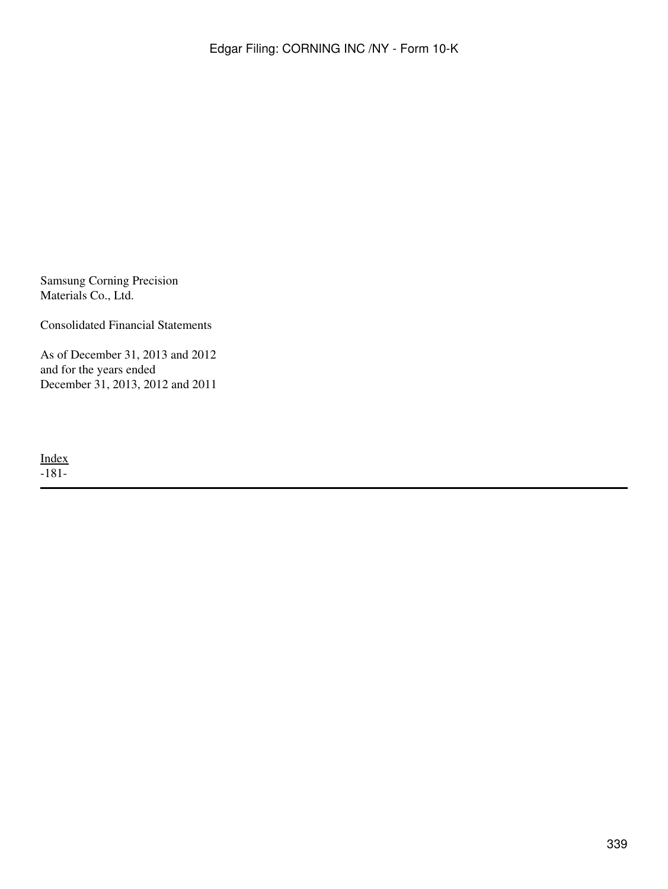Samsung Corning Precision Materials Co., Ltd.

Consolidated Financial Statements

As of December 31, 2013 and 2012
and for the years ended
December 31, 2013, 2012 and 2011

Index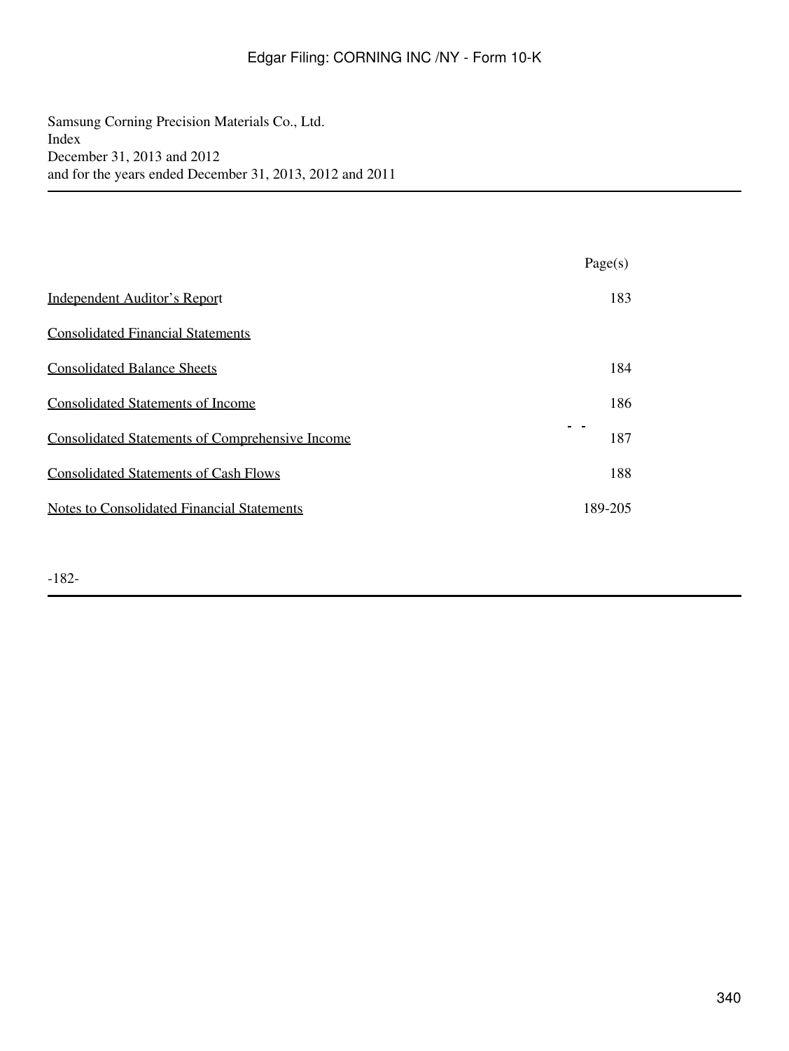Samsung Corning Precision Materials Co., Ltd.
Index
December 31, 2013 and 2012
and for the years ended December 31, 2013, 2012 and 2011

| | Page(s) |
|---|---|
| Independent Auditor's Report | 183 |
| Consolidated Financial Statements | |
| Consolidated Balance Sheets | 184 |
| Consolidated Statements of Income | 186 |
| Consolidated Statements of Comprehensive Income | 187 |
| Consolidated Statements of Cash Flows | 188 |
| Notes to Consolidated Financial Statements | 189-205 |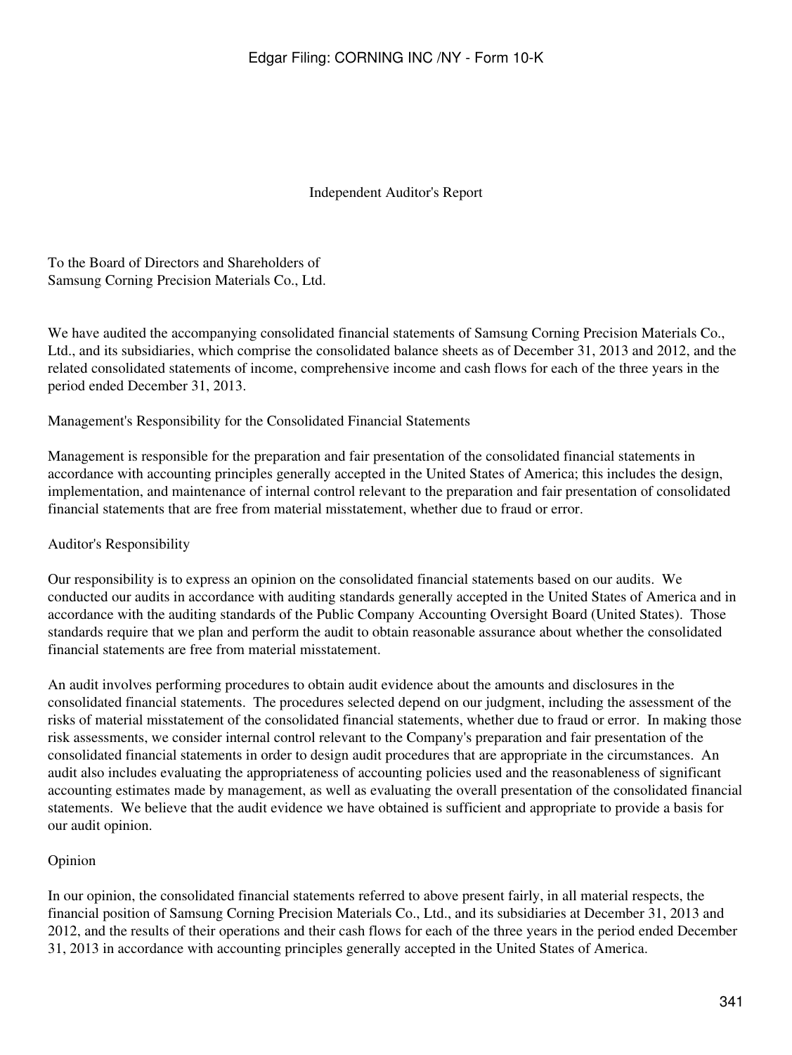# Independent Auditor's Report

To the Board of Directors and Shareholders of
Samsung Corning Precision Materials Co., Ltd.

We have audited the accompanying consolidated financial statements of Samsung Corning Precision Materials Co., Ltd., and its subsidiaries, which comprise the consolidated balance sheets as of December 31, 2013 and 2012, and the related consolidated statements of income, comprehensive income and cash flows for each of the three years in the period ended December 31, 2013.

## Management's Responsibility for the Consolidated Financial Statements

Management is responsible for the preparation and fair presentation of the consolidated financial statements in accordance with accounting principles generally accepted in the United States of America; this includes the design, implementation, and maintenance of internal control relevant to the preparation and fair presentation of consolidated financial statements that are free from material misstatement, whether due to fraud or error.

## Auditor's Responsibility

Our responsibility is to express an opinion on the consolidated financial statements based on our audits. We conducted our audits in accordance with auditing standards generally accepted in the United States of America and in accordance with the auditing standards of the Public Company Accounting Oversight Board (United States). Those standards require that we plan and perform the audit to obtain reasonable assurance about whether the consolidated financial statements are free from material misstatement.

An audit involves performing procedures to obtain audit evidence about the amounts and disclosures in the consolidated financial statements. The procedures selected depend on our judgment, including the assessment of the risks of material misstatement of the consolidated financial statements, whether due to fraud or error. In making those risk assessments, we consider internal control relevant to the Company's preparation and fair presentation of the consolidated financial statements in order to design audit procedures that are appropriate in the circumstances. An audit also includes evaluating the appropriateness of accounting policies used and the reasonableness of significant accounting estimates made by management, as well as evaluating the overall presentation of the consolidated financial statements. We believe that the audit evidence we have obtained is sufficient and appropriate to provide a basis for our audit opinion.

## Opinion

In our opinion, the consolidated financial statements referred to above present fairly, in all material respects, the financial position of Samsung Corning Precision Materials Co., Ltd., and its subsidiaries at December 31, 2013 and 2012, and the results of their operations and their cash flows for each of the three years in the period ended December 31, 2013 in accordance with accounting principles generally accepted in the United States of America.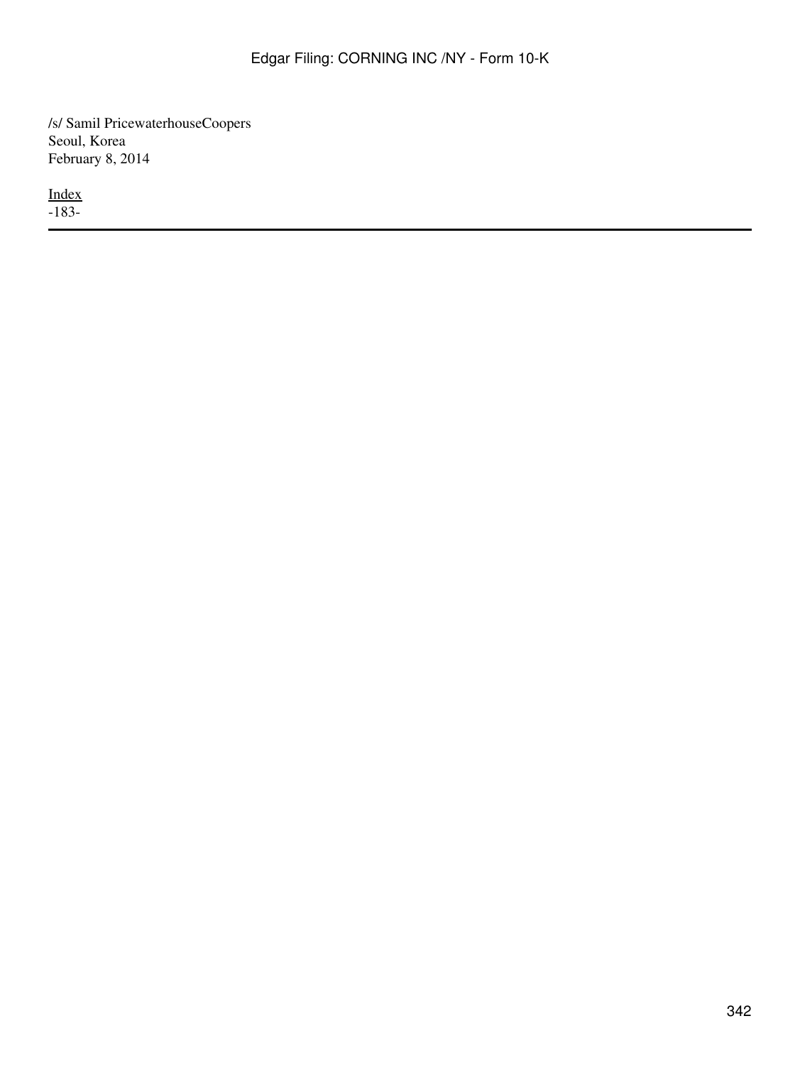/s/ Samil PricewaterhouseCoopers
Seoul, Korea
February 8, 2014

Index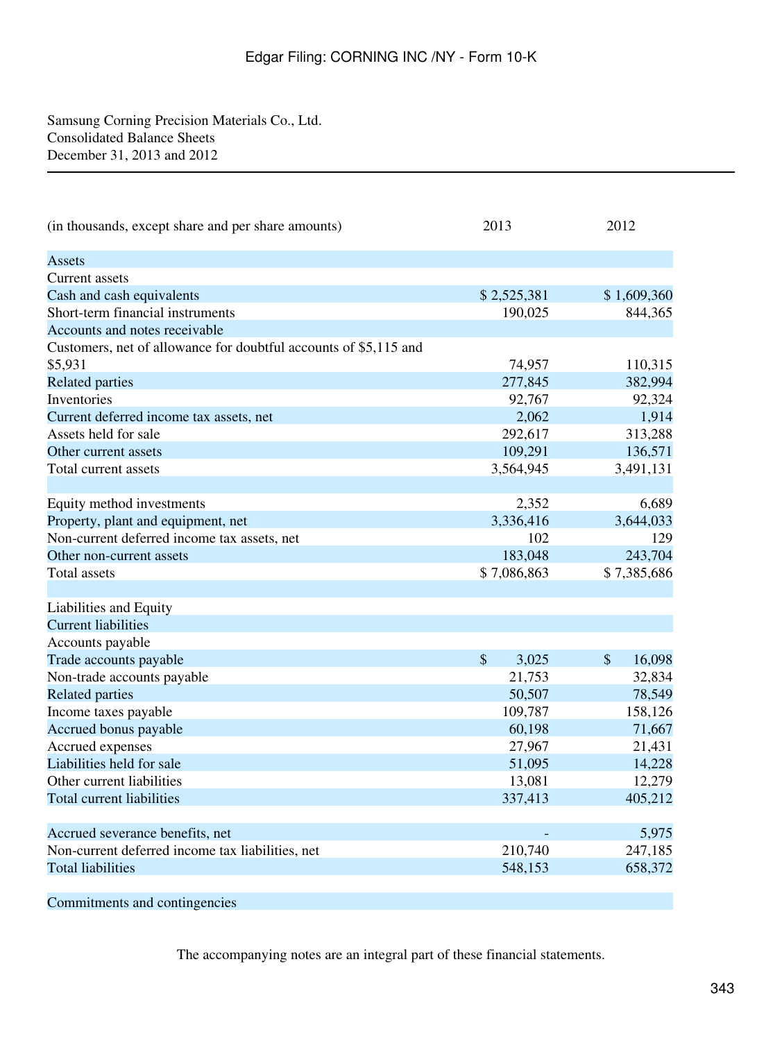Samsung Corning Precision Materials Co., Ltd.
Consolidated Balance Sheets
December 31, 2013 and 2012

| (in thousands, except share and per share amounts) | 2013 | 2012 |
|---|---|---|
| Assets | | |
| Current assets | | |
| Cash and cash equivalents | $ 2,525,381 | $ 1,609,360 |
| Short-term financial instruments | 190,025 | 844,365 |
| Accounts and notes receivable | | |
| Customers, net of allowance for doubtful accounts of $5,115 and $5,931 | 74,957 | 110,315 |
| Related parties | 277,845 | 382,994 |
| Inventories | 92,767 | 92,324 |
| Current deferred income tax assets, net | 2,062 | 1,914 |
| Assets held for sale | 292,617 | 313,288 |
| Other current assets | 109,291 | 136,571 |
| Total current assets | 3,564,945 | 3,491,131 |
| | | |
| Equity method investments | 2,352 | 6,689 |
| Property, plant and equipment, net | 3,336,416 | 3,644,033 |
| Non-current deferred income tax assets, net | 102 | 129 |
| Other non-current assets | 183,048 | 243,704 |
| Total assets | $ 7,086,863 | $ 7,385,686 |
| | | |
| Liabilities and Equity | | |
| Current liabilities | | |
| Accounts payable | | |
| Trade accounts payable | $ 3,025 | $ 16,098 |
| Non-trade accounts payable | 21,753 | 32,834 |
| Related parties | 50,507 | 78,549 |
| Income taxes payable | 109,787 | 158,126 |
| Accrued bonus payable | 60,198 | 71,667 |
| Accrued expenses | 27,967 | 21,431 |
| Liabilities held for sale | 51,095 | 14,228 |
| Other current liabilities | 13,081 | 12,279 |
| Total current liabilities | 337,413 | 405,212 |
| | | |
| Accrued severance benefits, net | - | 5,975 |
| Non-current deferred income tax liabilities, net | 210,740 | 247,185 |
| Total liabilities | 548,153 | 658,372 |
| | | |
| Commitments and contingencies | | |

The accompanying notes are an integral part of these financial statements.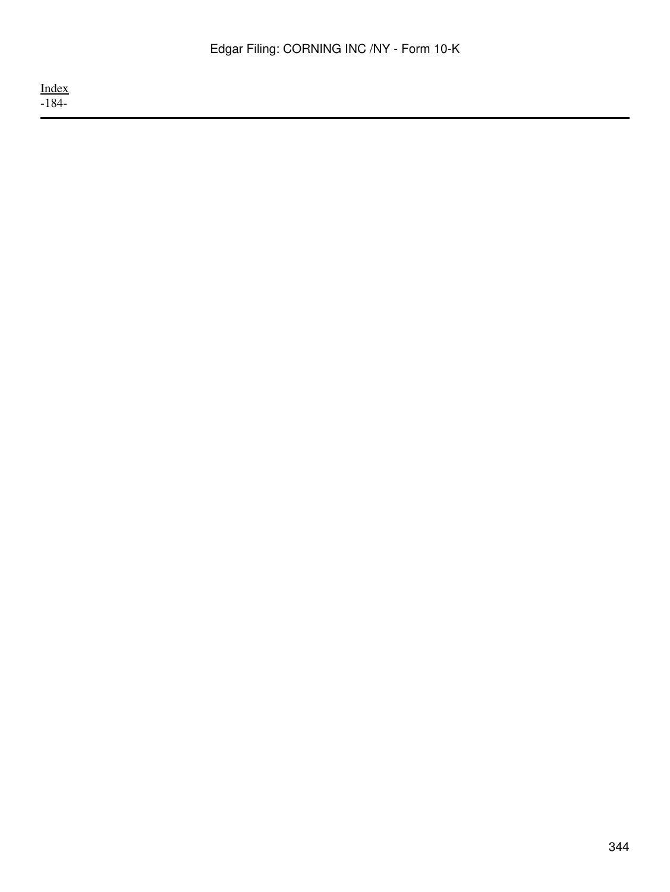Index

-184-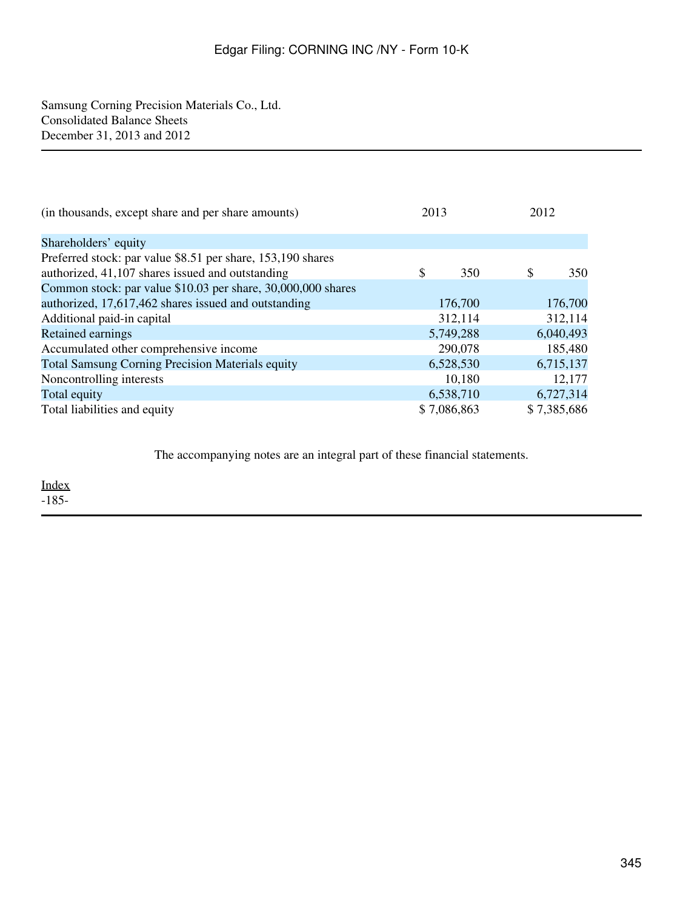Samsung Corning Precision Materials Co., Ltd.
Consolidated Balance Sheets
December 31, 2013 and 2012

| (in thousands, except share and per share amounts) | 2013 | 2012 |
|---|---|---|
| Shareholders' equity | | |
| Preferred stock: par value $8.51 per share, 153,190 shares authorized, 41,107 shares issued and outstanding | $ 350 | $ 350 |
| Common stock: par value $10.03 per share, 30,000,000 shares authorized, 17,617,462 shares issued and outstanding | 176,700 | 176,700 |
| Additional paid-in capital | 312,114 | 312,114 |
| Retained earnings | 5,749,288 | 6,040,493 |
| Accumulated other comprehensive income | 290,078 | 185,480 |
| Total Samsung Corning Precision Materials equity | 6,528,530 | 6,715,137 |
| Noncontrolling interests | 10,180 | 12,177 |
| Total equity | 6,538,710 | 6,727,314 |
| Total liabilities and equity | $ 7,086,863 | $ 7,385,686 |

The accompanying notes are an integral part of these financial statements.

Index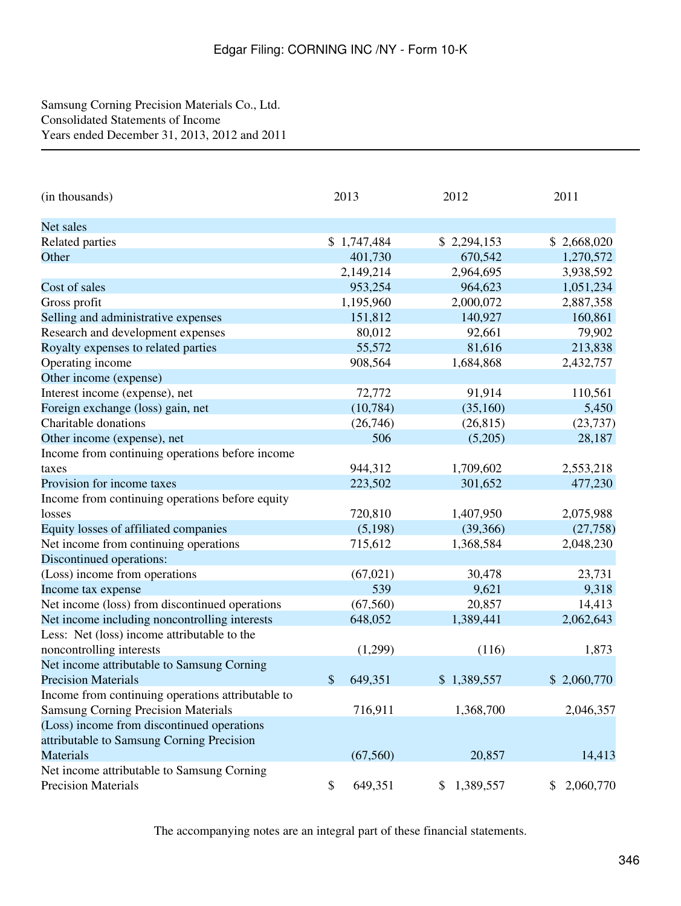Samsung Corning Precision Materials Co., Ltd.
Consolidated Statements of Income
Years ended December 31, 2013, 2012 and 2011

| (in thousands) | 2013 | 2012 | 2011 |
|---|---|---|---|
| Net sales | | | |
| Related parties | $ 1,747,484 | $ 2,294,153 | $ 2,668,020 |
| Other | 401,730 | 670,542 | 1,270,572 |
| | 2,149,214 | 2,964,695 | 3,938,592 |
| Cost of sales | 953,254 | 964,623 | 1,051,234 |
| Gross profit | 1,195,960 | 2,000,072 | 2,887,358 |
| Selling and administrative expenses | 151,812 | 140,927 | 160,861 |
| Research and development expenses | 80,012 | 92,661 | 79,902 |
| Royalty expenses to related parties | 55,572 | 81,616 | 213,838 |
| Operating income | 908,564 | 1,684,868 | 2,432,757 |
| Other income (expense) | | | |
| Interest income (expense), net | 72,772 | 91,914 | 110,561 |
| Foreign exchange (loss) gain, net | (10,784) | (35,160) | 5,450 |
| Charitable donations | (26,746) | (26,815) | (23,737) |
| Other income (expense), net | 506 | (5,205) | 28,187 |
| Income from continuing operations before income taxes | 944,312 | 1,709,602 | 2,553,218 |
| Provision for income taxes | 223,502 | 301,652 | 477,230 |
| Income from continuing operations before equity losses | 720,810 | 1,407,950 | 2,075,988 |
| Equity losses of affiliated companies | (5,198) | (39,366) | (27,758) |
| Net income from continuing operations | 715,612 | 1,368,584 | 2,048,230 |
| Discontinued operations: | | | |
| (Loss) income from operations | (67,021) | 30,478 | 23,731 |
| Income tax expense | 539 | 9,621 | 9,318 |
| Net income (loss) from discontinued operations | (67,560) | 20,857 | 14,413 |
| Net income including noncontrolling interests | 648,052 | 1,389,441 | 2,062,643 |
| Less: Net (loss) income attributable to the noncontrolling interests | (1,299) | (116) | 1,873 |
| Net income attributable to Samsung Corning Precision Materials | $ 649,351 | $ 1,389,557 | $ 2,060,770 |
| Income from continuing operations attributable to Samsung Corning Precision Materials | 716,911 | 1,368,700 | 2,046,357 |
| (Loss) income from discontinued operations attributable to Samsung Corning Precision Materials | (67,560) | 20,857 | 14,413 |
| Net income attributable to Samsung Corning Precision Materials | $ 649,351 | $ 1,389,557 | $ 2,060,770 |

The accompanying notes are an integral part of these financial statements.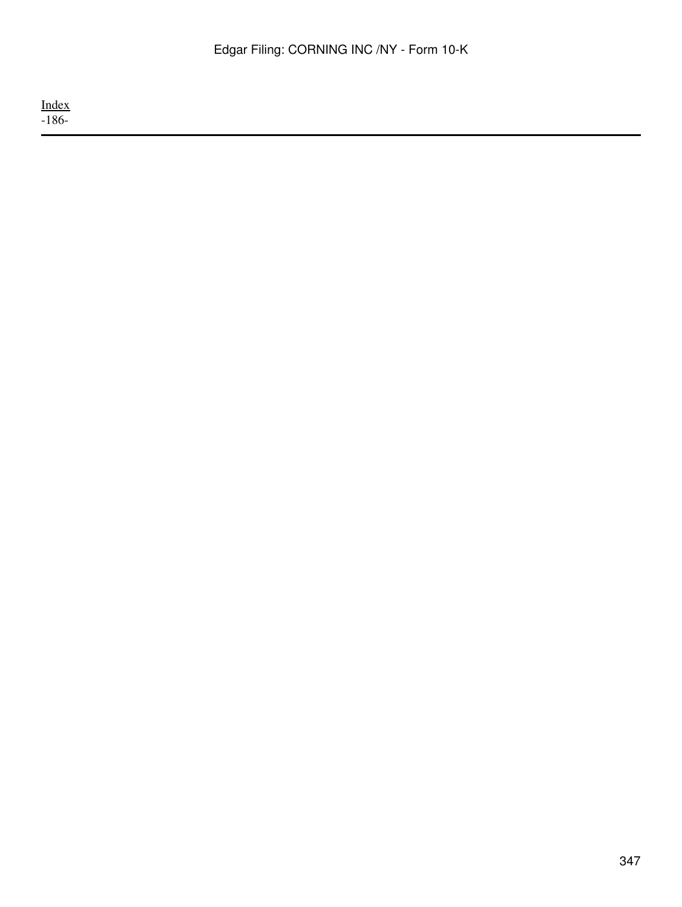Index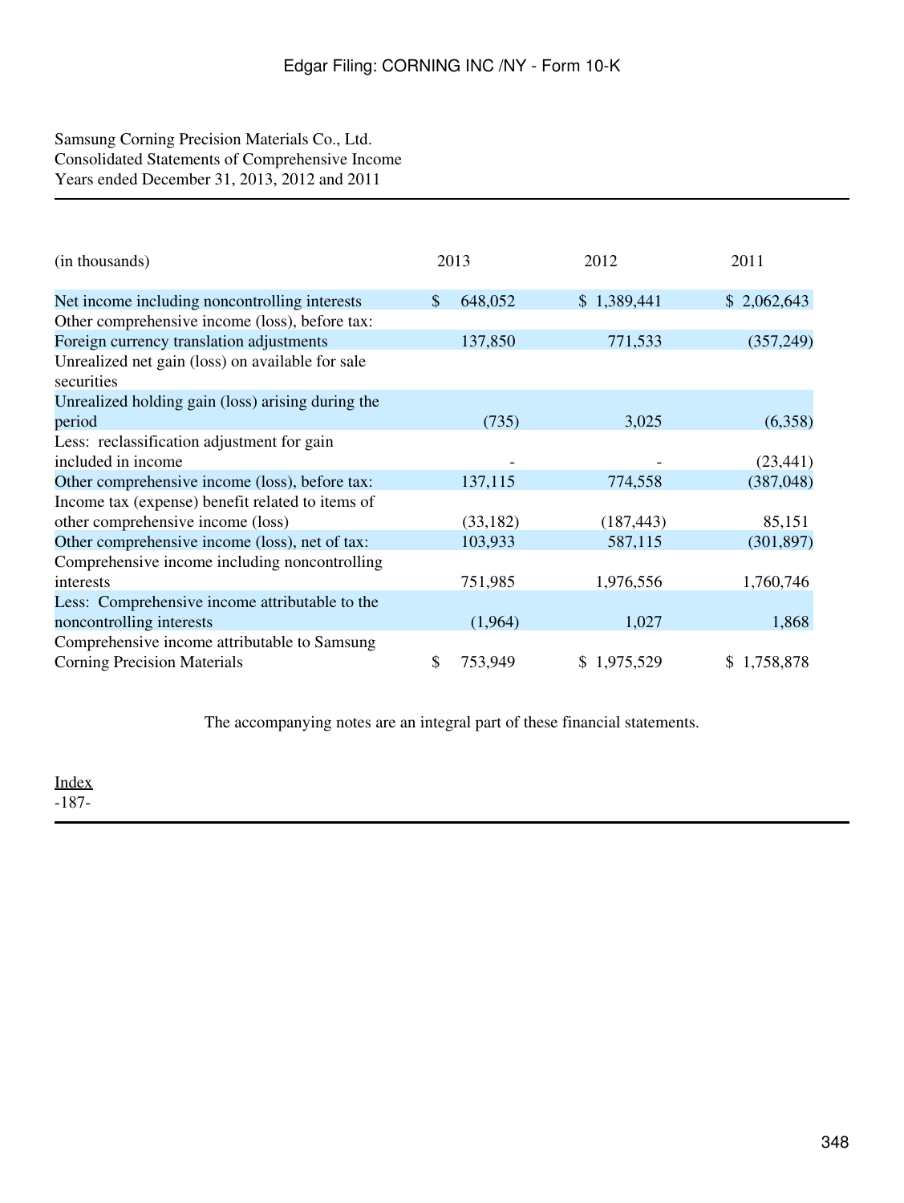Samsung Corning Precision Materials Co., Ltd.
Consolidated Statements of Comprehensive Income
Years ended December 31, 2013, 2012 and 2011

| (in thousands) | 2013 | 2012 | 2011 |
|---|---|---|---|
| Net income including noncontrolling interests | $ 648,052 | $ 1,389,441 | $ 2,062,643 |
| Other comprehensive income (loss), before tax: | | | |
| Foreign currency translation adjustments | 137,850 | 771,533 | (357,249) |
| Unrealized net gain (loss) on available for sale securities | | | |
| Unrealized holding gain (loss) arising during the period | (735) | 3,025 | (6,358) |
| Less: reclassification adjustment for gain included in income | - | - | (23,441) |
| Other comprehensive income (loss), before tax: | 137,115 | 774,558 | (387,048) |
| Income tax (expense) benefit related to items of other comprehensive income (loss) | (33,182) | (187,443) | 85,151 |
| Other comprehensive income (loss), net of tax: | 103,933 | 587,115 | (301,897) |
| Comprehensive income including noncontrolling interests | 751,985 | 1,976,556 | 1,760,746 |
| Less: Comprehensive income attributable to the noncontrolling interests | (1,964) | 1,027 | 1,868 |
| Comprehensive income attributable to Samsung Corning Precision Materials | $ 753,949 | $ 1,975,529 | $ 1,758,878 |

The accompanying notes are an integral part of these financial statements.

Index
-187-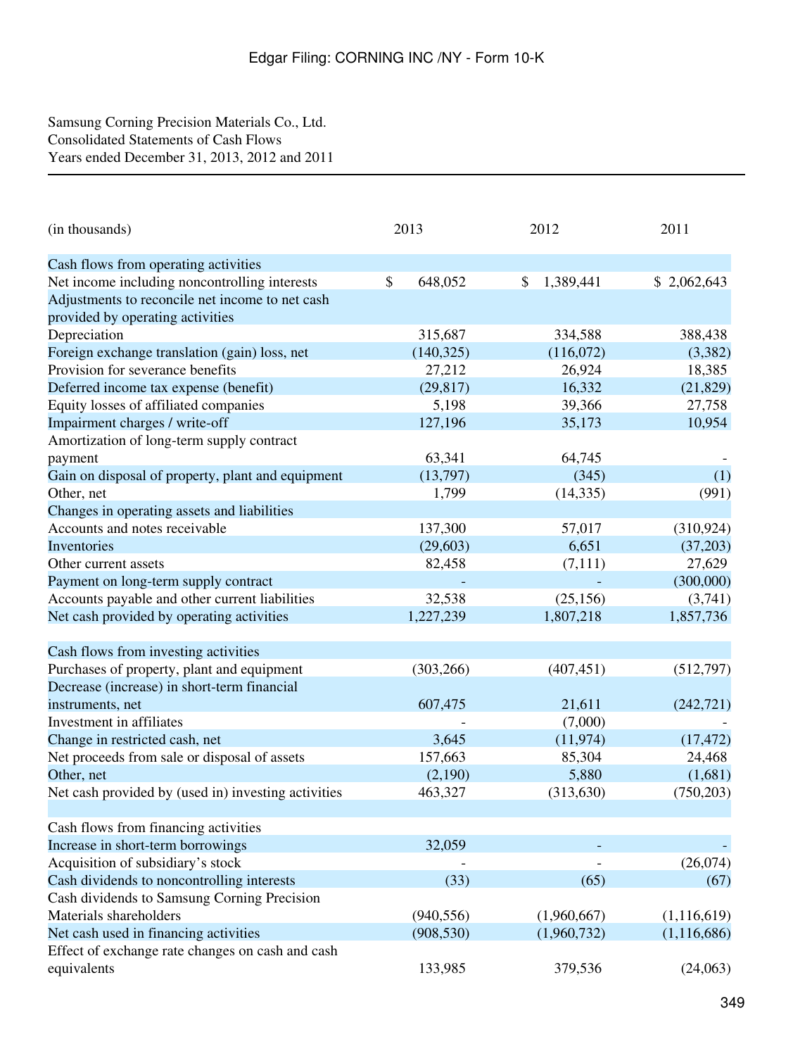Samsung Corning Precision Materials Co., Ltd.
Consolidated Statements of Cash Flows
Years ended December 31, 2013, 2012 and 2011

| (in thousands) | 2013 | 2012 | 2011 |
|---|---|---|---|
| Cash flows from operating activities | | | |
| Net income including noncontrolling interests | $ 648,052 | $ 1,389,441 | $ 2,062,643 |
| Adjustments to reconcile net income to net cash provided by operating activities | | | |
| Depreciation | 315,687 | 334,588 | 388,438 |
| Foreign exchange translation (gain) loss, net | (140,325) | (116,072) | (3,382) |
| Provision for severance benefits | 27,212 | 26,924 | 18,385 |
| Deferred income tax expense (benefit) | (29,817) | 16,332 | (21,829) |
| Equity losses of affiliated companies | 5,198 | 39,366 | 27,758 |
| Impairment charges / write-off | 127,196 | 35,173 | 10,954 |
| Amortization of long-term supply contract payment | 63,341 | 64,745 | - |
| Gain on disposal of property, plant and equipment | (13,797) | (345) | (1) |
| Other, net | 1,799 | (14,335) | (991) |
| Changes in operating assets and liabilities | | | |
| Accounts and notes receivable | 137,300 | 57,017 | (310,924) |
| Inventories | (29,603) | 6,651 | (37,203) |
| Other current assets | 82,458 | (7,111) | 27,629 |
| Payment on long-term supply contract | - | - | (300,000) |
| Accounts payable and other current liabilities | 32,538 | (25,156) | (3,741) |
| Net cash provided by operating activities | 1,227,239 | 1,807,218 | 1,857,736 |
| | | | |
| Cash flows from investing activities | | | |
| Purchases of property, plant and equipment | (303,266) | (407,451) | (512,797) |
| Decrease (increase) in short-term financial instruments, net | 607,475 | 21,611 | (242,721) |
| Investment in affiliates | - | (7,000) | - |
| Change in restricted cash, net | 3,645 | (11,974) | (17,472) |
| Net proceeds from sale or disposal of assets | 157,663 | 85,304 | 24,468 |
| Other, net | (2,190) | 5,880 | (1,681) |
| Net cash provided by (used in) investing activities | 463,327 | (313,630) | (750,203) |
| | | | |
| Cash flows from financing activities | | | |
| Increase in short-term borrowings | 32,059 | - | - |
| Acquisition of subsidiary's stock | - | - | (26,074) |
| Cash dividends to noncontrolling interests | (33) | (65) | (67) |
| Cash dividends to Samsung Corning Precision Materials shareholders | (940,556) | (1,960,667) | (1,116,619) |
| Net cash used in financing activities | (908,530) | (1,960,732) | (1,116,686) |
| Effect of exchange rate changes on cash and cash equivalents | 133,985 | 379,536 | (24,063) |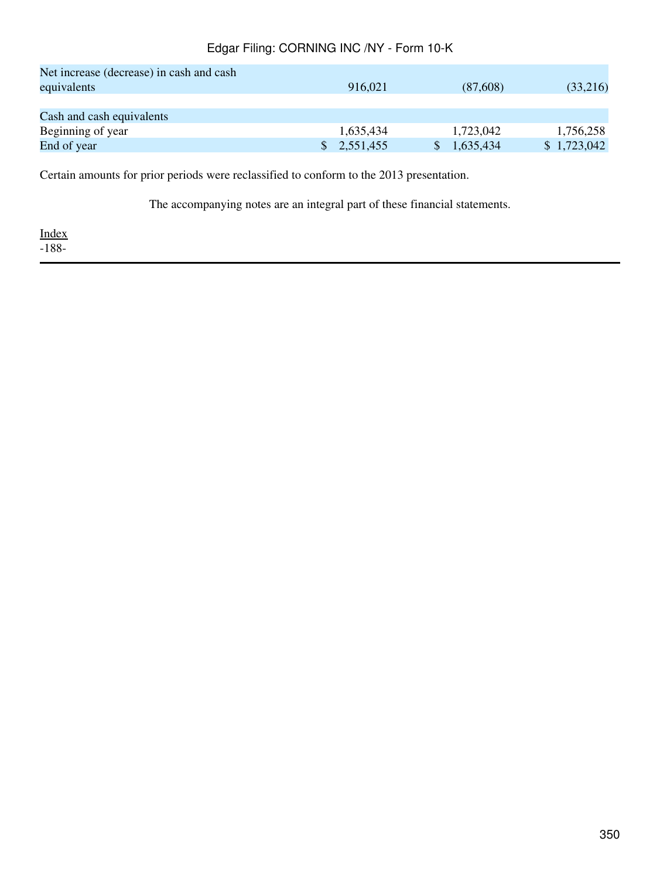| | | | |
|---|---|---|---|
| Net increase (decrease) in cash and cash equivalents | 916,021 | (87,608) | (33,216) |
| | | | |
| Cash and cash equivalents | | | |
| Beginning of year | 1,635,434 | 1,723,042 | 1,756,258 |
| End of year | $ 2,551,455 | $ 1,635,434 | $ 1,723,042 |

Certain amounts for prior periods were reclassified to conform to the 2013 presentation.

The accompanying notes are an integral part of these financial statements.

Index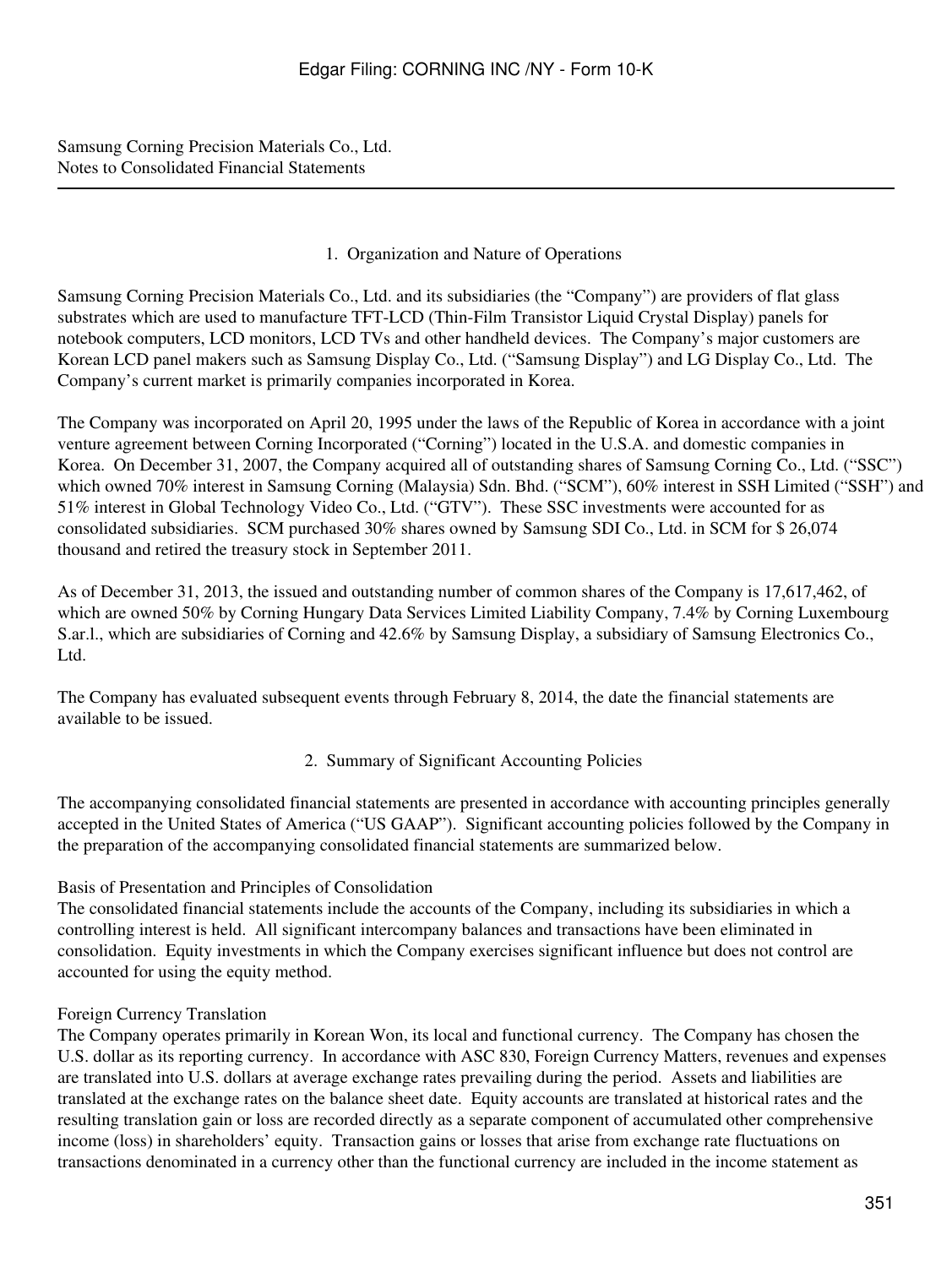Samsung Corning Precision Materials Co., Ltd.
Notes to Consolidated Financial Statements

## 1. Organization and Nature of Operations

Samsung Corning Precision Materials Co., Ltd. and its subsidiaries (the "Company") are providers of flat glass substrates which are used to manufacture TFT-LCD (Thin-Film Transistor Liquid Crystal Display) panels for notebook computers, LCD monitors, LCD TVs and other handheld devices. The Company's major customers are Korean LCD panel makers such as Samsung Display Co., Ltd. ("Samsung Display") and LG Display Co., Ltd. The Company's current market is primarily companies incorporated in Korea.

The Company was incorporated on April 20, 1995 under the laws of the Republic of Korea in accordance with a joint venture agreement between Corning Incorporated ("Corning") located in the U.S.A. and domestic companies in Korea. On December 31, 2007, the Company acquired all of outstanding shares of Samsung Corning Co., Ltd. ("SSC") which owned 70% interest in Samsung Corning (Malaysia) Sdn. Bhd. ("SCM"), 60% interest in SSH Limited ("SSH") and 51% interest in Global Technology Video Co., Ltd. ("GTV"). These SSC investments were accounted for as consolidated subsidiaries. SCM purchased 30% shares owned by Samsung SDI Co., Ltd. in SCM for $ 26,074 thousand and retired the treasury stock in September 2011.

As of December 31, 2013, the issued and outstanding number of common shares of the Company is 17,617,462, of which are owned 50% by Corning Hungary Data Services Limited Liability Company, 7.4% by Corning Luxembourg S.ar.l., which are subsidiaries of Corning and 42.6% by Samsung Display, a subsidiary of Samsung Electronics Co., Ltd.

The Company has evaluated subsequent events through February 8, 2014, the date the financial statements are available to be issued.

## 2. Summary of Significant Accounting Policies

The accompanying consolidated financial statements are presented in accordance with accounting principles generally accepted in the United States of America ("US GAAP"). Significant accounting policies followed by the Company in the preparation of the accompanying consolidated financial statements are summarized below.

### Basis of Presentation and Principles of Consolidation

The consolidated financial statements include the accounts of the Company, including its subsidiaries in which a controlling interest is held. All significant intercompany balances and transactions have been eliminated in consolidation. Equity investments in which the Company exercises significant influence but does not control are accounted for using the equity method.

### Foreign Currency Translation

The Company operates primarily in Korean Won, its local and functional currency. The Company has chosen the U.S. dollar as its reporting currency. In accordance with ASC 830, Foreign Currency Matters, revenues and expenses are translated into U.S. dollars at average exchange rates prevailing during the period. Assets and liabilities are translated at the exchange rates on the balance sheet date. Equity accounts are translated at historical rates and the resulting translation gain or loss are recorded directly as a separate component of accumulated other comprehensive income (loss) in shareholders' equity. Transaction gains or losses that arise from exchange rate fluctuations on transactions denominated in a currency other than the functional currency are included in the income statement as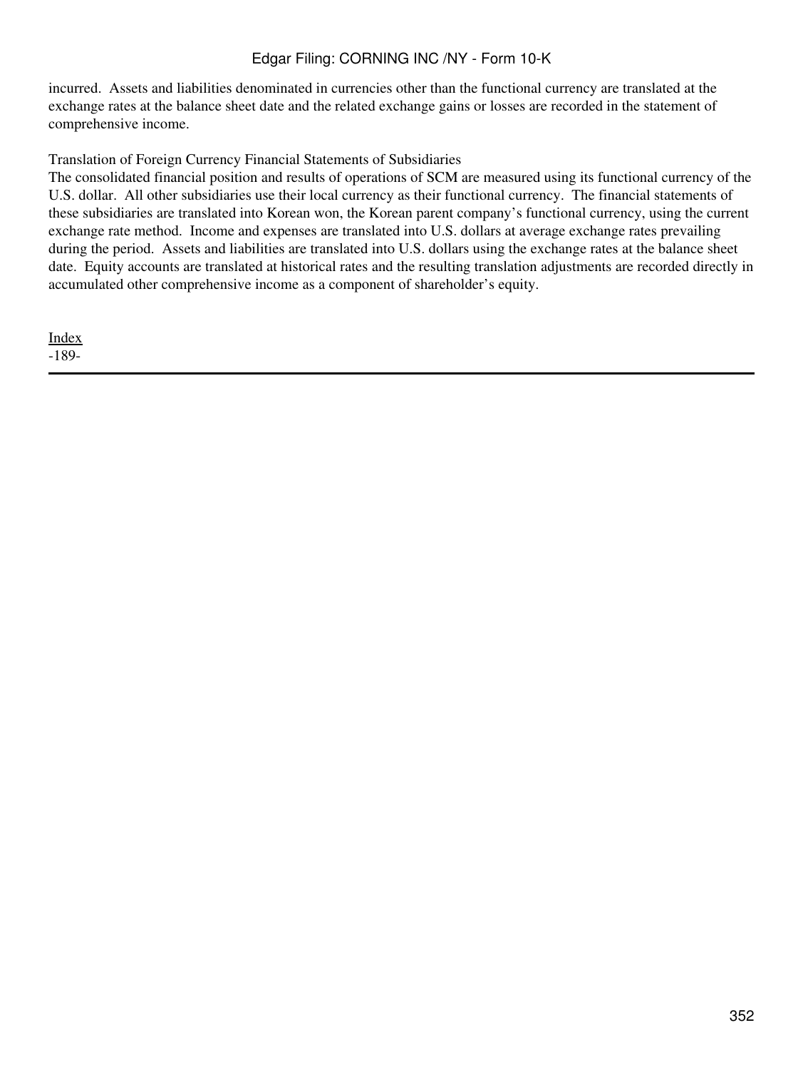incurred. Assets and liabilities denominated in currencies other than the functional currency are translated at the exchange rates at the balance sheet date and the related exchange gains or losses are recorded in the statement of comprehensive income.

Translation of Foreign Currency Financial Statements of Subsidiaries

The consolidated financial position and results of operations of SCM are measured using its functional currency of the U.S. dollar. All other subsidiaries use their local currency as their functional currency. The financial statements of these subsidiaries are translated into Korean won, the Korean parent company's functional currency, using the current exchange rate method. Income and expenses are translated into U.S. dollars at average exchange rates prevailing during the period. Assets and liabilities are translated into U.S. dollars using the exchange rates at the balance sheet date. Equity accounts are translated at historical rates and the resulting translation adjustments are recorded directly in accumulated other comprehensive income as a component of shareholder's equity.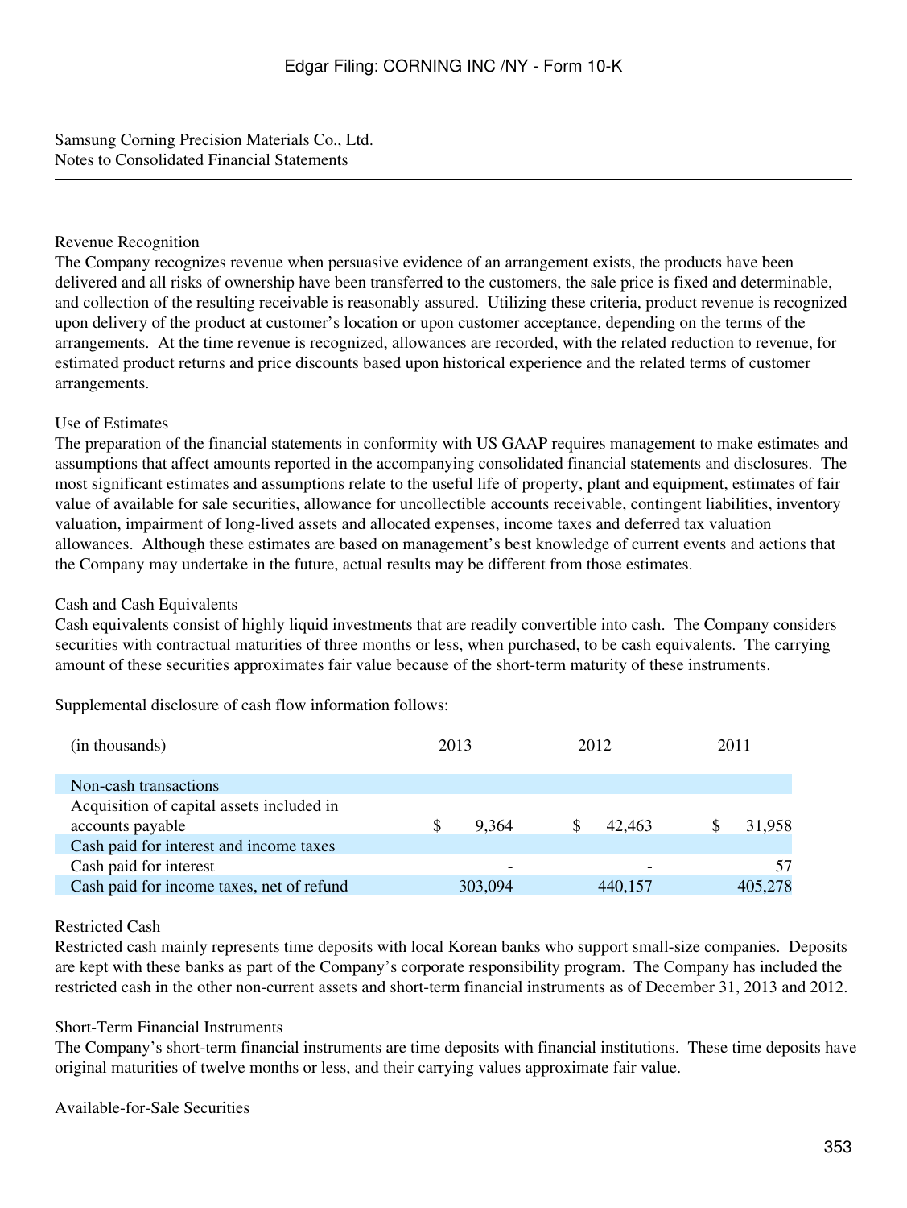Samsung Corning Precision Materials Co., Ltd.
Notes to Consolidated Financial Statements

### Revenue Recognition

The Company recognizes revenue when persuasive evidence of an arrangement exists, the products have been delivered and all risks of ownership have been transferred to the customers, the sale price is fixed and determinable, and collection of the resulting receivable is reasonably assured. Utilizing these criteria, product revenue is recognized upon delivery of the product at customer's location or upon customer acceptance, depending on the terms of the arrangements. At the time revenue is recognized, allowances are recorded, with the related reduction to revenue, for estimated product returns and price discounts based upon historical experience and the related terms of customer arrangements.

### Use of Estimates

The preparation of the financial statements in conformity with US GAAP requires management to make estimates and assumptions that affect amounts reported in the accompanying consolidated financial statements and disclosures. The most significant estimates and assumptions relate to the useful life of property, plant and equipment, estimates of fair value of available for sale securities, allowance for uncollectible accounts receivable, contingent liabilities, inventory valuation, impairment of long-lived assets and allocated expenses, income taxes and deferred tax valuation allowances. Although these estimates are based on management's best knowledge of current events and actions that the Company may undertake in the future, actual results may be different from those estimates.

### Cash and Cash Equivalents

Cash equivalents consist of highly liquid investments that are readily convertible into cash. The Company considers securities with contractual maturities of three months or less, when purchased, to be cash equivalents. The carrying amount of these securities approximates fair value because of the short-term maturity of these instruments.

Supplemental disclosure of cash flow information follows:

| (in thousands) | 2013 | 2012 | 2011 |
|---|---|---|---|
| Non-cash transactions | | | |
| Acquisition of capital assets included in accounts payable | $ 9,364 | $ 42,463 | $ 31,958 |
| Cash paid for interest and income taxes | | | |
| Cash paid for interest | - | - | 57 |
| Cash paid for income taxes, net of refund | 303,094 | 440,157 | 405,278 |

### Restricted Cash

Restricted cash mainly represents time deposits with local Korean banks who support small-size companies. Deposits are kept with these banks as part of the Company's corporate responsibility program. The Company has included the restricted cash in the other non-current assets and short-term financial instruments as of December 31, 2013 and 2012.

### Short-Term Financial Instruments

The Company's short-term financial instruments are time deposits with financial institutions. These time deposits have original maturities of twelve months or less, and their carrying values approximate fair value.

### Available-for-Sale Securities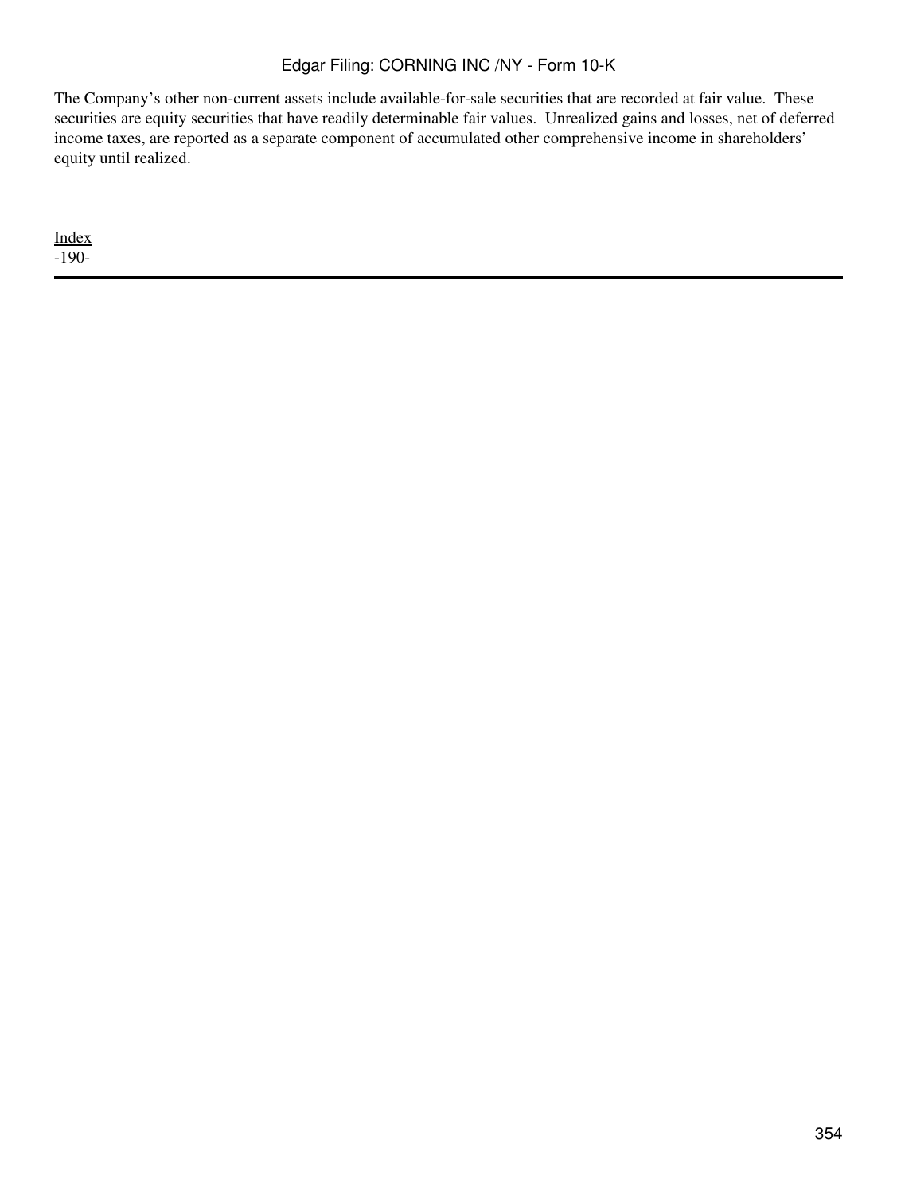The Company's other non-current assets include available-for-sale securities that are recorded at fair value. These securities are equity securities that have readily determinable fair values. Unrealized gains and losses, net of deferred income taxes, are reported as a separate component of accumulated other comprehensive income in shareholders' equity until realized.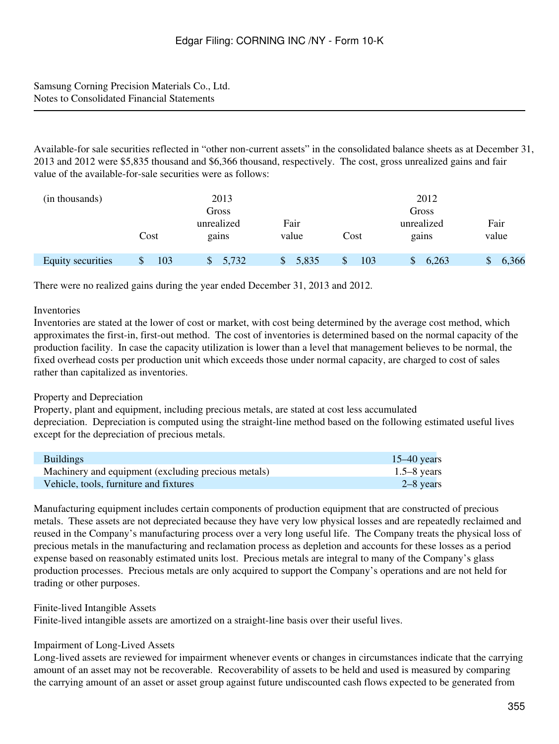Samsung Corning Precision Materials Co., Ltd.
Notes to Consolidated Financial Statements

Available-for sale securities reflected in "other non-current assets" in the consolidated balance sheets as at December 31, 2013 and 2012 were $5,835 thousand and $6,366 thousand, respectively. The cost, gross unrealized gains and fair value of the available-for-sale securities were as follows:

| (in thousands) | 2013 | | | 2012 | | |
|---|---|---|---|---|---|---|
| | Cost | Gross unrealized gains | Fair value | Cost | Gross unrealized gains | Fair value |
| Equity securities | $ 103 | $ 5,732 | $ 5,835 | $ 103 | $ 6,263 | $ 6,366 |

There were no realized gains during the year ended December 31, 2013 and 2012.

Inventories
Inventories are stated at the lower of cost or market, with cost being determined by the average cost method, which approximates the first-in, first-out method. The cost of inventories is determined based on the normal capacity of the production facility. In case the capacity utilization is lower than a level that management believes to be normal, the fixed overhead costs per production unit which exceeds those under normal capacity, are charged to cost of sales rather than capitalized as inventories.

Property and Depreciation
Property, plant and equipment, including precious metals, are stated at cost less accumulated depreciation. Depreciation is computed using the straight-line method based on the following estimated useful lives except for the depreciation of precious metals.

| | |
|---|---|
| Buildings | 15–40 years |
| Machinery and equipment (excluding precious metals) | 1.5–8 years |
| Vehicle, tools, furniture and fixtures | 2–8 years |

Manufacturing equipment includes certain components of production equipment that are constructed of precious metals. These assets are not depreciated because they have very low physical losses and are repeatedly reclaimed and reused in the Company's manufacturing process over a very long useful life. The Company treats the physical loss of precious metals in the manufacturing and reclamation process as depletion and accounts for these losses as a period expense based on reasonably estimated units lost. Precious metals are integral to many of the Company's glass production processes. Precious metals are only acquired to support the Company's operations and are not held for trading or other purposes.

Finite-lived Intangible Assets
Finite-lived intangible assets are amortized on a straight-line basis over their useful lives.

Impairment of Long-Lived Assets
Long-lived assets are reviewed for impairment whenever events or changes in circumstances indicate that the carrying amount of an asset may not be recoverable. Recoverability of assets to be held and used is measured by comparing the carrying amount of an asset or asset group against future undiscounted cash flows expected to be generated from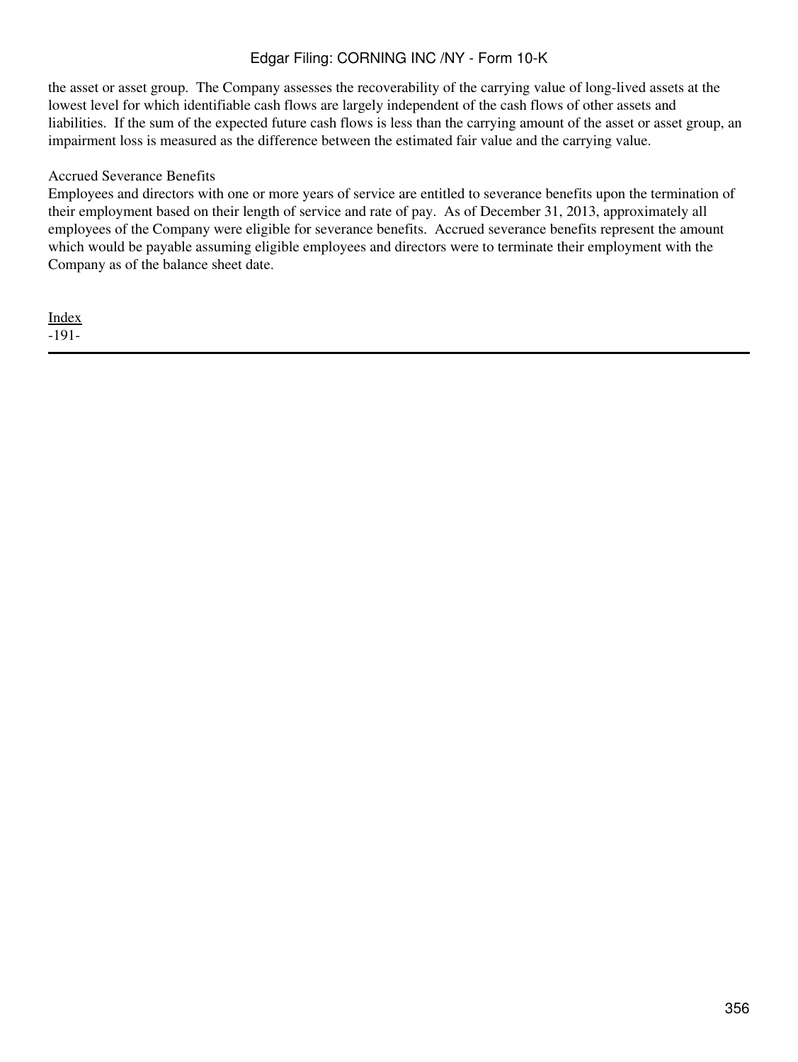the asset or asset group. The Company assesses the recoverability of the carrying value of long-lived assets at the lowest level for which identifiable cash flows are largely independent of the cash flows of other assets and liabilities. If the sum of the expected future cash flows is less than the carrying amount of the asset or asset group, an impairment loss is measured as the difference between the estimated fair value and the carrying value.

Accrued Severance Benefits

Employees and directors with one or more years of service are entitled to severance benefits upon the termination of their employment based on their length of service and rate of pay. As of December 31, 2013, approximately all employees of the Company were eligible for severance benefits. Accrued severance benefits represent the amount which would be payable assuming eligible employees and directors were to terminate their employment with the Company as of the balance sheet date.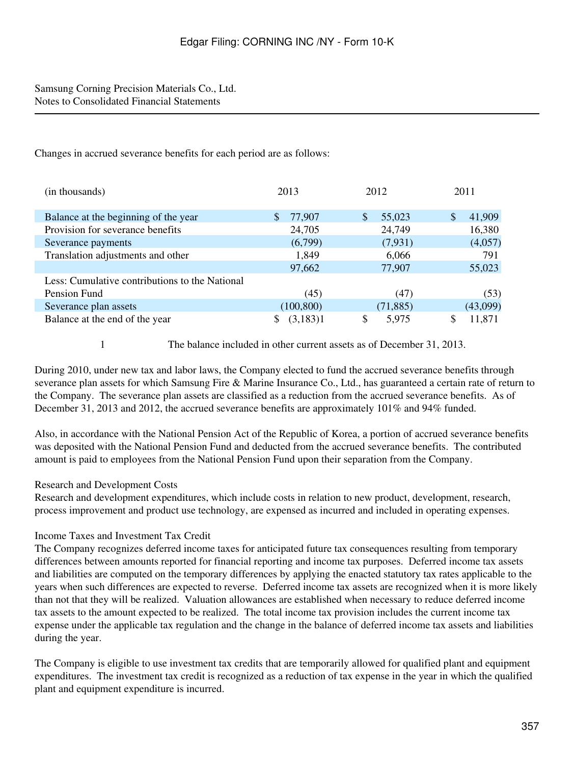Samsung Corning Precision Materials Co., Ltd.
Notes to Consolidated Financial Statements

Changes in accrued severance benefits for each period are as follows:

| (in thousands) | 2013 | 2012 | 2011 |
|---|---|---|---|
| Balance at the beginning of the year | $ 77,907 | $ 55,023 | $ 41,909 |
| Provision for severance benefits | 24,705 | 24,749 | 16,380 |
| Severance payments | (6,799) | (7,931) | (4,057) |
| Translation adjustments and other | 1,849 | 6,066 | 791 |
| | 97,662 | 77,907 | 55,023 |
| Less: Cumulative contributions to the National Pension Fund | (45) | (47) | (53) |
| Severance plan assets | (100,800) | (71,885) | (43,099) |
| Balance at the end of the year | $ (3,183)[1] | $ 5,975 | $ 11,871 |

1 The balance included in other current assets as of December 31, 2013.

During 2010, under new tax and labor laws, the Company elected to fund the accrued severance benefits through severance plan assets for which Samsung Fire & Marine Insurance Co., Ltd., has guaranteed a certain rate of return to the Company. The severance plan assets are classified as a reduction from the accrued severance benefits. As of December 31, 2013 and 2012, the accrued severance benefits are approximately 101% and 94% funded.

Also, in accordance with the National Pension Act of the Republic of Korea, a portion of accrued severance benefits was deposited with the National Pension Fund and deducted from the accrued severance benefits. The contributed amount is paid to employees from the National Pension Fund upon their separation from the Company.

Research and Development Costs
Research and development expenditures, which include costs in relation to new product, development, research, process improvement and product use technology, are expensed as incurred and included in operating expenses.

Income Taxes and Investment Tax Credit
The Company recognizes deferred income taxes for anticipated future tax consequences resulting from temporary differences between amounts reported for financial reporting and income tax purposes. Deferred income tax assets and liabilities are computed on the temporary differences by applying the enacted statutory tax rates applicable to the years when such differences are expected to reverse. Deferred income tax assets are recognized when it is more likely than not that they will be realized. Valuation allowances are established when necessary to reduce deferred income tax assets to the amount expected to be realized. The total income tax provision includes the current income tax expense under the applicable tax regulation and the change in the balance of deferred income tax assets and liabilities during the year.

The Company is eligible to use investment tax credits that are temporarily allowed for qualified plant and equipment expenditures. The investment tax credit is recognized as a reduction of tax expense in the year in which the qualified plant and equipment expenditure is incurred.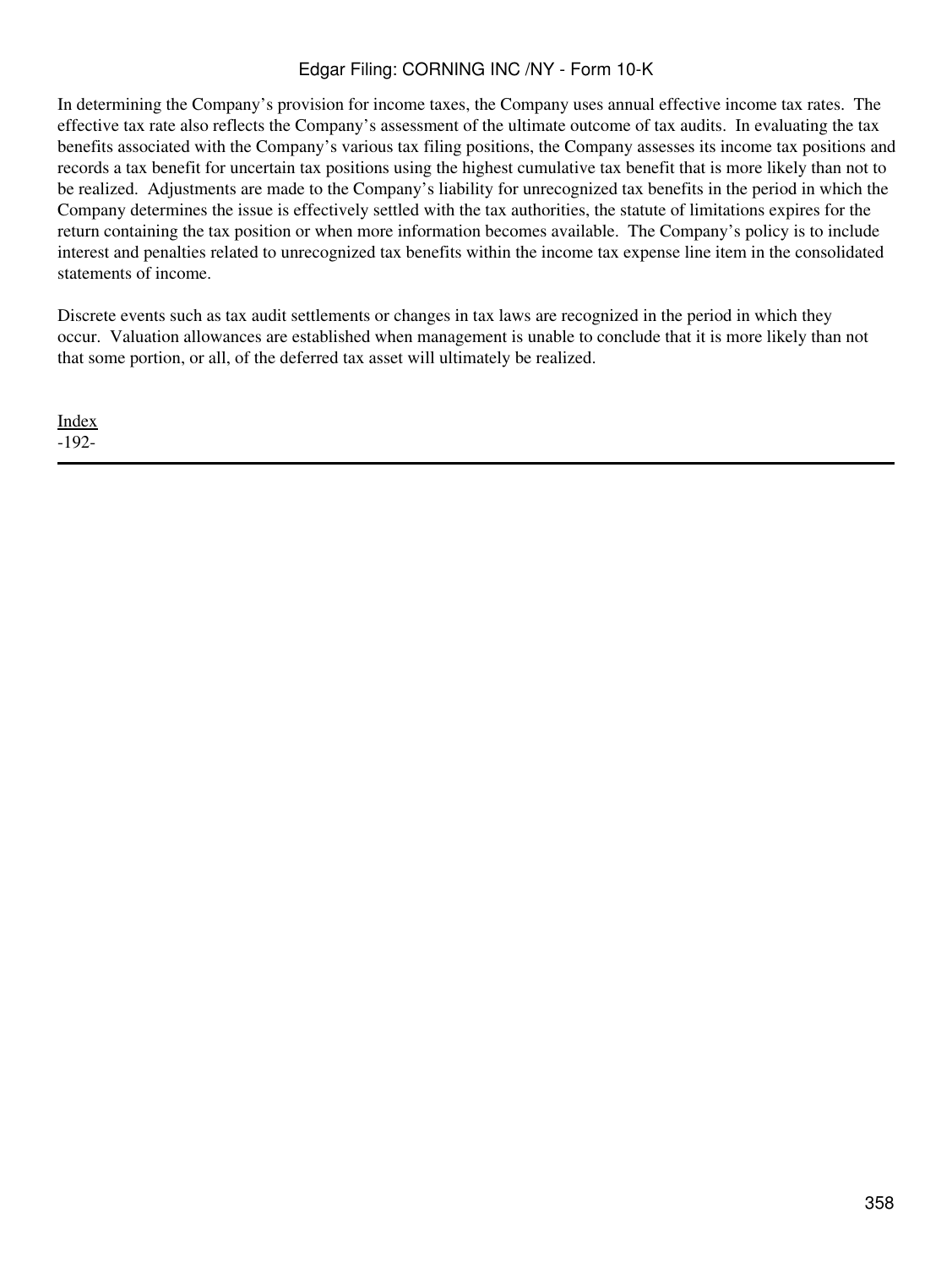In determining the Company's provision for income taxes, the Company uses annual effective income tax rates. The effective tax rate also reflects the Company's assessment of the ultimate outcome of tax audits. In evaluating the tax benefits associated with the Company's various tax filing positions, the Company assesses its income tax positions and records a tax benefit for uncertain tax positions using the highest cumulative tax benefit that is more likely than not to be realized. Adjustments are made to the Company's liability for unrecognized tax benefits in the period in which the Company determines the issue is effectively settled with the tax authorities, the statute of limitations expires for the return containing the tax position or when more information becomes available. The Company's policy is to include interest and penalties related to unrecognized tax benefits within the income tax expense line item in the consolidated statements of income.

Discrete events such as tax audit settlements or changes in tax laws are recognized in the period in which they occur. Valuation allowances are established when management is unable to conclude that it is more likely than not that some portion, or all, of the deferred tax asset will ultimately be realized.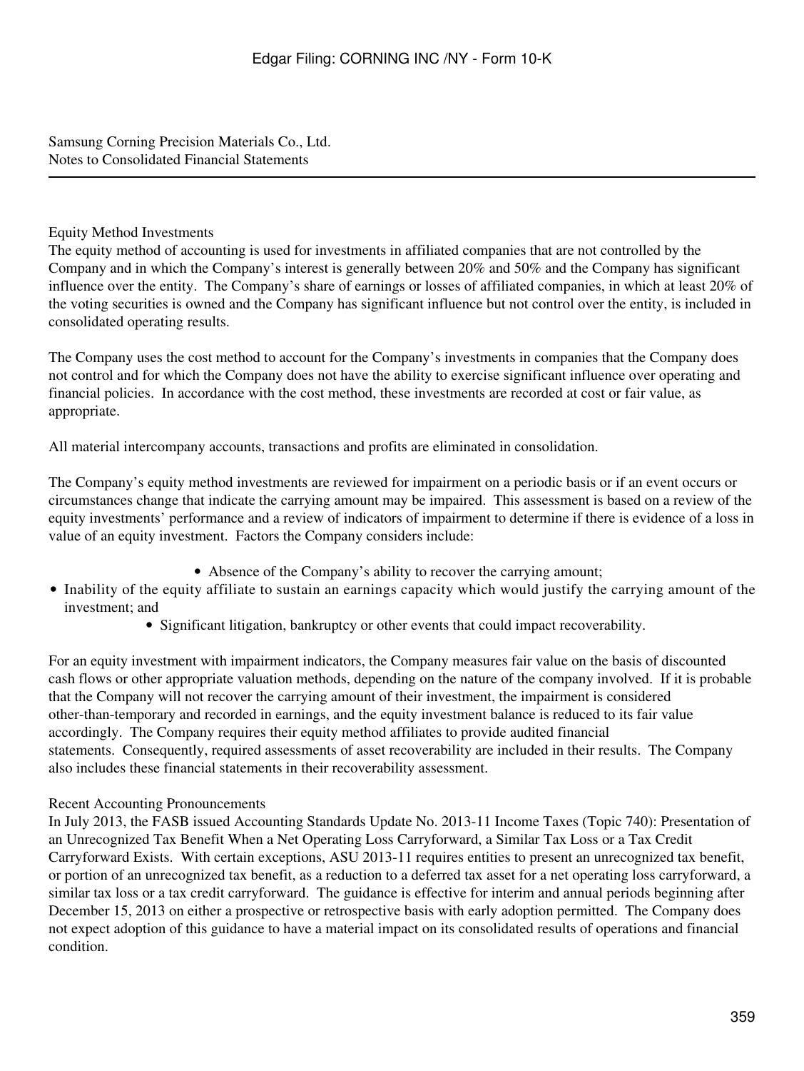Samsung Corning Precision Materials Co., Ltd.
Notes to Consolidated Financial Statements

### Equity Method Investments

The equity method of accounting is used for investments in affiliated companies that are not controlled by the Company and in which the Company's interest is generally between 20% and 50% and the Company has significant influence over the entity. The Company's share of earnings or losses of affiliated companies, in which at least 20% of the voting securities is owned and the Company has significant influence but not control over the entity, is included in consolidated operating results.

The Company uses the cost method to account for the Company's investments in companies that the Company does not control and for which the Company does not have the ability to exercise significant influence over operating and financial policies. In accordance with the cost method, these investments are recorded at cost or fair value, as appropriate.

All material intercompany accounts, transactions and profits are eliminated in consolidation.

The Company's equity method investments are reviewed for impairment on a periodic basis or if an event occurs or circumstances change that indicate the carrying amount may be impaired. This assessment is based on a review of the equity investments' performance and a review of indicators of impairment to determine if there is evidence of a loss in value of an equity investment. Factors the Company considers include:

- Absence of the Company's ability to recover the carrying amount;
- Inability of the equity affiliate to sustain an earnings capacity which would justify the carrying amount of the investment; and
- Significant litigation, bankruptcy or other events that could impact recoverability.

For an equity investment with impairment indicators, the Company measures fair value on the basis of discounted cash flows or other appropriate valuation methods, depending on the nature of the company involved. If it is probable that the Company will not recover the carrying amount of their investment, the impairment is considered other-than-temporary and recorded in earnings, and the equity investment balance is reduced to its fair value accordingly. The Company requires their equity method affiliates to provide audited financial statements. Consequently, required assessments of asset recoverability are included in their results. The Company also includes these financial statements in their recoverability assessment.

### Recent Accounting Pronouncements

In July 2013, the FASB issued Accounting Standards Update No. 2013-11 Income Taxes (Topic 740): Presentation of an Unrecognized Tax Benefit When a Net Operating Loss Carryforward, a Similar Tax Loss or a Tax Credit Carryforward Exists. With certain exceptions, ASU 2013-11 requires entities to present an unrecognized tax benefit, or portion of an unrecognized tax benefit, as a reduction to a deferred tax asset for a net operating loss carryforward, a similar tax loss or a tax credit carryforward. The guidance is effective for interim and annual periods beginning after December 15, 2013 on either a prospective or retrospective basis with early adoption permitted. The Company does not expect adoption of this guidance to have a material impact on its consolidated results of operations and financial condition.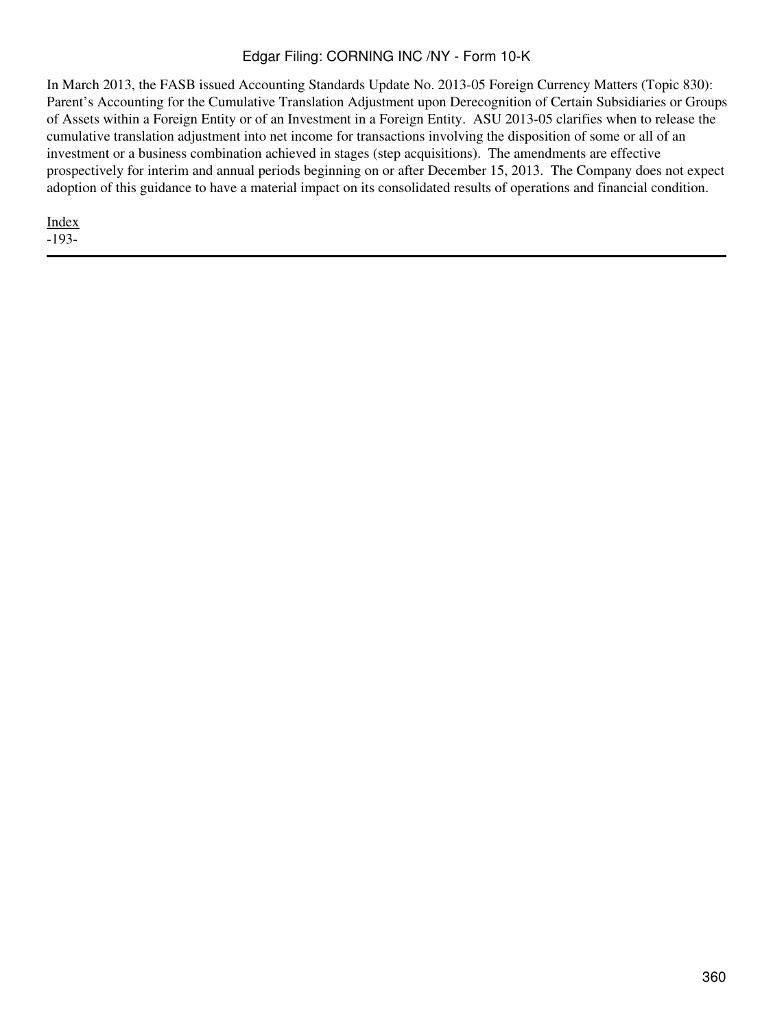In March 2013, the FASB issued Accounting Standards Update No. 2013-05 Foreign Currency Matters (Topic 830): Parent's Accounting for the Cumulative Translation Adjustment upon Derecognition of Certain Subsidiaries or Groups of Assets within a Foreign Entity or of an Investment in a Foreign Entity. ASU 2013-05 clarifies when to release the cumulative translation adjustment into net income for transactions involving the disposition of some or all of an investment or a business combination achieved in stages (step acquisitions). The amendments are effective prospectively for interim and annual periods beginning on or after December 15, 2013. The Company does not expect adoption of this guidance to have a material impact on its consolidated results of operations and financial condition.

Index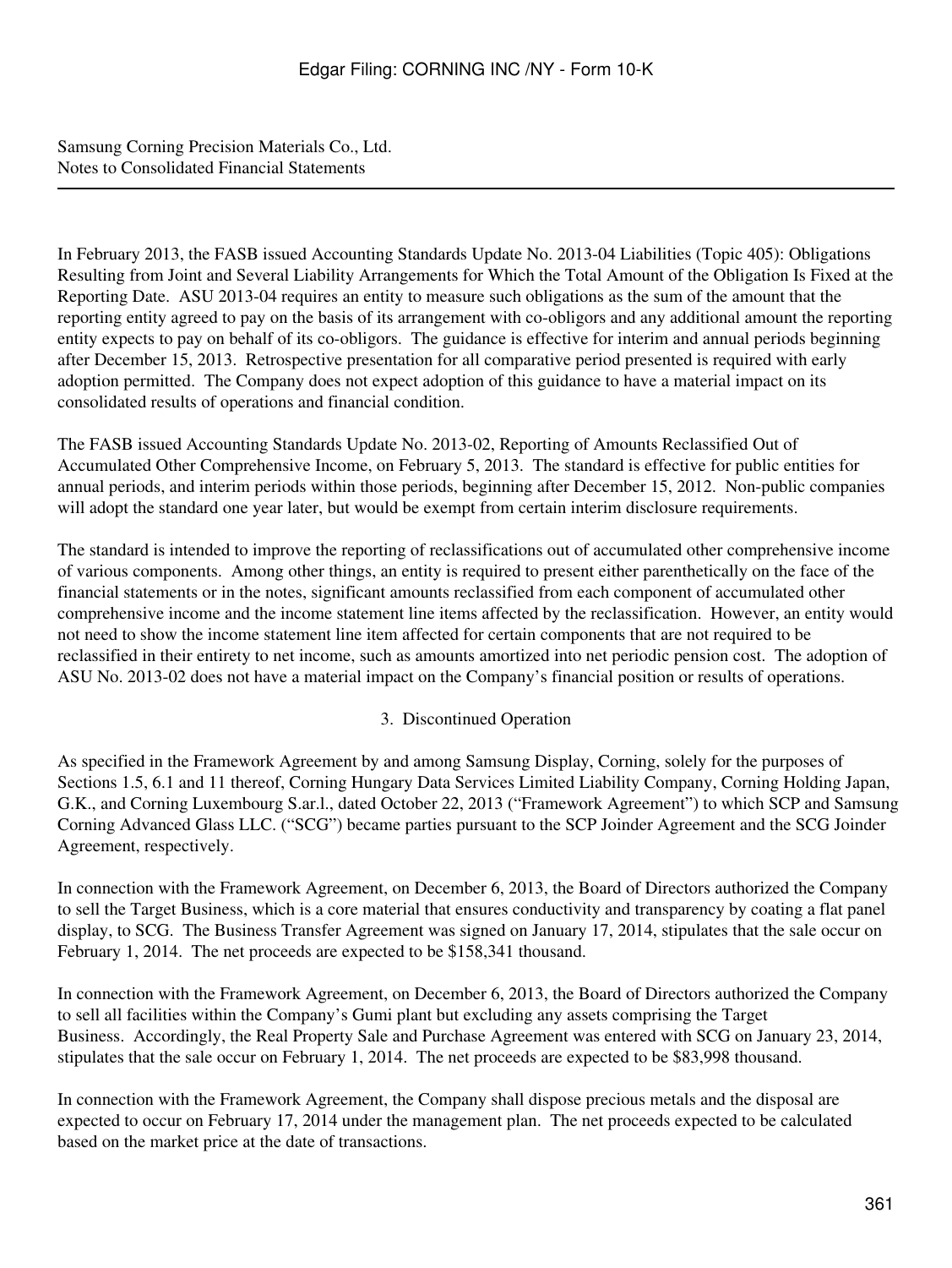Samsung Corning Precision Materials Co., Ltd.
Notes to Consolidated Financial Statements

In February 2013, the FASB issued Accounting Standards Update No. 2013-04 Liabilities (Topic 405): Obligations Resulting from Joint and Several Liability Arrangements for Which the Total Amount of the Obligation Is Fixed at the Reporting Date. ASU 2013-04 requires an entity to measure such obligations as the sum of the amount that the reporting entity agreed to pay on the basis of its arrangement with co-obligors and any additional amount the reporting entity expects to pay on behalf of its co-obligors. The guidance is effective for interim and annual periods beginning after December 15, 2013. Retrospective presentation for all comparative period presented is required with early adoption permitted. The Company does not expect adoption of this guidance to have a material impact on its consolidated results of operations and financial condition.

The FASB issued Accounting Standards Update No. 2013-02, Reporting of Amounts Reclassified Out of Accumulated Other Comprehensive Income, on February 5, 2013. The standard is effective for public entities for annual periods, and interim periods within those periods, beginning after December 15, 2012. Non-public companies will adopt the standard one year later, but would be exempt from certain interim disclosure requirements.

The standard is intended to improve the reporting of reclassifications out of accumulated other comprehensive income of various components. Among other things, an entity is required to present either parenthetically on the face of the financial statements or in the notes, significant amounts reclassified from each component of accumulated other comprehensive income and the income statement line items affected by the reclassification. However, an entity would not need to show the income statement line item affected for certain components that are not required to be reclassified in their entirety to net income, such as amounts amortized into net periodic pension cost. The adoption of ASU No. 2013-02 does not have a material impact on the Company's financial position or results of operations.

## 3. Discontinued Operation

As specified in the Framework Agreement by and among Samsung Display, Corning, solely for the purposes of Sections 1.5, 6.1 and 11 thereof, Corning Hungary Data Services Limited Liability Company, Corning Holding Japan, G.K., and Corning Luxembourg S.ar.l., dated October 22, 2013 ("Framework Agreement") to which SCP and Samsung Corning Advanced Glass LLC. ("SCG") became parties pursuant to the SCP Joinder Agreement and the SCG Joinder Agreement, respectively.

In connection with the Framework Agreement, on December 6, 2013, the Board of Directors authorized the Company to sell the Target Business, which is a core material that ensures conductivity and transparency by coating a flat panel display, to SCG. The Business Transfer Agreement was signed on January 17, 2014, stipulates that the sale occur on February 1, 2014. The net proceeds are expected to be $158,341 thousand.

In connection with the Framework Agreement, on December 6, 2013, the Board of Directors authorized the Company to sell all facilities within the Company's Gumi plant but excluding any assets comprising the Target Business. Accordingly, the Real Property Sale and Purchase Agreement was entered with SCG on January 23, 2014, stipulates that the sale occur on February 1, 2014. The net proceeds are expected to be $83,998 thousand.

In connection with the Framework Agreement, the Company shall dispose precious metals and the disposal are expected to occur on February 17, 2014 under the management plan. The net proceeds expected to be calculated based on the market price at the date of transactions.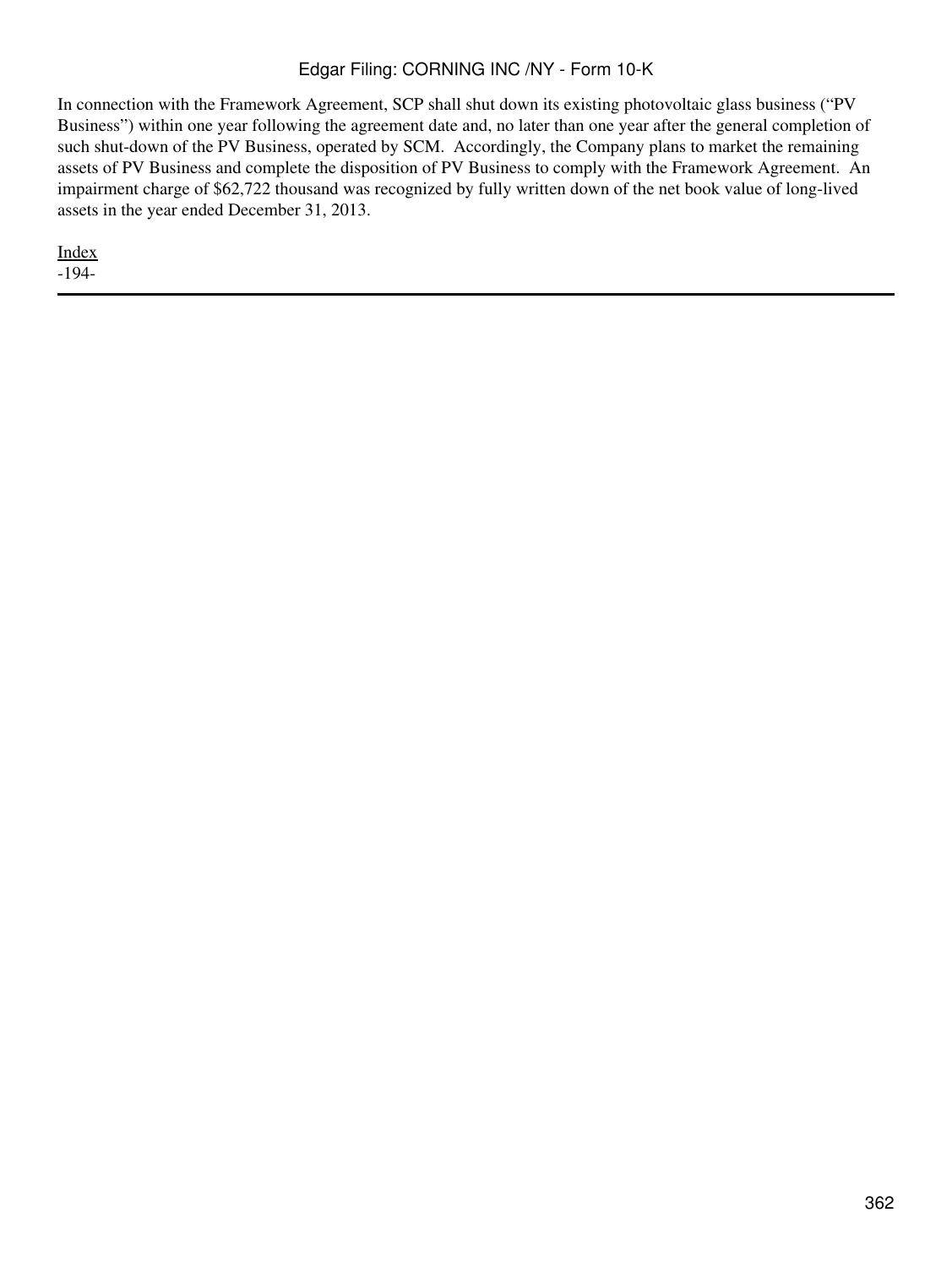In connection with the Framework Agreement, SCP shall shut down its existing photovoltaic glass business ("PV Business") within one year following the agreement date and, no later than one year after the general completion of such shut-down of the PV Business, operated by SCM. Accordingly, the Company plans to market the remaining assets of PV Business and complete the disposition of PV Business to comply with the Framework Agreement. An impairment charge of $62,722 thousand was recognized by fully written down of the net book value of long-lived assets in the year ended December 31, 2013.

Index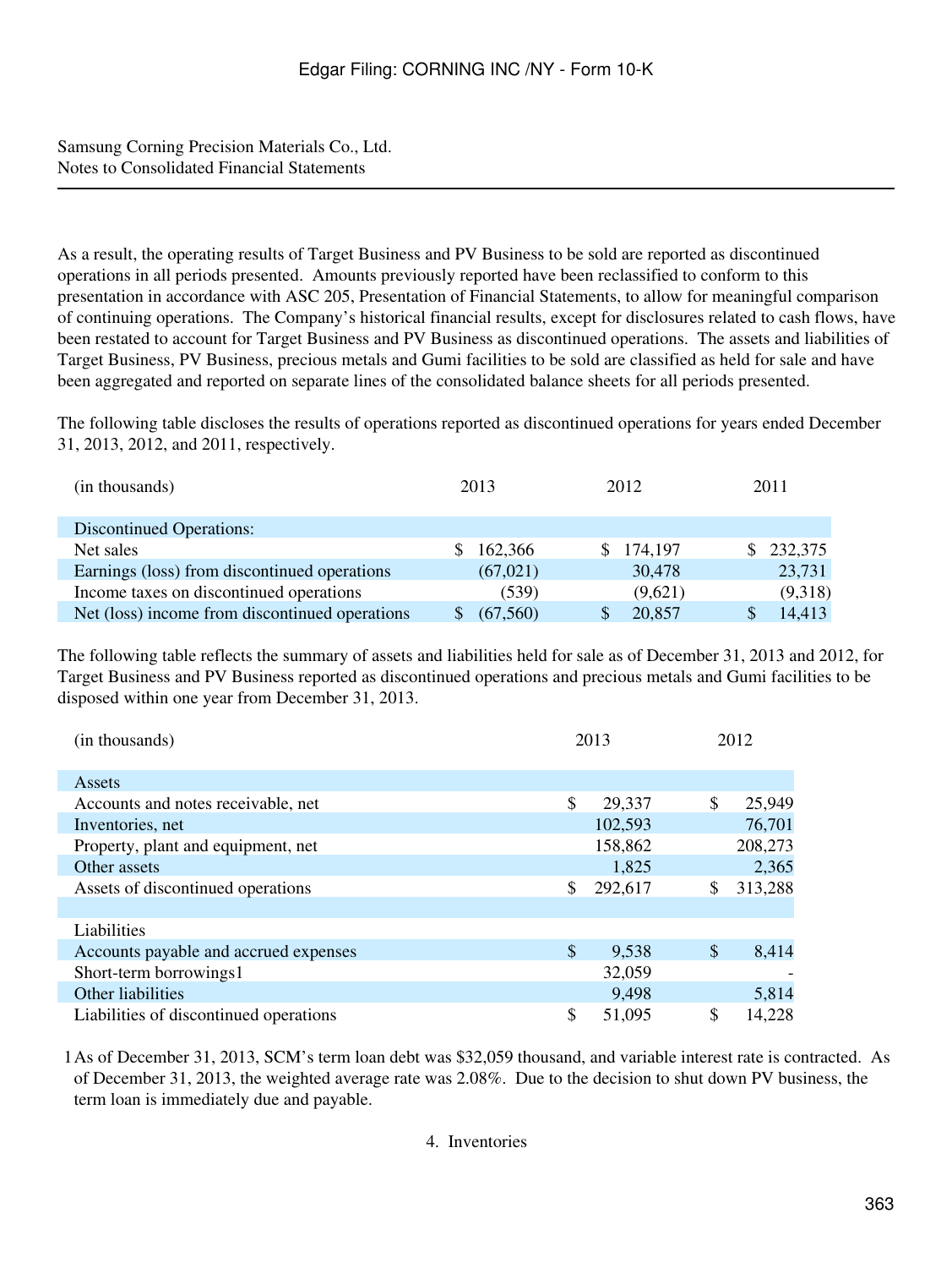Samsung Corning Precision Materials Co., Ltd.
Notes to Consolidated Financial Statements

As a result, the operating results of Target Business and PV Business to be sold are reported as discontinued operations in all periods presented. Amounts previously reported have been reclassified to conform to this presentation in accordance with ASC 205, Presentation of Financial Statements, to allow for meaningful comparison of continuing operations. The Company's historical financial results, except for disclosures related to cash flows, have been restated to account for Target Business and PV Business as discontinued operations. The assets and liabilities of Target Business, PV Business, precious metals and Gumi facilities to be sold are classified as held for sale and have been aggregated and reported on separate lines of the consolidated balance sheets for all periods presented.

The following table discloses the results of operations reported as discontinued operations for years ended December 31, 2013, 2012, and 2011, respectively.

| (in thousands) | 2013 | 2012 | 2011 |
|---|---|---|---|
| Discontinued Operations: | | | |
| Net sales | $ 162,366 | $ 174,197 | $ 232,375 |
| Earnings (loss) from discontinued operations | (67,021) | 30,478 | 23,731 |
| Income taxes on discontinued operations | (539) | (9,621) | (9,318) |
| Net (loss) income from discontinued operations | $ (67,560) | $ 20,857 | $ 14,413 |

The following table reflects the summary of assets and liabilities held for sale as of December 31, 2013 and 2012, for Target Business and PV Business reported as discontinued operations and precious metals and Gumi facilities to be disposed within one year from December 31, 2013.

| (in thousands) | 2013 | 2012 |
|---|---|---|
| Assets | | |
| Accounts and notes receivable, net | $ 29,337 | $ 25,949 |
| Inventories, net | 102,593 | 76,701 |
| Property, plant and equipment, net | 158,862 | 208,273 |
| Other assets | 1,825 | 2,365 |
| Assets of discontinued operations | $ 292,617 | $ 313,288 |
| | | |
| Liabilities | | |
| Accounts payable and accrued expenses | $ 9,538 | $ 8,414 |
| Short-term borrowings[1] | 32,059 | - |
| Other liabilities | 9,498 | 5,814 |
| Liabilities of discontinued operations | $ 51,095 | $ 14,228 |

[1] As of December 31, 2013, SCM's term loan debt was $32,059 thousand, and variable interest rate is contracted. As of December 31, 2013, the weighted average rate was 2.08%. Due to the decision to shut down PV business, the term loan is immediately due and payable.

4. Inventories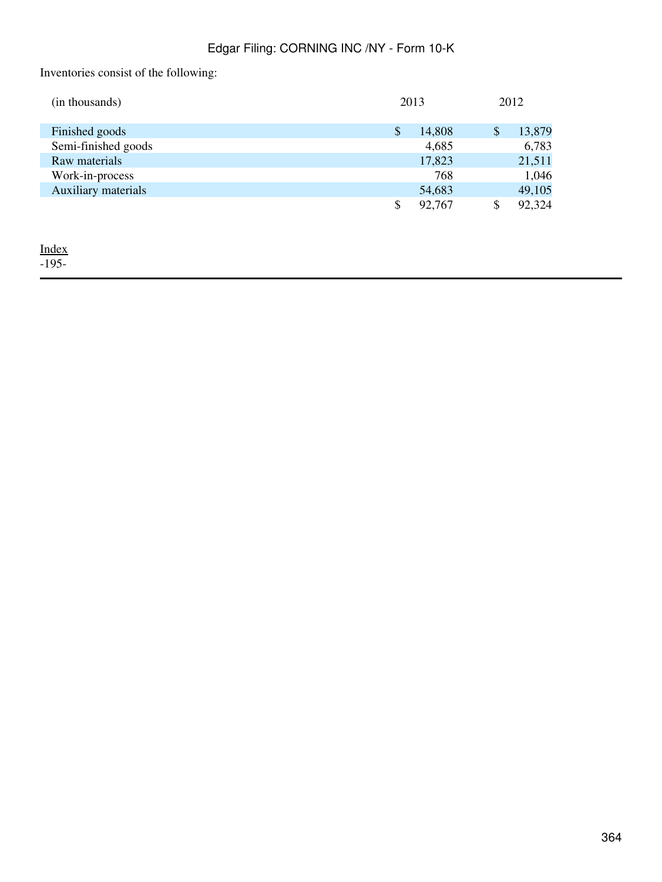Inventories consist of the following:

| (in thousands) | 2013 | 2012 |
|---|---|---|
| Finished goods | $ 14,808 | $ 13,879 |
| Semi-finished goods | 4,685 | 6,783 |
| Raw materials | 17,823 | 21,511 |
| Work-in-process | 768 | 1,046 |
| Auxiliary materials | 54,683 | 49,105 |
| | $ 92,767 | $ 92,324 |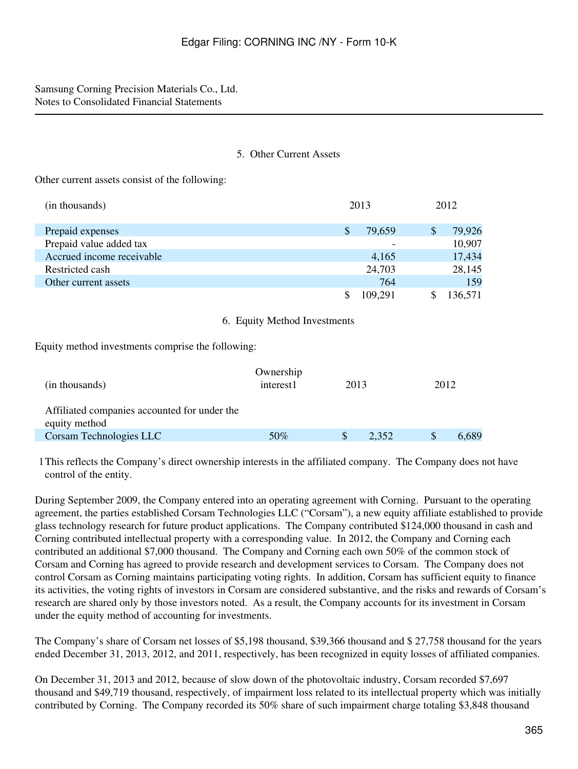Samsung Corning Precision Materials Co., Ltd.
Notes to Consolidated Financial Statements

## 5. Other Current Assets

Other current assets consist of the following:

| (in thousands) | 2013 | 2012 |
|---|---|---|
| Prepaid expenses | $ 79,659 | $ 79,926 |
| Prepaid value added tax | - | 10,907 |
| Accrued income receivable | 4,165 | 17,434 |
| Restricted cash | 24,703 | 28,145 |
| Other current assets | 764 | 159 |
| | $ 109,291 | $ 136,571 |

## 6. Equity Method Investments

Equity method investments comprise the following:

| (in thousands) | Ownership interest[1] | 2013 | 2012 |
|---|---|---|---|
| Affiliated companies accounted for under the equity method | | | |
| Corsam Technologies LLC | 50% | $ 2,352 | $ 6,689 |

[1] This reflects the Company's direct ownership interests in the affiliated company. The Company does not have control of the entity.

During September 2009, the Company entered into an operating agreement with Corning. Pursuant to the operating agreement, the parties established Corsam Technologies LLC ("Corsam"), a new equity affiliate established to provide glass technology research for future product applications. The Company contributed $124,000 thousand in cash and Corning contributed intellectual property with a corresponding value. In 2012, the Company and Corning each contributed an additional $7,000 thousand. The Company and Corning each own 50% of the common stock of Corsam and Corning has agreed to provide research and development services to Corsam. The Company does not control Corsam as Corning maintains participating voting rights. In addition, Corsam has sufficient equity to finance its activities, the voting rights of investors in Corsam are considered substantive, and the risks and rewards of Corsam's research are shared only by those investors noted. As a result, the Company accounts for its investment in Corsam under the equity method of accounting for investments.

The Company's share of Corsam net losses of $5,198 thousand, $39,366 thousand and $ 27,758 thousand for the years ended December 31, 2013, 2012, and 2011, respectively, has been recognized in equity losses of affiliated companies.

On December 31, 2013 and 2012, because of slow down of the photovoltaic industry, Corsam recorded $7,697 thousand and $49,719 thousand, respectively, of impairment loss related to its intellectual property which was initially contributed by Corning. The Company recorded its 50% share of such impairment charge totaling $3,848 thousand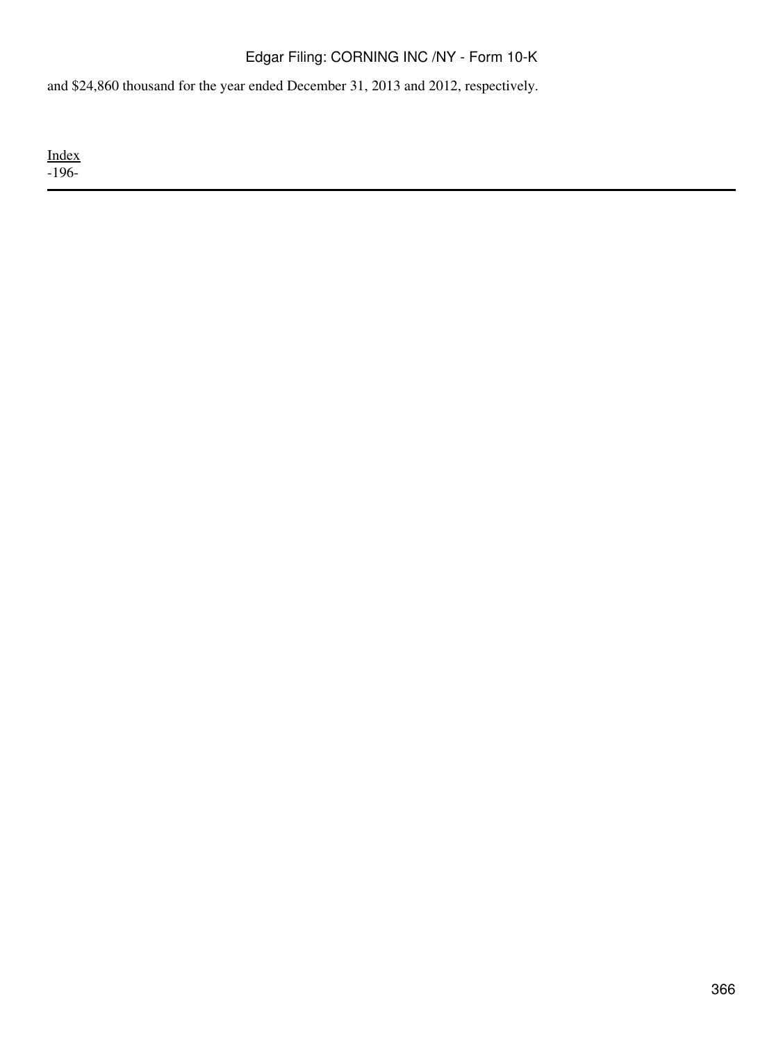and $24,860 thousand for the year ended December 31, 2013 and 2012, respectively.

Index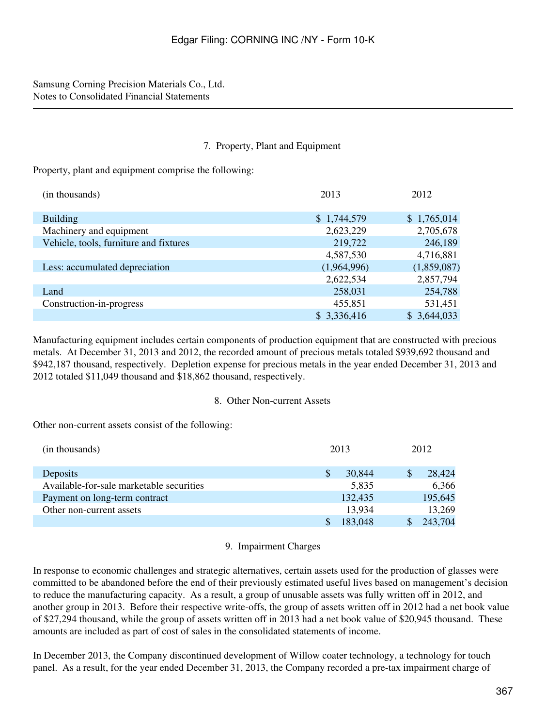Samsung Corning Precision Materials Co., Ltd.
Notes to Consolidated Financial Statements

## 7. Property, Plant and Equipment

Property, plant and equipment comprise the following:

| (in thousands) | 2013 | 2012 |
|---|---|---|
| Building | $ 1,744,579 | $ 1,765,014 |
| Machinery and equipment | 2,623,229 | 2,705,678 |
| Vehicle, tools, furniture and fixtures | 219,722 | 246,189 |
| | 4,587,530 | 4,716,881 |
| Less: accumulated depreciation | (1,964,996) | (1,859,087) |
| | 2,622,534 | 2,857,794 |
| Land | 258,031 | 254,788 |
| Construction-in-progress | 455,851 | 531,451 |
| | $ 3,336,416 | $ 3,644,033 |

Manufacturing equipment includes certain components of production equipment that are constructed with precious metals. At December 31, 2013 and 2012, the recorded amount of precious metals totaled $939,692 thousand and $942,187 thousand, respectively. Depletion expense for precious metals in the year ended December 31, 2013 and 2012 totaled $11,049 thousand and $18,862 thousand, respectively.

## 8. Other Non-current Assets

Other non-current assets consist of the following:

| (in thousands) | 2013 | 2012 |
|---|---|---|
| Deposits | $ 30,844 | $ 28,424 |
| Available-for-sale marketable securities | 5,835 | 6,366 |
| Payment on long-term contract | 132,435 | 195,645 |
| Other non-current assets | 13,934 | 13,269 |
| | $ 183,048 | $ 243,704 |

## 9. Impairment Charges

In response to economic challenges and strategic alternatives, certain assets used for the production of glasses were committed to be abandoned before the end of their previously estimated useful lives based on management's decision to reduce the manufacturing capacity. As a result, a group of unusable assets was fully written off in 2012, and another group in 2013. Before their respective write-offs, the group of assets written off in 2012 had a net book value of $27,294 thousand, while the group of assets written off in 2013 had a net book value of $20,945 thousand. These amounts are included as part of cost of sales in the consolidated statements of income.

In December 2013, the Company discontinued development of Willow coater technology, a technology for touch panel. As a result, for the year ended December 31, 2013, the Company recorded a pre-tax impairment charge of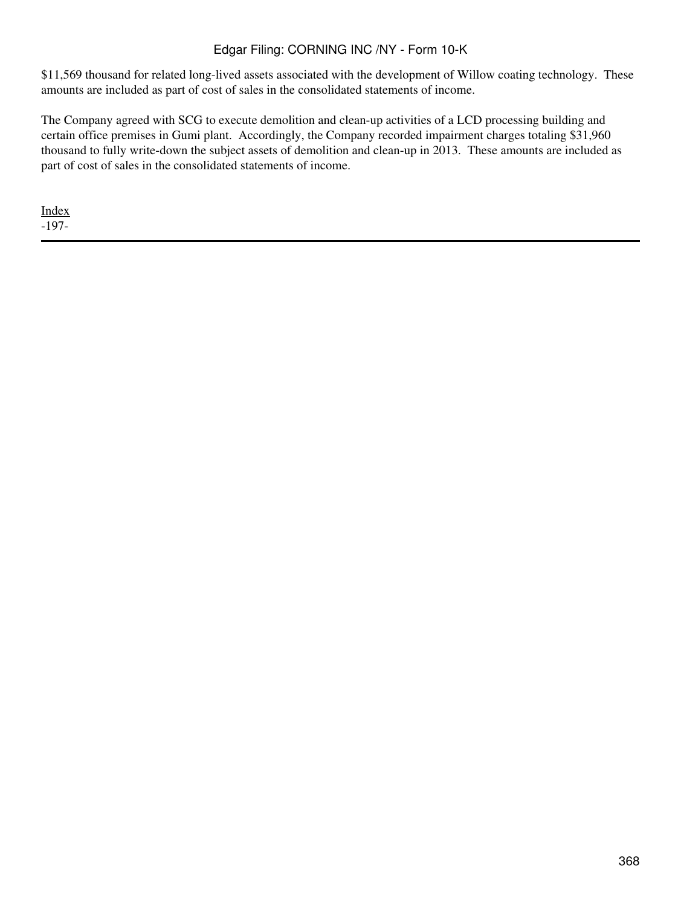$11,569 thousand for related long-lived assets associated with the development of Willow coating technology. These amounts are included as part of cost of sales in the consolidated statements of income.

The Company agreed with SCG to execute demolition and clean-up activities of a LCD processing building and certain office premises in Gumi plant. Accordingly, the Company recorded impairment charges totaling $31,960 thousand to fully write-down the subject assets of demolition and clean-up in 2013. These amounts are included as part of cost of sales in the consolidated statements of income.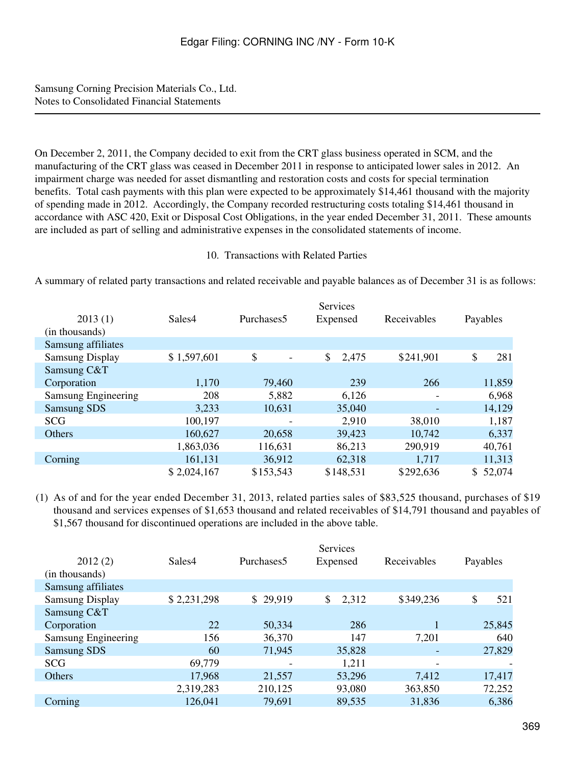Samsung Corning Precision Materials Co., Ltd.
Notes to Consolidated Financial Statements

On December 2, 2011, the Company decided to exit from the CRT glass business operated in SCM, and the manufacturing of the CRT glass was ceased in December 2011 in response to anticipated lower sales in 2012. An impairment charge was needed for asset dismantling and restoration costs and costs for special termination benefits. Total cash payments with this plan were expected to be approximately $14,461 thousand with the majority of spending made in 2012. Accordingly, the Company recorded restructuring costs totaling $14,461 thousand in accordance with ASC 420, Exit or Disposal Cost Obligations, in the year ended December 31, 2011. These amounts are included as part of selling and administrative expenses in the consolidated statements of income.

## 10. Transactions with Related Parties

A summary of related party transactions and related receivable and payable balances as of December 31 is as follows:

| 2013 (1) (in thousands) | Sales4 | Purchases5 | Services Expensed | Receivables | Payables |
|---|---|---|---|---|---|
| Samsung affiliates | | | | | |
| Samsung Display | $ 1,597,601 | $ - | $ 2,475 | $241,901 | $ 281 |
| Samsung C&T Corporation | 1,170 | 79,460 | 239 | 266 | 11,859 |
| Samsung Engineering | 208 | 5,882 | 6,126 | - | 6,968 |
| Samsung SDS | 3,233 | 10,631 | 35,040 | - | 14,129 |
| SCG | 100,197 | - | 2,910 | 38,010 | 1,187 |
| Others | 160,627 | 20,658 | 39,423 | 10,742 | 6,337 |
| | 1,863,036 | 116,631 | 86,213 | 290,919 | 40,761 |
| Corning | 161,131 | 36,912 | 62,318 | 1,717 | 11,313 |
| | $ 2,024,167 | $153,543 | $148,531 | $292,636 | $ 52,074 |

(1) As of and for the year ended December 31, 2013, related parties sales of $83,525 thousand, purchases of $19 thousand and services expenses of $1,653 thousand and related receivables of $14,791 thousand and payables of $1,567 thousand for discontinued operations are included in the above table.

| 2012 (2) (in thousands) | Sales4 | Purchases5 | Services Expensed | Receivables | Payables |
|---|---|---|---|---|---|
| Samsung affiliates | | | | | |
| Samsung Display | $ 2,231,298 | $ 29,919 | $ 2,312 | $349,236 | $ 521 |
| Samsung C&T Corporation | 22 | 50,334 | 286 | 1 | 25,845 |
| Samsung Engineering | 156 | 36,370 | 147 | 7,201 | 640 |
| Samsung SDS | 60 | 71,945 | 35,828 | - | 27,829 |
| SCG | 69,779 | - | 1,211 | - | - |
| Others | 17,968 | 21,557 | 53,296 | 7,412 | 17,417 |
| | 2,319,283 | 210,125 | 93,080 | 363,850 | 72,252 |
| Corning | 126,041 | 79,691 | 89,535 | 31,836 | 6,386 |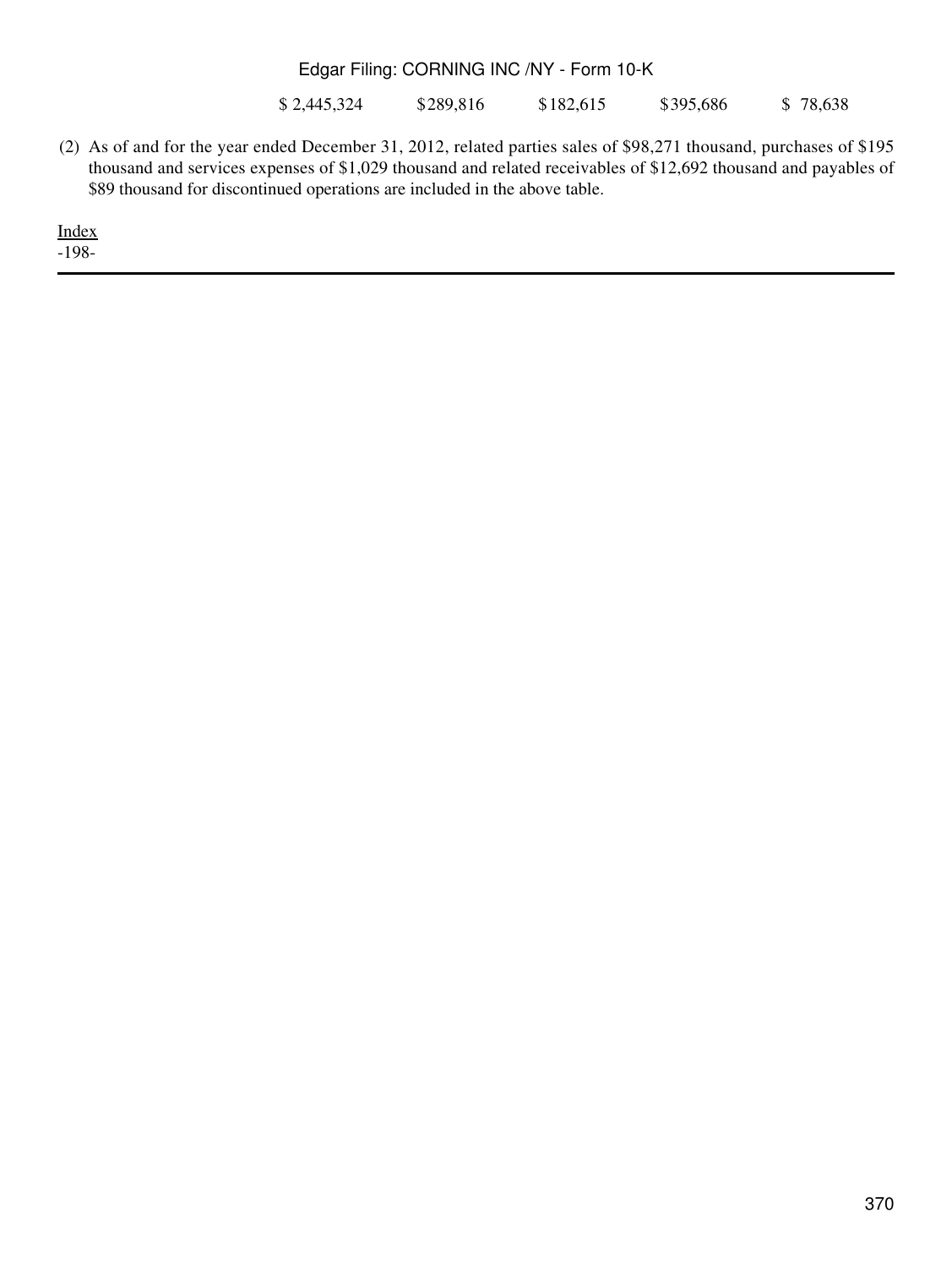| $ 2,445,324 | $289,816 | $182,615 | $395,686 | $ 78,638 |
|---|---|---|---|---|

(2) As of and for the year ended December 31, 2012, related parties sales of $98,271 thousand, purchases of $195 thousand and services expenses of $1,029 thousand and related receivables of $12,692 thousand and payables of $89 thousand for discontinued operations are included in the above table.

Index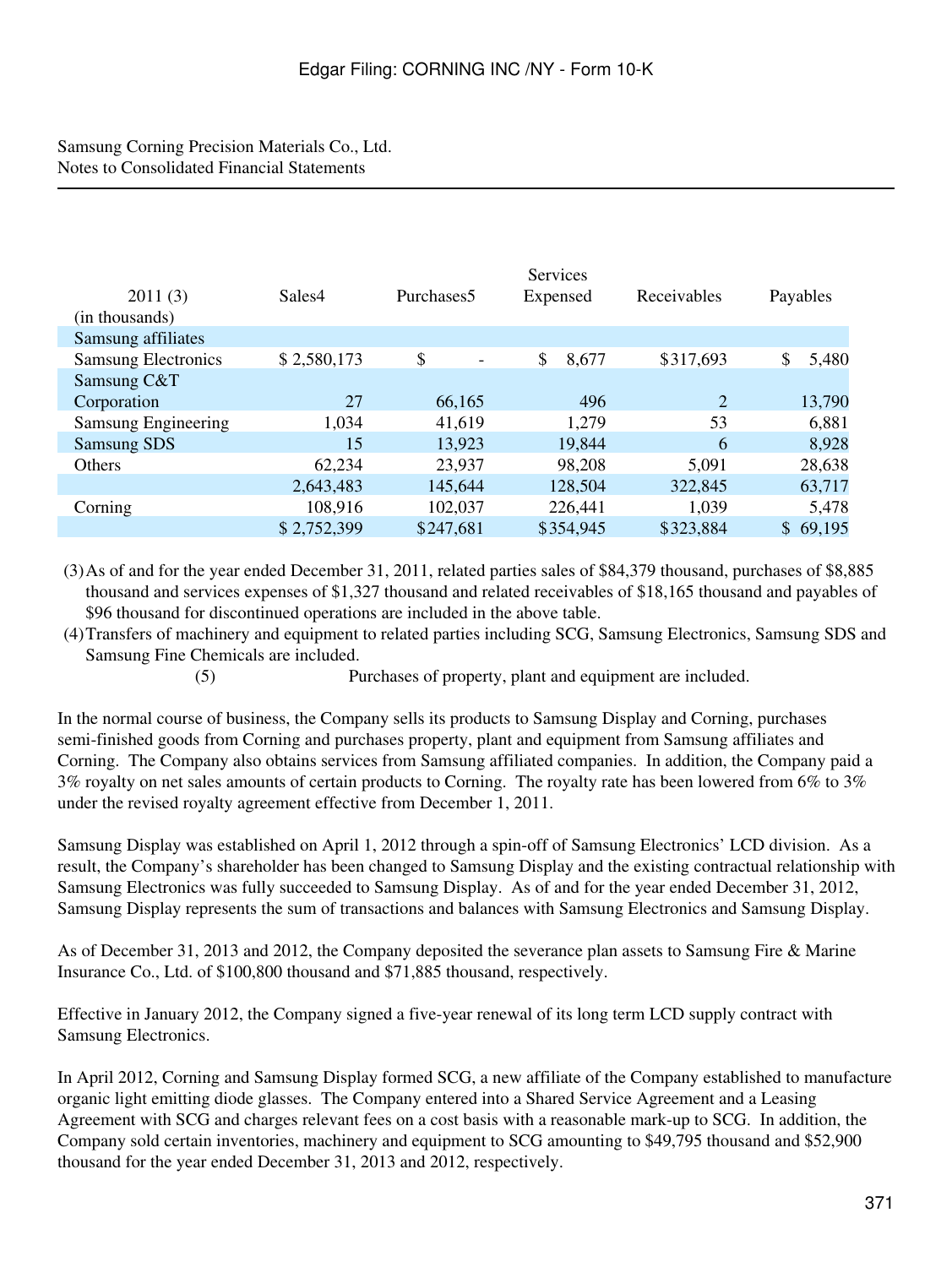Samsung Corning Precision Materials Co., Ltd.
Notes to Consolidated Financial Statements

| 2011 (3) (in thousands) | Sales4 | Purchases5 | Services Expensed | Receivables | Payables |
|---|---|---|---|---|---|
| Samsung affiliates | | | | | |
| Samsung Electronics | $ 2,580,173 | $ - | $ 8,677 | $317,693 | $ 5,480 |
| Samsung C&T Corporation | 27 | 66,165 | 496 | 2 | 13,790 |
| Samsung Engineering | 1,034 | 41,619 | 1,279 | 53 | 6,881 |
| Samsung SDS | 15 | 13,923 | 19,844 | 6 | 8,928 |
| Others | 62,234 | 23,937 | 98,208 | 5,091 | 28,638 |
| | 2,643,483 | 145,644 | 128,504 | 322,845 | 63,717 |
| Corning | 108,916 | 102,037 | 226,441 | 1,039 | 5,478 |
| | $ 2,752,399 | $247,681 | $354,945 | $323,884 | $ 69,195 |

(3) As of and for the year ended December 31, 2011, related parties sales of $84,379 thousand, purchases of $8,885 thousand and services expenses of $1,327 thousand and related receivables of $18,165 thousand and payables of $96 thousand for discontinued operations are included in the above table.

(4) Transfers of machinery and equipment to related parties including SCG, Samsung Electronics, Samsung SDS and Samsung Fine Chemicals are included.

(5) Purchases of property, plant and equipment are included.

In the normal course of business, the Company sells its products to Samsung Display and Corning, purchases semi-finished goods from Corning and purchases property, plant and equipment from Samsung affiliates and Corning. The Company also obtains services from Samsung affiliated companies. In addition, the Company paid a 3% royalty on net sales amounts of certain products to Corning. The royalty rate has been lowered from 6% to 3% under the revised royalty agreement effective from December 1, 2011.

Samsung Display was established on April 1, 2012 through a spin-off of Samsung Electronics' LCD division. As a result, the Company's shareholder has been changed to Samsung Display and the existing contractual relationship with Samsung Electronics was fully succeeded to Samsung Display. As of and for the year ended December 31, 2012, Samsung Display represents the sum of transactions and balances with Samsung Electronics and Samsung Display.

As of December 31, 2013 and 2012, the Company deposited the severance plan assets to Samsung Fire & Marine Insurance Co., Ltd. of $100,800 thousand and $71,885 thousand, respectively.

Effective in January 2012, the Company signed a five-year renewal of its long term LCD supply contract with Samsung Electronics.

In April 2012, Corning and Samsung Display formed SCG, a new affiliate of the Company established to manufacture organic light emitting diode glasses. The Company entered into a Shared Service Agreement and a Leasing Agreement with SCG and charges relevant fees on a cost basis with a reasonable mark-up to SCG. In addition, the Company sold certain inventories, machinery and equipment to SCG amounting to $49,795 thousand and $52,900 thousand for the year ended December 31, 2013 and 2012, respectively.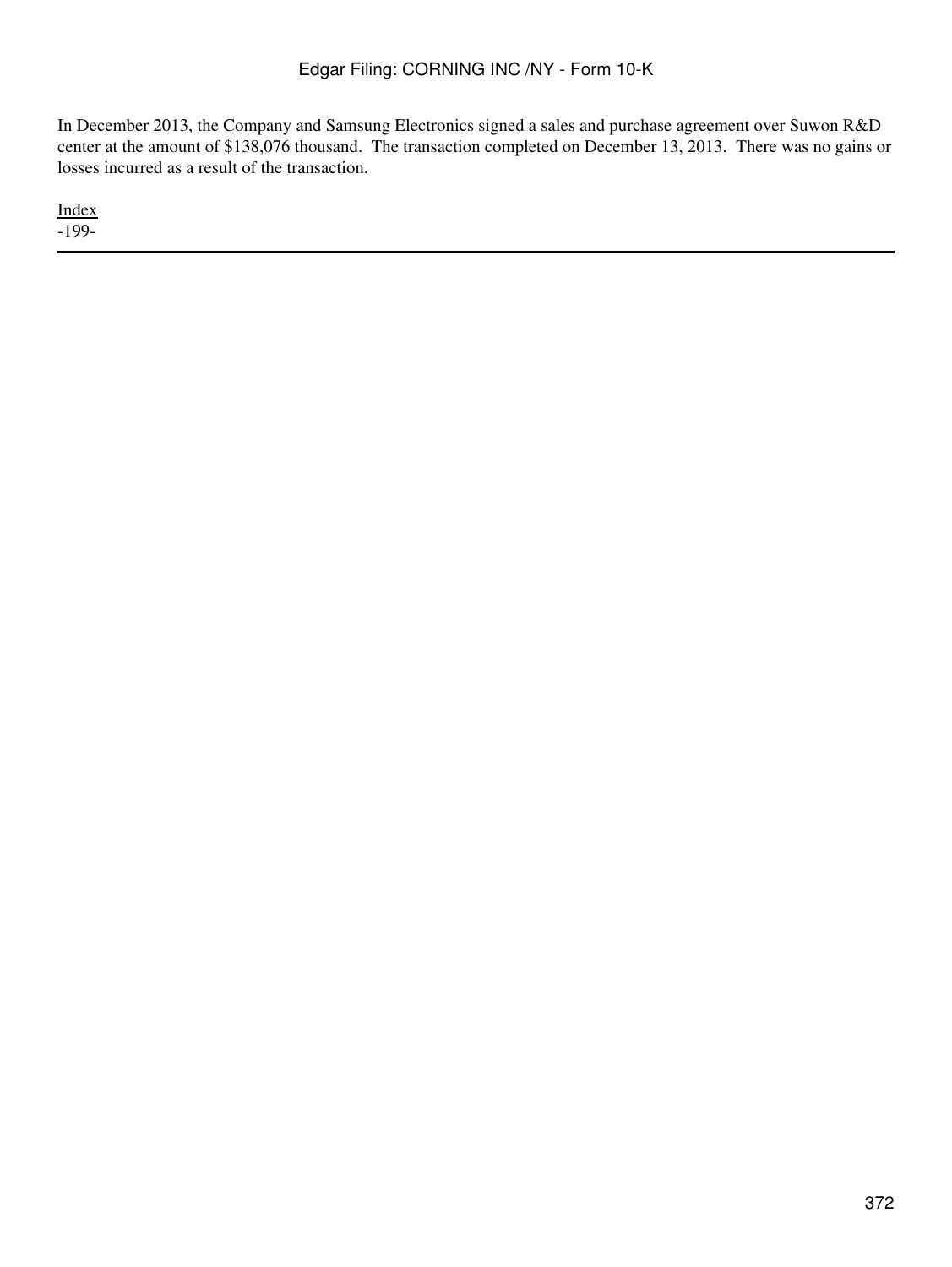In December 2013, the Company and Samsung Electronics signed a sales and purchase agreement over Suwon R&D center at the amount of $138,076 thousand. The transaction completed on December 13, 2013. There was no gains or losses incurred as a result of the transaction.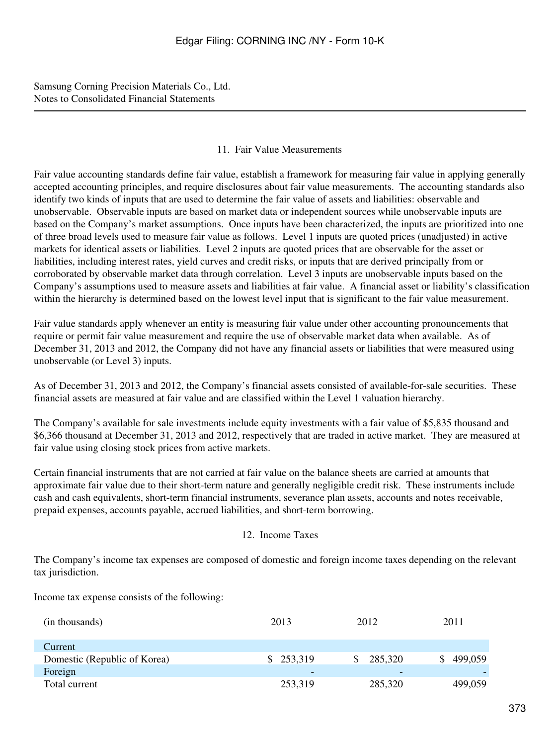Samsung Corning Precision Materials Co., Ltd.
Notes to Consolidated Financial Statements

## 11. Fair Value Measurements

Fair value accounting standards define fair value, establish a framework for measuring fair value in applying generally accepted accounting principles, and require disclosures about fair value measurements. The accounting standards also identify two kinds of inputs that are used to determine the fair value of assets and liabilities: observable and unobservable. Observable inputs are based on market data or independent sources while unobservable inputs are based on the Company's market assumptions. Once inputs have been characterized, the inputs are prioritized into one of three broad levels used to measure fair value as follows. Level 1 inputs are quoted prices (unadjusted) in active markets for identical assets or liabilities. Level 2 inputs are quoted prices that are observable for the asset or liabilities, including interest rates, yield curves and credit risks, or inputs that are derived principally from or corroborated by observable market data through correlation. Level 3 inputs are unobservable inputs based on the Company's assumptions used to measure assets and liabilities at fair value. A financial asset or liability's classification within the hierarchy is determined based on the lowest level input that is significant to the fair value measurement.

Fair value standards apply whenever an entity is measuring fair value under other accounting pronouncements that require or permit fair value measurement and require the use of observable market data when available. As of December 31, 2013 and 2012, the Company did not have any financial assets or liabilities that were measured using unobservable (or Level 3) inputs.

As of December 31, 2013 and 2012, the Company's financial assets consisted of available-for-sale securities. These financial assets are measured at fair value and are classified within the Level 1 valuation hierarchy.

The Company's available for sale investments include equity investments with a fair value of $5,835 thousand and $6,366 thousand at December 31, 2013 and 2012, respectively that are traded in active market. They are measured at fair value using closing stock prices from active markets.

Certain financial instruments that are not carried at fair value on the balance sheets are carried at amounts that approximate fair value due to their short-term nature and generally negligible credit risk. These instruments include cash and cash equivalents, short-term financial instruments, severance plan assets, accounts and notes receivable, prepaid expenses, accounts payable, accrued liabilities, and short-term borrowing.

## 12. Income Taxes

The Company's income tax expenses are composed of domestic and foreign income taxes depending on the relevant tax jurisdiction.

Income tax expense consists of the following:

| (in thousands) | 2013 | 2012 | 2011 |
|---|---|---|---|
| Current | | | |
| Domestic (Republic of Korea) | $ 253,319 | $ 285,320 | $ 499,059 |
| Foreign | - | - | - |
| Total current | 253,319 | 285,320 | 499,059 |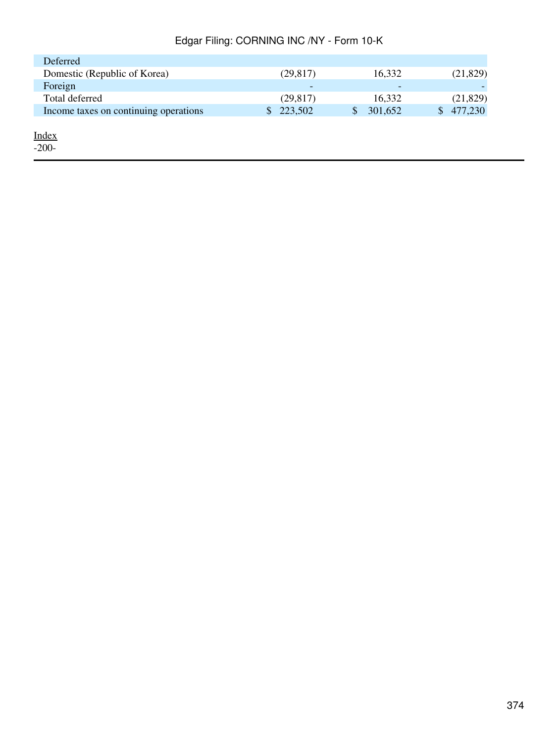| | | | |
|---|---|---|---|
| Deferred | | | |
| Domestic (Republic of Korea) | (29,817) | 16,332 | (21,829) |
| Foreign | - | - | - |
| Total deferred | (29,817) | 16,332 | (21,829) |
| Income taxes on continuing operations | $ 223,502 | $ 301,652 | $ 477,230 |

Index

-200-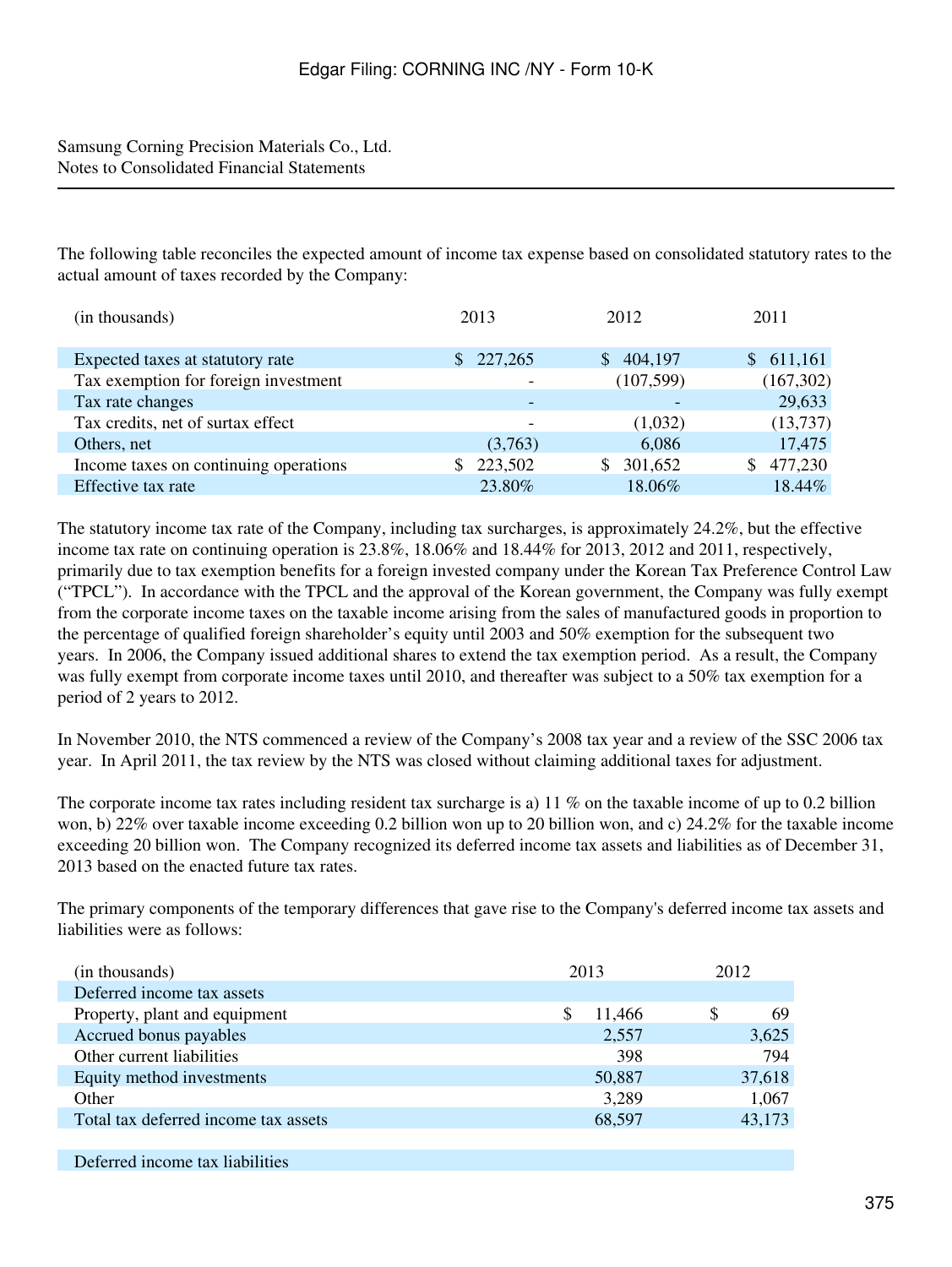Samsung Corning Precision Materials Co., Ltd.
Notes to Consolidated Financial Statements

The following table reconciles the expected amount of income tax expense based on consolidated statutory rates to the actual amount of taxes recorded by the Company:

| (in thousands) | 2013 | 2012 | 2011 |
|---|---|---|---|
| Expected taxes at statutory rate | $ 227,265 | $ 404,197 | $ 611,161 |
| Tax exemption for foreign investment | - | (107,599) | (167,302) |
| Tax rate changes | - | - | 29,633 |
| Tax credits, net of surtax effect | - | (1,032) | (13,737) |
| Others, net | (3,763) | 6,086 | 17,475 |
| Income taxes on continuing operations | $ 223,502 | $ 301,652 | $ 477,230 |
| Effective tax rate | 23.80% | 18.06% | 18.44% |

The statutory income tax rate of the Company, including tax surcharges, is approximately 24.2%, but the effective income tax rate on continuing operation is 23.8%, 18.06% and 18.44% for 2013, 2012 and 2011, respectively, primarily due to tax exemption benefits for a foreign invested company under the Korean Tax Preference Control Law ("TPCL"). In accordance with the TPCL and the approval of the Korean government, the Company was fully exempt from the corporate income taxes on the taxable income arising from the sales of manufactured goods in proportion to the percentage of qualified foreign shareholder's equity until 2003 and 50% exemption for the subsequent two years. In 2006, the Company issued additional shares to extend the tax exemption period. As a result, the Company was fully exempt from corporate income taxes until 2010, and thereafter was subject to a 50% tax exemption for a period of 2 years to 2012.

In November 2010, the NTS commenced a review of the Company's 2008 tax year and a review of the SSC 2006 tax year. In April 2011, the tax review by the NTS was closed without claiming additional taxes for adjustment.

The corporate income tax rates including resident tax surcharge is a) 11 % on the taxable income of up to 0.2 billion won, b) 22% over taxable income exceeding 0.2 billion won up to 20 billion won, and c) 24.2% for the taxable income exceeding 20 billion won. The Company recognized its deferred income tax assets and liabilities as of December 31, 2013 based on the enacted future tax rates.

The primary components of the temporary differences that gave rise to the Company's deferred income tax assets and liabilities were as follows:

| (in thousands) | 2013 | 2012 |
|---|---|---|
| Deferred income tax assets | | |
| Property, plant and equipment | $ 11,466 | $ 69 |
| Accrued bonus payables | 2,557 | 3,625 |
| Other current liabilities | 398 | 794 |
| Equity method investments | 50,887 | 37,618 |
| Other | 3,289 | 1,067 |
| Total tax deferred income tax assets | 68,597 | 43,173 |
| | | |
| Deferred income tax liabilities | | |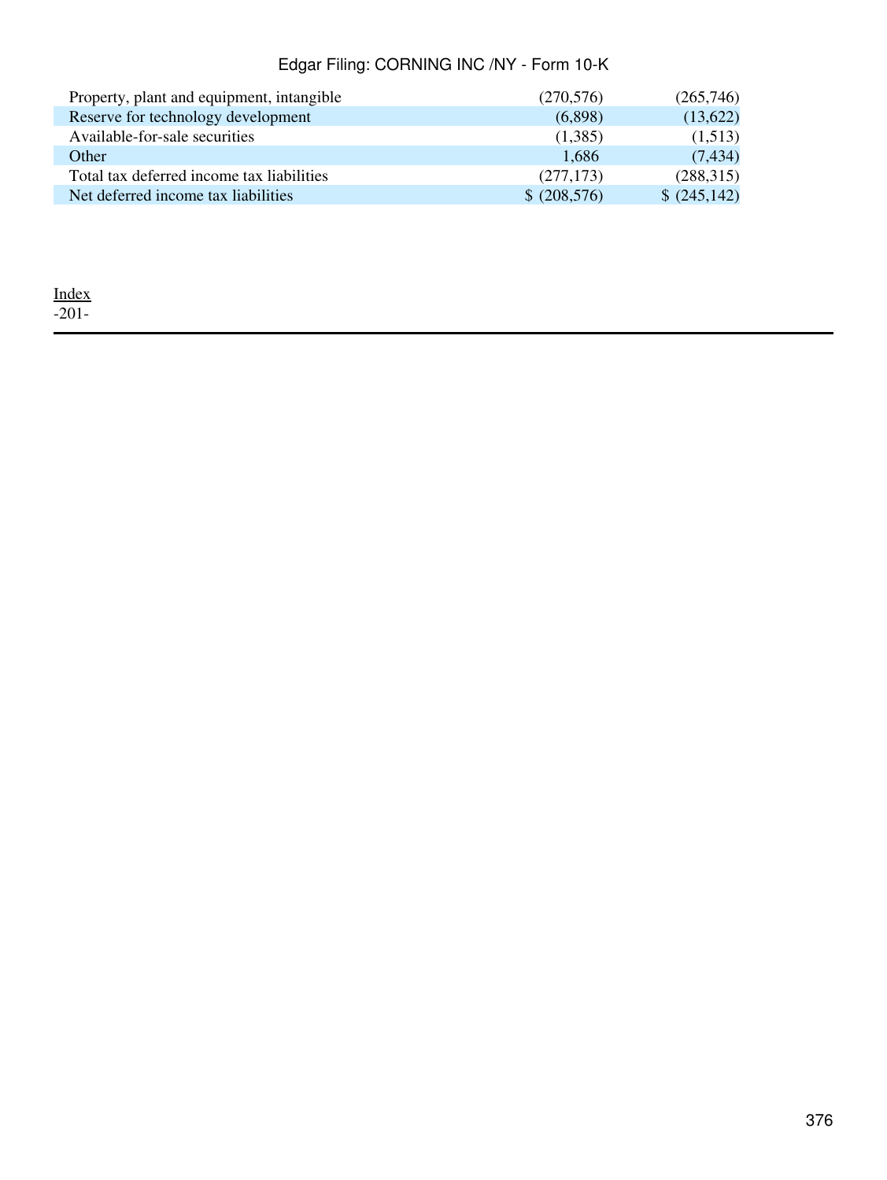| | | |
|---|---|---|
| Property, plant and equipment, intangible | (270,576) | (265,746) |
| Reserve for technology development | (6,898) | (13,622) |
| Available-for-sale securities | (1,385) | (1,513) |
| Other | 1,686 | (7,434) |
| Total tax deferred income tax liabilities | (277,173) | (288,315) |
| Net deferred income tax liabilities | $ (208,576) | $ (245,142) |

Index
-201-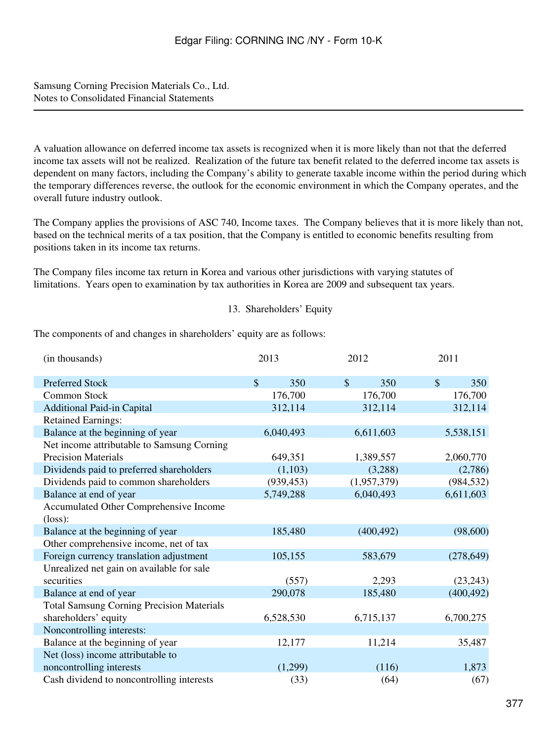Samsung Corning Precision Materials Co., Ltd.
Notes to Consolidated Financial Statements

A valuation allowance on deferred income tax assets is recognized when it is more likely than not that the deferred income tax assets will not be realized. Realization of the future tax benefit related to the deferred income tax assets is dependent on many factors, including the Company's ability to generate taxable income within the period during which the temporary differences reverse, the outlook for the economic environment in which the Company operates, and the overall future industry outlook.

The Company applies the provisions of ASC 740, Income taxes. The Company believes that it is more likely than not, based on the technical merits of a tax position, that the Company is entitled to economic benefits resulting from positions taken in its income tax returns.

The Company files income tax return in Korea and various other jurisdictions with varying statutes of limitations. Years open to examination by tax authorities in Korea are 2009 and subsequent tax years.

## 13. Shareholders' Equity

The components of and changes in shareholders' equity are as follows:

| (in thousands) | 2013 | 2012 | 2011 |
|---|---|---|---|
| Preferred Stock | $ 350 | $ 350 | $ 350 |
| Common Stock | 176,700 | 176,700 | 176,700 |
| Additional Paid-in Capital | 312,114 | 312,114 | 312,114 |
| Retained Earnings: | | | |
| Balance at the beginning of year | 6,040,493 | 6,611,603 | 5,538,151 |
| Net income attributable to Samsung Corning Precision Materials | 649,351 | 1,389,557 | 2,060,770 |
| Dividends paid to preferred shareholders | (1,103) | (3,288) | (2,786) |
| Dividends paid to common shareholders | (939,453) | (1,957,379) | (984,532) |
| Balance at end of year | 5,749,288 | 6,040,493 | 6,611,603 |
| Accumulated Other Comprehensive Income (loss): | | | |
| Balance at the beginning of year | 185,480 | (400,492) | (98,600) |
| Other comprehensive income, net of tax | | | |
| Foreign currency translation adjustment | 105,155 | 583,679 | (278,649) |
| Unrealized net gain on available for sale securities | (557) | 2,293 | (23,243) |
| Balance at end of year | 290,078 | 185,480 | (400,492) |
| Total Samsung Corning Precision Materials shareholders' equity | 6,528,530 | 6,715,137 | 6,700,275 |
| Noncontrolling interests: | | | |
| Balance at the beginning of year | 12,177 | 11,214 | 35,487 |
| Net (loss) income attributable to noncontrolling interests | (1,299) | (116) | 1,873 |
| Cash dividend to noncontrolling interests | (33) | (64) | (67) |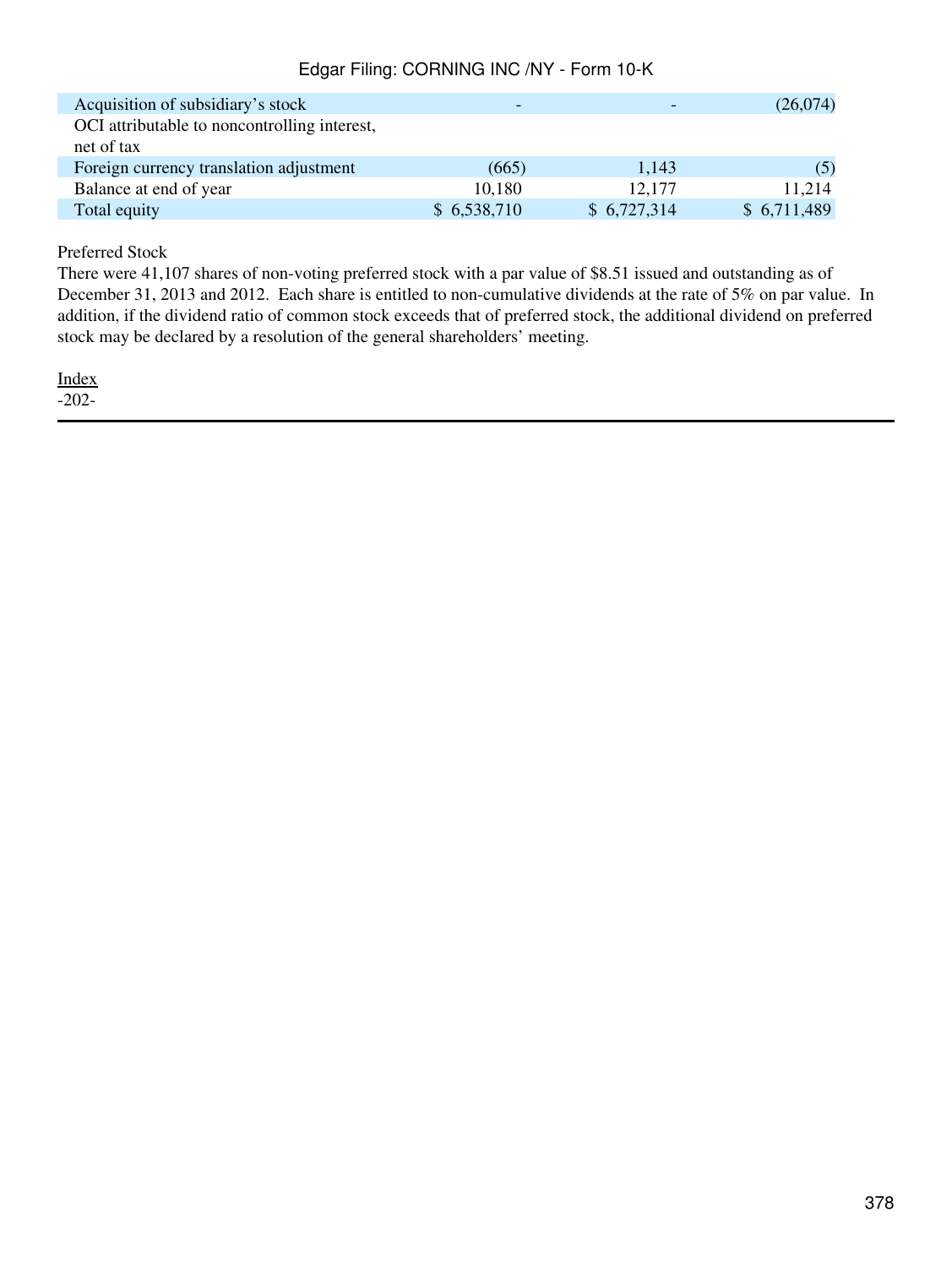| | | | |
|---|---|---|---|
| Acquisition of subsidiary's stock | - | - | (26,074) |
| OCI attributable to noncontrolling interest, net of tax | | | |
| Foreign currency translation adjustment | (665) | 1,143 | (5) |
| Balance at end of year | 10,180 | 12,177 | 11,214 |
| Total equity | $ 6,538,710 | $ 6,727,314 | $ 6,711,489 |

Preferred Stock

There were 41,107 shares of non-voting preferred stock with a par value of $8.51 issued and outstanding as of December 31, 2013 and 2012. Each share is entitled to non-cumulative dividends at the rate of 5% on par value. In addition, if the dividend ratio of common stock exceeds that of preferred stock, the additional dividend on preferred stock may be declared by a resolution of the general shareholders' meeting.

Index

-202-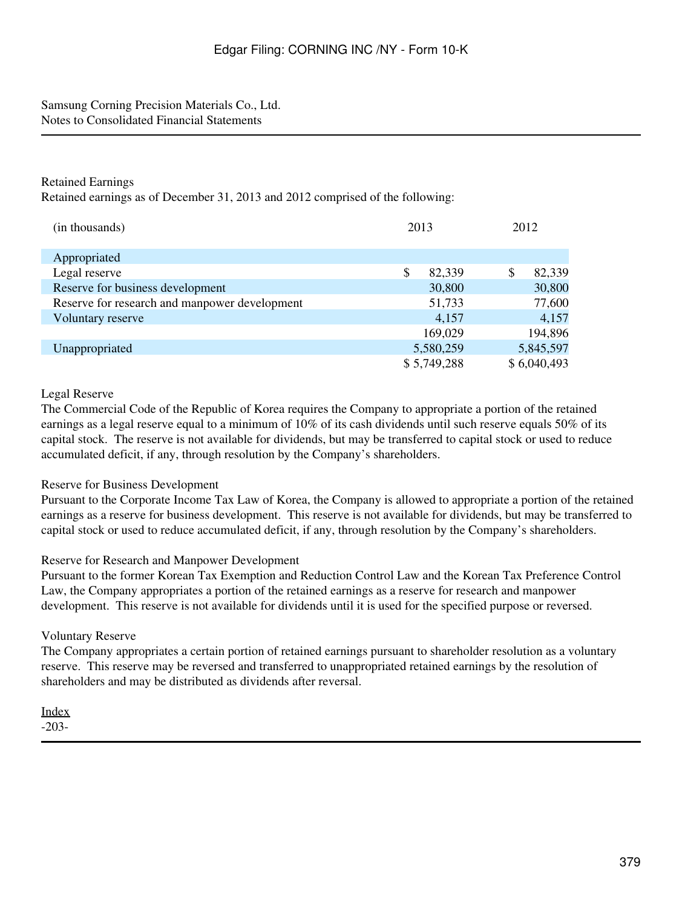Samsung Corning Precision Materials Co., Ltd.
Notes to Consolidated Financial Statements

Retained Earnings

Retained earnings as of December 31, 2013 and 2012 comprised of the following:

| (in thousands) | 2013 | 2012 |
|---|---|---|
| Appropriated | | |
| Legal reserve | $ 82,339 | $ 82,339 |
| Reserve for business development | 30,800 | 30,800 |
| Reserve for research and manpower development | 51,733 | 77,600 |
| Voluntary reserve | 4,157 | 4,157 |
| | 169,029 | 194,896 |
| Unappropriated | 5,580,259 | 5,845,597 |
| | $ 5,749,288 | $ 6,040,493 |

Legal Reserve

The Commercial Code of the Republic of Korea requires the Company to appropriate a portion of the retained earnings as a legal reserve equal to a minimum of 10% of its cash dividends until such reserve equals 50% of its capital stock. The reserve is not available for dividends, but may be transferred to capital stock or used to reduce accumulated deficit, if any, through resolution by the Company's shareholders.

Reserve for Business Development

Pursuant to the Corporate Income Tax Law of Korea, the Company is allowed to appropriate a portion of the retained earnings as a reserve for business development. This reserve is not available for dividends, but may be transferred to capital stock or used to reduce accumulated deficit, if any, through resolution by the Company's shareholders.

Reserve for Research and Manpower Development

Pursuant to the former Korean Tax Exemption and Reduction Control Law and the Korean Tax Preference Control Law, the Company appropriates a portion of the retained earnings as a reserve for research and manpower development. This reserve is not available for dividends until it is used for the specified purpose or reversed.

Voluntary Reserve

The Company appropriates a certain portion of retained earnings pursuant to shareholder resolution as a voluntary reserve. This reserve may be reversed and transferred to unappropriated retained earnings by the resolution of shareholders and may be distributed as dividends after reversal.

Index
-203-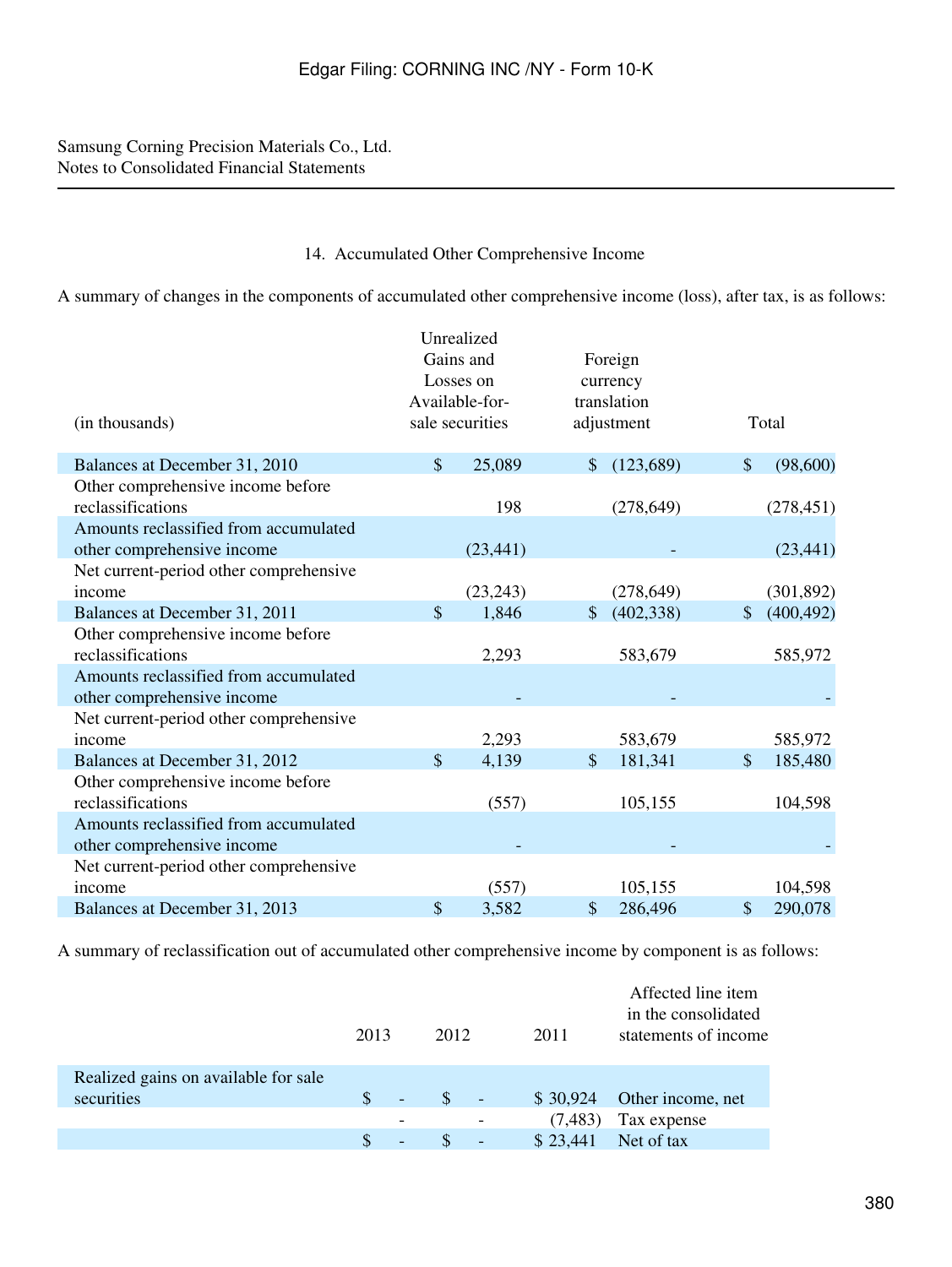Samsung Corning Precision Materials Co., Ltd.
Notes to Consolidated Financial Statements

## 14. Accumulated Other Comprehensive Income

A summary of changes in the components of accumulated other comprehensive income (loss), after tax, is as follows:

| (in thousands) | Unrealized Gains and Losses on Available-for-sale securities | Foreign currency translation adjustment | Total |
|---|---|---|---|
| Balances at December 31, 2010 | $ 25,089 | $ (123,689) | $ (98,600) |
| Other comprehensive income before reclassifications | 198 | (278,649) | (278,451) |
| Amounts reclassified from accumulated other comprehensive income | (23,441) | - | (23,441) |
| Net current-period other comprehensive income | (23,243) | (278,649) | (301,892) |
| Balances at December 31, 2011 | $ 1,846 | $ (402,338) | $ (400,492) |
| Other comprehensive income before reclassifications | 2,293 | 583,679 | 585,972 |
| Amounts reclassified from accumulated other comprehensive income | - | - | - |
| Net current-period other comprehensive income | 2,293 | 583,679 | 585,972 |
| Balances at December 31, 2012 | $ 4,139 | $ 181,341 | $ 185,480 |
| Other comprehensive income before reclassifications | (557) | 105,155 | 104,598 |
| Amounts reclassified from accumulated other comprehensive income | - | - | - |
| Net current-period other comprehensive income | (557) | 105,155 | 104,598 |
| Balances at December 31, 2013 | $ 3,582 | $ 286,496 | $ 290,078 |

A summary of reclassification out of accumulated other comprehensive income by component is as follows:

| | 2013 | 2012 | 2011 | Affected line item in the consolidated statements of income |
|---|---|---|---|---|
| Realized gains on available for sale securities | $ - | $ - | $ 30,924 | Other income, net |
| | - | - | (7,483) | Tax expense |
| | $ - | $ - | $ 23,441 | Net of tax |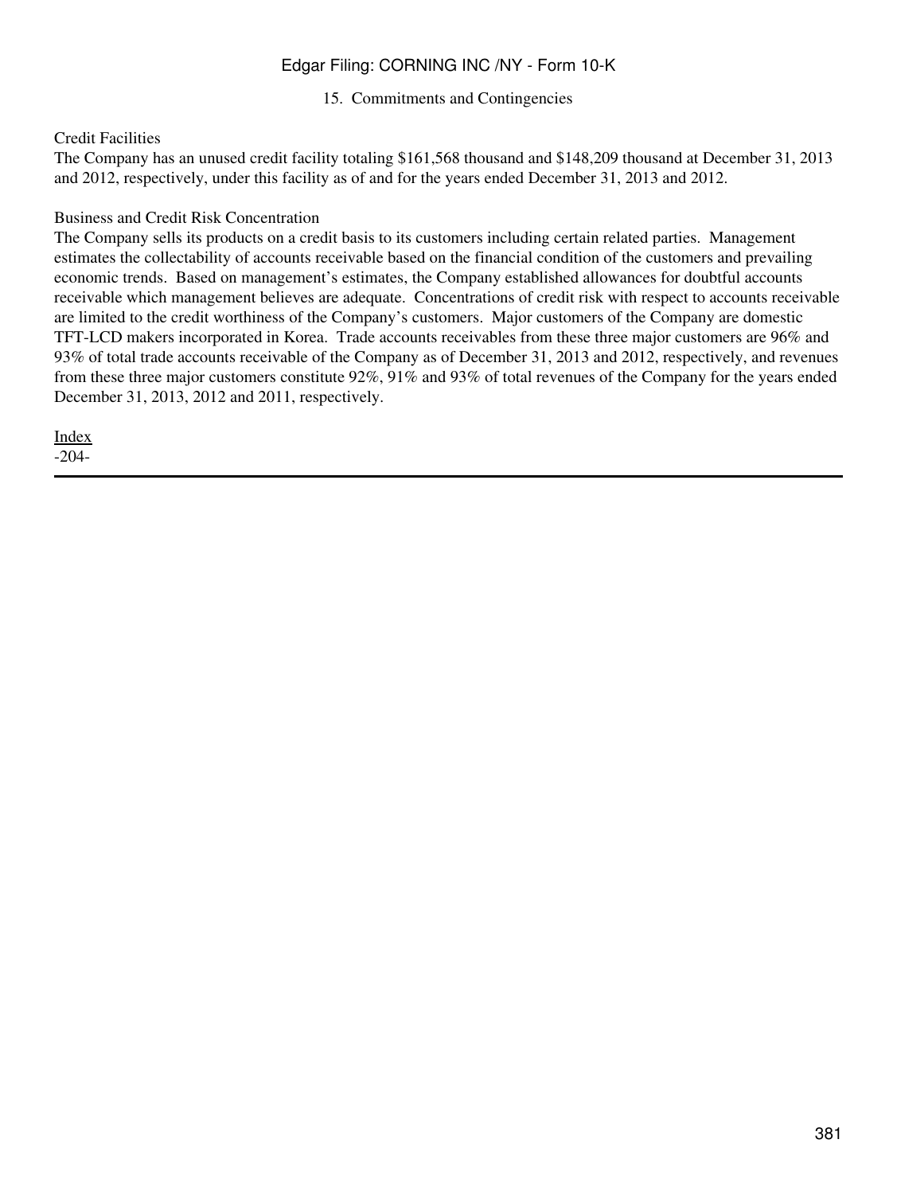## 15. Commitments and Contingencies

Credit Facilities

The Company has an unused credit facility totaling $161,568 thousand and $148,209 thousand at December 31, 2013 and 2012, respectively, under this facility as of and for the years ended December 31, 2013 and 2012.

Business and Credit Risk Concentration

The Company sells its products on a credit basis to its customers including certain related parties. Management estimates the collectability of accounts receivable based on the financial condition of the customers and prevailing economic trends. Based on management's estimates, the Company established allowances for doubtful accounts receivable which management believes are adequate. Concentrations of credit risk with respect to accounts receivable are limited to the credit worthiness of the Company's customers. Major customers of the Company are domestic TFT-LCD makers incorporated in Korea. Trade accounts receivables from these three major customers are 96% and 93% of total trade accounts receivable of the Company as of December 31, 2013 and 2012, respectively, and revenues from these three major customers constitute 92%, 91% and 93% of total revenues of the Company for the years ended December 31, 2013, 2012 and 2011, respectively.

Index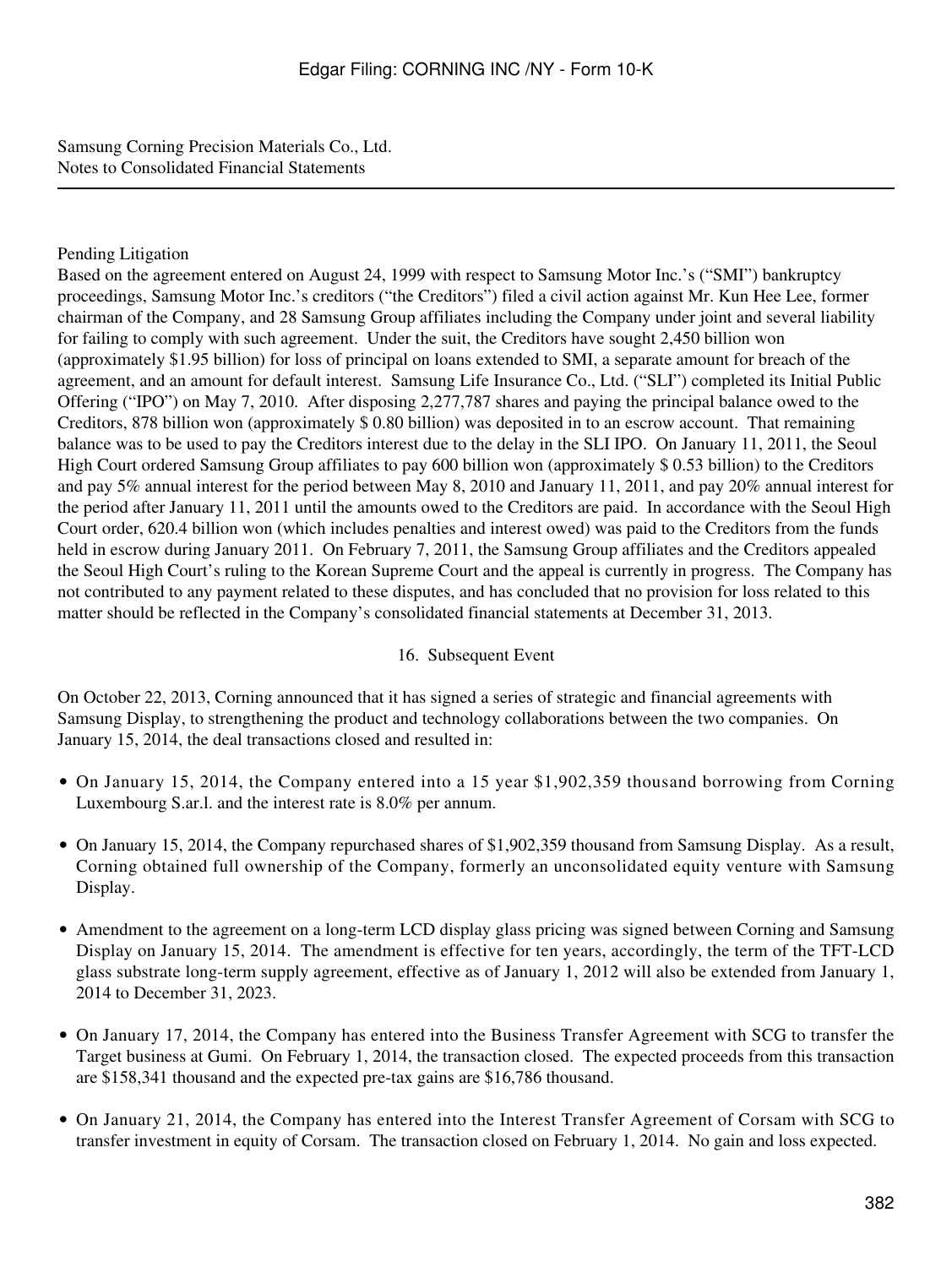Samsung Corning Precision Materials Co., Ltd.
Notes to Consolidated Financial Statements

Pending Litigation

Based on the agreement entered on August 24, 1999 with respect to Samsung Motor Inc.'s ("SMI") bankruptcy proceedings, Samsung Motor Inc.'s creditors ("the Creditors") filed a civil action against Mr. Kun Hee Lee, former chairman of the Company, and 28 Samsung Group affiliates including the Company under joint and several liability for failing to comply with such agreement. Under the suit, the Creditors have sought 2,450 billion won (approximately $1.95 billion) for loss of principal on loans extended to SMI, a separate amount for breach of the agreement, and an amount for default interest. Samsung Life Insurance Co., Ltd. ("SLI") completed its Initial Public Offering ("IPO") on May 7, 2010. After disposing 2,277,787 shares and paying the principal balance owed to the Creditors, 878 billion won (approximately $ 0.80 billion) was deposited in to an escrow account. That remaining balance was to be used to pay the Creditors interest due to the delay in the SLI IPO. On January 11, 2011, the Seoul High Court ordered Samsung Group affiliates to pay 600 billion won (approximately $ 0.53 billion) to the Creditors and pay 5% annual interest for the period between May 8, 2010 and January 11, 2011, and pay 20% annual interest for the period after January 11, 2011 until the amounts owed to the Creditors are paid. In accordance with the Seoul High Court order, 620.4 billion won (which includes penalties and interest owed) was paid to the Creditors from the funds held in escrow during January 2011. On February 7, 2011, the Samsung Group affiliates and the Creditors appealed the Seoul High Court's ruling to the Korean Supreme Court and the appeal is currently in progress. The Company has not contributed to any payment related to these disputes, and has concluded that no provision for loss related to this matter should be reflected in the Company's consolidated financial statements at December 31, 2013.

## 16. Subsequent Event

On October 22, 2013, Corning announced that it has signed a series of strategic and financial agreements with Samsung Display, to strengthening the product and technology collaborations between the two companies. On January 15, 2014, the deal transactions closed and resulted in:

- On January 15, 2014, the Company entered into a 15 year $1,902,359 thousand borrowing from Corning Luxembourg S.ar.l. and the interest rate is 8.0% per annum.
- On January 15, 2014, the Company repurchased shares of $1,902,359 thousand from Samsung Display. As a result, Corning obtained full ownership of the Company, formerly an unconsolidated equity venture with Samsung Display.
- Amendment to the agreement on a long-term LCD display glass pricing was signed between Corning and Samsung Display on January 15, 2014. The amendment is effective for ten years, accordingly, the term of the TFT-LCD glass substrate long-term supply agreement, effective as of January 1, 2012 will also be extended from January 1, 2014 to December 31, 2023.
- On January 17, 2014, the Company has entered into the Business Transfer Agreement with SCG to transfer the Target business at Gumi. On February 1, 2014, the transaction closed. The expected proceeds from this transaction are $158,341 thousand and the expected pre-tax gains are $16,786 thousand.
- On January 21, 2014, the Company has entered into the Interest Transfer Agreement of Corsam with SCG to transfer investment in equity of Corsam. The transaction closed on February 1, 2014. No gain and loss expected.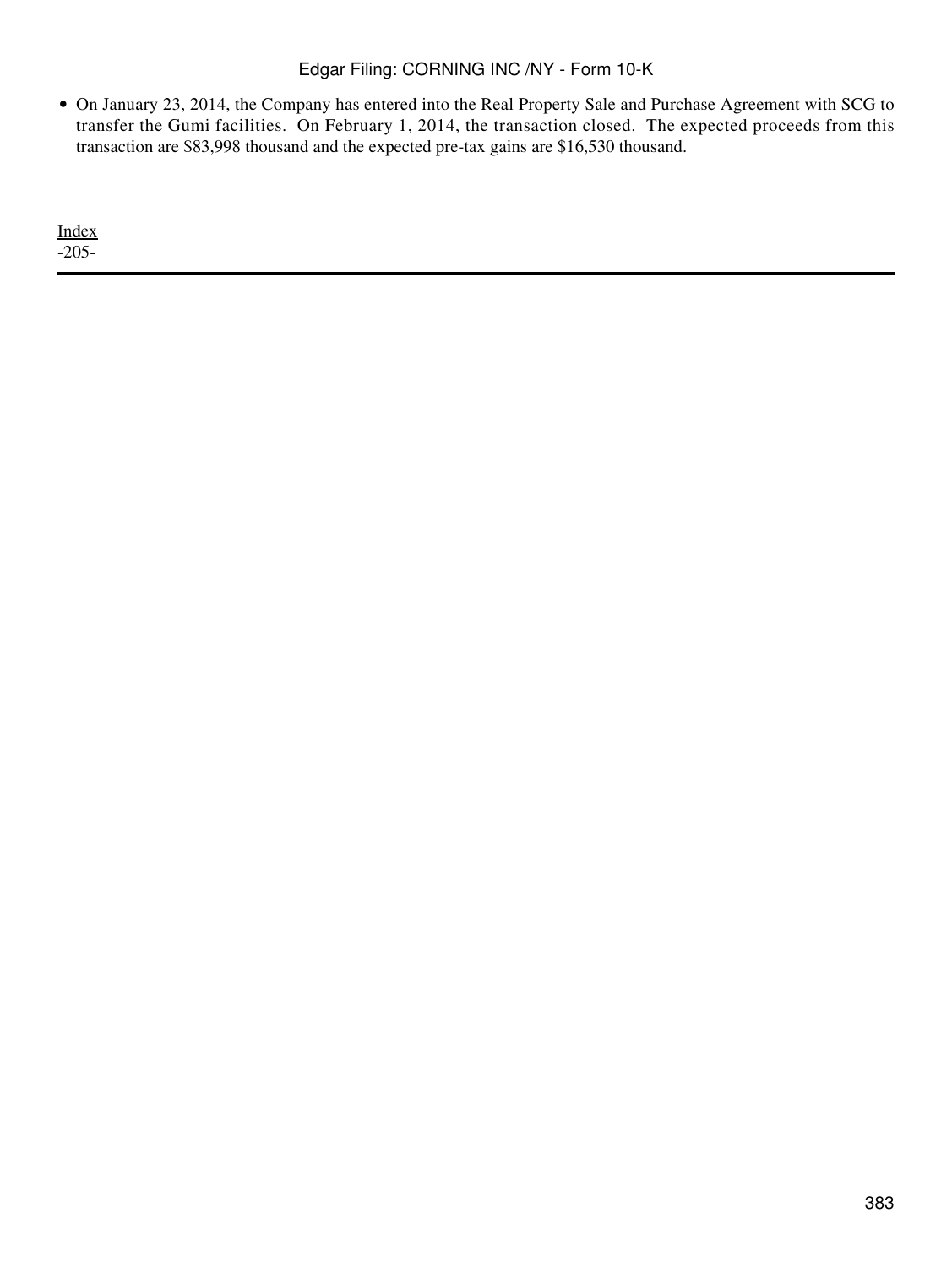- On January 23, 2014, the Company has entered into the Real Property Sale and Purchase Agreement with SCG to transfer the Gumi facilities. On February 1, 2014, the transaction closed. The expected proceeds from this transaction are $83,998 thousand and the expected pre-tax gains are $16,530 thousand.

Index